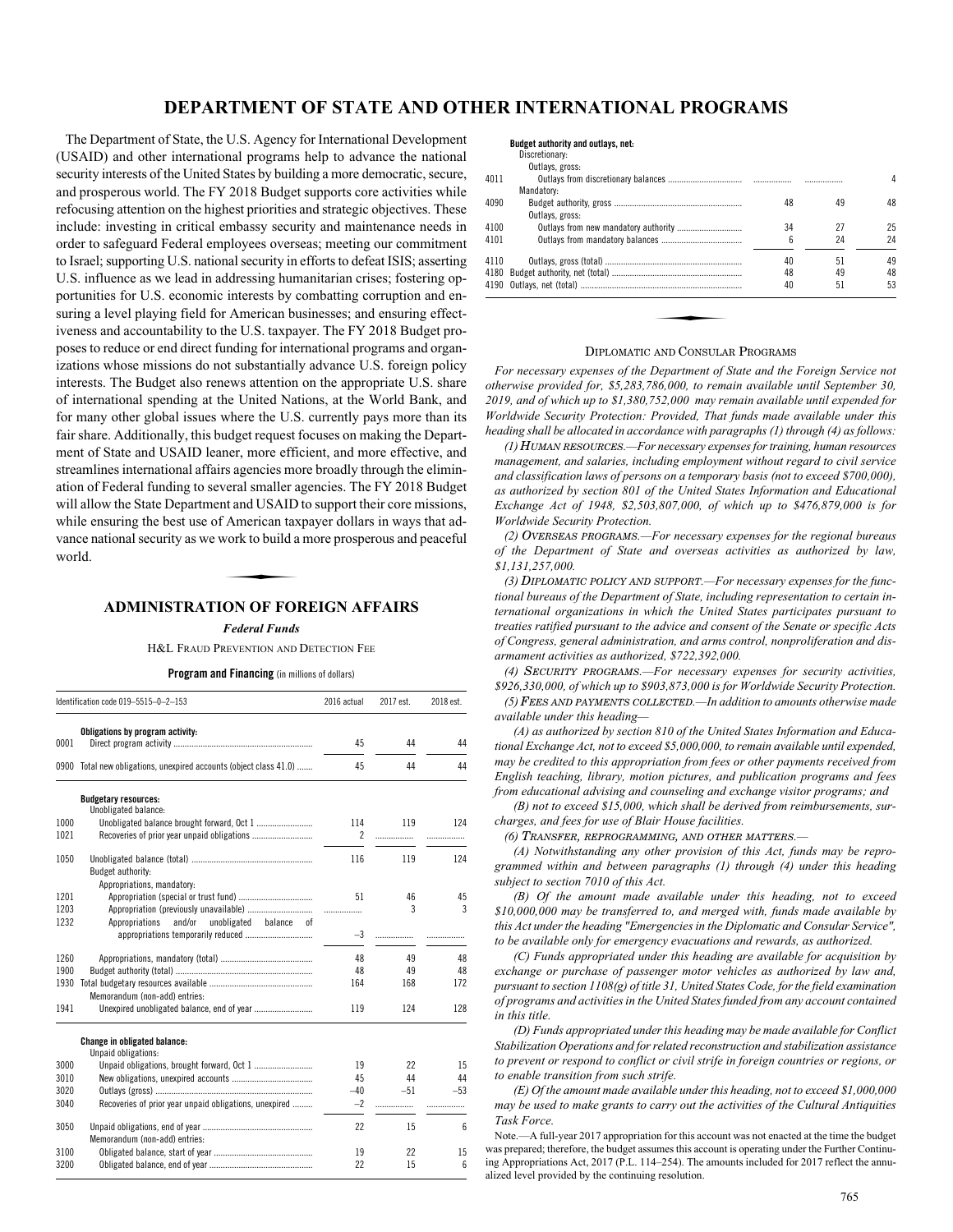# DEPARTMENT OF STATE AND OTHER INTERNATIONAL PROGRAMS

The Department of State, the U.S. Agency for International Development (USAID) and other international programs help to advance the national security interests of the United States by building a more democratic, secure, and prosperous world. The FY 2018 Budget supports core activities while refocusing attention on the highest priorities and strategic objectives. These include: investing in critical embassy security and maintenance needs in order to safeguard Federal employees overseas; meeting our commitment to Israel; supporting U.S. national security in efforts to defeat ISIS; asserting U.S. influence as we lead in addressing humanitarian crises; fostering opportunities for U.S. economic interests by combatting corruption and ensuring a level playing field for American businesses; and ensuring effectiveness and accountability to the U.S. taxpayer. The FY 2018 Budget proposes to reduce or end direct funding for international programs and organizations whose missions do not substantially advance U.S. foreign policy interests. The Budget also renews attention on the appropriate U.S. share of international spending at the United Nations, at the World Bank, and for many other global issues where the U.S. currently pays more than its fair share. Additionally, this budget request focuses on making the Department of State and USAID leaner, more efficient, and more effective, and streamlines international affairs agencies more broadly through the elimination of Federal funding to several smaller agencies. The FY 2018 Budget will allow the State Department and USAID to support their core missions, while ensuring the best use of American taxpayer dollars in ways that advance national security as we work to build a more prosperous and peaceful world.

## ADMINISTRATION OF FOREIGN AFFAIRS

### *Federal Funds*

H&L Fraud Prevention and Detection Fee

**Program and Financing** (in millions of dollars)

| Identification code 019–5515–0–2–153 | | 2016 actual | 2017 est. | 2018 est. |
|---|---|---|---|---|
| | **Obligations by program activity:** | | | |
| 0001 | Direct program activity | 45 | 44 | 44 |
| 0900 | Total new obligations, unexpired accounts (object class 41.0) | 45 | 44 | 44 |
| | **Budgetary resources:** | | | |
| | Unobligated balance: | | | |
| 1000 | Unobligated balance brought forward, Oct 1 | 114 | 119 | 124 |
| 1021 | Recoveries of prior year unpaid obligations | 2 | | |
| 1050 | Unobligated balance (total) | 116 | 119 | 124 |
| | Budget authority: | | | |
| | Appropriations, mandatory: | | | |
| 1201 | Appropriation (special or trust fund) | 51 | 46 | 45 |
| 1203 | Appropriation (previously unavailable) | | 3 | 3 |
| 1232 | Appropriations and/or unobligated balance of appropriations temporarily reduced | –3 | | |
| 1260 | Appropriations, mandatory (total) | 48 | 49 | 48 |
| 1900 | Budget authority (total) | 48 | 49 | 48 |
| 1930 | Total budgetary resources available | 164 | 168 | 172 |
| | Memorandum (non-add) entries: | | | |
| 1941 | Unexpired unobligated balance, end of year | 119 | 124 | 128 |
| | **Change in obligated balance:** | | | |
| | Unpaid obligations: | | | |
| 3000 | Unpaid obligations, brought forward, Oct 1 | 19 | 22 | 15 |
| 3010 | New obligations, unexpired accounts | 45 | 44 | 44 |
| 3020 | Outlays (gross) | –40 | –51 | –53 |
| 3040 | Recoveries of prior year unpaid obligations, unexpired | –2 | | |
| 3050 | Unpaid obligations, end of year | 22 | 15 | 6 |
| | Memorandum (non-add) entries: | | | |
| 3100 | Obligated balance, start of year | 19 | 22 | 15 |
| 3200 | Obligated balance, end of year | 22 | 15 | 6 |
| | **Budget authority and outlays, net:** | | | |
| | Discretionary: | | | |
| | Outlays, gross: | | | |
| 4011 | Outlays from discretionary balances | | | 4 |
| | Mandatory: | | | |
| 4090 | Budget authority, gross | 48 | 49 | 48 |
| | Outlays, gross: | | | |
| 4100 | Outlays from new mandatory authority | 34 | 27 | 25 |
| 4101 | Outlays from mandatory balances | 6 | 24 | 24 |
| 4110 | Outlays, gross (total) | 40 | 51 | 49 |
| 4180 | Budget authority, net (total) | 48 | 49 | 48 |
| 4190 | Outlays, net (total) | 40 | 51 | 53 |

Diplomatic and Consular Programs

*For necessary expenses of the Department of State and the Foreign Service not otherwise provided for, $5,283,786,000, to remain available until September 30, 2019, and of which up to $1,380,752,000 may remain available until expended for Worldwide Security Protection: Provided, That funds made available under this heading shall be allocated in accordance with paragraphs (1) through (4) as follows:*

*(1) Human resources.—For necessary expenses for training, human resources management, and salaries, including employment without regard to civil service and classification laws of persons on a temporary basis (not to exceed $700,000), as authorized by section 801 of the United States Information and Educational Exchange Act of 1948, $2,503,807,000, of which up to $476,879,000 is for Worldwide Security Protection.*

*(2) Overseas programs.—For necessary expenses for the regional bureaus of the Department of State and overseas activities as authorized by law, $1,131,257,000.*

*(3) Diplomatic policy and support.—For necessary expenses for the functional bureaus of the Department of State, including representation to certain international organizations in which the United States participates pursuant to treaties ratified pursuant to the advice and consent of the Senate or specific Acts of Congress, general administration, and arms control, nonproliferation and disarmament activities as authorized, $722,392,000.*

*(4) Security programs.—For necessary expenses for security activities, $926,330,000, of which up to $903,873,000 is for Worldwide Security Protection.*

*(5) Fees and payments collected.—In addition to amounts otherwise made available under this heading—*

*(A) as authorized by section 810 of the United States Information and Educational Exchange Act, not to exceed $5,000,000, to remain available until expended, may be credited to this appropriation from fees or other payments received from English teaching, library, motion pictures, and publication programs and fees from educational advising and counseling and exchange visitor programs; and*

*(B) not to exceed $15,000, which shall be derived from reimbursements, surcharges, and fees for use of Blair House facilities.*

*(6) Transfer, reprogramming, and other matters.—*

*(A) Notwithstanding any other provision of this Act, funds may be reprogrammed within and between paragraphs (1) through (4) under this heading subject to section 7010 of this Act.*

*(B) Of the amount made available under this heading, not to exceed $10,000,000 may be transferred to, and merged with, funds made available by this Act under the heading "Emergencies in the Diplomatic and Consular Service", to be available only for emergency evacuations and rewards, as authorized.*

*(C) Funds appropriated under this heading are available for acquisition by exchange or purchase of passenger motor vehicles as authorized by law and, pursuant to section 1108(g) of title 31, United States Code, for the field examination of programs and activities in the United States funded from any account contained in this title.*

*(D) Funds appropriated under this heading may be made available for Conflict Stabilization Operations and for related reconstruction and stabilization assistance to prevent or respond to conflict or civil strife in foreign countries or regions, or to enable transition from such strife.*

*(E) Of the amount made available under this heading, not to exceed $1,000,000 may be used to make grants to carry out the activities of the Cultural Antiquities Task Force.*

Note.—A full-year 2017 appropriation for this account was not enacted at the time the budget was prepared; therefore, the budget assumes this account is operating under the Further Continuing Appropriations Act, 2017 (P.L. 114–254). The amounts included for 2017 reflect the annualized level provided by the continuing resolution.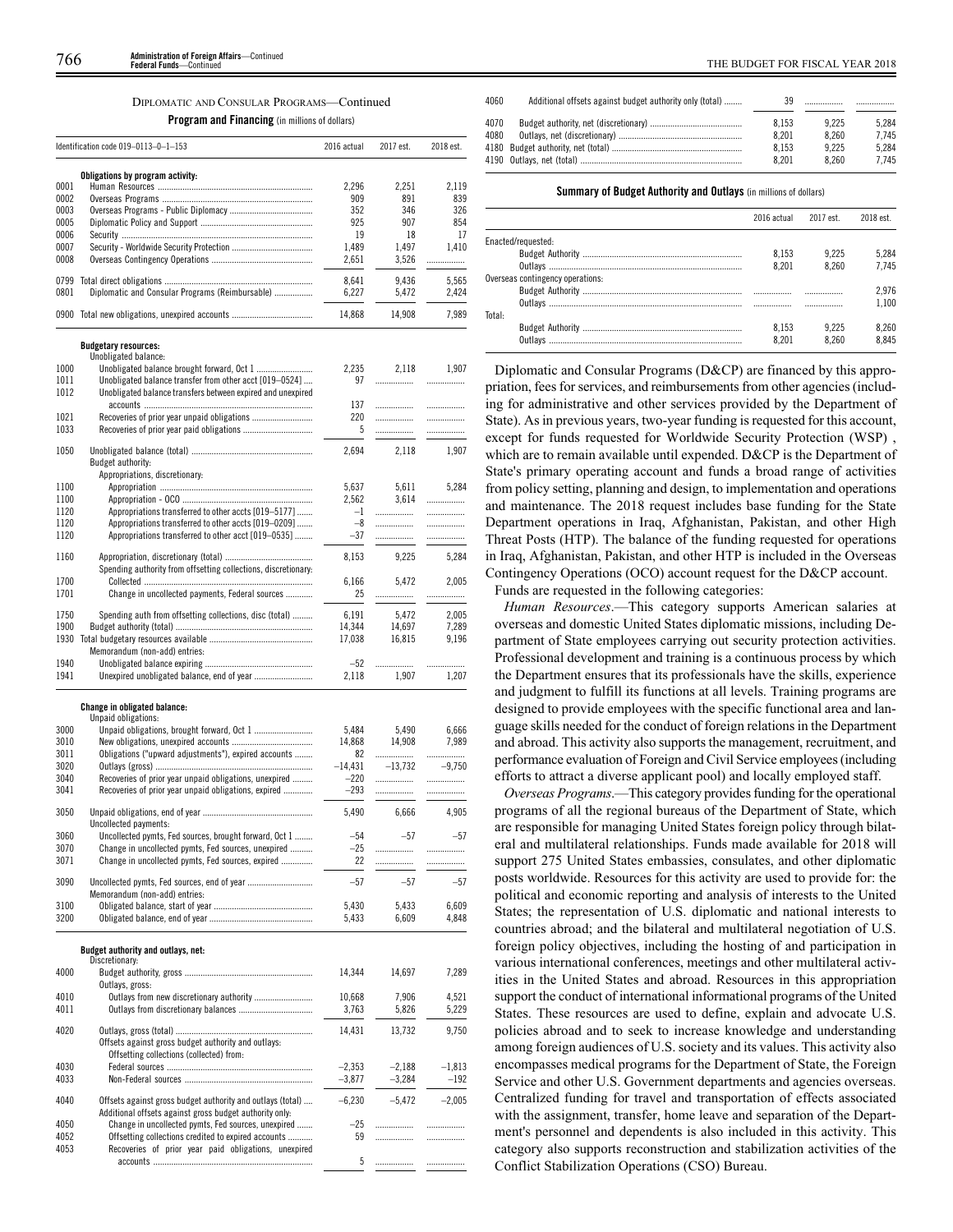DIPLOMATIC AND CONSULAR PROGRAMS—Continued

**Program and Financing** (in millions of dollars)

| Identification code 019–0113–0–1–153 | | 2016 actual | 2017 est. | 2018 est. |
|---|---|---|---|---|
| | **Obligations by program activity:** | | | |
| 0001 | Human Resources | 2,296 | 2,251 | 2,119 |
| 0002 | Overseas Programs | 909 | 891 | 839 |
| 0003 | Overseas Programs - Public Diplomacy | 352 | 346 | 326 |
| 0005 | Diplomatic Policy and Support | 925 | 907 | 854 |
| 0006 | Security | 19 | 18 | 17 |
| 0007 | Security - Worldwide Security Protection | 1,489 | 1,497 | 1,410 |
| 0008 | Overseas Contingency Operations | 2,651 | 3,526 | |
| 0799 | Total direct obligations | 8,641 | 9,436 | 5,565 |
| 0801 | Diplomatic and Consular Programs (Reimbursable) | 6,227 | 5,472 | 2,424 |
| 0900 | Total new obligations, unexpired accounts | 14,868 | 14,908 | 7,989 |
| | **Budgetary resources:** | | | |
| | Unobligated balance: | | | |
| 1000 | Unobligated balance brought forward, Oct 1 | 2,235 | 2,118 | 1,907 |
| 1011 | Unobligated balance transfer from other acct [019–0524] | 97 | | |
| 1012 | Unobligated balance transfers between expired and unexpired accounts | 137 | | |
| 1021 | Recoveries of prior year unpaid obligations | 220 | | |
| 1033 | Recoveries of prior year paid obligations | 5 | | |
| 1050 | Unobligated balance (total) | 2,694 | 2,118 | 1,907 |
| | Budget authority: | | | |
| | Appropriations, discretionary: | | | |
| 1100 | Appropriation | 5,637 | 5,611 | 5,284 |
| 1100 | Appropriation - OCO | 2,562 | 3,614 | |
| 1120 | Appropriations transferred to other accts [019–5177] | –1 | | |
| 1120 | Appropriations transferred to other accts [019–0209] | –8 | | |
| 1120 | Appropriations transferred to other acct [019–0535] | –37 | | |
| 1160 | Appropriation, discretionary (total) | 8,153 | 9,225 | 5,284 |
| | Spending authority from offsetting collections, discretionary: | | | |
| 1700 | Collected | 6,166 | 5,472 | 2,005 |
| 1701 | Change in uncollected payments, Federal sources | 25 | | |
| 1750 | Spending auth from offsetting collections, disc (total) | 6,191 | 5,472 | 2,005 |
| 1900 | Budget authority (total) | 14,344 | 14,697 | 7,289 |
| 1930 | Total budgetary resources available | 17,038 | 16,815 | 9,196 |
| | Memorandum (non-add) entries: | | | |
| 1940 | Unobligated balance expiring | –52 | | |
| 1941 | Unexpired unobligated balance, end of year | 2,118 | 1,907 | 1,207 |
| | **Change in obligated balance:** | | | |
| | Unpaid obligations: | | | |
| 3000 | Unpaid obligations, brought forward, Oct 1 | 5,484 | 5,490 | 6,666 |
| 3010 | New obligations, unexpired accounts | 14,868 | 14,908 | 7,989 |
| 3011 | Obligations ("upward adjustments"), expired accounts | 82 | | |
| 3020 | Outlays (gross) | –14,431 | –13,732 | –9,750 |
| 3040 | Recoveries of prior year unpaid obligations, unexpired | –220 | | |
| 3041 | Recoveries of prior year unpaid obligations, expired | –293 | | |
| 3050 | Unpaid obligations, end of year | 5,490 | 6,666 | 4,905 |
| | Uncollected payments: | | | |
| 3060 | Uncollected pymts, Fed sources, brought forward, Oct 1 | –54 | –57 | –57 |
| 3070 | Change in uncollected pymts, Fed sources, unexpired | –25 | | |
| 3071 | Change in uncollected pymts, Fed sources, expired | 22 | | |
| 3090 | Uncollected pymts, Fed sources, end of year | –57 | –57 | –57 |
| | Memorandum (non-add) entries: | | | |
| 3100 | Obligated balance, start of year | 5,430 | 5,433 | 6,609 |
| 3200 | Obligated balance, end of year | 5,433 | 6,609 | 4,848 |
| | **Budget authority and outlays, net:** | | | |
| | Discretionary: | | | |
| 4000 | Budget authority, gross | 14,344 | 14,697 | 7,289 |
| | Outlays, gross: | | | |
| 4010 | Outlays from new discretionary authority | 10,668 | 7,906 | 4,521 |
| 4011 | Outlays from discretionary balances | 3,763 | 5,826 | 5,229 |
| 4020 | Outlays, gross (total) | 14,431 | 13,732 | 9,750 |
| | Offsets against gross budget authority and outlays: | | | |
| | Offsetting collections (collected) from: | | | |
| 4030 | Federal sources | –2,353 | –2,188 | –1,813 |
| 4033 | Non-Federal sources | –3,877 | –3,284 | –192 |
| 4040 | Offsets against gross budget authority and outlays (total) | –6,230 | –5,472 | –2,005 |
| | Additional offsets against gross budget authority only: | | | |
| 4050 | Change in uncollected pymts, Fed sources, unexpired | –25 | | |
| 4052 | Offsetting collections credited to expired accounts | 59 | | |
| 4053 | Recoveries of prior year paid obligations, unexpired accounts | 5 | | |
| 4060 | Additional offsets against budget authority only (total) | 39 | | |
| 4070 | Budget authority, net (discretionary) | 8,153 | 9,225 | 5,284 |
| 4080 | Outlays, net (discretionary) | 8,201 | 8,260 | 7,745 |
| 4180 | Budget authority, net (total) | 8,153 | 9,225 | 5,284 |
| 4190 | Outlays, net (total) | 8,201 | 8,260 | 7,745 |

**Summary of Budget Authority and Outlays** (in millions of dollars)

| | 2016 actual | 2017 est. | 2018 est. |
|---|---|---|---|
| Enacted/requested: | | | |
| Budget Authority | 8,153 | 9,225 | 5,284 |
| Outlays | 8,201 | 8,260 | 7,745 |
| Overseas contingency operations: | | | |
| Budget Authority | | | 2,976 |
| Outlays | | | 1,100 |
| Total: | | | |
| Budget Authority | 8,153 | 9,225 | 8,260 |
| Outlays | 8,201 | 8,260 | 8,845 |

Diplomatic and Consular Programs (D&CP) are financed by this appropriation, fees for services, and reimbursements from other agencies (including for administrative and other services provided by the Department of State). As in previous years, two-year funding is requested for this account, except for funds requested for Worldwide Security Protection (WSP) , which are to remain available until expended. D&CP is the Department of State's primary operating account and funds a broad range of activities from policy setting, planning and design, to implementation and operations and maintenance. The 2018 request includes base funding for the State Department operations in Iraq, Afghanistan, Pakistan, and other High Threat Posts (HTP). The balance of the funding requested for operations in Iraq, Afghanistan, Pakistan, and other HTP is included in the Overseas Contingency Operations (OCO) account request for the D&CP account.

Funds are requested in the following categories:

*Human Resources*.—This category supports American salaries at overseas and domestic United States diplomatic missions, including Department of State employees carrying out security protection activities. Professional development and training is a continuous process by which the Department ensures that its professionals have the skills, experience and judgment to fulfill its functions at all levels. Training programs are designed to provide employees with the specific functional area and language skills needed for the conduct of foreign relations in the Department and abroad. This activity also supports the management, recruitment, and performance evaluation of Foreign and Civil Service employees (including efforts to attract a diverse applicant pool) and locally employed staff.

*Overseas Programs*.—This category provides funding for the operational programs of all the regional bureaus of the Department of State, which are responsible for managing United States foreign policy through bilateral and multilateral relationships. Funds made available for 2018 will support 275 United States embassies, consulates, and other diplomatic posts worldwide. Resources for this activity are used to provide for: the political and economic reporting and analysis of interests to the United States; the representation of U.S. diplomatic and national interests to countries abroad; and the bilateral and multilateral negotiation of U.S. foreign policy objectives, including the hosting of and participation in various international conferences, meetings and other multilateral activities in the United States and abroad. Resources in this appropriation support the conduct of international informational programs of the United States. These resources are used to define, explain and advocate U.S. policies abroad and to seek to increase knowledge and understanding among foreign audiences of U.S. society and its values. This activity also encompasses medical programs for the Department of State, the Foreign Service and other U.S. Government departments and agencies overseas. Centralized funding for travel and transportation of effects associated with the assignment, transfer, home leave and separation of the Department's personnel and dependents is also included in this activity. This category also supports reconstruction and stabilization activities of the Conflict Stabilization Operations (CSO) Bureau.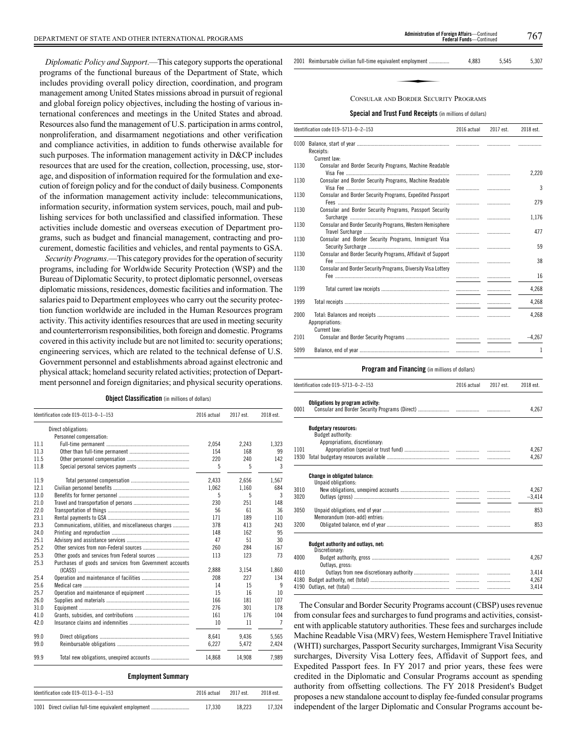*Diplomatic Policy and Support*.—This category supports the operational programs of the functional bureaus of the Department of State, which includes providing overall policy direction, coordination, and program management among United States missions abroad in pursuit of regional and global foreign policy objectives, including the hosting of various international conferences and meetings in the United States and abroad. Resources also fund the management of U.S. participation in arms control, nonproliferation, and disarmament negotiations and other verification and compliance activities, in addition to funds otherwise available for such purposes. The information management activity in D&CP includes resources that are used for the creation, collection, processing, use, storage, and disposition of information required for the formulation and execution of foreign policy and for the conduct of daily business. Components of the information management activity include: telecommunications, information security, information system services, pouch, mail and publishing services for both unclassified and classified information. These activities include domestic and overseas execution of Department programs, such as budget and financial management, contracting and procurement, domestic facilities and vehicles, and rental payments to GSA.

*Security Programs*.—This category provides for the operation of security programs, including for Worldwide Security Protection (WSP) and the Bureau of Diplomatic Security, to protect diplomatic personnel, overseas diplomatic missions, residences, domestic facilities and information. The salaries paid to Department employees who carry out the security protection function worldwide are included in the Human Resources program activity. This activity identifies resources that are used in meeting security and counterterrorism responsibilities, both foreign and domestic. Programs covered in this activity include but are not limited to: security operations; engineering services, which are related to the technical defense of U.S. Government personnel and establishments abroad against electronic and physical attack; homeland security related activities; protection of Department personnel and foreign dignitaries; and physical security operations.

**Object Classification** (in millions of dollars)

| Identification code 019–0113–0–1–153 | | 2016 actual | 2017 est. | 2018 est. |
|---|---|---|---|---|
| | Direct obligations: | | | |
| | Personnel compensation: | | | |
| 11.1 | Full-time permanent | 2,054 | 2,243 | 1,323 |
| 11.3 | Other than full-time permanent | 154 | 168 | 99 |
| 11.5 | Other personnel compensation | 220 | 240 | 142 |
| 11.8 | Special personal services payments | 5 | 5 | 3 |
| 11.9 | Total personnel compensation | 2,433 | 2,656 | 1,567 |
| 12.1 | Civilian personnel benefits | 1,062 | 1,160 | 684 |
| 13.0 | Benefits for former personnel | 5 | 5 | 3 |
| 21.0 | Travel and transportation of persons | 230 | 251 | 148 |
| 22.0 | Transportation of things | 56 | 61 | 36 |
| 23.1 | Rental payments to GSA | 171 | 189 | 110 |
| 23.3 | Communications, utilities, and miscellaneous charges | 378 | 413 | 243 |
| 24.0 | Printing and reproduction | 148 | 162 | 95 |
| 25.1 | Advisory and assistance services | 47 | 51 | 30 |
| 25.2 | Other services from non-Federal sources | 260 | 284 | 167 |
| 25.3 | Other goods and services from Federal sources | 113 | 123 | 73 |
| 25.3 | Purchases of goods and services from Government accounts (ICASS) | 2,888 | 3,154 | 1,860 |
| 25.4 | Operation and maintenance of facilities | 208 | 227 | 134 |
| 25.6 | Medical care | 14 | 15 | 9 |
| 25.7 | Operation and maintenance of equipment | 15 | 16 | 10 |
| 26.0 | Supplies and materials | 166 | 181 | 107 |
| 31.0 | Equipment | 276 | 301 | 178 |
| 41.0 | Grants, subsidies, and contributions | 161 | 176 | 104 |
| 42.0 | Insurance claims and indemnities | 10 | 11 | 7 |
| 99.0 | Direct obligations | 8,641 | 9,436 | 5,565 |
| 99.0 | Reimbursable obligations | 6,227 | 5,472 | 2,424 |
| 99.9 | Total new obligations, unexpired accounts | 14,868 | 14,908 | 7,989 |

**Employment Summary**

| Identification code 019–0113–0–1–153 | | 2016 actual | 2017 est. | 2018 est. |
|---|---|---|---|---|
| 1001 | Direct civilian full-time equivalent employment | 17,330 | 18,223 | 17,324 |
| 2001 | Reimbursable civilian full-time equivalent employment | 4,883 | 5,545 | 5,307 |

## CONSULAR AND BORDER SECURITY PROGRAMS

**Special and Trust Fund Receipts** (in millions of dollars)

| Identification code 019–5713–0–2–153 | | 2016 actual | 2017 est. | 2018 est. |
|---|---|---|---|---|
| 0100 | Balance, start of year | | | |
| | Receipts: | | | |
| | Current law: | | | |
| 1130 | Consular and Border Security Programs, Machine Readable Visa Fee | | | 2,220 |
| 1130 | Consular and Border Security Programs, Machine Readable Visa Fee | | | 3 |
| 1130 | Consular and Border Security Programs, Expedited Passport Fees | | | 279 |
| 1130 | Consular and Border Security Programs, Passport Security Surcharge | | | 1,176 |
| 1130 | Consular and Border Security Programs, Western Hemisphere Travel Surcharge | | | 477 |
| 1130 | Consular and Border Security Programs, Immigrant Visa Security Surcharge | | | 59 |
| 1130 | Consular and Border Security Programs, Affidavit of Support Fee | | | 38 |
| 1130 | Consular and Border Security Programs, Diversity Visa Lottery Fee | | | 16 |
| 1199 | Total current law receipts | | | 4,268 |
| 1999 | Total receipts | | | 4,268 |
| 2000 | Total: Balances and receipts | | | 4,268 |
| | Appropriations: | | | |
| | Current law: | | | |
| 2101 | Consular and Border Security Programs | | | –4,267 |
| 5099 | Balance, end of year | | | 1 |

**Program and Financing** (in millions of dollars)

| Identification code 019–5713–0–2–153 | | 2016 actual | 2017 est. | 2018 est. |
|---|---|---|---|---|
| | **Obligations by program activity:** | | | |
| 0001 | Consular and Border Security Programs (Direct) | | | 4,267 |
| | **Budgetary resources:** | | | |
| | Budget authority: | | | |
| | Appropriations, discretionary: | | | |
| 1101 | Appropriation (special or trust fund) | | | 4,267 |
| 1930 | Total budgetary resources available | | | 4,267 |
| | **Change in obligated balance:** | | | |
| | Unpaid obligations: | | | |
| 3010 | New obligations, unexpired accounts | | | 4,267 |
| 3020 | Outlays (gross) | | | –3,414 |
| 3050 | Unpaid obligations, end of year | | | 853 |
| | Memorandum (non-add) entries: | | | |
| 3200 | Obligated balance, end of year | | | 853 |
| | **Budget authority and outlays, net:** | | | |
| | Discretionary: | | | |
| 4000 | Budget authority, gross | | | 4,267 |
| | Outlays, gross: | | | |
| 4010 | Outlays from new discretionary authority | | | 3,414 |
| 4180 | Budget authority, net (total) | | | 4,267 |
| 4190 | Outlays, net (total) | | | 3,414 |

The Consular and Border Security Programs account (CBSP) uses revenue from consular fees and surcharges to fund programs and activities, consistent with applicable statutory authorities. These fees and surcharges include Machine Readable Visa (MRV) fees, Western Hemisphere Travel Initiative (WHTI) surcharges, Passport Security surcharges, Immigrant Visa Security surcharges, Diversity Visa Lottery fees, Affidavit of Support fees, and Expedited Passport fees. In FY 2017 and prior years, these fees were credited in the Diplomatic and Consular Programs account as spending authority from offsetting collections. The FY 2018 President's Budget proposes a new standalone account to display fee-funded consular programs independent of the larger Diplomatic and Consular Programs account be-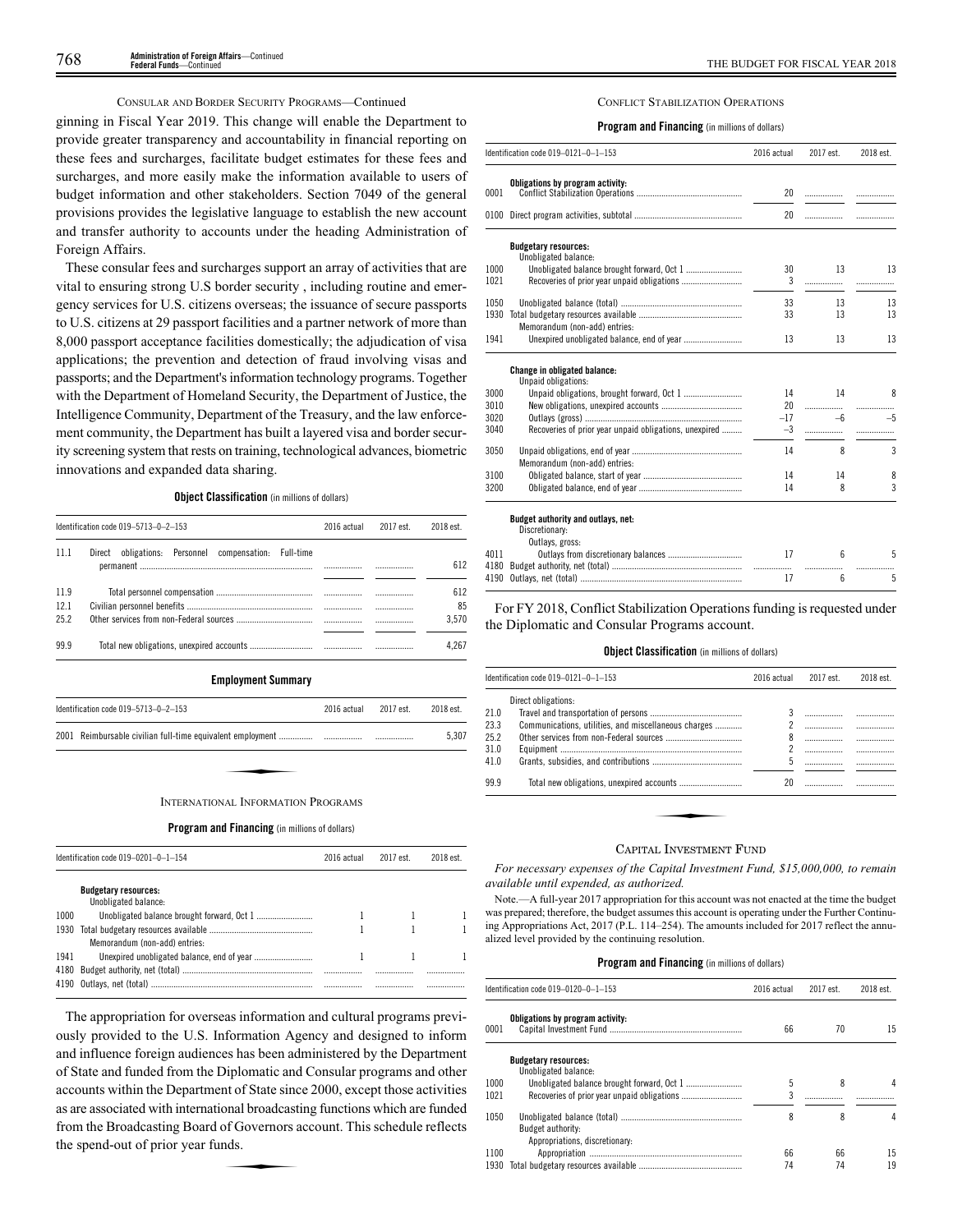CONSULAR AND BORDER SECURITY PROGRAMS—Continued

ginning in Fiscal Year 2019. This change will enable the Department to provide greater transparency and accountability in financial reporting on these fees and surcharges, facilitate budget estimates for these fees and surcharges, and more easily make the information available to users of budget information and other stakeholders. Section 7049 of the general provisions provides the legislative language to establish the new account and transfer authority to accounts under the heading Administration of Foreign Affairs.

These consular fees and surcharges support an array of activities that are vital to ensuring strong U.S border security , including routine and emergency services for U.S. citizens overseas; the issuance of secure passports to U.S. citizens at 29 passport facilities and a partner network of more than 8,000 passport acceptance facilities domestically; the adjudication of visa applications; the prevention and detection of fraud involving visas and passports; and the Department's information technology programs. Together with the Department of Homeland Security, the Department of Justice, the Intelligence Community, Department of the Treasury, and the law enforcement community, the Department has built a layered visa and border security screening system that rests on training, technological advances, biometric innovations and expanded data sharing.

**Object Classification** (in millions of dollars)

| Identification code 019–5713–0–2–153 | | 2016 actual | 2017 est. | 2018 est. |
|---|---|---|---|---|
| 11.1 | Direct obligations: Personnel compensation: Full-time permanent | | | 612 |
| 11.9 | Total personnel compensation | | | 612 |
| 12.1 | Civilian personnel benefits | | | 85 |
| 25.2 | Other services from non-Federal sources | | | 3,570 |
| 99.9 | Total new obligations, unexpired accounts | | | 4,267 |

**Employment Summary**

| Identification code 019–5713–0–2–153 | | 2016 actual | 2017 est. | 2018 est. |
|---|---|---|---|---|
| 2001 | Reimbursable civilian full-time equivalent employment | | | 5,307 |

INTERNATIONAL INFORMATION PROGRAMS

**Program and Financing** (in millions of dollars)

| Identification code 019–0201–0–1–154 | | 2016 actual | 2017 est. | 2018 est. |
|---|---|---|---|---|
| | **Budgetary resources:** | | | |
| | Unobligated balance: | | | |
| 1000 | Unobligated balance brought forward, Oct 1 | 1 | 1 | 1 |
| 1930 | Total budgetary resources available | 1 | 1 | 1 |
| | Memorandum (non-add) entries: | | | |
| 1941 | Unexpired unobligated balance, end of year | 1 | 1 | 1 |
| 4180 | Budget authority, net (total) | | | |
| 4190 | Outlays, net (total) | | | |

The appropriation for overseas information and cultural programs previously provided to the U.S. Information Agency and designed to inform and influence foreign audiences has been administered by the Department of State and funded from the Diplomatic and Consular programs and other accounts within the Department of State since 2000, except those activities as are associated with international broadcasting functions which are funded from the Broadcasting Board of Governors account. This schedule reflects the spend-out of prior year funds.

CONFLICT STABILIZATION OPERATIONS

**Program and Financing** (in millions of dollars)

| Identification code 019–0121–0–1–153 | | 2016 actual | 2017 est. | 2018 est. |
|---|---|---|---|---|
| | **Obligations by program activity:** | | | |
| 0001 | Conflict Stabilization Operations | 20 | | |
| 0100 | Direct program activities, subtotal | 20 | | |
| | **Budgetary resources:** | | | |
| | Unobligated balance: | | | |
| 1000 | Unobligated balance brought forward, Oct 1 | 30 | 13 | 13 |
| 1021 | Recoveries of prior year unpaid obligations | 3 | | |
| 1050 | Unobligated balance (total) | 33 | 13 | 13 |
| 1930 | Total budgetary resources available | 33 | 13 | 13 |
| | Memorandum (non-add) entries: | | | |
| 1941 | Unexpired unobligated balance, end of year | 13 | 13 | 13 |
| | **Change in obligated balance:** | | | |
| | Unpaid obligations: | | | |
| 3000 | Unpaid obligations, brought forward, Oct 1 | 14 | 14 | 8 |
| 3010 | New obligations, unexpired accounts | 20 | | |
| 3020 | Outlays (gross) | –17 | –6 | –5 |
| 3040 | Recoveries of prior year unpaid obligations, unexpired | –3 | | |
| 3050 | Unpaid obligations, end of year | 14 | 8 | 3 |
| | Memorandum (non-add) entries: | | | |
| 3100 | Obligated balance, start of year | 14 | 14 | 8 |
| 3200 | Obligated balance, end of year | 14 | 8 | 3 |
| | **Budget authority and outlays, net:** | | | |
| | Discretionary: | | | |
| | Outlays, gross: | | | |
| 4011 | Outlays from discretionary balances | 17 | 6 | 5 |
| 4180 | Budget authority, net (total) | | | |
| 4190 | Outlays, net (total) | 17 | 6 | 5 |

For FY 2018, Conflict Stabilization Operations funding is requested under the Diplomatic and Consular Programs account.

**Object Classification** (in millions of dollars)

| Identification code 019–0121–0–1–153 | | 2016 actual | 2017 est. | 2018 est. |
|---|---|---|---|---|
| | Direct obligations: | | | |
| 21.0 | Travel and transportation of persons | 3 | | |
| 23.3 | Communications, utilities, and miscellaneous charges | 2 | | |
| 25.2 | Other services from non-Federal sources | 8 | | |
| 31.0 | Equipment | 2 | | |
| 41.0 | Grants, subsidies, and contributions | 5 | | |
| 99.9 | Total new obligations, unexpired accounts | 20 | | |

CAPITAL INVESTMENT FUND

*For necessary expenses of the Capital Investment Fund, $15,000,000, to remain available until expended, as authorized.*

Note.—A full-year 2017 appropriation for this account was not enacted at the time the budget was prepared; therefore, the budget assumes this account is operating under the Further Continuing Appropriations Act, 2017 (P.L. 114–254). The amounts included for 2017 reflect the annualized level provided by the continuing resolution.

**Program and Financing** (in millions of dollars)

| Identification code 019–0120–0–1–153 | | 2016 actual | 2017 est. | 2018 est. |
|---|---|---|---|---|
| | **Obligations by program activity:** | | | |
| 0001 | Capital Investment Fund | 66 | 70 | 15 |
| | **Budgetary resources:** | | | |
| | Unobligated balance: | | | |
| 1000 | Unobligated balance brought forward, Oct 1 | 5 | 8 | 4 |
| 1021 | Recoveries of prior year unpaid obligations | 3 | | |
| 1050 | Unobligated balance (total) | 8 | 8 | 4 |
| | Budget authority: | | | |
| | Appropriations, discretionary: | | | |
| 1100 | Appropriation | 66 | 66 | 15 |
| 1930 | Total budgetary resources available | 74 | 74 | 19 |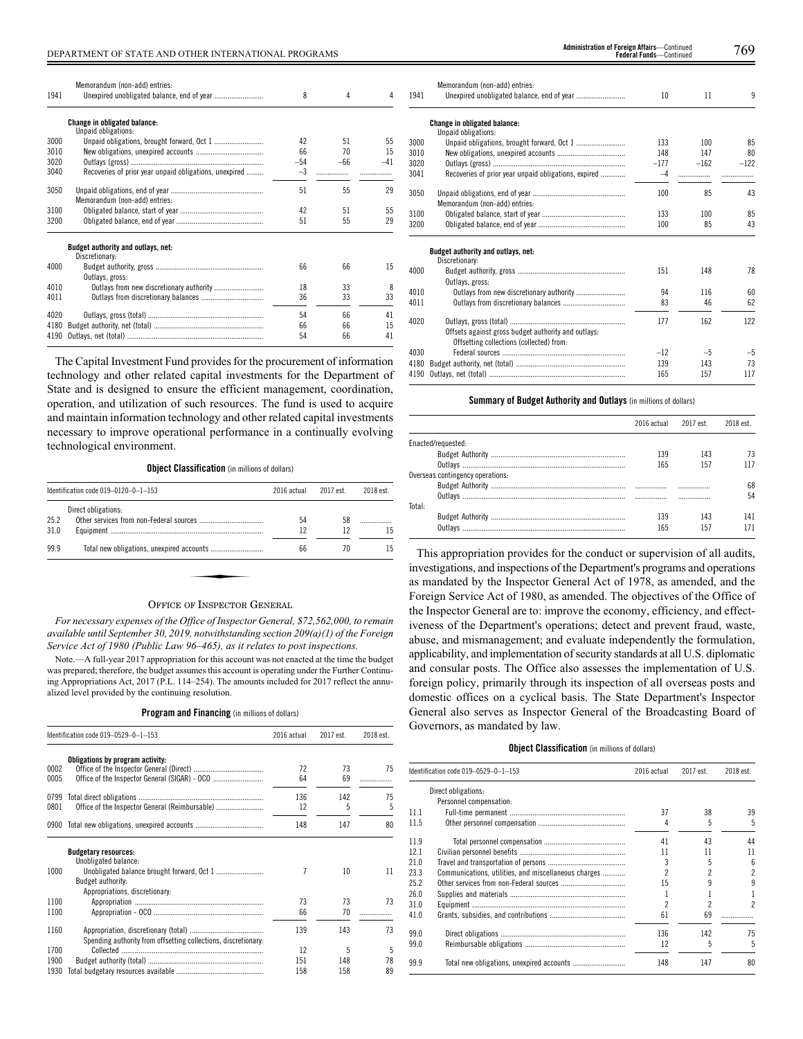| | Memorandum (non-add) entries: | | | |
|---|---|---|---|---|
| 1941 | Unexpired unobligated balance, end of year | 8 | 4 | 4 |
| | **Change in obligated balance:** | | | |
| | Unpaid obligations: | | | |
| 3000 | Unpaid obligations, brought forward, Oct 1 | 42 | 51 | 55 |
| 3010 | New obligations, unexpired accounts | 66 | 70 | 15 |
| 3020 | Outlays (gross) | –54 | –66 | –41 |
| 3040 | Recoveries of prior year unpaid obligations, unexpired | –3 | | |
| 3050 | Unpaid obligations, end of year | 51 | 55 | 29 |
| | Memorandum (non-add) entries: | | | |
| 3100 | Obligated balance, start of year | 42 | 51 | 55 |
| 3200 | Obligated balance, end of year | 51 | 55 | 29 |
| | **Budget authority and outlays, net:** | | | |
| | Discretionary: | | | |
| 4000 | Budget authority, gross | 66 | 66 | 15 |
| | Outlays, gross: | | | |
| 4010 | Outlays from new discretionary authority | 18 | 33 | 8 |
| 4011 | Outlays from discretionary balances | 36 | 33 | 33 |
| 4020 | Outlays, gross (total) | 54 | 66 | 41 |
| 4180 | Budget authority, net (total) | 66 | 66 | 15 |
| 4190 | Outlays, net (total) | 54 | 66 | 41 |

The Capital Investment Fund provides for the procurement of information technology and other related capital investments for the Department of State and is designed to ensure the efficient management, coordination, operation, and utilization of such resources. The fund is used to acquire and maintain information technology and other related capital investments necessary to improve operational performance in a continually evolving technological environment.

**Object Classification** (in millions of dollars)

| Identification code 019–0120–0–1–153 | | 2016 actual | 2017 est. | 2018 est. |
|---|---|---|---|---|
| | Direct obligations: | | | |
| 25.2 | Other services from non-Federal sources | 54 | 58 | |
| 31.0 | Equipment | 12 | 12 | 15 |
| 99.9 | Total new obligations, unexpired accounts | 66 | 70 | 15 |

## Office of Inspector General

*For necessary expenses of the Office of Inspector General, $72,562,000, to remain available until September 30, 2019, notwithstanding section 209(a)(1) of the Foreign Service Act of 1980 (Public Law 96–465), as it relates to post inspections.*

Note.—A full-year 2017 appropriation for this account was not enacted at the time the budget was prepared; therefore, the budget assumes this account is operating under the Further Continuing Appropriations Act, 2017 (P.L. 114–254). The amounts included for 2017 reflect the annualized level provided by the continuing resolution.

**Program and Financing** (in millions of dollars)

| Identification code 019–0529–0–1–153 | | 2016 actual | 2017 est. | 2018 est. |
|---|---|---|---|---|
| | **Obligations by program activity:** | | | |
| 0002 | Office of the Inspector General (Direct) | 72 | 73 | 75 |
| 0005 | Office of the Inspector General (SIGAR) - OCO | 64 | 69 | |
| 0799 | Total direct obligations | 136 | 142 | 75 |
| 0801 | Office of the Inspector General (Reimbursable) | 12 | 5 | 5 |
| 0900 | Total new obligations, unexpired accounts | 148 | 147 | 80 |
| | **Budgetary resources:** | | | |
| | Unobligated balance: | | | |
| 1000 | Unobligated balance brought forward, Oct 1 | 7 | 10 | 11 |
| | Budget authority: | | | |
| | Appropriations, discretionary: | | | |
| 1100 | Appropriation | 73 | 73 | 73 |
| 1100 | Appropriation - OCO | 66 | 70 | |
| 1160 | Appropriation, discretionary (total) | 139 | 143 | 73 |
| | Spending authority from offsetting collections, discretionary: | | | |
| 1700 | Collected | 12 | 5 | 5 |
| 1900 | Budget authority (total) | 151 | 148 | 78 |
| 1930 | Total budgetary resources available | 158 | 158 | 89 |
| | Memorandum (non-add) entries: | | | |
| 1941 | Unexpired unobligated balance, end of year | 10 | 11 | 9 |
| | **Change in obligated balance:** | | | |
| | Unpaid obligations: | | | |
| 3000 | Unpaid obligations, brought forward, Oct 1 | 133 | 100 | 85 |
| 3010 | New obligations, unexpired accounts | 148 | 147 | 80 |
| 3020 | Outlays (gross) | –177 | –162 | –122 |
| 3041 | Recoveries of prior year unpaid obligations, expired | –4 | | |
| 3050 | Unpaid obligations, end of year | 100 | 85 | 43 |
| | Memorandum (non-add) entries: | | | |
| 3100 | Obligated balance, start of year | 133 | 100 | 85 |
| 3200 | Obligated balance, end of year | 100 | 85 | 43 |
| | **Budget authority and outlays, net:** | | | |
| | Discretionary: | | | |
| 4000 | Budget authority, gross | 151 | 148 | 78 |
| | Outlays, gross: | | | |
| 4010 | Outlays from new discretionary authority | 94 | 116 | 60 |
| 4011 | Outlays from discretionary balances | 83 | 46 | 62 |
| 4020 | Outlays, gross (total) | 177 | 162 | 122 |
| | Offsets against gross budget authority and outlays: | | | |
| | Offsetting collections (collected) from: | | | |
| 4030 | Federal sources | –12 | –5 | –5 |
| 4180 | Budget authority, net (total) | 139 | 143 | 73 |
| 4190 | Outlays, net (total) | 165 | 157 | 117 |

**Summary of Budget Authority and Outlays** (in millions of dollars)

| | 2016 actual | 2017 est. | 2018 est. |
|---|---|---|---|
| Enacted/requested: | | | |
| Budget Authority | 139 | 143 | 73 |
| Outlays | 165 | 157 | 117 |
| Overseas contingency operations: | | | |
| Budget Authority | | | 68 |
| Outlays | | | 54 |
| Total: | | | |
| Budget Authority | 139 | 143 | 141 |
| Outlays | 165 | 157 | 171 |

This appropriation provides for the conduct or supervision of all audits, investigations, and inspections of the Department's programs and operations as mandated by the Inspector General Act of 1978, as amended, and the Foreign Service Act of 1980, as amended. The objectives of the Office of the Inspector General are to: improve the economy, efficiency, and effectiveness of the Department's operations; detect and prevent fraud, waste, abuse, and mismanagement; and evaluate independently the formulation, applicability, and implementation of security standards at all U.S. diplomatic and consular posts. The Office also assesses the implementation of U.S. foreign policy, primarily through its inspection of all overseas posts and domestic offices on a cyclical basis. The State Department's Inspector General also serves as Inspector General of the Broadcasting Board of Governors, as mandated by law.

**Object Classification** (in millions of dollars)

| Identification code 019–0529–0–1–153 | | 2016 actual | 2017 est. | 2018 est. |
|---|---|---|---|---|
| | Direct obligations: | | | |
| | Personnel compensation: | | | |
| 11.1 | Full-time permanent | 37 | 38 | 39 |
| 11.5 | Other personnel compensation | 4 | 5 | 5 |
| 11.9 | Total personnel compensation | 41 | 43 | 44 |
| 12.1 | Civilian personnel benefits | 11 | 11 | 11 |
| 21.0 | Travel and transportation of persons | 3 | 5 | 6 |
| 23.3 | Communications, utilities, and miscellaneous charges | 2 | 2 | 2 |
| 25.2 | Other services from non-Federal sources | 15 | 9 | 9 |
| 26.0 | Supplies and materials | 1 | 1 | 1 |
| 31.0 | Equipment | 2 | 2 | 2 |
| 41.0 | Grants, subsidies, and contributions | 61 | 69 | |
| 99.0 | Direct obligations | 136 | 142 | 75 |
| 99.0 | Reimbursable obligations | 12 | 5 | 5 |
| 99.9 | Total new obligations, unexpired accounts | 148 | 147 | 80 |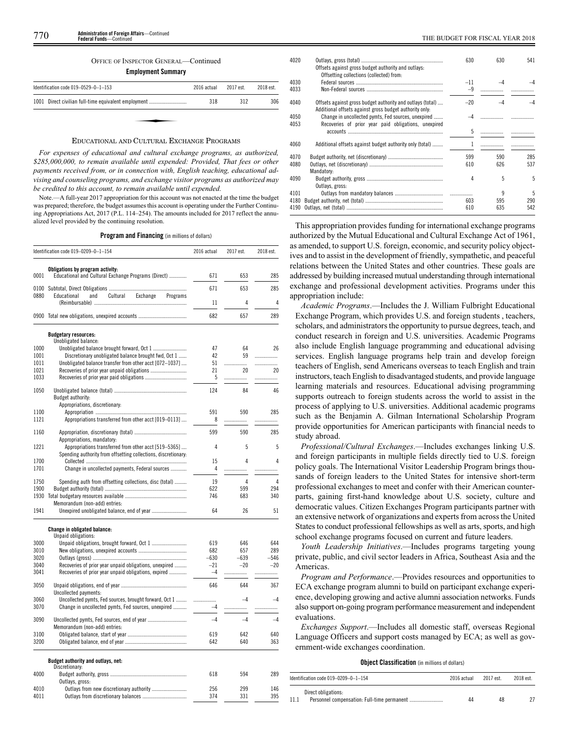OFFICE OF INSPECTOR GENERAL—Continued

**Employment Summary**

| Identification code 019–0529–0–1–153 | 2016 actual | 2017 est. | 2018 est. |
|---|---|---|---|
| 1001 Direct civilian full-time equivalent employment | 318 | 312 | 306 |

## EDUCATIONAL AND CULTURAL EXCHANGE PROGRAMS

*For expenses of educational and cultural exchange programs, as authorized, $285,000,000, to remain available until expended: Provided, That fees or other payments received from, or in connection with, English teaching, educational advising and counseling programs, and exchange visitor programs as authorized may be credited to this account, to remain available until expended.*

Note.—A full-year 2017 appropriation for this account was not enacted at the time the budget was prepared; therefore, the budget assumes this account is operating under the Further Continuing Appropriations Act, 2017 (P.L. 114–254). The amounts included for 2017 reflect the annualized level provided by the continuing resolution.

**Program and Financing** (in millions of dollars)

| Identification code 019–0209–0–1–154 | | 2016 actual | 2017 est. | 2018 est. |
|---|---|---|---|---|
| | **Obligations by program activity:** | | | |
| 0001 | Educational and Cultural Exchange Programs (Direct) | 671 | 653 | 285 |
| 0100 | Subtotal, Direct Obligations | 671 | 653 | 285 |
| 0880 | Educational and Cultural Exchange Programs (Reimbursable) | 11 | 4 | 4 |
| 0900 | Total new obligations, unexpired accounts | 682 | 657 | 289 |
| | **Budgetary resources:** | | | |
| | Unobligated balance: | | | |
| 1000 | Unobligated balance brought forward, Oct 1 | 47 | 64 | 26 |
| 1001 | Discretionary unobligated balance brought fwd, Oct 1 | 42 | 59 | |
| 1011 | Unobligated balance transfer from other acct [072–1037] | 51 | | |
| 1021 | Recoveries of prior year unpaid obligations | 21 | 20 | 20 |
| 1033 | Recoveries of prior year paid obligations | 5 | | |
| 1050 | Unobligated balance (total) | 124 | 84 | 46 |
| | Budget authority: | | | |
| | Appropriations, discretionary: | | | |
| 1100 | Appropriation | 591 | 590 | 285 |
| 1121 | Appropriations transferred from other acct [019–0113] | 8 | | |
| 1160 | Appropriation, discretionary (total) | 599 | 590 | 285 |
| | Appropriations, mandatory: | | | |
| 1221 | Appropriations transferred from other acct [519–5365] | 4 | 5 | 5 |
| | Spending authority from offsetting collections, discretionary: | | | |
| 1700 | Collected | 15 | 4 | 4 |
| 1701 | Change in uncollected payments, Federal sources | 4 | | |
| 1750 | Spending auth from offsetting collections, disc (total) | 19 | 4 | 4 |
| 1900 | Budget authority (total) | 622 | 599 | 294 |
| 1930 | Total budgetary resources available | 746 | 683 | 340 |
| | Memorandum (non-add) entries: | | | |
| 1941 | Unexpired unobligated balance, end of year | 64 | 26 | 51 |
| | **Change in obligated balance:** | | | |
| | Unpaid obligations: | | | |
| 3000 | Unpaid obligations, brought forward, Oct 1 | 619 | 646 | 644 |
| 3010 | New obligations, unexpired accounts | 682 | 657 | 289 |
| 3020 | Outlays (gross) | –630 | –639 | –546 |
| 3040 | Recoveries of prior year unpaid obligations, unexpired | –21 | –20 | –20 |
| 3041 | Recoveries of prior year unpaid obligations, expired | –4 | | |
| 3050 | Unpaid obligations, end of year | 646 | 644 | 367 |
| | Uncollected payments: | | | |
| 3060 | Uncollected pymts, Fed sources, brought forward, Oct 1 | | –4 | –4 |
| 3070 | Change in uncollected pymts, Fed sources, unexpired | –4 | | |
| 3090 | Uncollected pymts, Fed sources, end of year | –4 | –4 | –4 |
| | Memorandum (non-add) entries: | | | |
| 3100 | Obligated balance, start of year | 619 | 642 | 640 |
| 3200 | Obligated balance, end of year | 642 | 640 | 363 |
| | **Budget authority and outlays, net:** | | | |
| | Discretionary: | | | |
| 4000 | Budget authority, gross | 618 | 594 | 289 |
| | Outlays, gross: | | | |
| 4010 | Outlays from new discretionary authority | 256 | 299 | 146 |
| 4011 | Outlays from discretionary balances | 374 | 331 | 395 |
| 4020 | Outlays, gross (total) | 630 | 630 | 541 |
| | Offsets against gross budget authority and outlays: | | | |
| | Offsetting collections (collected) from: | | | |
| 4030 | Federal sources | –11 | –4 | –4 |
| 4033 | Non-Federal sources | –9 | | |
| 4040 | Offsets against gross budget authority and outlays (total) | –20 | –4 | –4 |
| | Additional offsets against gross budget authority only: | | | |
| 4050 | Change in uncollected pymts, Fed sources, unexpired | –4 | | |
| 4053 | Recoveries of prior year paid obligations, unexpired accounts | 5 | | |
| 4060 | Additional offsets against budget authority only (total) | 1 | | |
| 4070 | Budget authority, net (discretionary) | 599 | 590 | 285 |
| 4080 | Outlays, net (discretionary) | 610 | 626 | 537 |
| | Mandatory: | | | |
| 4090 | Budget authority, gross | 4 | 5 | 5 |
| | Outlays, gross: | | | |
| 4101 | Outlays from mandatory balances | | 9 | 5 |
| 4180 | Budget authority, net (total) | 603 | 595 | 290 |
| 4190 | Outlays, net (total) | 610 | 635 | 542 |

This appropriation provides funding for international exchange programs authorized by the Mutual Educational and Cultural Exchange Act of 1961, as amended, to support U.S. foreign, economic, and security policy objectives and to assist in the development of friendly, sympathetic, and peaceful relations between the United States and other countries. These goals are addressed by building increased mutual understanding through international exchange and professional development activities. Programs under this appropriation include:

*Academic Programs*.—Includes the J. William Fulbright Educational Exchange Program, which provides U.S. and foreign students , teachers, scholars, and administrators the opportunity to pursue degrees, teach, and conduct research in foreign and U.S. universities. Academic Programs also include English language programming and educational advising services. English language programs help train and develop foreign teachers of English, send Americans overseas to teach English and train instructors, teach English to disadvantaged students, and provide language learning materials and resources. Educational advising programming supports outreach to foreign students across the world to assist in the process of applying to U.S. universities. Additional academic programs such as the Benjamin A. Gilman International Scholarship Program provide opportunities for American participants with financial needs to study abroad.

*Professional/Cultural Exchanges*.—Includes exchanges linking U.S. and foreign participants in multiple fields directly tied to U.S. foreign policy goals. The International Visitor Leadership Program brings thousands of foreign leaders to the United States for intensive short-term professional exchanges to meet and confer with their American counterparts, gaining first-hand knowledge about U.S. society, culture and democratic values. Citizen Exchanges Program participants partner with an extensive network of organizations and experts from across the United States to conduct professional fellowships as well as arts, sports, and high school exchange programs focused on current and future leaders.

*Youth Leadership Initiatives*.—Includes programs targeting young private, public, and civil sector leaders in Africa, Southeast Asia and the Americas.

*Program and Performance*.—Provides resources and opportunities to ECA exchange program alumni to build on participant exchange experience, developing growing and active alumni association networks. Funds also support on-going program performance measurement and independent evaluations.

*Exchanges Support*.—Includes all domestic staff, overseas Regional Language Officers and support costs managed by ECA; as well as government-wide exchanges coordination.

**Object Classification** (in millions of dollars)

| Identification code 019–0209–0–1–154 | | 2016 actual | 2017 est. | 2018 est. |
|---|---|---|---|---|
| | Direct obligations: | | | |
| 11.1 | Personnel compensation: Full-time permanent | 44 | 48 | 27 |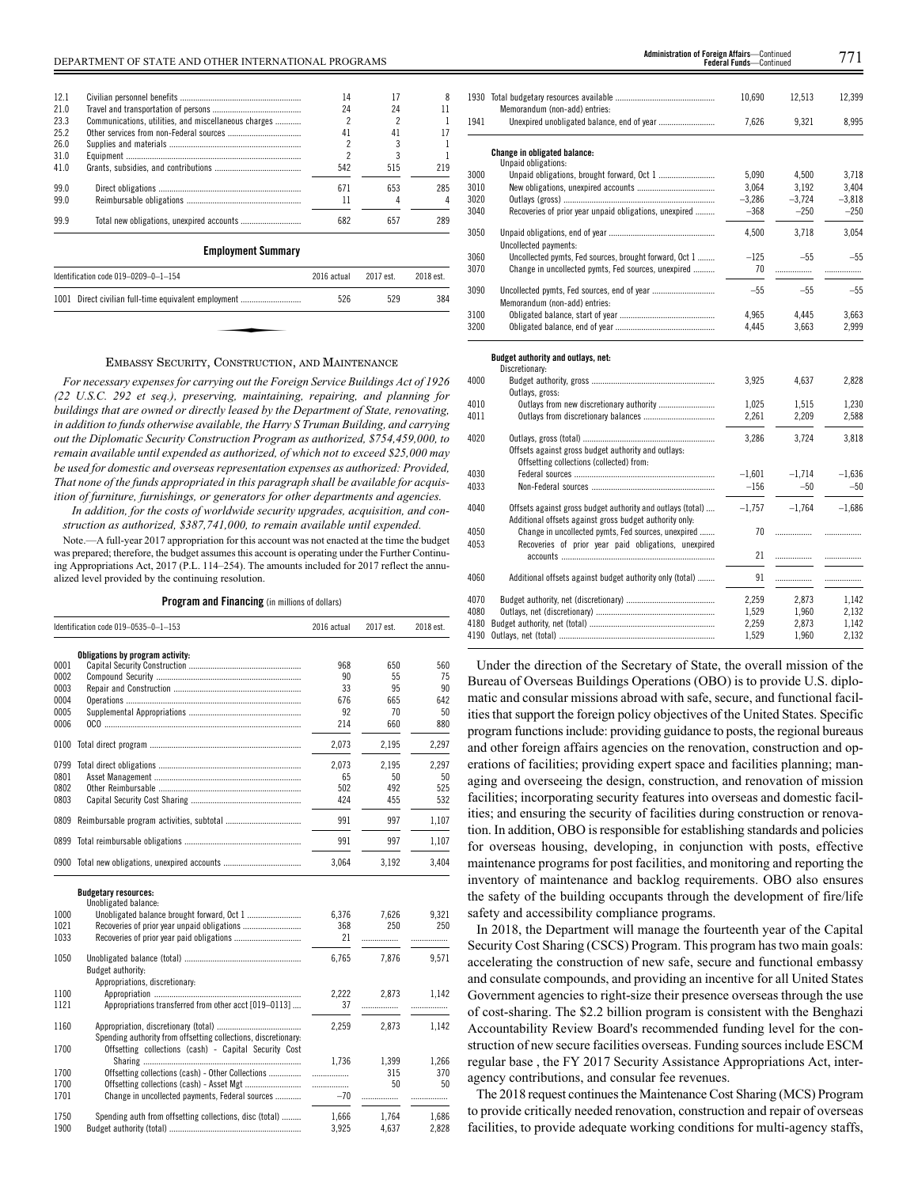| | | | | |
|---|---|---|---|---|
| 12.1 | Civilian personnel benefits | 14 | 17 | 8 |
| 21.0 | Travel and transportation of persons | 24 | 24 | 11 |
| 23.3 | Communications, utilities, and miscellaneous charges | 2 | 2 | 1 |
| 25.2 | Other services from non-Federal sources | 41 | 41 | 17 |
| 26.0 | Supplies and materials | 2 | 3 | 1 |
| 31.0 | Equipment | 2 | 3 | 1 |
| 41.0 | Grants, subsidies, and contributions | 542 | 515 | 219 |
| 99.0 | Direct obligations | 671 | 653 | 285 |
| 99.0 | Reimbursable obligations | 11 | 4 | 4 |
| 99.9 | Total new obligations, unexpired accounts | 682 | 657 | 289 |

**Employment Summary**

| Identification code 019–0209–0–1–154 | 2016 actual | 2017 est. | 2018 est. |
|---|---|---|---|
| 1001 Direct civilian full-time equivalent employment | 526 | 529 | 384 |

## Embassy Security, Construction, and Maintenance

*For necessary expenses for carrying out the Foreign Service Buildings Act of 1926 (22 U.S.C. 292 et seq.), preserving, maintaining, repairing, and planning for buildings that are owned or directly leased by the Department of State, renovating, in addition to funds otherwise available, the Harry S Truman Building, and carrying out the Diplomatic Security Construction Program as authorized, $754,459,000, to remain available until expended as authorized, of which not to exceed $25,000 may be used for domestic and overseas representation expenses as authorized: Provided, That none of the funds appropriated in this paragraph shall be available for acquisition of furniture, furnishings, or generators for other departments and agencies.*

*In addition, for the costs of worldwide security upgrades, acquisition, and construction as authorized, $387,741,000, to remain available until expended.*

Note.—A full-year 2017 appropriation for this account was not enacted at the time the budget was prepared; therefore, the budget assumes this account is operating under the Further Continuing Appropriations Act, 2017 (P.L. 114–254). The amounts included for 2017 reflect the annualized level provided by the continuing resolution.

**Program and Financing** (in millions of dollars)

| | Identification code 019–0535–0–1–153 | 2016 actual | 2017 est. | 2018 est. |
|---|---|---|---|---|
| | **Obligations by program activity:** | | | |
| 0001 | Capital Security Construction | 968 | 650 | 560 |
| 0002 | Compound Security | 90 | 55 | 75 |
| 0003 | Repair and Construction | 33 | 95 | 90 |
| 0004 | Operations | 676 | 665 | 642 |
| 0005 | Supplemental Appropriations | 92 | 70 | 50 |
| 0006 | OCO | 214 | 660 | 880 |
| 0100 | Total direct program | 2,073 | 2,195 | 2,297 |
| 0799 | Total direct obligations | 2,073 | 2,195 | 2,297 |
| 0801 | Asset Management | 65 | 50 | 50 |
| 0802 | Other Reimbursable | 502 | 492 | 525 |
| 0803 | Capital Security Cost Sharing | 424 | 455 | 532 |
| 0809 | Reimbursable program activities, subtotal | 991 | 997 | 1,107 |
| 0899 | Total reimbursable obligations | 991 | 997 | 1,107 |
| 0900 | Total new obligations, unexpired accounts | 3,064 | 3,192 | 3,404 |
| | **Budgetary resources:** | | | |
| | Unobligated balance: | | | |
| 1000 | Unobligated balance brought forward, Oct 1 | 6,376 | 7,626 | 9,321 |
| 1021 | Recoveries of prior year unpaid obligations | 368 | 250 | 250 |
| 1033 | Recoveries of prior year paid obligations | 21 | | |
| 1050 | Unobligated balance (total) | 6,765 | 7,876 | 9,571 |
| | Budget authority: | | | |
| | Appropriations, discretionary: | | | |
| 1100 | Appropriation | 2,222 | 2,873 | 1,142 |
| 1121 | Appropriations transferred from other acct [019–0113] | 37 | | |
| 1160 | Appropriation, discretionary (total) | 2,259 | 2,873 | 1,142 |
| | Spending authority from offsetting collections, discretionary: | | | |
| 1700 | Offsetting collections (cash) - Capital Security Cost Sharing | 1,736 | 1,399 | 1,266 |
| 1700 | Offsetting collections (cash) - Other Collections | | 315 | 370 |
| 1700 | Offsetting collections (cash) - Asset Mgt | | 50 | 50 |
| 1701 | Change in uncollected payments, Federal sources | –70 | | |
| 1750 | Spending auth from offsetting collections, disc (total) | 1,666 | 1,764 | 1,686 |
| 1900 | Budget authority (total) | 3,925 | 4,637 | 2,828 |
| 1930 | Total budgetary resources available | 10,690 | 12,513 | 12,399 |
| | Memorandum (non-add) entries: | | | |
| 1941 | Unexpired unobligated balance, end of year | 7,626 | 9,321 | 8,995 |
| | **Change in obligated balance:** | | | |
| | Unpaid obligations: | | | |
| 3000 | Unpaid obligations, brought forward, Oct 1 | 5,090 | 4,500 | 3,718 |
| 3010 | New obligations, unexpired accounts | 3,064 | 3,192 | 3,404 |
| 3020 | Outlays (gross) | –3,286 | –3,724 | –3,818 |
| 3040 | Recoveries of prior year unpaid obligations, unexpired | –368 | –250 | –250 |
| 3050 | Unpaid obligations, end of year | 4,500 | 3,718 | 3,054 |
| | Uncollected payments: | | | |
| 3060 | Uncollected pymts, Fed sources, brought forward, Oct 1 | –125 | –55 | –55 |
| 3070 | Change in uncollected pymts, Fed sources, unexpired | 70 | | |
| 3090 | Uncollected pymts, Fed sources, end of year | –55 | –55 | –55 |
| | Memorandum (non-add) entries: | | | |
| 3100 | Obligated balance, start of year | 4,965 | 4,445 | 3,663 |
| 3200 | Obligated balance, end of year | 4,445 | 3,663 | 2,999 |
| | **Budget authority and outlays, net:** | | | |
| | Discretionary: | | | |
| 4000 | Budget authority, gross | 3,925 | 4,637 | 2,828 |
| | Outlays, gross: | | | |
| 4010 | Outlays from new discretionary authority | 1,025 | 1,515 | 1,230 |
| 4011 | Outlays from discretionary balances | 2,261 | 2,209 | 2,588 |
| 4020 | Outlays, gross (total) | 3,286 | 3,724 | 3,818 |
| | Offsets against gross budget authority and outlays: | | | |
| | Offsetting collections (collected) from: | | | |
| 4030 | Federal sources | –1,601 | –1,714 | –1,636 |
| 4033 | Non-Federal sources | –156 | –50 | –50 |
| 4040 | Offsets against gross budget authority and outlays (total) | –1,757 | –1,764 | –1,686 |
| | Additional offsets against gross budget authority only: | | | |
| 4050 | Change in uncollected pymts, Fed sources, unexpired | 70 | | |
| 4053 | Recoveries of prior year paid obligations, unexpired accounts | 21 | | |
| 4060 | Additional offsets against budget authority only (total) | 91 | | |
| 4070 | Budget authority, net (discretionary) | 2,259 | 2,873 | 1,142 |
| 4080 | Outlays, net (discretionary) | 1,529 | 1,960 | 2,132 |
| 4180 | Budget authority, net (total) | 2,259 | 2,873 | 1,142 |
| 4190 | Outlays, net (total) | 1,529 | 1,960 | 2,132 |

Under the direction of the Secretary of State, the overall mission of the Bureau of Overseas Buildings Operations (OBO) is to provide U.S. diplomatic and consular missions abroad with safe, secure, and functional facilities that support the foreign policy objectives of the United States. Specific program functions include: providing guidance to posts, the regional bureaus and other foreign affairs agencies on the renovation, construction and operations of facilities; providing expert space and facilities planning; managing and overseeing the design, construction, and renovation of mission facilities; incorporating security features into overseas and domestic facilities; and ensuring the security of facilities during construction or renovation. In addition, OBO is responsible for establishing standards and policies for overseas housing, developing, in conjunction with posts, effective maintenance programs for post facilities, and monitoring and reporting the inventory of maintenance and backlog requirements. OBO also ensures the safety of the building occupants through the development of fire/life safety and accessibility compliance programs.

In 2018, the Department will manage the fourteenth year of the Capital Security Cost Sharing (CSCS) Program. This program has two main goals: accelerating the construction of new safe, secure and functional embassy and consulate compounds, and providing an incentive for all United States Government agencies to right-size their presence overseas through the use of cost-sharing. The $2.2 billion program is consistent with the Benghazi Accountability Review Board's recommended funding level for the construction of new secure facilities overseas. Funding sources include ESCM regular base , the FY 2017 Security Assistance Appropriations Act, interagency contributions, and consular fee revenues.

The 2018 request continues the Maintenance Cost Sharing (MCS) Program to provide critically needed renovation, construction and repair of overseas facilities, to provide adequate working conditions for multi-agency staffs,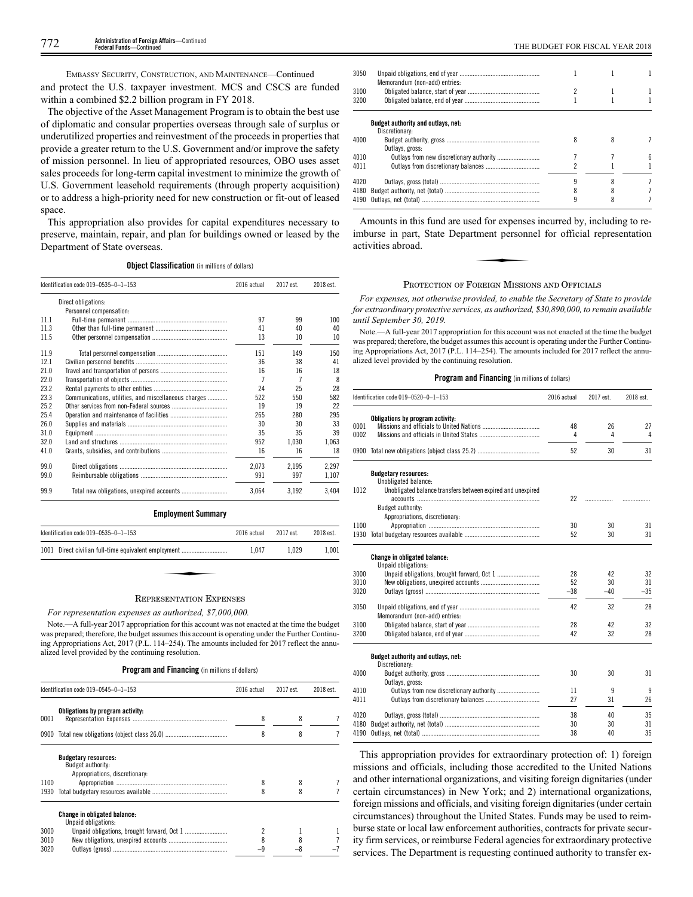EMBASSY SECURITY, CONSTRUCTION, AND MAINTENANCE—Continued

and protect the U.S. taxpayer investment. MCS and CSCS are funded within a combined $2.2 billion program in FY 2018.

The objective of the Asset Management Program is to obtain the best use of diplomatic and consular properties overseas through sale of surplus or underutilized properties and reinvestment of the proceeds in properties that provide a greater return to the U.S. Government and/or improve the safety of mission personnel. In lieu of appropriated resources, OBO uses asset sales proceeds for long-term capital investment to minimize the growth of U.S. Government leasehold requirements (through property acquisition) or to address a high-priority need for new construction or fit-out of leased space.

This appropriation also provides for capital expenditures necessary to preserve, maintain, repair, and plan for buildings owned or leased by the Department of State overseas.

**Object Classification** (in millions of dollars)

| Identification code 019–0535–0–1–153 | | 2016 actual | 2017 est. | 2018 est. |
|---|---|---|---|---|
| | Direct obligations: | | | |
| | Personnel compensation: | | | |
| 11.1 | Full-time permanent | 97 | 99 | 100 |
| 11.3 | Other than full-time permanent | 41 | 40 | 40 |
| 11.5 | Other personnel compensation | 13 | 10 | 10 |
| 11.9 | Total personnel compensation | 151 | 149 | 150 |
| 12.1 | Civilian personnel benefits | 36 | 38 | 41 |
| 21.0 | Travel and transportation of persons | 16 | 16 | 18 |
| 22.0 | Transportation of objects | 7 | 7 | 8 |
| 23.2 | Rental payments to others | 24 | 25 | 28 |
| 23.3 | Communications, utilities, and miscellaneous charges | 522 | 550 | 582 |
| 25.2 | Other services from non-Federal sources | 19 | 19 | 22 |
| 25.4 | Operation and maintenance of facilities | 265 | 280 | 295 |
| 26.0 | Supplies and materials | 30 | 30 | 33 |
| 31.0 | Equipment | 35 | 35 | 39 |
| 32.0 | Land and structures | 952 | 1,030 | 1,063 |
| 41.0 | Grants, subsidies, and contributions | 16 | 16 | 18 |
| 99.0 | Direct obligations | 2,073 | 2,195 | 2,297 |
| 99.0 | Reimbursable obligations | 991 | 997 | 1,107 |
| 99.9 | Total new obligations, unexpired accounts | 3,064 | 3,192 | 3,404 |

**Employment Summary**

| Identification code 019–0535–0–1–153 | | 2016 actual | 2017 est. | 2018 est. |
|---|---|---|---|---|
| 1001 | Direct civilian full-time equivalent employment | 1,047 | 1,029 | 1,001 |

## REPRESENTATION EXPENSES

*For representation expenses as authorized, $7,000,000.*

Note.—A full-year 2017 appropriation for this account was not enacted at the time the budget was prepared; therefore, the budget assumes this account is operating under the Further Continuing Appropriations Act, 2017 (P.L. 114–254). The amounts included for 2017 reflect the annualized level provided by the continuing resolution.

**Program and Financing** (in millions of dollars)

| Identification code 019–0545–0–1–153 | | 2016 actual | 2017 est. | 2018 est. |
|---|---|---|---|---|
| | **Obligations by program activity:** | | | |
| 0001 | Representation Expenses | 8 | 8 | 7 |
| 0900 | Total new obligations (object class 26.0) | 8 | 8 | 7 |
| | **Budgetary resources:** | | | |
| | Budget authority: | | | |
| | Appropriations, discretionary: | | | |
| 1100 | Appropriation | 8 | 8 | 7 |
| 1930 | Total budgetary resources available | 8 | 8 | 7 |
| | **Change in obligated balance:** | | | |
| | Unpaid obligations: | | | |
| 3000 | Unpaid obligations, brought forward, Oct 1 | 2 | 1 | 1 |
| 3010 | New obligations, unexpired accounts | 8 | 8 | 7 |
| 3020 | Outlays (gross) | –9 | –8 | –7 |
| 3050 | Unpaid obligations, end of year | 1 | 1 | 1 |
| | Memorandum (non-add) entries: | | | |
| 3100 | Obligated balance, start of year | 2 | 1 | 1 |
| 3200 | Obligated balance, end of year | 1 | 1 | 1 |
| | **Budget authority and outlays, net:** | | | |
| | Discretionary: | | | |
| 4000 | Budget authority, gross | 8 | 8 | 7 |
| | Outlays, gross: | | | |
| 4010 | Outlays from new discretionary authority | 7 | 7 | 6 |
| 4011 | Outlays from discretionary balances | 2 | 1 | 1 |
| 4020 | Outlays, gross (total) | 9 | 8 | 7 |
| 4180 | Budget authority, net (total) | 8 | 8 | 7 |
| 4190 | Outlays, net (total) | 9 | 8 | 7 |

Amounts in this fund are used for expenses incurred by, including to reimburse in part, State Department personnel for official representation activities abroad.

## PROTECTION OF FOREIGN MISSIONS AND OFFICIALS

*For expenses, not otherwise provided, to enable the Secretary of State to provide for extraordinary protective services, as authorized, $30,890,000, to remain available until September 30, 2019.*

Note.—A full-year 2017 appropriation for this account was not enacted at the time the budget was prepared; therefore, the budget assumes this account is operating under the Further Continuing Appropriations Act, 2017 (P.L. 114–254). The amounts included for 2017 reflect the annualized level provided by the continuing resolution.

**Program and Financing** (in millions of dollars)

| Identification code 019–0520–0–1–153 | | 2016 actual | 2017 est. | 2018 est. |
|---|---|---|---|---|
| | **Obligations by program activity:** | | | |
| 0001 | Missions and officials to United Nations | 48 | 26 | 27 |
| 0002 | Missions and officials in United States | 4 | 4 | 4 |
| 0900 | Total new obligations (object class 25.2) | 52 | 30 | 31 |
| | **Budgetary resources:** | | | |
| | Unobligated balance: | | | |
| 1012 | Unobligated balance transfers between expired and unexpired accounts | 22 | | |
| | Budget authority: | | | |
| | Appropriations, discretionary: | | | |
| 1100 | Appropriation | 30 | 30 | 31 |
| 1930 | Total budgetary resources available | 52 | 30 | 31 |
| | **Change in obligated balance:** | | | |
| | Unpaid obligations: | | | |
| 3000 | Unpaid obligations, brought forward, Oct 1 | 28 | 42 | 32 |
| 3010 | New obligations, unexpired accounts | 52 | 30 | 31 |
| 3020 | Outlays (gross) | –38 | –40 | –35 |
| 3050 | Unpaid obligations, end of year | 42 | 32 | 28 |
| | Memorandum (non-add) entries: | | | |
| 3100 | Obligated balance, start of year | 28 | 42 | 32 |
| 3200 | Obligated balance, end of year | 42 | 32 | 28 |
| | **Budget authority and outlays, net:** | | | |
| | Discretionary: | | | |
| 4000 | Budget authority, gross | 30 | 30 | 31 |
| | Outlays, gross: | | | |
| 4010 | Outlays from new discretionary authority | 11 | 9 | 9 |
| 4011 | Outlays from discretionary balances | 27 | 31 | 26 |
| 4020 | Outlays, gross (total) | 38 | 40 | 35 |
| 4180 | Budget authority, net (total) | 30 | 30 | 31 |
| 4190 | Outlays, net (total) | 38 | 40 | 35 |

This appropriation provides for extraordinary protection of: 1) foreign missions and officials, including those accredited to the United Nations and other international organizations, and visiting foreign dignitaries (under certain circumstances) in New York; and 2) international organizations, foreign missions and officials, and visiting foreign dignitaries (under certain circumstances) throughout the United States. Funds may be used to reimburse state or local law enforcement authorities, contracts for private security firm services, or reimburse Federal agencies for extraordinary protective services. The Department is requesting continued authority to transfer ex-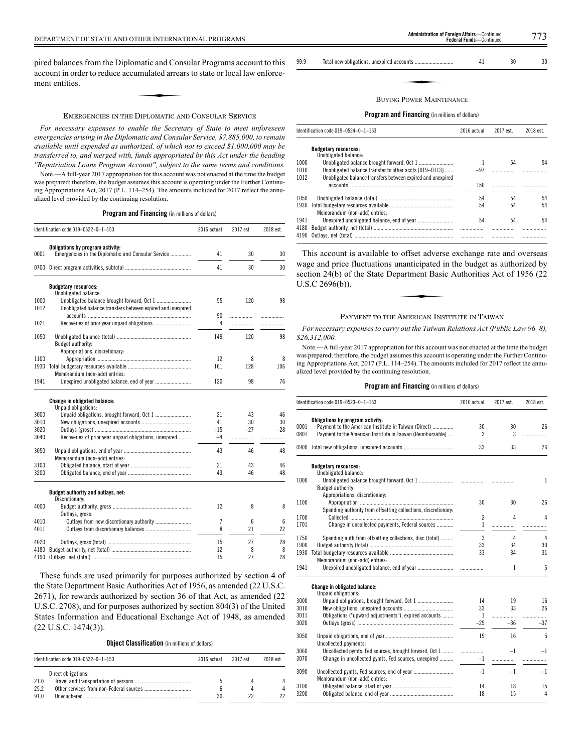pired balances from the Diplomatic and Consular Programs account to this account in order to reduce accumulated arrears to state or local law enforcement entities.

## EMERGENCIES IN THE DIPLOMATIC AND CONSULAR SERVICE

*For necessary expenses to enable the Secretary of State to meet unforeseen emergencies arising in the Diplomatic and Consular Service, $7,885,000, to remain available until expended as authorized, of which not to exceed $1,000,000 may be transferred to, and merged with, funds appropriated by this Act under the heading "Repatriation Loans Program Account", subject to the same terms and conditions.*

Note.—A full-year 2017 appropriation for this account was not enacted at the time the budget was prepared; therefore, the budget assumes this account is operating under the Further Continuing Appropriations Act, 2017 (P.L. 114–254). The amounts included for 2017 reflect the annualized level provided by the continuing resolution.

**Program and Financing** (in millions of dollars)

| Identification code 019–0522–0–1–153 | | 2016 actual | 2017 est. | 2018 est. |
|---|---|---|---|---|
| | **Obligations by program activity:** | | | |
| 0001 | Emergencies in the Diplomatic and Consular Service | 41 | 30 | 30 |
| 0700 | Direct program activities, subtotal | 41 | 30 | 30 |
| | **Budgetary resources:** | | | |
| | Unobligated balance: | | | |
| 1000 | Unobligated balance brought forward, Oct 1 | 55 | 120 | 98 |
| 1012 | Unobligated balance transfers between expired and unexpired accounts | 90 | | |
| 1021 | Recoveries of prior year unpaid obligations | 4 | | |
| 1050 | Unobligated balance (total) | 149 | 120 | 98 |
| | Budget authority: | | | |
| | Appropriations, discretionary: | | | |
| 1100 | Appropriation | 12 | 8 | 8 |
| 1930 | Total budgetary resources available | 161 | 128 | 106 |
| | Memorandum (non-add) entries: | | | |
| 1941 | Unexpired unobligated balance, end of year | 120 | 98 | 76 |
| | **Change in obligated balance:** | | | |
| | Unpaid obligations: | | | |
| 3000 | Unpaid obligations, brought forward, Oct 1 | 21 | 43 | 46 |
| 3010 | New obligations, unexpired accounts | 41 | 30 | 30 |
| 3020 | Outlays (gross) | –15 | –27 | –28 |
| 3040 | Recoveries of prior year unpaid obligations, unexpired | –4 | | |
| 3050 | Unpaid obligations, end of year | 43 | 46 | 48 |
| | Memorandum (non-add) entries: | | | |
| 3100 | Obligated balance, start of year | 21 | 43 | 46 |
| 3200 | Obligated balance, end of year | 43 | 46 | 48 |
| | **Budget authority and outlays, net:** | | | |
| | Discretionary: | | | |
| 4000 | Budget authority, gross | 12 | 8 | 8 |
| | Outlays, gross: | | | |
| 4010 | Outlays from new discretionary authority | 7 | 6 | 6 |
| 4011 | Outlays from discretionary balances | 8 | 21 | 22 |
| 4020 | Outlays, gross (total) | 15 | 27 | 28 |
| 4180 | Budget authority, net (total) | 12 | 8 | 8 |
| 4190 | Outlays, net (total) | 15 | 27 | 28 |

These funds are used primarily for purposes authorized by section 4 of the State Department Basic Authorities Act of 1956, as amended (22 U.S.C. 2671), for rewards authorized by section 36 of that Act, as amended (22 U.S.C. 2708), and for purposes authorized by section 804(3) of the United States Information and Educational Exchange Act of 1948, as amended (22 U.S.C. 1474(3)).

**Object Classification** (in millions of dollars)

| Identification code 019–0522–0–1–153 | | 2016 actual | 2017 est. | 2018 est. |
|---|---|---|---|---|
| | Direct obligations: | | | |
| 21.0 | Travel and transportation of persons | 5 | 4 | 4 |
| 25.2 | Other services from non-Federal sources | 6 | 4 | 4 |
| 91.0 | Unvouchered | 30 | 22 | 22 |
| 99.9 | Total new obligations, unexpired accounts | 41 | 30 | 30 |

## BUYING POWER MAINTENANCE

**Program and Financing** (in millions of dollars)

| Identification code 019–0524–0–1–153 | | 2016 actual | 2017 est. | 2018 est. |
|---|---|---|---|---|
| | **Budgetary resources:** | | | |
| | Unobligated balance: | | | |
| 1000 | Unobligated balance brought forward, Oct 1 | 1 | 54 | 54 |
| 1010 | Unobligated balance transfer to other accts [019–0113] | –97 | | |
| 1012 | Unobligated balance transfers between expired and unexpired accounts | 150 | | |
| 1050 | Unobligated balance (total) | 54 | 54 | 54 |
| 1930 | Total budgetary resources available | 54 | 54 | 54 |
| | Memorandum (non-add) entries: | | | |
| 1941 | Unexpired unobligated balance, end of year | 54 | 54 | 54 |
| 4180 | Budget authority, net (total) | | | |
| 4190 | Outlays, net (total) | | | |

This account is available to offset adverse exchange rate and overseas wage and price fluctuations unanticipated in the budget as authorized by section 24(b) of the State Department Basic Authorities Act of 1956 (22 U.S.C 2696(b)).

## PAYMENT TO THE AMERICAN INSTITUTE IN TAIWAN

*For necessary expenses to carry out the Taiwan Relations Act (Public Law 96–8), $26,312,000.*

Note.—A full-year 2017 appropriation for this account was not enacted at the time the budget was prepared; therefore, the budget assumes this account is operating under the Further Continuing Appropriations Act, 2017 (P.L. 114–254). The amounts included for 2017 reflect the annualized level provided by the continuing resolution.

**Program and Financing** (in millions of dollars)

| Identification code 019–0523–0–1–153 | | 2016 actual | 2017 est. | 2018 est. |
|---|---|---|---|---|
| | **Obligations by program activity:** | | | |
| 0001 | Payment to the American Institute in Taiwan (Direct) | 30 | 30 | 26 |
| 0801 | Payment to the American Institute in Taiwan (Reimbursable) | 3 | 3 | |
| 0900 | Total new obligations, unexpired accounts | 33 | 33 | 26 |
| | **Budgetary resources:** | | | |
| | Unobligated balance: | | | |
| 1000 | Unobligated balance brought forward, Oct 1 | | | 1 |
| | Budget authority: | | | |
| | Appropriations, discretionary: | | | |
| 1100 | Appropriation | 30 | 30 | 26 |
| | Spending authority from offsetting collections, discretionary: | | | |
| 1700 | Collected | 2 | 4 | 4 |
| 1701 | Change in uncollected payments, Federal sources | 1 | | |
| 1750 | Spending auth from offsetting collections, disc (total) | 3 | 4 | 4 |
| 1900 | Budget authority (total) | 33 | 34 | 30 |
| 1930 | Total budgetary resources available | 33 | 34 | 31 |
| | Memorandum (non-add) entries: | | | |
| 1941 | Unexpired unobligated balance, end of year | | 1 | 5 |
| | **Change in obligated balance:** | | | |
| | Unpaid obligations: | | | |
| 3000 | Unpaid obligations, brought forward, Oct 1 | 14 | 19 | 16 |
| 3010 | New obligations, unexpired accounts | 33 | 33 | 26 |
| 3011 | Obligations ("upward adjustments"), expired accounts | 1 | | |
| 3020 | Outlays (gross) | –29 | –36 | –37 |
| 3050 | Unpaid obligations, end of year | 19 | 16 | 5 |
| | Uncollected payments: | | | |
| 3060 | Uncollected pymts, Fed sources, brought forward, Oct 1 | | –1 | –1 |
| 3070 | Change in uncollected pymts, Fed sources, unexpired | –1 | | |
| 3090 | Uncollected pymts, Fed sources, end of year | –1 | –1 | –1 |
| | Memorandum (non-add) entries: | | | |
| 3100 | Obligated balance, start of year | 14 | 18 | 15 |
| 3200 | Obligated balance, end of year | 18 | 15 | 4 |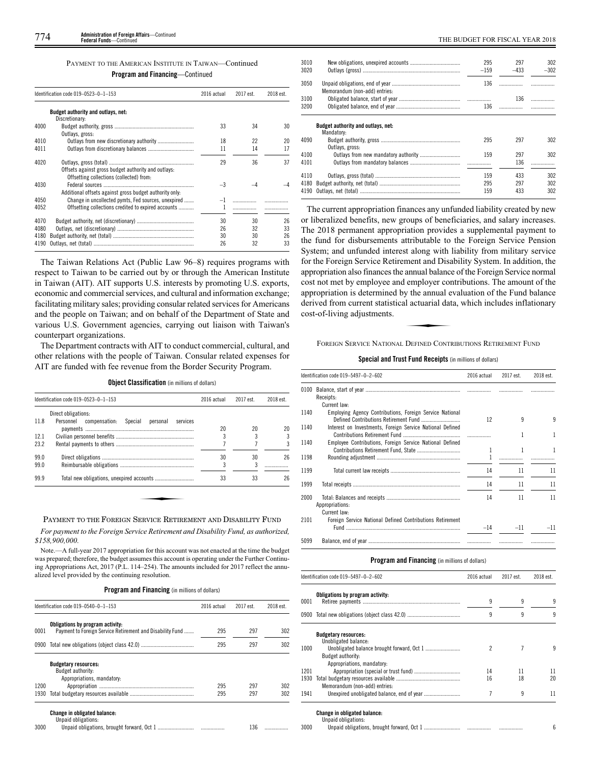PAYMENT TO THE AMERICAN INSTITUTE IN TAIWAN—Continued

**Program and Financing**—Continued

| Identification code 019–0523–0–1–153 | | 2016 actual | 2017 est. | 2018 est. |
|---|---|---|---|---|
| | **Budget authority and outlays, net:** | | | |
| | Discretionary: | | | |
| 4000 | Budget authority, gross | 33 | 34 | 30 |
| | Outlays, gross: | | | |
| 4010 | Outlays from new discretionary authority | 18 | 22 | 20 |
| 4011 | Outlays from discretionary balances | 11 | 14 | 17 |
| 4020 | Outlays, gross (total) | 29 | 36 | 37 |
| | Offsets against gross budget authority and outlays: | | | |
| | Offsetting collections (collected) from: | | | |
| 4030 | Federal sources | –3 | –4 | –4 |
| | Additional offsets against gross budget authority only: | | | |
| 4050 | Change in uncollected pymts, Fed sources, unexpired | –1 | | |
| 4052 | Offsetting collections credited to expired accounts | 1 | | |
| 4070 | Budget authority, net (discretionary) | 30 | 30 | 26 |
| 4080 | Outlays, net (discretionary) | 26 | 32 | 33 |
| 4180 | Budget authority, net (total) | 30 | 30 | 26 |
| 4190 | Outlays, net (total) | 26 | 32 | 33 |

The Taiwan Relations Act (Public Law 96–8) requires programs with respect to Taiwan to be carried out by or through the American Institute in Taiwan (AIT). AIT supports U.S. interests by promoting U.S. exports, economic and commercial services, and cultural and information exchange; facilitating military sales; providing consular related services for Americans and the people on Taiwan; and on behalf of the Department of State and various U.S. Government agencies, carrying out liaison with Taiwan's counterpart organizations.

The Department contracts with AIT to conduct commercial, cultural, and other relations with the people of Taiwan. Consular related expenses for AIT are funded with fee revenue from the Border Security Program.

**Object Classification** (in millions of dollars)

| Identification code 019–0523–0–1–153 | | 2016 actual | 2017 est. | 2018 est. |
|---|---|---|---|---|
| | Direct obligations: | | | |
| 11.8 | Personnel compensation: Special personal services payments | 20 | 20 | 20 |
| 12.1 | Civilian personnel benefits | 3 | 3 | 3 |
| 23.2 | Rental payments to others | 7 | 7 | 3 |
| 99.0 | Direct obligations | 30 | 30 | 26 |
| 99.0 | Reimbursable obligations | 3 | 3 | |
| 99.9 | Total new obligations, unexpired accounts | 33 | 33 | 26 |

PAYMENT TO THE FOREIGN SERVICE RETIREMENT AND DISABILITY FUND

*For payment to the Foreign Service Retirement and Disability Fund, as authorized, $158,900,000.*

Note.—A full-year 2017 appropriation for this account was not enacted at the time the budget was prepared; therefore, the budget assumes this account is operating under the Further Continuing Appropriations Act, 2017 (P.L. 114–254). The amounts included for 2017 reflect the annualized level provided by the continuing resolution.

**Program and Financing** (in millions of dollars)

| Identification code 019–0540–0–1–153 | | 2016 actual | 2017 est. | 2018 est. |
|---|---|---|---|---|
| | **Obligations by program activity:** | | | |
| 0001 | Payment to Foreign Service Retirement and Disability Fund | 295 | 297 | 302 |
| 0900 | Total new obligations (object class 42.0) | 295 | 297 | 302 |
| | **Budgetary resources:** | | | |
| | Budget authority: | | | |
| | Appropriations, mandatory: | | | |
| 1200 | Appropriation | 295 | 297 | 302 |
| 1930 | Total budgetary resources available | 295 | 297 | 302 |
| | **Change in obligated balance:** | | | |
| | Unpaid obligations: | | | |
| 3000 | Unpaid obligations, brought forward, Oct 1 | | 136 | |
| 3010 | New obligations, unexpired accounts | 295 | 297 | 302 |
| 3020 | Outlays (gross) | –159 | –433 | –302 |
| 3050 | Unpaid obligations, end of year | 136 | | |
| | Memorandum (non-add) entries: | | | |
| 3100 | Obligated balance, start of year | | 136 | |
| 3200 | Obligated balance, end of year | 136 | | |
| | **Budget authority and outlays, net:** | | | |
| | Mandatory: | | | |
| 4090 | Budget authority, gross | 295 | 297 | 302 |
| | Outlays, gross: | | | |
| 4100 | Outlays from new mandatory authority | 159 | 297 | 302 |
| 4101 | Outlays from mandatory balances | | 136 | |
| 4110 | Outlays, gross (total) | 159 | 433 | 302 |
| 4180 | Budget authority, net (total) | 295 | 297 | 302 |
| 4190 | Outlays, net (total) | 159 | 433 | 302 |

The current appropriation finances any unfunded liability created by new or liberalized benefits, new groups of beneficiaries, and salary increases. The 2018 permanent appropriation provides a supplemental payment to the fund for disbursements attributable to the Foreign Service Pension System; and unfunded interest along with liability from military service for the Foreign Service Retirement and Disability System. In addition, the appropriation also finances the annual balance of the Foreign Service normal cost not met by employee and employer contributions. The amount of the appropriation is determined by the annual evaluation of the Fund balance derived from current statistical actuarial data, which includes inflationary cost-of-living adjustments.

FOREIGN SERVICE NATIONAL DEFINED CONTRIBUTIONS RETIREMENT FUND

**Special and Trust Fund Receipts** (in millions of dollars)

| Identification code 019–5497–0–2–602 | | 2016 actual | 2017 est. | 2018 est. |
|---|---|---|---|---|
| 0100 | Balance, start of year | | | |
| | Receipts: | | | |
| | Current law: | | | |
| 1140 | Employing Agency Contributions, Foreign Service National Defined Contributions Retirement Fund | 12 | 9 | 9 |
| 1140 | Interest on Investments, Foreign Service National Defined Contributions Retirement Fund | | 1 | 1 |
| 1140 | Employee Contributions, Foreign Service National Defined Contributions Retirement Fund, State | 1 | 1 | 1 |
| 1198 | Rounding adjustment | 1 | | |
| 1199 | Total current law receipts | 14 | 11 | 11 |
| 1999 | Total receipts | 14 | 11 | 11 |
| 2000 | Total: Balances and receipts | 14 | 11 | 11 |
| | Appropriations: | | | |
| | Current law: | | | |
| 2101 | Foreign Service National Defined Contributions Retirement Fund | –14 | –11 | –11 |
| 5099 | Balance, end of year | | | |

**Program and Financing** (in millions of dollars)

| Identification code 019–5497–0–2–602 | | 2016 actual | 2017 est. | 2018 est. |
|---|---|---|---|---|
| | **Obligations by program activity:** | | | |
| 0001 | Retiree payments | 9 | 9 | 9 |
| 0900 | Total new obligations (object class 42.0) | 9 | 9 | 9 |
| | **Budgetary resources:** | | | |
| | Unobligated balance: | | | |
| 1000 | Unobligated balance brought forward, Oct 1 | 2 | 7 | 9 |
| | Budget authority: | | | |
| | Appropriations, mandatory: | | | |
| 1201 | Appropriation (special or trust fund) | 14 | 11 | 11 |
| 1930 | Total budgetary resources available | 16 | 18 | 20 |
| | Memorandum (non-add) entries: | | | |
| 1941 | Unexpired unobligated balance, end of year | 7 | 9 | 11 |
| | **Change in obligated balance:** | | | |
| | Unpaid obligations: | | | |
| 3000 | Unpaid obligations, brought forward, Oct 1 | | | 6 |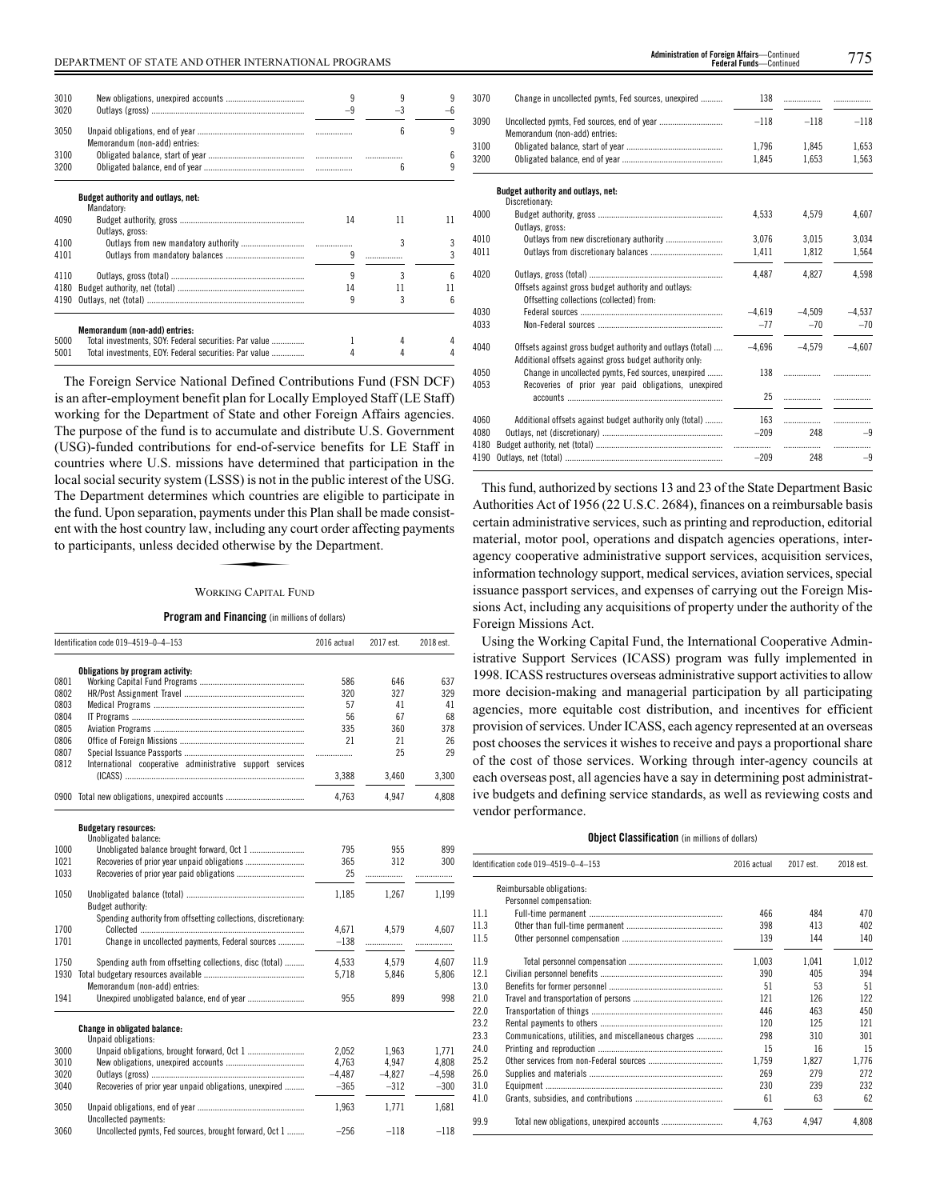| | | | | |
|---|---|---|---|---|
| 3010 | New obligations, unexpired accounts | 9 | 9 | 9 |
| 3020 | Outlays (gross) | –9 | –3 | –6 |
| 3050 | Unpaid obligations, end of year | | 6 | 9 |
| | Memorandum (non-add) entries: | | | |
| 3100 | Obligated balance, start of year | | | 6 |
| 3200 | Obligated balance, end of year | | 6 | 9 |
| | **Budget authority and outlays, net:** | | | |
| | Mandatory: | | | |
| 4090 | Budget authority, gross | 14 | 11 | 11 |
| | Outlays, gross: | | | |
| 4100 | Outlays from new mandatory authority | | 3 | 3 |
| 4101 | Outlays from mandatory balances | 9 | | 3 |
| 4110 | Outlays, gross (total) | 9 | 3 | 6 |
| 4180 | Budget authority, net (total) | 14 | 11 | 11 |
| 4190 | Outlays, net (total) | 9 | 3 | 6 |
| | **Memorandum (non-add) entries:** | | | |
| 5000 | Total investments, SOY: Federal securities: Par value | 1 | 4 | 4 |
| 5001 | Total investments, EOY: Federal securities: Par value | 4 | 4 | 4 |

The Foreign Service National Defined Contributions Fund (FSN DCF) is an after-employment benefit plan for Locally Employed Staff (LE Staff) working for the Department of State and other Foreign Affairs agencies. The purpose of the fund is to accumulate and distribute U.S. Government (USG)-funded contributions for end-of-service benefits for LE Staff in countries where U.S. missions have determined that participation in the local social security system (LSSS) is not in the public interest of the USG. The Department determines which countries are eligible to participate in the fund. Upon separation, payments under this Plan shall be made consistent with the host country law, including any court order affecting payments to participants, unless decided otherwise by the Department.

## Working Capital Fund

**Program and Financing** (in millions of dollars)

| Identification code 019–4519–0–4–153 | | 2016 actual | 2017 est. | 2018 est. |
|---|---|---|---|---|
| | **Obligations by program activity:** | | | |
| 0801 | Working Capital Fund Programs | 586 | 646 | 637 |
| 0802 | HR/Post Assignment Travel | 320 | 327 | 329 |
| 0803 | Medical Programs | 57 | 41 | 41 |
| 0804 | IT Programs | 56 | 67 | 68 |
| 0805 | Aviation Programs | 335 | 360 | 378 |
| 0806 | Office of Foreign Missions | 21 | 21 | 26 |
| 0807 | Special Issuance Passports | | 25 | 29 |
| 0812 | International cooperative administrative support services (ICASS) | 3,388 | 3,460 | 3,300 |
| 0900 | Total new obligations, unexpired accounts | 4,763 | 4,947 | 4,808 |
| | **Budgetary resources:** | | | |
| | Unobligated balance: | | | |
| 1000 | Unobligated balance brought forward, Oct 1 | 795 | 955 | 899 |
| 1021 | Recoveries of prior year unpaid obligations | 365 | 312 | 300 |
| 1033 | Recoveries of prior year paid obligations | 25 | | |
| 1050 | Unobligated balance (total) | 1,185 | 1,267 | 1,199 |
| | Budget authority: | | | |
| | Spending authority from offsetting collections, discretionary: | | | |
| 1700 | Collected | 4,671 | 4,579 | 4,607 |
| 1701 | Change in uncollected payments, Federal sources | –138 | | |
| 1750 | Spending auth from offsetting collections, disc (total) | 4,533 | 4,579 | 4,607 |
| 1930 | Total budgetary resources available | 5,718 | 5,846 | 5,806 |
| | Memorandum (non-add) entries: | | | |
| 1941 | Unexpired unobligated balance, end of year | 955 | 899 | 998 |
| | **Change in obligated balance:** | | | |
| | Unpaid obligations: | | | |
| 3000 | Unpaid obligations, brought forward, Oct 1 | 2,052 | 1,963 | 1,771 |
| 3010 | New obligations, unexpired accounts | 4,763 | 4,947 | 4,808 |
| 3020 | Outlays (gross) | –4,487 | –4,827 | –4,598 |
| 3040 | Recoveries of prior year unpaid obligations, unexpired | –365 | –312 | –300 |
| 3050 | Unpaid obligations, end of year | 1,963 | 1,771 | 1,681 |
| | Uncollected payments: | | | |
| 3060 | Uncollected pymts, Fed sources, brought forward, Oct 1 | –256 | –118 | –118 |
| 3070 | Change in uncollected pymts, Fed sources, unexpired | 138 | | |
| 3090 | Uncollected pymts, Fed sources, end of year | –118 | –118 | –118 |
| | Memorandum (non-add) entries: | | | |
| 3100 | Obligated balance, start of year | 1,796 | 1,845 | 1,653 |
| 3200 | Obligated balance, end of year | 1,845 | 1,653 | 1,563 |
| | **Budget authority and outlays, net:** | | | |
| | Discretionary: | | | |
| 4000 | Budget authority, gross | 4,533 | 4,579 | 4,607 |
| | Outlays, gross: | | | |
| 4010 | Outlays from new discretionary authority | 3,076 | 3,015 | 3,034 |
| 4011 | Outlays from discretionary balances | 1,411 | 1,812 | 1,564 |
| 4020 | Outlays, gross (total) | 4,487 | 4,827 | 4,598 |
| | Offsets against gross budget authority and outlays: | | | |
| | Offsetting collections (collected) from: | | | |
| 4030 | Federal sources | –4,619 | –4,509 | –4,537 |
| 4033 | Non-Federal sources | –77 | –70 | –70 |
| 4040 | Offsets against gross budget authority and outlays (total) | –4,696 | –4,579 | –4,607 |
| | Additional offsets against gross budget authority only: | | | |
| 4050 | Change in uncollected pymts, Fed sources, unexpired | 138 | | |
| 4053 | Recoveries of prior year paid obligations, unexpired accounts | 25 | | |
| 4060 | Additional offsets against budget authority only (total) | 163 | | |
| 4080 | Outlays, net (discretionary) | –209 | 248 | –9 |
| 4180 | Budget authority, net (total) | | | |
| 4190 | Outlays, net (total) | –209 | 248 | –9 |

This fund, authorized by sections 13 and 23 of the State Department Basic Authorities Act of 1956 (22 U.S.C. 2684), finances on a reimbursable basis certain administrative services, such as printing and reproduction, editorial material, motor pool, operations and dispatch agencies operations, interagency cooperative administrative support services, acquisition services, information technology support, medical services, aviation services, special issuance passport services, and expenses of carrying out the Foreign Missions Act, including any acquisitions of property under the authority of the Foreign Missions Act.

Using the Working Capital Fund, the International Cooperative Administrative Support Services (ICASS) program was fully implemented in 1998. ICASS restructures overseas administrative support activities to allow more decision-making and managerial participation by all participating agencies, more equitable cost distribution, and incentives for efficient provision of services. Under ICASS, each agency represented at an overseas post chooses the services it wishes to receive and pays a proportional share of the cost of those services. Working through inter-agency councils at each overseas post, all agencies have a say in determining post administrative budgets and defining service standards, as well as reviewing costs and vendor performance.

**Object Classification** (in millions of dollars)

| Identification code 019–4519–0–4–153 | | 2016 actual | 2017 est. | 2018 est. |
|---|---|---|---|---|
| | Reimbursable obligations: | | | |
| | Personnel compensation: | | | |
| 11.1 | Full-time permanent | 466 | 484 | 470 |
| 11.3 | Other than full-time permanent | 398 | 413 | 402 |
| 11.5 | Other personnel compensation | 139 | 144 | 140 |
| 11.9 | Total personnel compensation | 1,003 | 1,041 | 1,012 |
| 12.1 | Civilian personnel benefits | 390 | 405 | 394 |
| 13.0 | Benefits for former personnel | 51 | 53 | 51 |
| 21.0 | Travel and transportation of persons | 121 | 126 | 122 |
| 22.0 | Transportation of things | 446 | 463 | 450 |
| 23.2 | Rental payments to others | 120 | 125 | 121 |
| 23.3 | Communications, utilities, and miscellaneous charges | 298 | 310 | 301 |
| 24.0 | Printing and reproduction | 15 | 16 | 15 |
| 25.2 | Other services from non-Federal sources | 1,759 | 1,827 | 1,776 |
| 26.0 | Supplies and materials | 269 | 279 | 272 |
| 31.0 | Equipment | 230 | 239 | 232 |
| 41.0 | Grants, subsidies, and contributions | 61 | 63 | 62 |
| 99.9 | Total new obligations, unexpired accounts | 4,763 | 4,947 | 4,808 |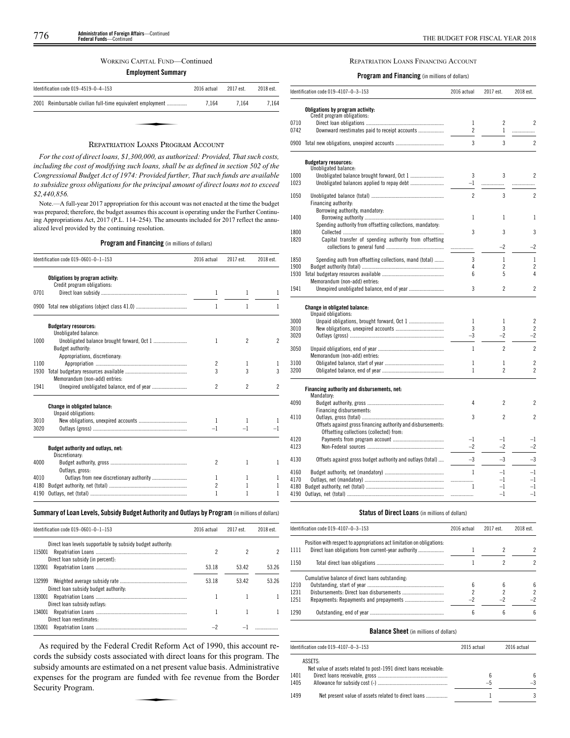WORKING CAPITAL FUND—Continued

**Employment Summary**

| Identification code 019–4519–0–4–153 | 2016 actual | 2017 est. | 2018 est. |
|---|---|---|---|
| 2001 Reimbursable civilian full-time equivalent employment | 7,164 | 7,164 | 7,164 |

## REPATRIATION LOANS PROGRAM ACCOUNT

*For the cost of direct loans, $1,300,000, as authorized: Provided, That such costs, including the cost of modifying such loans, shall be as defined in section 502 of the Congressional Budget Act of 1974: Provided further, That such funds are available to subsidize gross obligations for the principal amount of direct loans not to exceed $2,440,856.*

Note.—A full-year 2017 appropriation for this account was not enacted at the time the budget was prepared; therefore, the budget assumes this account is operating under the Further Continuing Appropriations Act, 2017 (P.L. 114–254). The amounts included for 2017 reflect the annualized level provided by the continuing resolution.

**Program and Financing** (in millions of dollars)

| Identification code 019–0601–0–1–153 | 2016 actual | 2017 est. | 2018 est. |
|---|---|---|---|
| **Obligations by program activity:** | | | |
| Credit program obligations: | | | |
| 0701 Direct loan subsidy | 1 | 1 | 1 |
| 0900 Total new obligations (object class 41.0) | 1 | 1 | 1 |
| **Budgetary resources:** | | | |
| Unobligated balance: | | | |
| 1000 Unobligated balance brought forward, Oct 1 | 1 | 2 | 2 |
| Budget authority: | | | |
| Appropriations, discretionary: | | | |
| 1100 Appropriation | 2 | 1 | 1 |
| 1930 Total budgetary resources available | 3 | 3 | 3 |
| Memorandum (non-add) entries: | | | |
| 1941 Unexpired unobligated balance, end of year | 2 | 2 | 2 |
| **Change in obligated balance:** | | | |
| Unpaid obligations: | | | |
| 3010 New obligations, unexpired accounts | 1 | 1 | 1 |
| 3020 Outlays (gross) | –1 | –1 | –1 |
| **Budget authority and outlays, net:** | | | |
| Discretionary: | | | |
| 4000 Budget authority, gross | 2 | 1 | 1 |
| Outlays, gross: | | | |
| 4010 Outlays from new discretionary authority | 1 | 1 | 1 |
| 4180 Budget authority, net (total) | 2 | 1 | 1 |
| 4190 Outlays, net (total) | 1 | 1 | 1 |

**Summary of Loan Levels, Subsidy Budget Authority and Outlays by Program** (in millions of dollars)

| Identification code 019–0601–0–1–153 | 2016 actual | 2017 est. | 2018 est. |
|---|---|---|---|
| Direct loan levels supportable by subsidy budget authority: | | | |
| 115001 Repatriation Loans | 2 | 2 | 2 |
| Direct loan subsidy (in percent): | | | |
| 132001 Repatriation Loans | 53.18 | 53.42 | 53.26 |
| 132999 Weighted average subsidy rate | 53.18 | 53.42 | 53.26 |
| Direct loan subsidy budget authority: | | | |
| 133001 Repatriation Loans | 1 | 1 | 1 |
| Direct loan subsidy outlays: | | | |
| 134001 Repatriation Loans | 1 | 1 | 1 |
| Direct loan reestimates: | | | |
| 135001 Repatriation Loans | –2 | –1 | |

As required by the Federal Credit Reform Act of 1990, this account records the subsidy costs associated with direct loans for this program. The subsidy amounts are estimated on a net present value basis. Administrative expenses for the program are funded with fee revenue from the Border Security Program.

## REPATRIATION LOANS FINANCING ACCOUNT

**Program and Financing** (in millions of dollars)

| Identification code 019–4107–0–3–153 | 2016 actual | 2017 est. | 2018 est. |
|---|---|---|---|
| **Obligations by program activity:** | | | |
| Credit program obligations: | | | |
| 0710 Direct loan obligations | 1 | 2 | 2 |
| 0742 Downward reestimates paid to receipt accounts | 2 | 1 | |
| 0900 Total new obligations, unexpired accounts | 3 | 3 | 2 |
| **Budgetary resources:** | | | |
| Unobligated balance: | | | |
| 1000 Unobligated balance brought forward, Oct 1 | 3 | 3 | 2 |
| 1023 Unobligated balances applied to repay debt | –1 | | |
| 1050 Unobligated balance (total) | 2 | 3 | 2 |
| Financing authority: | | | |
| Borrowing authority, mandatory: | | | |
| 1400 Borrowing authority | 1 | 1 | 1 |
| Spending authority from offsetting collections, mandatory: | | | |
| 1800 Collected | 3 | 3 | 3 |
| 1820 Capital transfer of spending authority from offsetting collections to general fund | | –2 | –2 |
| 1850 Spending auth from offsetting collections, mand (total) | 3 | 1 | 1 |
| 1900 Budget authority (total) | 4 | 2 | 2 |
| 1930 Total budgetary resources available | 6 | 5 | 4 |
| Memorandum (non-add) entries: | | | |
| 1941 Unexpired unobligated balance, end of year | 3 | 2 | 2 |
| **Change in obligated balance:** | | | |
| Unpaid obligations: | | | |
| 3000 Unpaid obligations, brought forward, Oct 1 | 1 | 1 | 2 |
| 3010 New obligations, unexpired accounts | 3 | 3 | 2 |
| 3020 Outlays (gross) | –3 | –2 | –2 |
| 3050 Unpaid obligations, end of year | 1 | 2 | 2 |
| Memorandum (non-add) entries: | | | |
| 3100 Obligated balance, start of year | 1 | 1 | 2 |
| 3200 Obligated balance, end of year | 1 | 2 | 2 |
| **Financing authority and disbursements, net:** | | | |
| Mandatory: | | | |
| 4090 Budget authority, gross | 4 | 2 | 2 |
| Financing disbursements: | | | |
| 4110 Outlays, gross (total) | 3 | 2 | 2 |
| Offsets against gross financing authority and disbursements: | | | |
| Offsetting collections (collected) from: | | | |
| 4120 Payments from program account | –1 | –1 | –1 |
| 4123 Non-Federal sources | –2 | –2 | –2 |
| 4130 Offsets against gross budget authority and outlays (total) | –3 | –3 | –3 |
| 4160 Budget authority, net (mandatory) | 1 | –1 | –1 |
| 4170 Outlays, net (mandatory) | | –1 | –1 |
| 4180 Budget authority, net (total) | 1 | –1 | –1 |
| 4190 Outlays, net (total) | | –1 | –1 |

**Status of Direct Loans** (in millions of dollars)

| Identification code 019–4107–0–3–153 | 2016 actual | 2017 est. | 2018 est. |
|---|---|---|---|
| Position with respect to appropriations act limitation on obligations: | | | |
| 1111 Direct loan obligations from current-year authority | 1 | 2 | 2 |
| 1150 Total direct loan obligations | 1 | 2 | 2 |
| Cumulative balance of direct loans outstanding: | | | |
| 1210 Outstanding, start of year | 6 | 6 | 6 |
| 1231 Disbursements: Direct loan disbursements | 2 | 2 | 2 |
| 1251 Repayments: Repayments and prepayments | –2 | –2 | –2 |
| 1290 Outstanding, end of year | 6 | 6 | 6 |

**Balance Sheet** (in millions of dollars)

| Identification code 019–4107–0–3–153 | 2015 actual | 2016 actual |
|---|---|---|
| ASSETS: | | |
| Net value of assets related to post-1991 direct loans receivable: | | |
| 1401 Direct loans receivable, gross | 6 | 6 |
| 1405 Allowance for subsidy cost (-) | –5 | –3 |
| 1499 Net present value of assets related to direct loans | 1 | 3 |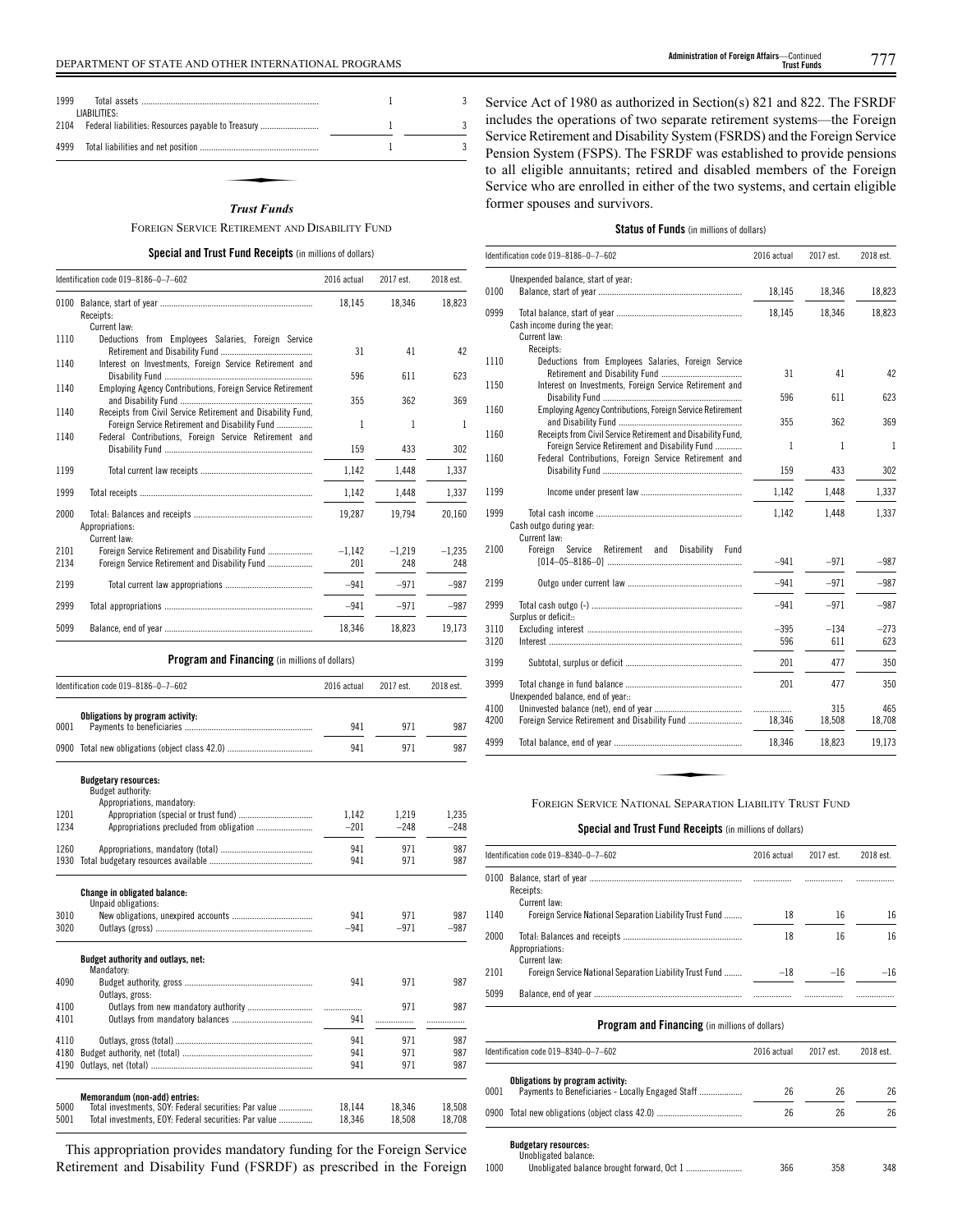| | | | |
|---|---|---|---|
| 1999 | Total assets | 1 | 3 |
| | LIABILITIES: | | |
| 2104 | Federal liabilities: Resources payable to Treasury | 1 | 3 |
| 4999 | Total liabilities and net position | 1 | 3 |

## *Trust Funds*

### Foreign Service Retirement and Disability Fund

**Special and Trust Fund Receipts** (in millions of dollars)

| Identification code 019–8186–0–7–602 | | 2016 actual | 2017 est. | 2018 est. |
|---|---|---|---|---|
| 0100 | Balance, start of year | 18,145 | 18,346 | 18,823 |
| | Receipts: | | | |
| | Current law: | | | |
| 1110 | Deductions from Employees Salaries, Foreign Service Retirement and Disability Fund | 31 | 41 | 42 |
| 1140 | Interest on Investments, Foreign Service Retirement and Disability Fund | 596 | 611 | 623 |
| 1140 | Employing Agency Contributions, Foreign Service Retirement and Disability Fund | 355 | 362 | 369 |
| 1140 | Receipts from Civil Service Retirement and Disability Fund, Foreign Service Retirement and Disability Fund | 1 | 1 | 1 |
| 1140 | Federal Contributions, Foreign Service Retirement and Disability Fund | 159 | 433 | 302 |
| 1199 | Total current law receipts | 1,142 | 1,448 | 1,337 |
| 1999 | Total receipts | 1,142 | 1,448 | 1,337 |
| 2000 | Total: Balances and receipts | 19,287 | 19,794 | 20,160 |
| | Appropriations: | | | |
| | Current law: | | | |
| 2101 | Foreign Service Retirement and Disability Fund | –1,142 | –1,219 | –1,235 |
| 2134 | Foreign Service Retirement and Disability Fund | 201 | 248 | 248 |
| 2199 | Total current law appropriations | –941 | –971 | –987 |
| 2999 | Total appropriations | –941 | –971 | –987 |
| 5099 | Balance, end of year | 18,346 | 18,823 | 19,173 |

**Program and Financing** (in millions of dollars)

| Identification code 019–8186–0–7–602 | | 2016 actual | 2017 est. | 2018 est. |
|---|---|---|---|---|
| | **Obligations by program activity:** | | | |
| 0001 | Payments to beneficiaries | 941 | 971 | 987 |
| 0900 | Total new obligations (object class 42.0) | 941 | 971 | 987 |
| | **Budgetary resources:** | | | |
| | Budget authority: | | | |
| | Appropriations, mandatory: | | | |
| 1201 | Appropriation (special or trust fund) | 1,142 | 1,219 | 1,235 |
| 1234 | Appropriations precluded from obligation | –201 | –248 | –248 |
| 1260 | Appropriations, mandatory (total) | 941 | 971 | 987 |
| 1930 | Total budgetary resources available | 941 | 971 | 987 |
| | **Change in obligated balance:** | | | |
| | Unpaid obligations: | | | |
| 3010 | New obligations, unexpired accounts | 941 | 971 | 987 |
| 3020 | Outlays (gross) | –941 | –971 | –987 |
| | **Budget authority and outlays, net:** | | | |
| | Mandatory: | | | |
| 4090 | Budget authority, gross | 941 | 971 | 987 |
| | Outlays, gross: | | | |
| 4100 | Outlays from new mandatory authority | .................. | 971 | 987 |
| 4101 | Outlays from mandatory balances | 941 | .................. | .................. |
| 4110 | Outlays, gross (total) | 941 | 971 | 987 |
| 4180 | Budget authority, net (total) | 941 | 971 | 987 |
| 4190 | Outlays, net (total) | 941 | 971 | 987 |
| | **Memorandum (non-add) entries:** | | | |
| 5000 | Total investments, SOY: Federal securities: Par value | 18,144 | 18,346 | 18,508 |
| 5001 | Total investments, EOY: Federal securities: Par value | 18,346 | 18,508 | 18,708 |

This appropriation provides mandatory funding for the Foreign Service Retirement and Disability Fund (FSRDF) as prescribed in the Foreign Service Act of 1980 as authorized in Section(s) 821 and 822. The FSRDF includes the operations of two separate retirement systems—the Foreign Service Retirement and Disability System (FSRDS) and the Foreign Service Pension System (FSPS). The FSRDF was established to provide pensions to all eligible annuitants; retired and disabled members of the Foreign Service who are enrolled in either of the two systems, and certain eligible former spouses and survivors.

**Status of Funds** (in millions of dollars)

| Identification code 019–8186–0–7–602 | | 2016 actual | 2017 est. | 2018 est. |
|---|---|---|---|---|
| | Unexpended balance, start of year: | | | |
| 0100 | Balance, start of year | 18,145 | 18,346 | 18,823 |
| 0999 | Total balance, start of year | 18,145 | 18,346 | 18,823 |
| | Cash income during the year: | | | |
| | Current law: | | | |
| | Receipts: | | | |
| 1110 | Deductions from Employees Salaries, Foreign Service Retirement and Disability Fund | 31 | 41 | 42 |
| 1150 | Interest on Investments, Foreign Service Retirement and Disability Fund | 596 | 611 | 623 |
| 1160 | Employing Agency Contributions, Foreign Service Retirement and Disability Fund | 355 | 362 | 369 |
| 1160 | Receipts from Civil Service Retirement and Disability Fund, Foreign Service Retirement and Disability Fund | 1 | 1 | 1 |
| 1160 | Federal Contributions, Foreign Service Retirement and Disability Fund | 159 | 433 | 302 |
| 1199 | Income under present law | 1,142 | 1,448 | 1,337 |
| 1999 | Total cash income | 1,142 | 1,448 | 1,337 |
| | Cash outgo during year: | | | |
| | Current law: | | | |
| 2100 | Foreign Service Retirement and Disability Fund [014–05–8186–0] | –941 | –971 | –987 |
| 2199 | Outgo under current law | –941 | –971 | –987 |
| 2999 | Total cash outgo (-) | –941 | –971 | –987 |
| | Surplus or deficit:: | | | |
| 3110 | Excluding interest | –395 | –134 | –273 |
| 3120 | Interest | 596 | 611 | 623 |
| 3199 | Subtotal, surplus or deficit | 201 | 477 | 350 |
| 3999 | Total change in fund balance | 201 | 477 | 350 |
| | Unexpended balance, end of year:: | | | |
| 4100 | Uninvested balance (net), end of year | .................. | 315 | 465 |
| 4200 | Foreign Service Retirement and Disability Fund | 18,346 | 18,508 | 18,708 |
| 4999 | Total balance, end of year | 18,346 | 18,823 | 19,173 |

### Foreign Service National Separation Liability Trust Fund

**Special and Trust Fund Receipts** (in millions of dollars)

| Identification code 019–8340–0–7–602 | | 2016 actual | 2017 est. | 2018 est. |
|---|---|---|---|---|
| 0100 | Balance, start of year | .................. | .................. | .................. |
| | Receipts: | | | |
| | Current law: | | | |
| 1140 | Foreign Service National Separation Liability Trust Fund | 18 | 16 | 16 |
| 2000 | Total: Balances and receipts | 18 | 16 | 16 |
| | Appropriations: | | | |
| | Current law: | | | |
| 2101 | Foreign Service National Separation Liability Trust Fund | –18 | –16 | –16 |
| 5099 | Balance, end of year | .................. | .................. | .................. |

**Program and Financing** (in millions of dollars)

| Identification code 019–8340–0–7–602 | | 2016 actual | 2017 est. | 2018 est. |
|---|---|---|---|---|
| | **Obligations by program activity:** | | | |
| 0001 | Payments to Beneficiaries - Locally Engaged Staff | 26 | 26 | 26 |
| 0900 | Total new obligations (object class 42.0) | 26 | 26 | 26 |
| | **Budgetary resources:** | | | |
| | Unobligated balance: | | | |
| 1000 | Unobligated balance brought forward, Oct 1 | 366 | 358 | 348 |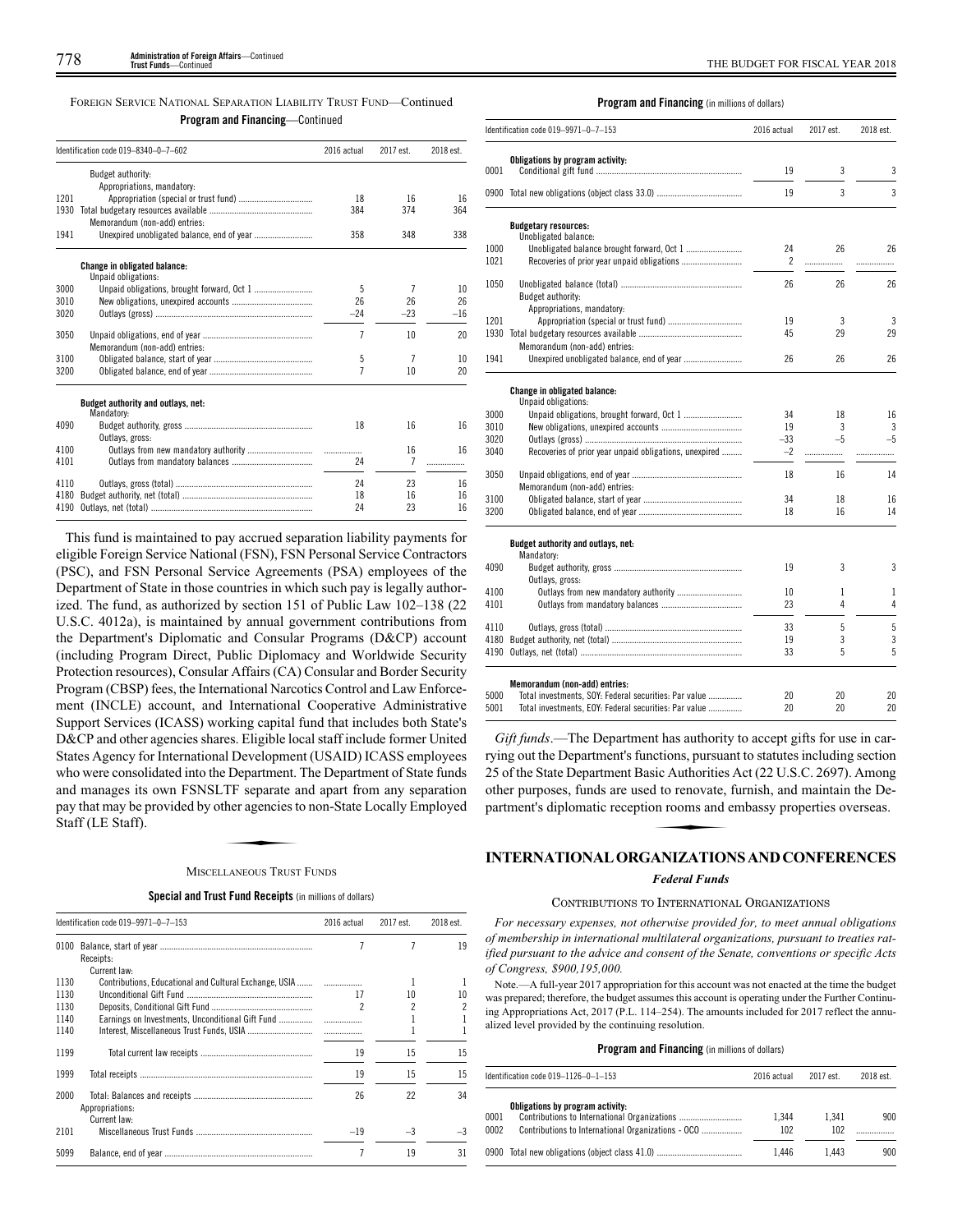FOREIGN SERVICE NATIONAL SEPARATION LIABILITY TRUST FUND—Continued

**Program and Financing**—Continued

| Identification code 019–8340–0–7–602 | | 2016 actual | 2017 est. | 2018 est. |
|---|---|---|---|---|
| | Budget authority: | | | |
| | Appropriations, mandatory: | | | |
| 1201 | Appropriation (special or trust fund) | 18 | 16 | 16 |
| 1930 | Total budgetary resources available | 384 | 374 | 364 |
| | Memorandum (non-add) entries: | | | |
| 1941 | Unexpired unobligated balance, end of year | 358 | 348 | 338 |
| | **Change in obligated balance:** | | | |
| | Unpaid obligations: | | | |
| 3000 | Unpaid obligations, brought forward, Oct 1 | 5 | 7 | 10 |
| 3010 | New obligations, unexpired accounts | 26 | 26 | 26 |
| 3020 | Outlays (gross) | –24 | –23 | –16 |
| 3050 | Unpaid obligations, end of year | 7 | 10 | 20 |
| | Memorandum (non-add) entries: | | | |
| 3100 | Obligated balance, start of year | 5 | 7 | 10 |
| 3200 | Obligated balance, end of year | 7 | 10 | 20 |
| | **Budget authority and outlays, net:** | | | |
| | Mandatory: | | | |
| 4090 | Budget authority, gross | 18 | 16 | 16 |
| | Outlays, gross: | | | |
| 4100 | Outlays from new mandatory authority | | 16 | 16 |
| 4101 | Outlays from mandatory balances | 24 | 7 | |
| 4110 | Outlays, gross (total) | 24 | 23 | 16 |
| 4180 | Budget authority, net (total) | 18 | 16 | 16 |
| 4190 | Outlays, net (total) | 24 | 23 | 16 |

This fund is maintained to pay accrued separation liability payments for eligible Foreign Service National (FSN), FSN Personal Service Contractors (PSC), and FSN Personal Service Agreements (PSA) employees of the Department of State in those countries in which such pay is legally authorized. The fund, as authorized by section 151 of Public Law 102–138 (22 U.S.C. 4012a), is maintained by annual government contributions from the Department's Diplomatic and Consular Programs (D&CP) account (including Program Direct, Public Diplomacy and Worldwide Security Protection resources), Consular Affairs (CA) Consular and Border Security Program (CBSP) fees, the International Narcotics Control and Law Enforcement (INCLE) account, and International Cooperative Administrative Support Services (ICASS) working capital fund that includes both State's D&CP and other agencies shares. Eligible local staff include former United States Agency for International Development (USAID) ICASS employees who were consolidated into the Department. The Department of State funds and manages its own FSNSLTF separate and apart from any separation pay that may be provided by other agencies to non-State Locally Employed Staff (LE Staff).

MISCELLANEOUS TRUST FUNDS

**Special and Trust Fund Receipts** (in millions of dollars)

| Identification code 019–9971–0–7–153 | | 2016 actual | 2017 est. | 2018 est. |
|---|---|---|---|---|
| 0100 | Balance, start of year | 7 | 7 | 19 |
| | Receipts: | | | |
| | Current law: | | | |
| 1130 | Contributions, Educational and Cultural Exchange, USIA | | 1 | 1 |
| 1130 | Unconditional Gift Fund | 17 | 10 | 10 |
| 1130 | Deposits, Conditional Gift Fund | 2 | 2 | 2 |
| 1140 | Earnings on Investments, Unconditional Gift Fund | | 1 | 1 |
| 1140 | Interest, Miscellaneous Trust Funds, USIA | | 1 | 1 |
| 1199 | Total current law receipts | 19 | 15 | 15 |
| 1999 | Total receipts | 19 | 15 | 15 |
| 2000 | Total: Balances and receipts | 26 | 22 | 34 |
| | Appropriations: | | | |
| | Current law: | | | |
| 2101 | Miscellaneous Trust Funds | –19 | –3 | –3 |
| 5099 | Balance, end of year | 7 | 19 | 31 |

**Program and Financing** (in millions of dollars)

| Identification code 019–9971–0–7–153 | | 2016 actual | 2017 est. | 2018 est. |
|---|---|---|---|---|
| | **Obligations by program activity:** | | | |
| 0001 | Conditional gift fund | 19 | 3 | 3 |
| 0900 | Total new obligations (object class 33.0) | 19 | 3 | 3 |
| | **Budgetary resources:** | | | |
| | Unobligated balance: | | | |
| 1000 | Unobligated balance brought forward, Oct 1 | 24 | 26 | 26 |
| 1021 | Recoveries of prior year unpaid obligations | 2 | | |
| 1050 | Unobligated balance (total) | 26 | 26 | 26 |
| | Budget authority: | | | |
| | Appropriations, mandatory: | | | |
| 1201 | Appropriation (special or trust fund) | 19 | 3 | 3 |
| 1930 | Total budgetary resources available | 45 | 29 | 29 |
| | Memorandum (non-add) entries: | | | |
| 1941 | Unexpired unobligated balance, end of year | 26 | 26 | 26 |
| | **Change in obligated balance:** | | | |
| | Unpaid obligations: | | | |
| 3000 | Unpaid obligations, brought forward, Oct 1 | 34 | 18 | 16 |
| 3010 | New obligations, unexpired accounts | 19 | 3 | 3 |
| 3020 | Outlays (gross) | –33 | –5 | –5 |
| 3040 | Recoveries of prior year unpaid obligations, unexpired | –2 | | |
| 3050 | Unpaid obligations, end of year | 18 | 16 | 14 |
| | Memorandum (non-add) entries: | | | |
| 3100 | Obligated balance, start of year | 34 | 18 | 16 |
| 3200 | Obligated balance, end of year | 18 | 16 | 14 |
| | **Budget authority and outlays, net:** | | | |
| | Mandatory: | | | |
| 4090 | Budget authority, gross | 19 | 3 | 3 |
| | Outlays, gross: | | | |
| 4100 | Outlays from new mandatory authority | 10 | 1 | 1 |
| 4101 | Outlays from mandatory balances | 23 | 4 | 4 |
| 4110 | Outlays, gross (total) | 33 | 5 | 5 |
| 4180 | Budget authority, net (total) | 19 | 3 | 3 |
| 4190 | Outlays, net (total) | 33 | 5 | 5 |
| | **Memorandum (non-add) entries:** | | | |
| 5000 | Total investments, SOY: Federal securities: Par value | 20 | 20 | 20 |
| 5001 | Total investments, EOY: Federal securities: Par value | 20 | 20 | 20 |

*Gift funds*.—The Department has authority to accept gifts for use in carrying out the Department's functions, pursuant to statutes including section 25 of the State Department Basic Authorities Act (22 U.S.C. 2697). Among other purposes, funds are used to renovate, furnish, and maintain the Department's diplomatic reception rooms and embassy properties overseas.

## INTERNATIONAL ORGANIZATIONS AND CONFERENCES

### *Federal Funds*

CONTRIBUTIONS TO INTERNATIONAL ORGANIZATIONS

*For necessary expenses, not otherwise provided for, to meet annual obligations of membership in international multilateral organizations, pursuant to treaties ratified pursuant to the advice and consent of the Senate, conventions or specific Acts of Congress, $900,195,000.*

Note.—A full-year 2017 appropriation for this account was not enacted at the time the budget was prepared; therefore, the budget assumes this account is operating under the Further Continuing Appropriations Act, 2017 (P.L. 114–254). The amounts included for 2017 reflect the annualized level provided by the continuing resolution.

**Program and Financing** (in millions of dollars)

| Identification code 019–1126–0–1–153 | | 2016 actual | 2017 est. | 2018 est. |
|---|---|---|---|---|
| | **Obligations by program activity:** | | | |
| 0001 | Contributions to International Organizations | 1,344 | 1,341 | 900 |
| 0002 | Contributions to International Organizations - OCO | 102 | 102 | |
| 0900 | Total new obligations (object class 41.0) | 1,446 | 1,443 | 900 |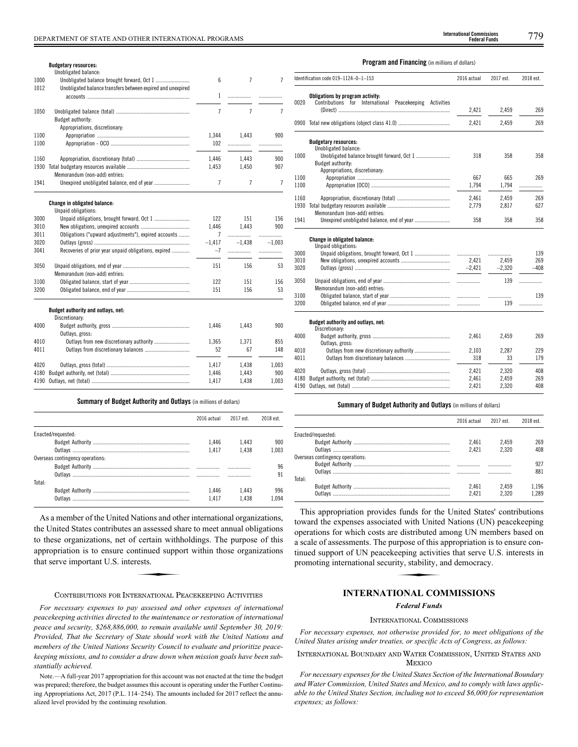| | | 2016 actual | 2017 est. | 2018 est. |
|---|---|---|---|---|
| | **Budgetary resources:** | | | |
| | Unobligated balance: | | | |
| 1000 | Unobligated balance brought forward, Oct 1 | 6 | 7 | 7 |
| 1012 | Unobligated balance transfers between expired and unexpired accounts | 1 | | |
| 1050 | Unobligated balance (total) | 7 | 7 | 7 |
| | Budget authority: | | | |
| | Appropriations, discretionary: | | | |
| 1100 | Appropriation | 1,344 | 1,443 | 900 |
| 1100 | Appropriation - OCO | 102 | | |
| 1160 | Appropriation, discretionary (total) | 1,446 | 1,443 | 900 |
| 1930 | Total budgetary resources available | 1,453 | 1,450 | 907 |
| | Memorandum (non-add) entries: | | | |
| 1941 | Unexpired unobligated balance, end of year | 7 | 7 | 7 |
| | **Change in obligated balance:** | | | |
| | Unpaid obligations: | | | |
| 3000 | Unpaid obligations, brought forward, Oct 1 | 122 | 151 | 156 |
| 3010 | New obligations, unexpired accounts | 1,446 | 1,443 | 900 |
| 3011 | Obligations ("upward adjustments"), expired accounts | 7 | | |
| 3020 | Outlays (gross) | –1,417 | –1,438 | –1,003 |
| 3041 | Recoveries of prior year unpaid obligations, expired | –7 | | |
| 3050 | Unpaid obligations, end of year | 151 | 156 | 53 |
| | Memorandum (non-add) entries: | | | |
| 3100 | Obligated balance, start of year | 122 | 151 | 156 |
| 3200 | Obligated balance, end of year | 151 | 156 | 53 |
| | **Budget authority and outlays, net:** | | | |
| | Discretionary: | | | |
| 4000 | Budget authority, gross | 1,446 | 1,443 | 900 |
| | Outlays, gross: | | | |
| 4010 | Outlays from new discretionary authority | 1,365 | 1,371 | 855 |
| 4011 | Outlays from discretionary balances | 52 | 67 | 148 |
| 4020 | Outlays, gross (total) | 1,417 | 1,438 | 1,003 |
| 4180 | Budget authority, net (total) | 1,446 | 1,443 | 900 |
| 4190 | Outlays, net (total) | 1,417 | 1,438 | 1,003 |

**Summary of Budget Authority and Outlays** (in millions of dollars)

| | 2016 actual | 2017 est. | 2018 est. |
|---|---|---|---|
| Enacted/requested: | | | |
| Budget Authority | 1,446 | 1,443 | 900 |
| Outlays | 1,417 | 1,438 | 1,003 |
| Overseas contingency operations: | | | |
| Budget Authority | | | 96 |
| Outlays | | | 91 |
| Total: | | | |
| Budget Authority | 1,446 | 1,443 | 996 |
| Outlays | 1,417 | 1,438 | 1,094 |

As a member of the United Nations and other international organizations, the United States contributes an assessed share to meet annual obligations to these organizations, net of certain withholdings. The purpose of this appropriation is to ensure continued support within those organizations that serve important U.S. interests.

### CONTRIBUTIONS FOR INTERNATIONAL PEACEKEEPING ACTIVITIES

*For necessary expenses to pay assessed and other expenses of international peacekeeping activities directed to the maintenance or restoration of international peace and security, $268,886,000, to remain available until September 30, 2019: Provided, That the Secretary of State should work with the United Nations and members of the United Nations Security Council to evaluate and prioritize peacekeeping missions, and to consider a draw down when mission goals have been substantially achieved.*

Note.—A full-year 2017 appropriation for this account was not enacted at the time the budget was prepared; therefore, the budget assumes this account is operating under the Further Continuing Appropriations Act, 2017 (P.L. 114–254). The amounts included for 2017 reflect the annualized level provided by the continuing resolution.

**Program and Financing** (in millions of dollars)

| Identification code 019–1124–0–1–153 | | 2016 actual | 2017 est. | 2018 est. |
|---|---|---|---|---|
| | **Obligations by program activity:** | | | |
| 0020 | Contributions for International Peacekeeping Activities (Direct) | 2,421 | 2,459 | 269 |
| 0900 | Total new obligations (object class 41.0) | 2,421 | 2,459 | 269 |
| | **Budgetary resources:** | | | |
| | Unobligated balance: | | | |
| 1000 | Unobligated balance brought forward, Oct 1 | 318 | 358 | 358 |
| | Budget authority: | | | |
| | Appropriations, discretionary: | | | |
| 1100 | Appropriation | 667 | 665 | 269 |
| 1100 | Appropriation [OCO] | 1,794 | 1,794 | |
| 1160 | Appropriation, discretionary (total) | 2,461 | 2,459 | 269 |
| 1930 | Total budgetary resources available | 2,779 | 2,817 | 627 |
| | Memorandum (non-add) entries: | | | |
| 1941 | Unexpired unobligated balance, end of year | 358 | 358 | 358 |
| | **Change in obligated balance:** | | | |
| | Unpaid obligations: | | | |
| 3000 | Unpaid obligations, brought forward, Oct 1 | | | 139 |
| 3010 | New obligations, unexpired accounts | 2,421 | 2,459 | 269 |
| 3020 | Outlays (gross) | –2,421 | –2,320 | –408 |
| 3050 | Unpaid obligations, end of year | | 139 | |
| | Memorandum (non-add) entries: | | | |
| 3100 | Obligated balance, start of year | | | 139 |
| 3200 | Obligated balance, end of year | | 139 | |
| | **Budget authority and outlays, net:** | | | |
| | Discretionary: | | | |
| 4000 | Budget authority, gross | 2,461 | 2,459 | 269 |
| | Outlays, gross: | | | |
| 4010 | Outlays from new discretionary authority | 2,103 | 2,287 | 229 |
| 4011 | Outlays from discretionary balances | 318 | 33 | 179 |
| 4020 | Outlays, gross (total) | 2,421 | 2,320 | 408 |
| 4180 | Budget authority, net (total) | 2,461 | 2,459 | 269 |
| 4190 | Outlays, net (total) | 2,421 | 2,320 | 408 |

**Summary of Budget Authority and Outlays** (in millions of dollars)

| | 2016 actual | 2017 est. | 2018 est. |
|---|---|---|---|
| Enacted/requested: | | | |
| Budget Authority | 2,461 | 2,459 | 269 |
| Outlays | 2,421 | 2,320 | 408 |
| Overseas contingency operations: | | | |
| Budget Authority | | | 927 |
| Outlays | | | 881 |
| Total: | | | |
| Budget Authority | 2,461 | 2,459 | 1,196 |
| Outlays | 2,421 | 2,320 | 1,289 |

This appropriation provides funds for the United States' contributions toward the expenses associated with United Nations (UN) peacekeeping operations for which costs are distributed among UN members based on a scale of assessments. The purpose of this appropriation is to ensure continued support of UN peacekeeping activities that serve U.S. interests in promoting international security, stability, and democracy.

# INTERNATIONAL COMMISSIONS

## *Federal Funds*

### INTERNATIONAL COMMISSIONS

*For necessary expenses, not otherwise provided for, to meet obligations of the United States arising under treaties, or specific Acts of Congress, as follows:*

### INTERNATIONAL BOUNDARY AND WATER COMMISSION, UNITED STATES AND MEXICO

*For necessary expenses for the United States Section of the International Boundary and Water Commission, United States and Mexico, and to comply with laws applicable to the United States Section, including not to exceed $6,000 for representation expenses; as follows:*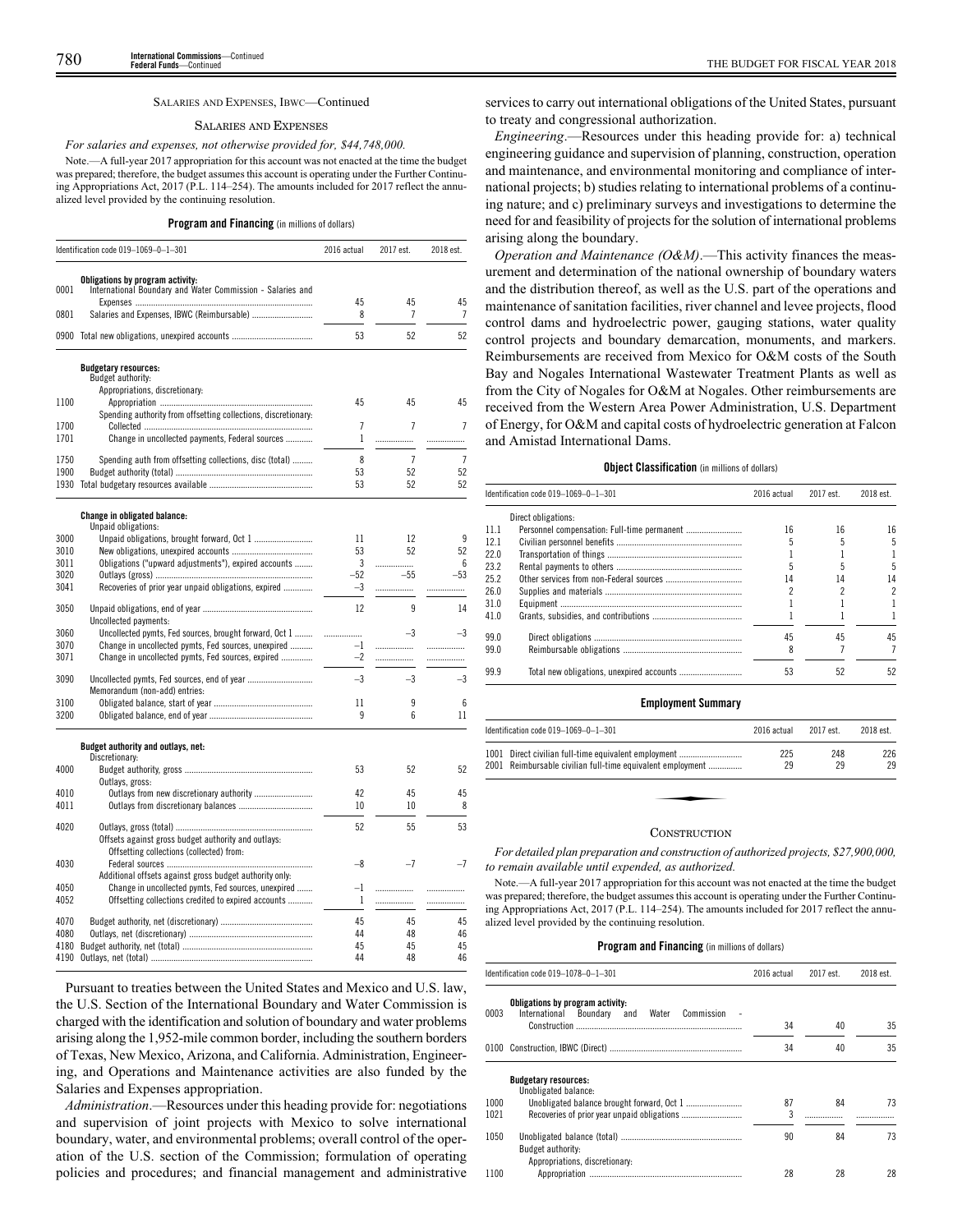SALARIES AND EXPENSES, IBWC—Continued

SALARIES AND EXPENSES

*For salaries and expenses, not otherwise provided for, $44,748,000.*

Note.—A full-year 2017 appropriation for this account was not enacted at the time the budget was prepared; therefore, the budget assumes this account is operating under the Further Continuing Appropriations Act, 2017 (P.L. 114–254). The amounts included for 2017 reflect the annualized level provided by the continuing resolution.

**Program and Financing** (in millions of dollars)

| Identification code 019–1069–0–1–301 | | 2016 actual | 2017 est. | 2018 est. |
|---|---|---|---|---|
| | **Obligations by program activity:** | | | |
| 0001 | International Boundary and Water Commission - Salaries and Expenses | 45 | 45 | 45 |
| 0801 | Salaries and Expenses, IBWC (Reimbursable) | 8 | 7 | 7 |
| 0900 | Total new obligations, unexpired accounts | 53 | 52 | 52 |
| | **Budgetary resources:** | | | |
| | Budget authority: | | | |
| | Appropriations, discretionary: | | | |
| 1100 | Appropriation | 45 | 45 | 45 |
| | Spending authority from offsetting collections, discretionary: | | | |
| 1700 | Collected | 7 | 7 | 7 |
| 1701 | Change in uncollected payments, Federal sources | 1 | | |
| 1750 | Spending auth from offsetting collections, disc (total) | 8 | 7 | 7 |
| 1900 | Budget authority (total) | 53 | 52 | 52 |
| 1930 | Total budgetary resources available | 53 | 52 | 52 |
| | **Change in obligated balance:** | | | |
| | Unpaid obligations: | | | |
| 3000 | Unpaid obligations, brought forward, Oct 1 | 11 | 12 | 9 |
| 3010 | New obligations, unexpired accounts | 53 | 52 | 52 |
| 3011 | Obligations ("upward adjustments"), expired accounts | 3 | | 6 |
| 3020 | Outlays (gross) | –52 | –55 | –53 |
| 3041 | Recoveries of prior year unpaid obligations, expired | –3 | | |
| 3050 | Unpaid obligations, end of year | 12 | 9 | 14 |
| | Uncollected payments: | | | |
| 3060 | Uncollected pymts, Fed sources, brought forward, Oct 1 | | –3 | –3 |
| 3070 | Change in uncollected pymts, Fed sources, unexpired | –1 | | |
| 3071 | Change in uncollected pymts, Fed sources, expired | –2 | | |
| 3090 | Uncollected pymts, Fed sources, end of year | –3 | –3 | –3 |
| | Memorandum (non-add) entries: | | | |
| 3100 | Obligated balance, start of year | 11 | 9 | 6 |
| 3200 | Obligated balance, end of year | 9 | 6 | 11 |
| | **Budget authority and outlays, net:** | | | |
| | Discretionary: | | | |
| 4000 | Budget authority, gross | 53 | 52 | 52 |
| | Outlays, gross: | | | |
| 4010 | Outlays from new discretionary authority | 42 | 45 | 45 |
| 4011 | Outlays from discretionary balances | 10 | 10 | 8 |
| 4020 | Outlays, gross (total) | 52 | 55 | 53 |
| | Offsets against gross budget authority and outlays: | | | |
| | Offsetting collections (collected) from: | | | |
| 4030 | Federal sources | –8 | –7 | –7 |
| | Additional offsets against gross budget authority only: | | | |
| 4050 | Change in uncollected pymts, Fed sources, unexpired | –1 | | |
| 4052 | Offsetting collections credited to expired accounts | 1 | | |
| 4070 | Budget authority, net (discretionary) | 45 | 45 | 45 |
| 4080 | Outlays, net (discretionary) | 44 | 48 | 46 |
| 4180 | Budget authority, net (total) | 45 | 45 | 45 |
| 4190 | Outlays, net (total) | 44 | 48 | 46 |

Pursuant to treaties between the United States and Mexico and U.S. law, the U.S. Section of the International Boundary and Water Commission is charged with the identification and solution of boundary and water problems arising along the 1,952-mile common border, including the southern borders of Texas, New Mexico, Arizona, and California. Administration, Engineering, and Operations and Maintenance activities are also funded by the Salaries and Expenses appropriation.

*Administration*.—Resources under this heading provide for: negotiations and supervision of joint projects with Mexico to solve international boundary, water, and environmental problems; overall control of the operation of the U.S. section of the Commission; formulation of operating policies and procedures; and financial management and administrative services to carry out international obligations of the United States, pursuant to treaty and congressional authorization.

*Engineering*.—Resources under this heading provide for: a) technical engineering guidance and supervision of planning, construction, operation and maintenance, and environmental monitoring and compliance of international projects; b) studies relating to international problems of a continuing nature; and c) preliminary surveys and investigations to determine the need for and feasibility of projects for the solution of international problems arising along the boundary.

*Operation and Maintenance (O&M)*.—This activity finances the measurement and determination of the national ownership of boundary waters and the distribution thereof, as well as the U.S. part of the operations and maintenance of sanitation facilities, river channel and levee projects, flood control dams and hydroelectric power, gauging stations, water quality control projects and boundary demarcation, monuments, and markers. Reimbursements are received from Mexico for O&M costs of the South Bay and Nogales International Wastewater Treatment Plants as well as from the City of Nogales for O&M at Nogales. Other reimbursements are received from the Western Area Power Administration, U.S. Department of Energy, for O&M and capital costs of hydroelectric generation at Falcon and Amistad International Dams.

**Object Classification** (in millions of dollars)

| Identification code 019–1069–0–1–301 | | 2016 actual | 2017 est. | 2018 est. |
|---|---|---|---|---|
| | Direct obligations: | | | |
| 11.1 | Personnel compensation: Full-time permanent | 16 | 16 | 16 |
| 12.1 | Civilian personnel benefits | 5 | 5 | 5 |
| 22.0 | Transportation of things | 1 | 1 | 1 |
| 23.2 | Rental payments to others | 5 | 5 | 5 |
| 25.2 | Other services from non-Federal sources | 14 | 14 | 14 |
| 26.0 | Supplies and materials | 2 | 2 | 2 |
| 31.0 | Equipment | 1 | 1 | 1 |
| 41.0 | Grants, subsidies, and contributions | 1 | 1 | 1 |
| 99.0 | Direct obligations | 45 | 45 | 45 |
| 99.0 | Reimbursable obligations | 8 | 7 | 7 |
| 99.9 | Total new obligations, unexpired accounts | 53 | 52 | 52 |

**Employment Summary**

| Identification code 019–1069–0–1–301 | | 2016 actual | 2017 est. | 2018 est. |
|---|---|---|---|---|
| 1001 | Direct civilian full-time equivalent employment | 225 | 248 | 226 |
| 2001 | Reimbursable civilian full-time equivalent employment | 29 | 29 | 29 |

CONSTRUCTION

*For detailed plan preparation and construction of authorized projects, $27,900,000, to remain available until expended, as authorized.*

Note.—A full-year 2017 appropriation for this account was not enacted at the time the budget was prepared; therefore, the budget assumes this account is operating under the Further Continuing Appropriations Act, 2017 (P.L. 114–254). The amounts included for 2017 reflect the annualized level provided by the continuing resolution.

**Program and Financing** (in millions of dollars)

| Identification code 019–1078–0–1–301 | | 2016 actual | 2017 est. | 2018 est. |
|---|---|---|---|---|
| | **Obligations by program activity:** | | | |
| 0003 | International Boundary and Water Commission - Construction | 34 | 40 | 35 |
| 0100 | Construction, IBWC (Direct) | 34 | 40 | 35 |
| | **Budgetary resources:** | | | |
| | Unobligated balance: | | | |
| 1000 | Unobligated balance brought forward, Oct 1 | 87 | 84 | 73 |
| 1021 | Recoveries of prior year unpaid obligations | 3 | | |
| 1050 | Unobligated balance (total) | 90 | 84 | 73 |
| | Budget authority: | | | |
| | Appropriations, discretionary: | | | |
| 1100 | Appropriation | 28 | 28 | 28 |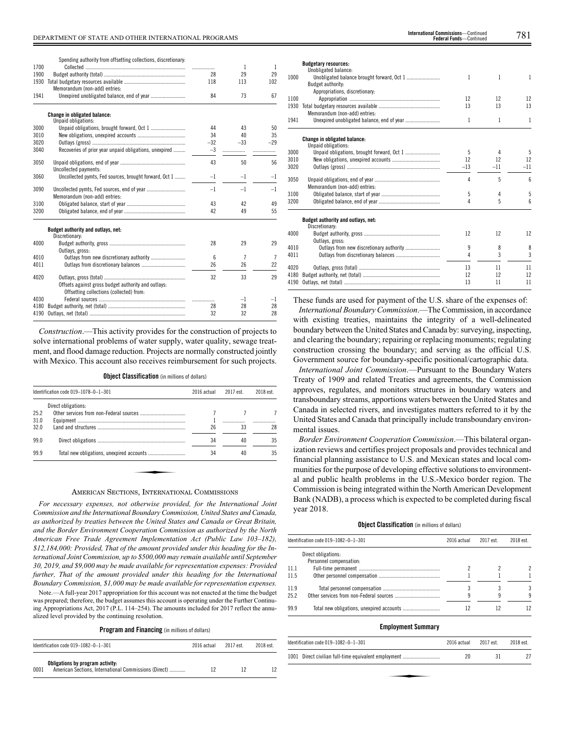| | | 2016 actual | 2017 est. | 2018 est. |
|---|---|---|---|---|
| | Spending authority from offsetting collections, discretionary: | | | |
| 1700 | Collected | ................ | 1 | 1 |
| 1900 | Budget authority (total) | 28 | 29 | 29 |
| 1930 | Total budgetary resources available | 118 | 113 | 102 |
| | Memorandum (non-add) entries: | | | |
| 1941 | Unexpired unobligated balance, end of year | 84 | 73 | 67 |
| | **Change in obligated balance:** | | | |
| | Unpaid obligations: | | | |
| 3000 | Unpaid obligations, brought forward, Oct 1 | 44 | 43 | 50 |
| 3010 | New obligations, unexpired accounts | 34 | 40 | 35 |
| 3020 | Outlays (gross) | –32 | –33 | –29 |
| 3040 | Recoveries of prior year unpaid obligations, unexpired | –3 | ................ | ................ |
| 3050 | Unpaid obligations, end of year | 43 | 50 | 56 |
| | Uncollected payments: | | | |
| 3060 | Uncollected pymts, Fed sources, brought forward, Oct 1 | –1 | –1 | –1 |
| 3090 | Uncollected pymts, Fed sources, end of year | –1 | –1 | –1 |
| | Memorandum (non-add) entries: | | | |
| 3100 | Obligated balance, start of year | 43 | 42 | 49 |
| 3200 | Obligated balance, end of year | 42 | 49 | 55 |
| | **Budget authority and outlays, net:** | | | |
| | Discretionary: | | | |
| 4000 | Budget authority, gross | 28 | 29 | 29 |
| | Outlays, gross: | | | |
| 4010 | Outlays from new discretionary authority | 6 | 7 | 7 |
| 4011 | Outlays from discretionary balances | 26 | 26 | 22 |
| 4020 | Outlays, gross (total) | 32 | 33 | 29 |
| | Offsets against gross budget authority and outlays: | | | |
| | Offsetting collections (collected) from: | | | |
| 4030 | Federal sources | ................ | –1 | –1 |
| 4180 | Budget authority, net (total) | 28 | 28 | 28 |
| 4190 | Outlays, net (total) | 32 | 32 | 28 |

*Construction*.—This activity provides for the construction of projects to solve international problems of water supply, water quality, sewage treatment, and flood damage reduction. Projects are normally constructed jointly with Mexico. This account also receives reimbursement for such projects.

**Object Classification** (in millions of dollars)

| Identification code 019–1078–0–1–301 | | 2016 actual | 2017 est. | 2018 est. |
|---|---|---|---|---|
| | Direct obligations: | | | |
| 25.2 | Other services from non-Federal sources | 7 | 7 | 7 |
| 31.0 | Equipment | 1 | ................ | ................ |
| 32.0 | Land and structures | 26 | 33 | 28 |
| 99.0 | Direct obligations | 34 | 40 | 35 |
| 99.9 | Total new obligations, unexpired accounts | 34 | 40 | 35 |

## AMERICAN SECTIONS, INTERNATIONAL COMMISSIONS

*For necessary expenses, not otherwise provided, for the International Joint Commission and the International Boundary Commission, United States and Canada, as authorized by treaties between the United States and Canada or Great Britain, and the Border Environment Cooperation Commission as authorized by the North American Free Trade Agreement Implementation Act (Public Law 103–182), $12,184,000: Provided, That of the amount provided under this heading for the International Joint Commission, up to $500,000 may remain available until September 30, 2019, and $9,000 may be made available for representation expenses: Provided further, That of the amount provided under this heading for the International Boundary Commission, $1,000 may be made available for representation expenses.*

Note.—A full-year 2017 appropriation for this account was not enacted at the time the budget was prepared; therefore, the budget assumes this account is operating under the Further Continuing Appropriations Act, 2017 (P.L. 114–254). The amounts included for 2017 reflect the annualized level provided by the continuing resolution.

**Program and Financing** (in millions of dollars)

| Identification code 019–1082–0–1–301 | | 2016 actual | 2017 est. | 2018 est. |
|---|---|---|---|---|
| | **Obligations by program activity:** | | | |
| 0001 | American Sections, International Commissions (Direct) | 12 | 12 | 12 |
| | **Budgetary resources:** | | | |
| | Unobligated balance: | | | |
| 1000 | Unobligated balance brought forward, Oct 1 | 1 | 1 | 1 |
| | Budget authority: | | | |
| | Appropriations, discretionary: | | | |
| 1100 | Appropriation | 12 | 12 | 12 |
| 1930 | Total budgetary resources available | 13 | 13 | 13 |
| | Memorandum (non-add) entries: | | | |
| 1941 | Unexpired unobligated balance, end of year | 1 | 1 | 1 |
| | **Change in obligated balance:** | | | |
| | Unpaid obligations: | | | |
| 3000 | Unpaid obligations, brought forward, Oct 1 | 5 | 4 | 5 |
| 3010 | New obligations, unexpired accounts | 12 | 12 | 12 |
| 3020 | Outlays (gross) | –13 | –11 | –11 |
| 3050 | Unpaid obligations, end of year | 4 | 5 | 6 |
| | Memorandum (non-add) entries: | | | |
| 3100 | Obligated balance, start of year | 5 | 4 | 5 |
| 3200 | Obligated balance, end of year | 4 | 5 | 6 |
| | **Budget authority and outlays, net:** | | | |
| | Discretionary: | | | |
| 4000 | Budget authority, gross | 12 | 12 | 12 |
| | Outlays, gross: | | | |
| 4010 | Outlays from new discretionary authority | 9 | 8 | 8 |
| 4011 | Outlays from discretionary balances | 4 | 3 | 3 |
| 4020 | Outlays, gross (total) | 13 | 11 | 11 |
| 4180 | Budget authority, net (total) | 12 | 12 | 12 |
| 4190 | Outlays, net (total) | 13 | 11 | 11 |

These funds are used for payment of the U.S. share of the expenses of:

*International Boundary Commission*.—The Commission, in accordance with existing treaties, maintains the integrity of a well-delineated boundary between the United States and Canada by: surveying, inspecting, and clearing the boundary; repairing or replacing monuments; regulating construction crossing the boundary; and serving as the official U.S. Government source for boundary-specific positional/cartographic data.

*International Joint Commission*.—Pursuant to the Boundary Waters Treaty of 1909 and related Treaties and agreements, the Commission approves, regulates, and monitors structures in boundary waters and transboundary streams, apportions waters between the United States and Canada in selected rivers, and investigates matters referred to it by the United States and Canada that principally include transboundary environmental issues.

*Border Environment Cooperation Commission*.—This bilateral organization reviews and certifies project proposals and provides technical and financial planning assistance to U.S. and Mexican states and local communities for the purpose of developing effective solutions to environmental and public health problems in the U.S.-Mexico border region. The Commission is being integrated within the North American Development Bank (NADB), a process which is expected to be completed during fiscal year 2018.

**Object Classification** (in millions of dollars)

| Identification code 019–1082–0–1–301 | | 2016 actual | 2017 est. | 2018 est. |
|---|---|---|---|---|
| | Direct obligations: | | | |
| | Personnel compensation: | | | |
| 11.1 | Full-time permanent | 2 | 2 | 2 |
| 11.5 | Other personnel compensation | 1 | 1 | 1 |
| 11.9 | Total personnel compensation | 3 | 3 | 3 |
| 25.2 | Other services from non-Federal sources | 9 | 9 | 9 |
| 99.9 | Total new obligations, unexpired accounts | 12 | 12 | 12 |

**Employment Summary**

| Identification code 019–1082–0–1–301 | | 2016 actual | 2017 est. | 2018 est. |
|---|---|---|---|---|
| 1001 | Direct civilian full-time equivalent employment | 20 | 31 | 27 |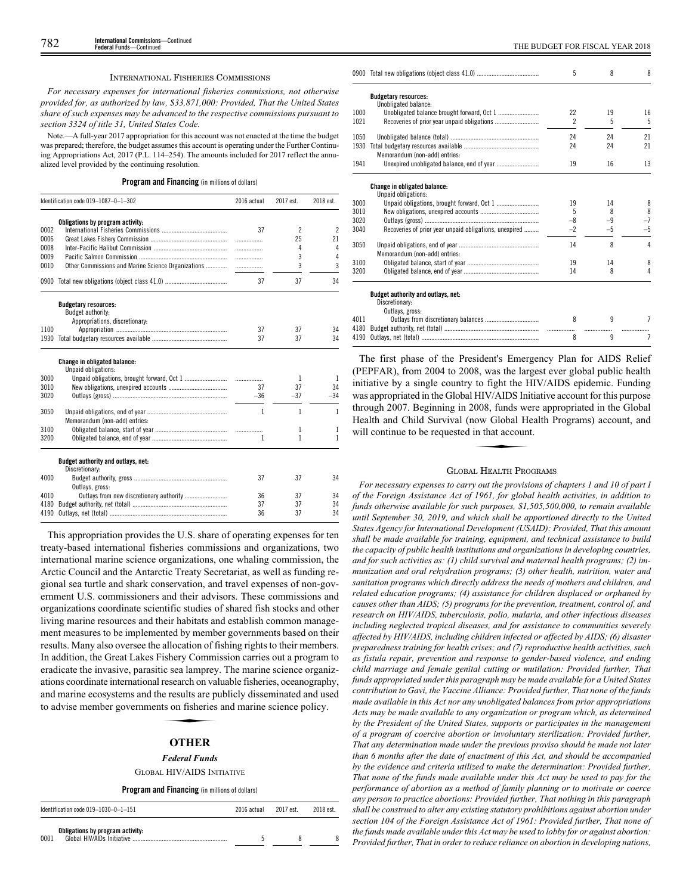## INTERNATIONAL FISHERIES COMMISSIONS

*For necessary expenses for international fisheries commissions, not otherwise provided for, as authorized by law, $33,871,000: Provided, That the United States share of such expenses may be advanced to the respective commissions pursuant to section 3324 of title 31, United States Code.*

Note.—A full-year 2017 appropriation for this account was not enacted at the time the budget was prepared; therefore, the budget assumes this account is operating under the Further Continuing Appropriations Act, 2017 (P.L. 114–254). The amounts included for 2017 reflect the annualized level provided by the continuing resolution.

**Program and Financing** (in millions of dollars)

| Identification code 019–1087–0–1–302 | | 2016 actual | 2017 est. | 2018 est. |
|---|---|---|---|---|
| | **Obligations by program activity:** | | | |
| 0002 | International Fisheries Commissions | 37 | 2 | 2 |
| 0006 | Great Lakes Fishery Commission | | 25 | 21 |
| 0008 | Inter-Pacific Halibut Commission | | 4 | 4 |
| 0009 | Pacific Salmon Commission | | 3 | 4 |
| 0010 | Other Commissions and Marine Science Organizations | | 3 | 3 |
| 0900 | Total new obligations (object class 41.0) | 37 | 37 | 34 |
| | **Budgetary resources:** | | | |
| | Budget authority: | | | |
| | Appropriations, discretionary: | | | |
| 1100 | Appropriation | 37 | 37 | 34 |
| 1930 | Total budgetary resources available | 37 | 37 | 34 |
| | **Change in obligated balance:** | | | |
| | Unpaid obligations: | | | |
| 3000 | Unpaid obligations, brought forward, Oct 1 | | 1 | 1 |
| 3010 | New obligations, unexpired accounts | 37 | 37 | 34 |
| 3020 | Outlays (gross) | –36 | –37 | –34 |
| 3050 | Unpaid obligations, end of year | 1 | 1 | 1 |
| | Memorandum (non-add) entries: | | | |
| 3100 | Obligated balance, start of year | | 1 | 1 |
| 3200 | Obligated balance, end of year | 1 | 1 | 1 |
| | **Budget authority and outlays, net:** | | | |
| | Discretionary: | | | |
| 4000 | Budget authority, gross | 37 | 37 | 34 |
| | Outlays, gross: | | | |
| 4010 | Outlays from new discretionary authority | 36 | 37 | 34 |
| 4180 | Budget authority, net (total) | 37 | 37 | 34 |
| 4190 | Outlays, net (total) | 36 | 37 | 34 |

This appropriation provides the U.S. share of operating expenses for ten treaty-based international fisheries commissions and organizations, two international marine science organizations, one whaling commission, the Arctic Council and the Antarctic Treaty Secretariat, as well as funding regional sea turtle and shark conservation, and travel expenses of non-government U.S. commissioners and their advisors. These commissions and organizations coordinate scientific studies of shared fish stocks and other living marine resources and their habitats and establish common management measures to be implemented by member governments based on their results. Many also oversee the allocation of fishing rights to their members. In addition, the Great Lakes Fishery Commission carries out a program to eradicate the invasive, parasitic sea lamprey. The marine science organizations coordinate international research on valuable fisheries, oceanography, and marine ecosystems and the results are publicly disseminated and used to advise member governments on fisheries and marine science policy.

# OTHER

### *Federal Funds*

## GLOBAL HIV/AIDS INITIATIVE

**Program and Financing** (in millions of dollars)

| Identification code 019–1030–0–1–151 | | 2016 actual | 2017 est. | 2018 est. |
|---|---|---|---|---|
| | **Obligations by program activity:** | | | |
| 0001 | Global HIV/AIDs Initiative | 5 | 8 | 8 |
| 0900 | Total new obligations (object class 41.0) | 5 | 8 | 8 |
| | **Budgetary resources:** | | | |
| | Unobligated balance: | | | |
| 1000 | Unobligated balance brought forward, Oct 1 | 22 | 19 | 16 |
| 1021 | Recoveries of prior year unpaid obligations | 2 | 5 | 5 |
| 1050 | Unobligated balance (total) | 24 | 24 | 21 |
| 1930 | Total budgetary resources available | 24 | 24 | 21 |
| | Memorandum (non-add) entries: | | | |
| 1941 | Unexpired unobligated balance, end of year | 19 | 16 | 13 |
| | **Change in obligated balance:** | | | |
| | Unpaid obligations: | | | |
| 3000 | Unpaid obligations, brought forward, Oct 1 | 19 | 14 | 8 |
| 3010 | New obligations, unexpired accounts | 5 | 8 | 8 |
| 3020 | Outlays (gross) | –8 | –9 | –7 |
| 3040 | Recoveries of prior year unpaid obligations, unexpired | –2 | –5 | –5 |
| 3050 | Unpaid obligations, end of year | 14 | 8 | 4 |
| | Memorandum (non-add) entries: | | | |
| 3100 | Obligated balance, start of year | 19 | 14 | 8 |
| 3200 | Obligated balance, end of year | 14 | 8 | 4 |
| | **Budget authority and outlays, net:** | | | |
| | Discretionary: | | | |
| | Outlays, gross: | | | |
| 4011 | Outlays from discretionary balances | 8 | 9 | 7 |
| 4180 | Budget authority, net (total) | | | |
| 4190 | Outlays, net (total) | 8 | 9 | 7 |

The first phase of the President's Emergency Plan for AIDS Relief (PEPFAR), from 2004 to 2008, was the largest ever global public health initiative by a single country to fight the HIV/AIDS epidemic. Funding was appropriated in the Global HIV/AIDS Initiative account for this purpose through 2007. Beginning in 2008, funds were appropriated in the Global Health and Child Survival (now Global Health Programs) account, and will continue to be requested in that account.

## GLOBAL HEALTH PROGRAMS

*For necessary expenses to carry out the provisions of chapters 1 and 10 of part I of the Foreign Assistance Act of 1961, for global health activities, in addition to funds otherwise available for such purposes, $1,505,500,000, to remain available until September 30, 2019, and which shall be apportioned directly to the United States Agency for International Development (USAID): Provided, That this amount shall be made available for training, equipment, and technical assistance to build the capacity of public health institutions and organizations in developing countries, and for such activities as: (1) child survival and maternal health programs; (2) immunization and oral rehydration programs; (3) other health, nutrition, water and sanitation programs which directly address the needs of mothers and children, and related education programs; (4) assistance for children displaced or orphaned by causes other than AIDS; (5) programs for the prevention, treatment, control of, and research on HIV/AIDS, tuberculosis, polio, malaria, and other infectious diseases including neglected tropical diseases, and for assistance to communities severely affected by HIV/AIDS, including children infected or affected by AIDS; (6) disaster preparedness training for health crises; and (7) reproductive health activities, such as fistula repair, prevention and response to gender-based violence, and ending child marriage and female genital cutting or mutilation: Provided further, That funds appropriated under this paragraph may be made available for a United States contribution to Gavi, the Vaccine Alliance: Provided further, That none of the funds made available in this Act nor any unobligated balances from prior appropriations Acts may be made available to any organization or program which, as determined by the President of the United States, supports or participates in the management of a program of coercive abortion or involuntary sterilization: Provided further, That any determination made under the previous proviso should be made not later than 6 months after the date of enactment of this Act, and should be accompanied by the evidence and criteria utilized to make the determination: Provided further, That none of the funds made available under this Act may be used to pay for the performance of abortion as a method of family planning or to motivate or coerce any person to practice abortions: Provided further, That nothing in this paragraph shall be construed to alter any existing statutory prohibitions against abortion under section 104 of the Foreign Assistance Act of 1961: Provided further, That none of the funds made available under this Act may be used to lobby for or against abortion: Provided further, That in order to reduce reliance on abortion in developing nations,*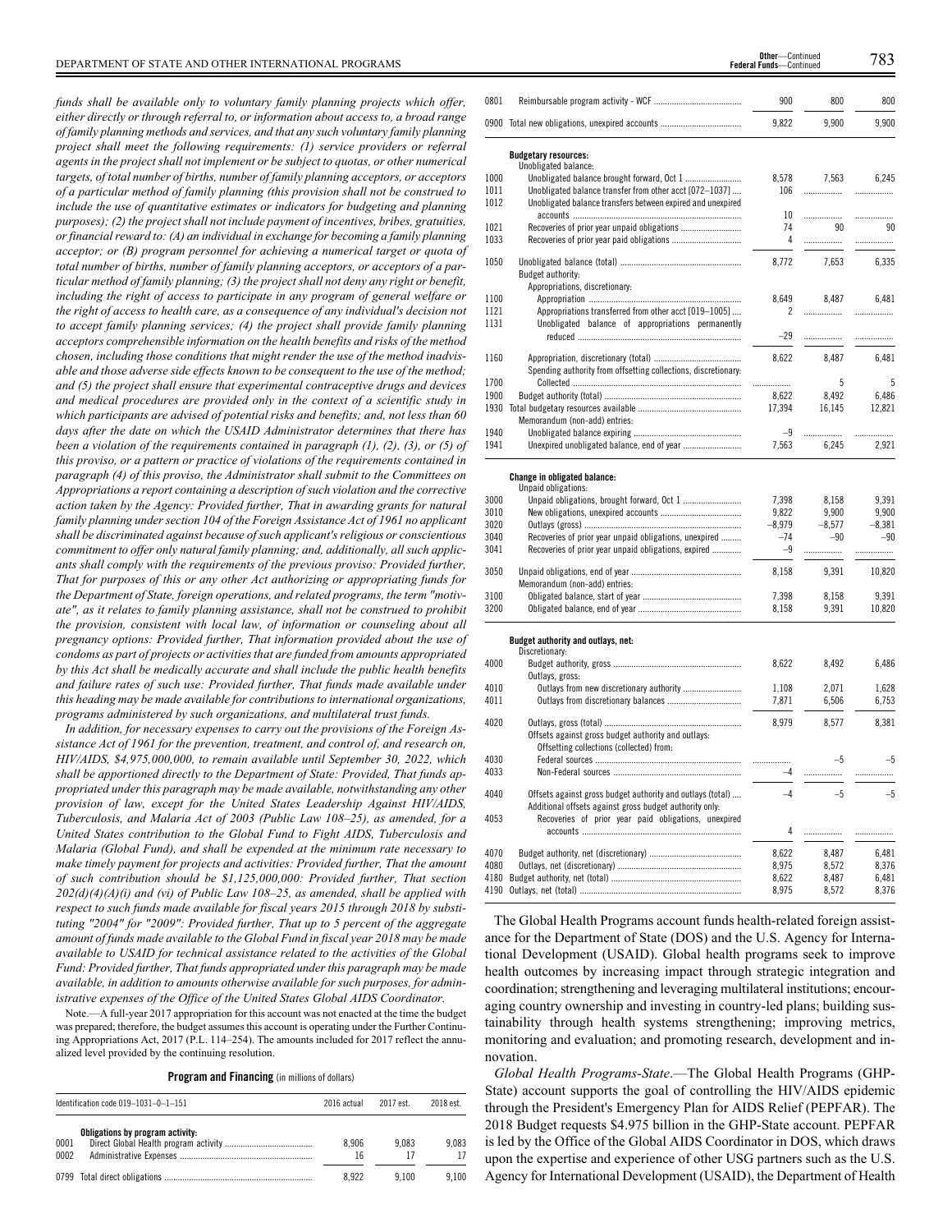*funds shall be available only to voluntary family planning projects which offer, either directly or through referral to, or information about access to, a broad range of family planning methods and services, and that any such voluntary family planning project shall meet the following requirements: (1) service providers or referral agents in the project shall not implement or be subject to quotas, or other numerical targets, of total number of births, number of family planning acceptors, or acceptors of a particular method of family planning (this provision shall not be construed to include the use of quantitative estimates or indicators for budgeting and planning purposes); (2) the project shall not include payment of incentives, bribes, gratuities, or financial reward to: (A) an individual in exchange for becoming a family planning acceptor; or (B) program personnel for achieving a numerical target or quota of total number of births, number of family planning acceptors, or acceptors of a particular method of family planning; (3) the project shall not deny any right or benefit, including the right of access to participate in any program of general welfare or the right of access to health care, as a consequence of any individual's decision not to accept family planning services; (4) the project shall provide family planning acceptors comprehensible information on the health benefits and risks of the method chosen, including those conditions that might render the use of the method inadvisable and those adverse side effects known to be consequent to the use of the method; and (5) the project shall ensure that experimental contraceptive drugs and devices and medical procedures are provided only in the context of a scientific study in which participants are advised of potential risks and benefits; and, not less than 60 days after the date on which the USAID Administrator determines that there has been a violation of the requirements contained in paragraph (1), (2), (3), or (5) of this proviso, or a pattern or practice of violations of the requirements contained in paragraph (4) of this proviso, the Administrator shall submit to the Committees on Appropriations a report containing a description of such violation and the corrective action taken by the Agency: Provided further, That in awarding grants for natural family planning under section 104 of the Foreign Assistance Act of 1961 no applicant shall be discriminated against because of such applicant's religious or conscientious commitment to offer only natural family planning; and, additionally, all such applicants shall comply with the requirements of the previous proviso: Provided further, That for purposes of this or any other Act authorizing or appropriating funds for the Department of State, foreign operations, and related programs, the term "motivate", as it relates to family planning assistance, shall not be construed to prohibit the provision, consistent with local law, of information or counseling about all pregnancy options: Provided further, That information provided about the use of condoms as part of projects or activities that are funded from amounts appropriated by this Act shall be medically accurate and shall include the public health benefits and failure rates of such use: Provided further, That funds made available under this heading may be made available for contributions to international organizations, programs administered by such organizations, and multilateral trust funds.*

*In addition, for necessary expenses to carry out the provisions of the Foreign Assistance Act of 1961 for the prevention, treatment, and control of, and research on, HIV/AIDS, $4,975,000,000, to remain available until September 30, 2022, which shall be apportioned directly to the Department of State: Provided, That funds appropriated under this paragraph may be made available, notwithstanding any other provision of law, except for the United States Leadership Against HIV/AIDS, Tuberculosis, and Malaria Act of 2003 (Public Law 108–25), as amended, for a United States contribution to the Global Fund to Fight AIDS, Tuberculosis and Malaria (Global Fund), and shall be expended at the minimum rate necessary to make timely payment for projects and activities: Provided further, That the amount of such contribution should be $1,125,000,000: Provided further, That section 202(d)(4)(A)(i) and (vi) of Public Law 108–25, as amended, shall be applied with respect to such funds made available for fiscal years 2015 through 2018 by substituting "2004" for "2009": Provided further, That up to 5 percent of the aggregate amount of funds made available to the Global Fund in fiscal year 2018 may be made available to USAID for technical assistance related to the activities of the Global Fund: Provided further, That funds appropriated under this paragraph may be made available, in addition to amounts otherwise available for such purposes, for administrative expenses of the Office of the United States Global AIDS Coordinator.*

Note.—A full-year 2017 appropriation for this account was not enacted at the time the budget was prepared; therefore, the budget assumes this account is operating under the Further Continuing Appropriations Act, 2017 (P.L. 114–254). The amounts included for 2017 reflect the annualized level provided by the continuing resolution.

**Program and Financing** (in millions of dollars)

| Identification code 019–1031–0–1–151 | | 2016 actual | 2017 est. | 2018 est. |
|---|---|---|---|---|
| | **Obligations by program activity:** | | | |
| 0001 | Direct Global Health program activity | 8,906 | 9,083 | 9,083 |
| 0002 | Administrative Expenses | 16 | 17 | 17 |
| 0799 | Total direct obligations | 8,922 | 9,100 | 9,100 |
| 0801 | Reimbursable program activity - WCF | 900 | 800 | 800 |
| 0900 | Total new obligations, unexpired accounts | 9,822 | 9,900 | 9,900 |
| | **Budgetary resources:** | | | |
| | Unobligated balance: | | | |
| 1000 | Unobligated balance brought forward, Oct 1 | 8,578 | 7,563 | 6,245 |
| 1011 | Unobligated balance transfer from other acct [072–1037] | 106 | | |
| 1012 | Unobligated balance transfers between expired and unexpired accounts | 10 | | |
| 1021 | Recoveries of prior year unpaid obligations | 74 | 90 | 90 |
| 1033 | Recoveries of prior year paid obligations | 4 | | |
| 1050 | Unobligated balance (total) | 8,772 | 7,653 | 6,335 |
| | Budget authority: | | | |
| | Appropriations, discretionary: | | | |
| 1100 | Appropriation | 8,649 | 8,487 | 6,481 |
| 1121 | Appropriations transferred from other acct [019–1005] | 2 | | |
| 1131 | Unobligated balance of appropriations permanently reduced | –29 | | |
| 1160 | Appropriation, discretionary (total) | 8,622 | 8,487 | 6,481 |
| | Spending authority from offsetting collections, discretionary: | | | |
| 1700 | Collected | | 5 | 5 |
| 1900 | Budget authority (total) | 8,622 | 8,492 | 6,486 |
| 1930 | Total budgetary resources available | 17,394 | 16,145 | 12,821 |
| | Memorandum (non-add) entries: | | | |
| 1940 | Unobligated balance expiring | –9 | | |
| 1941 | Unexpired unobligated balance, end of year | 7,563 | 6,245 | 2,921 |
| | **Change in obligated balance:** | | | |
| | Unpaid obligations: | | | |
| 3000 | Unpaid obligations, brought forward, Oct 1 | 7,398 | 8,158 | 9,391 |
| 3010 | New obligations, unexpired accounts | 9,822 | 9,900 | 9,900 |
| 3020 | Outlays (gross) | –8,979 | –8,577 | –8,381 |
| 3040 | Recoveries of prior year unpaid obligations, unexpired | –74 | –90 | –90 |
| 3041 | Recoveries of prior year unpaid obligations, expired | –9 | | |
| 3050 | Unpaid obligations, end of year | 8,158 | 9,391 | 10,820 |
| | Memorandum (non-add) entries: | | | |
| 3100 | Obligated balance, start of year | 7,398 | 8,158 | 9,391 |
| 3200 | Obligated balance, end of year | 8,158 | 9,391 | 10,820 |
| | **Budget authority and outlays, net:** | | | |
| | Discretionary: | | | |
| 4000 | Budget authority, gross | 8,622 | 8,492 | 6,486 |
| | Outlays, gross: | | | |
| 4010 | Outlays from new discretionary authority | 1,108 | 2,071 | 1,628 |
| 4011 | Outlays from discretionary balances | 7,871 | 6,506 | 6,753 |
| 4020 | Outlays, gross (total) | 8,979 | 8,577 | 8,381 |
| | Offsets against gross budget authority and outlays: | | | |
| | Offsetting collections (collected) from: | | | |
| 4030 | Federal sources | | –5 | –5 |
| 4033 | Non-Federal sources | –4 | | |
| 4040 | Offsets against gross budget authority and outlays (total) | –4 | –5 | –5 |
| | Additional offsets against gross budget authority only: | | | |
| 4053 | Recoveries of prior year paid obligations, unexpired accounts | 4 | | |
| 4070 | Budget authority, net (discretionary) | 8,622 | 8,487 | 6,481 |
| 4080 | Outlays, net (discretionary) | 8,975 | 8,572 | 8,376 |
| 4180 | Budget authority, net (total) | 8,622 | 8,487 | 6,481 |
| 4190 | Outlays, net (total) | 8,975 | 8,572 | 8,376 |

The Global Health Programs account funds health-related foreign assistance for the Department of State (DOS) and the U.S. Agency for International Development (USAID). Global health programs seek to improve health outcomes by increasing impact through strategic integration and coordination; strengthening and leveraging multilateral institutions; encouraging country ownership and investing in country-led plans; building sustainability through health systems strengthening; improving metrics, monitoring and evaluation; and promoting research, development and innovation.

*Global Health Programs-State*.—The Global Health Programs (GHP-State) account supports the goal of controlling the HIV/AIDS epidemic through the President's Emergency Plan for AIDS Relief (PEPFAR). The 2018 Budget requests $4.975 billion in the GHP-State account. PEPFAR is led by the Office of the Global AIDS Coordinator in DOS, which draws upon the expertise and experience of other USG partners such as the U.S. Agency for International Development (USAID), the Department of Health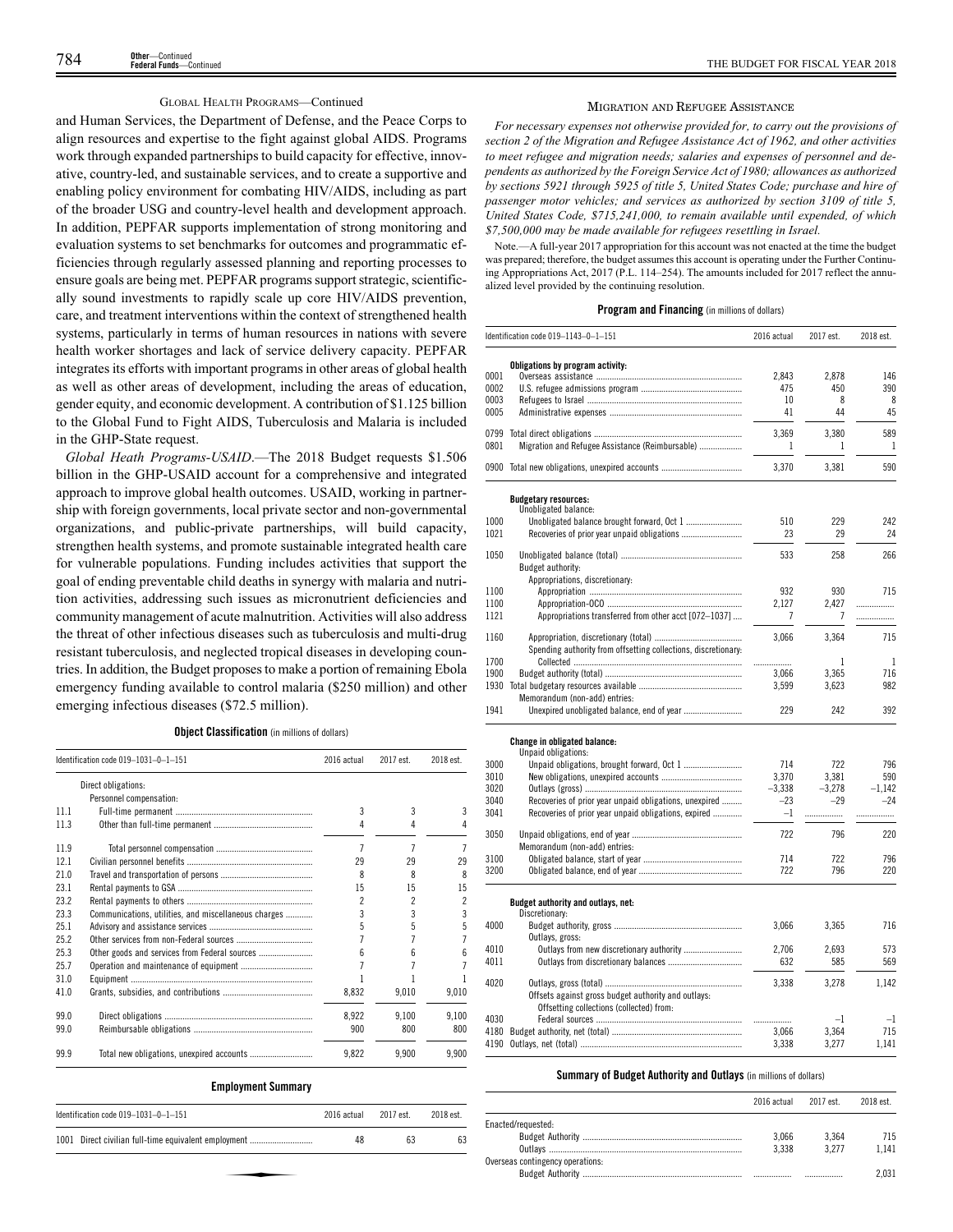GLOBAL HEALTH PROGRAMS—Continued

and Human Services, the Department of Defense, and the Peace Corps to align resources and expertise to the fight against global AIDS. Programs work through expanded partnerships to build capacity for effective, innovative, country-led, and sustainable services, and to create a supportive and enabling policy environment for combating HIV/AIDS, including as part of the broader USG and country-level health and development approach. In addition, PEPFAR supports implementation of strong monitoring and evaluation systems to set benchmarks for outcomes and programmatic efficiencies through regularly assessed planning and reporting processes to ensure goals are being met. PEPFAR programs support strategic, scientifically sound investments to rapidly scale up core HIV/AIDS prevention, care, and treatment interventions within the context of strengthened health systems, particularly in terms of human resources in nations with severe health worker shortages and lack of service delivery capacity. PEPFAR integrates its efforts with important programs in other areas of global health as well as other areas of development, including the areas of education, gender equity, and economic development. A contribution of $1.125 billion to the Global Fund to Fight AIDS, Tuberculosis and Malaria is included in the GHP-State request.

*Global Heath Programs-USAID*.—The 2018 Budget requests $1.506 billion in the GHP-USAID account for a comprehensive and integrated approach to improve global health outcomes. USAID, working in partnership with foreign governments, local private sector and non-governmental organizations, and public-private partnerships, will build capacity, strengthen health systems, and promote sustainable integrated health care for vulnerable populations. Funding includes activities that support the goal of ending preventable child deaths in synergy with malaria and nutrition activities, addressing such issues as micronutrient deficiencies and community management of acute malnutrition. Activities will also address the threat of other infectious diseases such as tuberculosis and multi-drug resistant tuberculosis, and neglected tropical diseases in developing countries. In addition, the Budget proposes to make a portion of remaining Ebola emergency funding available to control malaria ($250 million) and other emerging infectious diseases ($72.5 million).

**Object Classification** (in millions of dollars)

| Identification code 019–1031–0–1–151 | | 2016 actual | 2017 est. | 2018 est. |
|---|---|---|---|---|
| | Direct obligations: | | | |
| | Personnel compensation: | | | |
| 11.1 | Full-time permanent | 3 | 3 | 3 |
| 11.3 | Other than full-time permanent | 4 | 4 | 4 |
| 11.9 | Total personnel compensation | 7 | 7 | 7 |
| 12.1 | Civilian personnel benefits | 29 | 29 | 29 |
| 21.0 | Travel and transportation of persons | 8 | 8 | 8 |
| 23.1 | Rental payments to GSA | 15 | 15 | 15 |
| 23.2 | Rental payments to others | 2 | 2 | 2 |
| 23.3 | Communications, utilities, and miscellaneous charges | 3 | 3 | 3 |
| 25.1 | Advisory and assistance services | 5 | 5 | 5 |
| 25.2 | Other services from non-Federal sources | 7 | 7 | 7 |
| 25.3 | Other goods and services from Federal sources | 6 | 6 | 6 |
| 25.7 | Operation and maintenance of equipment | 7 | 7 | 7 |
| 31.0 | Equipment | 1 | 1 | 1 |
| 41.0 | Grants, subsidies, and contributions | 8,832 | 9,010 | 9,010 |
| 99.0 | Direct obligations | 8,922 | 9,100 | 9,100 |
| 99.0 | Reimbursable obligations | 900 | 800 | 800 |
| 99.9 | Total new obligations, unexpired accounts | 9,822 | 9,900 | 9,900 |

**Employment Summary**

| Identification code 019–1031–0–1–151 | | 2016 actual | 2017 est. | 2018 est. |
|---|---|---|---|---|
| 1001 | Direct civilian full-time equivalent employment | 48 | 63 | 63 |

MIGRATION AND REFUGEE ASSISTANCE

*For necessary expenses not otherwise provided for, to carry out the provisions of section 2 of the Migration and Refugee Assistance Act of 1962, and other activities to meet refugee and migration needs; salaries and expenses of personnel and dependents as authorized by the Foreign Service Act of 1980; allowances as authorized by sections 5921 through 5925 of title 5, United States Code; purchase and hire of passenger motor vehicles; and services as authorized by section 3109 of title 5, United States Code, $715,241,000, to remain available until expended, of which $7,500,000 may be made available for refugees resettling in Israel.*

Note.—A full-year 2017 appropriation for this account was not enacted at the time the budget was prepared; therefore, the budget assumes this account is operating under the Further Continuing Appropriations Act, 2017 (P.L. 114–254). The amounts included for 2017 reflect the annualized level provided by the continuing resolution.

**Program and Financing** (in millions of dollars)

| Identification code 019–1143–0–1–151 | | 2016 actual | 2017 est. | 2018 est. |
|---|---|---|---|---|
| | **Obligations by program activity:** | | | |
| 0001 | Overseas assistance | 2,843 | 2,878 | 146 |
| 0002 | U.S. refugee admissions program | 475 | 450 | 390 |
| 0003 | Refugees to Israel | 10 | 8 | 8 |
| 0005 | Administrative expenses | 41 | 44 | 45 |
| 0799 | Total direct obligations | 3,369 | 3,380 | 589 |
| 0801 | Migration and Refugee Assistance (Reimbursable) | 1 | 1 | 1 |
| 0900 | Total new obligations, unexpired accounts | 3,370 | 3,381 | 590 |
| | **Budgetary resources:** | | | |
| | Unobligated balance: | | | |
| 1000 | Unobligated balance brought forward, Oct 1 | 510 | 229 | 242 |
| 1021 | Recoveries of prior year unpaid obligations | 23 | 29 | 24 |
| 1050 | Unobligated balance (total) | 533 | 258 | 266 |
| | Budget authority: | | | |
| | Appropriations, discretionary: | | | |
| 1100 | Appropriation | 932 | 930 | 715 |
| 1100 | Appropriation-OCO | 2,127 | 2,427 | |
| 1121 | Appropriations transferred from other acct [072–1037] | 7 | 7 | |
| 1160 | Appropriation, discretionary (total) | 3,066 | 3,364 | 715 |
| | Spending authority from offsetting collections, discretionary: | | | |
| 1700 | Collected | | 1 | 1 |
| 1900 | Budget authority (total) | 3,066 | 3,365 | 716 |
| 1930 | Total budgetary resources available | 3,599 | 3,623 | 982 |
| | Memorandum (non-add) entries: | | | |
| 1941 | Unexpired unobligated balance, end of year | 229 | 242 | 392 |
| | **Change in obligated balance:** | | | |
| | Unpaid obligations: | | | |
| 3000 | Unpaid obligations, brought forward, Oct 1 | 714 | 722 | 796 |
| 3010 | New obligations, unexpired accounts | 3,370 | 3,381 | 590 |
| 3020 | Outlays (gross) | –3,338 | –3,278 | –1,142 |
| 3040 | Recoveries of prior year unpaid obligations, unexpired | –23 | –29 | –24 |
| 3041 | Recoveries of prior year unpaid obligations, expired | –1 | | |
| 3050 | Unpaid obligations, end of year | 722 | 796 | 220 |
| | Memorandum (non-add) entries: | | | |
| 3100 | Obligated balance, start of year | 714 | 722 | 796 |
| 3200 | Obligated balance, end of year | 722 | 796 | 220 |
| | **Budget authority and outlays, net:** | | | |
| | Discretionary: | | | |
| 4000 | Budget authority, gross | 3,066 | 3,365 | 716 |
| | Outlays, gross: | | | |
| 4010 | Outlays from new discretionary authority | 2,706 | 2,693 | 573 |
| 4011 | Outlays from discretionary balances | 632 | 585 | 569 |
| 4020 | Outlays, gross (total) | 3,338 | 3,278 | 1,142 |
| | Offsets against gross budget authority and outlays: | | | |
| | Offsetting collections (collected) from: | | | |
| 4030 | Federal sources | | –1 | –1 |
| 4180 | Budget authority, net (total) | 3,066 | 3,364 | 715 |
| 4190 | Outlays, net (total) | 3,338 | 3,277 | 1,141 |

**Summary of Budget Authority and Outlays** (in millions of dollars)

| | 2016 actual | 2017 est. | 2018 est. |
|---|---|---|---|
| Enacted/requested: | | | |
| Budget Authority | 3,066 | 3,364 | 715 |
| Outlays | 3,338 | 3,277 | 1,141 |
| Overseas contingency operations: | | | |
| Budget Authority | | | 2,031 |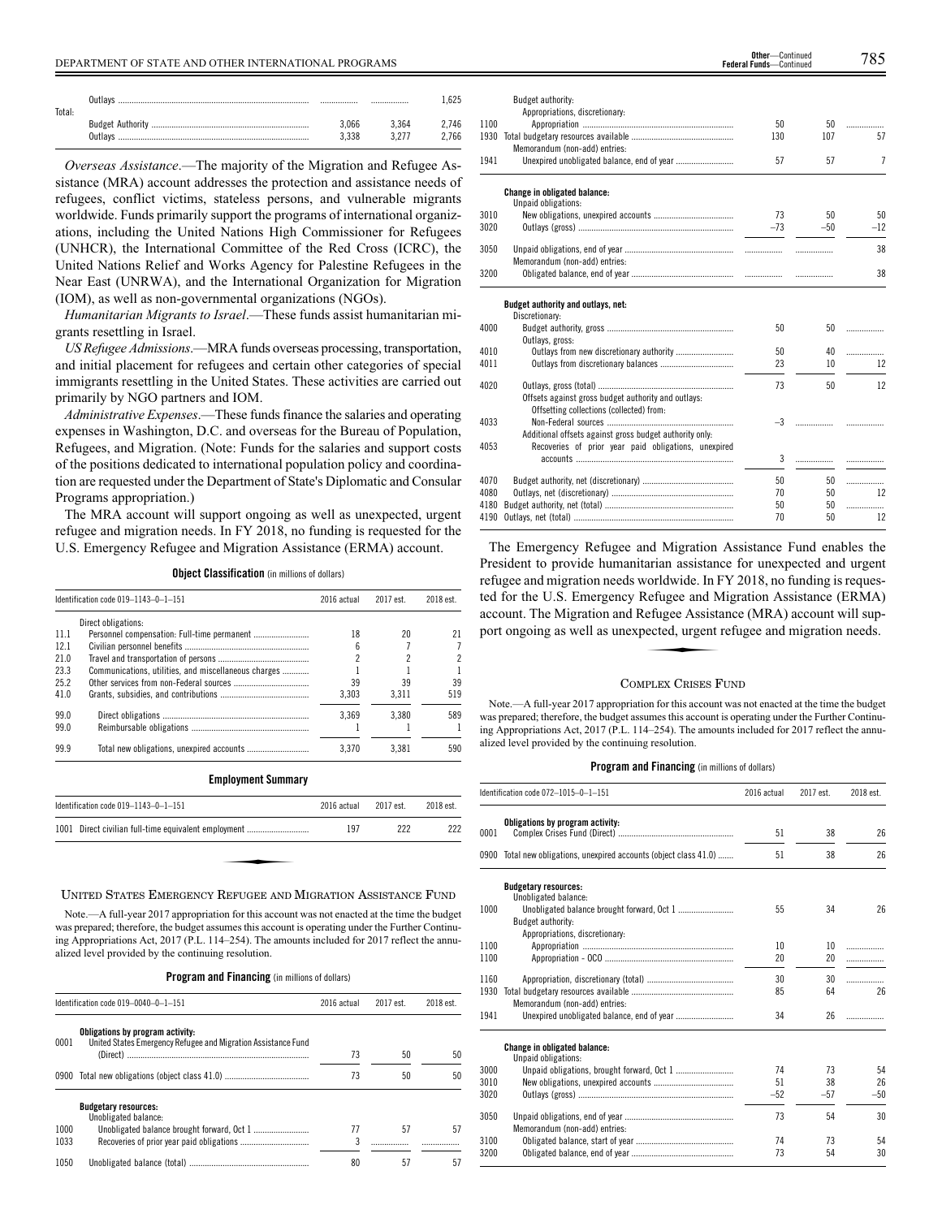| | | | |
|---|---|---|---|
| Outlays | | | 1,625 |
| Total: | | | |
| Budget Authority | 3,066 | 3,364 | 2,746 |
| Outlays | 3,338 | 3,277 | 2,766 |

*Overseas Assistance*.—The majority of the Migration and Refugee Assistance (MRA) account addresses the protection and assistance needs of refugees, conflict victims, stateless persons, and vulnerable migrants worldwide. Funds primarily support the programs of international organizations, including the United Nations High Commissioner for Refugees (UNHCR), the International Committee of the Red Cross (ICRC), the United Nations Relief and Works Agency for Palestine Refugees in the Near East (UNRWA), and the International Organization for Migration (IOM), as well as non-governmental organizations (NGOs).

*Humanitarian Migrants to Israel*.—These funds assist humanitarian migrants resettling in Israel.

*US Refugee Admissions*.—MRA funds overseas processing, transportation, and initial placement for refugees and certain other categories of special immigrants resettling in the United States. These activities are carried out primarily by NGO partners and IOM.

*Administrative Expenses*.—These funds finance the salaries and operating expenses in Washington, D.C. and overseas for the Bureau of Population, Refugees, and Migration. (Note: Funds for the salaries and support costs of the positions dedicated to international population policy and coordination are requested under the Department of State's Diplomatic and Consular Programs appropriation.)

The MRA account will support ongoing as well as unexpected, urgent refugee and migration needs. In FY 2018, no funding is requested for the U.S. Emergency Refugee and Migration Assistance (ERMA) account.

**Object Classification** (in millions of dollars)

| Identification code 019–1143–0–1–151 | | 2016 actual | 2017 est. | 2018 est. |
|---|---|---|---|---|
| | Direct obligations: | | | |
| 11.1 | Personnel compensation: Full-time permanent | 18 | 20 | 21 |
| 12.1 | Civilian personnel benefits | 6 | 7 | 7 |
| 21.0 | Travel and transportation of persons | 2 | 2 | 2 |
| 23.3 | Communications, utilities, and miscellaneous charges | 1 | 1 | 1 |
| 25.2 | Other services from non-Federal sources | 39 | 39 | 39 |
| 41.0 | Grants, subsidies, and contributions | 3,303 | 3,311 | 519 |
| 99.0 | Direct obligations | 3,369 | 3,380 | 589 |
| 99.0 | Reimbursable obligations | 1 | 1 | 1 |
| 99.9 | Total new obligations, unexpired accounts | 3,370 | 3,381 | 590 |

**Employment Summary**

| Identification code 019–1143–0–1–151 | | 2016 actual | 2017 est. | 2018 est. |
|---|---|---|---|---|
| 1001 | Direct civilian full-time equivalent employment | 197 | 222 | 222 |

## United States Emergency Refugee and Migration Assistance Fund

Note.—A full-year 2017 appropriation for this account was not enacted at the time the budget was prepared; therefore, the budget assumes this account is operating under the Further Continuing Appropriations Act, 2017 (P.L. 114–254). The amounts included for 2017 reflect the annualized level provided by the continuing resolution.

**Program and Financing** (in millions of dollars)

| Identification code 019–0040–0–1–151 | | 2016 actual | 2017 est. | 2018 est. |
|---|---|---|---|---|
| | **Obligations by program activity:** | | | |
| 0001 | United States Emergency Refugee and Migration Assistance Fund (Direct) | 73 | 50 | 50 |
| 0900 | Total new obligations (object class 41.0) | 73 | 50 | 50 |
| | **Budgetary resources:** | | | |
| | Unobligated balance: | | | |
| 1000 | Unobligated balance brought forward, Oct 1 | 77 | 57 | 57 |
| 1033 | Recoveries of prior year paid obligations | 3 | | |
| 1050 | Unobligated balance (total) | 80 | 57 | 57 |
| | Budget authority: | | | |
| | Appropriations, discretionary: | | | |
| 1100 | Appropriation | 50 | 50 | |
| 1930 | Total budgetary resources available | 130 | 107 | 57 |
| | Memorandum (non-add) entries: | | | |
| 1941 | Unexpired unobligated balance, end of year | 57 | 57 | 7 |
| | **Change in obligated balance:** | | | |
| | Unpaid obligations: | | | |
| 3010 | New obligations, unexpired accounts | 73 | 50 | 50 |
| 3020 | Outlays (gross) | –73 | –50 | –12 |
| 3050 | Unpaid obligations, end of year | | | 38 |
| | Memorandum (non-add) entries: | | | |
| 3200 | Obligated balance, end of year | | | 38 |
| | **Budget authority and outlays, net:** | | | |
| | Discretionary: | | | |
| 4000 | Budget authority, gross | 50 | 50 | |
| | Outlays, gross: | | | |
| 4010 | Outlays from new discretionary authority | 50 | 40 | |
| 4011 | Outlays from discretionary balances | 23 | 10 | 12 |
| 4020 | Outlays, gross (total) | 73 | 50 | 12 |
| | Offsets against gross budget authority and outlays: | | | |
| | Offsetting collections (collected) from: | | | |
| 4033 | Non-Federal sources | –3 | | |
| | Additional offsets against gross budget authority only: | | | |
| 4053 | Recoveries of prior year paid obligations, unexpired accounts | 3 | | |
| 4070 | Budget authority, net (discretionary) | 50 | 50 | |
| 4080 | Outlays, net (discretionary) | 70 | 50 | 12 |
| 4180 | Budget authority, net (total) | 50 | 50 | |
| 4190 | Outlays, net (total) | 70 | 50 | 12 |

The Emergency Refugee and Migration Assistance Fund enables the President to provide humanitarian assistance for unexpected and urgent refugee and migration needs worldwide. In FY 2018, no funding is requested for the U.S. Emergency Refugee and Migration Assistance (ERMA) account. The Migration and Refugee Assistance (MRA) account will support ongoing as well as unexpected, urgent refugee and migration needs.

## Complex Crises Fund

Note.—A full-year 2017 appropriation for this account was not enacted at the time the budget was prepared; therefore, the budget assumes this account is operating under the Further Continuing Appropriations Act, 2017 (P.L. 114–254). The amounts included for 2017 reflect the annualized level provided by the continuing resolution.

**Program and Financing** (in millions of dollars)

| Identification code 072–1015–0–1–151 | | 2016 actual | 2017 est. | 2018 est. |
|---|---|---|---|---|
| | **Obligations by program activity:** | | | |
| 0001 | Complex Crises Fund (Direct) | 51 | 38 | 26 |
| 0900 | Total new obligations, unexpired accounts (object class 41.0) | 51 | 38 | 26 |
| | **Budgetary resources:** | | | |
| | Unobligated balance: | | | |
| 1000 | Unobligated balance brought forward, Oct 1 | 55 | 34 | 26 |
| | Budget authority: | | | |
| | Appropriations, discretionary: | | | |
| 1100 | Appropriation | 10 | 10 | |
| 1100 | Appropriation - OCO | 20 | 20 | |
| 1160 | Appropriation, discretionary (total) | 30 | 30 | |
| 1930 | Total budgetary resources available | 85 | 64 | 26 |
| | Memorandum (non-add) entries: | | | |
| 1941 | Unexpired unobligated balance, end of year | 34 | 26 | |
| | **Change in obligated balance:** | | | |
| | Unpaid obligations: | | | |
| 3000 | Unpaid obligations, brought forward, Oct 1 | 74 | 73 | 54 |
| 3010 | New obligations, unexpired accounts | 51 | 38 | 26 |
| 3020 | Outlays (gross) | –52 | –57 | –50 |
| 3050 | Unpaid obligations, end of year | 73 | 54 | 30 |
| | Memorandum (non-add) entries: | | | |
| 3100 | Obligated balance, start of year | 74 | 73 | 54 |
| 3200 | Obligated balance, end of year | 73 | 54 | 30 |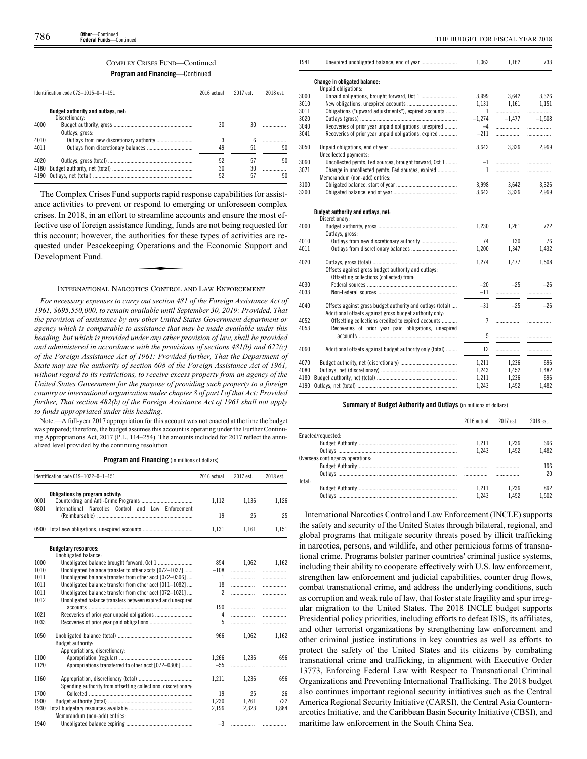COMPLEX CRISES FUND—Continued

**Program and Financing**—Continued

| Identification code 072–1015–0–1–151 | | 2016 actual | 2017 est. | 2018 est. |
|---|---|---|---|---|
| | **Budget authority and outlays, net:** | | | |
| | Discretionary: | | | |
| 4000 | Budget authority, gross | 30 | 30 | |
| | Outlays, gross: | | | |
| 4010 | Outlays from new discretionary authority | 3 | 6 | |
| 4011 | Outlays from discretionary balances | 49 | 51 | 50 |
| 4020 | Outlays, gross (total) | 52 | 57 | 50 |
| 4180 | Budget authority, net (total) | 30 | 30 | |
| 4190 | Outlays, net (total) | 52 | 57 | 50 |

The Complex Crises Fund supports rapid response capabilities for assistance activities to prevent or respond to emerging or unforeseen complex crises. In 2018, in an effort to streamline accounts and ensure the most effective use of foreign assistance funding, funds are not being requested for this account; however, the authorities for these types of activities are requested under Peacekeeping Operations and the Economic Support and Development Fund.

## INTERNATIONAL NARCOTICS CONTROL AND LAW ENFORCEMENT

*For necessary expenses to carry out section 481 of the Foreign Assistance Act of 1961, $695,550,000, to remain available until September 30, 2019: Provided, That the provision of assistance by any other United States Government department or agency which is comparable to assistance that may be made available under this heading, but which is provided under any other provision of law, shall be provided and administered in accordance with the provisions of sections 481(b) and 622(c) of the Foreign Assistance Act of 1961: Provided further, That the Department of State may use the authority of section 608 of the Foreign Assistance Act of 1961, without regard to its restrictions, to receive excess property from an agency of the United States Government for the purpose of providing such property to a foreign country or international organization under chapter 8 of part I of that Act: Provided further, That section 482(b) of the Foreign Assistance Act of 1961 shall not apply to funds appropriated under this heading.*

Note.—A full-year 2017 appropriation for this account was not enacted at the time the budget was prepared; therefore, the budget assumes this account is operating under the Further Continuing Appropriations Act, 2017 (P.L. 114–254). The amounts included for 2017 reflect the annualized level provided by the continuing resolution.

**Program and Financing** (in millions of dollars)

| Identification code 019–1022–0–1–151 | | 2016 actual | 2017 est. | 2018 est. |
|---|---|---|---|---|
| | **Obligations by program activity:** | | | |
| 0001 | Counterdrug and Anti-Crime Programs | 1,112 | 1,136 | 1,126 |
| 0801 | International Narcotics Control and Law Enforcement (Reimbursable) | 19 | 25 | 25 |
| 0900 | Total new obligations, unexpired accounts | 1,131 | 1,161 | 1,151 |
| | **Budgetary resources:** | | | |
| | Unobligated balance: | | | |
| 1000 | Unobligated balance brought forward, Oct 1 | 854 | 1,062 | 1,162 |
| 1010 | Unobligated balance transfer to other accts [072–1037] | –108 | | |
| 1011 | Unobligated balance transfer from other acct [072–0306] | 1 | | |
| 1011 | Unobligated balance transfer from other acct [011–1082] | 18 | | |
| 1011 | Unobligated balance transfer from other acct [072–1021] | 2 | | |
| 1012 | Unobligated balance transfers between expired and unexpired accounts | 190 | | |
| 1021 | Recoveries of prior year unpaid obligations | 4 | | |
| 1033 | Recoveries of prior year paid obligations | 5 | | |
| 1050 | Unobligated balance (total) | 966 | 1,062 | 1,162 |
| | Budget authority: | | | |
| | Appropriations, discretionary: | | | |
| 1100 | Appropriation (regular) | 1,266 | 1,236 | 696 |
| 1120 | Appropriations transferred to other acct [072–0306] | –55 | | |
| 1160 | Appropriation, discretionary (total) | 1,211 | 1,236 | 696 |
| | Spending authority from offsetting collections, discretionary: | | | |
| 1700 | Collected | 19 | 25 | 26 |
| 1900 | Budget authority (total) | 1,230 | 1,261 | 722 |
| 1930 | Total budgetary resources available | 2,196 | 2,323 | 1,884 |
| | Memorandum (non-add) entries: | | | |
| 1940 | Unobligated balance expiring | –3 | | |
| 1941 | Unexpired unobligated balance, end of year | 1,062 | 1,162 | 733 |
| | **Change in obligated balance:** | | | |
| | Unpaid obligations: | | | |
| 3000 | Unpaid obligations, brought forward, Oct 1 | 3,999 | 3,642 | 3,326 |
| 3010 | New obligations, unexpired accounts | 1,131 | 1,161 | 1,151 |
| 3011 | Obligations ("upward adjustments"), expired accounts | 1 | | |
| 3020 | Outlays (gross) | –1,274 | –1,477 | –1,508 |
| 3040 | Recoveries of prior year unpaid obligations, unexpired | –4 | | |
| 3041 | Recoveries of prior year unpaid obligations, expired | –211 | | |
| 3050 | Unpaid obligations, end of year | 3,642 | 3,326 | 2,969 |
| | Uncollected payments: | | | |
| 3060 | Uncollected pymts, Fed sources, brought forward, Oct 1 | –1 | | |
| 3071 | Change in uncollected pymts, Fed sources, expired | 1 | | |
| | Memorandum (non-add) entries: | | | |
| 3100 | Obligated balance, start of year | 3,998 | 3,642 | 3,326 |
| 3200 | Obligated balance, end of year | 3,642 | 3,326 | 2,969 |
| | **Budget authority and outlays, net:** | | | |
| | Discretionary: | | | |
| 4000 | Budget authority, gross | 1,230 | 1,261 | 722 |
| | Outlays, gross: | | | |
| 4010 | Outlays from new discretionary authority | 74 | 130 | 76 |
| 4011 | Outlays from discretionary balances | 1,200 | 1,347 | 1,432 |
| 4020 | Outlays, gross (total) | 1,274 | 1,477 | 1,508 |
| | Offsets against gross budget authority and outlays: | | | |
| | Offsetting collections (collected) from: | | | |
| 4030 | Federal sources | –20 | –25 | –26 |
| 4033 | Non-Federal sources | –11 | | |
| 4040 | Offsets against gross budget authority and outlays (total) | –31 | –25 | –26 |
| | Additional offsets against gross budget authority only: | | | |
| 4052 | Offsetting collections credited to expired accounts | 7 | | |
| 4053 | Recoveries of prior year paid obligations, unexpired accounts | 5 | | |
| 4060 | Additional offsets against budget authority only (total) | 12 | | |
| 4070 | Budget authority, net (discretionary) | 1,211 | 1,236 | 696 |
| 4080 | Outlays, net (discretionary) | 1,243 | 1,452 | 1,482 |
| 4180 | Budget authority, net (total) | 1,211 | 1,236 | 696 |
| 4190 | Outlays, net (total) | 1,243 | 1,452 | 1,482 |

**Summary of Budget Authority and Outlays** (in millions of dollars)

| | 2016 actual | 2017 est. | 2018 est. |
|---|---|---|---|
| Enacted/requested: | | | |
| Budget Authority | 1,211 | 1,236 | 696 |
| Outlays | 1,243 | 1,452 | 1,482 |
| Overseas contingency operations: | | | |
| Budget Authority | | | 196 |
| Outlays | | | 20 |
| Total: | | | |
| Budget Authority | 1,211 | 1,236 | 892 |
| Outlays | 1,243 | 1,452 | 1,502 |

International Narcotics Control and Law Enforcement (INCLE) supports the safety and security of the United States through bilateral, regional, and global programs that mitigate security threats posed by illicit trafficking in narcotics, persons, and wildlife, and other pernicious forms of transnational crime. Programs bolster partner countries' criminal justice systems, including their ability to cooperate effectively with U.S. law enforcement, strengthen law enforcement and judicial capabilities, counter drug flows, combat transnational crime, and address the underlying conditions, such as corruption and weak rule of law, that foster state fragility and spur irregular migration to the United States. The 2018 INCLE budget supports Presidential policy priorities, including efforts to defeat ISIS, its affiliates, and other terrorist organizations by strengthening law enforcement and other criminal justice institutions in key countries as well as efforts to protect the safety of the United States and its citizens by combating transnational crime and trafficking, in alignment with Executive Order 13773, Enforcing Federal Law with Respect to Transnational Criminal Organizations and Preventing International Trafficking. The 2018 budget also continues important regional security initiatives such as the Central America Regional Security Initiative (CARSI), the Central Asia Counternarcotics Initiative, and the Caribbean Basin Security Initiative (CBSI), and maritime law enforcement in the South China Sea.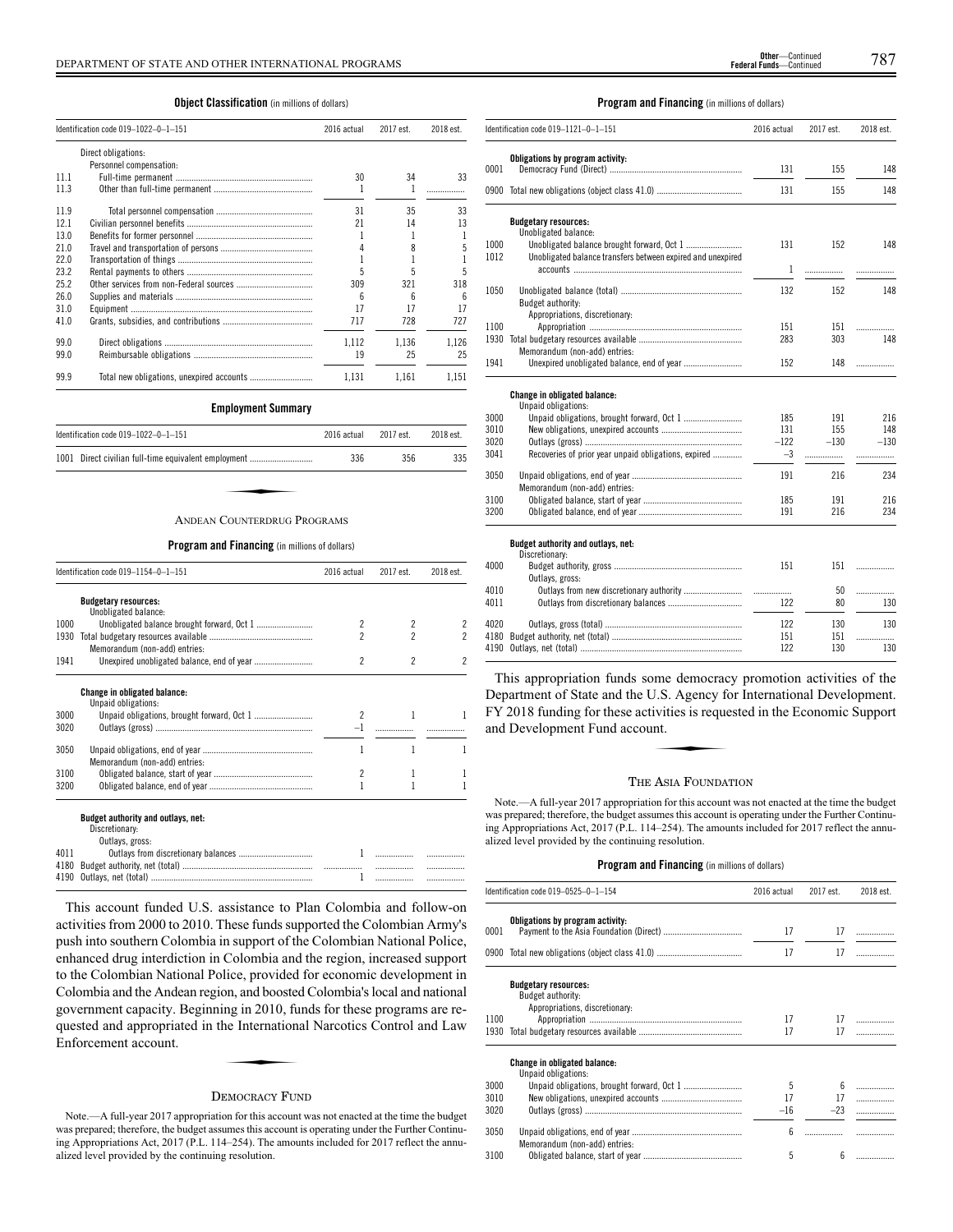**Object Classification** (in millions of dollars)

| Identification code 019–1022–0–1–151 | | 2016 actual | 2017 est. | 2018 est. |
|---|---|---|---|---|
| | Direct obligations: | | | |
| | Personnel compensation: | | | |
| 11.1 | Full-time permanent | 30 | 34 | 33 |
| 11.3 | Other than full-time permanent | 1 | 1 | ................ |
| 11.9 | Total personnel compensation | 31 | 35 | 33 |
| 12.1 | Civilian personnel benefits | 21 | 14 | 13 |
| 13.0 | Benefits for former personnel | 1 | 1 | 1 |
| 21.0 | Travel and transportation of persons | 4 | 8 | 5 |
| 22.0 | Transportation of things | 1 | 1 | 1 |
| 23.2 | Rental payments to others | 5 | 5 | 5 |
| 25.2 | Other services from non-Federal sources | 309 | 321 | 318 |
| 26.0 | Supplies and materials | 6 | 6 | 6 |
| 31.0 | Equipment | 17 | 17 | 17 |
| 41.0 | Grants, subsidies, and contributions | 717 | 728 | 727 |
| 99.0 | Direct obligations | 1,112 | 1,136 | 1,126 |
| 99.0 | Reimbursable obligations | 19 | 25 | 25 |
| 99.9 | Total new obligations, unexpired accounts | 1,131 | 1,161 | 1,151 |

**Employment Summary**

| Identification code 019–1022–0–1–151 | | 2016 actual | 2017 est. | 2018 est. |
|---|---|---|---|---|
| 1001 | Direct civilian full-time equivalent employment | 336 | 356 | 335 |

## Andean Counterdrug Programs

**Program and Financing** (in millions of dollars)

| Identification code 019–1154–0–1–151 | | 2016 actual | 2017 est. | 2018 est. |
|---|---|---|---|---|
| | **Budgetary resources:** | | | |
| | Unobligated balance: | | | |
| 1000 | Unobligated balance brought forward, Oct 1 | 2 | 2 | 2 |
| 1930 | Total budgetary resources available | 2 | 2 | 2 |
| | Memorandum (non-add) entries: | | | |
| 1941 | Unexpired unobligated balance, end of year | 2 | 2 | 2 |
| | **Change in obligated balance:** | | | |
| | Unpaid obligations: | | | |
| 3000 | Unpaid obligations, brought forward, Oct 1 | 2 | 1 | 1 |
| 3020 | Outlays (gross) | –1 | ................ | ................ |
| 3050 | Unpaid obligations, end of year | 1 | 1 | 1 |
| | Memorandum (non-add) entries: | | | |
| 3100 | Obligated balance, start of year | 2 | 1 | 1 |
| 3200 | Obligated balance, end of year | 1 | 1 | 1 |
| | **Budget authority and outlays, net:** | | | |
| | Discretionary: | | | |
| | Outlays, gross: | | | |
| 4011 | Outlays from discretionary balances | 1 | ................ | ................ |
| 4180 | Budget authority, net (total) | ................ | ................ | ................ |
| 4190 | Outlays, net (total) | 1 | ................ | ................ |

This account funded U.S. assistance to Plan Colombia and follow-on activities from 2000 to 2010. These funds supported the Colombian Army's push into southern Colombia in support of the Colombian National Police, enhanced drug interdiction in Colombia and the region, increased support to the Colombian National Police, provided for economic development in Colombia and the Andean region, and boosted Colombia's local and national government capacity. Beginning in 2010, funds for these programs are requested and appropriated in the International Narcotics Control and Law Enforcement account.

## Democracy Fund

Note.—A full-year 2017 appropriation for this account was not enacted at the time the budget was prepared; therefore, the budget assumes this account is operating under the Further Continuing Appropriations Act, 2017 (P.L. 114–254). The amounts included for 2017 reflect the annualized level provided by the continuing resolution.

**Program and Financing** (in millions of dollars)

| Identification code 019–1121–0–1–151 | | 2016 actual | 2017 est. | 2018 est. |
|---|---|---|---|---|
| | **Obligations by program activity:** | | | |
| 0001 | Democracy Fund (Direct) | 131 | 155 | 148 |
| 0900 | Total new obligations (object class 41.0) | 131 | 155 | 148 |
| | **Budgetary resources:** | | | |
| | Unobligated balance: | | | |
| 1000 | Unobligated balance brought forward, Oct 1 | 131 | 152 | 148 |
| 1012 | Unobligated balance transfers between expired and unexpired accounts | 1 | ................ | ................ |
| 1050 | Unobligated balance (total) | 132 | 152 | 148 |
| | Budget authority: | | | |
| | Appropriations, discretionary: | | | |
| 1100 | Appropriation | 151 | 151 | ................ |
| 1930 | Total budgetary resources available | 283 | 303 | 148 |
| | Memorandum (non-add) entries: | | | |
| 1941 | Unexpired unobligated balance, end of year | 152 | 148 | ................ |
| | **Change in obligated balance:** | | | |
| | Unpaid obligations: | | | |
| 3000 | Unpaid obligations, brought forward, Oct 1 | 185 | 191 | 216 |
| 3010 | New obligations, unexpired accounts | 131 | 155 | 148 |
| 3020 | Outlays (gross) | –122 | –130 | –130 |
| 3041 | Recoveries of prior year unpaid obligations, expired | –3 | ................ | ................ |
| 3050 | Unpaid obligations, end of year | 191 | 216 | 234 |
| | Memorandum (non-add) entries: | | | |
| 3100 | Obligated balance, start of year | 185 | 191 | 216 |
| 3200 | Obligated balance, end of year | 191 | 216 | 234 |
| | **Budget authority and outlays, net:** | | | |
| | Discretionary: | | | |
| 4000 | Budget authority, gross | 151 | 151 | ................ |
| | Outlays, gross: | | | |
| 4010 | Outlays from new discretionary authority | ................ | 50 | ................ |
| 4011 | Outlays from discretionary balances | 122 | 80 | 130 |
| 4020 | Outlays, gross (total) | 122 | 130 | 130 |
| 4180 | Budget authority, net (total) | 151 | 151 | ................ |
| 4190 | Outlays, net (total) | 122 | 130 | 130 |

This appropriation funds some democracy promotion activities of the Department of State and the U.S. Agency for International Development. FY 2018 funding for these activities is requested in the Economic Support and Development Fund account.

## The Asia Foundation

Note.—A full-year 2017 appropriation for this account was not enacted at the time the budget was prepared; therefore, the budget assumes this account is operating under the Further Continuing Appropriations Act, 2017 (P.L. 114–254). The amounts included for 2017 reflect the annualized level provided by the continuing resolution.

**Program and Financing** (in millions of dollars)

| Identification code 019–0525–0–1–154 | | 2016 actual | 2017 est. | 2018 est. |
|---|---|---|---|---|
| | **Obligations by program activity:** | | | |
| 0001 | Payment to the Asia Foundation (Direct) | 17 | 17 | ................ |
| 0900 | Total new obligations (object class 41.0) | 17 | 17 | ................ |
| | **Budgetary resources:** | | | |
| | Budget authority: | | | |
| | Appropriations, discretionary: | | | |
| 1100 | Appropriation | 17 | 17 | ................ |
| 1930 | Total budgetary resources available | 17 | 17 | ................ |
| | **Change in obligated balance:** | | | |
| | Unpaid obligations: | | | |
| 3000 | Unpaid obligations, brought forward, Oct 1 | 5 | 6 | ................ |
| 3010 | New obligations, unexpired accounts | 17 | 17 | ................ |
| 3020 | Outlays (gross) | –16 | –23 | ................ |
| 3050 | Unpaid obligations, end of year | 6 | ................ | ................ |
| | Memorandum (non-add) entries: | | | |
| 3100 | Obligated balance, start of year | 5 | 6 | ................ |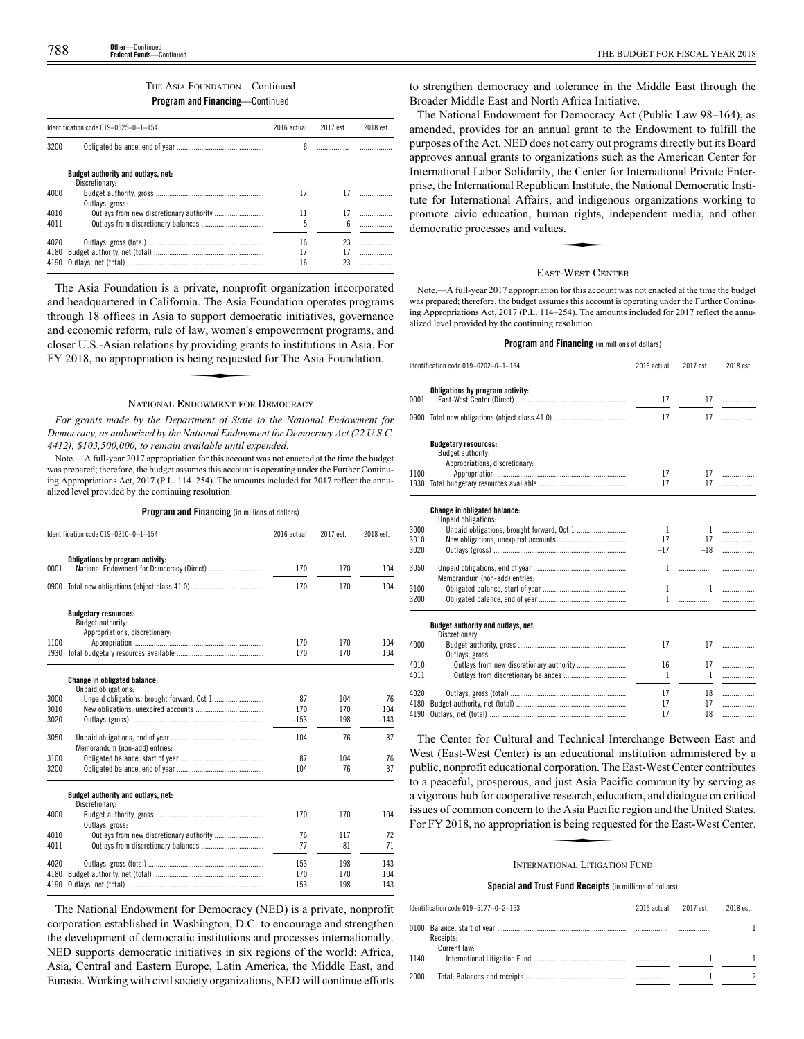THE ASIA FOUNDATION—Continued

**Program and Financing**—Continued

| Identification code 019–0525–0–1–154 | | 2016 actual | 2017 est. | 2018 est. |
|---|---|---|---|---|
| 3200 | Obligated balance, end of year | 6 | | |
| | **Budget authority and outlays, net:** | | | |
| | Discretionary: | | | |
| 4000 | Budget authority, gross | 17 | 17 | |
| | Outlays, gross: | | | |
| 4010 | Outlays from new discretionary authority | 11 | 17 | |
| 4011 | Outlays from discretionary balances | 5 | 6 | |
| 4020 | Outlays, gross (total) | 16 | 23 | |
| 4180 | Budget authority, net (total) | 17 | 17 | |
| 4190 | Outlays, net (total) | 16 | 23 | |

The Asia Foundation is a private, nonprofit organization incorporated and headquartered in California. The Asia Foundation operates programs through 18 offices in Asia to support democratic initiatives, governance and economic reform, rule of law, women's empowerment programs, and closer U.S.-Asian relations by providing grants to institutions in Asia. For FY 2018, no appropriation is being requested for The Asia Foundation.

## NATIONAL ENDOWMENT FOR DEMOCRACY

*For grants made by the Department of State to the National Endowment for Democracy, as authorized by the National Endowment for Democracy Act (22 U.S.C. 4412), $103,500,000, to remain available until expended.*

Note.—A full-year 2017 appropriation for this account was not enacted at the time the budget was prepared; therefore, the budget assumes this account is operating under the Further Continuing Appropriations Act, 2017 (P.L. 114–254). The amounts included for 2017 reflect the annualized level provided by the continuing resolution.

**Program and Financing** (in millions of dollars)

| Identification code 019–0210–0–1–154 | | 2016 actual | 2017 est. | 2018 est. |
|---|---|---|---|---|
| | **Obligations by program activity:** | | | |
| 0001 | National Endowment for Democracy (Direct) | 170 | 170 | 104 |
| 0900 | Total new obligations (object class 41.0) | 170 | 170 | 104 |
| | **Budgetary resources:** | | | |
| | Budget authority: | | | |
| | Appropriations, discretionary: | | | |
| 1100 | Appropriation | 170 | 170 | 104 |
| 1930 | Total budgetary resources available | 170 | 170 | 104 |
| | **Change in obligated balance:** | | | |
| | Unpaid obligations: | | | |
| 3000 | Unpaid obligations, brought forward, Oct 1 | 87 | 104 | 76 |
| 3010 | New obligations, unexpired accounts | 170 | 170 | 104 |
| 3020 | Outlays (gross) | –153 | –198 | –143 |
| 3050 | Unpaid obligations, end of year | 104 | 76 | 37 |
| | Memorandum (non-add) entries: | | | |
| 3100 | Obligated balance, start of year | 87 | 104 | 76 |
| 3200 | Obligated balance, end of year | 104 | 76 | 37 |
| | **Budget authority and outlays, net:** | | | |
| | Discretionary: | | | |
| 4000 | Budget authority, gross | 170 | 170 | 104 |
| | Outlays, gross: | | | |
| 4010 | Outlays from new discretionary authority | 76 | 117 | 72 |
| 4011 | Outlays from discretionary balances | 77 | 81 | 71 |
| 4020 | Outlays, gross (total) | 153 | 198 | 143 |
| 4180 | Budget authority, net (total) | 170 | 170 | 104 |
| 4190 | Outlays, net (total) | 153 | 198 | 143 |

The National Endowment for Democracy (NED) is a private, nonprofit corporation established in Washington, D.C. to encourage and strengthen the development of democratic institutions and processes internationally. NED supports democratic initiatives in six regions of the world: Africa, Asia, Central and Eastern Europe, Latin America, the Middle East, and Eurasia. Working with civil society organizations, NED will continue efforts to strengthen democracy and tolerance in the Middle East through the Broader Middle East and North Africa Initiative.

The National Endowment for Democracy Act (Public Law 98–164), as amended, provides for an annual grant to the Endowment to fulfill the purposes of the Act. NED does not carry out programs directly but its Board approves annual grants to organizations such as the American Center for International Labor Solidarity, the Center for International Private Enterprise, the International Republican Institute, the National Democratic Institute for International Affairs, and indigenous organizations working to promote civic education, human rights, independent media, and other democratic processes and values.

## EAST-WEST CENTER

Note.—A full-year 2017 appropriation for this account was not enacted at the time the budget was prepared; therefore, the budget assumes this account is operating under the Further Continuing Appropriations Act, 2017 (P.L. 114–254). The amounts included for 2017 reflect the annualized level provided by the continuing resolution.

**Program and Financing** (in millions of dollars)

| Identification code 019–0202–0–1–154 | | 2016 actual | 2017 est. | 2018 est. |
|---|---|---|---|---|
| | **Obligations by program activity:** | | | |
| 0001 | East-West Center (Direct) | 17 | 17 | |
| 0900 | Total new obligations (object class 41.0) | 17 | 17 | |
| | **Budgetary resources:** | | | |
| | Budget authority: | | | |
| | Appropriations, discretionary: | | | |
| 1100 | Appropriation | 17 | 17 | |
| 1930 | Total budgetary resources available | 17 | 17 | |
| | **Change in obligated balance:** | | | |
| | Unpaid obligations: | | | |
| 3000 | Unpaid obligations, brought forward, Oct 1 | 1 | 1 | |
| 3010 | New obligations, unexpired accounts | 17 | 17 | |
| 3020 | Outlays (gross) | –17 | –18 | |
| 3050 | Unpaid obligations, end of year | 1 | | |
| | Memorandum (non-add) entries: | | | |
| 3100 | Obligated balance, start of year | 1 | 1 | |
| 3200 | Obligated balance, end of year | 1 | | |
| | **Budget authority and outlays, net:** | | | |
| | Discretionary: | | | |
| 4000 | Budget authority, gross | 17 | 17 | |
| | Outlays, gross: | | | |
| 4010 | Outlays from new discretionary authority | 16 | 17 | |
| 4011 | Outlays from discretionary balances | 1 | 1 | |
| 4020 | Outlays, gross (total) | 17 | 18 | |
| 4180 | Budget authority, net (total) | 17 | 17 | |
| 4190 | Outlays, net (total) | 17 | 18 | |

The Center for Cultural and Technical Interchange Between East and West (East-West Center) is an educational institution administered by a public, nonprofit educational corporation. The East-West Center contributes to a peaceful, prosperous, and just Asia Pacific community by serving as a vigorous hub for cooperative research, education, and dialogue on critical issues of common concern to the Asia Pacific region and the United States. For FY 2018, no appropriation is being requested for the East-West Center.

## INTERNATIONAL LITIGATION FUND

**Special and Trust Fund Receipts** (in millions of dollars)

| Identification code 019–5177–0–2–153 | | 2016 actual | 2017 est. | 2018 est. |
|---|---|---|---|---|
| 0100 | Balance, start of year | | | 1 |
| | Receipts: | | | |
| | Current law: | | | |
| 1140 | International Litigation Fund | | 1 | 1 |
| 2000 | Total: Balances and receipts | | 1 | 2 |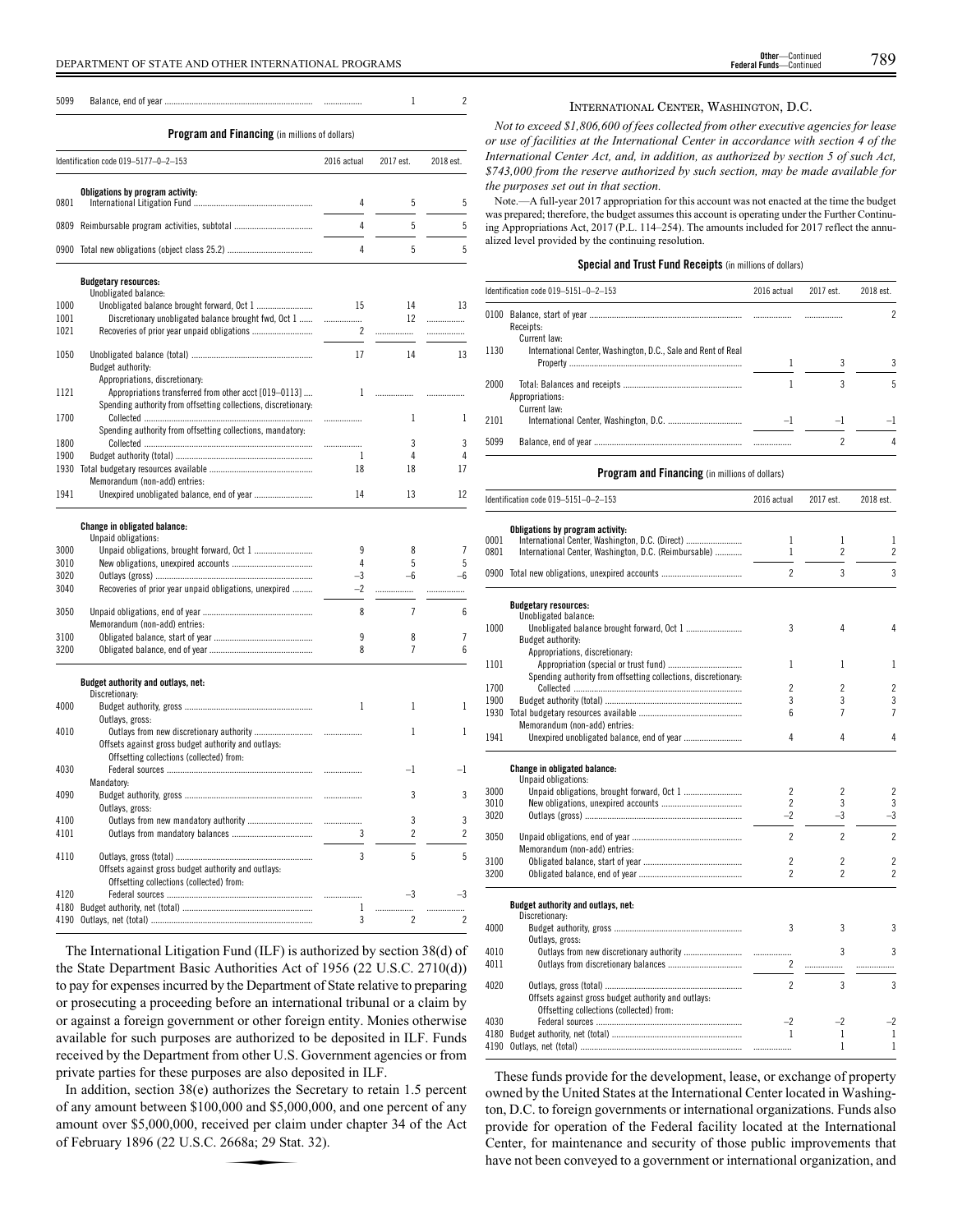| | | | | |
|---|---|---|---|---|
| 5099 | Balance, end of year | | 1 | 2 |

**Program and Financing** (in millions of dollars)

| | Identification code 019–5177–0–2–153 | 2016 actual | 2017 est. | 2018 est. |
|---|---|---|---|---|
| | **Obligations by program activity:** | | | |
| 0801 | International Litigation Fund | 4 | 5 | 5 |
| 0809 | Reimbursable program activities, subtotal | 4 | 5 | 5 |
| 0900 | Total new obligations (object class 25.2) | 4 | 5 | 5 |
| | **Budgetary resources:** | | | |
| | Unobligated balance: | | | |
| 1000 | Unobligated balance brought forward, Oct 1 | 15 | 14 | 13 |
| 1001 | Discretionary unobligated balance brought fwd, Oct 1 | | 12 | |
| 1021 | Recoveries of prior year unpaid obligations | 2 | | |
| 1050 | Unobligated balance (total) | 17 | 14 | 13 |
| | Budget authority: | | | |
| | Appropriations, discretionary: | | | |
| 1121 | Appropriations transferred from other acct [019–0113] | 1 | | |
| | Spending authority from offsetting collections, discretionary: | | | |
| 1700 | Collected | | 1 | 1 |
| | Spending authority from offsetting collections, mandatory: | | | |
| 1800 | Collected | | 3 | 3 |
| 1900 | Budget authority (total) | 1 | 4 | 4 |
| 1930 | Total budgetary resources available | 18 | 18 | 17 |
| | Memorandum (non-add) entries: | | | |
| 1941 | Unexpired unobligated balance, end of year | 14 | 13 | 12 |
| | **Change in obligated balance:** | | | |
| | Unpaid obligations: | | | |
| 3000 | Unpaid obligations, brought forward, Oct 1 | 9 | 8 | 7 |
| 3010 | New obligations, unexpired accounts | 4 | 5 | 5 |
| 3020 | Outlays (gross) | –3 | –6 | –6 |
| 3040 | Recoveries of prior year unpaid obligations, unexpired | –2 | | |
| 3050 | Unpaid obligations, end of year | 8 | 7 | 6 |
| | Memorandum (non-add) entries: | | | |
| 3100 | Obligated balance, start of year | 9 | 8 | 7 |
| 3200 | Obligated balance, end of year | 8 | 7 | 6 |
| | **Budget authority and outlays, net:** | | | |
| | Discretionary: | | | |
| 4000 | Budget authority, gross | 1 | 1 | 1 |
| | Outlays, gross: | | | |
| 4010 | Outlays from new discretionary authority | | 1 | 1 |
| | Offsets against gross budget authority and outlays: | | | |
| | Offsetting collections (collected) from: | | | |
| 4030 | Federal sources | | –1 | –1 |
| | Mandatory: | | | |
| 4090 | Budget authority, gross | | 3 | 3 |
| | Outlays, gross: | | | |
| 4100 | Outlays from new mandatory authority | | 3 | 3 |
| 4101 | Outlays from mandatory balances | 3 | 2 | 2 |
| 4110 | Outlays, gross (total) | 3 | 5 | 5 |
| | Offsets against gross budget authority and outlays: | | | |
| | Offsetting collections (collected) from: | | | |
| 4120 | Federal sources | | –3 | –3 |
| 4180 | Budget authority, net (total) | 1 | | |
| 4190 | Outlays, net (total) | 3 | 2 | 2 |

The International Litigation Fund (ILF) is authorized by section 38(d) of the State Department Basic Authorities Act of 1956 (22 U.S.C. 2710(d)) to pay for expenses incurred by the Department of State relative to preparing or prosecuting a proceeding before an international tribunal or a claim by or against a foreign government or other foreign entity. Monies otherwise available for such purposes are authorized to be deposited in ILF. Funds received by the Department from other U.S. Government agencies or from private parties for these purposes are also deposited in ILF.

In addition, section 38(e) authorizes the Secretary to retain 1.5 percent of any amount between $100,000 and $5,000,000, and one percent of any amount over $5,000,000, received per claim under chapter 34 of the Act of February 1896 (22 U.S.C. 2668a; 29 Stat. 32).

## International Center, Washington, D.C.

*Not to exceed $1,806,600 of fees collected from other executive agencies for lease or use of facilities at the International Center in accordance with section 4 of the International Center Act, and, in addition, as authorized by section 5 of such Act, $743,000 from the reserve authorized by such section, may be made available for the purposes set out in that section.*

Note.—A full-year 2017 appropriation for this account was not enacted at the time the budget was prepared; therefore, the budget assumes this account is operating under the Further Continuing Appropriations Act, 2017 (P.L. 114–254). The amounts included for 2017 reflect the annualized level provided by the continuing resolution.

**Special and Trust Fund Receipts** (in millions of dollars)

| | Identification code 019–5151–0–2–153 | 2016 actual | 2017 est. | 2018 est. |
|---|---|---|---|---|
| 0100 | Balance, start of year | | | 2 |
| | Receipts: | | | |
| | Current law: | | | |
| 1130 | International Center, Washington, D.C., Sale and Rent of Real Property | 1 | 3 | 3 |
| 2000 | Total: Balances and receipts | 1 | 3 | 5 |
| | Appropriations: | | | |
| | Current law: | | | |
| 2101 | International Center, Washington, D.C. | –1 | –1 | –1 |
| 5099 | Balance, end of year | | 2 | 4 |

**Program and Financing** (in millions of dollars)

| | Identification code 019–5151–0–2–153 | 2016 actual | 2017 est. | 2018 est. |
|---|---|---|---|---|
| | **Obligations by program activity:** | | | |
| 0001 | International Center, Washington, D.C. (Direct) | 1 | 1 | 1 |
| 0801 | International Center, Washington, D.C. (Reimbursable) | 1 | 2 | 2 |
| 0900 | Total new obligations, unexpired accounts | 2 | 3 | 3 |
| | **Budgetary resources:** | | | |
| | Unobligated balance: | | | |
| 1000 | Unobligated balance brought forward, Oct 1 | 3 | 4 | 4 |
| | Budget authority: | | | |
| | Appropriations, discretionary: | | | |
| 1101 | Appropriation (special or trust fund) | 1 | 1 | 1 |
| | Spending authority from offsetting collections, discretionary: | | | |
| 1700 | Collected | 2 | 2 | 2 |
| 1900 | Budget authority (total) | 3 | 3 | 3 |
| 1930 | Total budgetary resources available | 6 | 7 | 7 |
| | Memorandum (non-add) entries: | | | |
| 1941 | Unexpired unobligated balance, end of year | 4 | 4 | 4 |
| | **Change in obligated balance:** | | | |
| | Unpaid obligations: | | | |
| 3000 | Unpaid obligations, brought forward, Oct 1 | 2 | 2 | 2 |
| 3010 | New obligations, unexpired accounts | 2 | 3 | 3 |
| 3020 | Outlays (gross) | –2 | –3 | –3 |
| 3050 | Unpaid obligations, end of year | 2 | 2 | 2 |
| | Memorandum (non-add) entries: | | | |
| 3100 | Obligated balance, start of year | 2 | 2 | 2 |
| 3200 | Obligated balance, end of year | 2 | 2 | 2 |
| | **Budget authority and outlays, net:** | | | |
| | Discretionary: | | | |
| 4000 | Budget authority, gross | 3 | 3 | 3 |
| | Outlays, gross: | | | |
| 4010 | Outlays from new discretionary authority | | 3 | 3 |
| 4011 | Outlays from discretionary balances | 2 | | |
| 4020 | Outlays, gross (total) | 2 | 3 | 3 |
| | Offsets against gross budget authority and outlays: | | | |
| | Offsetting collections (collected) from: | | | |
| 4030 | Federal sources | –2 | –2 | –2 |
| 4180 | Budget authority, net (total) | 1 | 1 | 1 |
| 4190 | Outlays, net (total) | | 1 | 1 |

These funds provide for the development, lease, or exchange of property owned by the United States at the International Center located in Washington, D.C. to foreign governments or international organizations. Funds also provide for operation of the Federal facility located at the International Center, for maintenance and security of those public improvements that have not been conveyed to a government or international organization, and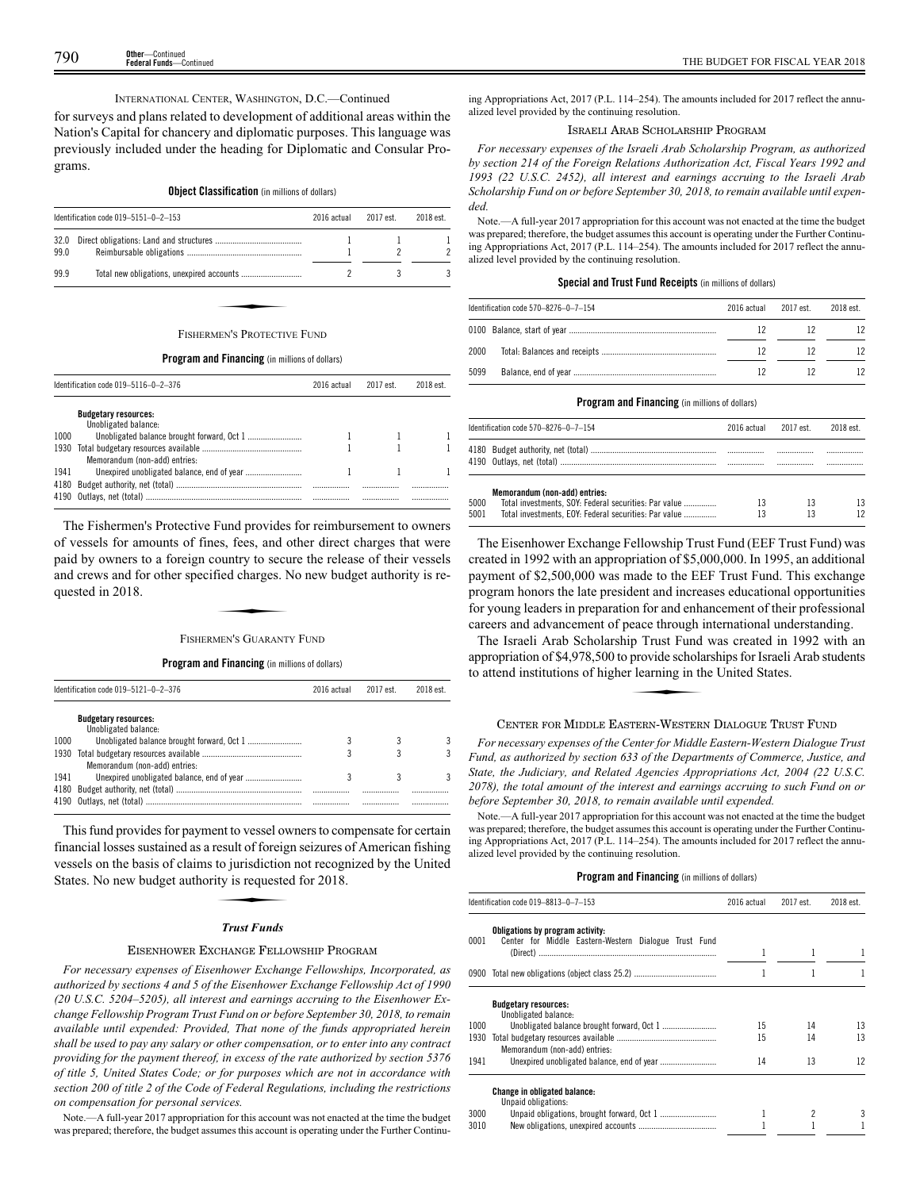INTERNATIONAL CENTER, WASHINGTON, D.C.—Continued

for surveys and plans related to development of additional areas within the Nation's Capital for chancery and diplomatic purposes. This language was previously included under the heading for Diplomatic and Consular Programs.

**Object Classification** (in millions of dollars)

| Identification code 019–5151–0–2–153 | 2016 actual | 2017 est. | 2018 est. |
|---|---|---|---|
| 32.0 Direct obligations: Land and structures | 1 | 1 | 1 |
| 99.0 Reimbursable obligations | 1 | 2 | 2 |
| 99.9 Total new obligations, unexpired accounts | 2 | 3 | 3 |

## FISHERMEN'S PROTECTIVE FUND

**Program and Financing** (in millions of dollars)

| Identification code 019–5116–0–2–376 | 2016 actual | 2017 est. | 2018 est. |
|---|---|---|---|
| **Budgetary resources:** | | | |
| Unobligated balance: | | | |
| 1000 Unobligated balance brought forward, Oct 1 | 1 | 1 | 1 |
| 1930 Total budgetary resources available | 1 | 1 | 1 |
| Memorandum (non-add) entries: | | | |
| 1941 Unexpired unobligated balance, end of year | 1 | 1 | 1 |
| 4180 Budget authority, net (total) | .................. | .................. | .................. |
| 4190 Outlays, net (total) | .................. | .................. | .................. |

The Fishermen's Protective Fund provides for reimbursement to owners of vessels for amounts of fines, fees, and other direct charges that were paid by owners to a foreign country to secure the release of their vessels and crews and for other specified charges. No new budget authority is requested in 2018.

## FISHERMEN'S GUARANTY FUND

**Program and Financing** (in millions of dollars)

| Identification code 019–5121–0–2–376 | 2016 actual | 2017 est. | 2018 est. |
|---|---|---|---|
| **Budgetary resources:** | | | |
| Unobligated balance: | | | |
| 1000 Unobligated balance brought forward, Oct 1 | 3 | 3 | 3 |
| 1930 Total budgetary resources available | 3 | 3 | 3 |
| Memorandum (non-add) entries: | | | |
| 1941 Unexpired unobligated balance, end of year | 3 | 3 | 3 |
| 4180 Budget authority, net (total) | .................. | .................. | .................. |
| 4190 Outlays, net (total) | .................. | .................. | .................. |

This fund provides for payment to vessel owners to compensate for certain financial losses sustained as a result of foreign seizures of American fishing vessels on the basis of claims to jurisdiction not recognized by the United States. No new budget authority is requested for 2018.

### *Trust Funds*

## EISENHOWER EXCHANGE FELLOWSHIP PROGRAM

*For necessary expenses of Eisenhower Exchange Fellowships, Incorporated, as authorized by sections 4 and 5 of the Eisenhower Exchange Fellowship Act of 1990 (20 U.S.C. 5204–5205), all interest and earnings accruing to the Eisenhower Exchange Fellowship Program Trust Fund on or before September 30, 2018, to remain available until expended: Provided, That none of the funds appropriated herein shall be used to pay any salary or other compensation, or to enter into any contract providing for the payment thereof, in excess of the rate authorized by section 5376 of title 5, United States Code; or for purposes which are not in accordance with section 200 of title 2 of the Code of Federal Regulations, including the restrictions on compensation for personal services.*

Note.—A full-year 2017 appropriation for this account was not enacted at the time the budget was prepared; therefore, the budget assumes this account is operating under the Further Continuing Appropriations Act, 2017 (P.L. 114–254). The amounts included for 2017 reflect the annualized level provided by the continuing resolution.

## ISRAELI ARAB SCHOLARSHIP PROGRAM

*For necessary expenses of the Israeli Arab Scholarship Program, as authorized by section 214 of the Foreign Relations Authorization Act, Fiscal Years 1992 and 1993 (22 U.S.C. 2452), all interest and earnings accruing to the Israeli Arab Scholarship Fund on or before September 30, 2018, to remain available until expended.*

Note.—A full-year 2017 appropriation for this account was not enacted at the time the budget was prepared; therefore, the budget assumes this account is operating under the Further Continuing Appropriations Act, 2017 (P.L. 114–254). The amounts included for 2017 reflect the annualized level provided by the continuing resolution.

**Special and Trust Fund Receipts** (in millions of dollars)

| Identification code 570–8276–0–7–154 | 2016 actual | 2017 est. | 2018 est. |
|---|---|---|---|
| 0100 Balance, start of year | 12 | 12 | 12 |
| 2000 Total: Balances and receipts | 12 | 12 | 12 |
| 5099 Balance, end of year | 12 | 12 | 12 |

**Program and Financing** (in millions of dollars)

| Identification code 570–8276–0–7–154 | 2016 actual | 2017 est. | 2018 est. |
|---|---|---|---|
| 4180 Budget authority, net (total) | .................. | .................. | .................. |
| 4190 Outlays, net (total) | .................. | .................. | .................. |
| **Memorandum (non-add) entries:** | | | |
| 5000 Total investments, SOY: Federal securities: Par value | 13 | 13 | 13 |
| 5001 Total investments, EOY: Federal securities: Par value | 13 | 13 | 12 |

The Eisenhower Exchange Fellowship Trust Fund (EEF Trust Fund) was created in 1992 with an appropriation of $5,000,000. In 1995, an additional payment of $2,500,000 was made to the EEF Trust Fund. This exchange program honors the late president and increases educational opportunities for young leaders in preparation for and enhancement of their professional careers and advancement of peace through international understanding.

The Israeli Arab Scholarship Trust Fund was created in 1992 with an appropriation of $4,978,500 to provide scholarships for Israeli Arab students to attend institutions of higher learning in the United States.

## CENTER FOR MIDDLE EASTERN-WESTERN DIALOGUE TRUST FUND

*For necessary expenses of the Center for Middle Eastern-Western Dialogue Trust Fund, as authorized by section 633 of the Departments of Commerce, Justice, and State, the Judiciary, and Related Agencies Appropriations Act, 2004 (22 U.S.C. 2078), the total amount of the interest and earnings accruing to such Fund on or before September 30, 2018, to remain available until expended.*

Note.—A full-year 2017 appropriation for this account was not enacted at the time the budget was prepared; therefore, the budget assumes this account is operating under the Further Continuing Appropriations Act, 2017 (P.L. 114–254). The amounts included for 2017 reflect the annualized level provided by the continuing resolution.

**Program and Financing** (in millions of dollars)

| Identification code 019–8813–0–7–153 | 2016 actual | 2017 est. | 2018 est. |
|---|---|---|---|
| **Obligations by program activity:** | | | |
| 0001 Center for Middle Eastern-Western Dialogue Trust Fund (Direct) | 1 | 1 | 1 |
| 0900 Total new obligations (object class 25.2) | 1 | 1 | 1 |
| **Budgetary resources:** | | | |
| Unobligated balance: | | | |
| 1000 Unobligated balance brought forward, Oct 1 | 15 | 14 | 13 |
| 1930 Total budgetary resources available | 15 | 14 | 13 |
| Memorandum (non-add) entries: | | | |
| 1941 Unexpired unobligated balance, end of year | 14 | 13 | 12 |
| **Change in obligated balance:** | | | |
| Unpaid obligations: | | | |
| 3000 Unpaid obligations, brought forward, Oct 1 | 1 | 2 | 3 |
| 3010 New obligations, unexpired accounts | 1 | 1 | 1 |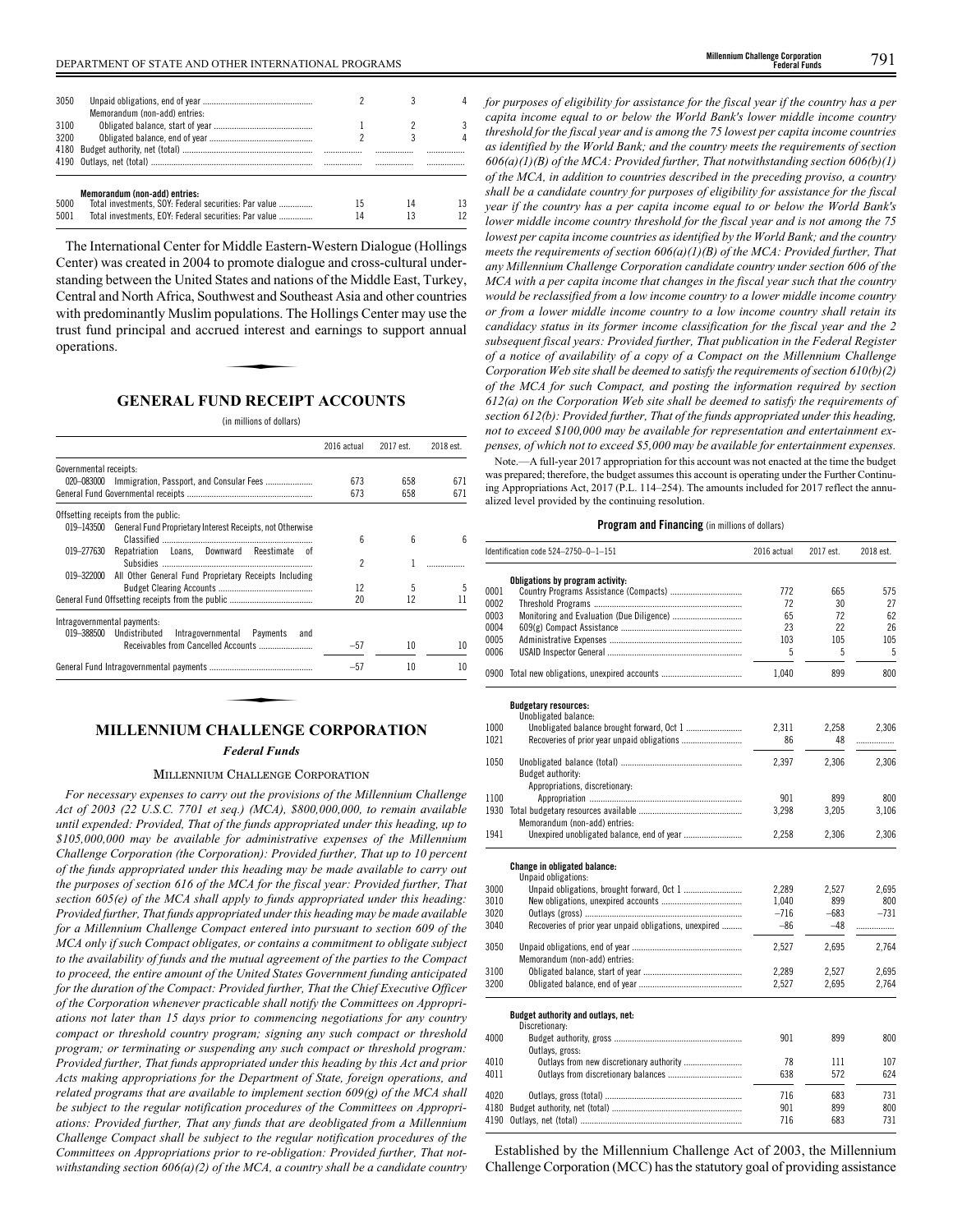| | | | | |
|---|---|---|---|---|
| 3050 | Unpaid obligations, end of year | 2 | 3 | 4 |
| | Memorandum (non-add) entries: | | | |
| 3100 | Obligated balance, start of year | 1 | 2 | 3 |
| 3200 | Obligated balance, end of year | 2 | 3 | 4 |
| 4180 | Budget authority, net (total) | | | |
| 4190 | Outlays, net (total) | | | |

| | | | | |
|---|---|---|---|---|
| | **Memorandum (non-add) entries:** | | | |
| 5000 | Total investments, SOY: Federal securities: Par value | 15 | 14 | 13 |
| 5001 | Total investments, EOY: Federal securities: Par value | 14 | 13 | 12 |

The International Center for Middle Eastern-Western Dialogue (Hollings Center) was created in 2004 to promote dialogue and cross-cultural understanding between the United States and nations of the Middle East, Turkey, Central and North Africa, Southwest and Southeast Asia and other countries with predominantly Muslim populations. The Hollings Center may use the trust fund principal and accrued interest and earnings to support annual operations.

## GENERAL FUND RECEIPT ACCOUNTS

(in millions of dollars)

| | 2016 actual | 2017 est. | 2018 est. |
|---|---|---|---|
| Governmental receipts: | | | |
| 020–083000 Immigration, Passport, and Consular Fees | 673 | 658 | 671 |
| General Fund Governmental receipts | 673 | 658 | 671 |
| Offsetting receipts from the public: | | | |
| 019–143500 General Fund Proprietary Interest Receipts, not Otherwise Classified | 6 | 6 | 6 |
| 019–277630 Repatriation Loans, Downward Reestimate of Subsidies | 2 | 1 | |
| 019–322000 All Other General Fund Proprietary Receipts Including Budget Clearing Accounts | 12 | 5 | 5 |
| General Fund Offsetting receipts from the public | 20 | 12 | 11 |
| Intragovernmental payments: | | | |
| 019–388500 Undistributed Intragovernmental Payments and Receivables from Cancelled Accounts | –57 | 10 | 10 |
| General Fund Intragovernmental payments | –57 | 10 | 10 |

## MILLENNIUM CHALLENGE CORPORATION

### *Federal Funds*

#### Millennium Challenge Corporation

*For necessary expenses to carry out the provisions of the Millennium Challenge Act of 2003 (22 U.S.C. 7701 et seq.) (MCA), $800,000,000, to remain available until expended: Provided, That of the funds appropriated under this heading, up to $105,000,000 may be available for administrative expenses of the Millennium Challenge Corporation (the Corporation): Provided further, That up to 10 percent of the funds appropriated under this heading may be made available to carry out the purposes of section 616 of the MCA for the fiscal year: Provided further, That section 605(e) of the MCA shall apply to funds appropriated under this heading: Provided further, That funds appropriated under this heading may be made available for a Millennium Challenge Compact entered into pursuant to section 609 of the MCA only if such Compact obligates, or contains a commitment to obligate subject to the availability of funds and the mutual agreement of the parties to the Compact to proceed, the entire amount of the United States Government funding anticipated for the duration of the Compact: Provided further, That the Chief Executive Officer of the Corporation whenever practicable shall notify the Committees on Appropriations not later than 15 days prior to commencing negotiations for any country compact or threshold country program; signing any such compact or threshold program; or terminating or suspending any such compact or threshold program: Provided further, That funds appropriated under this heading by this Act and prior Acts making appropriations for the Department of State, foreign operations, and related programs that are available to implement section 609(g) of the MCA shall be subject to the regular notification procedures of the Committees on Appropriations: Provided further, That any funds that are deobligated from a Millennium Challenge Compact shall be subject to the regular notification procedures of the Committees on Appropriations prior to re-obligation: Provided further, That notwithstanding section 606(a)(2) of the MCA, a country shall be a candidate country for purposes of eligibility for assistance for the fiscal year if the country has a per capita income equal to or below the World Bank's lower middle income country threshold for the fiscal year and is among the 75 lowest per capita income countries as identified by the World Bank; and the country meets the requirements of section 606(a)(1)(B) of the MCA: Provided further, That notwithstanding section 606(b)(1) of the MCA, in addition to countries described in the preceding proviso, a country shall be a candidate country for purposes of eligibility for assistance for the fiscal year if the country has a per capita income equal to or below the World Bank's lower middle income country threshold for the fiscal year and is not among the 75 lowest per capita income countries as identified by the World Bank; and the country meets the requirements of section 606(a)(1)(B) of the MCA: Provided further, That any Millennium Challenge Corporation candidate country under section 606 of the MCA with a per capita income that changes in the fiscal year such that the country would be reclassified from a low income country to a lower middle income country or from a lower middle income country to a low income country shall retain its candidacy status in its former income classification for the fiscal year and the 2 subsequent fiscal years: Provided further, That publication in the Federal Register of a notice of availability of a copy of a Compact on the Millennium Challenge Corporation Web site shall be deemed to satisfy the requirements of section 610(b)(2) of the MCA for such Compact, and posting the information required by section 612(a) on the Corporation Web site shall be deemed to satisfy the requirements of section 612(b): Provided further, That of the funds appropriated under this heading, not to exceed $100,000 may be available for representation and entertainment expenses, of which not to exceed $5,000 may be available for entertainment expenses.*

Note.—A full-year 2017 appropriation for this account was not enacted at the time the budget was prepared; therefore, the budget assumes this account is operating under the Further Continuing Appropriations Act, 2017 (P.L. 114–254). The amounts included for 2017 reflect the annualized level provided by the continuing resolution.

**Program and Financing** (in millions of dollars)

| Identification code 524–2750–0–1–151 | | 2016 actual | 2017 est. | 2018 est. |
|---|---|---|---|---|
| | **Obligations by program activity:** | | | |
| 0001 | Country Programs Assistance (Compacts) | 772 | 665 | 575 |
| 0002 | Threshold Programs | 72 | 30 | 27 |
| 0003 | Monitoring and Evaluation (Due Diligence) | 65 | 72 | 62 |
| 0004 | 609(g) Compact Assistance | 23 | 22 | 26 |
| 0005 | Administrative Expenses | 103 | 105 | 105 |
| 0006 | USAID Inspector General | 5 | 5 | 5 |
| 0900 | Total new obligations, unexpired accounts | 1,040 | 899 | 800 |
| | **Budgetary resources:** | | | |
| | Unobligated balance: | | | |
| 1000 | Unobligated balance brought forward, Oct 1 | 2,311 | 2,258 | 2,306 |
| 1021 | Recoveries of prior year unpaid obligations | 86 | 48 | |
| 1050 | Unobligated balance (total) | 2,397 | 2,306 | 2,306 |
| | Budget authority: | | | |
| | Appropriations, discretionary: | | | |
| 1100 | Appropriation | 901 | 899 | 800 |
| 1930 | Total budgetary resources available | 3,298 | 3,205 | 3,106 |
| | Memorandum (non-add) entries: | | | |
| 1941 | Unexpired unobligated balance, end of year | 2,258 | 2,306 | 2,306 |
| | **Change in obligated balance:** | | | |
| | Unpaid obligations: | | | |
| 3000 | Unpaid obligations, brought forward, Oct 1 | 2,289 | 2,527 | 2,695 |
| 3010 | New obligations, unexpired accounts | 1,040 | 899 | 800 |
| 3020 | Outlays (gross) | –716 | –683 | –731 |
| 3040 | Recoveries of prior year unpaid obligations, unexpired | –86 | –48 | |
| 3050 | Unpaid obligations, end of year | 2,527 | 2,695 | 2,764 |
| | Memorandum (non-add) entries: | | | |
| 3100 | Obligated balance, start of year | 2,289 | 2,527 | 2,695 |
| 3200 | Obligated balance, end of year | 2,527 | 2,695 | 2,764 |
| | **Budget authority and outlays, net:** | | | |
| | Discretionary: | | | |
| 4000 | Budget authority, gross | 901 | 899 | 800 |
| | Outlays, gross: | | | |
| 4010 | Outlays from new discretionary authority | 78 | 111 | 107 |
| 4011 | Outlays from discretionary balances | 638 | 572 | 624 |
| 4020 | Outlays, gross (total) | 716 | 683 | 731 |
| 4180 | Budget authority, net (total) | 901 | 899 | 800 |
| 4190 | Outlays, net (total) | 716 | 683 | 731 |

Established by the Millennium Challenge Act of 2003, the Millennium Challenge Corporation (MCC) has the statutory goal of providing assistance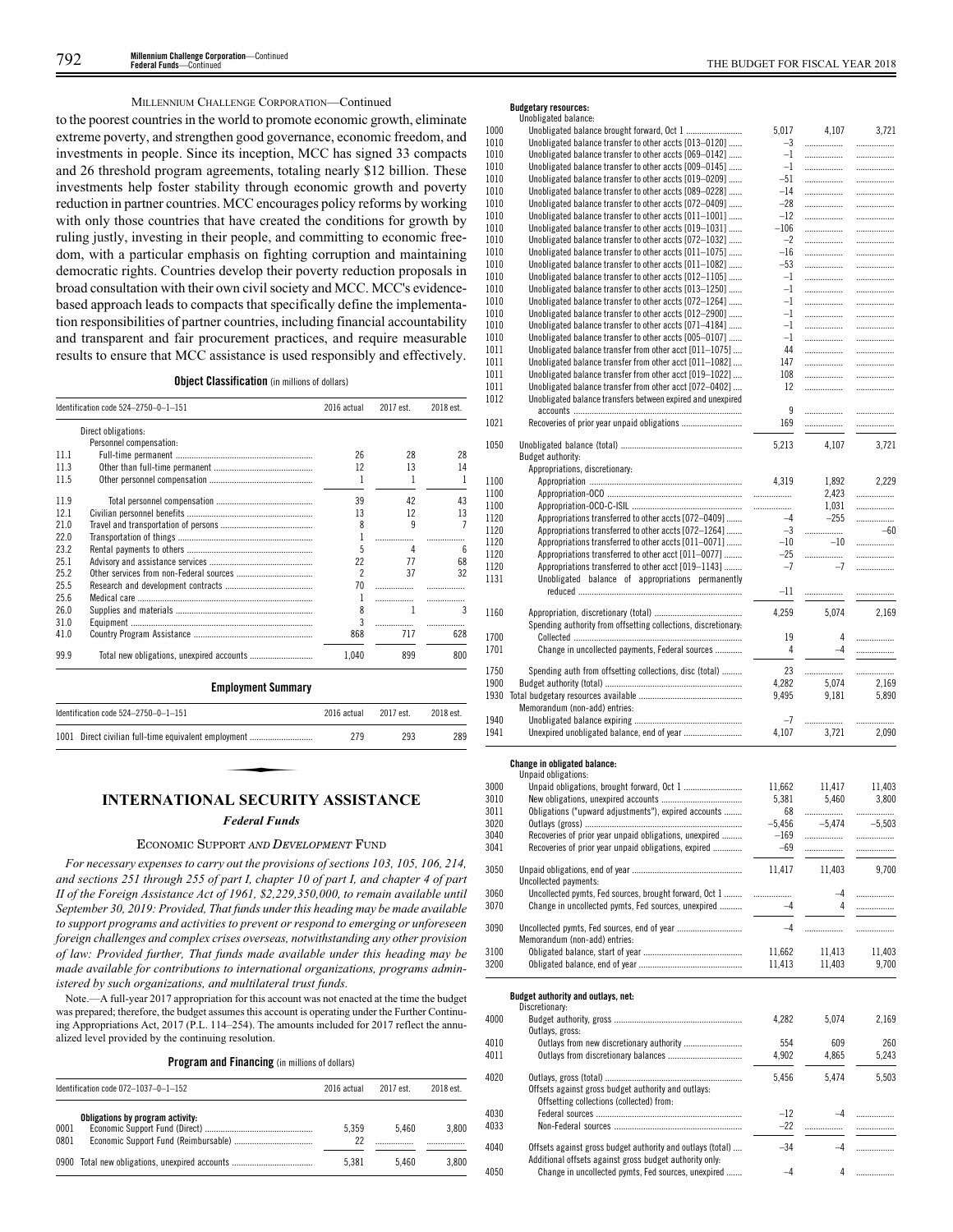MILLENNIUM CHALLENGE CORPORATION—Continued

to the poorest countries in the world to promote economic growth, eliminate extreme poverty, and strengthen good governance, economic freedom, and investments in people. Since its inception, MCC has signed 33 compacts and 26 threshold program agreements, totaling nearly $12 billion. These investments help foster stability through economic growth and poverty reduction in partner countries. MCC encourages policy reforms by working with only those countries that have created the conditions for growth by ruling justly, investing in their people, and committing to economic freedom, with a particular emphasis on fighting corruption and maintaining democratic rights. Countries develop their poverty reduction proposals in broad consultation with their own civil society and MCC. MCC's evidence-based approach leads to compacts that specifically define the implementation responsibilities of partner countries, including financial accountability and transparent and fair procurement practices, and require measurable results to ensure that MCC assistance is used responsibly and effectively.

**Object Classification** (in millions of dollars)

| Identification code 524–2750–0–1–151 | | 2016 actual | 2017 est. | 2018 est. |
|---|---|---|---|---|
| | Direct obligations: | | | |
| | Personnel compensation: | | | |
| 11.1 | Full-time permanent | 26 | 28 | 28 |
| 11.3 | Other than full-time permanent | 12 | 13 | 14 |
| 11.5 | Other personnel compensation | 1 | 1 | 1 |
| 11.9 | Total personnel compensation | 39 | 42 | 43 |
| 12.1 | Civilian personnel benefits | 13 | 12 | 13 |
| 21.0 | Travel and transportation of persons | 8 | 9 | 7 |
| 22.0 | Transportation of things | 1 | | |
| 23.2 | Rental payments to others | 5 | 4 | 6 |
| 25.1 | Advisory and assistance services | 22 | 77 | 68 |
| 25.2 | Other services from non-Federal sources | 2 | 37 | 32 |
| 25.5 | Research and development contracts | 70 | | |
| 25.6 | Medical care | 1 | | |
| 26.0 | Supplies and materials | 8 | 1 | 3 |
| 31.0 | Equipment | 3 | | |
| 41.0 | Country Program Assistance | 868 | 717 | 628 |
| 99.9 | Total new obligations, unexpired accounts | 1,040 | 899 | 800 |

**Employment Summary**

| Identification code 524–2750–0–1–151 | 2016 actual | 2017 est. | 2018 est. |
|---|---|---|---|
| 1001 Direct civilian full-time equivalent employment | 279 | 293 | 289 |

# INTERNATIONAL SECURITY ASSISTANCE

## *Federal Funds*

### ECONOMIC SUPPORT *AND DEVELOPMENT* FUND

*For necessary expenses to carry out the provisions of sections 103, 105, 106, 214, and sections 251 through 255 of part I, chapter 10 of part I, and chapter 4 of part II of the Foreign Assistance Act of 1961, $2,229,350,000, to remain available until September 30, 2019: Provided, That funds under this heading may be made available to support programs and activities to prevent or respond to emerging or unforeseen foreign challenges and complex crises overseas, notwithstanding any other provision of law: Provided further, That funds made available under this heading may be made available for contributions to international organizations, programs administered by such organizations, and multilateral trust funds.*

Note.—A full-year 2017 appropriation for this account was not enacted at the time the budget was prepared; therefore, the budget assumes this account is operating under the Further Continuing Appropriations Act, 2017 (P.L. 114–254). The amounts included for 2017 reflect the annualized level provided by the continuing resolution.

**Program and Financing** (in millions of dollars)

| Identification code 072–1037–0–1–152 | | 2016 actual | 2017 est. | 2018 est. |
|---|---|---|---|---|
| | **Obligations by program activity:** | | | |
| 0001 | Economic Support Fund (Direct) | 5,359 | 5,460 | 3,800 |
| 0801 | Economic Support Fund (Reimbursable) | 22 | | |
| 0900 | Total new obligations, unexpired accounts | 5,381 | 5,460 | 3,800 |
| | **Budgetary resources:** | | | |
| | Unobligated balance: | | | |
| 1000 | Unobligated balance brought forward, Oct 1 | 5,017 | 4,107 | 3,721 |
| 1010 | Unobligated balance transfer to other accts [013–0120] | –3 | | |
| 1010 | Unobligated balance transfer to other accts [069–0142] | –1 | | |
| 1010 | Unobligated balance transfer to other accts [009–0145] | –1 | | |
| 1010 | Unobligated balance transfer to other accts [019–0209] | –51 | | |
| 1010 | Unobligated balance transfer to other accts [089–0228] | –14 | | |
| 1010 | Unobligated balance transfer to other accts [072–0409] | –28 | | |
| 1010 | Unobligated balance transfer to other accts [011–1001] | –12 | | |
| 1010 | Unobligated balance transfer to other accts [019–1031] | –106 | | |
| 1010 | Unobligated balance transfer to other accts [072–1032] | –2 | | |
| 1010 | Unobligated balance transfer to other accts [011–1075] | –16 | | |
| 1010 | Unobligated balance transfer to other accts [011–1082] | –53 | | |
| 1010 | Unobligated balance transfer to other accts [012–1105] | –1 | | |
| 1010 | Unobligated balance transfer to other accts [013–1250] | –1 | | |
| 1010 | Unobligated balance transfer to other accts [072–1264] | –1 | | |
| 1010 | Unobligated balance transfer to other accts [012–2900] | –1 | | |
| 1010 | Unobligated balance transfer to other accts [071–4184] | –1 | | |
| 1010 | Unobligated balance transfer to other accts [005–0107] | –1 | | |
| 1011 | Unobligated balance transfer from other acct [011–1075] | 44 | | |
| 1011 | Unobligated balance transfer from other acct [011–1082] | 147 | | |
| 1011 | Unobligated balance transfer from other acct [019–1022] | 108 | | |
| 1011 | Unobligated balance transfer from other acct [072–0402] | 12 | | |
| 1012 | Unobligated balance transfers between expired and unexpired accounts | 9 | | |
| 1021 | Recoveries of prior year unpaid obligations | 169 | | |
| 1050 | Unobligated balance (total) | 5,213 | 4,107 | 3,721 |
| | Budget authority: | | | |
| | Appropriations, discretionary: | | | |
| 1100 | Appropriation | 4,319 | 1,892 | 2,229 |
| 1100 | Appropriation-OCO | | 2,423 | |
| 1100 | Appropriation-OCO-C-ISIL | | 1,031 | |
| 1120 | Appropriations transferred to other accts [072–0409] | –4 | –255 | |
| 1120 | Appropriations transferred to other accts [072–1264] | –3 | | –60 |
| 1120 | Appropriations transferred to other accts [011–0071] | –10 | –10 | |
| 1120 | Appropriations transferred to other acct [011–0077] | –25 | | |
| 1120 | Appropriations transferred to other acct [019–1143] | –7 | –7 | |
| 1131 | Unobligated balance of appropriations permanently reduced | –11 | | |
| 1160 | Appropriation, discretionary (total) | 4,259 | 5,074 | 2,169 |
| | Spending authority from offsetting collections, discretionary: | | | |
| 1700 | Collected | 19 | 4 | |
| 1701 | Change in uncollected payments, Federal sources | 4 | –4 | |
| 1750 | Spending auth from offsetting collections, disc (total) | 23 | | |
| 1900 | Budget authority (total) | 4,282 | 5,074 | 2,169 |
| 1930 | Total budgetary resources available | 9,495 | 9,181 | 5,890 |
| | Memorandum (non-add) entries: | | | |
| 1940 | Unobligated balance expiring | –7 | | |
| 1941 | Unexpired unobligated balance, end of year | 4,107 | 3,721 | 2,090 |
| | **Change in obligated balance:** | | | |
| | Unpaid obligations: | | | |
| 3000 | Unpaid obligations, brought forward, Oct 1 | 11,662 | 11,417 | 11,403 |
| 3010 | New obligations, unexpired accounts | 5,381 | 5,460 | 3,800 |
| 3011 | Obligations ("upward adjustments"), expired accounts | 68 | | |
| 3020 | Outlays (gross) | –5,456 | –5,474 | –5,503 |
| 3040 | Recoveries of prior year unpaid obligations, unexpired | –169 | | |
| 3041 | Recoveries of prior year unpaid obligations, expired | –69 | | |
| 3050 | Unpaid obligations, end of year | 11,417 | 11,403 | 9,700 |
| | Uncollected payments: | | | |
| 3060 | Uncollected pymts, Fed sources, brought forward, Oct 1 | | –4 | |
| 3070 | Change in uncollected pymts, Fed sources, unexpired | –4 | 4 | |
| 3090 | Uncollected pymts, Fed sources, end of year | –4 | | |
| | Memorandum (non-add) entries: | | | |
| 3100 | Obligated balance, start of year | 11,662 | 11,413 | 11,403 |
| 3200 | Obligated balance, end of year | 11,413 | 11,403 | 9,700 |
| | **Budget authority and outlays, net:** | | | |
| | Discretionary: | | | |
| 4000 | Budget authority, gross | 4,282 | 5,074 | 2,169 |
| | Outlays, gross: | | | |
| 4010 | Outlays from new discretionary authority | 554 | 609 | 260 |
| 4011 | Outlays from discretionary balances | 4,902 | 4,865 | 5,243 |
| 4020 | Outlays, gross (total) | 5,456 | 5,474 | 5,503 |
| | Offsets against gross budget authority and outlays: | | | |
| | Offsetting collections (collected) from: | | | |
| 4030 | Federal sources | –12 | –4 | |
| 4033 | Non-Federal sources | –22 | | |
| 4040 | Offsets against gross budget authority and outlays (total) | –34 | –4 | |
| | Additional offsets against gross budget authority only: | | | |
| 4050 | Change in uncollected pymts, Fed sources, unexpired | –4 | 4 | |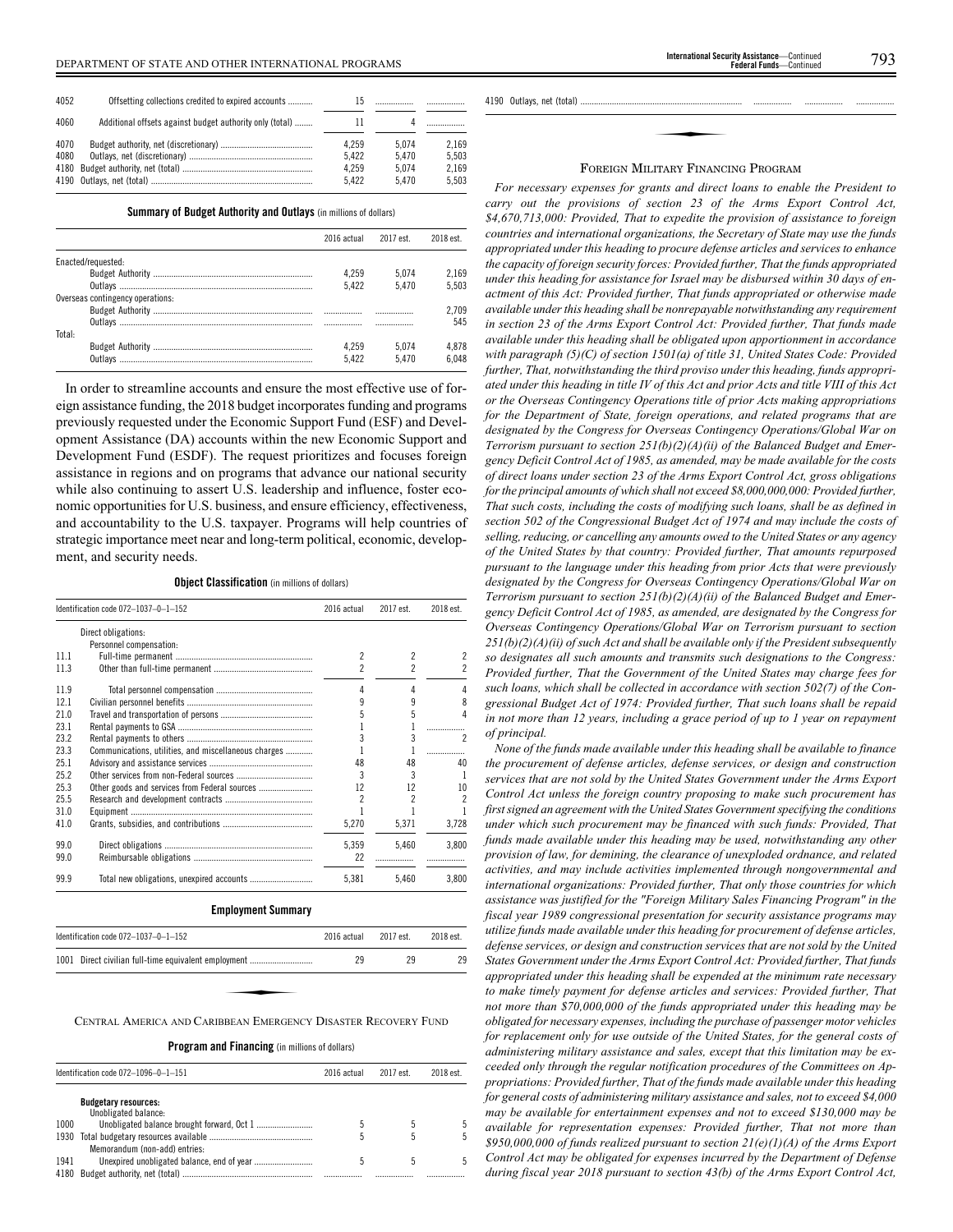| | | | | |
|---|---|---|---|---|
| 4052 | Offsetting collections credited to expired accounts | 15 | | |
| 4060 | Additional offsets against budget authority only (total) | 11 | 4 | |
| 4070 | Budget authority, net (discretionary) | 4,259 | 5,074 | 2,169 |
| 4080 | Outlays, net (discretionary) | 5,422 | 5,470 | 5,503 |
| 4180 | Budget authority, net (total) | 4,259 | 5,074 | 2,169 |
| 4190 | Outlays, net (total) | 5,422 | 5,470 | 5,503 |

**Summary of Budget Authority and Outlays** (in millions of dollars)

| | 2016 actual | 2017 est. | 2018 est. |
|---|---|---|---|
| Enacted/requested: | | | |
| Budget Authority | 4,259 | 5,074 | 2,169 |
| Outlays | 5,422 | 5,470 | 5,503 |
| Overseas contingency operations: | | | |
| Budget Authority | | | 2,709 |
| Outlays | | | 545 |
| Total: | | | |
| Budget Authority | 4,259 | 5,074 | 4,878 |
| Outlays | 5,422 | 5,470 | 6,048 |

In order to streamline accounts and ensure the most effective use of foreign assistance funding, the 2018 budget incorporates funding and programs previously requested under the Economic Support Fund (ESF) and Development Assistance (DA) accounts within the new Economic Support and Development Fund (ESDF). The request prioritizes and focuses foreign assistance in regions and on programs that advance our national security while also continuing to assert U.S. leadership and influence, foster economic opportunities for U.S. business, and ensure efficiency, effectiveness, and accountability to the U.S. taxpayer. Programs will help countries of strategic importance meet near and long-term political, economic, development, and security needs.

**Object Classification** (in millions of dollars)

| Identification code 072–1037–0–1–152 | | 2016 actual | 2017 est. | 2018 est. |
|---|---|---|---|---|
| | Direct obligations: | | | |
| | Personnel compensation: | | | |
| 11.1 | Full-time permanent | 2 | 2 | 2 |
| 11.3 | Other than full-time permanent | 2 | 2 | 2 |
| 11.9 | Total personnel compensation | 4 | 4 | 4 |
| 12.1 | Civilian personnel benefits | 9 | 9 | 8 |
| 21.0 | Travel and transportation of persons | 5 | 5 | 4 |
| 23.1 | Rental payments to GSA | 1 | 1 | |
| 23.2 | Rental payments to others | 3 | 3 | 2 |
| 23.3 | Communications, utilities, and miscellaneous charges | 1 | 1 | |
| 25.1 | Advisory and assistance services | 48 | 48 | 40 |
| 25.2 | Other services from non-Federal sources | 3 | 3 | 1 |
| 25.3 | Other goods and services from Federal sources | 12 | 12 | 10 |
| 25.5 | Research and development contracts | 2 | 2 | 2 |
| 31.0 | Equipment | 1 | 1 | 1 |
| 41.0 | Grants, subsidies, and contributions | 5,270 | 5,371 | 3,728 |
| 99.0 | Direct obligations | 5,359 | 5,460 | 3,800 |
| 99.0 | Reimbursable obligations | 22 | | |
| 99.9 | Total new obligations, unexpired accounts | 5,381 | 5,460 | 3,800 |

**Employment Summary**

| Identification code 072–1037–0–1–152 | 2016 actual | 2017 est. | 2018 est. |
|---|---|---|---|
| 1001 Direct civilian full-time equivalent employment | 29 | 29 | 29 |

## Central America and Caribbean Emergency Disaster Recovery Fund

**Program and Financing** (in millions of dollars)

| Identification code 072–1096–0–1–151 | | 2016 actual | 2017 est. | 2018 est. |
|---|---|---|---|---|
| | **Budgetary resources:** | | | |
| | Unobligated balance: | | | |
| 1000 | Unobligated balance brought forward, Oct 1 | 5 | 5 | 5 |
| 1930 | Total budgetary resources available | 5 | 5 | 5 |
| | Memorandum (non-add) entries: | | | |
| 1941 | Unexpired unobligated balance, end of year | 5 | 5 | 5 |
| 4180 | Budget authority, net (total) | | | |
| 4190 | Outlays, net (total) | | | |

## Foreign Military Financing Program

*For necessary expenses for grants and direct loans to enable the President to carry out the provisions of section 23 of the Arms Export Control Act, $4,670,713,000: Provided, That to expedite the provision of assistance to foreign countries and international organizations, the Secretary of State may use the funds appropriated under this heading to procure defense articles and services to enhance the capacity of foreign security forces: Provided further, That the funds appropriated under this heading for assistance for Israel may be disbursed within 30 days of enactment of this Act: Provided further, That funds appropriated or otherwise made available under this heading shall be nonrepayable notwithstanding any requirement in section 23 of the Arms Export Control Act: Provided further, That funds made available under this heading shall be obligated upon apportionment in accordance with paragraph (5)(C) of section 1501(a) of title 31, United States Code: Provided further, That, notwithstanding the third proviso under this heading, funds appropriated under this heading in title IV of this Act and prior Acts and title VIII of this Act or the Overseas Contingency Operations title of prior Acts making appropriations for the Department of State, foreign operations, and related programs that are designated by the Congress for Overseas Contingency Operations/Global War on Terrorism pursuant to section 251(b)(2)(A)(ii) of the Balanced Budget and Emergency Deficit Control Act of 1985, as amended, may be made available for the costs of direct loans under section 23 of the Arms Export Control Act, gross obligations for the principal amounts of which shall not exceed $8,000,000,000: Provided further, That such costs, including the costs of modifying such loans, shall be as defined in section 502 of the Congressional Budget Act of 1974 and may include the costs of selling, reducing, or cancelling any amounts owed to the United States or any agency of the United States by that country: Provided further, That amounts repurposed pursuant to the language under this heading from prior Acts that were previously designated by the Congress for Overseas Contingency Operations/Global War on Terrorism pursuant to section 251(b)(2)(A)(ii) of the Balanced Budget and Emergency Deficit Control Act of 1985, as amended, are designated by the Congress for Overseas Contingency Operations/Global War on Terrorism pursuant to section 251(b)(2)(A)(ii) of such Act and shall be available only if the President subsequently so designates all such amounts and transmits such designations to the Congress: Provided further, That the Government of the United States may charge fees for such loans, which shall be collected in accordance with section 502(7) of the Congressional Budget Act of 1974: Provided further, That such loans shall be repaid in not more than 12 years, including a grace period of up to 1 year on repayment of principal.*

*None of the funds made available under this heading shall be available to finance the procurement of defense articles, defense services, or design and construction services that are not sold by the United States Government under the Arms Export Control Act unless the foreign country proposing to make such procurement has first signed an agreement with the United States Government specifying the conditions under which such procurement may be financed with such funds: Provided, That funds made available under this heading may be used, notwithstanding any other provision of law, for demining, the clearance of unexploded ordnance, and related activities, and may include activities implemented through nongovernmental and international organizations: Provided further, That only those countries for which assistance was justified for the "Foreign Military Sales Financing Program" in the fiscal year 1989 congressional presentation for security assistance programs may utilize funds made available under this heading for procurement of defense articles, defense services, or design and construction services that are not sold by the United States Government under the Arms Export Control Act: Provided further, That funds appropriated under this heading shall be expended at the minimum rate necessary to make timely payment for defense articles and services: Provided further, That not more than $70,000,000 of the funds appropriated under this heading may be obligated for necessary expenses, including the purchase of passenger motor vehicles for replacement only for use outside of the United States, for the general costs of administering military assistance and sales, except that this limitation may be exceeded only through the regular notification procedures of the Committees on Appropriations: Provided further, That of the funds made available under this heading for general costs of administering military assistance and sales, not to exceed $4,000 may be available for entertainment expenses and not to exceed $130,000 may be available for representation expenses: Provided further, That not more than $950,000,000 of funds realized pursuant to section 21(e)(1)(A) of the Arms Export Control Act may be obligated for expenses incurred by the Department of Defense during fiscal year 2018 pursuant to section 43(b) of the Arms Export Control Act,*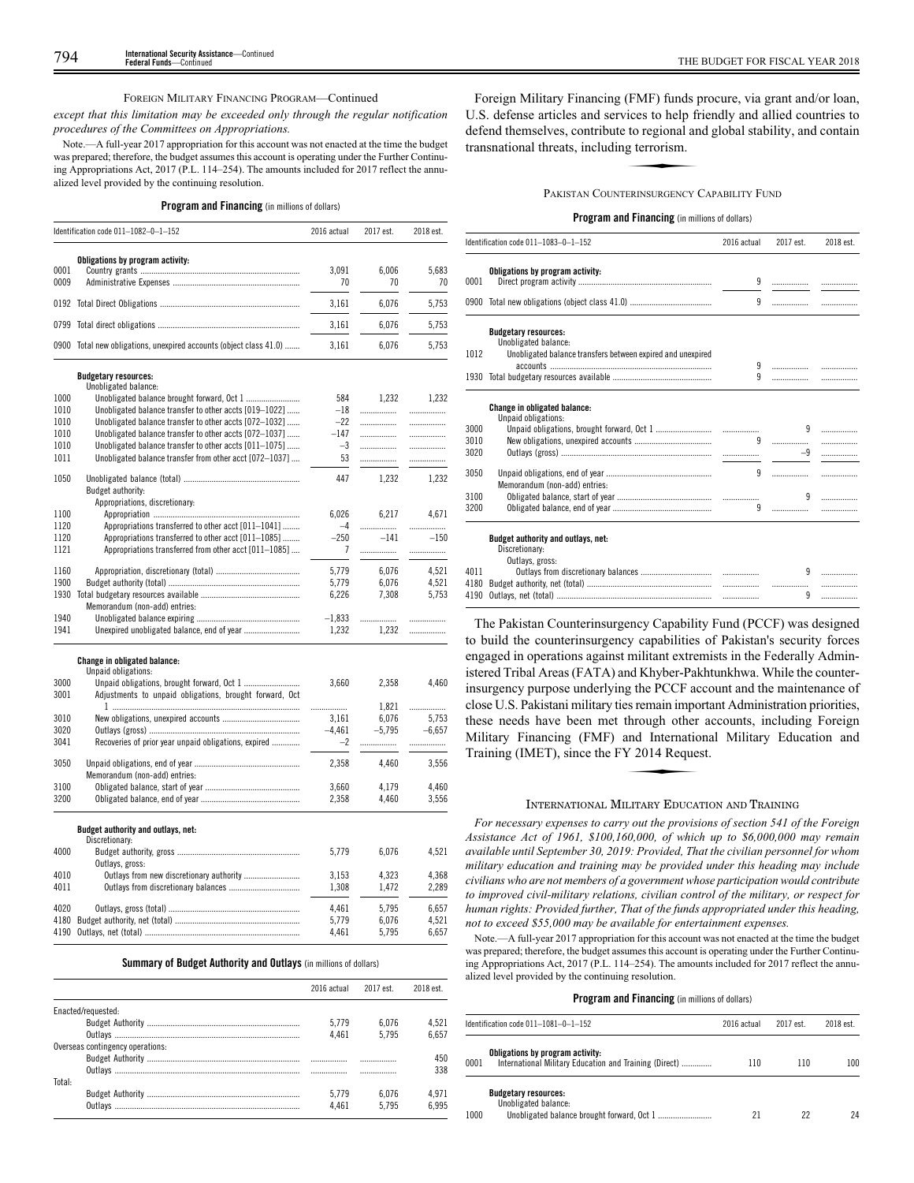FOREIGN MILITARY FINANCING PROGRAM—Continued

*except that this limitation may be exceeded only through the regular notification procedures of the Committees on Appropriations.*

Note.—A full-year 2017 appropriation for this account was not enacted at the time the budget was prepared; therefore, the budget assumes this account is operating under the Further Continuing Appropriations Act, 2017 (P.L. 114–254). The amounts included for 2017 reflect the annualized level provided by the continuing resolution.

**Program and Financing** (in millions of dollars)

| Identification code 011–1082–0–1–152 | | 2016 actual | 2017 est. | 2018 est. |
|---|---|---|---|---|
| | **Obligations by program activity:** | | | |
| 0001 | Country grants | 3,091 | 6,006 | 5,683 |
| 0009 | Administrative Expenses | 70 | 70 | 70 |
| 0192 | Total Direct Obligations | 3,161 | 6,076 | 5,753 |
| 0799 | Total direct obligations | 3,161 | 6,076 | 5,753 |
| 0900 | Total new obligations, unexpired accounts (object class 41.0) | 3,161 | 6,076 | 5,753 |
| | **Budgetary resources:** | | | |
| | Unobligated balance: | | | |
| 1000 | Unobligated balance brought forward, Oct 1 | 584 | 1,232 | 1,232 |
| 1010 | Unobligated balance transfer to other accts [019–1022] | –18 | | |
| 1010 | Unobligated balance transfer to other accts [072–1032] | –22 | | |
| 1010 | Unobligated balance transfer to other accts [072–1037] | –147 | | |
| 1010 | Unobligated balance transfer to other accts [011–1075] | –3 | | |
| 1011 | Unobligated balance transfer from other acct [072–1037] | 53 | | |
| 1050 | Unobligated balance (total) | 447 | 1,232 | 1,232 |
| | Budget authority: | | | |
| | Appropriations, discretionary: | | | |
| 1100 | Appropriation | 6,026 | 6,217 | 4,671 |
| 1120 | Appropriations transferred to other acct [011–1041] | –4 | | |
| 1120 | Appropriations transferred to other acct [011–1085] | –250 | –141 | –150 |
| 1121 | Appropriations transferred from other acct [011–1085] | 7 | | |
| 1160 | Appropriation, discretionary (total) | 5,779 | 6,076 | 4,521 |
| 1900 | Budget authority (total) | 5,779 | 6,076 | 4,521 |
| 1930 | Total budgetary resources available | 6,226 | 7,308 | 5,753 |
| | Memorandum (non-add) entries: | | | |
| 1940 | Unobligated balance expiring | –1,833 | | |
| 1941 | Unexpired unobligated balance, end of year | 1,232 | 1,232 | |
| | **Change in obligated balance:** | | | |
| | Unpaid obligations: | | | |
| 3000 | Unpaid obligations, brought forward, Oct 1 | 3,660 | 2,358 | 4,460 |
| 3001 | Adjustments to unpaid obligations, brought forward, Oct 1 | | 1,821 | |
| 3010 | New obligations, unexpired accounts | 3,161 | 6,076 | 5,753 |
| 3020 | Outlays (gross) | –4,461 | –5,795 | –6,657 |
| 3041 | Recoveries of prior year unpaid obligations, expired | –2 | | |
| 3050 | Unpaid obligations, end of year | 2,358 | 4,460 | 3,556 |
| | Memorandum (non-add) entries: | | | |
| 3100 | Obligated balance, start of year | 3,660 | 4,179 | 4,460 |
| 3200 | Obligated balance, end of year | 2,358 | 4,460 | 3,556 |
| | **Budget authority and outlays, net:** | | | |
| | Discretionary: | | | |
| 4000 | Budget authority, gross | 5,779 | 6,076 | 4,521 |
| | Outlays, gross: | | | |
| 4010 | Outlays from new discretionary authority | 3,153 | 4,323 | 4,368 |
| 4011 | Outlays from discretionary balances | 1,308 | 1,472 | 2,289 |
| 4020 | Outlays, gross (total) | 4,461 | 5,795 | 6,657 |
| 4180 | Budget authority, net (total) | 5,779 | 6,076 | 4,521 |
| 4190 | Outlays, net (total) | 4,461 | 5,795 | 6,657 |

**Summary of Budget Authority and Outlays** (in millions of dollars)

| | 2016 actual | 2017 est. | 2018 est. |
|---|---|---|---|
| Enacted/requested: | | | |
| Budget Authority | 5,779 | 6,076 | 4,521 |
| Outlays | 4,461 | 5,795 | 6,657 |
| Overseas contingency operations: | | | |
| Budget Authority | | | 450 |
| Outlays | | | 338 |
| Total: | | | |
| Budget Authority | 5,779 | 6,076 | 4,971 |
| Outlays | 4,461 | 5,795 | 6,995 |

Foreign Military Financing (FMF) funds procure, via grant and/or loan, U.S. defense articles and services to help friendly and allied countries to defend themselves, contribute to regional and global stability, and contain transnational threats, including terrorism.

PAKISTAN COUNTERINSURGENCY CAPABILITY FUND

**Program and Financing** (in millions of dollars)

| Identification code 011–1083–0–1–152 | | 2016 actual | 2017 est. | 2018 est. |
|---|---|---|---|---|
| | **Obligations by program activity:** | | | |
| 0001 | Direct program activity | 9 | | |
| 0900 | Total new obligations (object class 41.0) | 9 | | |
| | **Budgetary resources:** | | | |
| | Unobligated balance: | | | |
| 1012 | Unobligated balance transfers between expired and unexpired accounts | 9 | | |
| 1930 | Total budgetary resources available | 9 | | |
| | **Change in obligated balance:** | | | |
| | Unpaid obligations: | | | |
| 3000 | Unpaid obligations, brought forward, Oct 1 | | 9 | |
| 3010 | New obligations, unexpired accounts | 9 | | |
| 3020 | Outlays (gross) | | –9 | |
| 3050 | Unpaid obligations, end of year | 9 | | |
| | Memorandum (non-add) entries: | | | |
| 3100 | Obligated balance, start of year | | 9 | |
| 3200 | Obligated balance, end of year | 9 | | |
| | **Budget authority and outlays, net:** | | | |
| | Discretionary: | | | |
| | Outlays, gross: | | | |
| 4011 | Outlays from discretionary balances | | 9 | |
| 4180 | Budget authority, net (total) | | | |
| 4190 | Outlays, net (total) | | 9 | |

The Pakistan Counterinsurgency Capability Fund (PCCF) was designed to build the counterinsurgency capabilities of Pakistan's security forces engaged in operations against militant extremists in the Federally Administered Tribal Areas (FATA) and Khyber-Pakhtunkhwa. While the counterinsurgency purpose underlying the PCCF account and the maintenance of close U.S. Pakistani military ties remain important Administration priorities, these needs have been met through other accounts, including Foreign Military Financing (FMF) and International Military Education and Training (IMET), since the FY 2014 Request.

INTERNATIONAL MILITARY EDUCATION AND TRAINING

*For necessary expenses to carry out the provisions of section 541 of the Foreign Assistance Act of 1961, $100,160,000, of which up to $6,000,000 may remain available until September 30, 2019: Provided, That the civilian personnel for whom military education and training may be provided under this heading may include civilians who are not members of a government whose participation would contribute to improved civil-military relations, civilian control of the military, or respect for human rights: Provided further, That of the funds appropriated under this heading, not to exceed $55,000 may be available for entertainment expenses.*

Note.—A full-year 2017 appropriation for this account was not enacted at the time the budget was prepared; therefore, the budget assumes this account is operating under the Further Continuing Appropriations Act, 2017 (P.L. 114–254). The amounts included for 2017 reflect the annualized level provided by the continuing resolution.

**Program and Financing** (in millions of dollars)

| Identification code 011–1081–0–1–152 | | 2016 actual | 2017 est. | 2018 est. |
|---|---|---|---|---|
| | **Obligations by program activity:** | | | |
| 0001 | International Military Education and Training (Direct) | 110 | 110 | 100 |
| | **Budgetary resources:** | | | |
| | Unobligated balance: | | | |
| 1000 | Unobligated balance brought forward, Oct 1 | 21 | 22 | 24 |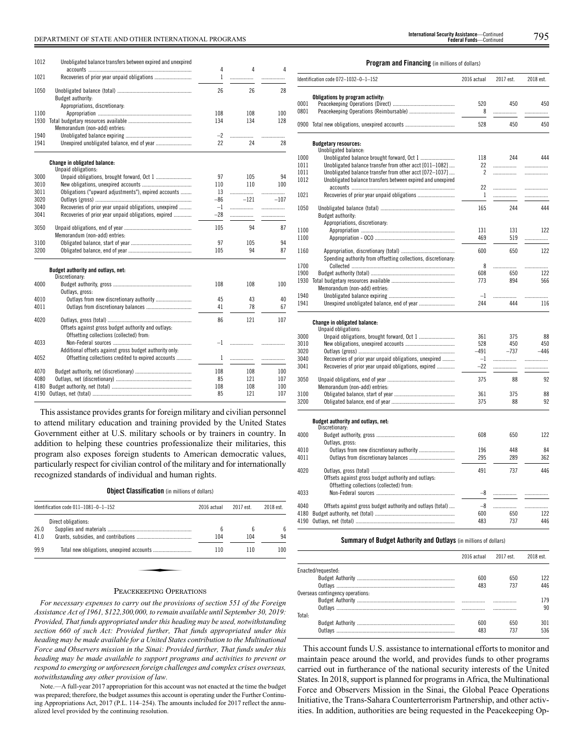| | | | | |
|---|---|---|---|---|
| 1012 | Unobligated balance transfers between expired and unexpired accounts | 4 | 4 | 4 |
| 1021 | Recoveries of prior year unpaid obligations | 1 | | |
| 1050 | Unobligated balance (total) | 26 | 26 | 28 |
| | Budget authority: | | | |
| | Appropriations, discretionary: | | | |
| 1100 | Appropriation | 108 | 108 | 100 |
| 1930 | Total budgetary resources available | 134 | 134 | 128 |
| | Memorandum (non-add) entries: | | | |
| 1940 | Unobligated balance expiring | –2 | | |
| 1941 | Unexpired unobligated balance, end of year | 22 | 24 | 28 |
| | **Change in obligated balance:** | | | |
| | Unpaid obligations: | | | |
| 3000 | Unpaid obligations, brought forward, Oct 1 | 97 | 105 | 94 |
| 3010 | New obligations, unexpired accounts | 110 | 110 | 100 |
| 3011 | Obligations ("upward adjustments"), expired accounts | 13 | | |
| 3020 | Outlays (gross) | –86 | –121 | –107 |
| 3040 | Recoveries of prior year unpaid obligations, unexpired | –1 | | |
| 3041 | Recoveries of prior year unpaid obligations, expired | –28 | | |
| 3050 | Unpaid obligations, end of year | 105 | 94 | 87 |
| | Memorandum (non-add) entries: | | | |
| 3100 | Obligated balance, start of year | 97 | 105 | 94 |
| 3200 | Obligated balance, end of year | 105 | 94 | 87 |
| | **Budget authority and outlays, net:** | | | |
| | Discretionary: | | | |
| 4000 | Budget authority, gross | 108 | 108 | 100 |
| | Outlays, gross: | | | |
| 4010 | Outlays from new discretionary authority | 45 | 43 | 40 |
| 4011 | Outlays from discretionary balances | 41 | 78 | 67 |
| 4020 | Outlays, gross (total) | 86 | 121 | 107 |
| | Offsets against gross budget authority and outlays: | | | |
| | Offsetting collections (collected) from: | | | |
| 4033 | Non-Federal sources | –1 | | |
| | Additional offsets against gross budget authority only: | | | |
| 4052 | Offsetting collections credited to expired accounts | 1 | | |
| 4070 | Budget authority, net (discretionary) | 108 | 108 | 100 |
| 4080 | Outlays, net (discretionary) | 85 | 121 | 107 |
| 4180 | Budget authority, net (total) | 108 | 108 | 100 |
| 4190 | Outlays, net (total) | 85 | 121 | 107 |

This assistance provides grants for foreign military and civilian personnel to attend military education and training provided by the United States Government either at U.S. military schools or by trainers in country. In addition to helping these countries professionalize their militaries, this program also exposes foreign students to American democratic values, particularly respect for civilian control of the military and for internationally recognized standards of individual and human rights.

**Object Classification** (in millions of dollars)

| Identification code 011–1081–0–1–152 | | 2016 actual | 2017 est. | 2018 est. |
|---|---|---|---|---|
| | Direct obligations: | | | |
| 26.0 | Supplies and materials | 6 | 6 | 6 |
| 41.0 | Grants, subsidies, and contributions | 104 | 104 | 94 |
| 99.9 | Total new obligations, unexpired accounts | 110 | 110 | 100 |

## Peacekeeping Operations

*For necessary expenses to carry out the provisions of section 551 of the Foreign Assistance Act of 1961, $122,300,000, to remain available until September 30, 2019: Provided, That funds appropriated under this heading may be used, notwithstanding section 660 of such Act: Provided further, That funds appropriated under this heading may be made available for a United States contribution to the Multinational Force and Observers mission in the Sinai: Provided further, That funds under this heading may be made available to support programs and activities to prevent or respond to emerging or unforeseen foreign challenges and complex crises overseas, notwithstanding any other provision of law.*

Note.—A full-year 2017 appropriation for this account was not enacted at the time the budget was prepared; therefore, the budget assumes this account is operating under the Further Continuing Appropriations Act, 2017 (P.L. 114–254). The amounts included for 2017 reflect the annualized level provided by the continuing resolution.

**Program and Financing** (in millions of dollars)

| Identification code 072–1032–0–1–152 | | 2016 actual | 2017 est. | 2018 est. |
|---|---|---|---|---|
| | **Obligations by program activity:** | | | |
| 0001 | Peacekeeping Operations (Direct) | 520 | 450 | 450 |
| 0801 | Peacekeeping Operations (Reimbursable) | 8 | | |
| 0900 | Total new obligations, unexpired accounts | 528 | 450 | 450 |
| | **Budgetary resources:** | | | |
| | Unobligated balance: | | | |
| 1000 | Unobligated balance brought forward, Oct 1 | 118 | 244 | 444 |
| 1011 | Unobligated balance transfer from other acct [011–1082] | 22 | | |
| 1011 | Unobligated balance transfer from other acct [072–1037] | 2 | | |
| 1012 | Unobligated balance transfers between expired and unexpired accounts | 22 | | |
| 1021 | Recoveries of prior year unpaid obligations | 1 | | |
| 1050 | Unobligated balance (total) | 165 | 244 | 444 |
| | Budget authority: | | | |
| | Appropriations, discretionary: | | | |
| 1100 | Appropriation | 131 | 131 | 122 |
| 1100 | Appropriation - OCO | 469 | 519 | |
| 1160 | Appropriation, discretionary (total) | 600 | 650 | 122 |
| | Spending authority from offsetting collections, discretionary: | | | |
| 1700 | Collected | 8 | | |
| 1900 | Budget authority (total) | 608 | 650 | 122 |
| 1930 | Total budgetary resources available | 773 | 894 | 566 |
| | Memorandum (non-add) entries: | | | |
| 1940 | Unobligated balance expiring | –1 | | |
| 1941 | Unexpired unobligated balance, end of year | 244 | 444 | 116 |
| | **Change in obligated balance:** | | | |
| | Unpaid obligations: | | | |
| 3000 | Unpaid obligations, brought forward, Oct 1 | 361 | 375 | 88 |
| 3010 | New obligations, unexpired accounts | 528 | 450 | 450 |
| 3020 | Outlays (gross) | –491 | –737 | –446 |
| 3040 | Recoveries of prior year unpaid obligations, unexpired | –1 | | |
| 3041 | Recoveries of prior year unpaid obligations, expired | –22 | | |
| 3050 | Unpaid obligations, end of year | 375 | 88 | 92 |
| | Memorandum (non-add) entries: | | | |
| 3100 | Obligated balance, start of year | 361 | 375 | 88 |
| 3200 | Obligated balance, end of year | 375 | 88 | 92 |
| | **Budget authority and outlays, net:** | | | |
| | Discretionary: | | | |
| 4000 | Budget authority, gross | 608 | 650 | 122 |
| | Outlays, gross: | | | |
| 4010 | Outlays from new discretionary authority | 196 | 448 | 84 |
| 4011 | Outlays from discretionary balances | 295 | 289 | 362 |
| 4020 | Outlays, gross (total) | 491 | 737 | 446 |
| | Offsets against gross budget authority and outlays: | | | |
| | Offsetting collections (collected) from: | | | |
| 4033 | Non-Federal sources | –8 | | |
| 4040 | Offsets against gross budget authority and outlays (total) | –8 | | |
| 4180 | Budget authority, net (total) | 600 | 650 | 122 |
| 4190 | Outlays, net (total) | 483 | 737 | 446 |

**Summary of Budget Authority and Outlays** (in millions of dollars)

| | 2016 actual | 2017 est. | 2018 est. |
|---|---|---|---|
| Enacted/requested: | | | |
| Budget Authority | 600 | 650 | 122 |
| Outlays | 483 | 737 | 446 |
| Overseas contingency operations: | | | |
| Budget Authority | | | 179 |
| Outlays | | | 90 |
| Total: | | | |
| Budget Authority | 600 | 650 | 301 |
| Outlays | 483 | 737 | 536 |

This account funds U.S. assistance to international efforts to monitor and maintain peace around the world, and provides funds to other programs carried out in furtherance of the national security interests of the United States. In 2018, support is planned for programs in Africa, the Multinational Force and Observers Mission in the Sinai, the Global Peace Operations Initiative, the Trans-Sahara Counterterrorism Partnership, and other activities. In addition, authorities are being requested in the Peacekeeping Op-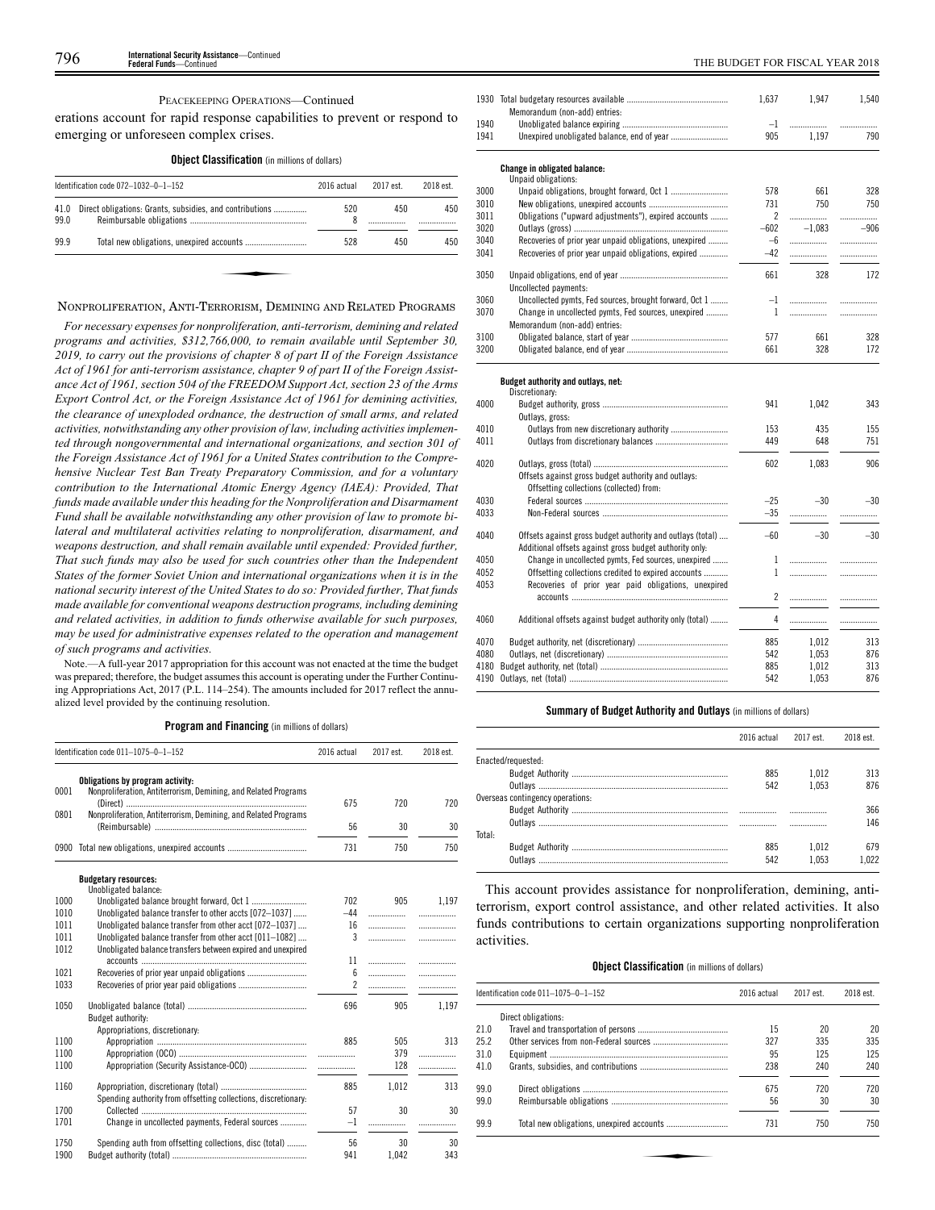PEACEKEEPING OPERATIONS—Continued

erations account for rapid response capabilities to prevent or respond to emerging or unforeseen complex crises.

**Object Classification** (in millions of dollars)

| Identification code 072–1032–0–1–152 | | 2016 actual | 2017 est. | 2018 est. |
|---|---|---|---|---|
| 41.0 | Direct obligations: Grants, subsidies, and contributions | 520 | 450 | 450 |
| 99.0 | Reimbursable obligations | 8 | | |
| 99.9 | Total new obligations, unexpired accounts | 528 | 450 | 450 |

## NONPROLIFERATION, ANTI-TERRORISM, DEMINING AND RELATED PROGRAMS

*For necessary expenses for nonproliferation, anti-terrorism, demining and related programs and activities, $312,766,000, to remain available until September 30, 2019, to carry out the provisions of chapter 8 of part II of the Foreign Assistance Act of 1961 for anti-terrorism assistance, chapter 9 of part II of the Foreign Assistance Act of 1961, section 504 of the FREEDOM Support Act, section 23 of the Arms Export Control Act, or the Foreign Assistance Act of 1961 for demining activities, the clearance of unexploded ordnance, the destruction of small arms, and related activities, notwithstanding any other provision of law, including activities implemented through nongovernmental and international organizations, and section 301 of the Foreign Assistance Act of 1961 for a United States contribution to the Comprehensive Nuclear Test Ban Treaty Preparatory Commission, and for a voluntary contribution to the International Atomic Energy Agency (IAEA): Provided, That funds made available under this heading for the Nonproliferation and Disarmament Fund shall be available notwithstanding any other provision of law to promote bilateral and multilateral activities relating to nonproliferation, disarmament, and weapons destruction, and shall remain available until expended: Provided further, That such funds may also be used for such countries other than the Independent States of the former Soviet Union and international organizations when it is in the national security interest of the United States to do so: Provided further, That funds made available for conventional weapons destruction programs, including demining and related activities, in addition to funds otherwise available for such purposes, may be used for administrative expenses related to the operation and management of such programs and activities.*

Note.—A full-year 2017 appropriation for this account was not enacted at the time the budget was prepared; therefore, the budget assumes this account is operating under the Further Continuing Appropriations Act, 2017 (P.L. 114–254). The amounts included for 2017 reflect the annualized level provided by the continuing resolution.

**Program and Financing** (in millions of dollars)

| Identification code 011–1075–0–1–152 | | 2016 actual | 2017 est. | 2018 est. |
|---|---|---|---|---|
| | **Obligations by program activity:** | | | |
| 0001 | Nonproliferation, Antiterrorism, Demining, and Related Programs (Direct) | 675 | 720 | 720 |
| 0801 | Nonproliferation, Antiterrorism, Demining, and Related Programs (Reimbursable) | 56 | 30 | 30 |
| 0900 | Total new obligations, unexpired accounts | 731 | 750 | 750 |
| | **Budgetary resources:** | | | |
| | Unobligated balance: | | | |
| 1000 | Unobligated balance brought forward, Oct 1 | 702 | 905 | 1,197 |
| 1010 | Unobligated balance transfer to other accts [072–1037] | –44 | | |
| 1011 | Unobligated balance transfer from other acct [072–1037] | 16 | | |
| 1011 | Unobligated balance transfer from other acct [011–1082] | 3 | | |
| 1012 | Unobligated balance transfers between expired and unexpired accounts | 11 | | |
| 1021 | Recoveries of prior year unpaid obligations | 6 | | |
| 1033 | Recoveries of prior year paid obligations | 2 | | |
| 1050 | Unobligated balance (total) | 696 | 905 | 1,197 |
| | Budget authority: | | | |
| | Appropriations, discretionary: | | | |
| 1100 | Appropriation | 885 | 505 | 313 |
| 1100 | Appropriation (OCO) | | 379 | |
| 1100 | Appropriation (Security Assistance-OCO) | | 128 | |
| 1160 | Appropriation, discretionary (total) | 885 | 1,012 | 313 |
| | Spending authority from offsetting collections, discretionary: | | | |
| 1700 | Collected | 57 | 30 | 30 |
| 1701 | Change in uncollected payments, Federal sources | –1 | | |
| 1750 | Spending auth from offsetting collections, disc (total) | 56 | 30 | 30 |
| 1900 | Budget authority (total) | 941 | 1,042 | 343 |
| 1930 | Total budgetary resources available | 1,637 | 1,947 | 1,540 |
| | Memorandum (non-add) entries: | | | |
| 1940 | Unobligated balance expiring | –1 | | |
| 1941 | Unexpired unobligated balance, end of year | 905 | 1,197 | 790 |
| | **Change in obligated balance:** | | | |
| | Unpaid obligations: | | | |
| 3000 | Unpaid obligations, brought forward, Oct 1 | 578 | 661 | 328 |
| 3010 | New obligations, unexpired accounts | 731 | 750 | 750 |
| 3011 | Obligations ("upward adjustments"), expired accounts | 2 | | |
| 3020 | Outlays (gross) | –602 | –1,083 | –906 |
| 3040 | Recoveries of prior year unpaid obligations, unexpired | –6 | | |
| 3041 | Recoveries of prior year unpaid obligations, expired | –42 | | |
| 3050 | Unpaid obligations, end of year | 661 | 328 | 172 |
| | Uncollected payments: | | | |
| 3060 | Uncollected pymts, Fed sources, brought forward, Oct 1 | –1 | | |
| 3070 | Change in uncollected pymts, Fed sources, unexpired | 1 | | |
| | Memorandum (non-add) entries: | | | |
| 3100 | Obligated balance, start of year | 577 | 661 | 328 |
| 3200 | Obligated balance, end of year | 661 | 328 | 172 |
| | **Budget authority and outlays, net:** | | | |
| | Discretionary: | | | |
| 4000 | Budget authority, gross | 941 | 1,042 | 343 |
| | Outlays, gross: | | | |
| 4010 | Outlays from new discretionary authority | 153 | 435 | 155 |
| 4011 | Outlays from discretionary balances | 449 | 648 | 751 |
| 4020 | Outlays, gross (total) | 602 | 1,083 | 906 |
| | Offsets against gross budget authority and outlays: | | | |
| | Offsetting collections (collected) from: | | | |
| 4030 | Federal sources | –25 | –30 | –30 |
| 4033 | Non-Federal sources | –35 | | |
| 4040 | Offsets against gross budget authority and outlays (total) | –60 | –30 | –30 |
| | Additional offsets against gross budget authority only: | | | |
| 4050 | Change in uncollected pymts, Fed sources, unexpired | 1 | | |
| 4052 | Offsetting collections credited to expired accounts | 1 | | |
| 4053 | Recoveries of prior year paid obligations, unexpired accounts | 2 | | |
| 4060 | Additional offsets against budget authority only (total) | 4 | | |
| 4070 | Budget authority, net (discretionary) | 885 | 1,012 | 313 |
| 4080 | Outlays, net (discretionary) | 542 | 1,053 | 876 |
| 4180 | Budget authority, net (total) | 885 | 1,012 | 313 |
| 4190 | Outlays, net (total) | 542 | 1,053 | 876 |

**Summary of Budget Authority and Outlays** (in millions of dollars)

| | 2016 actual | 2017 est. | 2018 est. |
|---|---|---|---|
| Enacted/requested: | | | |
| Budget Authority | 885 | 1,012 | 313 |
| Outlays | 542 | 1,053 | 876 |
| Overseas contingency operations: | | | |
| Budget Authority | | | 366 |
| Outlays | | | 146 |
| Total: | | | |
| Budget Authority | 885 | 1,012 | 679 |
| Outlays | 542 | 1,053 | 1,022 |

This account provides assistance for nonproliferation, demining, antiterrorism, export control assistance, and other related activities. It also funds contributions to certain organizations supporting nonproliferation activities.

**Object Classification** (in millions of dollars)

| Identification code 011–1075–0–1–152 | | 2016 actual | 2017 est. | 2018 est. |
|---|---|---|---|---|
| | Direct obligations: | | | |
| 21.0 | Travel and transportation of persons | 15 | 20 | 20 |
| 25.2 | Other services from non-Federal sources | 327 | 335 | 335 |
| 31.0 | Equipment | 95 | 125 | 125 |
| 41.0 | Grants, subsidies, and contributions | 238 | 240 | 240 |
| 99.0 | Direct obligations | 675 | 720 | 720 |
| 99.0 | Reimbursable obligations | 56 | 30 | 30 |
| 99.9 | Total new obligations, unexpired accounts | 731 | 750 | 750 |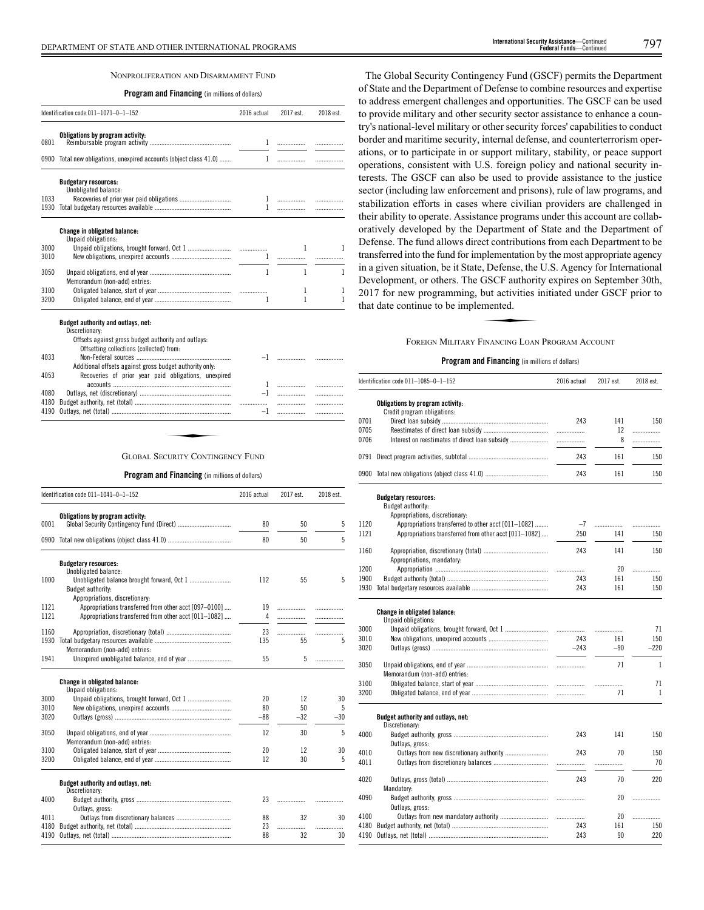### NONPROLIFERATION AND DISARMAMENT FUND

**Program and Financing** (in millions of dollars)

| Identification code 011–1071–0–1–152 | | 2016 actual | 2017 est. | 2018 est. |
|---|---|---|---|---|
| | **Obligations by program activity:** | | | |
| 0801 | Reimbursable program activity | 1 | | |
| 0900 | Total new obligations, unexpired accounts (object class 41.0) | 1 | | |
| | **Budgetary resources:** | | | |
| | Unobligated balance: | | | |
| 1033 | Recoveries of prior year paid obligations | 1 | | |
| 1930 | Total budgetary resources available | 1 | | |
| | **Change in obligated balance:** | | | |
| | Unpaid obligations: | | | |
| 3000 | Unpaid obligations, brought forward, Oct 1 | | 1 | 1 |
| 3010 | New obligations, unexpired accounts | 1 | | |
| 3050 | Unpaid obligations, end of year | 1 | 1 | 1 |
| | Memorandum (non-add) entries: | | | |
| 3100 | Obligated balance, start of year | | 1 | 1 |
| 3200 | Obligated balance, end of year | 1 | 1 | 1 |
| | **Budget authority and outlays, net:** | | | |
| | Discretionary: | | | |
| | Offsets against gross budget authority and outlays: | | | |
| | Offsetting collections (collected) from: | | | |
| 4033 | Non-Federal sources | –1 | | |
| | Additional offsets against gross budget authority only: | | | |
| 4053 | Recoveries of prior year paid obligations, unexpired accounts | 1 | | |
| 4080 | Outlays, net (discretionary) | –1 | | |
| 4180 | Budget authority, net (total) | | | |
| 4190 | Outlays, net (total) | –1 | | |

### GLOBAL SECURITY CONTINGENCY FUND

**Program and Financing** (in millions of dollars)

| Identification code 011–1041–0–1–152 | | 2016 actual | 2017 est. | 2018 est. |
|---|---|---|---|---|
| | **Obligations by program activity:** | | | |
| 0001 | Global Security Contingency Fund (Direct) | 80 | 50 | 5 |
| 0900 | Total new obligations (object class 41.0) | 80 | 50 | 5 |
| | **Budgetary resources:** | | | |
| | Unobligated balance: | | | |
| 1000 | Unobligated balance brought forward, Oct 1 | 112 | 55 | 5 |
| | Budget authority: | | | |
| | Appropriations, discretionary: | | | |
| 1121 | Appropriations transferred from other acct [097–0100] | 19 | | |
| 1121 | Appropriations transferred from other acct [011–1082] | 4 | | |
| 1160 | Appropriation, discretionary (total) | 23 | | |
| 1930 | Total budgetary resources available | 135 | 55 | 5 |
| | Memorandum (non-add) entries: | | | |
| 1941 | Unexpired unobligated balance, end of year | 55 | 5 | |
| | **Change in obligated balance:** | | | |
| | Unpaid obligations: | | | |
| 3000 | Unpaid obligations, brought forward, Oct 1 | 20 | 12 | 30 |
| 3010 | New obligations, unexpired accounts | 80 | 50 | 5 |
| 3020 | Outlays (gross) | –88 | –32 | –30 |
| 3050 | Unpaid obligations, end of year | 12 | 30 | 5 |
| | Memorandum (non-add) entries: | | | |
| 3100 | Obligated balance, start of year | 20 | 12 | 30 |
| 3200 | Obligated balance, end of year | 12 | 30 | 5 |
| | **Budget authority and outlays, net:** | | | |
| | Discretionary: | | | |
| 4000 | Budget authority, gross | 23 | | |
| | Outlays, gross: | | | |
| 4011 | Outlays from discretionary balances | 88 | 32 | 30 |
| 4180 | Budget authority, net (total) | 23 | | |
| 4190 | Outlays, net (total) | 88 | 32 | 30 |

The Global Security Contingency Fund (GSCF) permits the Department of State and the Department of Defense to combine resources and expertise to address emergent challenges and opportunities. The GSCF can be used to provide military and other security sector assistance to enhance a country's national-level military or other security forces' capabilities to conduct border and maritime security, internal defense, and counterterrorism operations, or to participate in or support military, stability, or peace support operations, consistent with U.S. foreign policy and national security interests. The GSCF can also be used to provide assistance to the justice sector (including law enforcement and prisons), rule of law programs, and stabilization efforts in cases where civilian providers are challenged in their ability to operate. Assistance programs under this account are collaboratively developed by the Department of State and the Department of Defense. The fund allows direct contributions from each Department to be transferred into the fund for implementation by the most appropriate agency in a given situation, be it State, Defense, the U.S. Agency for International Development, or others. The GSCF authority expires on September 30th, 2017 for new programming, but activities initiated under GSCF prior to that date continue to be implemented.

### FOREIGN MILITARY FINANCING LOAN PROGRAM ACCOUNT

**Program and Financing** (in millions of dollars)

| Identification code 011–1085–0–1–152 | | 2016 actual | 2017 est. | 2018 est. |
|---|---|---|---|---|
| | **Obligations by program activity:** | | | |
| | Credit program obligations: | | | |
| 0701 | Direct loan subsidy | 243 | 141 | 150 |
| 0705 | Reestimates of direct loan subsidy | | 12 | |
| 0706 | Interest on reestimates of direct loan subsidy | | 8 | |
| 0791 | Direct program activities, subtotal | 243 | 161 | 150 |
| 0900 | Total new obligations (object class 41.0) | 243 | 161 | 150 |
| | **Budgetary resources:** | | | |
| | Budget authority: | | | |
| | Appropriations, discretionary: | | | |
| 1120 | Appropriations transferred to other acct [011–1082] | –7 | | |
| 1121 | Appropriations transferred from other acct [011–1082] | 250 | 141 | 150 |
| 1160 | Appropriation, discretionary (total) | 243 | 141 | 150 |
| | Appropriations, mandatory: | | | |
| 1200 | Appropriation | | 20 | |
| 1900 | Budget authority (total) | 243 | 161 | 150 |
| 1930 | Total budgetary resources available | 243 | 161 | 150 |
| | **Change in obligated balance:** | | | |
| | Unpaid obligations: | | | |
| 3000 | Unpaid obligations, brought forward, Oct 1 | | | 71 |
| 3010 | New obligations, unexpired accounts | 243 | 161 | 150 |
| 3020 | Outlays (gross) | –243 | –90 | –220 |
| 3050 | Unpaid obligations, end of year | | 71 | 1 |
| | Memorandum (non-add) entries: | | | |
| 3100 | Obligated balance, start of year | | | 71 |
| 3200 | Obligated balance, end of year | | 71 | 1 |
| | **Budget authority and outlays, net:** | | | |
| | Discretionary: | | | |
| 4000 | Budget authority, gross | 243 | 141 | 150 |
| | Outlays, gross: | | | |
| 4010 | Outlays from new discretionary authority | 243 | 70 | 150 |
| 4011 | Outlays from discretionary balances | | | 70 |
| 4020 | Outlays, gross (total) | 243 | 70 | 220 |
| | Mandatory: | | | |
| 4090 | Budget authority, gross | | 20 | |
| | Outlays, gross: | | | |
| 4100 | Outlays from new mandatory authority | | 20 | |
| 4180 | Budget authority, net (total) | 243 | 161 | 150 |
| 4190 | Outlays, net (total) | 243 | 90 | 220 |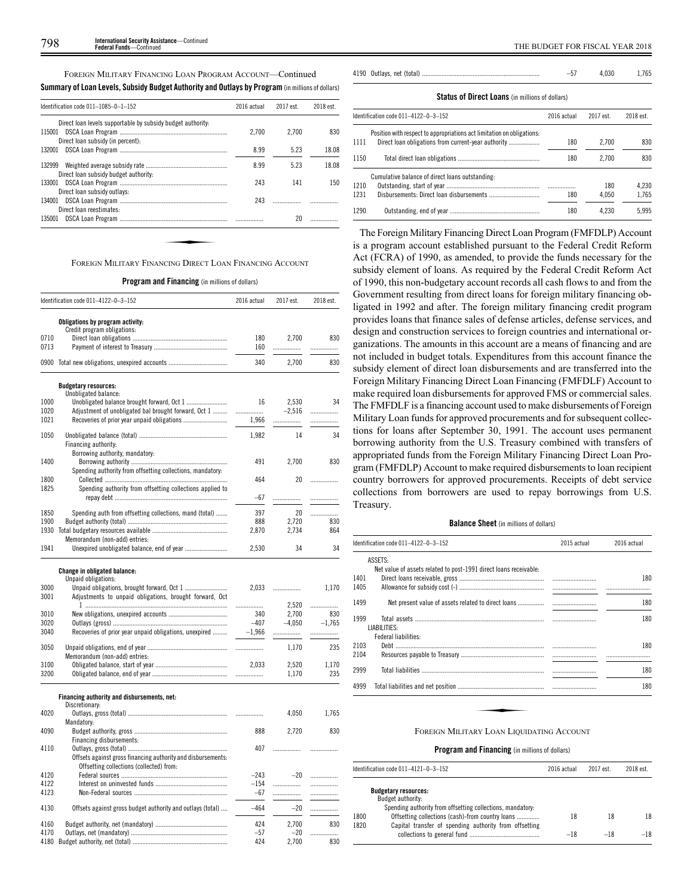FOREIGN MILITARY FINANCING LOAN PROGRAM ACCOUNT—Continued

**Summary of Loan Levels, Subsidy Budget Authority and Outlays by Program** (in millions of dollars)

| Identification code 011–1085–0–1–152 | 2016 actual | 2017 est. | 2018 est. |
|---|---|---|---|
| Direct loan levels supportable by subsidy budget authority: | | | |
| 115001 DSCA Loan Program | 2,700 | 2,700 | 830 |
| Direct loan subsidy (in percent): | | | |
| 132001 DSCA Loan Program | 8.99 | 5.23 | 18.08 |
| 132999 Weighted average subsidy rate | 8.99 | 5.23 | 18.08 |
| Direct loan subsidy budget authority: | | | |
| 133001 DSCA Loan Program | 243 | 141 | 150 |
| Direct loan subsidy outlays: | | | |
| 134001 DSCA Loan Program | 243 | | |
| Direct loan reestimates: | | | |
| 135001 DSCA Loan Program | | 20 | |

FOREIGN MILITARY FINANCING DIRECT LOAN FINANCING ACCOUNT

**Program and Financing** (in millions of dollars)

| Identification code 011–4122–0–3–152 | 2016 actual | 2017 est. | 2018 est. |
|---|---|---|---|
| **Obligations by program activity:** | | | |
| Credit program obligations: | | | |
| 0710 Direct loan obligations | 180 | 2,700 | 830 |
| 0713 Payment of interest to Treasury | 160 | | |
| 0900 Total new obligations, unexpired accounts | 340 | 2,700 | 830 |
| **Budgetary resources:** | | | |
| Unobligated balance: | | | |
| 1000 Unobligated balance brought forward, Oct 1 | 16 | 2,530 | 34 |
| 1020 Adjustment of unobligated bal brought forward, Oct 1 | | –2,516 | |
| 1021 Recoveries of prior year unpaid obligations | 1,966 | | |
| 1050 Unobligated balance (total) | 1,982 | 14 | 34 |
| Financing authority: | | | |
| Borrowing authority, mandatory: | | | |
| 1400 Borrowing authority | 491 | 2,700 | 830 |
| Spending authority from offsetting collections, mandatory: | | | |
| 1800 Collected | 464 | 20 | |
| 1825 Spending authority from offsetting collections applied to repay debt | –67 | | |
| 1850 Spending auth from offsetting collections, mand (total) | 397 | 20 | |
| 1900 Budget authority (total) | 888 | 2,720 | 830 |
| 1930 Total budgetary resources available | 2,870 | 2,734 | 864 |
| Memorandum (non-add) entries: | | | |
| 1941 Unexpired unobligated balance, end of year | 2,530 | 34 | 34 |
| **Change in obligated balance:** | | | |
| Unpaid obligations: | | | |
| 3000 Unpaid obligations, brought forward, Oct 1 | 2,033 | | 1,170 |
| 3001 Adjustments to unpaid obligations, brought forward, Oct 1 | | 2,520 | |
| 3010 New obligations, unexpired accounts | 340 | 2,700 | 830 |
| 3020 Outlays (gross) | –407 | –4,050 | –1,765 |
| 3040 Recoveries of prior year unpaid obligations, unexpired | –1,966 | | |
| 3050 Unpaid obligations, end of year | | 1,170 | 235 |
| Memorandum (non-add) entries: | | | |
| 3100 Obligated balance, start of year | 2,033 | 2,520 | 1,170 |
| 3200 Obligated balance, end of year | | 1,170 | 235 |
| **Financing authority and disbursements, net:** | | | |
| Discretionary: | | | |
| 4020 Outlays, gross (total) | | 4,050 | 1,765 |
| Mandatory: | | | |
| 4090 Budget authority, gross | 888 | 2,720 | 830 |
| Financing disbursements: | | | |
| 4110 Outlays, gross (total) | 407 | | |
| Offsets against gross financing authority and disbursements: | | | |
| Offsetting collections (collected) from: | | | |
| 4120 Federal sources | –243 | –20 | |
| 4122 Interest on uninvested funds | –154 | | |
| 4123 Non-Federal sources | –67 | | |
| 4130 Offsets against gross budget authority and outlays (total) | –464 | –20 | |
| 4160 Budget authority, net (mandatory) | 424 | 2,700 | 830 |
| 4170 Outlays, net (mandatory) | –57 | –20 | |
| 4180 Budget authority, net (total) | 424 | 2,700 | 830 |
| 4190 Outlays, net (total) | –57 | 4,030 | 1,765 |

**Status of Direct Loans** (in millions of dollars)

| Identification code 011–4122–0–3–152 | 2016 actual | 2017 est. | 2018 est. |
|---|---|---|---|
| Position with respect to appropriations act limitation on obligations: | | | |
| 1111 Direct loan obligations from current-year authority | 180 | 2,700 | 830 |
| 1150 Total direct loan obligations | 180 | 2,700 | 830 |
| Cumulative balance of direct loans outstanding: | | | |
| 1210 Outstanding, start of year | | 180 | 4,230 |
| 1231 Disbursements: Direct loan disbursements | 180 | 4,050 | 1,765 |
| 1290 Outstanding, end of year | 180 | 4,230 | 5,995 |

The Foreign Military Financing Direct Loan Program (FMFDLP) Account is a program account established pursuant to the Federal Credit Reform Act (FCRA) of 1990, as amended, to provide the funds necessary for the subsidy element of loans. As required by the Federal Credit Reform Act of 1990, this non-budgetary account records all cash flows to and from the Government resulting from direct loans for foreign military financing obligated in 1992 and after. The foreign military financing credit program provides loans that finance sales of defense articles, defense services, and design and construction services to foreign countries and international organizations. The amounts in this account are a means of financing and are not included in budget totals. Expenditures from this account finance the subsidy element of direct loan disbursements and are transferred into the Foreign Military Financing Direct Loan Financing (FMFDLF) Account to make required loan disbursements for approved FMS or commercial sales. The FMFDLF is a financing account used to make disbursements of Foreign Military Loan funds for approved procurements and for subsequent collections for loans after September 30, 1991. The account uses permanent borrowing authority from the U.S. Treasury combined with transfers of appropriated funds from the Foreign Military Financing Direct Loan Program (FMFDLP) Account to make required disbursements to loan recipient country borrowers for approved procurements. Receipts of debt service collections from borrowers are used to repay borrowings from U.S. Treasury.

**Balance Sheet** (in millions of dollars)

| Identification code 011–4122–0–3–152 | 2015 actual | 2016 actual |
|---|---|---|
| ASSETS: | | |
| Net value of assets related to post-1991 direct loans receivable: | | |
| 1401 Direct loans receivable, gross | | 180 |
| 1405 Allowance for subsidy cost (-) | | |
| 1499 Net present value of assets related to direct loans | | 180 |
| 1999 Total assets | | 180 |
| LIABILITIES: | | |
| Federal liabilities: | | |
| 2103 Debt | | 180 |
| 2104 Resources payable to Treasury | | |
| 2999 Total liabilities | | 180 |
| 4999 Total liabilities and net position | | 180 |

FOREIGN MILITARY LOAN LIQUIDATING ACCOUNT

**Program and Financing** (in millions of dollars)

| Identification code 011–4121–0–3–152 | 2016 actual | 2017 est. | 2018 est. |
|---|---|---|---|
| **Budgetary resources:** | | | |
| Budget authority: | | | |
| Spending authority from offsetting collections, mandatory: | | | |
| 1800 Offsetting collections (cash)-from country loans | 18 | 18 | 18 |
| 1820 Capital transfer of spending authority from offsetting collections to general fund | –18 | –18 | –18 |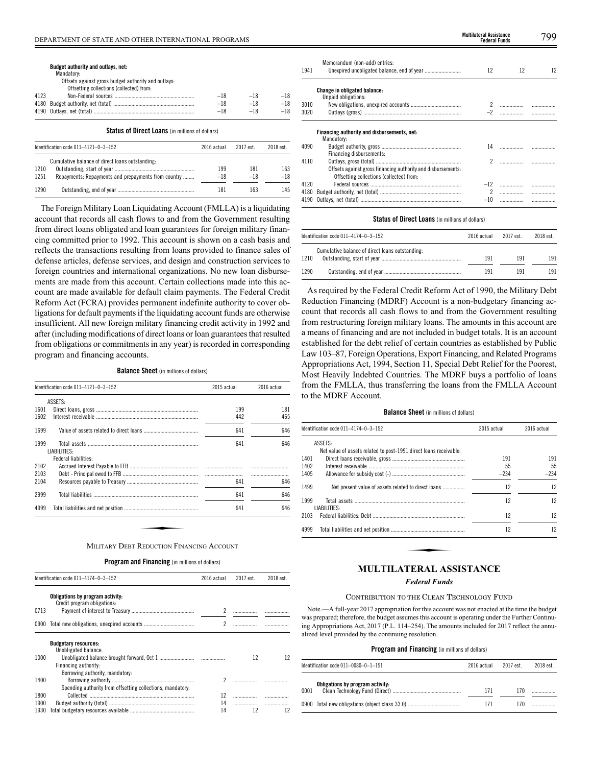| | | | | |
|---|---|---|---|---|
| | **Budget authority and outlays, net:** | | | |
| | Mandatory: | | | |
| | Offsets against gross budget authority and outlays: | | | |
| | Offsetting collections (collected) from: | | | |
| 4123 | Non-Federal sources | –18 | –18 | –18 |
| 4180 | Budget authority, net (total) | –18 | –18 | –18 |
| 4190 | Outlays, net (total) | –18 | –18 | –18 |

**Status of Direct Loans** (in millions of dollars)

| Identification code 011–4121–0–3–152 | | 2016 actual | 2017 est. | 2018 est. |
|---|---|---|---|---|
| | Cumulative balance of direct loans outstanding: | | | |
| 1210 | Outstanding, start of year | 199 | 181 | 163 |
| 1251 | Repayments: Repayments and prepayments from country | –18 | –18 | –18 |
| 1290 | Outstanding, end of year | 181 | 163 | 145 |

The Foreign Military Loan Liquidating Account (FMLLA) is a liquidating account that records all cash flows to and from the Government resulting from direct loans obligated and loan guarantees for foreign military financing committed prior to 1992. This account is shown on a cash basis and reflects the transactions resulting from loans provided to finance sales of defense articles, defense services, and design and construction services to foreign countries and international organizations. No new loan disbursements are made from this account. Certain collections made into this account are made available for default claim payments. The Federal Credit Reform Act (FCRA) provides permanent indefinite authority to cover obligations for default payments if the liquidating account funds are otherwise insufficient. All new foreign military financing credit activity in 1992 and after (including modifications of direct loans or loan guarantees that resulted from obligations or commitments in any year) is recorded in corresponding program and financing accounts.

**Balance Sheet** (in millions of dollars)

| Identification code 011–4121–0–3–152 | | 2015 actual | 2016 actual |
|---|---|---|---|
| | ASSETS: | | |
| 1601 | Direct loans, gross | 199 | 181 |
| 1602 | Interest receivable | 442 | 465 |
| 1699 | Value of assets related to direct loans | 641 | 646 |
| 1999 | Total assets | 641 | 646 |
| | LIABILITIES: | | |
| | Federal liabilities: | | |
| 2102 | Accrued Interest Payable to FFB | | |
| 2103 | Debt - Principal owed to FFB | | |
| 2104 | Resources payable to Treasury | 641 | 646 |
| 2999 | Total liabilities | 641 | 646 |
| 4999 | Total liabilities and net position | 641 | 646 |

MILITARY DEBT REDUCTION FINANCING ACCOUNT

**Program and Financing** (in millions of dollars)

| Identification code 011–4174–0–3–152 | | 2016 actual | 2017 est. | 2018 est. |
|---|---|---|---|---|
| | **Obligations by program activity:** | | | |
| | Credit program obligations: | | | |
| 0713 | Payment of interest to Treasury | 2 | | |
| 0900 | Total new obligations, unexpired accounts | 2 | | |
| | **Budgetary resources:** | | | |
| | Unobligated balance: | | | |
| 1000 | Unobligated balance brought forward, Oct 1 | | 12 | 12 |
| | Financing authority: | | | |
| | Borrowing authority, mandatory: | | | |
| 1400 | Borrowing authority | 2 | | |
| | Spending authority from offsetting collections, mandatory: | | | |
| 1800 | Collected | 12 | | |
| 1900 | Budget authority (total) | 14 | | |
| 1930 | Total budgetary resources available | 14 | 12 | 12 |
| | Memorandum (non-add) entries: | | | |
| 1941 | Unexpired unobligated balance, end of year | 12 | 12 | 12 |
| | **Change in obligated balance:** | | | |
| | Unpaid obligations: | | | |
| 3010 | New obligations, unexpired accounts | 2 | | |
| 3020 | Outlays (gross) | –2 | | |
| | **Financing authority and disbursements, net:** | | | |
| | Mandatory: | | | |
| 4090 | Budget authority, gross | 14 | | |
| | Financing disbursements: | | | |
| 4110 | Outlays, gross (total) | 2 | | |
| | Offsets against gross financing authority and disbursements: | | | |
| | Offsetting collections (collected) from: | | | |
| 4120 | Federal sources | –12 | | |
| 4180 | Budget authority, net (total) | 2 | | |
| 4190 | Outlays, net (total) | –10 | | |

**Status of Direct Loans** (in millions of dollars)

| Identification code 011–4174–0–3–152 | | 2016 actual | 2017 est. | 2018 est. |
|---|---|---|---|---|
| | Cumulative balance of direct loans outstanding: | | | |
| 1210 | Outstanding, start of year | 191 | 191 | 191 |
| 1290 | Outstanding, end of year | 191 | 191 | 191 |

As required by the Federal Credit Reform Act of 1990, the Military Debt Reduction Financing (MDRF) Account is a non-budgetary financing account that records all cash flows to and from the Government resulting from restructuring foreign military loans. The amounts in this account are a means of financing and are not included in budget totals. It is an account established for the debt relief of certain countries as established by Public Law 103–87, Foreign Operations, Export Financing, and Related Programs Appropriations Act, 1994, Section 11, Special Debt Relief for the Poorest, Most Heavily Indebted Countries. The MDRF buys a portfolio of loans from the FMLLA, thus transferring the loans from the FMLLA Account to the MDRF Account.

**Balance Sheet** (in millions of dollars)

| Identification code 011–4174–0–3–152 | | 2015 actual | 2016 actual |
|---|---|---|---|
| | ASSETS: | | |
| | Net value of assets related to post-1991 direct loans receivable: | | |
| 1401 | Direct loans receivable, gross | 191 | 191 |
| 1402 | Interest receivable | 55 | 55 |
| 1405 | Allowance for subsidy cost (-) | –234 | –234 |
| 1499 | Net present value of assets related to direct loans | 12 | 12 |
| 1999 | Total assets | 12 | 12 |
| | LIABILITIES: | | |
| 2103 | Federal liabilities: Debt | 12 | 12 |
| 4999 | Total liabilities and net position | 12 | 12 |

## MULTILATERAL ASSISTANCE

### *Federal Funds*

CONTRIBUTION TO THE CLEAN TECHNOLOGY FUND

Note.—A full-year 2017 appropriation for this account was not enacted at the time the budget was prepared; therefore, the budget assumes this account is operating under the Further Continuing Appropriations Act, 2017 (P.L. 114–254). The amounts included for 2017 reflect the annualized level provided by the continuing resolution.

**Program and Financing** (in millions of dollars)

| Identification code 011–0080–0–1–151 | | 2016 actual | 2017 est. | 2018 est. |
|---|---|---|---|---|
| | **Obligations by program activity:** | | | |
| 0001 | Clean Technology Fund (Direct) | 171 | 170 | |
| 0900 | Total new obligations (object class 33.0) | 171 | 170 | |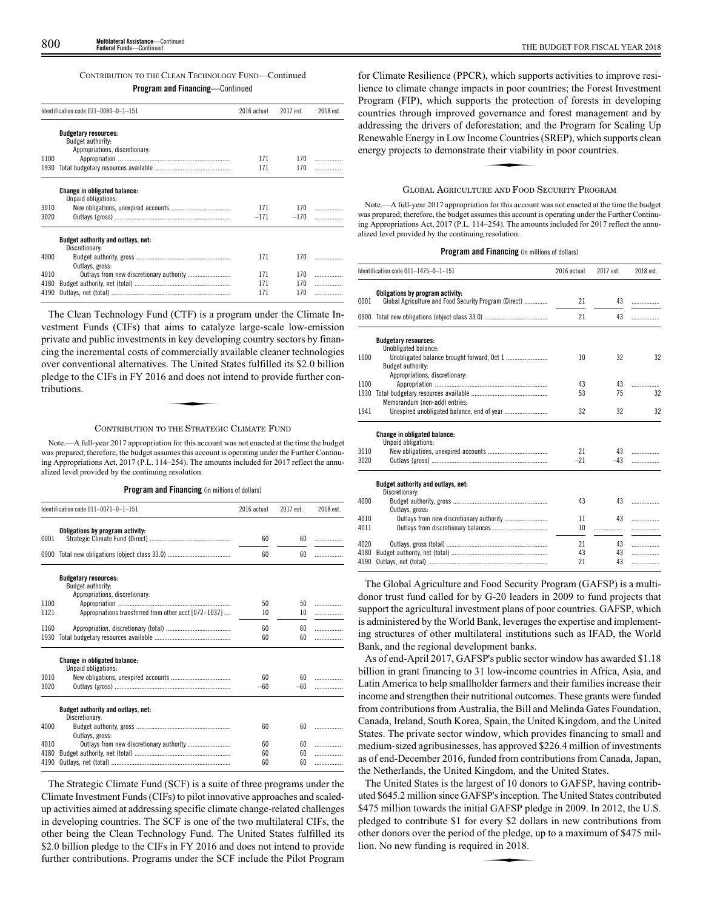CONTRIBUTION TO THE CLEAN TECHNOLOGY FUND—Continued

**Program and Financing**—Continued

| | Identification code 011–0080–0–1–151 | 2016 actual | 2017 est. | 2018 est. |
|---|---|---|---|---|
| | **Budgetary resources:** | | | |
| | Budget authority: | | | |
| | Appropriations, discretionary: | | | |
| 1100 | Appropriation | 171 | 170 | .......... |
| 1930 | Total budgetary resources available | 171 | 170 | .......... |
| | **Change in obligated balance:** | | | |
| | Unpaid obligations: | | | |
| 3010 | New obligations, unexpired accounts | 171 | 170 | .......... |
| 3020 | Outlays (gross) | –171 | –170 | .......... |
| | **Budget authority and outlays, net:** | | | |
| | Discretionary: | | | |
| 4000 | Budget authority, gross | 171 | 170 | .......... |
| | Outlays, gross: | | | |
| 4010 | Outlays from new discretionary authority | 171 | 170 | .......... |
| 4180 | Budget authority, net (total) | 171 | 170 | .......... |
| 4190 | Outlays, net (total) | 171 | 170 | .......... |

The Clean Technology Fund (CTF) is a program under the Climate Investment Funds (CIFs) that aims to catalyze large-scale low-emission private and public investments in key developing country sectors by financing the incremental costs of commercially available cleaner technologies over conventional alternatives. The United States fulfilled its $2.0 billion pledge to the CIFs in FY 2016 and does not intend to provide further contributions.

## CONTRIBUTION TO THE STRATEGIC CLIMATE FUND

Note.—A full-year 2017 appropriation for this account was not enacted at the time the budget was prepared; therefore, the budget assumes this account is operating under the Further Continuing Appropriations Act, 2017 (P.L. 114–254). The amounts included for 2017 reflect the annualized level provided by the continuing resolution.

**Program and Financing** (in millions of dollars)

| | Identification code 011–0071–0–1–151 | 2016 actual | 2017 est. | 2018 est. |
|---|---|---|---|---|
| | **Obligations by program activity:** | | | |
| 0001 | Strategic Climate Fund (Direct) | 60 | 60 | .......... |
| 0900 | Total new obligations (object class 33.0) | 60 | 60 | .......... |
| | **Budgetary resources:** | | | |
| | Budget authority: | | | |
| | Appropriations, discretionary: | | | |
| 1100 | Appropriation | 50 | 50 | .......... |
| 1121 | Appropriations transferred from other acct [072–1037] | 10 | 10 | .......... |
| 1160 | Appropriation, discretionary (total) | 60 | 60 | .......... |
| 1930 | Total budgetary resources available | 60 | 60 | .......... |
| | **Change in obligated balance:** | | | |
| | Unpaid obligations: | | | |
| 3010 | New obligations, unexpired accounts | 60 | 60 | .......... |
| 3020 | Outlays (gross) | –60 | –60 | .......... |
| | **Budget authority and outlays, net:** | | | |
| | Discretionary: | | | |
| 4000 | Budget authority, gross | 60 | 60 | .......... |
| | Outlays, gross: | | | |
| 4010 | Outlays from new discretionary authority | 60 | 60 | .......... |
| 4180 | Budget authority, net (total) | 60 | 60 | .......... |
| 4190 | Outlays, net (total) | 60 | 60 | .......... |

The Strategic Climate Fund (SCF) is a suite of three programs under the Climate Investment Funds (CIFs) to pilot innovative approaches and scaled-up activities aimed at addressing specific climate change-related challenges in developing countries. The SCF is one of the two multilateral CIFs, the other being the Clean Technology Fund. The United States fulfilled its $2.0 billion pledge to the CIFs in FY 2016 and does not intend to provide further contributions. Programs under the SCF include the Pilot Program for Climate Resilience (PPCR), which supports activities to improve resilience to climate change impacts in poor countries; the Forest Investment Program (FIP), which supports the protection of forests in developing countries through improved governance and forest management and by addressing the drivers of deforestation; and the Program for Scaling Up Renewable Energy in Low Income Countries (SREP), which supports clean energy projects to demonstrate their viability in poor countries.

## GLOBAL AGRICULTURE AND FOOD SECURITY PROGRAM

Note.—A full-year 2017 appropriation for this account was not enacted at the time the budget was prepared; therefore, the budget assumes this account is operating under the Further Continuing Appropriations Act, 2017 (P.L. 114–254). The amounts included for 2017 reflect the annualized level provided by the continuing resolution.

**Program and Financing** (in millions of dollars)

| | Identification code 011–1475–0–1–151 | 2016 actual | 2017 est. | 2018 est. |
|---|---|---|---|---|
| | **Obligations by program activity:** | | | |
| 0001 | Global Agriculture and Food Security Program (Direct) | 21 | 43 | .......... |
| 0900 | Total new obligations (object class 33.0) | 21 | 43 | .......... |
| | **Budgetary resources:** | | | |
| | Unobligated balance: | | | |
| 1000 | Unobligated balance brought forward, Oct 1 | 10 | 32 | 32 |
| | Budget authority: | | | |
| | Appropriations, discretionary: | | | |
| 1100 | Appropriation | 43 | 43 | .......... |
| 1930 | Total budgetary resources available | 53 | 75 | 32 |
| | Memorandum (non-add) entries: | | | |
| 1941 | Unexpired unobligated balance, end of year | 32 | 32 | 32 |
| | **Change in obligated balance:** | | | |
| | Unpaid obligations: | | | |
| 3010 | New obligations, unexpired accounts | 21 | 43 | .......... |
| 3020 | Outlays (gross) | –21 | –43 | .......... |
| | **Budget authority and outlays, net:** | | | |
| | Discretionary: | | | |
| 4000 | Budget authority, gross | 43 | 43 | .......... |
| | Outlays, gross: | | | |
| 4010 | Outlays from new discretionary authority | 11 | 43 | .......... |
| 4011 | Outlays from discretionary balances | 10 | .......... | .......... |
| 4020 | Outlays, gross (total) | 21 | 43 | .......... |
| 4180 | Budget authority, net (total) | 43 | 43 | .......... |
| 4190 | Outlays, net (total) | 21 | 43 | .......... |

The Global Agriculture and Food Security Program (GAFSP) is a multi-donor trust fund called for by G-20 leaders in 2009 to fund projects that support the agricultural investment plans of poor countries. GAFSP, which is administered by the World Bank, leverages the expertise and implementing structures of other multilateral institutions such as IFAD, the World Bank, and the regional development banks.

As of end-April 2017, GAFSP's public sector window has awarded $1.18 billion in grant financing to 31 low-income countries in Africa, Asia, and Latin America to help smallholder farmers and their families increase their income and strengthen their nutritional outcomes. These grants were funded from contributions from Australia, the Bill and Melinda Gates Foundation, Canada, Ireland, South Korea, Spain, the United Kingdom, and the United States. The private sector window, which provides financing to small and medium-sized agribusinesses, has approved $226.4 million of investments as of end-December 2016, funded from contributions from Canada, Japan, the Netherlands, the United Kingdom, and the United States.

The United States is the largest of 10 donors to GAFSP, having contributed $645.2 million since GAFSP's inception. The United States contributed $475 million towards the initial GAFSP pledge in 2009. In 2012, the U.S. pledged to contribute $1 for every $2 dollars in new contributions from other donors over the period of the pledge, up to a maximum of $475 million. No new funding is required in 2018.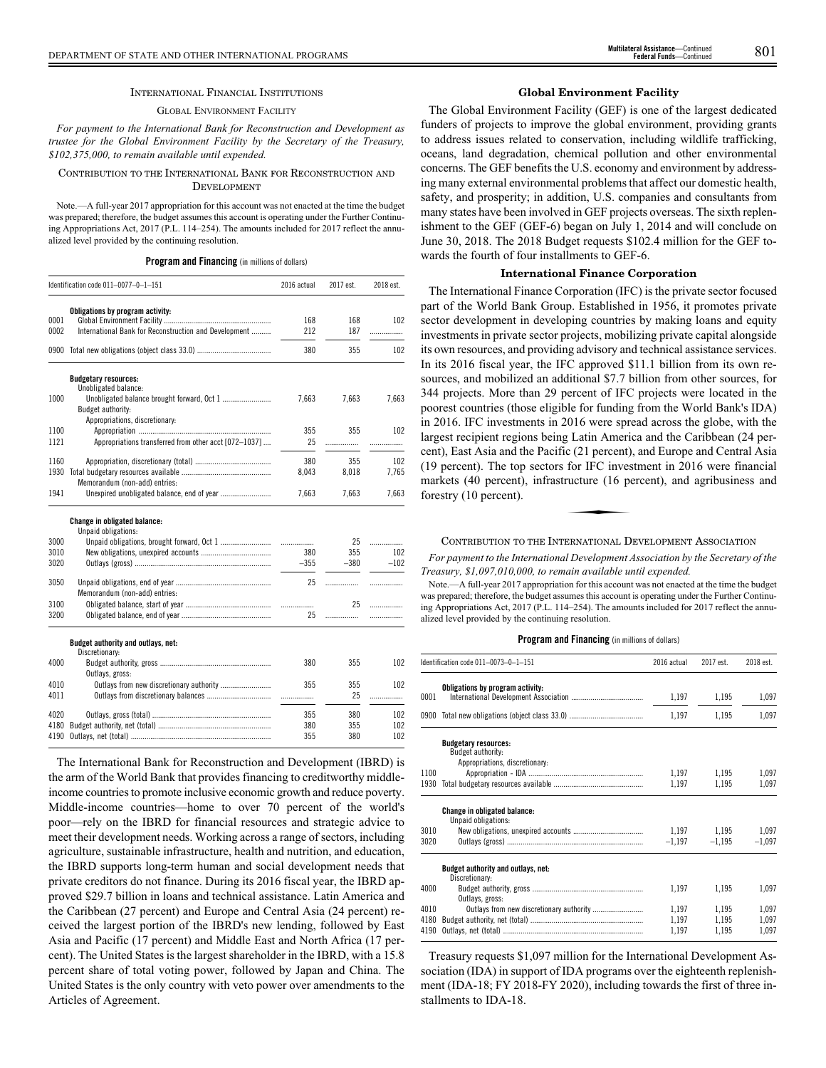## INTERNATIONAL FINANCIAL INSTITUTIONS

### GLOBAL ENVIRONMENT FACILITY

*For payment to the International Bank for Reconstruction and Development as trustee for the Global Environment Facility by the Secretary of the Treasury, $102,375,000, to remain available until expended.*

### CONTRIBUTION TO THE INTERNATIONAL BANK FOR RECONSTRUCTION AND DEVELOPMENT

Note.—A full-year 2017 appropriation for this account was not enacted at the time the budget was prepared; therefore, the budget assumes this account is operating under the Further Continuing Appropriations Act, 2017 (P.L. 114–254). The amounts included for 2017 reflect the annualized level provided by the continuing resolution.

**Program and Financing** (in millions of dollars)

| Identification code 011–0077–0–1–151 | | 2016 actual | 2017 est. | 2018 est. |
|---|---|---|---|---|
| | **Obligations by program activity:** | | | |
| 0001 | Global Environment Facility | 168 | 168 | 102 |
| 0002 | International Bank for Reconstruction and Development | 212 | 187 | |
| 0900 | Total new obligations (object class 33.0) | 380 | 355 | 102 |
| | **Budgetary resources:** | | | |
| | Unobligated balance: | | | |
| 1000 | Unobligated balance brought forward, Oct 1 | 7,663 | 7,663 | 7,663 |
| | Budget authority: | | | |
| | Appropriations, discretionary: | | | |
| 1100 | Appropriation | 355 | 355 | 102 |
| 1121 | Appropriations transferred from other acct [072–1037] | 25 | | |
| 1160 | Appropriation, discretionary (total) | 380 | 355 | 102 |
| 1930 | Total budgetary resources available | 8,043 | 8,018 | 7,765 |
| | Memorandum (non-add) entries: | | | |
| 1941 | Unexpired unobligated balance, end of year | 7,663 | 7,663 | 7,663 |
| | **Change in obligated balance:** | | | |
| | Unpaid obligations: | | | |
| 3000 | Unpaid obligations, brought forward, Oct 1 | | 25 | |
| 3010 | New obligations, unexpired accounts | 380 | 355 | 102 |
| 3020 | Outlays (gross) | –355 | –380 | –102 |
| 3050 | Unpaid obligations, end of year | 25 | | |
| | Memorandum (non-add) entries: | | | |
| 3100 | Obligated balance, start of year | | 25 | |
| 3200 | Obligated balance, end of year | 25 | | |
| | **Budget authority and outlays, net:** | | | |
| | Discretionary: | | | |
| 4000 | Budget authority, gross | 380 | 355 | 102 |
| | Outlays, gross: | | | |
| 4010 | Outlays from new discretionary authority | 355 | 355 | 102 |
| 4011 | Outlays from discretionary balances | | 25 | |
| 4020 | Outlays, gross (total) | 355 | 380 | 102 |
| 4180 | Budget authority, net (total) | 380 | 355 | 102 |
| 4190 | Outlays, net (total) | 355 | 380 | 102 |

The International Bank for Reconstruction and Development (IBRD) is the arm of the World Bank that provides financing to creditworthy middle-income countries to promote inclusive economic growth and reduce poverty. Middle-income countries—home to over 70 percent of the world's poor—rely on the IBRD for financial resources and strategic advice to meet their development needs. Working across a range of sectors, including agriculture, sustainable infrastructure, health and nutrition, and education, the IBRD supports long-term human and social development needs that private creditors do not finance. During its 2016 fiscal year, the IBRD approved $29.7 billion in loans and technical assistance. Latin America and the Caribbean (27 percent) and Europe and Central Asia (24 percent) received the largest portion of the IBRD's new lending, followed by East Asia and Pacific (17 percent) and Middle East and North Africa (17 percent). The United States is the largest shareholder in the IBRD, with a 15.8 percent share of total voting power, followed by Japan and China. The United States is the only country with veto power over amendments to the Articles of Agreement.

**Global Environment Facility**

The Global Environment Facility (GEF) is one of the largest dedicated funders of projects to improve the global environment, providing grants to address issues related to conservation, including wildlife trafficking, oceans, land degradation, chemical pollution and other environmental concerns. The GEF benefits the U.S. economy and environment by addressing many external environmental problems that affect our domestic health, safety, and prosperity; in addition, U.S. companies and consultants from many states have been involved in GEF projects overseas. The sixth replenishment to the GEF (GEF-6) began on July 1, 2014 and will conclude on June 30, 2018. The 2018 Budget requests $102.4 million for the GEF towards the fourth of four installments to GEF-6.

**International Finance Corporation**

The International Finance Corporation (IFC) is the private sector focused part of the World Bank Group. Established in 1956, it promotes private sector development in developing countries by making loans and equity investments in private sector projects, mobilizing private capital alongside its own resources, and providing advisory and technical assistance services. In its 2016 fiscal year, the IFC approved $11.1 billion from its own resources, and mobilized an additional $7.7 billion from other sources, for 344 projects. More than 29 percent of IFC projects were located in the poorest countries (those eligible for funding from the World Bank's IDA) in 2016. IFC investments in 2016 were spread across the globe, with the largest recipient regions being Latin America and the Caribbean (24 percent), East Asia and the Pacific (21 percent), and Europe and Central Asia (19 percent). The top sectors for IFC investment in 2016 were financial markets (40 percent), infrastructure (16 percent), and agribusiness and forestry (10 percent).

### CONTRIBUTION TO THE INTERNATIONAL DEVELOPMENT ASSOCIATION

*For payment to the International Development Association by the Secretary of the Treasury, $1,097,010,000, to remain available until expended.*

Note.—A full-year 2017 appropriation for this account was not enacted at the time the budget was prepared; therefore, the budget assumes this account is operating under the Further Continuing Appropriations Act, 2017 (P.L. 114–254). The amounts included for 2017 reflect the annualized level provided by the continuing resolution.

**Program and Financing** (in millions of dollars)

| Identification code 011–0073–0–1–151 | | 2016 actual | 2017 est. | 2018 est. |
|---|---|---|---|---|
| | **Obligations by program activity:** | | | |
| 0001 | International Development Association | 1,197 | 1,195 | 1,097 |
| 0900 | Total new obligations (object class 33.0) | 1,197 | 1,195 | 1,097 |
| | **Budgetary resources:** | | | |
| | Budget authority: | | | |
| | Appropriations, discretionary: | | | |
| 1100 | Appropriation - IDA | 1,197 | 1,195 | 1,097 |
| 1930 | Total budgetary resources available | 1,197 | 1,195 | 1,097 |
| | **Change in obligated balance:** | | | |
| | Unpaid obligations: | | | |
| 3010 | New obligations, unexpired accounts | 1,197 | 1,195 | 1,097 |
| 3020 | Outlays (gross) | –1,197 | –1,195 | –1,097 |
| | **Budget authority and outlays, net:** | | | |
| | Discretionary: | | | |
| 4000 | Budget authority, gross | 1,197 | 1,195 | 1,097 |
| | Outlays, gross: | | | |
| 4010 | Outlays from new discretionary authority | 1,197 | 1,195 | 1,097 |
| 4180 | Budget authority, net (total) | 1,197 | 1,195 | 1,097 |
| 4190 | Outlays, net (total) | 1,197 | 1,195 | 1,097 |

Treasury requests $1,097 million for the International Development Association (IDA) in support of IDA programs over the eighteenth replenishment (IDA-18; FY 2018-FY 2020), including towards the first of three installments to IDA-18.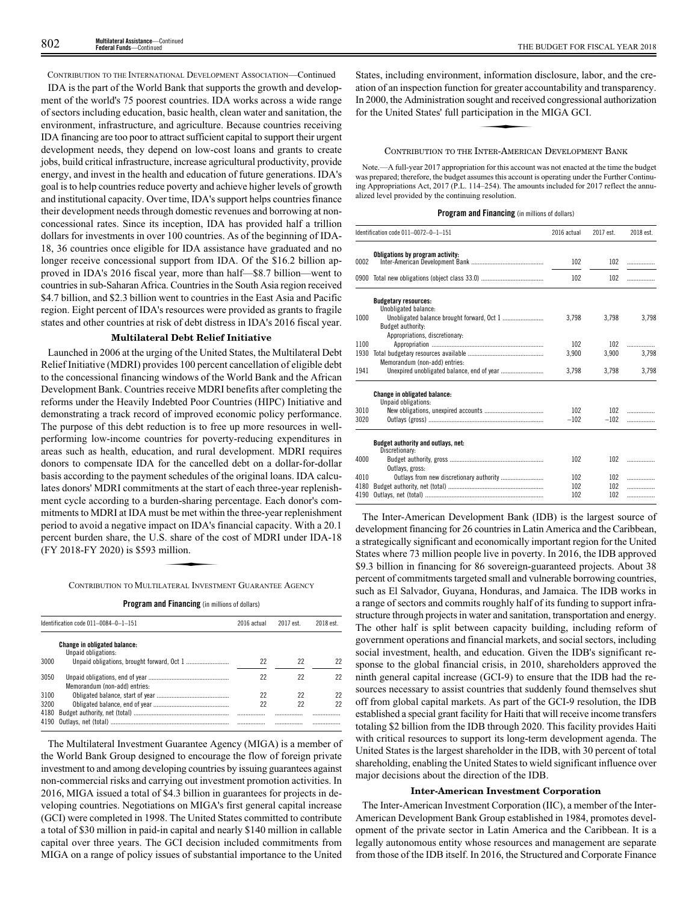CONTRIBUTION TO THE INTERNATIONAL DEVELOPMENT ASSOCIATION—Continued

IDA is the part of the World Bank that supports the growth and development of the world's 75 poorest countries. IDA works across a wide range of sectors including education, basic health, clean water and sanitation, the environment, infrastructure, and agriculture. Because countries receiving IDA financing are too poor to attract sufficient capital to support their urgent development needs, they depend on low-cost loans and grants to create jobs, build critical infrastructure, increase agricultural productivity, provide energy, and invest in the health and education of future generations. IDA's goal is to help countries reduce poverty and achieve higher levels of growth and institutional capacity. Over time, IDA's support helps countries finance their development needs through domestic revenues and borrowing at non-concessional rates. Since its inception, IDA has provided half a trillion dollars for investments in over 100 countries. As of the beginning of IDA-18, 36 countries once eligible for IDA assistance have graduated and no longer receive concessional support from IDA. Of the $16.2 billion approved in IDA's 2016 fiscal year, more than half—$8.7 billion—went to countries in sub-Saharan Africa. Countries in the South Asia region received $4.7 billion, and $2.3 billion went to countries in the East Asia and Pacific region. Eight percent of IDA's resources were provided as grants to fragile states and other countries at risk of debt distress in IDA's 2016 fiscal year.

**Multilateral Debt Relief Initiative**

Launched in 2006 at the urging of the United States, the Multilateral Debt Relief Initiative (MDRI) provides 100 percent cancellation of eligible debt to the concessional financing windows of the World Bank and the African Development Bank. Countries receive MDRI benefits after completing the reforms under the Heavily Indebted Poor Countries (HIPC) Initiative and demonstrating a track record of improved economic policy performance. The purpose of this debt reduction is to free up more resources in well-performing low-income countries for poverty-reducing expenditures in areas such as health, education, and rural development. MDRI requires donors to compensate IDA for the cancelled debt on a dollar-for-dollar basis according to the payment schedules of the original loans. IDA calculates donors' MDRI commitments at the start of each three-year replenishment cycle according to a burden-sharing percentage. Each donor's commitments to MDRI at IDA must be met within the three-year replenishment period to avoid a negative impact on IDA's financial capacity. With a 20.1 percent burden share, the U.S. share of the cost of MDRI under IDA-18 (FY 2018-FY 2020) is $593 million.

## CONTRIBUTION TO MULTILATERAL INVESTMENT GUARANTEE AGENCY

**Program and Financing** (in millions of dollars)

| Identification code 011–0084–0–1–151 | | 2016 actual | 2017 est. | 2018 est. |
|---|---|---|---|---|
| | **Change in obligated balance:** | | | |
| | Unpaid obligations: | | | |
| 3000 | Unpaid obligations, brought forward, Oct 1 | 22 | 22 | 22 |
| 3050 | Unpaid obligations, end of year | 22 | 22 | 22 |
| | Memorandum (non-add) entries: | | | |
| 3100 | Obligated balance, start of year | 22 | 22 | 22 |
| 3200 | Obligated balance, end of year | 22 | 22 | 22 |
| 4180 | Budget authority, net (total) | | | |
| 4190 | Outlays, net (total) | | | |

The Multilateral Investment Guarantee Agency (MIGA) is a member of the World Bank Group designed to encourage the flow of foreign private investment to and among developing countries by issuing guarantees against non-commercial risks and carrying out investment promotion activities. In 2016, MIGA issued a total of $4.3 billion in guarantees for projects in developing countries. Negotiations on MIGA's first general capital increase (GCI) were completed in 1998. The United States committed to contribute a total of $30 million in paid-in capital and nearly $140 million in callable capital over three years. The GCI decision included commitments from MIGA on a range of policy issues of substantial importance to the United States, including environment, information disclosure, labor, and the creation of an inspection function for greater accountability and transparency. In 2000, the Administration sought and received congressional authorization for the United States' full participation in the MIGA GCI.

## CONTRIBUTION TO THE INTER-AMERICAN DEVELOPMENT BANK

Note.—A full-year 2017 appropriation for this account was not enacted at the time the budget was prepared; therefore, the budget assumes this account is operating under the Further Continuing Appropriations Act, 2017 (P.L. 114–254). The amounts included for 2017 reflect the annualized level provided by the continuing resolution.

**Program and Financing** (in millions of dollars)

| Identification code 011–0072–0–1–151 | | 2016 actual | 2017 est. | 2018 est. |
|---|---|---|---|---|
| | **Obligations by program activity:** | | | |
| 0002 | Inter-American Development Bank | 102 | 102 | |
| 0900 | Total new obligations (object class 33.0) | 102 | 102 | |
| | **Budgetary resources:** | | | |
| | Unobligated balance: | | | |
| 1000 | Unobligated balance brought forward, Oct 1 | 3,798 | 3,798 | 3,798 |
| | Budget authority: | | | |
| | Appropriations, discretionary: | | | |
| 1100 | Appropriation | 102 | 102 | |
| 1930 | Total budgetary resources available | 3,900 | 3,900 | 3,798 |
| | Memorandum (non-add) entries: | | | |
| 1941 | Unexpired unobligated balance, end of year | 3,798 | 3,798 | 3,798 |
| | **Change in obligated balance:** | | | |
| | Unpaid obligations: | | | |
| 3010 | New obligations, unexpired accounts | 102 | 102 | |
| 3020 | Outlays (gross) | −102 | −102 | |
| | **Budget authority and outlays, net:** | | | |
| | Discretionary: | | | |
| 4000 | Budget authority, gross | 102 | 102 | |
| | Outlays, gross: | | | |
| 4010 | Outlays from new discretionary authority | 102 | 102 | |
| 4180 | Budget authority, net (total) | 102 | 102 | |
| 4190 | Outlays, net (total) | 102 | 102 | |

The Inter-American Development Bank (IDB) is the largest source of development financing for 26 countries in Latin America and the Caribbean, a strategically significant and economically important region for the United States where 73 million people live in poverty. In 2016, the IDB approved $9.3 billion in financing for 86 sovereign-guaranteed projects. About 38 percent of commitments targeted small and vulnerable borrowing countries, such as El Salvador, Guyana, Honduras, and Jamaica. The IDB works in a range of sectors and commits roughly half of its funding to support infrastructure through projects in water and sanitation, transportation and energy. The other half is split between capacity building, including reform of government operations and financial markets, and social sectors, including social investment, health, and education. Given the IDB's significant response to the global financial crisis, in 2010, shareholders approved the ninth general capital increase (GCI-9) to ensure that the IDB had the resources necessary to assist countries that suddenly found themselves shut off from global capital markets. As part of the GCI-9 resolution, the IDB established a special grant facility for Haiti that will receive income transfers totaling $2 billion from the IDB through 2020. This facility provides Haiti with critical resources to support its long-term development agenda. The United States is the largest shareholder in the IDB, with 30 percent of total shareholding, enabling the United States to wield significant influence over major decisions about the direction of the IDB.

**Inter-American Investment Corporation**

The Inter-American Investment Corporation (IIC), a member of the Inter-American Development Bank Group established in 1984, promotes development of the private sector in Latin America and the Caribbean. It is a legally autonomous entity whose resources and management are separate from those of the IDB itself. In 2016, the Structured and Corporate Finance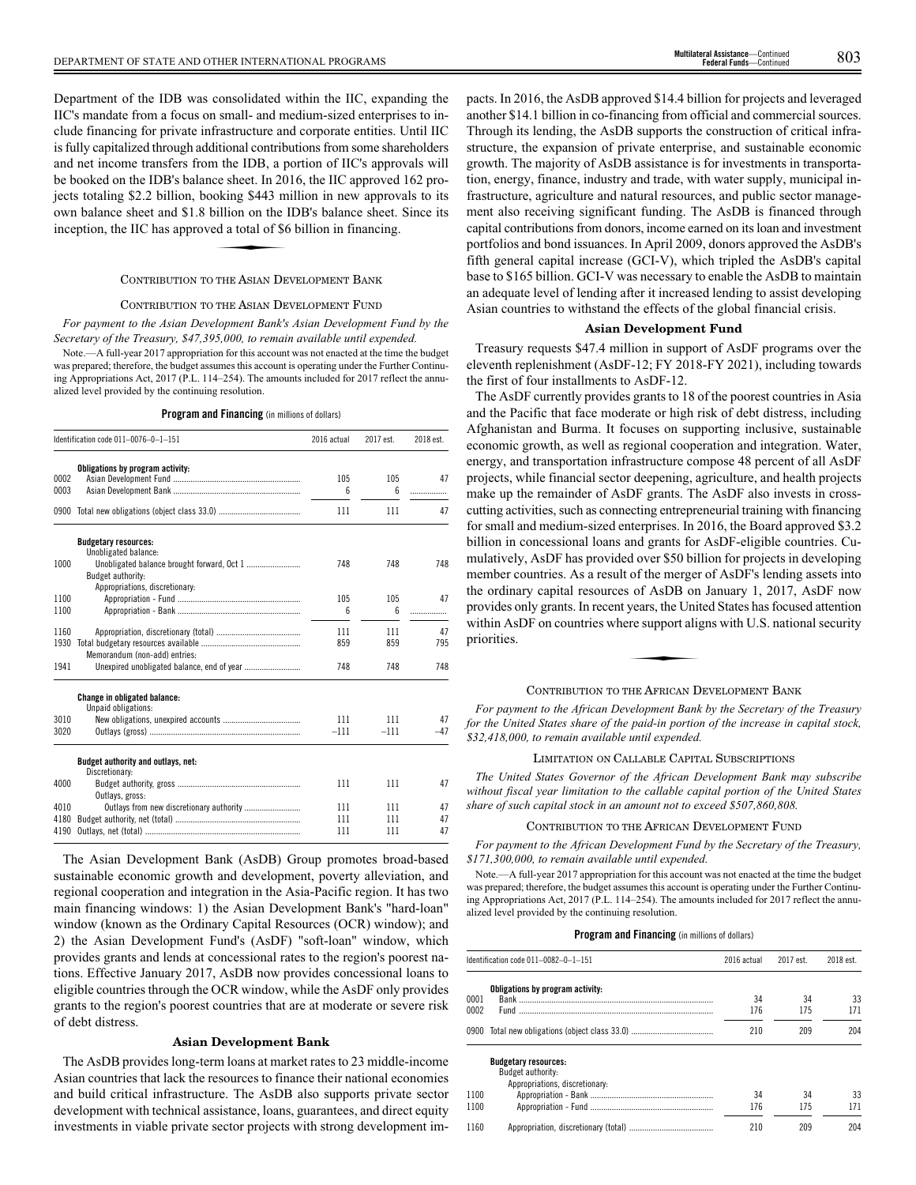Department of the IDB was consolidated within the IIC, expanding the IIC's mandate from a focus on small- and medium-sized enterprises to include financing for private infrastructure and corporate entities. Until IIC is fully capitalized through additional contributions from some shareholders and net income transfers from the IDB, a portion of IIC's approvals will be booked on the IDB's balance sheet. In 2016, the IIC approved 162 projects totaling $2.2 billion, booking $443 million in new approvals to its own balance sheet and $1.8 billion on the IDB's balance sheet. Since its inception, the IIC has approved a total of $6 billion in financing.

## CONTRIBUTION TO THE ASIAN DEVELOPMENT BANK

### CONTRIBUTION TO THE ASIAN DEVELOPMENT FUND

*For payment to the Asian Development Bank's Asian Development Fund by the Secretary of the Treasury, $47,395,000, to remain available until expended.*

Note.—A full-year 2017 appropriation for this account was not enacted at the time the budget was prepared; therefore, the budget assumes this account is operating under the Further Continuing Appropriations Act, 2017 (P.L. 114–254). The amounts included for 2017 reflect the annualized level provided by the continuing resolution.

**Program and Financing** (in millions of dollars)

| Identification code 011–0076–0–1–151 | | 2016 actual | 2017 est. | 2018 est. |
|---|---|---|---|---|
| | **Obligations by program activity:** | | | |
| 0002 | Asian Development Fund | 105 | 105 | 47 |
| 0003 | Asian Development Bank | 6 | 6 | |
| 0900 | Total new obligations (object class 33.0) | 111 | 111 | 47 |
| | **Budgetary resources:** | | | |
| | Unobligated balance: | | | |
| 1000 | Unobligated balance brought forward, Oct 1 | 748 | 748 | 748 |
| | Budget authority: | | | |
| | Appropriations, discretionary: | | | |
| 1100 | Appropriation - Fund | 105 | 105 | 47 |
| 1100 | Appropriation - Bank | 6 | 6 | |
| 1160 | Appropriation, discretionary (total) | 111 | 111 | 47 |
| 1930 | Total budgetary resources available | 859 | 859 | 795 |
| | Memorandum (non-add) entries: | | | |
| 1941 | Unexpired unobligated balance, end of year | 748 | 748 | 748 |
| | **Change in obligated balance:** | | | |
| | Unpaid obligations: | | | |
| 3010 | New obligations, unexpired accounts | 111 | 111 | 47 |
| 3020 | Outlays (gross) | –111 | –111 | –47 |
| | **Budget authority and outlays, net:** | | | |
| | Discretionary: | | | |
| 4000 | Budget authority, gross | 111 | 111 | 47 |
| | Outlays, gross: | | | |
| 4010 | Outlays from new discretionary authority | 111 | 111 | 47 |
| 4180 | Budget authority, net (total) | 111 | 111 | 47 |
| 4190 | Outlays, net (total) | 111 | 111 | 47 |

The Asian Development Bank (AsDB) Group promotes broad-based sustainable economic growth and development, poverty alleviation, and regional cooperation and integration in the Asia-Pacific region. It has two main financing windows: 1) the Asian Development Bank's "hard-loan" window (known as the Ordinary Capital Resources (OCR) window); and 2) the Asian Development Fund's (AsDF) "soft-loan" window, which provides grants and lends at concessional rates to the region's poorest nations. Effective January 2017, AsDB now provides concessional loans to eligible countries through the OCR window, while the AsDF only provides grants to the region's poorest countries that are at moderate or severe risk of debt distress.

#### Asian Development Bank

The AsDB provides long-term loans at market rates to 23 middle-income Asian countries that lack the resources to finance their national economies and build critical infrastructure. The AsDB also supports private sector development with technical assistance, loans, guarantees, and direct equity investments in viable private sector projects with strong development impacts. In 2016, the AsDB approved $14.4 billion for projects and leveraged another $14.1 billion in co-financing from official and commercial sources. Through its lending, the AsDB supports the construction of critical infrastructure, the expansion of private enterprise, and sustainable economic growth. The majority of AsDB assistance is for investments in transportation, energy, finance, industry and trade, with water supply, municipal infrastructure, agriculture and natural resources, and public sector management also receiving significant funding. The AsDB is financed through capital contributions from donors, income earned on its loan and investment portfolios and bond issuances. In April 2009, donors approved the AsDB's fifth general capital increase (GCI-V), which tripled the AsDB's capital base to $165 billion. GCI-V was necessary to enable the AsDB to maintain an adequate level of lending after it increased lending to assist developing Asian countries to withstand the effects of the global financial crisis.

#### Asian Development Fund

Treasury requests $47.4 million in support of AsDF programs over the eleventh replenishment (AsDF-12; FY 2018-FY 2021), including towards the first of four installments to AsDF-12.

The AsDF currently provides grants to 18 of the poorest countries in Asia and the Pacific that face moderate or high risk of debt distress, including Afghanistan and Burma. It focuses on supporting inclusive, sustainable economic growth, as well as regional cooperation and integration. Water, energy, and transportation infrastructure compose 48 percent of all AsDF projects, while financial sector deepening, agriculture, and health projects make up the remainder of AsDF grants. The AsDF also invests in cross-cutting activities, such as connecting entrepreneurial training with financing for small and medium-sized enterprises. In 2016, the Board approved $3.2 billion in concessional loans and grants for AsDF-eligible countries. Cumulatively, AsDF has provided over $50 billion for projects in developing member countries. As a result of the merger of AsDF's lending assets into the ordinary capital resources of AsDB on January 1, 2017, AsDF now provides only grants. In recent years, the United States has focused attention within AsDF on countries where support aligns with U.S. national security priorities.

## CONTRIBUTION TO THE AFRICAN DEVELOPMENT BANK

*For payment to the African Development Bank by the Secretary of the Treasury for the United States share of the paid-in portion of the increase in capital stock, $32,418,000, to remain available until expended.*

### LIMITATION ON CALLABLE CAPITAL SUBSCRIPTIONS

*The United States Governor of the African Development Bank may subscribe without fiscal year limitation to the callable capital portion of the United States share of such capital stock in an amount not to exceed $507,860,808.*

### CONTRIBUTION TO THE AFRICAN DEVELOPMENT FUND

*For payment to the African Development Fund by the Secretary of the Treasury, $171,300,000, to remain available until expended.*

Note.—A full-year 2017 appropriation for this account was not enacted at the time the budget was prepared; therefore, the budget assumes this account is operating under the Further Continuing Appropriations Act, 2017 (P.L. 114–254). The amounts included for 2017 reflect the annualized level provided by the continuing resolution.

**Program and Financing** (in millions of dollars)

| Identification code 011–0082–0–1–151 | | 2016 actual | 2017 est. | 2018 est. |
|---|---|---|---|---|
| | **Obligations by program activity:** | | | |
| 0001 | Bank | 34 | 34 | 33 |
| 0002 | Fund | 176 | 175 | 171 |
| 0900 | Total new obligations (object class 33.0) | 210 | 209 | 204 |
| | **Budgetary resources:** | | | |
| | Budget authority: | | | |
| | Appropriations, discretionary: | | | |
| 1100 | Appropriation - Bank | 34 | 34 | 33 |
| 1100 | Appropriation - Fund | 176 | 175 | 171 |
| 1160 | Appropriation, discretionary (total) | 210 | 209 | 204 |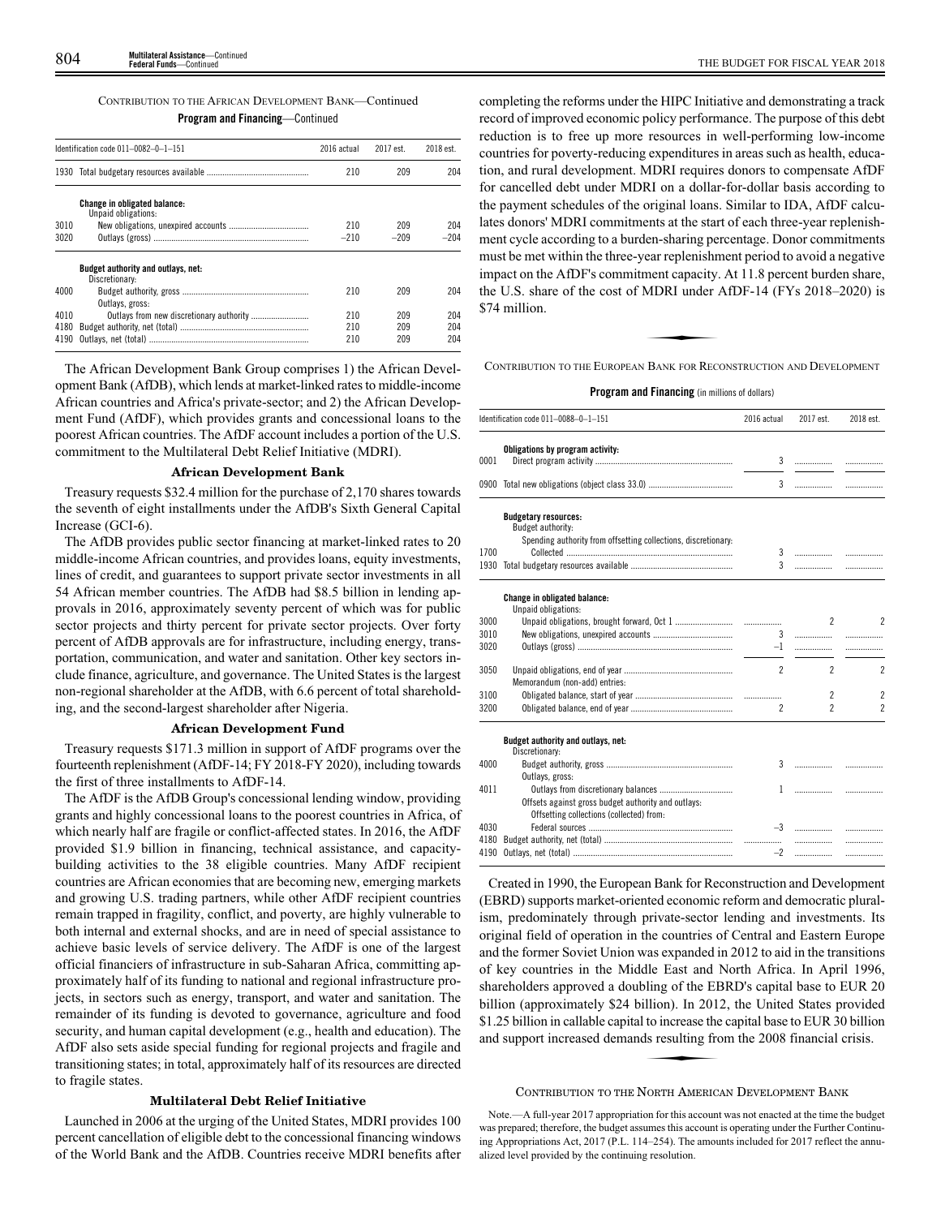CONTRIBUTION TO THE AFRICAN DEVELOPMENT BANK—Continued

**Program and Financing**—Continued

| Identification code 011–0082–0–1–151 | | 2016 actual | 2017 est. | 2018 est. |
|---|---|---|---|---|
| 1930 | Total budgetary resources available | 210 | 209 | 204 |
| | **Change in obligated balance:** | | | |
| | Unpaid obligations: | | | |
| 3010 | New obligations, unexpired accounts | 210 | 209 | 204 |
| 3020 | Outlays (gross) | –210 | –209 | –204 |
| | **Budget authority and outlays, net:** | | | |
| | Discretionary: | | | |
| 4000 | Budget authority, gross | 210 | 209 | 204 |
| | Outlays, gross: | | | |
| 4010 | Outlays from new discretionary authority | 210 | 209 | 204 |
| 4180 | Budget authority, net (total) | 210 | 209 | 204 |
| 4190 | Outlays, net (total) | 210 | 209 | 204 |

The African Development Bank Group comprises 1) the African Development Bank (AfDB), which lends at market-linked rates to middle-income African countries and Africa's private-sector; and 2) the African Development Fund (AfDF), which provides grants and concessional loans to the poorest African countries. The AfDF account includes a portion of the U.S. commitment to the Multilateral Debt Relief Initiative (MDRI).

### African Development Bank

Treasury requests $32.4 million for the purchase of 2,170 shares towards the seventh of eight installments under the AfDB's Sixth General Capital Increase (GCI-6).

The AfDB provides public sector financing at market-linked rates to 20 middle-income African countries, and provides loans, equity investments, lines of credit, and guarantees to support private sector investments in all 54 African member countries. The AfDB had $8.5 billion in lending approvals in 2016, approximately seventy percent of which was for public sector projects and thirty percent for private sector projects. Over forty percent of AfDB approvals are for infrastructure, including energy, transportation, communication, and water and sanitation. Other key sectors include finance, agriculture, and governance. The United States is the largest non-regional shareholder at the AfDB, with 6.6 percent of total shareholding, and the second-largest shareholder after Nigeria.

### African Development Fund

Treasury requests $171.3 million in support of AfDF programs over the fourteenth replenishment (AfDF-14; FY 2018-FY 2020), including towards the first of three installments to AfDF-14.

The AfDF is the AfDB Group's concessional lending window, providing grants and highly concessional loans to the poorest countries in Africa, of which nearly half are fragile or conflict-affected states. In 2016, the AfDF provided $1.9 billion in financing, technical assistance, and capacity-building activities to the 38 eligible countries. Many AfDF recipient countries are African economies that are becoming new, emerging markets and growing U.S. trading partners, while other AfDF recipient countries remain trapped in fragility, conflict, and poverty, are highly vulnerable to both internal and external shocks, and are in need of special assistance to achieve basic levels of service delivery. The AfDF is one of the largest official financiers of infrastructure in sub-Saharan Africa, committing approximately half of its funding to national and regional infrastructure projects, in sectors such as energy, transport, and water and sanitation. The remainder of its funding is devoted to governance, agriculture and food security, and human capital development (e.g., health and education). The AfDF also sets aside special funding for regional projects and fragile and transitioning states; in total, approximately half of its resources are directed to fragile states.

### Multilateral Debt Relief Initiative

Launched in 2006 at the urging of the United States, MDRI provides 100 percent cancellation of eligible debt to the concessional financing windows of the World Bank and the AfDB. Countries receive MDRI benefits after completing the reforms under the HIPC Initiative and demonstrating a track record of improved economic policy performance. The purpose of this debt reduction is to free up more resources in well-performing low-income countries for poverty-reducing expenditures in areas such as health, education, and rural development. MDRI requires donors to compensate AfDF for cancelled debt under MDRI on a dollar-for-dollar basis according to the payment schedules of the original loans. Similar to IDA, AfDF calculates donors' MDRI commitments at the start of each three-year replenishment cycle according to a burden-sharing percentage. Donor commitments must be met within the three-year replenishment period to avoid a negative impact on the AfDF's commitment capacity. At 11.8 percent burden share, the U.S. share of the cost of MDRI under AfDF-14 (FYs 2018–2020) is $74 million.

## CONTRIBUTION TO THE EUROPEAN BANK FOR RECONSTRUCTION AND DEVELOPMENT

**Program and Financing** (in millions of dollars)

| Identification code 011–0088–0–1–151 | | 2016 actual | 2017 est. | 2018 est. |
|---|---|---|---|---|
| | **Obligations by program activity:** | | | |
| 0001 | Direct program activity | 3 | | |
| 0900 | Total new obligations (object class 33.0) | 3 | | |
| | **Budgetary resources:** | | | |
| | Budget authority: | | | |
| | Spending authority from offsetting collections, discretionary: | | | |
| 1700 | Collected | 3 | | |
| 1930 | Total budgetary resources available | 3 | | |
| | **Change in obligated balance:** | | | |
| | Unpaid obligations: | | | |
| 3000 | Unpaid obligations, brought forward, Oct 1 | | 2 | 2 |
| 3010 | New obligations, unexpired accounts | 3 | | |
| 3020 | Outlays (gross) | –1 | | |
| 3050 | Unpaid obligations, end of year | 2 | 2 | 2 |
| | Memorandum (non-add) entries: | | | |
| 3100 | Obligated balance, start of year | | 2 | 2 |
| 3200 | Obligated balance, end of year | 2 | 2 | 2 |
| | **Budget authority and outlays, net:** | | | |
| | Discretionary: | | | |
| 4000 | Budget authority, gross | 3 | | |
| | Outlays, gross: | | | |
| 4011 | Outlays from discretionary balances | 1 | | |
| | Offsets against gross budget authority and outlays: | | | |
| | Offsetting collections (collected) from: | | | |
| 4030 | Federal sources | –3 | | |
| 4180 | Budget authority, net (total) | | | |
| 4190 | Outlays, net (total) | –2 | | |

Created in 1990, the European Bank for Reconstruction and Development (EBRD) supports market-oriented economic reform and democratic pluralism, predominately through private-sector lending and investments. Its original field of operation in the countries of Central and Eastern Europe and the former Soviet Union was expanded in 2012 to aid in the transitions of key countries in the Middle East and North Africa. In April 1996, shareholders approved a doubling of the EBRD's capital base to EUR 20 billion (approximately $24 billion). In 2012, the United States provided $1.25 billion in callable capital to increase the capital base to EUR 30 billion and support increased demands resulting from the 2008 financial crisis.

## CONTRIBUTION TO THE NORTH AMERICAN DEVELOPMENT BANK

Note.—A full-year 2017 appropriation for this account was not enacted at the time the budget was prepared; therefore, the budget assumes this account is operating under the Further Continuing Appropriations Act, 2017 (P.L. 114–254). The amounts included for 2017 reflect the annualized level provided by the continuing resolution.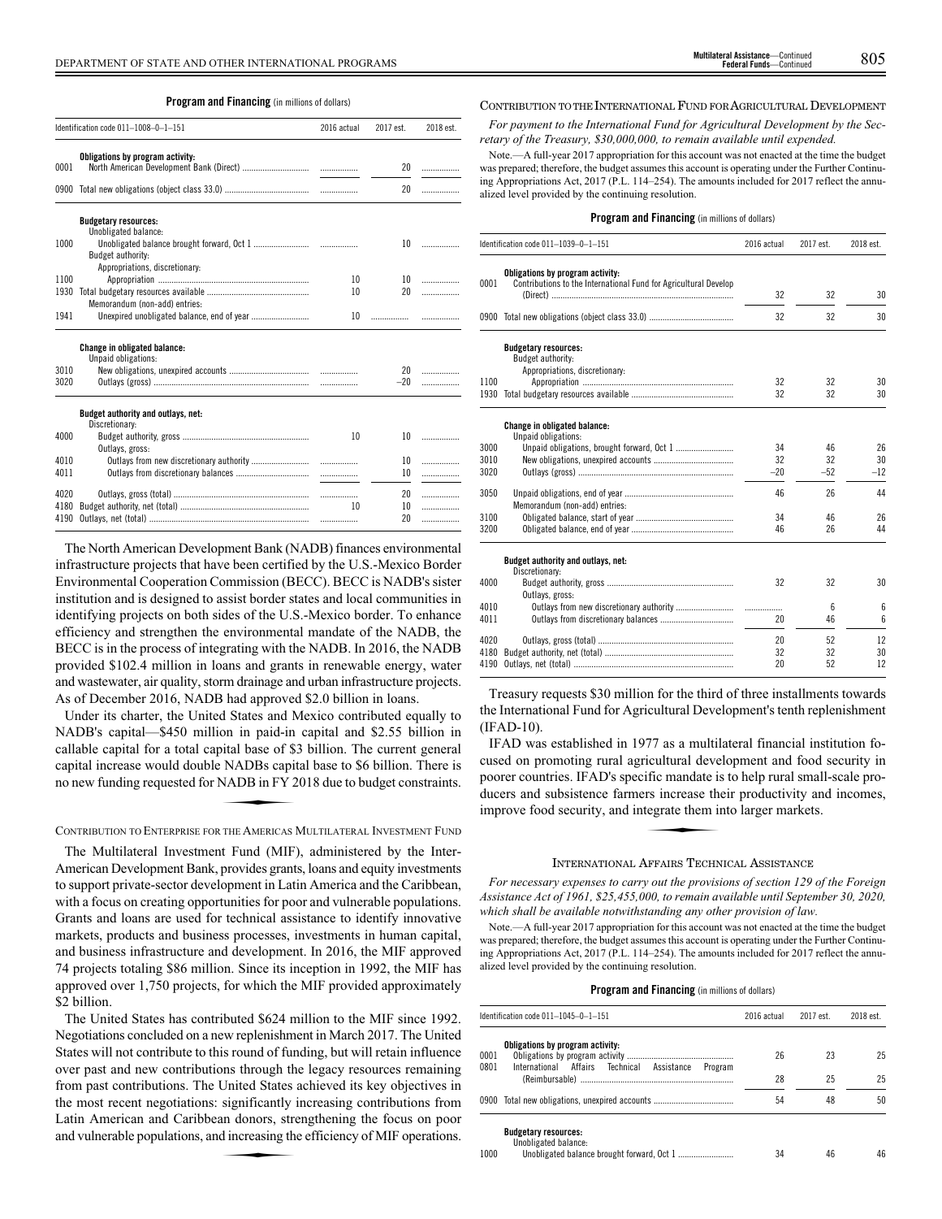**Program and Financing** (in millions of dollars)

| Identification code 011–1008–0–1–151 | | 2016 actual | 2017 est. | 2018 est. |
|---|---|---|---|---|
| | **Obligations by program activity:** | | | |
| 0001 | North American Development Bank (Direct) | .................. | 20 | .................. |
| 0900 | Total new obligations (object class 33.0) | .................. | 20 | .................. |
| | **Budgetary resources:** | | | |
| | Unobligated balance: | | | |
| 1000 | Unobligated balance brought forward, Oct 1 | .................. | 10 | .................. |
| | Budget authority: | | | |
| | Appropriations, discretionary: | | | |
| 1100 | Appropriation | 10 | 10 | .................. |
| 1930 | Total budgetary resources available | 10 | 20 | .................. |
| | Memorandum (non-add) entries: | | | |
| 1941 | Unexpired unobligated balance, end of year | 10 | .................. | .................. |
| | **Change in obligated balance:** | | | |
| | Unpaid obligations: | | | |
| 3010 | New obligations, unexpired accounts | .................. | 20 | .................. |
| 3020 | Outlays (gross) | .................. | –20 | .................. |
| | **Budget authority and outlays, net:** | | | |
| | Discretionary: | | | |
| 4000 | Budget authority, gross | 10 | 10 | .................. |
| | Outlays, gross: | | | |
| 4010 | Outlays from new discretionary authority | .................. | 10 | .................. |
| 4011 | Outlays from discretionary balances | .................. | 10 | .................. |
| 4020 | Outlays, gross (total) | .................. | 20 | .................. |
| 4180 | Budget authority, net (total) | 10 | 10 | .................. |
| 4190 | Outlays, net (total) | .................. | 20 | .................. |

The North American Development Bank (NADB) finances environmental infrastructure projects that have been certified by the U.S.-Mexico Border Environmental Cooperation Commission (BECC). BECC is NADB's sister institution and is designed to assist border states and local communities in identifying projects on both sides of the U.S.-Mexico border. To enhance efficiency and strengthen the environmental mandate of the NADB, the BECC is in the process of integrating with the NADB. In 2016, the NADB provided $102.4 million in loans and grants in renewable energy, water and wastewater, air quality, storm drainage and urban infrastructure projects. As of December 2016, NADB had approved $2.0 billion in loans.

Under its charter, the United States and Mexico contributed equally to NADB's capital—$450 million in paid-in capital and $2.55 billion in callable capital for a total capital base of $3 billion. The current general capital increase would double NADBs capital base to $6 billion. There is no new funding requested for NADB in FY 2018 due to budget constraints.

## CONTRIBUTION TO ENTERPRISE FOR THE AMERICAS MULTILATERAL INVESTMENT FUND

The Multilateral Investment Fund (MIF), administered by the Inter-American Development Bank, provides grants, loans and equity investments to support private-sector development in Latin America and the Caribbean, with a focus on creating opportunities for poor and vulnerable populations. Grants and loans are used for technical assistance to identify innovative markets, products and business processes, investments in human capital, and business infrastructure and development. In 2016, the MIF approved 74 projects totaling $86 million. Since its inception in 1992, the MIF has approved over 1,750 projects, for which the MIF provided approximately $2 billion.

The United States has contributed $624 million to the MIF since 1992. Negotiations concluded on a new replenishment in March 2017. The United States will not contribute to this round of funding, but will retain influence over past and new contributions through the legacy resources remaining from past contributions. The United States achieved its key objectives in the most recent negotiations: significantly increasing contributions from Latin American and Caribbean donors, strengthening the focus on poor and vulnerable populations, and increasing the efficiency of MIF operations.

## CONTRIBUTION TO THE INTERNATIONAL FUND FOR AGRICULTURAL DEVELOPMENT

*For payment to the International Fund for Agricultural Development by the Secretary of the Treasury, $30,000,000, to remain available until expended.*

Note.—A full-year 2017 appropriation for this account was not enacted at the time the budget was prepared; therefore, the budget assumes this account is operating under the Further Continuing Appropriations Act, 2017 (P.L. 114–254). The amounts included for 2017 reflect the annualized level provided by the continuing resolution.

**Program and Financing** (in millions of dollars)

| Identification code 011–1039–0–1–151 | | 2016 actual | 2017 est. | 2018 est. |
|---|---|---|---|---|
| | **Obligations by program activity:** | | | |
| 0001 | Contributions to the International Fund for Agricultural Develop (Direct) | 32 | 32 | 30 |
| 0900 | Total new obligations (object class 33.0) | 32 | 32 | 30 |
| | **Budgetary resources:** | | | |
| | Budget authority: | | | |
| | Appropriations, discretionary: | | | |
| 1100 | Appropriation | 32 | 32 | 30 |
| 1930 | Total budgetary resources available | 32 | 32 | 30 |
| | **Change in obligated balance:** | | | |
| | Unpaid obligations: | | | |
| 3000 | Unpaid obligations, brought forward, Oct 1 | 34 | 46 | 26 |
| 3010 | New obligations, unexpired accounts | 32 | 32 | 30 |
| 3020 | Outlays (gross) | –20 | –52 | –12 |
| 3050 | Unpaid obligations, end of year | 46 | 26 | 44 |
| | Memorandum (non-add) entries: | | | |
| 3100 | Obligated balance, start of year | 34 | 46 | 26 |
| 3200 | Obligated balance, end of year | 46 | 26 | 44 |
| | **Budget authority and outlays, net:** | | | |
| | Discretionary: | | | |
| 4000 | Budget authority, gross | 32 | 32 | 30 |
| | Outlays, gross: | | | |
| 4010 | Outlays from new discretionary authority | .................. | 6 | 6 |
| 4011 | Outlays from discretionary balances | 20 | 46 | 6 |
| 4020 | Outlays, gross (total) | 20 | 52 | 12 |
| 4180 | Budget authority, net (total) | 32 | 32 | 30 |
| 4190 | Outlays, net (total) | 20 | 52 | 12 |

Treasury requests $30 million for the third of three installments towards the International Fund for Agricultural Development's tenth replenishment (IFAD-10).

IFAD was established in 1977 as a multilateral financial institution focused on promoting rural agricultural development and food security in poorer countries. IFAD's specific mandate is to help rural small-scale producers and subsistence farmers increase their productivity and incomes, improve food security, and integrate them into larger markets.

## INTERNATIONAL AFFAIRS TECHNICAL ASSISTANCE

*For necessary expenses to carry out the provisions of section 129 of the Foreign Assistance Act of 1961, $25,455,000, to remain available until September 30, 2020, which shall be available notwithstanding any other provision of law.*

Note.—A full-year 2017 appropriation for this account was not enacted at the time the budget was prepared; therefore, the budget assumes this account is operating under the Further Continuing Appropriations Act, 2017 (P.L. 114–254). The amounts included for 2017 reflect the annualized level provided by the continuing resolution.

**Program and Financing** (in millions of dollars)

| Identification code 011–1045–0–1–151 | | 2016 actual | 2017 est. | 2018 est. |
|---|---|---|---|---|
| | **Obligations by program activity:** | | | |
| 0001 | Obligations by program activity | 26 | 23 | 25 |
| 0801 | International Affairs Technical Assistance Program (Reimbursable) | 28 | 25 | 25 |
| 0900 | Total new obligations, unexpired accounts | 54 | 48 | 50 |
| | **Budgetary resources:** | | | |
| | Unobligated balance: | | | |
| 1000 | Unobligated balance brought forward, Oct 1 | 34 | 46 | 46 |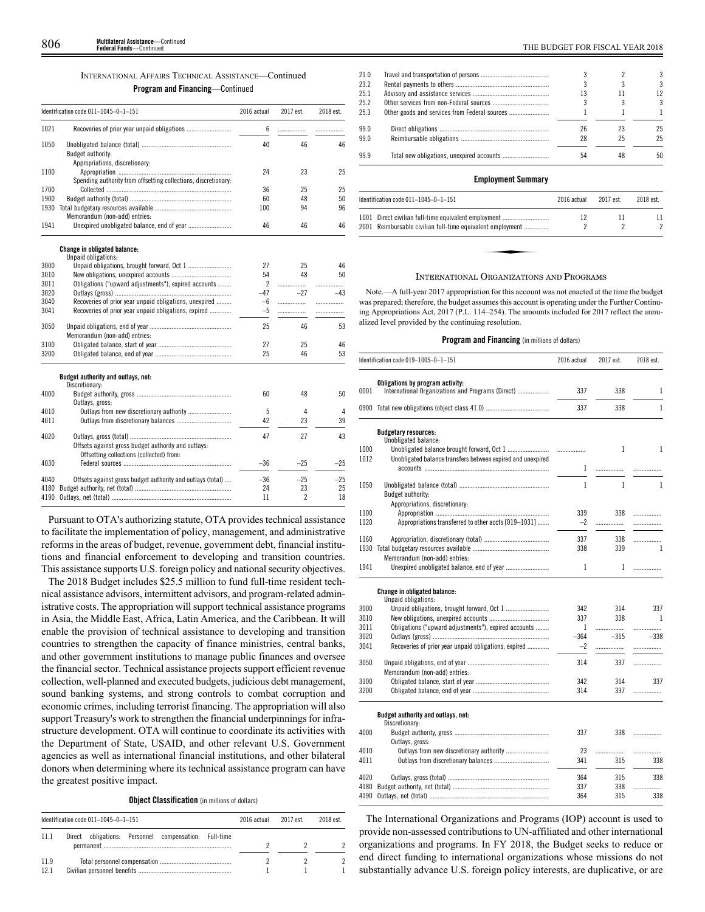INTERNATIONAL AFFAIRS TECHNICAL ASSISTANCE—Continued

**Program and Financing**—Continued

| Identification code 011–1045–0–1–151 | | 2016 actual | 2017 est. | 2018 est. |
|---|---|---|---|---|
| 1021 | Recoveries of prior year unpaid obligations | 6 | | |
| 1050 | Unobligated balance (total) | 40 | 46 | 46 |
| | Budget authority: | | | |
| | Appropriations, discretionary: | | | |
| 1100 | Appropriation | 24 | 23 | 25 |
| | Spending authority from offsetting collections, discretionary: | | | |
| 1700 | Collected | 36 | 25 | 25 |
| 1900 | Budget authority (total) | 60 | 48 | 50 |
| 1930 | Total budgetary resources available | 100 | 94 | 96 |
| | Memorandum (non-add) entries: | | | |
| 1941 | Unexpired unobligated balance, end of year | 46 | 46 | 46 |
| | **Change in obligated balance:** | | | |
| | Unpaid obligations: | | | |
| 3000 | Unpaid obligations, brought forward, Oct 1 | 27 | 25 | 46 |
| 3010 | New obligations, unexpired accounts | 54 | 48 | 50 |
| 3011 | Obligations ("upward adjustments"), expired accounts | 2 | | |
| 3020 | Outlays (gross) | −47 | −27 | −43 |
| 3040 | Recoveries of prior year unpaid obligations, unexpired | −6 | | |
| 3041 | Recoveries of prior year unpaid obligations, expired | −5 | | |
| 3050 | Unpaid obligations, end of year | 25 | 46 | 53 |
| | Memorandum (non-add) entries: | | | |
| 3100 | Obligated balance, start of year | 27 | 25 | 46 |
| 3200 | Obligated balance, end of year | 25 | 46 | 53 |
| | **Budget authority and outlays, net:** | | | |
| | Discretionary: | | | |
| 4000 | Budget authority, gross | 60 | 48 | 50 |
| | Outlays, gross: | | | |
| 4010 | Outlays from new discretionary authority | 5 | 4 | 4 |
| 4011 | Outlays from discretionary balances | 42 | 23 | 39 |
| 4020 | Outlays, gross (total) | 47 | 27 | 43 |
| | Offsets against gross budget authority and outlays: | | | |
| | Offsetting collections (collected) from: | | | |
| 4030 | Federal sources | −36 | −25 | −25 |
| 4040 | Offsets against gross budget authority and outlays (total) | −36 | −25 | −25 |
| 4180 | Budget authority, net (total) | 24 | 23 | 25 |
| 4190 | Outlays, net (total) | 11 | 2 | 18 |

Pursuant to OTA's authorizing statute, OTA provides technical assistance to facilitate the implementation of policy, management, and administrative reforms in the areas of budget, revenue, government debt, financial institutions and financial enforcement to developing and transition countries. This assistance supports U.S. foreign policy and national security objectives.

The 2018 Budget includes $25.5 million to fund full-time resident technical assistance advisors, intermittent advisors, and program-related administrative costs. The appropriation will support technical assistance programs in Asia, the Middle East, Africa, Latin America, and the Caribbean. It will enable the provision of technical assistance to developing and transition countries to strengthen the capacity of finance ministries, central banks, and other government institutions to manage public finances and oversee the financial sector. Technical assistance projects support efficient revenue collection, well-planned and executed budgets, judicious debt management, sound banking systems, and strong controls to combat corruption and economic crimes, including terrorist financing. The appropriation will also support Treasury's work to strengthen the financial underpinnings for infrastructure development. OTA will continue to coordinate its activities with the Department of State, USAID, and other relevant U.S. Government agencies as well as international financial institutions, and other bilateral donors when determining where its technical assistance program can have the greatest positive impact.

**Object Classification** (in millions of dollars)

| Identification code 011–1045–0–1–151 | | 2016 actual | 2017 est. | 2018 est. |
|---|---|---|---|---|
| 11.1 | Direct obligations: Personnel compensation: Full-time permanent | 2 | 2 | 2 |
| 11.9 | Total personnel compensation | 2 | 2 | 2 |
| 12.1 | Civilian personnel benefits | 1 | 1 | 1 |
| 21.0 | Travel and transportation of persons | 3 | 2 | 3 |
| 23.2 | Rental payments to others | 3 | 3 | 3 |
| 25.1 | Advisory and assistance services | 13 | 11 | 12 |
| 25.2 | Other services from non-Federal sources | 3 | 3 | 3 |
| 25.3 | Other goods and services from Federal sources | 1 | 1 | 1 |
| 99.0 | Direct obligations | 26 | 23 | 25 |
| 99.0 | Reimbursable obligations | 28 | 25 | 25 |
| 99.9 | Total new obligations, unexpired accounts | 54 | 48 | 50 |

**Employment Summary**

| Identification code 011–1045–0–1–151 | | 2016 actual | 2017 est. | 2018 est. |
|---|---|---|---|---|
| 1001 | Direct civilian full-time equivalent employment | 12 | 11 | 11 |
| 2001 | Reimbursable civilian full-time equivalent employment | 2 | 2 | 2 |

INTERNATIONAL ORGANIZATIONS AND PROGRAMS

Note.—A full-year 2017 appropriation for this account was not enacted at the time the budget was prepared; therefore, the budget assumes this account is operating under the Further Continuing Appropriations Act, 2017 (P.L. 114–254). The amounts included for 2017 reflect the annualized level provided by the continuing resolution.

**Program and Financing** (in millions of dollars)

| Identification code 019–1005–0–1–151 | | 2016 actual | 2017 est. | 2018 est. |
|---|---|---|---|---|
| | **Obligations by program activity:** | | | |
| 0001 | International Organizations and Programs (Direct) | 337 | 338 | 1 |
| 0900 | Total new obligations (object class 41.0) | 337 | 338 | 1 |
| | **Budgetary resources:** | | | |
| | Unobligated balance: | | | |
| 1000 | Unobligated balance brought forward, Oct 1 | | 1 | 1 |
| 1012 | Unobligated balance transfers between expired and unexpired accounts | 1 | | |
| 1050 | Unobligated balance (total) | 1 | 1 | 1 |
| | Budget authority: | | | |
| | Appropriations, discretionary: | | | |
| 1100 | Appropriation | 339 | 338 | |
| 1120 | Appropriations transferred to other accts [019–1031] | −2 | | |
| 1160 | Appropriation, discretionary (total) | 337 | 338 | |
| 1930 | Total budgetary resources available | 338 | 339 | 1 |
| | Memorandum (non-add) entries: | | | |
| 1941 | Unexpired unobligated balance, end of year | 1 | 1 | |
| | **Change in obligated balance:** | | | |
| | Unpaid obligations: | | | |
| 3000 | Unpaid obligations, brought forward, Oct 1 | 342 | 314 | 337 |
| 3010 | New obligations, unexpired accounts | 337 | 338 | 1 |
| 3011 | Obligations ("upward adjustments"), expired accounts | 1 | | |
| 3020 | Outlays (gross) | −364 | −315 | −338 |
| 3041 | Recoveries of prior year unpaid obligations, expired | −2 | | |
| 3050 | Unpaid obligations, end of year | 314 | 337 | |
| | Memorandum (non-add) entries: | | | |
| 3100 | Obligated balance, start of year | 342 | 314 | 337 |
| 3200 | Obligated balance, end of year | 314 | 337 | |
| | **Budget authority and outlays, net:** | | | |
| | Discretionary: | | | |
| 4000 | Budget authority, gross | 337 | 338 | |
| | Outlays, gross: | | | |
| 4010 | Outlays from new discretionary authority | 23 | | |
| 4011 | Outlays from discretionary balances | 341 | 315 | 338 |
| 4020 | Outlays, gross (total) | 364 | 315 | 338 |
| 4180 | Budget authority, net (total) | 337 | 338 | |
| 4190 | Outlays, net (total) | 364 | 315 | 338 |

The International Organizations and Programs (IOP) account is used to provide non-assessed contributions to UN-affiliated and other international organizations and programs. In FY 2018, the Budget seeks to reduce or end direct funding to international organizations whose missions do not substantially advance U.S. foreign policy interests, are duplicative, or are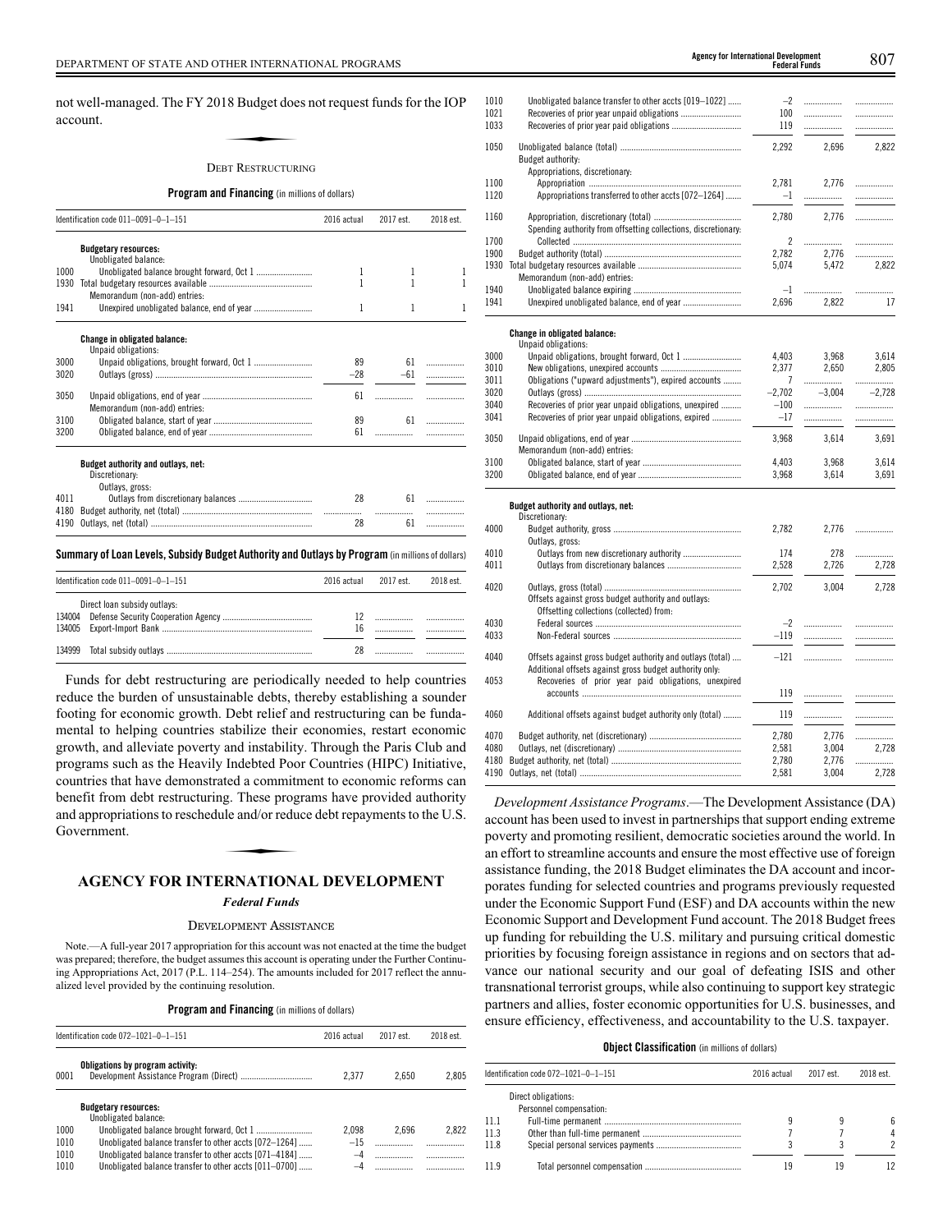not well-managed. The FY 2018 Budget does not request funds for the IOP account.

### DEBT RESTRUCTURING

**Program and Financing** (in millions of dollars)

| Identification code 011–0091–0–1–151 | | 2016 actual | 2017 est. | 2018 est. |
|---|---|---|---|---|
| | **Budgetary resources:** | | | |
| | Unobligated balance: | | | |
| 1000 | Unobligated balance brought forward, Oct 1 | 1 | 1 | 1 |
| 1930 | Total budgetary resources available | 1 | 1 | 1 |
| | Memorandum (non-add) entries: | | | |
| 1941 | Unexpired unobligated balance, end of year | 1 | 1 | 1 |
| | **Change in obligated balance:** | | | |
| | Unpaid obligations: | | | |
| 3000 | Unpaid obligations, brought forward, Oct 1 | 89 | 61 | |
| 3020 | Outlays (gross) | –28 | –61 | |
| 3050 | Unpaid obligations, end of year | 61 | | |
| | Memorandum (non-add) entries: | | | |
| 3100 | Obligated balance, start of year | 89 | 61 | |
| 3200 | Obligated balance, end of year | 61 | | |
| | **Budget authority and outlays, net:** | | | |
| | Discretionary: | | | |
| | Outlays, gross: | | | |
| 4011 | Outlays from discretionary balances | 28 | 61 | |
| 4180 | Budget authority, net (total) | | | |
| 4190 | Outlays, net (total) | 28 | 61 | |

**Summary of Loan Levels, Subsidy Budget Authority and Outlays by Program** (in millions of dollars)

| Identification code 011–0091–0–1–151 | | 2016 actual | 2017 est. | 2018 est. |
|---|---|---|---|---|
| | Direct loan subsidy outlays: | | | |
| 134004 | Defense Security Cooperation Agency | 12 | | |
| 134005 | Export-Import Bank | 16 | | |
| 134999 | Total subsidy outlays | 28 | | |

Funds for debt restructuring are periodically needed to help countries reduce the burden of unsustainable debts, thereby establishing a sounder footing for economic growth. Debt relief and restructuring can be fundamental to helping countries stabilize their economies, restart economic growth, and alleviate poverty and instability. Through the Paris Club and programs such as the Heavily Indebted Poor Countries (HIPC) Initiative, countries that have demonstrated a commitment to economic reforms can benefit from debt restructuring. These programs have provided authority and appropriations to reschedule and/or reduce debt repayments to the U.S. Government.

## AGENCY FOR INTERNATIONAL DEVELOPMENT

### *Federal Funds*

### DEVELOPMENT ASSISTANCE

Note.—A full-year 2017 appropriation for this account was not enacted at the time the budget was prepared; therefore, the budget assumes this account is operating under the Further Continuing Appropriations Act, 2017 (P.L. 114–254). The amounts included for 2017 reflect the annualized level provided by the continuing resolution.

**Program and Financing** (in millions of dollars)

| Identification code 072–1021–0–1–151 | | 2016 actual | 2017 est. | 2018 est. |
|---|---|---|---|---|
| | **Obligations by program activity:** | | | |
| 0001 | Development Assistance Program (Direct) | 2,377 | 2,650 | 2,805 |
| | **Budgetary resources:** | | | |
| | Unobligated balance: | | | |
| 1000 | Unobligated balance brought forward, Oct 1 | 2,098 | 2,696 | 2,822 |
| 1010 | Unobligated balance transfer to other accts [072–1264] | –15 | | |
| 1010 | Unobligated balance transfer to other accts [071–4184] | –4 | | |
| 1010 | Unobligated balance transfer to other accts [011–0700] | –4 | | |
| 1010 | Unobligated balance transfer to other accts [019–1022] | –2 | | |
| 1021 | Recoveries of prior year unpaid obligations | 100 | | |
| 1033 | Recoveries of prior year paid obligations | 119 | | |
| 1050 | Unobligated balance (total) | 2,292 | 2,696 | 2,822 |
| | Budget authority: | | | |
| | Appropriations, discretionary: | | | |
| 1100 | Appropriation | 2,781 | 2,776 | |
| 1120 | Appropriations transferred to other accts [072–1264] | –1 | | |
| 1160 | Appropriation, discretionary (total) | 2,780 | 2,776 | |
| | Spending authority from offsetting collections, discretionary: | | | |
| 1700 | Collected | 2 | | |
| 1900 | Budget authority (total) | 2,782 | 2,776 | |
| 1930 | Total budgetary resources available | 5,074 | 5,472 | 2,822 |
| | Memorandum (non-add) entries: | | | |
| 1940 | Unobligated balance expiring | –1 | | |
| 1941 | Unexpired unobligated balance, end of year | 2,696 | 2,822 | 17 |
| | **Change in obligated balance:** | | | |
| | Unpaid obligations: | | | |
| 3000 | Unpaid obligations, brought forward, Oct 1 | 4,403 | 3,968 | 3,614 |
| 3010 | New obligations, unexpired accounts | 2,377 | 2,650 | 2,805 |
| 3011 | Obligations ("upward adjustments"), expired accounts | 7 | | |
| 3020 | Outlays (gross) | –2,702 | –3,004 | –2,728 |
| 3040 | Recoveries of prior year unpaid obligations, unexpired | –100 | | |
| 3041 | Recoveries of prior year unpaid obligations, expired | –17 | | |
| 3050 | Unpaid obligations, end of year | 3,968 | 3,614 | 3,691 |
| | Memorandum (non-add) entries: | | | |
| 3100 | Obligated balance, start of year | 4,403 | 3,968 | 3,614 |
| 3200 | Obligated balance, end of year | 3,968 | 3,614 | 3,691 |
| | **Budget authority and outlays, net:** | | | |
| | Discretionary: | | | |
| 4000 | Budget authority, gross | 2,782 | 2,776 | |
| | Outlays, gross: | | | |
| 4010 | Outlays from new discretionary authority | 174 | 278 | |
| 4011 | Outlays from discretionary balances | 2,528 | 2,726 | 2,728 |
| 4020 | Outlays, gross (total) | 2,702 | 3,004 | 2,728 |
| | Offsets against gross budget authority and outlays: | | | |
| | Offsetting collections (collected) from: | | | |
| 4030 | Federal sources | –2 | | |
| 4033 | Non-Federal sources | –119 | | |
| 4040 | Offsets against gross budget authority and outlays (total) | –121 | | |
| | Additional offsets against gross budget authority only: | | | |
| 4053 | Recoveries of prior year paid obligations, unexpired accounts | 119 | | |
| 4060 | Additional offsets against budget authority only (total) | 119 | | |
| 4070 | Budget authority, net (discretionary) | 2,780 | 2,776 | |
| 4080 | Outlays, net (discretionary) | 2,581 | 3,004 | 2,728 |
| 4180 | Budget authority, net (total) | 2,780 | 2,776 | |
| 4190 | Outlays, net (total) | 2,581 | 3,004 | 2,728 |

*Development Assistance Programs*.—The Development Assistance (DA) account has been used to invest in partnerships that support ending extreme poverty and promoting resilient, democratic societies around the world. In an effort to streamline accounts and ensure the most effective use of foreign assistance funding, the 2018 Budget eliminates the DA account and incorporates funding for selected countries and programs previously requested under the Economic Support Fund (ESF) and DA accounts within the new Economic Support and Development Fund account. The 2018 Budget frees up funding for rebuilding the U.S. military and pursuing critical domestic priorities by focusing foreign assistance in regions and on sectors that advance our national security and our goal of defeating ISIS and other transnational terrorist groups, while also continuing to support key strategic partners and allies, foster economic opportunities for U.S. businesses, and ensure efficiency, effectiveness, and accountability to the U.S. taxpayer.

**Object Classification** (in millions of dollars)

| Identification code 072–1021–0–1–151 | | 2016 actual | 2017 est. | 2018 est. |
|---|---|---|---|---|
| | Direct obligations: | | | |
| | Personnel compensation: | | | |
| 11.1 | Full-time permanent | 9 | 9 | 6 |
| 11.3 | Other than full-time permanent | 7 | 7 | 4 |
| 11.8 | Special personal services payments | 3 | 3 | 2 |
| 11.9 | Total personnel compensation | 19 | 19 | 12 |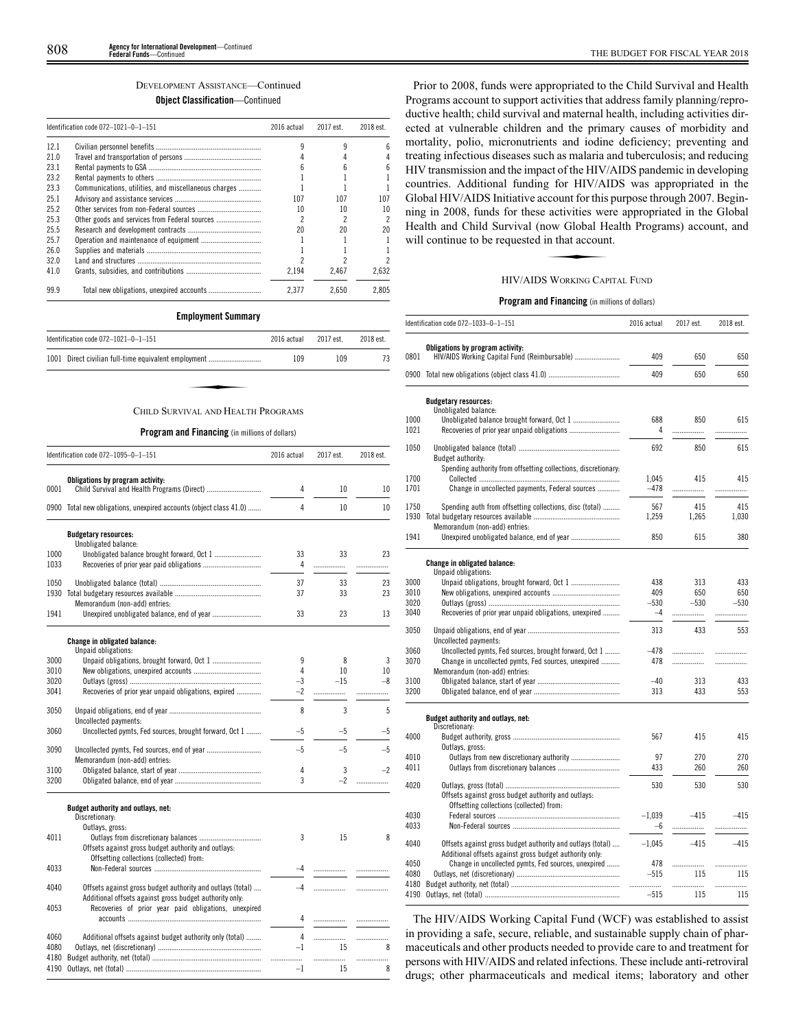## DEVELOPMENT ASSISTANCE—Continued

**Object Classification**—Continued

| Identification code 072–1021–0–1–151 | | 2016 actual | 2017 est. | 2018 est. |
|---|---|---|---|---|
| 12.1 | Civilian personnel benefits | 9 | 9 | 6 |
| 21.0 | Travel and transportation of persons | 4 | 4 | 4 |
| 23.1 | Rental payments to GSA | 6 | 6 | 6 |
| 23.2 | Rental payments to others | 1 | 1 | 1 |
| 23.3 | Communications, utilities, and miscellaneous charges | 1 | 1 | 1 |
| 25.1 | Advisory and assistance services | 107 | 107 | 107 |
| 25.2 | Other services from non-Federal sources | 10 | 10 | 10 |
| 25.3 | Other goods and services from Federal sources | 2 | 2 | 2 |
| 25.5 | Research and development contracts | 20 | 20 | 20 |
| 25.7 | Operation and maintenance of equipment | 1 | 1 | 1 |
| 26.0 | Supplies and materials | 1 | 1 | 1 |
| 32.0 | Land and structures | 2 | 2 | 2 |
| 41.0 | Grants, subsidies, and contributions | 2,194 | 2,467 | 2,632 |
| 99.9 | Total new obligations, unexpired accounts | 2,377 | 2,650 | 2,805 |

**Employment Summary**

| Identification code 072–1021–0–1–151 | | 2016 actual | 2017 est. | 2018 est. |
|---|---|---|---|---|
| 1001 | Direct civilian full-time equivalent employment | 109 | 109 | 73 |

## CHILD SURVIVAL AND HEALTH PROGRAMS

**Program and Financing** (in millions of dollars)

| Identification code 072–1095–0–1–151 | | 2016 actual | 2017 est. | 2018 est. |
|---|---|---|---|---|
| | **Obligations by program activity:** | | | |
| 0001 | Child Survival and Health Programs (Direct) | 4 | 10 | 10 |
| 0900 | Total new obligations, unexpired accounts (object class 41.0) | 4 | 10 | 10 |
| | **Budgetary resources:** | | | |
| | Unobligated balance: | | | |
| 1000 | Unobligated balance brought forward, Oct 1 | 33 | 33 | 23 |
| 1033 | Recoveries of prior year paid obligations | 4 | | |
| 1050 | Unobligated balance (total) | 37 | 33 | 23 |
| 1930 | Total budgetary resources available | 37 | 33 | 23 |
| | Memorandum (non-add) entries: | | | |
| 1941 | Unexpired unobligated balance, end of year | 33 | 23 | 13 |
| | **Change in obligated balance:** | | | |
| | Unpaid obligations: | | | |
| 3000 | Unpaid obligations, brought forward, Oct 1 | 9 | 8 | 3 |
| 3010 | New obligations, unexpired accounts | 4 | 10 | 10 |
| 3020 | Outlays (gross) | –3 | –15 | –8 |
| 3041 | Recoveries of prior year unpaid obligations, expired | –2 | | |
| 3050 | Unpaid obligations, end of year | 8 | 3 | 5 |
| | Uncollected payments: | | | |
| 3060 | Uncollected pymts, Fed sources, brought forward, Oct 1 | –5 | –5 | –5 |
| 3090 | Uncollected pymts, Fed sources, end of year | –5 | –5 | –5 |
| | Memorandum (non-add) entries: | | | |
| 3100 | Obligated balance, start of year | 4 | 3 | –2 |
| 3200 | Obligated balance, end of year | 3 | –2 | |
| | **Budget authority and outlays, net:** | | | |
| | Discretionary: | | | |
| | Outlays, gross: | | | |
| 4011 | Outlays from discretionary balances | 3 | 15 | 8 |
| | Offsets against gross budget authority and outlays: | | | |
| | Offsetting collections (collected) from: | | | |
| 4033 | Non-Federal sources | –4 | | |
| 4040 | Offsets against gross budget authority and outlays (total) | –4 | | |
| | Additional offsets against gross budget authority only: | | | |
| 4053 | Recoveries of prior year paid obligations, unexpired accounts | 4 | | |
| 4060 | Additional offsets against budget authority only (total) | 4 | | |
| 4080 | Outlays, net (discretionary) | –1 | 15 | 8 |
| 4180 | Budget authority, net (total) | | | |
| 4190 | Outlays, net (total) | –1 | 15 | 8 |

Prior to 2008, funds were appropriated to the Child Survival and Health Programs account to support activities that address family planning/reproductive health; child survival and maternal health, including activities directed at vulnerable children and the primary causes of morbidity and mortality, polio, micronutrients and iodine deficiency; preventing and treating infectious diseases such as malaria and tuberculosis; and reducing HIV transmission and the impact of the HIV/AIDS pandemic in developing countries. Additional funding for HIV/AIDS was appropriated in the Global HIV/AIDS Initiative account for this purpose through 2007. Beginning in 2008, funds for these activities were appropriated in the Global Health and Child Survival (now Global Health Programs) account, and will continue to be requested in that account.

## HIV/AIDS WORKING CAPITAL FUND

**Program and Financing** (in millions of dollars)

| Identification code 072–1033–0–1–151 | | 2016 actual | 2017 est. | 2018 est. |
|---|---|---|---|---|
| | **Obligations by program activity:** | | | |
| 0801 | HIV/AIDS Working Capital Fund (Reimbursable) | 409 | 650 | 650 |
| 0900 | Total new obligations (object class 41.0) | 409 | 650 | 650 |
| | **Budgetary resources:** | | | |
| | Unobligated balance: | | | |
| 1000 | Unobligated balance brought forward, Oct 1 | 688 | 850 | 615 |
| 1021 | Recoveries of prior year unpaid obligations | 4 | | |
| 1050 | Unobligated balance (total) | 692 | 850 | 615 |
| | Budget authority: | | | |
| | Spending authority from offsetting collections, discretionary: | | | |
| 1700 | Collected | 1,045 | 415 | 415 |
| 1701 | Change in uncollected payments, Federal sources | –478 | | |
| 1750 | Spending auth from offsetting collections, disc (total) | 567 | 415 | 415 |
| 1930 | Total budgetary resources available | 1,259 | 1,265 | 1,030 |
| | Memorandum (non-add) entries: | | | |
| 1941 | Unexpired unobligated balance, end of year | 850 | 615 | 380 |
| | **Change in obligated balance:** | | | |
| | Unpaid obligations: | | | |
| 3000 | Unpaid obligations, brought forward, Oct 1 | 438 | 313 | 433 |
| 3010 | New obligations, unexpired accounts | 409 | 650 | 650 |
| 3020 | Outlays (gross) | –530 | –530 | –530 |
| 3040 | Recoveries of prior year unpaid obligations, unexpired | –4 | | |
| 3050 | Unpaid obligations, end of year | 313 | 433 | 553 |
| | Uncollected payments: | | | |
| 3060 | Uncollected pymts, Fed sources, brought forward, Oct 1 | –478 | | |
| 3070 | Change in uncollected pymts, Fed sources, unexpired | 478 | | |
| | Memorandum (non-add) entries: | | | |
| 3100 | Obligated balance, start of year | –40 | 313 | 433 |
| 3200 | Obligated balance, end of year | 313 | 433 | 553 |
| | **Budget authority and outlays, net:** | | | |
| | Discretionary: | | | |
| 4000 | Budget authority, gross | 567 | 415 | 415 |
| | Outlays, gross: | | | |
| 4010 | Outlays from new discretionary authority | 97 | 270 | 270 |
| 4011 | Outlays from discretionary balances | 433 | 260 | 260 |
| 4020 | Outlays, gross (total) | 530 | 530 | 530 |
| | Offsets against gross budget authority and outlays: | | | |
| | Offsetting collections (collected) from: | | | |
| 4030 | Federal sources | –1,039 | –415 | –415 |
| 4033 | Non-Federal sources | –6 | | |
| 4040 | Offsets against gross budget authority and outlays (total) | –1,045 | –415 | –415 |
| | Additional offsets against gross budget authority only: | | | |
| 4050 | Change in uncollected pymts, Fed sources, unexpired | 478 | | |
| 4080 | Outlays, net (discretionary) | –515 | 115 | 115 |
| 4180 | Budget authority, net (total) | | | |
| 4190 | Outlays, net (total) | –515 | 115 | 115 |

The HIV/AIDS Working Capital Fund (WCF) was established to assist in providing a safe, secure, reliable, and sustainable supply chain of pharmaceuticals and other products needed to provide care to and treatment for persons with HIV/AIDS and related infections. These include anti-retroviral drugs; other pharmaceuticals and medical items; laboratory and other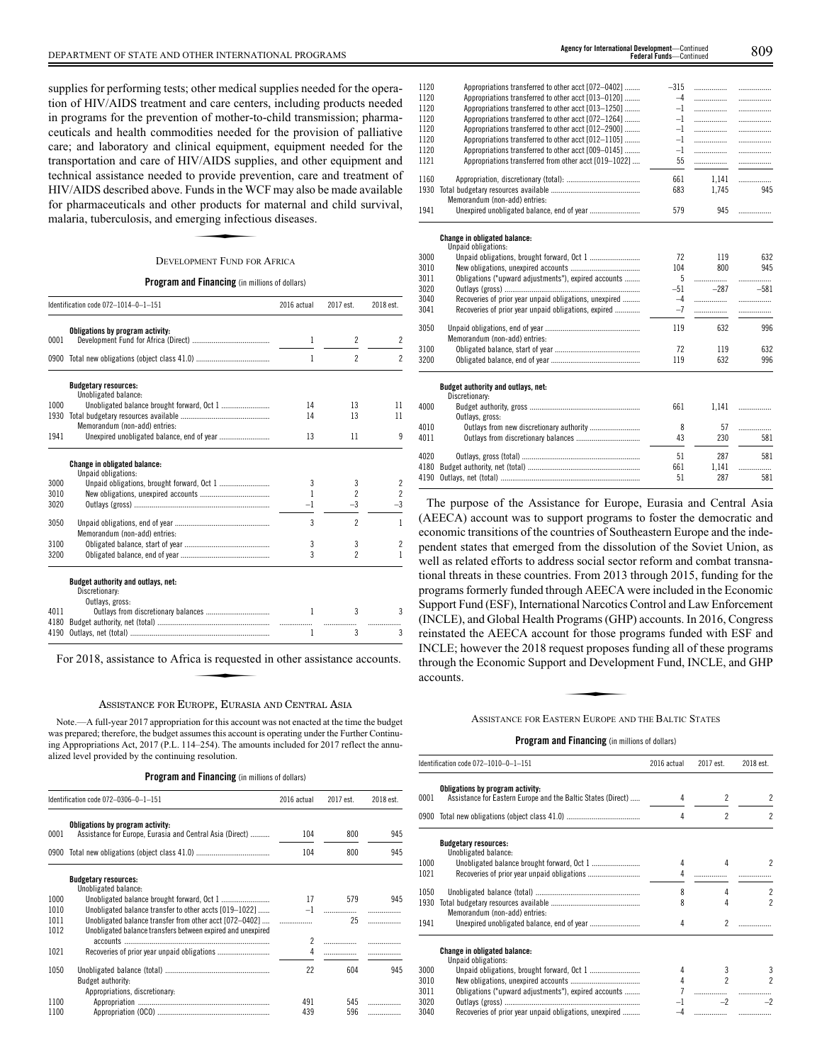supplies for performing tests; other medical supplies needed for the operation of HIV/AIDS treatment and care centers, including products needed in programs for the prevention of mother-to-child transmission; pharmaceuticals and health commodities needed for the provision of palliative care; and laboratory and clinical equipment, equipment needed for the transportation and care of HIV/AIDS supplies, and other equipment and technical assistance needed to provide prevention, care and treatment of HIV/AIDS described above. Funds in the WCF may also be made available for pharmaceuticals and other products for maternal and child survival, malaria, tuberculosis, and emerging infectious diseases.

### DEVELOPMENT FUND FOR AFRICA

**Program and Financing** (in millions of dollars)

| Identification code 072–1014–0–1–151 | | 2016 actual | 2017 est. | 2018 est. |
|---|---|---|---|---|
| | **Obligations by program activity:** | | | |
| 0001 | Development Fund for Africa (Direct) | 1 | 2 | 2 |
| 0900 | Total new obligations (object class 41.0) | 1 | 2 | 2 |
| | **Budgetary resources:** | | | |
| | Unobligated balance: | | | |
| 1000 | Unobligated balance brought forward, Oct 1 | 14 | 13 | 11 |
| 1930 | Total budgetary resources available | 14 | 13 | 11 |
| | Memorandum (non-add) entries: | | | |
| 1941 | Unexpired unobligated balance, end of year | 13 | 11 | 9 |
| | **Change in obligated balance:** | | | |
| | Unpaid obligations: | | | |
| 3000 | Unpaid obligations, brought forward, Oct 1 | 3 | 3 | 2 |
| 3010 | New obligations, unexpired accounts | 1 | 2 | 2 |
| 3020 | Outlays (gross) | –1 | –3 | –3 |
| 3050 | Unpaid obligations, end of year | 3 | 2 | 1 |
| | Memorandum (non-add) entries: | | | |
| 3100 | Obligated balance, start of year | 3 | 3 | 2 |
| 3200 | Obligated balance, end of year | 3 | 2 | 1 |
| | **Budget authority and outlays, net:** | | | |
| | Discretionary: | | | |
| | Outlays, gross: | | | |
| 4011 | Outlays from discretionary balances | 1 | 3 | 3 |
| 4180 | Budget authority, net (total) | | | |
| 4190 | Outlays, net (total) | 1 | 3 | 3 |

For 2018, assistance to Africa is requested in other assistance accounts.

### ASSISTANCE FOR EUROPE, EURASIA AND CENTRAL ASIA

Note.—A full-year 2017 appropriation for this account was not enacted at the time the budget was prepared; therefore, the budget assumes this account is operating under the Further Continuing Appropriations Act, 2017 (P.L. 114–254). The amounts included for 2017 reflect the annualized level provided by the continuing resolution.

**Program and Financing** (in millions of dollars)

| Identification code 072–0306–0–1–151 | | 2016 actual | 2017 est. | 2018 est. |
|---|---|---|---|---|
| | **Obligations by program activity:** | | | |
| 0001 | Assistance for Europe, Eurasia and Central Asia (Direct) | 104 | 800 | 945 |
| 0900 | Total new obligations (object class 41.0) | 104 | 800 | 945 |
| | **Budgetary resources:** | | | |
| | Unobligated balance: | | | |
| 1000 | Unobligated balance brought forward, Oct 1 | 17 | 579 | 945 |
| 1010 | Unobligated balance transfer to other accts [019–1022] | –1 | | |
| 1011 | Unobligated balance transfer from other acct [072–0402] | | 25 | |
| 1012 | Unobligated balance transfers between expired and unexpired accounts | 2 | | |
| 1021 | Recoveries of prior year unpaid obligations | 4 | | |
| 1050 | Unobligated balance (total) | 22 | 604 | 945 |
| | Budget authority: | | | |
| | Appropriations, discretionary: | | | |
| 1100 | Appropriation | 491 | 545 | |
| 1100 | Appropriation (OCO) | 439 | 596 | |
| 1120 | Appropriations transferred to other acct [072–0402] | –315 | | |
| 1120 | Appropriations transferred to other acct [013–0120] | –4 | | |
| 1120 | Appropriations transferred to other acct [013–1250] | –1 | | |
| 1120 | Appropriations transferred to other acct [072–1264] | –1 | | |
| 1120 | Appropriations transferred to other acct [012–2900] | –1 | | |
| 1120 | Appropriations transferred to other acct [012–1105] | –1 | | |
| 1120 | Appropriations transferred to other acct [009–0145] | –1 | | |
| 1121 | Appropriations transferred from other acct [019–1022] | 55 | | |
| 1160 | Appropriation, discretionary (total) | 661 | 1,141 | |
| 1930 | Total budgetary resources available | 683 | 1,745 | 945 |
| | Memorandum (non-add) entries: | | | |
| 1941 | Unexpired unobligated balance, end of year | 579 | 945 | |
| | **Change in obligated balance:** | | | |
| | Unpaid obligations: | | | |
| 3000 | Unpaid obligations, brought forward, Oct 1 | 72 | 119 | 632 |
| 3010 | New obligations, unexpired accounts | 104 | 800 | 945 |
| 3011 | Obligations ("upward adjustments"), expired accounts | 5 | | |
| 3020 | Outlays (gross) | –51 | –287 | –581 |
| 3040 | Recoveries of prior year unpaid obligations, unexpired | –4 | | |
| 3041 | Recoveries of prior year unpaid obligations, expired | –7 | | |
| 3050 | Unpaid obligations, end of year | 119 | 632 | 996 |
| | Memorandum (non-add) entries: | | | |
| 3100 | Obligated balance, start of year | 72 | 119 | 632 |
| 3200 | Obligated balance, end of year | 119 | 632 | 996 |
| | **Budget authority and outlays, net:** | | | |
| | Discretionary: | | | |
| 4000 | Budget authority, gross | 661 | 1,141 | |
| | Outlays, gross: | | | |
| 4010 | Outlays from new discretionary authority | 8 | 57 | |
| 4011 | Outlays from discretionary balances | 43 | 230 | 581 |
| 4020 | Outlays, gross (total) | 51 | 287 | 581 |
| 4180 | Budget authority, net (total) | 661 | 1,141 | |
| 4190 | Outlays, net (total) | 51 | 287 | 581 |

The purpose of the Assistance for Europe, Eurasia and Central Asia (AEECA) account was to support programs to foster the democratic and economic transitions of the countries of Southeastern Europe and the independent states that emerged from the dissolution of the Soviet Union, as well as related efforts to address social sector reform and combat transnational threats in these countries. From 2013 through 2015, funding for the programs formerly funded through AEECA were included in the Economic Support Fund (ESF), International Narcotics Control and Law Enforcement (INCLE), and Global Health Programs (GHP) accounts. In 2016, Congress reinstated the AEECA account for those programs funded with ESF and INCLE; however the 2018 request proposes funding all of these programs through the Economic Support and Development Fund, INCLE, and GHP accounts.

### ASSISTANCE FOR EASTERN EUROPE AND THE BALTIC STATES

**Program and Financing** (in millions of dollars)

| Identification code 072–1010–0–1–151 | | 2016 actual | 2017 est. | 2018 est. |
|---|---|---|---|---|
| | **Obligations by program activity:** | | | |
| 0001 | Assistance for Eastern Europe and the Baltic States (Direct) | 4 | 2 | 2 |
| 0900 | Total new obligations (object class 41.0) | 4 | 2 | 2 |
| | **Budgetary resources:** | | | |
| | Unobligated balance: | | | |
| 1000 | Unobligated balance brought forward, Oct 1 | 4 | 4 | 2 |
| 1021 | Recoveries of prior year unpaid obligations | 4 | | |
| 1050 | Unobligated balance (total) | 8 | 4 | 2 |
| 1930 | Total budgetary resources available | 8 | 4 | 2 |
| | Memorandum (non-add) entries: | | | |
| 1941 | Unexpired unobligated balance, end of year | 4 | 2 | |
| | **Change in obligated balance:** | | | |
| | Unpaid obligations: | | | |
| 3000 | Unpaid obligations, brought forward, Oct 1 | 4 | 3 | 3 |
| 3010 | New obligations, unexpired accounts | 4 | 2 | 2 |
| 3011 | Obligations ("upward adjustments"), expired accounts | 7 | | |
| 3020 | Outlays (gross) | –1 | –2 | –2 |
| 3040 | Recoveries of prior year unpaid obligations, unexpired | –4 | | |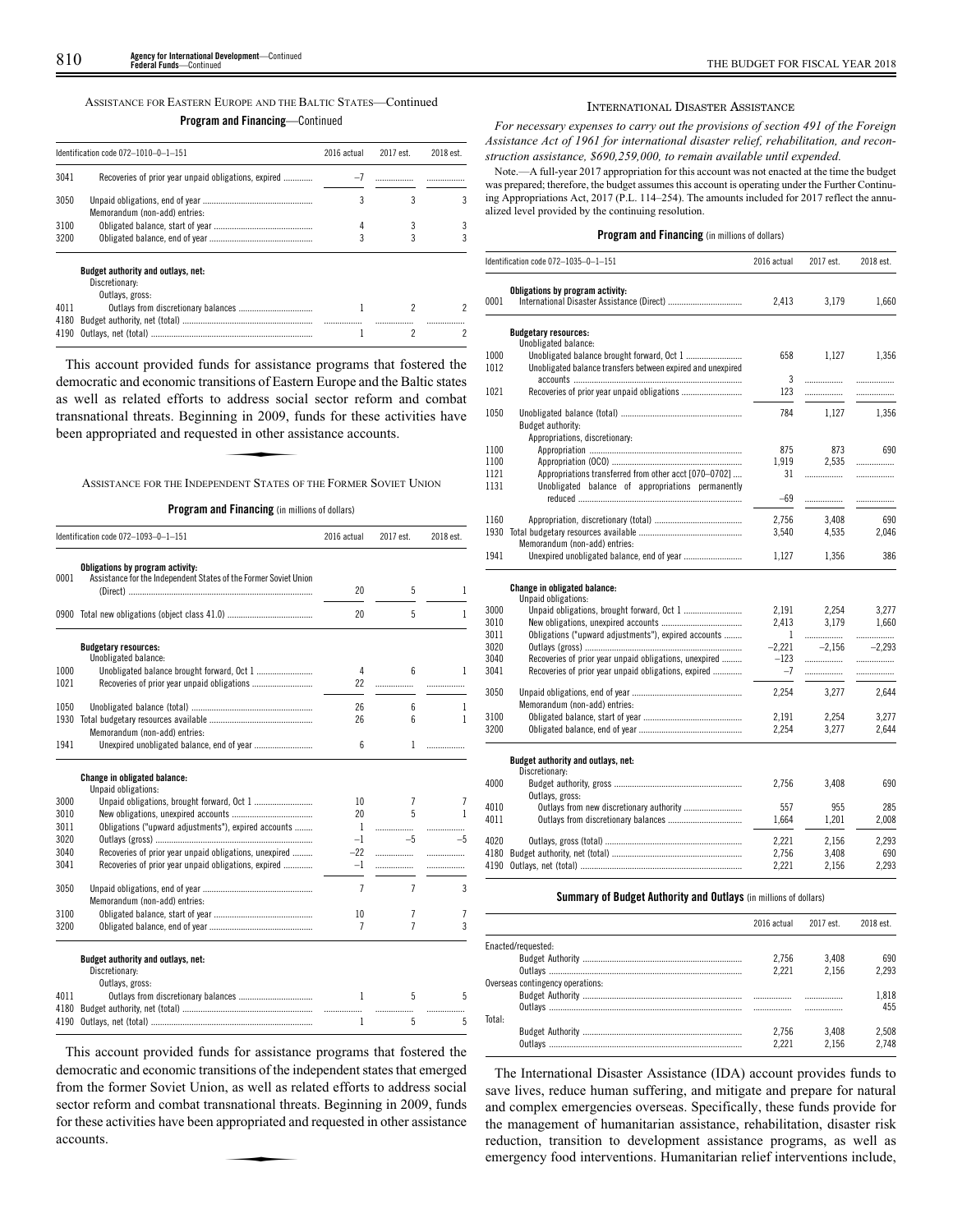ASSISTANCE FOR EASTERN EUROPE AND THE BALTIC STATES—Continued

**Program and Financing**—Continued

| Identification code 072–1010–0–1–151 | | 2016 actual | 2017 est. | 2018 est. |
|---|---|---|---|---|
| 3041 | Recoveries of prior year unpaid obligations, expired | –7 | | |
| 3050 | Unpaid obligations, end of year | 3 | 3 | 3 |
| | Memorandum (non-add) entries: | | | |
| 3100 | Obligated balance, start of year | 4 | 3 | 3 |
| 3200 | Obligated balance, end of year | 3 | 3 | 3 |
| | **Budget authority and outlays, net:** | | | |
| | Discretionary: | | | |
| | Outlays, gross: | | | |
| 4011 | Outlays from discretionary balances | 1 | 2 | 2 |
| 4180 | Budget authority, net (total) | | | |
| 4190 | Outlays, net (total) | 1 | 2 | 2 |

This account provided funds for assistance programs that fostered the democratic and economic transitions of Eastern Europe and the Baltic states as well as related efforts to address social sector reform and combat transnational threats. Beginning in 2009, funds for these activities have been appropriated and requested in other assistance accounts.

ASSISTANCE FOR THE INDEPENDENT STATES OF THE FORMER SOVIET UNION

**Program and Financing** (in millions of dollars)

| Identification code 072–1093–0–1–151 | | 2016 actual | 2017 est. | 2018 est. |
|---|---|---|---|---|
| | **Obligations by program activity:** | | | |
| 0001 | Assistance for the Independent States of the Former Soviet Union (Direct) | 20 | 5 | 1 |
| 0900 | Total new obligations (object class 41.0) | 20 | 5 | 1 |
| | **Budgetary resources:** | | | |
| | Unobligated balance: | | | |
| 1000 | Unobligated balance brought forward, Oct 1 | 4 | 6 | 1 |
| 1021 | Recoveries of prior year unpaid obligations | 22 | | |
| 1050 | Unobligated balance (total) | 26 | 6 | 1 |
| 1930 | Total budgetary resources available | 26 | 6 | 1 |
| | Memorandum (non-add) entries: | | | |
| 1941 | Unexpired unobligated balance, end of year | 6 | 1 | |
| | **Change in obligated balance:** | | | |
| | Unpaid obligations: | | | |
| 3000 | Unpaid obligations, brought forward, Oct 1 | 10 | 7 | 7 |
| 3010 | New obligations, unexpired accounts | 20 | 5 | 1 |
| 3011 | Obligations ("upward adjustments"), expired accounts | 1 | | |
| 3020 | Outlays (gross) | –1 | –5 | –5 |
| 3040 | Recoveries of prior year unpaid obligations, unexpired | –22 | | |
| 3041 | Recoveries of prior year unpaid obligations, expired | –1 | | |
| 3050 | Unpaid obligations, end of year | 7 | 7 | 3 |
| | Memorandum (non-add) entries: | | | |
| 3100 | Obligated balance, start of year | 10 | 7 | 7 |
| 3200 | Obligated balance, end of year | 7 | 7 | 3 |
| | **Budget authority and outlays, net:** | | | |
| | Discretionary: | | | |
| | Outlays, gross: | | | |
| 4011 | Outlays from discretionary balances | 1 | 5 | 5 |
| 4180 | Budget authority, net (total) | | | |
| 4190 | Outlays, net (total) | 1 | 5 | 5 |

This account provided funds for assistance programs that fostered the democratic and economic transitions of the independent states that emerged from the former Soviet Union, as well as related efforts to address social sector reform and combat transnational threats. Beginning in 2009, funds for these activities have been appropriated and requested in other assistance accounts.

INTERNATIONAL DISASTER ASSISTANCE

*For necessary expenses to carry out the provisions of section 491 of the Foreign Assistance Act of 1961 for international disaster relief, rehabilitation, and reconstruction assistance, $690,259,000, to remain available until expended.*

Note.—A full-year 2017 appropriation for this account was not enacted at the time the budget was prepared; therefore, the budget assumes this account is operating under the Further Continuing Appropriations Act, 2017 (P.L. 114–254). The amounts included for 2017 reflect the annualized level provided by the continuing resolution.

**Program and Financing** (in millions of dollars)

| Identification code 072–1035–0–1–151 | | 2016 actual | 2017 est. | 2018 est. |
|---|---|---|---|---|
| | **Obligations by program activity:** | | | |
| 0001 | International Disaster Assistance (Direct) | 2,413 | 3,179 | 1,660 |
| | **Budgetary resources:** | | | |
| | Unobligated balance: | | | |
| 1000 | Unobligated balance brought forward, Oct 1 | 658 | 1,127 | 1,356 |
| 1012 | Unobligated balance transfers between expired and unexpired accounts | 3 | | |
| 1021 | Recoveries of prior year unpaid obligations | 123 | | |
| 1050 | Unobligated balance (total) | 784 | 1,127 | 1,356 |
| | Budget authority: | | | |
| | Appropriations, discretionary: | | | |
| 1100 | Appropriation | 875 | 873 | 690 |
| 1100 | Appropriation (OCO) | 1,919 | 2,535 | |
| 1121 | Appropriations transferred from other acct [070–0702] | 31 | | |
| 1131 | Unobligated balance of appropriations permanently reduced | –69 | | |
| 1160 | Appropriation, discretionary (total) | 2,756 | 3,408 | 690 |
| 1930 | Total budgetary resources available | 3,540 | 4,535 | 2,046 |
| | Memorandum (non-add) entries: | | | |
| 1941 | Unexpired unobligated balance, end of year | 1,127 | 1,356 | 386 |
| | **Change in obligated balance:** | | | |
| | Unpaid obligations: | | | |
| 3000 | Unpaid obligations, brought forward, Oct 1 | 2,191 | 2,254 | 3,277 |
| 3010 | New obligations, unexpired accounts | 2,413 | 3,179 | 1,660 |
| 3011 | Obligations ("upward adjustments"), expired accounts | 1 | | |
| 3020 | Outlays (gross) | –2,221 | –2,156 | –2,293 |
| 3040 | Recoveries of prior year unpaid obligations, unexpired | –123 | | |
| 3041 | Recoveries of prior year unpaid obligations, expired | –7 | | |
| 3050 | Unpaid obligations, end of year | 2,254 | 3,277 | 2,644 |
| | Memorandum (non-add) entries: | | | |
| 3100 | Obligated balance, start of year | 2,191 | 2,254 | 3,277 |
| 3200 | Obligated balance, end of year | 2,254 | 3,277 | 2,644 |
| | **Budget authority and outlays, net:** | | | |
| | Discretionary: | | | |
| 4000 | Budget authority, gross | 2,756 | 3,408 | 690 |
| | Outlays, gross: | | | |
| 4010 | Outlays from new discretionary authority | 557 | 955 | 285 |
| 4011 | Outlays from discretionary balances | 1,664 | 1,201 | 2,008 |
| 4020 | Outlays, gross (total) | 2,221 | 2,156 | 2,293 |
| 4180 | Budget authority, net (total) | 2,756 | 3,408 | 690 |
| 4190 | Outlays, net (total) | 2,221 | 2,156 | 2,293 |

**Summary of Budget Authority and Outlays** (in millions of dollars)

| | 2016 actual | 2017 est. | 2018 est. |
|---|---|---|---|
| Enacted/requested: | | | |
| Budget Authority | 2,756 | 3,408 | 690 |
| Outlays | 2,221 | 2,156 | 2,293 |
| Overseas contingency operations: | | | |
| Budget Authority | | | 1,818 |
| Outlays | | | 455 |
| Total: | | | |
| Budget Authority | 2,756 | 3,408 | 2,508 |
| Outlays | 2,221 | 2,156 | 2,748 |

The International Disaster Assistance (IDA) account provides funds to save lives, reduce human suffering, and mitigate and prepare for natural and complex emergencies overseas. Specifically, these funds provide for the management of humanitarian assistance, rehabilitation, disaster risk reduction, transition to development assistance programs, as well as emergency food interventions. Humanitarian relief interventions include,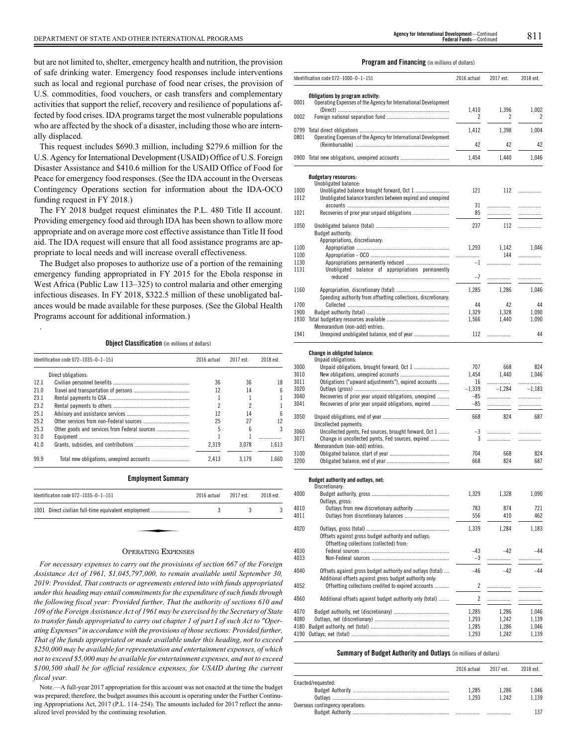but are not limited to, shelter, emergency health and nutrition, the provision of safe drinking water. Emergency food responses include interventions such as local and regional purchase of food near crises, the provision of U.S. commodities, food vouchers, or cash transfers and complementary activities that support the relief, recovery and resilience of populations affected by food crises. IDA programs target the most vulnerable populations who are affected by the shock of a disaster, including those who are internally displaced.

This request includes $690.3 million, including $279.6 million for the U.S. Agency for International Development (USAID) Office of U.S. Foreign Disaster Assistance and $410.6 million for the USAID Office of Food for Peace for emergency food responses. (See the IDA account in the Overseas Contingency Operations section for information about the IDA-OCO funding request in FY 2018.)

The FY 2018 budget request eliminates the P.L. 480 Title II account. Providing emergency food aid through IDA has been shown to allow more appropriate and on average more cost effective assistance than Title II food aid. The IDA request will ensure that all food assistance programs are appropriate to local needs and will increase overall effectiveness.

The Budget also proposes to authorize use of a portion of the remaining emergency funding appropriated in FY 2015 for the Ebola response in West Africa (Public Law 113–325) to control malaria and other emerging infectious diseases. In FY 2018, $322.5 million of these unobligated balances would be made available for these purposes. (See the Global Health Programs account for additional information.)

.

**Object Classification** (in millions of dollars)

| Identification code 072–1035–0–1–151 | | 2016 actual | 2017 est. | 2018 est. |
|---|---|---|---|---|
| | Direct obligations: | | | |
| 12.1 | Civilian personnel benefits | 36 | 36 | 18 |
| 21.0 | Travel and transportation of persons | 12 | 14 | 6 |
| 23.1 | Rental payments to GSA | 1 | 1 | 1 |
| 23.2 | Rental payments to others | 2 | 2 | 1 |
| 25.1 | Advisory and assistance services | 12 | 14 | 6 |
| 25.2 | Other services from non-Federal sources | 25 | 27 | 12 |
| 25.3 | Other goods and services from Federal sources | 5 | 6 | 3 |
| 31.0 | Equipment | 1 | 1 | ................ |
| 41.0 | Grants, subsidies, and contributions | 2,319 | 3,078 | 1,613 |
| 99.9 | Total new obligations, unexpired accounts | 2,413 | 3,179 | 1,660 |

**Employment Summary**

| Identification code 072–1035–0–1–151 | 2016 actual | 2017 est. | 2018 est. |
|---|---|---|---|
| 1001 Direct civilian full-time equivalent employment | 3 | 3 | 3 |

## Operating Expenses

*For necessary expenses to carry out the provisions of section 667 of the Foreign Assistance Act of 1961, $1,045,797,000, to remain available until September 30, 2019: Provided, That contracts or agreements entered into with funds appropriated under this heading may entail commitments for the expenditure of such funds through the following fiscal year: Provided further, That the authority of sections 610 and 109 of the Foreign Assistance Act of 1961 may be exercised by the Secretary of State to transfer funds appropriated to carry out chapter 1 of part I of such Act to "Operating Expenses" in accordance with the provisions of those sections: Provided further, That of the funds appropriated or made available under this heading, not to exceed $250,000 may be available for representation and entertainment expenses, of which not to exceed $5,000 may be available for entertainment expenses, and not to exceed $100,500 shall be for official residence expenses, for USAID during the current fiscal year.*

Note.—A full-year 2017 appropriation for this account was not enacted at the time the budget was prepared; therefore, the budget assumes this account is operating under the Further Continuing Appropriations Act, 2017 (P.L. 114–254). The amounts included for 2017 reflect the annualized level provided by the continuing resolution.

**Program and Financing** (in millions of dollars)

| Identification code 072–1000–0–1–151 | | 2016 actual | 2017 est. | 2018 est. |
|---|---|---|---|---|
| | **Obligations by program activity:** | | | |
| 0001 | Operating Expenses of the Agency for International Development (Direct) | 1,410 | 1,396 | 1,002 |
| 0002 | Foreign national separation fund | 2 | 2 | 2 |
| 0799 | Total direct obligations | 1,412 | 1,398 | 1,004 |
| 0801 | Operating Expenses of the Agency for International Development (Reimbursable) | 42 | 42 | 42 |
| 0900 | Total new obligations, unexpired accounts | 1,454 | 1,440 | 1,046 |
| | **Budgetary resources:** | | | |
| | Unobligated balance: | | | |
| 1000 | Unobligated balance brought forward, Oct 1 | 121 | 112 | ................ |
| 1012 | Unobligated balance transfers between expired and unexpired accounts | 31 | ................ | ................ |
| 1021 | Recoveries of prior year unpaid obligations | 85 | ................ | ................ |
| 1050 | Unobligated balance (total) | 237 | 112 | ................ |
| | Budget authority: | | | |
| | Appropriations, discretionary: | | | |
| 1100 | Appropriation | 1,293 | 1,142 | 1,046 |
| 1100 | Appropriation - OCO | ................ | 144 | ................ |
| 1130 | Appropriations permanently reduced | –1 | ................ | ................ |
| 1131 | Unobligated balance of appropriations permanently reduced | –7 | ................ | ................ |
| 1160 | Appropriation, discretionary (total) | 1,285 | 1,286 | 1,046 |
| | Spending authority from offsetting collections, discretionary: | | | |
| 1700 | Collected | 44 | 42 | 44 |
| 1900 | Budget authority (total) | 1,329 | 1,328 | 1,090 |
| 1930 | Total budgetary resources available | 1,566 | 1,440 | 1,090 |
| | Memorandum (non-add) entries: | | | |
| 1941 | Unexpired unobligated balance, end of year | 112 | ................ | 44 |
| | **Change in obligated balance:** | | | |
| | Unpaid obligations: | | | |
| 3000 | Unpaid obligations, brought forward, Oct 1 | 707 | 668 | 824 |
| 3010 | New obligations, unexpired accounts | 1,454 | 1,440 | 1,046 |
| 3011 | Obligations ("upward adjustments"), expired accounts | 16 | ................ | ................ |
| 3020 | Outlays (gross) | –1,339 | –1,284 | –1,183 |
| 3040 | Recoveries of prior year unpaid obligations, unexpired | –85 | ................ | ................ |
| 3041 | Recoveries of prior year unpaid obligations, expired | –85 | ................ | ................ |
| 3050 | Unpaid obligations, end of year | 668 | 824 | 687 |
| | Uncollected payments: | | | |
| 3060 | Uncollected pymts, Fed sources, brought forward, Oct 1 | –3 | ................ | ................ |
| 3071 | Change in uncollected pymts, Fed sources, expired | 3 | ................ | ................ |
| | Memorandum (non-add) entries: | | | |
| 3100 | Obligated balance, start of year | 704 | 668 | 824 |
| 3200 | Obligated balance, end of year | 668 | 824 | 687 |
| | **Budget authority and outlays, net:** | | | |
| | Discretionary: | | | |
| 4000 | Budget authority, gross | 1,329 | 1,328 | 1,090 |
| | Outlays, gross: | | | |
| 4010 | Outlays from new discretionary authority | 783 | 874 | 721 |
| 4011 | Outlays from discretionary balances | 556 | 410 | 462 |
| 4020 | Outlays, gross (total) | 1,339 | 1,284 | 1,183 |
| | Offsets against gross budget authority and outlays: | | | |
| | Offsetting collections (collected) from: | | | |
| 4030 | Federal sources | –43 | –42 | –44 |
| 4033 | Non-Federal sources | –3 | ................ | ................ |
| 4040 | Offsets against gross budget authority and outlays (total) | –46 | –42 | –44 |
| | Additional offsets against gross budget authority only: | | | |
| 4052 | Offsetting collections credited to expired accounts | 2 | ................ | ................ |
| 4060 | Additional offsets against budget authority only (total) | 2 | ................ | ................ |
| 4070 | Budget authority, net (discretionary) | 1,285 | 1,286 | 1,046 |
| 4080 | Outlays, net (discretionary) | 1,293 | 1,242 | 1,139 |
| 4180 | Budget authority, net (total) | 1,285 | 1,286 | 1,046 |
| 4190 | Outlays, net (total) | 1,293 | 1,242 | 1,139 |

**Summary of Budget Authority and Outlays** (in millions of dollars)

| | 2016 actual | 2017 est. | 2018 est. |
|---|---|---|---|
| Enacted/requested: | | | |
| Budget Authority | 1,285 | 1,286 | 1,046 |
| Outlays | 1,293 | 1,242 | 1,139 |
| Overseas contingency operations: | | | |
| Budget Authority | ................ | ................ | 137 |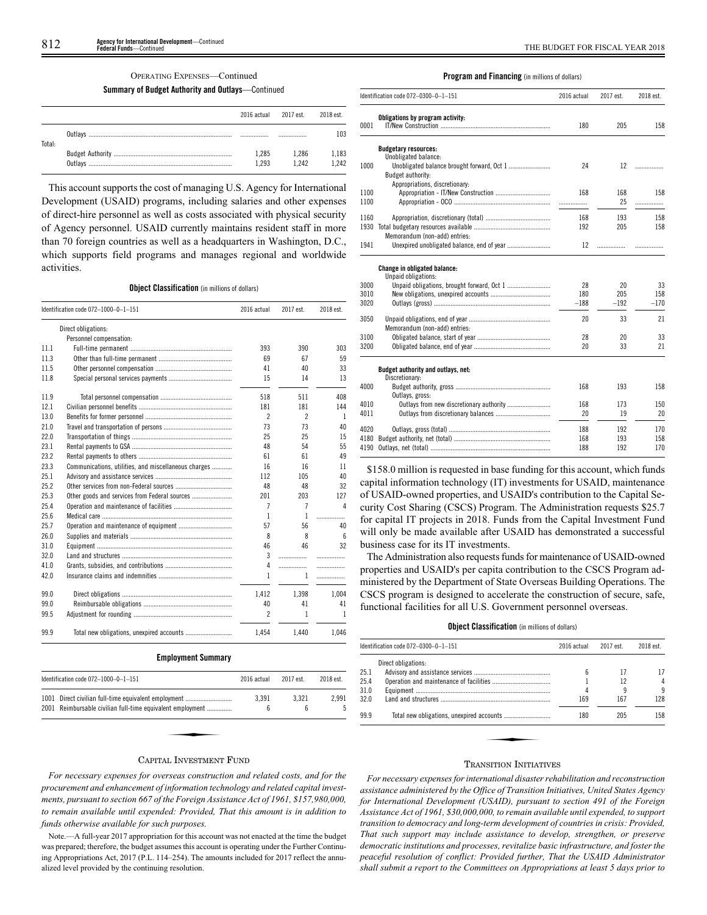OPERATING EXPENSES—Continued

**Summary of Budget Authority and Outlays—Continued**

| | 2016 actual | 2017 est. | 2018 est. |
|---|---|---|---|
| Outlays | .................. | .................. | 103 |
| Total: | | | |
| Budget Authority | 1,285 | 1,286 | 1,183 |
| Outlays | 1,293 | 1,242 | 1,242 |

This account supports the cost of managing U.S. Agency for International Development (USAID) programs, including salaries and other expenses of direct-hire personnel as well as costs associated with physical security of Agency personnel. USAID currently maintains resident staff in more than 70 foreign countries as well as a headquarters in Washington, D.C., which supports field programs and manages regional and worldwide activities.

**Object Classification** (in millions of dollars)

| Identification code 072–1000–0–1–151 | | 2016 actual | 2017 est. | 2018 est. |
|---|---|---|---|---|
| | Direct obligations: | | | |
| | Personnel compensation: | | | |
| 11.1 | Full-time permanent | 393 | 390 | 303 |
| 11.3 | Other than full-time permanent | 69 | 67 | 59 |
| 11.5 | Other personnel compensation | 41 | 40 | 33 |
| 11.8 | Special personal services payments | 15 | 14 | 13 |
| 11.9 | Total personnel compensation | 518 | 511 | 408 |
| 12.1 | Civilian personnel benefits | 181 | 181 | 144 |
| 13.0 | Benefits for former personnel | 2 | 2 | 1 |
| 21.0 | Travel and transportation of persons | 73 | 73 | 40 |
| 22.0 | Transportation of things | 25 | 25 | 15 |
| 23.1 | Rental payments to GSA | 48 | 54 | 55 |
| 23.2 | Rental payments to others | 61 | 61 | 49 |
| 23.3 | Communications, utilities, and miscellaneous charges | 16 | 16 | 11 |
| 25.1 | Advisory and assistance services | 112 | 105 | 40 |
| 25.2 | Other services from non-Federal sources | 48 | 48 | 32 |
| 25.3 | Other goods and services from Federal sources | 201 | 203 | 127 |
| 25.4 | Operation and maintenance of facilities | 7 | 7 | 4 |
| 25.6 | Medical care | 1 | 1 | .................. |
| 25.7 | Operation and maintenance of equipment | 57 | 56 | 40 |
| 26.0 | Supplies and materials | 8 | 8 | 6 |
| 31.0 | Equipment | 46 | 46 | 32 |
| 32.0 | Land and structures | 3 | .................. | .................. |
| 41.0 | Grants, subsidies, and contributions | 4 | .................. | .................. |
| 42.0 | Insurance claims and indemnities | 1 | 1 | .................. |
| 99.0 | Direct obligations | 1,412 | 1,398 | 1,004 |
| 99.0 | Reimbursable obligations | 40 | 41 | 41 |
| 99.5 | Adjustment for rounding | 2 | 1 | 1 |
| 99.9 | Total new obligations, unexpired accounts | 1,454 | 1,440 | 1,046 |

**Employment Summary**

| Identification code 072–1000–0–1–151 | | 2016 actual | 2017 est. | 2018 est. |
|---|---|---|---|---|
| 1001 | Direct civilian full-time equivalent employment | 3,391 | 3,321 | 2,991 |
| 2001 | Reimbursable civilian full-time equivalent employment | 6 | 6 | 5 |

## CAPITAL INVESTMENT FUND

*For necessary expenses for overseas construction and related costs, and for the procurement and enhancement of information technology and related capital investments, pursuant to section 667 of the Foreign Assistance Act of 1961, $157,980,000, to remain available until expended: Provided, That this amount is in addition to funds otherwise available for such purposes.*

Note.—A full-year 2017 appropriation for this account was not enacted at the time the budget was prepared; therefore, the budget assumes this account is operating under the Further Continuing Appropriations Act, 2017 (P.L. 114–254). The amounts included for 2017 reflect the annualized level provided by the continuing resolution.

**Program and Financing** (in millions of dollars)

| Identification code 072–0300–0–1–151 | | 2016 actual | 2017 est. | 2018 est. |
|---|---|---|---|---|
| | Obligations by program activity: | | | |
| 0001 | IT/New Construction | 180 | 205 | 158 |
| | **Budgetary resources:** | | | |
| | Unobligated balance: | | | |
| 1000 | Unobligated balance brought forward, Oct 1 | 24 | 12 | .................. |
| | Budget authority: | | | |
| | Appropriations, discretionary: | | | |
| 1100 | Appropriation - IT/New Construction | 168 | 168 | 158 |
| 1100 | Appropriation - OCO | .................. | 25 | .................. |
| 1160 | Appropriation, discretionary (total) | 168 | 193 | 158 |
| 1930 | Total budgetary resources available | 192 | 205 | 158 |
| | Memorandum (non-add) entries: | | | |
| 1941 | Unexpired unobligated balance, end of year | 12 | .................. | .................. |
| | **Change in obligated balance:** | | | |
| | Unpaid obligations: | | | |
| 3000 | Unpaid obligations, brought forward, Oct 1 | 28 | 20 | 33 |
| 3010 | New obligations, unexpired accounts | 180 | 205 | 158 |
| 3020 | Outlays (gross) | –188 | –192 | –170 |
| 3050 | Unpaid obligations, end of year | 20 | 33 | 21 |
| | Memorandum (non-add) entries: | | | |
| 3100 | Obligated balance, start of year | 28 | 20 | 33 |
| 3200 | Obligated balance, end of year | 20 | 33 | 21 |
| | **Budget authority and outlays, net:** | | | |
| | Discretionary: | | | |
| 4000 | Budget authority, gross | 168 | 193 | 158 |
| | Outlays, gross: | | | |
| 4010 | Outlays from new discretionary authority | 168 | 173 | 150 |
| 4011 | Outlays from discretionary balances | 20 | 19 | 20 |
| 4020 | Outlays, gross (total) | 188 | 192 | 170 |
| 4180 | Budget authority, net (total) | 168 | 193 | 158 |
| 4190 | Outlays, net (total) | 188 | 192 | 170 |

$158.0 million is requested in base funding for this account, which funds capital information technology (IT) investments for USAID, maintenance of USAID-owned properties, and USAID's contribution to the Capital Security Cost Sharing (CSCS) Program. The Administration requests $25.7 for capital IT projects in 2018. Funds from the Capital Investment Fund will only be made available after USAID has demonstrated a successful business case for its IT investments.

The Administration also requests funds for maintenance of USAID-owned properties and USAID's per capita contribution to the CSCS Program administered by the Department of State Overseas Building Operations. The CSCS program is designed to accelerate the construction of secure, safe, functional facilities for all U.S. Government personnel overseas.

**Object Classification** (in millions of dollars)

| Identification code 072–0300–0–1–151 | | 2016 actual | 2017 est. | 2018 est. |
|---|---|---|---|---|
| | Direct obligations: | | | |
| 25.1 | Advisory and assistance services | 6 | 17 | 17 |
| 25.4 | Operation and maintenance of facilities | 1 | 12 | 4 |
| 31.0 | Equipment | 4 | 9 | 9 |
| 32.0 | Land and structures | 169 | 167 | 128 |
| 99.9 | Total new obligations, unexpired accounts | 180 | 205 | 158 |

## TRANSITION INITIATIVES

*For necessary expenses for international disaster rehabilitation and reconstruction assistance administered by the Office of Transition Initiatives, United States Agency for International Development (USAID), pursuant to section 491 of the Foreign Assistance Act of 1961, $30,000,000, to remain available until expended, to support transition to democracy and long-term development of countries in crisis: Provided, That such support may include assistance to develop, strengthen, or preserve democratic institutions and processes, revitalize basic infrastructure, and foster the peaceful resolution of conflict: Provided further, That the USAID Administrator shall submit a report to the Committees on Appropriations at least 5 days prior to*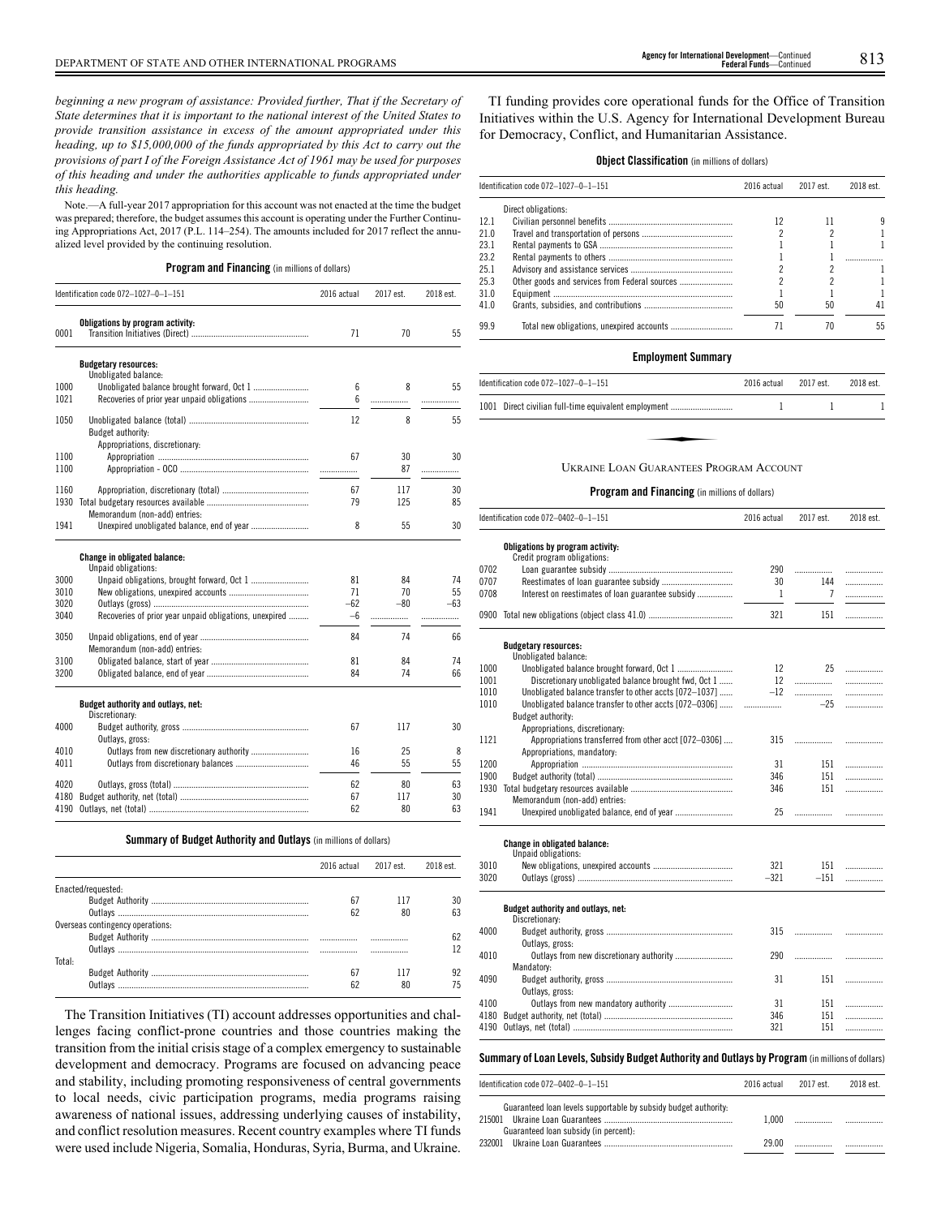*beginning a new program of assistance: Provided further, That if the Secretary of State determines that it is important to the national interest of the United States to provide transition assistance in excess of the amount appropriated under this heading, up to $15,000,000 of the funds appropriated by this Act to carry out the provisions of part I of the Foreign Assistance Act of 1961 may be used for purposes of this heading and under the authorities applicable to funds appropriated under this heading.*

Note.—A full-year 2017 appropriation for this account was not enacted at the time the budget was prepared; therefore, the budget assumes this account is operating under the Further Continuing Appropriations Act, 2017 (P.L. 114–254). The amounts included for 2017 reflect the annualized level provided by the continuing resolution.

**Program and Financing** (in millions of dollars)

| Identification code 072–1027–0–1–151 | | 2016 actual | 2017 est. | 2018 est. |
|---|---|---|---|---|
| | **Obligations by program activity:** | | | |
| 0001 | Transition Initiatives (Direct) | 71 | 70 | 55 |
| | **Budgetary resources:** | | | |
| | Unobligated balance: | | | |
| 1000 | Unobligated balance brought forward, Oct 1 | 6 | 8 | 55 |
| 1021 | Recoveries of prior year unpaid obligations | 6 | | |
| 1050 | Unobligated balance (total) | 12 | 8 | 55 |
| | Budget authority: | | | |
| | Appropriations, discretionary: | | | |
| 1100 | Appropriation | 67 | 30 | 30 |
| 1100 | Appropriation - OCO | | 87 | |
| 1160 | Appropriation, discretionary (total) | 67 | 117 | 30 |
| 1930 | Total budgetary resources available | 79 | 125 | 85 |
| | Memorandum (non-add) entries: | | | |
| 1941 | Unexpired unobligated balance, end of year | 8 | 55 | 30 |
| | **Change in obligated balance:** | | | |
| | Unpaid obligations: | | | |
| 3000 | Unpaid obligations, brought forward, Oct 1 | 81 | 84 | 74 |
| 3010 | New obligations, unexpired accounts | 71 | 70 | 55 |
| 3020 | Outlays (gross) | –62 | –80 | –63 |
| 3040 | Recoveries of prior year unpaid obligations, unexpired | –6 | | |
| 3050 | Unpaid obligations, end of year | 84 | 74 | 66 |
| | Memorandum (non-add) entries: | | | |
| 3100 | Obligated balance, start of year | 81 | 84 | 74 |
| 3200 | Obligated balance, end of year | 84 | 74 | 66 |
| | **Budget authority and outlays, net:** | | | |
| | Discretionary: | | | |
| 4000 | Budget authority, gross | 67 | 117 | 30 |
| | Outlays, gross: | | | |
| 4010 | Outlays from new discretionary authority | 16 | 25 | 8 |
| 4011 | Outlays from discretionary balances | 46 | 55 | 55 |
| 4020 | Outlays, gross (total) | 62 | 80 | 63 |
| 4180 | Budget authority, net (total) | 67 | 117 | 30 |
| 4190 | Outlays, net (total) | 62 | 80 | 63 |

**Summary of Budget Authority and Outlays** (in millions of dollars)

| | 2016 actual | 2017 est. | 2018 est. |
|---|---|---|---|
| Enacted/requested: | | | |
| Budget Authority | 67 | 117 | 30 |
| Outlays | 62 | 80 | 63 |
| Overseas contingency operations: | | | |
| Budget Authority | | | 62 |
| Outlays | | | 12 |
| Total: | | | |
| Budget Authority | 67 | 117 | 92 |
| Outlays | 62 | 80 | 75 |

The Transition Initiatives (TI) account addresses opportunities and challenges facing conflict-prone countries and those countries making the transition from the initial crisis stage of a complex emergency to sustainable development and democracy. Programs are focused on advancing peace and stability, including promoting responsiveness of central governments to local needs, civic participation programs, media programs raising awareness of national issues, addressing underlying causes of instability, and conflict resolution measures. Recent country examples where TI funds were used include Nigeria, Somalia, Honduras, Syria, Burma, and Ukraine.

TI funding provides core operational funds for the Office of Transition Initiatives within the U.S. Agency for International Development Bureau for Democracy, Conflict, and Humanitarian Assistance.

**Object Classification** (in millions of dollars)

| Identification code 072–1027–0–1–151 | | 2016 actual | 2017 est. | 2018 est. |
|---|---|---|---|---|
| | Direct obligations: | | | |
| 12.1 | Civilian personnel benefits | 12 | 11 | 9 |
| 21.0 | Travel and transportation of persons | 2 | 2 | 1 |
| 23.1 | Rental payments to GSA | 1 | 1 | 1 |
| 23.2 | Rental payments to others | 1 | 1 | |
| 25.1 | Advisory and assistance services | 2 | 2 | 1 |
| 25.3 | Other goods and services from Federal sources | 2 | 2 | 1 |
| 31.0 | Equipment | 1 | 1 | 1 |
| 41.0 | Grants, subsidies, and contributions | 50 | 50 | 41 |
| 99.9 | Total new obligations, unexpired accounts | 71 | 70 | 55 |

**Employment Summary**

| Identification code 072–1027–0–1–151 | | 2016 actual | 2017 est. | 2018 est. |
|---|---|---|---|---|
| 1001 | Direct civilian full-time equivalent employment | 1 | 1 | 1 |

## UKRAINE LOAN GUARANTEES PROGRAM ACCOUNT

**Program and Financing** (in millions of dollars)

| Identification code 072–0402–0–1–151 | | 2016 actual | 2017 est. | 2018 est. |
|---|---|---|---|---|
| | **Obligations by program activity:** | | | |
| | Credit program obligations: | | | |
| 0702 | Loan guarantee subsidy | 290 | | |
| 0707 | Reestimates of loan guarantee subsidy | 30 | 144 | |
| 0708 | Interest on reestimates of loan guarantee subsidy | 1 | 7 | |
| 0900 | Total new obligations (object class 41.0) | 321 | 151 | |
| | **Budgetary resources:** | | | |
| | Unobligated balance: | | | |
| 1000 | Unobligated balance brought forward, Oct 1 | 12 | 25 | |
| 1001 | Discretionary unobligated balance brought fwd, Oct 1 | 12 | | |
| 1010 | Unobligated balance transfer to other accts [072–1037] | –12 | | |
| 1010 | Unobligated balance transfer to other accts [072–0306] | | –25 | |
| | Budget authority: | | | |
| | Appropriations, discretionary: | | | |
| 1121 | Appropriations transferred from other acct [072–0306] | 315 | | |
| | Appropriations, mandatory: | | | |
| 1200 | Appropriation | 31 | 151 | |
| 1900 | Budget authority (total) | 346 | 151 | |
| 1930 | Total budgetary resources available | 346 | 151 | |
| | Memorandum (non-add) entries: | | | |
| 1941 | Unexpired unobligated balance, end of year | 25 | | |
| | **Change in obligated balance:** | | | |
| | Unpaid obligations: | | | |
| 3010 | New obligations, unexpired accounts | 321 | 151 | |
| 3020 | Outlays (gross) | –321 | –151 | |
| | **Budget authority and outlays, net:** | | | |
| | Discretionary: | | | |
| 4000 | Budget authority, gross | 315 | | |
| | Outlays, gross: | | | |
| 4010 | Outlays from new discretionary authority | 290 | | |
| | Mandatory: | | | |
| 4090 | Budget authority, gross | 31 | 151 | |
| | Outlays, gross: | | | |
| 4100 | Outlays from new mandatory authority | 31 | 151 | |
| 4180 | Budget authority, net (total) | 346 | 151 | |
| 4190 | Outlays, net (total) | 321 | 151 | |

**Summary of Loan Levels, Subsidy Budget Authority and Outlays by Program** (in millions of dollars)

| Identification code 072–0402–0–1–151 | | 2016 actual | 2017 est. | 2018 est. |
|---|---|---|---|---|
| | Guaranteed loan levels supportable by subsidy budget authority: | | | |
| 215001 | Ukraine Loan Guarantees | 1,000 | | |
| | Guaranteed loan subsidy (in percent): | | | |
| 232001 | Ukraine Loan Guarantees | 29.00 | | |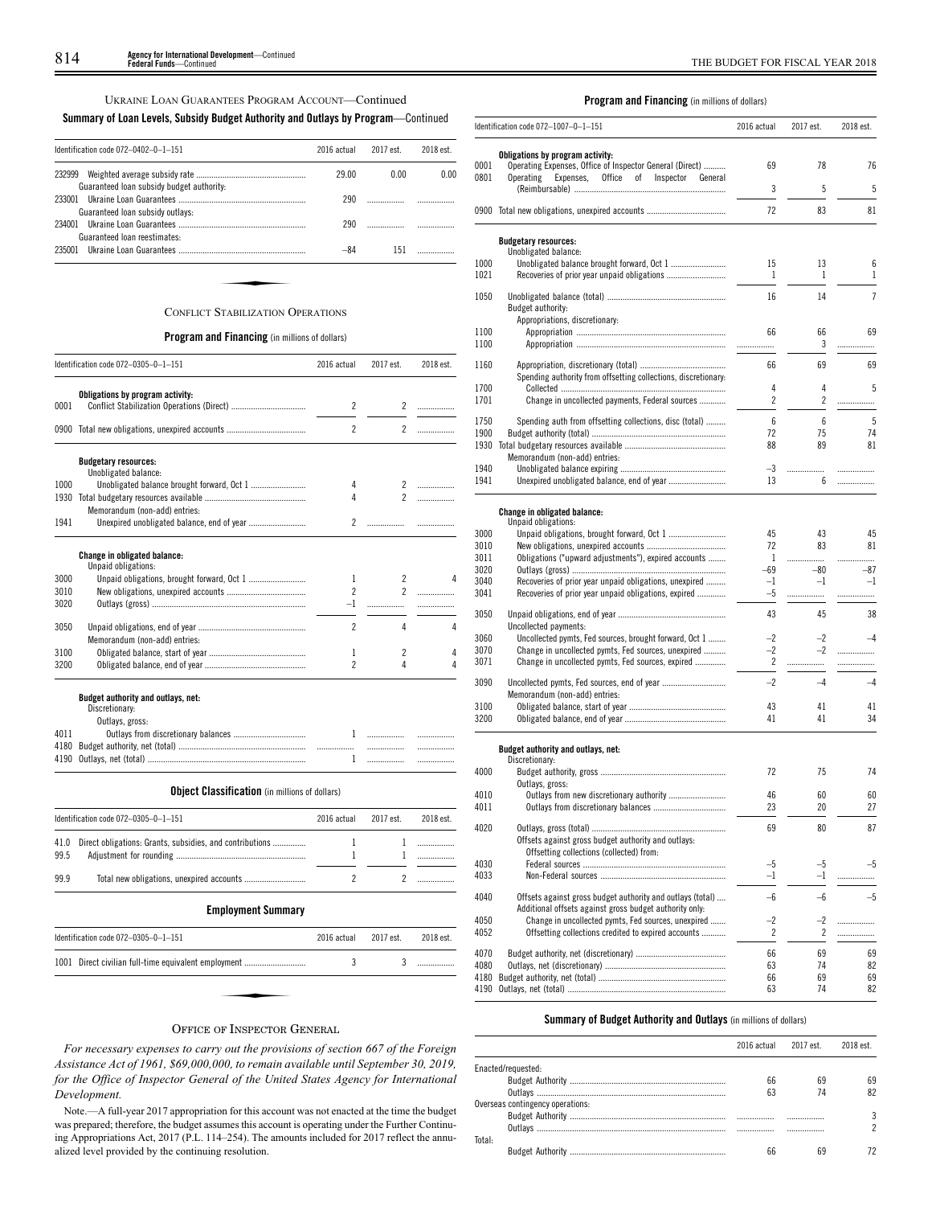UKRAINE LOAN GUARANTEES PROGRAM ACCOUNT—Continued

**Summary of Loan Levels, Subsidy Budget Authority and Outlays by Program**—Continued

| Identification code 072–0402–0–1–151 | 2016 actual | 2017 est. | 2018 est. |
|---|---|---|---|
| 232999 Weighted average subsidy rate | 29.00 | 0.00 | 0.00 |
| Guaranteed loan subsidy budget authority: | | | |
| 233001 Ukraine Loan Guarantees | 290 | | |
| Guaranteed loan subsidy outlays: | | | |
| 234001 Ukraine Loan Guarantees | 290 | | |
| Guaranteed loan reestimates: | | | |
| 235001 Ukraine Loan Guarantees | –84 | 151 | |

## CONFLICT STABILIZATION OPERATIONS

**Program and Financing** (in millions of dollars)

| Identification code 072–0305–0–1–151 | 2016 actual | 2017 est. | 2018 est. |
|---|---|---|---|
| **Obligations by program activity:** | | | |
| 0001 Conflict Stabilization Operations (Direct) | 2 | 2 | |
| 0900 Total new obligations, unexpired accounts | 2 | 2 | |
| **Budgetary resources:** | | | |
| Unobligated balance: | | | |
| 1000 Unobligated balance brought forward, Oct 1 | 4 | 2 | |
| 1930 Total budgetary resources available | 4 | 2 | |
| Memorandum (non-add) entries: | | | |
| 1941 Unexpired unobligated balance, end of year | 2 | | |
| **Change in obligated balance:** | | | |
| Unpaid obligations: | | | |
| 3000 Unpaid obligations, brought forward, Oct 1 | 1 | 2 | 4 |
| 3010 New obligations, unexpired accounts | 2 | 2 | |
| 3020 Outlays (gross) | –1 | | |
| 3050 Unpaid obligations, end of year | 2 | 4 | 4 |
| Memorandum (non-add) entries: | | | |
| 3100 Obligated balance, start of year | 1 | 2 | 4 |
| 3200 Obligated balance, end of year | 2 | 4 | 4 |
| **Budget authority and outlays, net:** | | | |
| Discretionary: | | | |
| Outlays, gross: | | | |
| 4011 Outlays from discretionary balances | 1 | | |
| 4180 Budget authority, net (total) | | | |
| 4190 Outlays, net (total) | 1 | | |

**Object Classification** (in millions of dollars)

| Identification code 072–0305–0–1–151 | 2016 actual | 2017 est. | 2018 est. |
|---|---|---|---|
| 41.0 Direct obligations: Grants, subsidies, and contributions | 1 | 1 | |
| 99.5 Adjustment for rounding | 1 | 1 | |
| 99.9 Total new obligations, unexpired accounts | 2 | 2 | |

**Employment Summary**

| Identification code 072–0305–0–1–151 | 2016 actual | 2017 est. | 2018 est. |
|---|---|---|---|
| 1001 Direct civilian full-time equivalent employment | 3 | 3 | |

## OFFICE OF INSPECTOR GENERAL

*For necessary expenses to carry out the provisions of section 667 of the Foreign Assistance Act of 1961, $69,000,000, to remain available until September 30, 2019, for the Office of Inspector General of the United States Agency for International Development.*

Note.—A full-year 2017 appropriation for this account was not enacted at the time the budget was prepared; therefore, the budget assumes this account is operating under the Further Continuing Appropriations Act, 2017 (P.L. 114–254). The amounts included for 2017 reflect the annualized level provided by the continuing resolution.

**Program and Financing** (in millions of dollars)

| Identification code 072–1007–0–1–151 | 2016 actual | 2017 est. | 2018 est. |
|---|---|---|---|
| **Obligations by program activity:** | | | |
| 0001 Operating Expenses, Office of Inspector General (Direct) | 69 | 78 | 76 |
| 0801 Operating Expenses, Office of Inspector General (Reimbursable) | 3 | 5 | 5 |
| 0900 Total new obligations, unexpired accounts | 72 | 83 | 81 |
| **Budgetary resources:** | | | |
| Unobligated balance: | | | |
| 1000 Unobligated balance brought forward, Oct 1 | 15 | 13 | 6 |
| 1021 Recoveries of prior year unpaid obligations | 1 | 1 | 1 |
| 1050 Unobligated balance (total) | 16 | 14 | 7 |
| Budget authority: | | | |
| Appropriations, discretionary: | | | |
| 1100 Appropriation | 66 | 66 | 69 |
| 1100 Appropriation | | 3 | |
| 1160 Appropriation, discretionary (total) | 66 | 69 | 69 |
| Spending authority from offsetting collections, discretionary: | | | |
| 1700 Collected | 4 | 4 | 5 |
| 1701 Change in uncollected payments, Federal sources | 2 | 2 | |
| 1750 Spending auth from offsetting collections, disc (total) | 6 | 6 | 5 |
| 1900 Budget authority (total) | 72 | 75 | 74 |
| 1930 Total budgetary resources available | 88 | 89 | 81 |
| Memorandum (non-add) entries: | | | |
| 1940 Unobligated balance expiring | –3 | | |
| 1941 Unexpired unobligated balance, end of year | 13 | 6 | |
| **Change in obligated balance:** | | | |
| Unpaid obligations: | | | |
| 3000 Unpaid obligations, brought forward, Oct 1 | 45 | 43 | 45 |
| 3010 New obligations, unexpired accounts | 72 | 83 | 81 |
| 3011 Obligations ("upward adjustments"), expired accounts | 1 | | |
| 3020 Outlays (gross) | –69 | –80 | –87 |
| 3040 Recoveries of prior year unpaid obligations, unexpired | –1 | –1 | –1 |
| 3041 Recoveries of prior year unpaid obligations, expired | –5 | | |
| 3050 Unpaid obligations, end of year | 43 | 45 | 38 |
| Uncollected payments: | | | |
| 3060 Uncollected pymts, Fed sources, brought forward, Oct 1 | –2 | –2 | –4 |
| 3070 Change in uncollected pymts, Fed sources, unexpired | –2 | –2 | |
| 3071 Change in uncollected pymts, Fed sources, expired | 2 | | |
| 3090 Uncollected pymts, Fed sources, end of year | –2 | –4 | –4 |
| Memorandum (non-add) entries: | | | |
| 3100 Obligated balance, start of year | 43 | 41 | 41 |
| 3200 Obligated balance, end of year | 41 | 41 | 34 |
| **Budget authority and outlays, net:** | | | |
| Discretionary: | | | |
| 4000 Budget authority, gross | 72 | 75 | 74 |
| Outlays, gross: | | | |
| 4010 Outlays from new discretionary authority | 46 | 60 | 60 |
| 4011 Outlays from discretionary balances | 23 | 20 | 27 |
| 4020 Outlays, gross (total) | 69 | 80 | 87 |
| Offsets against gross budget authority and outlays: | | | |
| Offsetting collections (collected) from: | | | |
| 4030 Federal sources | –5 | –5 | –5 |
| 4033 Non-Federal sources | –1 | –1 | |
| 4040 Offsets against gross budget authority and outlays (total) | –6 | –6 | –5 |
| Additional offsets against gross budget authority only: | | | |
| 4050 Change in uncollected pymts, Fed sources, unexpired | –2 | –2 | |
| 4052 Offsetting collections credited to expired accounts | 2 | 2 | |
| 4070 Budget authority, net (discretionary) | 66 | 69 | 69 |
| 4080 Outlays, net (discretionary) | 63 | 74 | 82 |
| 4180 Budget authority, net (total) | 66 | 69 | 69 |
| 4190 Outlays, net (total) | 63 | 74 | 82 |

**Summary of Budget Authority and Outlays** (in millions of dollars)

| | 2016 actual | 2017 est. | 2018 est. |
|---|---|---|---|
| Enacted/requested: | | | |
| Budget Authority | 66 | 69 | 69 |
| Outlays | 63 | 74 | 82 |
| Overseas contingency operations: | | | |
| Budget Authority | | | 3 |
| Outlays | | | 2 |
| Total: | | | |
| Budget Authority | 66 | 69 | 72 |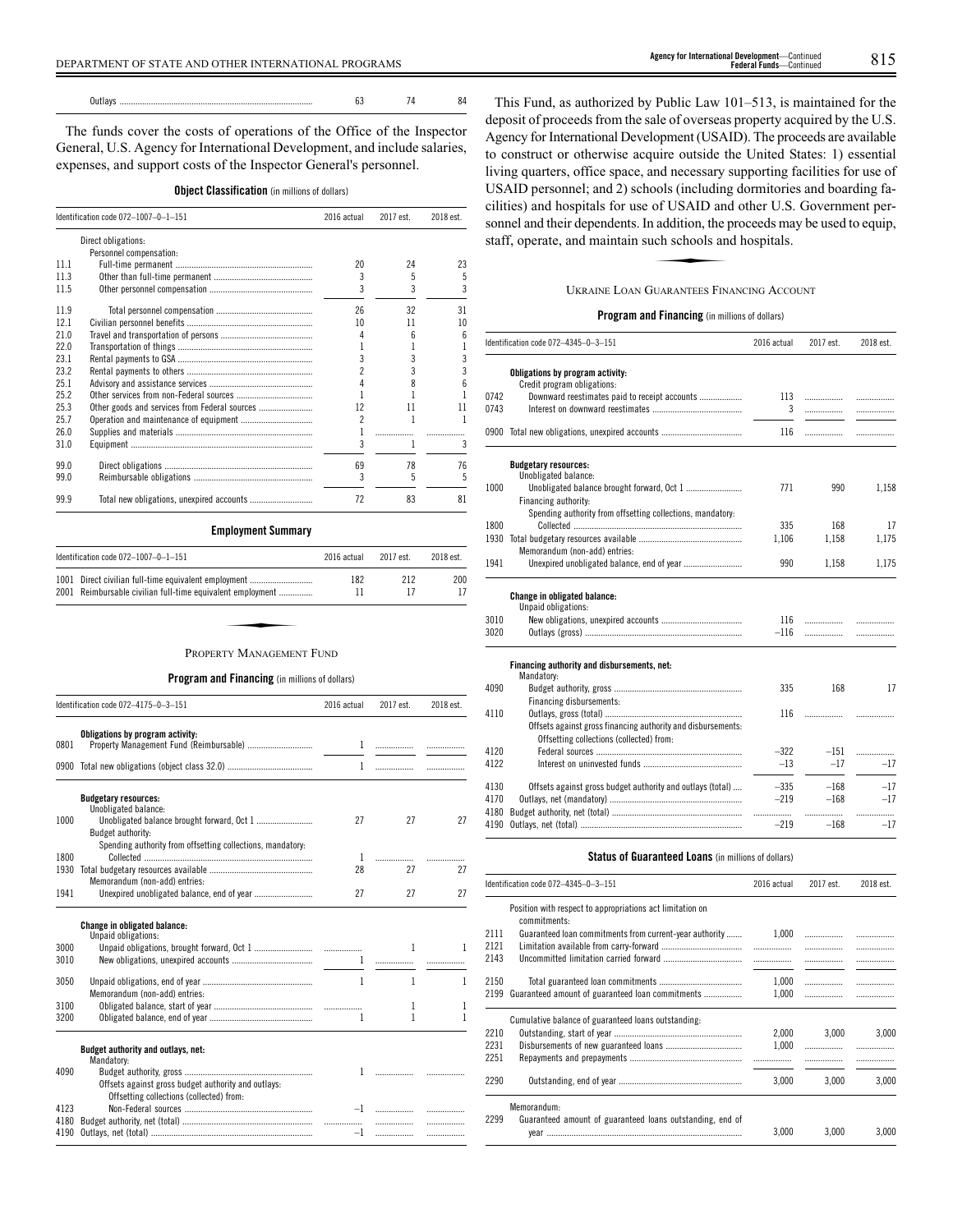| | | | |
|---|---|---|---|
| Outlays | 63 | 74 | 84 |

The funds cover the costs of operations of the Office of the Inspector General, U.S. Agency for International Development, and include salaries, expenses, and support costs of the Inspector General's personnel.

**Object Classification** (in millions of dollars)

| Identification code 072–1007–0–1–151 | | 2016 actual | 2017 est. | 2018 est. |
|---|---|---|---|---|
| | Direct obligations: | | | |
| | Personnel compensation: | | | |
| 11.1 | Full-time permanent | 20 | 24 | 23 |
| 11.3 | Other than full-time permanent | 3 | 5 | 5 |
| 11.5 | Other personnel compensation | 3 | 3 | 3 |
| 11.9 | Total personnel compensation | 26 | 32 | 31 |
| 12.1 | Civilian personnel benefits | 10 | 11 | 10 |
| 21.0 | Travel and transportation of persons | 4 | 6 | 6 |
| 22.0 | Transportation of things | 1 | 1 | 1 |
| 23.1 | Rental payments to GSA | 3 | 3 | 3 |
| 23.2 | Rental payments to others | 2 | 3 | 3 |
| 25.1 | Advisory and assistance services | 4 | 8 | 6 |
| 25.2 | Other services from non-Federal sources | 1 | 1 | 1 |
| 25.3 | Other goods and services from Federal sources | 12 | 11 | 11 |
| 25.7 | Operation and maintenance of equipment | 2 | 1 | 1 |
| 26.0 | Supplies and materials | 1 | | |
| 31.0 | Equipment | 3 | 1 | 3 |
| 99.0 | Direct obligations | 69 | 78 | 76 |
| 99.0 | Reimbursable obligations | 3 | 5 | 5 |
| 99.9 | Total new obligations, unexpired accounts | 72 | 83 | 81 |

**Employment Summary**

| Identification code 072–1007–0–1–151 | | 2016 actual | 2017 est. | 2018 est. |
|---|---|---|---|---|
| 1001 | Direct civilian full-time equivalent employment | 182 | 212 | 200 |
| 2001 | Reimbursable civilian full-time equivalent employment | 11 | 17 | 17 |

## PROPERTY MANAGEMENT FUND

**Program and Financing** (in millions of dollars)

| Identification code 072–4175–0–3–151 | | 2016 actual | 2017 est. | 2018 est. |
|---|---|---|---|---|
| | **Obligations by program activity:** | | | |
| 0801 | Property Management Fund (Reimbursable) | 1 | | |
| 0900 | Total new obligations (object class 32.0) | 1 | | |
| | **Budgetary resources:** | | | |
| | Unobligated balance: | | | |
| 1000 | Unobligated balance brought forward, Oct 1 | 27 | 27 | 27 |
| | Budget authority: | | | |
| | Spending authority from offsetting collections, mandatory: | | | |
| 1800 | Collected | 1 | | |
| 1930 | Total budgetary resources available | 28 | 27 | 27 |
| | Memorandum (non-add) entries: | | | |
| 1941 | Unexpired unobligated balance, end of year | 27 | 27 | 27 |
| | **Change in obligated balance:** | | | |
| | Unpaid obligations: | | | |
| 3000 | Unpaid obligations, brought forward, Oct 1 | | 1 | 1 |
| 3010 | New obligations, unexpired accounts | 1 | | |
| 3050 | Unpaid obligations, end of year | 1 | 1 | 1 |
| | Memorandum (non-add) entries: | | | |
| 3100 | Obligated balance, start of year | | 1 | 1 |
| 3200 | Obligated balance, end of year | 1 | 1 | 1 |
| | **Budget authority and outlays, net:** | | | |
| | Mandatory: | | | |
| 4090 | Budget authority, gross | 1 | | |
| | Offsets against gross budget authority and outlays: | | | |
| | Offsetting collections (collected) from: | | | |
| 4123 | Non-Federal sources | –1 | | |
| 4180 | Budget authority, net (total) | | | |
| 4190 | Outlays, net (total) | –1 | | |

This Fund, as authorized by Public Law 101–513, is maintained for the deposit of proceeds from the sale of overseas property acquired by the U.S. Agency for International Development (USAID). The proceeds are available to construct or otherwise acquire outside the United States: 1) essential living quarters, office space, and necessary supporting facilities for use of USAID personnel; and 2) schools (including dormitories and boarding facilities) and hospitals for use of USAID and other U.S. Government personnel and their dependents. In addition, the proceeds may be used to equip, staff, operate, and maintain such schools and hospitals.

## UKRAINE LOAN GUARANTEES FINANCING ACCOUNT

**Program and Financing** (in millions of dollars)

| Identification code 072–4345–0–3–151 | | 2016 actual | 2017 est. | 2018 est. |
|---|---|---|---|---|
| | **Obligations by program activity:** | | | |
| | Credit program obligations: | | | |
| 0742 | Downward reestimates paid to receipt accounts | 113 | | |
| 0743 | Interest on downward reestimates | 3 | | |
| 0900 | Total new obligations, unexpired accounts | 116 | | |
| | **Budgetary resources:** | | | |
| | Unobligated balance: | | | |
| 1000 | Unobligated balance brought forward, Oct 1 | 771 | 990 | 1,158 |
| | Financing authority: | | | |
| | Spending authority from offsetting collections, mandatory: | | | |
| 1800 | Collected | 335 | 168 | 17 |
| 1930 | Total budgetary resources available | 1,106 | 1,158 | 1,175 |
| | Memorandum (non-add) entries: | | | |
| 1941 | Unexpired unobligated balance, end of year | 990 | 1,158 | 1,175 |
| | **Change in obligated balance:** | | | |
| | Unpaid obligations: | | | |
| 3010 | New obligations, unexpired accounts | 116 | | |
| 3020 | Outlays (gross) | –116 | | |
| | **Financing authority and disbursements, net:** | | | |
| | Mandatory: | | | |
| 4090 | Budget authority, gross | 335 | 168 | 17 |
| | Financing disbursements: | | | |
| 4110 | Outlays, gross (total) | 116 | | |
| | Offsets against gross financing authority and disbursements: | | | |
| | Offsetting collections (collected) from: | | | |
| 4120 | Federal sources | –322 | –151 | |
| 4122 | Interest on uninvested funds | –13 | –17 | –17 |
| 4130 | Offsets against gross budget authority and outlays (total) | –335 | –168 | –17 |
| 4170 | Outlays, net (mandatory) | –219 | –168 | –17 |
| 4180 | Budget authority, net (total) | | | |
| 4190 | Outlays, net (total) | –219 | –168 | –17 |

**Status of Guaranteed Loans** (in millions of dollars)

| Identification code 072–4345–0–3–151 | | 2016 actual | 2017 est. | 2018 est. |
|---|---|---|---|---|
| | Position with respect to appropriations act limitation on commitments: | | | |
| 2111 | Guaranteed loan commitments from current-year authority | 1,000 | | |
| 2121 | Limitation available from carry-forward | | | |
| 2143 | Uncommitted limitation carried forward | | | |
| 2150 | Total guaranteed loan commitments | 1,000 | | |
| 2199 | Guaranteed amount of guaranteed loan commitments | 1,000 | | |
| | Cumulative balance of guaranteed loans outstanding: | | | |
| 2210 | Outstanding, start of year | 2,000 | 3,000 | 3,000 |
| 2231 | Disbursements of new guaranteed loans | 1,000 | | |
| 2251 | Repayments and prepayments | | | |
| 2290 | Outstanding, end of year | 3,000 | 3,000 | 3,000 |
| | Memorandum: | | | |
| 2299 | Guaranteed amount of guaranteed loans outstanding, end of year | 3,000 | 3,000 | 3,000 |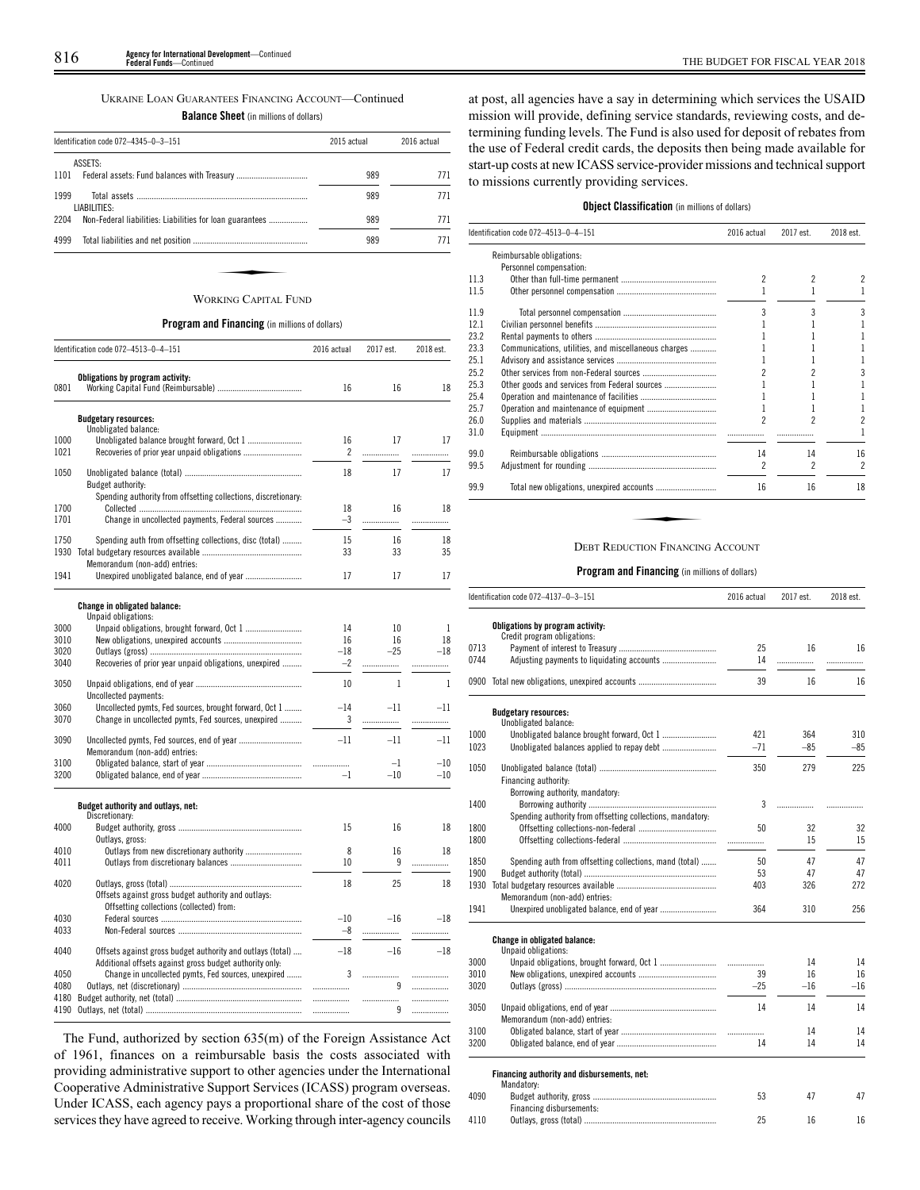UKRAINE LOAN GUARANTEES FINANCING ACCOUNT—Continued

**Balance Sheet** (in millions of dollars)

| Identification code 072–4345–0–3–151 | | 2015 actual | 2016 actual |
|---|---|---|---|
| | ASSETS: | | |
| 1101 | Federal assets: Fund balances with Treasury | 989 | 771 |
| 1999 | Total assets | 989 | 771 |
| | LIABILITIES: | | |
| 2204 | Non-Federal liabilities: Liabilities for loan guarantees | 989 | 771 |
| 4999 | Total liabilities and net position | 989 | 771 |

WORKING CAPITAL FUND

**Program and Financing** (in millions of dollars)

| Identification code 072–4513–0–4–151 | | 2016 actual | 2017 est. | 2018 est. |
|---|---|---|---|---|
| | **Obligations by program activity:** | | | |
| 0801 | Working Capital Fund (Reimbursable) | 16 | 16 | 18 |
| | **Budgetary resources:** | | | |
| | Unobligated balance: | | | |
| 1000 | Unobligated balance brought forward, Oct 1 | 16 | 17 | 17 |
| 1021 | Recoveries of prior year unpaid obligations | 2 | | |
| 1050 | Unobligated balance (total) | 18 | 17 | 17 |
| | Budget authority: | | | |
| | Spending authority from offsetting collections, discretionary: | | | |
| 1700 | Collected | 18 | 16 | 18 |
| 1701 | Change in uncollected payments, Federal sources | –3 | | |
| 1750 | Spending auth from offsetting collections, disc (total) | 15 | 16 | 18 |
| 1930 | Total budgetary resources available | 33 | 33 | 35 |
| | Memorandum (non-add) entries: | | | |
| 1941 | Unexpired unobligated balance, end of year | 17 | 17 | 17 |
| | **Change in obligated balance:** | | | |
| | Unpaid obligations: | | | |
| 3000 | Unpaid obligations, brought forward, Oct 1 | 14 | 10 | 1 |
| 3010 | New obligations, unexpired accounts | 16 | 16 | 18 |
| 3020 | Outlays (gross) | –18 | –25 | –18 |
| 3040 | Recoveries of prior year unpaid obligations, unexpired | –2 | | |
| 3050 | Unpaid obligations, end of year | 10 | 1 | 1 |
| | Uncollected payments: | | | |
| 3060 | Uncollected pymts, Fed sources, brought forward, Oct 1 | –14 | –11 | –11 |
| 3070 | Change in uncollected pymts, Fed sources, unexpired | 3 | | |
| 3090 | Uncollected pymts, Fed sources, end of year | –11 | –11 | –11 |
| | Memorandum (non-add) entries: | | | |
| 3100 | Obligated balance, start of year | | –1 | –10 |
| 3200 | Obligated balance, end of year | –1 | –10 | –10 |
| | **Budget authority and outlays, net:** | | | |
| | Discretionary: | | | |
| 4000 | Budget authority, gross | 15 | 16 | 18 |
| | Outlays, gross: | | | |
| 4010 | Outlays from new discretionary authority | 8 | 16 | 18 |
| 4011 | Outlays from discretionary balances | 10 | 9 | |
| 4020 | Outlays, gross (total) | 18 | 25 | 18 |
| | Offsets against gross budget authority and outlays: | | | |
| | Offsetting collections (collected) from: | | | |
| 4030 | Federal sources | –10 | –16 | –18 |
| 4033 | Non-Federal sources | –8 | | |
| 4040 | Offsets against gross budget authority and outlays (total) | –18 | –16 | –18 |
| | Additional offsets against gross budget authority only: | | | |
| 4050 | Change in uncollected pymts, Fed sources, unexpired | 3 | | |
| 4080 | Outlays, net (discretionary) | | 9 | |
| 4180 | Budget authority, net (total) | | | |
| 4190 | Outlays, net (total) | | 9 | |

The Fund, authorized by section 635(m) of the Foreign Assistance Act of 1961, finances on a reimbursable basis the costs associated with providing administrative support to other agencies under the International Cooperative Administrative Support Services (ICASS) program overseas. Under ICASS, each agency pays a proportional share of the cost of those services they have agreed to receive. Working through inter-agency councils at post, all agencies have a say in determining which services the USAID mission will provide, defining service standards, reviewing costs, and determining funding levels. The Fund is also used for deposit of rebates from the use of Federal credit cards, the deposits then being made available for start-up costs at new ICASS service-provider missions and technical support to missions currently providing services.

**Object Classification** (in millions of dollars)

| Identification code 072–4513–0–4–151 | | 2016 actual | 2017 est. | 2018 est. |
|---|---|---|---|---|
| | Reimbursable obligations: | | | |
| | Personnel compensation: | | | |
| 11.3 | Other than full-time permanent | 2 | 2 | 2 |
| 11.5 | Other personnel compensation | 1 | 1 | 1 |
| 11.9 | Total personnel compensation | 3 | 3 | 3 |
| 12.1 | Civilian personnel benefits | 1 | 1 | 1 |
| 23.2 | Rental payments to others | 1 | 1 | 1 |
| 23.3 | Communications, utilities, and miscellaneous charges | 1 | 1 | 1 |
| 25.1 | Advisory and assistance services | 1 | 1 | 1 |
| 25.2 | Other services from non-Federal sources | 2 | 2 | 3 |
| 25.3 | Other goods and services from Federal sources | 1 | 1 | 1 |
| 25.4 | Operation and maintenance of facilities | 1 | 1 | 1 |
| 25.7 | Operation and maintenance of equipment | 1 | 1 | 1 |
| 26.0 | Supplies and materials | 2 | 2 | 2 |
| 31.0 | Equipment | | | 1 |
| 99.0 | Reimbursable obligations | 14 | 14 | 16 |
| 99.5 | Adjustment for rounding | 2 | 2 | 2 |
| 99.9 | Total new obligations, unexpired accounts | 16 | 16 | 18 |

DEBT REDUCTION FINANCING ACCOUNT

**Program and Financing** (in millions of dollars)

| Identification code 072–4137–0–3–151 | | 2016 actual | 2017 est. | 2018 est. |
|---|---|---|---|---|
| | **Obligations by program activity:** | | | |
| | Credit program obligations: | | | |
| 0713 | Payment of interest to Treasury | 25 | 16 | 16 |
| 0744 | Adjusting payments to liquidating accounts | 14 | | |
| 0900 | Total new obligations, unexpired accounts | 39 | 16 | 16 |
| | **Budgetary resources:** | | | |
| | Unobligated balance: | | | |
| 1000 | Unobligated balance brought forward, Oct 1 | 421 | 364 | 310 |
| 1023 | Unobligated balances applied to repay debt | –71 | –85 | –85 |
| 1050 | Unobligated balance (total) | 350 | 279 | 225 |
| | Financing authority: | | | |
| | Borrowing authority, mandatory: | | | |
| 1400 | Borrowing authority | 3 | | |
| | Spending authority from offsetting collections, mandatory: | | | |
| 1800 | Offsetting collections-non-federal | 50 | 32 | 32 |
| 1800 | Offsetting collections-federal | | 15 | 15 |
| 1850 | Spending auth from offsetting collections, mand (total) | 50 | 47 | 47 |
| 1900 | Budget authority (total) | 53 | 47 | 47 |
| 1930 | Total budgetary resources available | 403 | 326 | 272 |
| | Memorandum (non-add) entries: | | | |
| 1941 | Unexpired unobligated balance, end of year | 364 | 310 | 256 |
| | **Change in obligated balance:** | | | |
| | Unpaid obligations: | | | |
| 3000 | Unpaid obligations, brought forward, Oct 1 | | 14 | 14 |
| 3010 | New obligations, unexpired accounts | 39 | 16 | 16 |
| 3020 | Outlays (gross) | –25 | –16 | –16 |
| 3050 | Unpaid obligations, end of year | 14 | 14 | 14 |
| | Memorandum (non-add) entries: | | | |
| 3100 | Obligated balance, start of year | | 14 | 14 |
| 3200 | Obligated balance, end of year | 14 | 14 | 14 |
| | **Financing authority and disbursements, net:** | | | |
| | Mandatory: | | | |
| 4090 | Budget authority, gross | 53 | 47 | 47 |
| | Financing disbursements: | | | |
| 4110 | Outlays, gross (total) | 25 | 16 | 16 |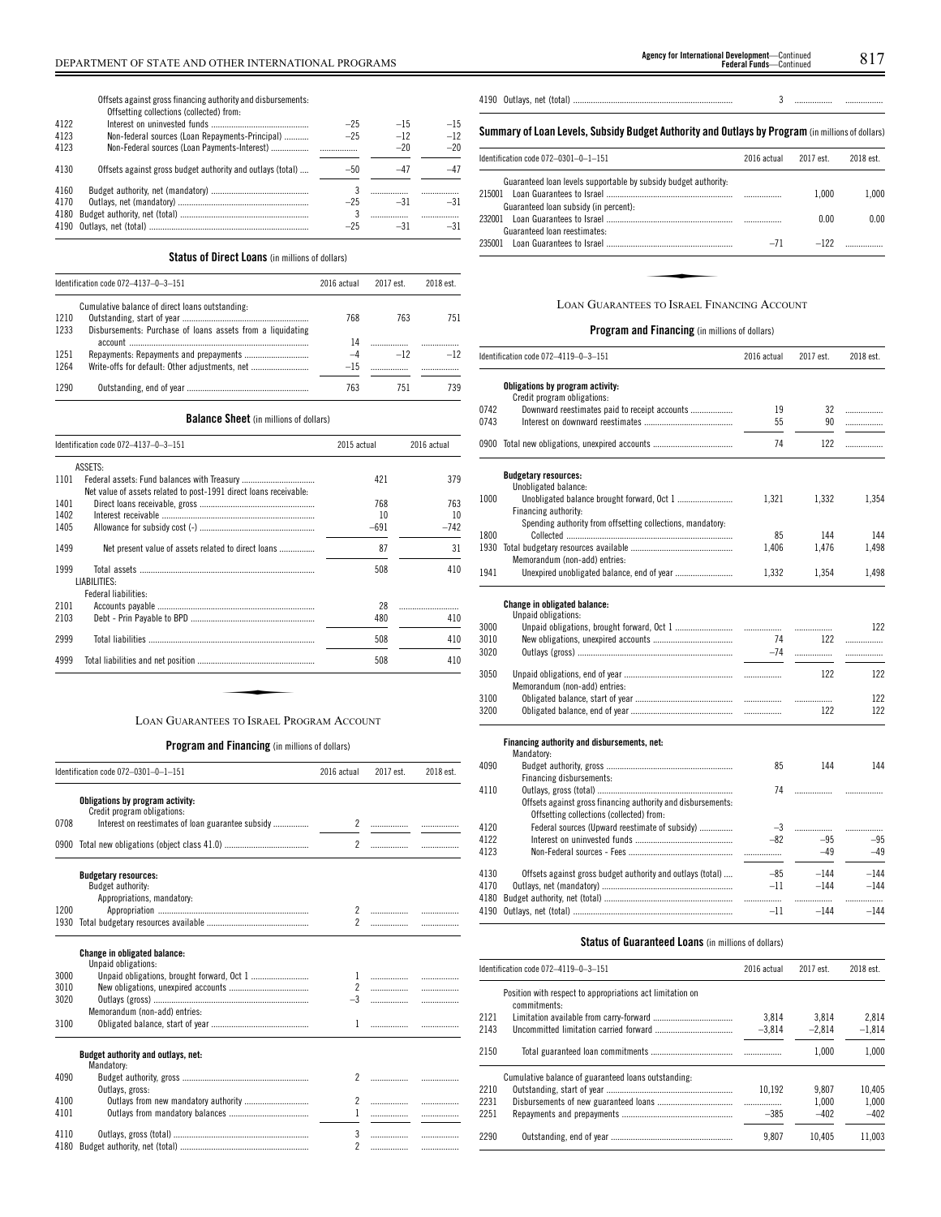| | | 2016 actual | 2017 est. | 2018 est. |
|---|---|---|---|---|
| | Offsets against gross financing authority and disbursements: | | | |
| | Offsetting collections (collected) from: | | | |
| 4122 | Interest on uninvested funds | –25 | –15 | –15 |
| 4123 | Non-federal sources (Loan Repayments-Principal) | –25 | –12 | –12 |
| 4123 | Non-Federal sources (Loan Payments-Interest) | | –20 | –20 |
| 4130 | Offsets against gross budget authority and outlays (total) | –50 | –47 | –47 |
| 4160 | Budget authority, net (mandatory) | 3 | | |
| 4170 | Outlays, net (mandatory) | –25 | –31 | –31 |
| 4180 | Budget authority, net (total) | 3 | | |
| 4190 | Outlays, net (total) | –25 | –31 | –31 |

**Status of Direct Loans** (in millions of dollars)

| Identification code 072–4137–0–3–151 | | 2016 actual | 2017 est. | 2018 est. |
|---|---|---|---|---|
| | Cumulative balance of direct loans outstanding: | | | |
| 1210 | Outstanding, start of year | 768 | 763 | 751 |
| 1233 | Disbursements: Purchase of loans assets from a liquidating account | 14 | | |
| 1251 | Repayments: Repayments and prepayments | –4 | –12 | –12 |
| 1264 | Write-offs for default: Other adjustments, net | –15 | | |
| 1290 | Outstanding, end of year | 763 | 751 | 739 |

**Balance Sheet** (in millions of dollars)

| Identification code 072–4137–0–3–151 | | 2015 actual | 2016 actual |
|---|---|---|---|
| | ASSETS: | | |
| 1101 | Federal assets: Fund balances with Treasury | 421 | 379 |
| | Net value of assets related to post-1991 direct loans receivable: | | |
| 1401 | Direct loans receivable, gross | 768 | 763 |
| 1402 | Interest receivable | 10 | 10 |
| 1405 | Allowance for subsidy cost (-) | –691 | –742 |
| 1499 | Net present value of assets related to direct loans | 87 | 31 |
| 1999 | Total assets | 508 | 410 |
| | LIABILITIES: | | |
| | Federal liabilities: | | |
| 2101 | Accounts payable | 28 | |
| 2103 | Debt - Prin Payable to BPD | 480 | 410 |
| 2999 | Total liabilities | 508 | 410 |
| 4999 | Total liabilities and net position | 508 | 410 |

## Loan Guarantees to Israel Program Account

**Program and Financing** (in millions of dollars)

| Identification code 072–0301–0–1–151 | | 2016 actual | 2017 est. | 2018 est. |
|---|---|---|---|---|
| | **Obligations by program activity:** | | | |
| | Credit program obligations: | | | |
| 0708 | Interest on reestimates of loan guarantee subsidy | 2 | | |
| 0900 | Total new obligations (object class 41.0) | 2 | | |
| | **Budgetary resources:** | | | |
| | Budget authority: | | | |
| | Appropriations, mandatory: | | | |
| 1200 | Appropriation | 2 | | |
| 1930 | Total budgetary resources available | 2 | | |
| | **Change in obligated balance:** | | | |
| | Unpaid obligations: | | | |
| 3000 | Unpaid obligations, brought forward, Oct 1 | 1 | | |
| 3010 | New obligations, unexpired accounts | 2 | | |
| 3020 | Outlays (gross) | –3 | | |
| | Memorandum (non-add) entries: | | | |
| 3100 | Obligated balance, start of year | 1 | | |
| | **Budget authority and outlays, net:** | | | |
| | Mandatory: | | | |
| 4090 | Budget authority, gross | 2 | | |
| | Outlays, gross: | | | |
| 4100 | Outlays from new mandatory authority | 2 | | |
| 4101 | Outlays from mandatory balances | 1 | | |
| 4110 | Outlays, gross (total) | 3 | | |
| 4180 | Budget authority, net (total) | 2 | | |
| 4190 | Outlays, net (total) | 3 | | |

**Summary of Loan Levels, Subsidy Budget Authority and Outlays by Program** (in millions of dollars)

| Identification code 072–0301–0–1–151 | | 2016 actual | 2017 est. | 2018 est. |
|---|---|---|---|---|
| | Guaranteed loan levels supportable by subsidy budget authority: | | | |
| 215001 | Loan Guarantees to Israel | | 1,000 | 1,000 |
| | Guaranteed loan subsidy (in percent): | | | |
| 232001 | Loan Guarantees to Israel | | 0.00 | 0.00 |
| | Guaranteed loan reestimates: | | | |
| 235001 | Loan Guarantees to Israel | –71 | –122 | |

## Loan Guarantees to Israel Financing Account

**Program and Financing** (in millions of dollars)

| Identification code 072–4119–0–3–151 | | 2016 actual | 2017 est. | 2018 est. |
|---|---|---|---|---|
| | **Obligations by program activity:** | | | |
| | Credit program obligations: | | | |
| 0742 | Downward reestimates paid to receipt accounts | 19 | 32 | |
| 0743 | Interest on downward reestimates | 55 | 90 | |
| 0900 | Total new obligations, unexpired accounts | 74 | 122 | |
| | **Budgetary resources:** | | | |
| | Unobligated balance: | | | |
| 1000 | Unobligated balance brought forward, Oct 1 | 1,321 | 1,332 | 1,354 |
| | Financing authority: | | | |
| | Spending authority from offsetting collections, mandatory: | | | |
| 1800 | Collected | 85 | 144 | 144 |
| 1930 | Total budgetary resources available | 1,406 | 1,476 | 1,498 |
| | Memorandum (non-add) entries: | | | |
| 1941 | Unexpired unobligated balance, end of year | 1,332 | 1,354 | 1,498 |
| | **Change in obligated balance:** | | | |
| | Unpaid obligations: | | | |
| 3000 | Unpaid obligations, brought forward, Oct 1 | | | 122 |
| 3010 | New obligations, unexpired accounts | 74 | 122 | |
| 3020 | Outlays (gross) | –74 | | |
| 3050 | Unpaid obligations, end of year | | 122 | 122 |
| | Memorandum (non-add) entries: | | | |
| 3100 | Obligated balance, start of year | | | 122 |
| 3200 | Obligated balance, end of year | | 122 | 122 |
| | **Financing authority and disbursements, net:** | | | |
| | Mandatory: | | | |
| 4090 | Budget authority, gross | 85 | 144 | 144 |
| | Financing disbursements: | | | |
| 4110 | Outlays, gross (total) | 74 | | |
| | Offsets against gross financing authority and disbursements: | | | |
| | Offsetting collections (collected) from: | | | |
| 4120 | Federal sources (Upward reestimate of subsidy) | –3 | | |
| 4122 | Interest on uninvested funds | –82 | –95 | –95 |
| 4123 | Non-Federal sources - Fees | | –49 | –49 |
| 4130 | Offsets against gross budget authority and outlays (total) | –85 | –144 | –144 |
| 4170 | Outlays, net (mandatory) | –11 | –144 | –144 |
| 4180 | Budget authority, net (total) | | | |
| 4190 | Outlays, net (total) | –11 | –144 | –144 |

**Status of Guaranteed Loans** (in millions of dollars)

| Identification code 072–4119–0–3–151 | | 2016 actual | 2017 est. | 2018 est. |
|---|---|---|---|---|
| | Position with respect to appropriations act limitation on commitments: | | | |
| 2121 | Limitation available from carry-forward | 3,814 | 3,814 | 2,814 |
| 2143 | Uncommitted limitation carried forward | –3,814 | –2,814 | –1,814 |
| 2150 | Total guaranteed loan commitments | | 1,000 | 1,000 |
| | Cumulative balance of guaranteed loans outstanding: | | | |
| 2210 | Outstanding, start of year | 10,192 | 9,807 | 10,405 |
| 2231 | Disbursements of new guaranteed loans | | 1,000 | 1,000 |
| 2251 | Repayments and prepayments | –385 | –402 | –402 |
| 2290 | Outstanding, end of year | 9,807 | 10,405 | 11,003 |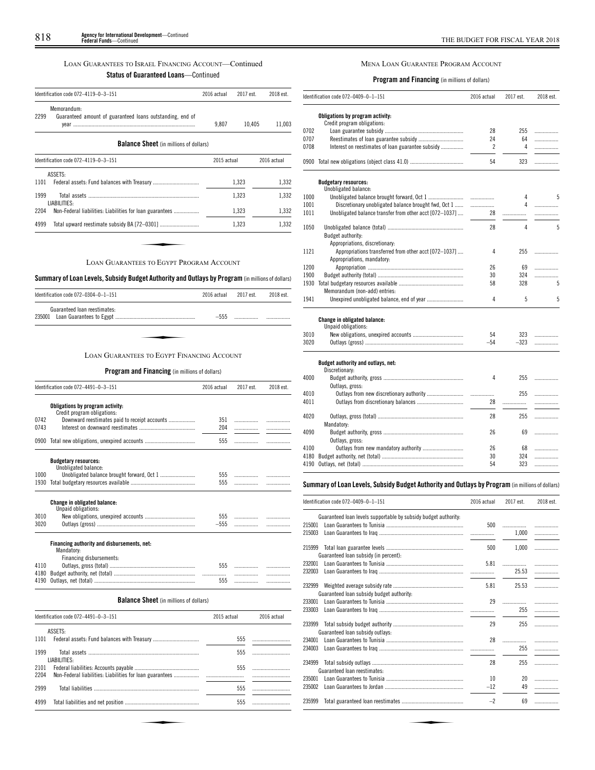## LOAN GUARANTEES TO ISRAEL FINANCING ACCOUNT—Continued

### Status of Guaranteed Loans—Continued

| Identification code 072–4119–0–3–151 | | 2016 actual | 2017 est. | 2018 est. |
|---|---|---|---|---|
| | Memorandum: | | | |
| 2299 | Guaranteed amount of guaranteed loans outstanding, end of year | 9,807 | 10,405 | 11,003 |

### Balance Sheet (in millions of dollars)

| Identification code 072–4119–0–3–151 | | 2015 actual | 2016 actual |
|---|---|---|---|
| | ASSETS: | | |
| 1101 | Federal assets: Fund balances with Treasury | 1,323 | 1,332 |
| 1999 | Total assets | 1,323 | 1,332 |
| | LIABILITIES: | | |
| 2204 | Non-Federal liabilities: Liabilities for loan guarantees | 1,323 | 1,332 |
| 4999 | Total upward reestimate subsidy BA [72–0301] | 1,323 | 1,332 |

## LOAN GUARANTEES TO EGYPT PROGRAM ACCOUNT

### Summary of Loan Levels, Subsidy Budget Authority and Outlays by Program (in millions of dollars)

| Identification code 072–0304–0–1–151 | | 2016 actual | 2017 est. | 2018 est. |
|---|---|---|---|---|
| | Guaranteed loan reestimates: | | | |
| 235001 | Loan Guarantees to Egypt | –555 | | |

## LOAN GUARANTEES TO EGYPT FINANCING ACCOUNT

### Program and Financing (in millions of dollars)

| Identification code 072–4491–0–3–151 | | 2016 actual | 2017 est. | 2018 est. |
|---|---|---|---|---|
| | **Obligations by program activity:** | | | |
| | Credit program obligations: | | | |
| 0742 | Downward reestimates paid to receipt accounts | 351 | | |
| 0743 | Interest on downward reestimates | 204 | | |
| 0900 | Total new obligations, unexpired accounts | 555 | | |
| | **Budgetary resources:** | | | |
| | Unobligated balance: | | | |
| 1000 | Unobligated balance brought forward, Oct 1 | 555 | | |
| 1930 | Total budgetary resources available | 555 | | |
| | **Change in obligated balance:** | | | |
| | Unpaid obligations: | | | |
| 3010 | New obligations, unexpired accounts | 555 | | |
| 3020 | Outlays (gross) | –555 | | |
| | **Financing authority and disbursements, net:** | | | |
| | Mandatory: | | | |
| | Financing disbursements: | | | |
| 4110 | Outlays, gross (total) | 555 | | |
| 4180 | Budget authority, net (total) | | | |
| 4190 | Outlays, net (total) | 555 | | |

### Balance Sheet (in millions of dollars)

| Identification code 072–4491–0–3–151 | | 2015 actual | 2016 actual |
|---|---|---|---|
| | ASSETS: | | |
| 1101 | Federal assets: Fund balances with Treasury | 555 | |
| 1999 | Total assets | 555 | |
| | LIABILITIES: | | |
| 2101 | Federal liabilities: Accounts payable | 555 | |
| 2204 | Non-Federal liabilities: Liabilities for loan guarantees | | |
| 2999 | Total liabilities | 555 | |
| 4999 | Total liabilities and net position | 555 | |

## MENA LOAN GUARANTEE PROGRAM ACCOUNT

### Program and Financing (in millions of dollars)

| Identification code 072–0409–0–1–151 | | 2016 actual | 2017 est. | 2018 est. |
|---|---|---|---|---|
| | **Obligations by program activity:** | | | |
| | Credit program obligations: | | | |
| 0702 | Loan guarantee subsidy | 28 | 255 | |
| 0707 | Reestimates of loan guarantee subsidy | 24 | 64 | |
| 0708 | Interest on reestimates of loan guarantee subsidy | 2 | 4 | |
| 0900 | Total new obligations (object class 41.0) | 54 | 323 | |
| | **Budgetary resources:** | | | |
| | Unobligated balance: | | | |
| 1000 | Unobligated balance brought forward, Oct 1 | | 4 | 5 |
| 1001 | Discretionary unobligated balance brought fwd, Oct 1 | | 4 | |
| 1011 | Unobligated balance transfer from other acct [072–1037] | 28 | | |
| 1050 | Unobligated balance (total) | 28 | 4 | 5 |
| | Budget authority: | | | |
| | Appropriations, discretionary: | | | |
| 1121 | Appropriations transferred from other acct [072–1037] | 4 | 255 | |
| | Appropriations, mandatory: | | | |
| 1200 | Appropriation | 26 | 69 | |
| 1900 | Budget authority (total) | 30 | 324 | |
| 1930 | Total budgetary resources available | 58 | 328 | 5 |
| | Memorandum (non-add) entries: | | | |
| 1941 | Unexpired unobligated balance, end of year | 4 | 5 | 5 |
| | **Change in obligated balance:** | | | |
| | Unpaid obligations: | | | |
| 3010 | New obligations, unexpired accounts | 54 | 323 | |
| 3020 | Outlays (gross) | –54 | –323 | |
| | **Budget authority and outlays, net:** | | | |
| | Discretionary: | | | |
| 4000 | Budget authority, gross | 4 | 255 | |
| | Outlays, gross: | | | |
| 4010 | Outlays from new discretionary authority | | 255 | |
| 4011 | Outlays from discretionary balances | 28 | | |
| 4020 | Outlays, gross (total) | 28 | 255 | |
| | Mandatory: | | | |
| 4090 | Budget authority, gross | 26 | 69 | |
| | Outlays, gross: | | | |
| 4100 | Outlays from new mandatory authority | 26 | 68 | |
| 4180 | Budget authority, net (total) | 30 | 324 | |
| 4190 | Outlays, net (total) | 54 | 323 | |

### Summary of Loan Levels, Subsidy Budget Authority and Outlays by Program (in millions of dollars)

| Identification code 072–0409–0–1–151 | | 2016 actual | 2017 est. | 2018 est. |
|---|---|---|---|---|
| | Guaranteed loan levels supportable by subsidy budget authority: | | | |
| 215001 | Loan Guarantees to Tunisia | 500 | | |
| 215003 | Loan Guarantees to Iraq | | 1,000 | |
| 215999 | Total loan guarantee levels | 500 | 1,000 | |
| | Guaranteed loan subsidy (in percent): | | | |
| 232001 | Loan Guarantees to Tunisia | 5.81 | | |
| 232003 | Loan Guarantees to Iraq | | 25.53 | |
| 232999 | Weighted average subsidy rate | 5.81 | 25.53 | |
| | Guaranteed loan subsidy budget authority: | | | |
| 233001 | Loan Guarantees to Tunisia | 29 | | |
| 233003 | Loan Guarantees to Iraq | | 255 | |
| 233999 | Total subsidy budget authority | 29 | 255 | |
| | Guaranteed loan subsidy outlays: | | | |
| 234001 | Loan Guarantees to Tunisia | 28 | | |
| 234003 | Loan Guarantees to Iraq | | 255 | |
| 234999 | Total subsidy outlays | 28 | 255 | |
| | Guaranteed loan reestimates: | | | |
| 235001 | Loan Guarantees to Tunisia | 10 | 20 | |
| 235002 | Loan Guarantees to Jordan | –12 | 49 | |
| 235999 | Total guaranteed loan reestimates | –2 | 69 | |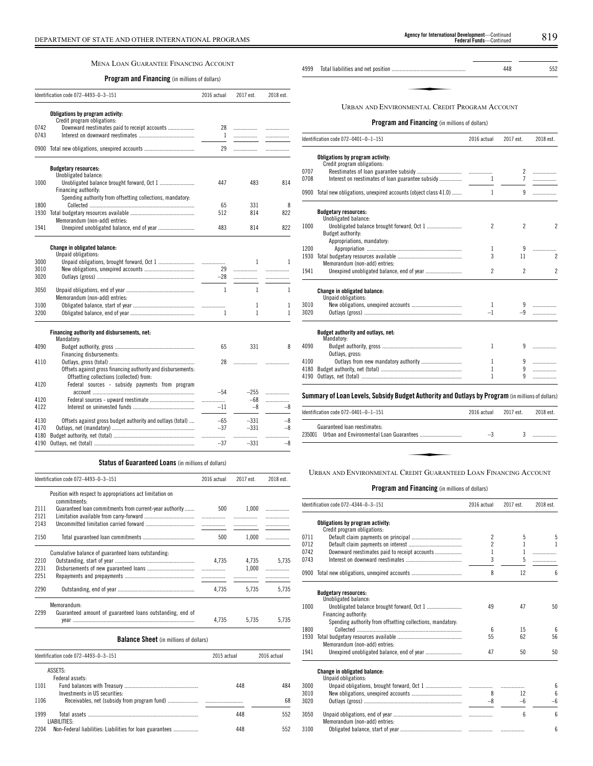## MENA LOAN GUARANTEE FINANCING ACCOUNT

### Program and Financing (in millions of dollars)

| Identification code 072–4493–0–3–151 | | 2016 actual | 2017 est. | 2018 est. |
|---|---|---|---|---|
| | **Obligations by program activity:** | | | |
| | Credit program obligations: | | | |
| 0742 | Downward reestimates paid to receipt accounts | 28 | | |
| 0743 | Interest on downward reestimates | 1 | | |
| 0900 | Total new obligations, unexpired accounts | 29 | | |
| | **Budgetary resources:** | | | |
| | Unobligated balance: | | | |
| 1000 | Unobligated balance brought forward, Oct 1 | 447 | 483 | 814 |
| | Financing authority: | | | |
| | Spending authority from offsetting collections, mandatory: | | | |
| 1800 | Collected | 65 | 331 | 8 |
| 1930 | Total budgetary resources available | 512 | 814 | 822 |
| | Memorandum (non-add) entries: | | | |
| 1941 | Unexpired unobligated balance, end of year | 483 | 814 | 822 |
| | **Change in obligated balance:** | | | |
| | Unpaid obligations: | | | |
| 3000 | Unpaid obligations, brought forward, Oct 1 | | 1 | 1 |
| 3010 | New obligations, unexpired accounts | 29 | | |
| 3020 | Outlays (gross) | –28 | | |
| 3050 | Unpaid obligations, end of year | 1 | 1 | 1 |
| | Memorandum (non-add) entries: | | | |
| 3100 | Obligated balance, start of year | | 1 | 1 |
| 3200 | Obligated balance, end of year | 1 | 1 | 1 |
| | **Financing authority and disbursements, net:** | | | |
| | Mandatory: | | | |
| 4090 | Budget authority, gross | 65 | 331 | 8 |
| | Financing disbursements: | | | |
| 4110 | Outlays, gross (total) | 28 | | |
| | Offsets against gross financing authority and disbursements: | | | |
| | Offsetting collections (collected) from: | | | |
| 4120 | Federal sources - subsidy payments from program account | –54 | –255 | |
| 4120 | Federal sources - upward reestimate | | –68 | |
| 4122 | Interest on uninvested funds | –11 | –8 | –8 |
| 4130 | Offsets against gross budget authority and outlays (total) | –65 | –331 | –8 |
| 4170 | Outlays, net (mandatory) | –37 | –331 | –8 |
| 4180 | Budget authority, net (total) | | | |
| 4190 | Outlays, net (total) | –37 | –331 | –8 |

### Status of Guaranteed Loans (in millions of dollars)

| Identification code 072–4493–0–3–151 | | 2016 actual | 2017 est. | 2018 est. |
|---|---|---|---|---|
| | Position with respect to appropriations act limitation on commitments: | | | |
| 2111 | Guaranteed loan commitments from current-year authority | 500 | 1,000 | |
| 2121 | Limitation available from carry-forward | | | |
| 2143 | Uncommitted limitation carried forward | | | |
| 2150 | Total guaranteed loan commitments | 500 | 1,000 | |
| | Cumulative balance of guaranteed loans outstanding: | | | |
| 2210 | Outstanding, start of year | 4,735 | 4,735 | 5,735 |
| 2231 | Disbursements of new guaranteed loans | | 1,000 | |
| 2251 | Repayments and prepayments | | | |
| 2290 | Outstanding, end of year | 4,735 | 5,735 | 5,735 |
| | Memorandum: | | | |
| 2299 | Guaranteed amount of guaranteed loans outstanding, end of year | 4,735 | 5,735 | 5,735 |

### Balance Sheet (in millions of dollars)

| Identification code 072–4493–0–3–151 | | 2015 actual | 2016 actual |
|---|---|---|---|
| | ASSETS: | | |
| | Federal assets: | | |
| 1101 | Fund balances with Treasury | 448 | 484 |
| | Investments in US securities: | | |
| 1106 | Receivables, net (subsidy from program fund) | | 68 |
| 1999 | Total assets | 448 | 552 |
| | LIABILITIES: | | |
| 2204 | Non-Federal liabilities: Liabilities for loan guarantees | 448 | 552 |
| 4999 | Total liabilities and net position | 448 | 552 |

## URBAN AND ENVIRONMENTAL CREDIT PROGRAM ACCOUNT

### Program and Financing (in millions of dollars)

| Identification code 072–0401–0–1–151 | | 2016 actual | 2017 est. | 2018 est. |
|---|---|---|---|---|
| | **Obligations by program activity:** | | | |
| | Credit program obligations: | | | |
| 0707 | Reestimates of loan guarantee subsidy | | 2 | |
| 0708 | Interest on reestimates of loan guarantee subsidy | 1 | 7 | |
| 0900 | Total new obligations, unexpired accounts (object class 41.0) | 1 | 9 | |
| | **Budgetary resources:** | | | |
| | Unobligated balance: | | | |
| 1000 | Unobligated balance brought forward, Oct 1 | 2 | 2 | 2 |
| | Budget authority: | | | |
| | Appropriations, mandatory: | | | |
| 1200 | Appropriation | 1 | 9 | |
| 1930 | Total budgetary resources available | 3 | 11 | 2 |
| | Memorandum (non-add) entries: | | | |
| 1941 | Unexpired unobligated balance, end of year | 2 | 2 | 2 |
| | **Change in obligated balance:** | | | |
| | Unpaid obligations: | | | |
| 3010 | New obligations, unexpired accounts | 1 | 9 | |
| 3020 | Outlays (gross) | –1 | –9 | |
| | **Budget authority and outlays, net:** | | | |
| | Mandatory: | | | |
| 4090 | Budget authority, gross | 1 | 9 | |
| | Outlays, gross: | | | |
| 4100 | Outlays from new mandatory authority | 1 | 9 | |
| 4180 | Budget authority, net (total) | 1 | 9 | |
| 4190 | Outlays, net (total) | 1 | 9 | |

### Summary of Loan Levels, Subsidy Budget Authority and Outlays by Program (in millions of dollars)

| Identification code 072–0401–0–1–151 | | 2016 actual | 2017 est. | 2018 est. |
|---|---|---|---|---|
| | Guaranteed loan reestimates: | | | |
| 235001 | Urban and Environmental Loan Guarantees | –3 | 3 | |

## URBAN AND ENVIRONMENTAL CREDIT GUARANTEED LOAN FINANCING ACCOUNT

### Program and Financing (in millions of dollars)

| Identification code 072–4344–0–3–151 | | 2016 actual | 2017 est. | 2018 est. |
|---|---|---|---|---|
| | **Obligations by program activity:** | | | |
| | Credit program obligations: | | | |
| 0711 | Default claim payments on principal | 2 | 5 | 5 |
| 0712 | Default claim payments on interest | 2 | 1 | 1 |
| 0742 | Downward reestimates paid to receipt accounts | 1 | 1 | |
| 0743 | Interest on downward reestimates | 3 | 5 | |
| 0900 | Total new obligations, unexpired accounts | 8 | 12 | 6 |
| | **Budgetary resources:** | | | |
| | Unobligated balance: | | | |
| 1000 | Unobligated balance brought forward, Oct 1 | 49 | 47 | 50 |
| | Financing authority: | | | |
| | Spending authority from offsetting collections, mandatory: | | | |
| 1800 | Collected | 6 | 15 | 6 |
| 1930 | Total budgetary resources available | 55 | 62 | 56 |
| | Memorandum (non-add) entries: | | | |
| 1941 | Unexpired unobligated balance, end of year | 47 | 50 | 50 |
| | **Change in obligated balance:** | | | |
| | Unpaid obligations: | | | |
| 3000 | Unpaid obligations, brought forward, Oct 1 | | | 6 |
| 3010 | New obligations, unexpired accounts | 8 | 12 | 6 |
| 3020 | Outlays (gross) | –8 | –6 | –6 |
| 3050 | Unpaid obligations, end of year | | 6 | 6 |
| | Memorandum (non-add) entries: | | | |
| 3100 | Obligated balance, start of year | | | 6 |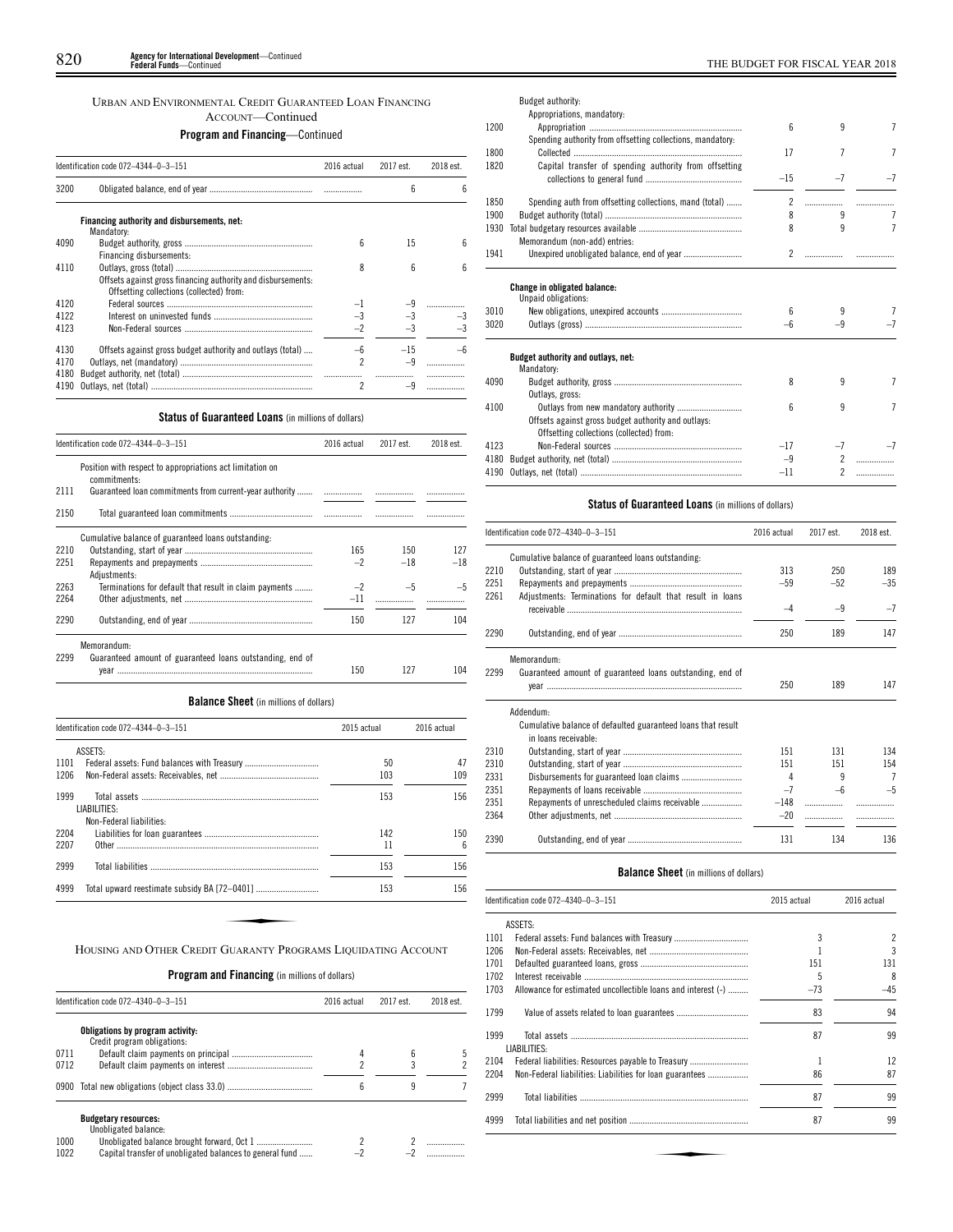## URBAN AND ENVIRONMENTAL CREDIT GUARANTEED LOAN FINANCING ACCOUNT—Continued

### Program and Financing—Continued

| Identification code 072–4344–0–3–151 | | 2016 actual | 2017 est. | 2018 est. |
|---|---|---|---|---|
| 3200 | Obligated balance, end of year | .......... | 6 | 6 |
| | **Financing authority and disbursements, net:** | | | |
| | Mandatory: | | | |
| 4090 | Budget authority, gross | 6 | 15 | 6 |
| | Financing disbursements: | | | |
| 4110 | Outlays, gross (total) | 8 | 6 | 6 |
| | Offsets against gross financing authority and disbursements: | | | |
| | Offsetting collections (collected) from: | | | |
| 4120 | Federal sources | –1 | –9 | .......... |
| 4122 | Interest on uninvested funds | –3 | –3 | –3 |
| 4123 | Non-Federal sources | –2 | –3 | –3 |
| 4130 | Offsets against gross budget authority and outlays (total) | –6 | –15 | –6 |
| 4170 | Outlays, net (mandatory) | 2 | –9 | .......... |
| 4180 | Budget authority, net (total) | .......... | .......... | .......... |
| 4190 | Outlays, net (total) | 2 | –9 | .......... |

### Status of Guaranteed Loans (in millions of dollars)

| Identification code 072–4344–0–3–151 | | 2016 actual | 2017 est. | 2018 est. |
|---|---|---|---|---|
| | Position with respect to appropriations act limitation on commitments: | | | |
| 2111 | Guaranteed loan commitments from current-year authority | .......... | .......... | .......... |
| 2150 | Total guaranteed loan commitments | .......... | .......... | .......... |
| | Cumulative balance of guaranteed loans outstanding: | | | |
| 2210 | Outstanding, start of year | 165 | 150 | 127 |
| 2251 | Repayments and prepayments | –2 | –18 | –18 |
| | Adjustments: | | | |
| 2263 | Terminations for default that result in claim payments | –2 | –5 | –5 |
| 2264 | Other adjustments, net | –11 | .......... | .......... |
| 2290 | Outstanding, end of year | 150 | 127 | 104 |
| | Memorandum: | | | |
| 2299 | Guaranteed amount of guaranteed loans outstanding, end of year | 150 | 127 | 104 |

### Balance Sheet (in millions of dollars)

| Identification code 072–4344–0–3–151 | | 2015 actual | 2016 actual |
|---|---|---|---|
| | ASSETS: | | |
| 1101 | Federal assets: Fund balances with Treasury | 50 | 47 |
| 1206 | Non-Federal assets: Receivables, net | 103 | 109 |
| 1999 | Total assets | 153 | 156 |
| | LIABILITIES: | | |
| | Non-Federal liabilities: | | |
| 2204 | Liabilities for loan guarantees | 142 | 150 |
| 2207 | Other | 11 | 6 |
| 2999 | Total liabilities | 153 | 156 |
| 4999 | Total upward reestimate subsidy BA [72–0401] | 153 | 156 |

## HOUSING AND OTHER CREDIT GUARANTY PROGRAMS LIQUIDATING ACCOUNT

### Program and Financing (in millions of dollars)

| Identification code 072–4340–0–3–151 | | 2016 actual | 2017 est. | 2018 est. |
|---|---|---|---|---|
| | **Obligations by program activity:** | | | |
| | Credit program obligations: | | | |
| 0711 | Default claim payments on principal | 4 | 6 | 5 |
| 0712 | Default claim payments on interest | 2 | 3 | 2 |
| 0900 | Total new obligations (object class 33.0) | 6 | 9 | 7 |
| | **Budgetary resources:** | | | |
| | Unobligated balance: | | | |
| 1000 | Unobligated balance brought forward, Oct 1 | 2 | 2 | .......... |
| 1022 | Capital transfer of unobligated balances to general fund | –2 | –2 | .......... |
| | Budget authority: | | | |
| | Appropriations, mandatory: | | | |
| 1200 | Appropriation | 6 | 9 | 7 |
| | Spending authority from offsetting collections, mandatory: | | | |
| 1800 | Collected | 17 | 7 | 7 |
| 1820 | Capital transfer of spending authority from offsetting collections to general fund | –15 | –7 | –7 |
| 1850 | Spending auth from offsetting collections, mand (total) | 2 | .......... | .......... |
| 1900 | Budget authority (total) | 8 | 9 | 7 |
| 1930 | Total budgetary resources available | 8 | 9 | 7 |
| | Memorandum (non-add) entries: | | | |
| 1941 | Unexpired unobligated balance, end of year | 2 | .......... | .......... |
| | **Change in obligated balance:** | | | |
| | Unpaid obligations: | | | |
| 3010 | New obligations, unexpired accounts | 6 | 9 | 7 |
| 3020 | Outlays (gross) | –6 | –9 | –7 |
| | **Budget authority and outlays, net:** | | | |
| | Mandatory: | | | |
| 4090 | Budget authority, gross | 8 | 9 | 7 |
| | Outlays, gross: | | | |
| 4100 | Outlays from new mandatory authority | 6 | 9 | 7 |
| | Offsets against gross budget authority and outlays: | | | |
| | Offsetting collections (collected) from: | | | |
| 4123 | Non-Federal sources | –17 | –7 | –7 |
| 4180 | Budget authority, net (total) | –9 | 2 | .......... |
| 4190 | Outlays, net (total) | –11 | 2 | .......... |

### Status of Guaranteed Loans (in millions of dollars)

| Identification code 072–4340–0–3–151 | | 2016 actual | 2017 est. | 2018 est. |
|---|---|---|---|---|
| | Cumulative balance of guaranteed loans outstanding: | | | |
| 2210 | Outstanding, start of year | 313 | 250 | 189 |
| 2251 | Repayments and prepayments | –59 | –52 | –35 |
| 2261 | Adjustments: Terminations for default that result in loans receivable | –4 | –9 | –7 |
| 2290 | Outstanding, end of year | 250 | 189 | 147 |
| | Memorandum: | | | |
| 2299 | Guaranteed amount of guaranteed loans outstanding, end of year | 250 | 189 | 147 |
| | Addendum: | | | |
| | Cumulative balance of defaulted guaranteed loans that result in loans receivable: | | | |
| 2310 | Outstanding, start of year | 151 | 131 | 134 |
| 2310 | Outstanding, start of year | 151 | 151 | 154 |
| 2331 | Disbursements for guaranteed loan claims | 4 | 9 | 7 |
| 2351 | Repayments of loans receivable | –7 | –6 | –5 |
| 2351 | Repayments of unrescheduled claims receivable | –148 | .......... | .......... |
| 2364 | Other adjustments, net | –20 | .......... | .......... |
| 2390 | Outstanding, end of year | 131 | 134 | 136 |

### Balance Sheet (in millions of dollars)

| Identification code 072–4340–0–3–151 | | 2015 actual | 2016 actual |
|---|---|---|---|
| | ASSETS: | | |
| 1101 | Federal assets: Fund balances with Treasury | 3 | 2 |
| 1206 | Non-Federal assets: Receivables, net | 1 | 3 |
| 1701 | Defaulted guaranteed loans, gross | 151 | 131 |
| 1702 | Interest receivable | 5 | 8 |
| 1703 | Allowance for estimated uncollectible loans and interest (-) | –73 | –45 |
| 1799 | Value of assets related to loan guarantees | 83 | 94 |
| 1999 | Total assets | 87 | 99 |
| | LIABILITIES: | | |
| 2104 | Federal liabilities: Resources payable to Treasury | 1 | 12 |
| 2204 | Non-Federal liabilities: Liabilities for loan guarantees | 86 | 87 |
| 2999 | Total liabilities | 87 | 99 |
| 4999 | Total liabilities and net position | 87 | 99 |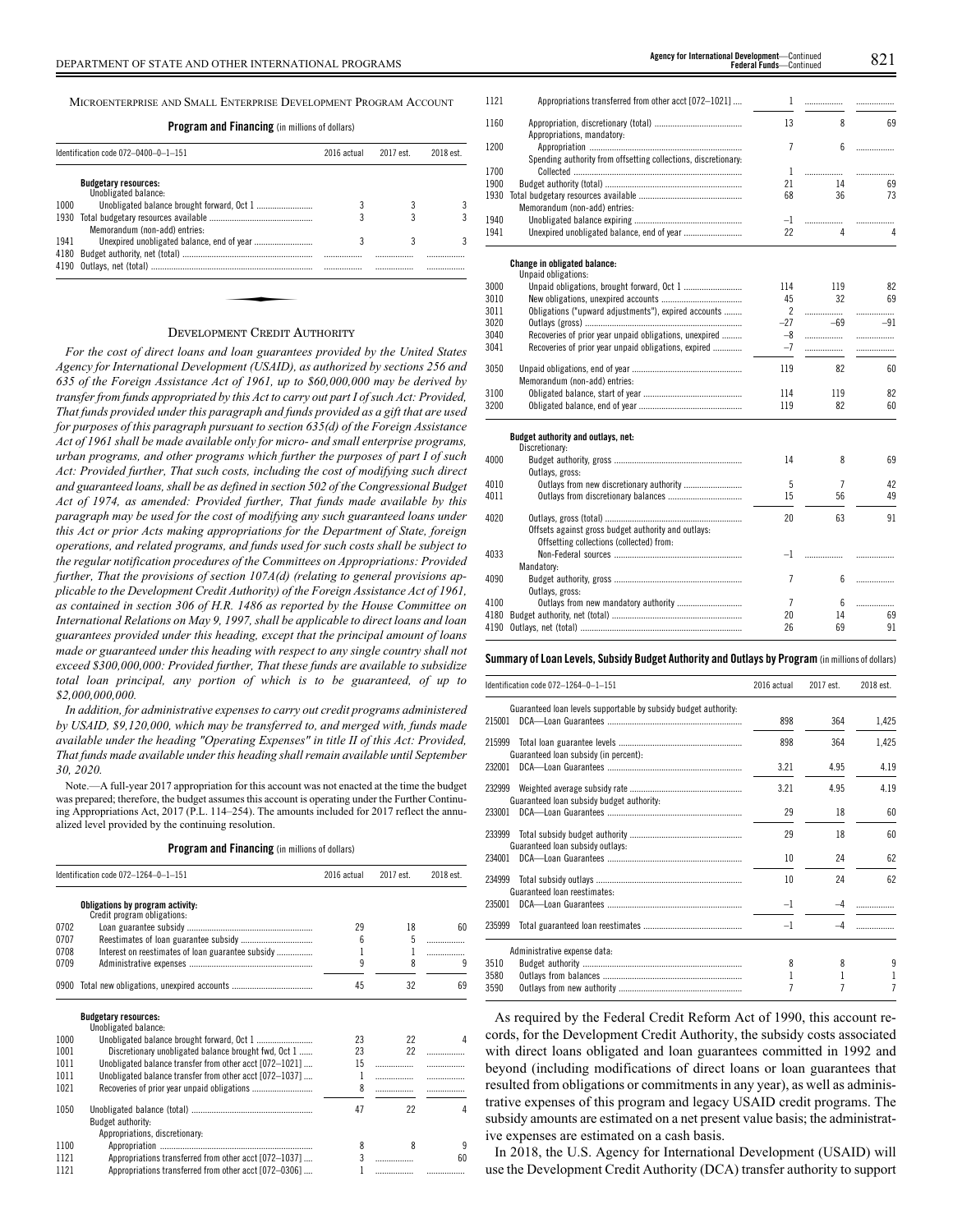Microenterprise and Small Enterprise Development Program Account

**Program and Financing** (in millions of dollars)

| Identification code 072–0400–0–1–151 | | 2016 actual | 2017 est. | 2018 est. |
|---|---|---|---|---|
| | **Budgetary resources:** | | | |
| | Unobligated balance: | | | |
| 1000 | Unobligated balance brought forward, Oct 1 | 3 | 3 | 3 |
| 1930 | Total budgetary resources available | 3 | 3 | 3 |
| | Memorandum (non-add) entries: | | | |
| 1941 | Unexpired unobligated balance, end of year | 3 | 3 | 3 |
| 4180 | Budget authority, net (total) | | | |
| 4190 | Outlays, net (total) | | | |

## Development Credit Authority

*For the cost of direct loans and loan guarantees provided by the United States Agency for International Development (USAID), as authorized by sections 256 and 635 of the Foreign Assistance Act of 1961, up to $60,000,000 may be derived by transfer from funds appropriated by this Act to carry out part I of such Act: Provided, That funds provided under this paragraph and funds provided as a gift that are used for purposes of this paragraph pursuant to section 635(d) of the Foreign Assistance Act of 1961 shall be made available only for micro- and small enterprise programs, urban programs, and other programs which further the purposes of part I of such Act: Provided further, That such costs, including the cost of modifying such direct and guaranteed loans, shall be as defined in section 502 of the Congressional Budget Act of 1974, as amended: Provided further, That funds made available by this paragraph may be used for the cost of modifying any such guaranteed loans under this Act or prior Acts making appropriations for the Department of State, foreign operations, and related programs, and funds used for such costs shall be subject to the regular notification procedures of the Committees on Appropriations: Provided further, That the provisions of section 107A(d) (relating to general provisions applicable to the Development Credit Authority) of the Foreign Assistance Act of 1961, as contained in section 306 of H.R. 1486 as reported by the House Committee on International Relations on May 9, 1997, shall be applicable to direct loans and loan guarantees provided under this heading, except that the principal amount of loans made or guaranteed under this heading with respect to any single country shall not exceed $300,000,000: Provided further, That these funds are available to subsidize total loan principal, any portion of which is to be guaranteed, of up to $2,000,000,000.*

*In addition, for administrative expenses to carry out credit programs administered by USAID, $9,120,000, which may be transferred to, and merged with, funds made available under the heading "Operating Expenses" in title II of this Act: Provided, That funds made available under this heading shall remain available until September 30, 2020.*

Note.—A full-year 2017 appropriation for this account was not enacted at the time the budget was prepared; therefore, the budget assumes this account is operating under the Further Continuing Appropriations Act, 2017 (P.L. 114–254). The amounts included for 2017 reflect the annualized level provided by the continuing resolution.

**Program and Financing** (in millions of dollars)

| Identification code 072–1264–0–1–151 | | 2016 actual | 2017 est. | 2018 est. |
|---|---|---|---|---|
| | **Obligations by program activity:** | | | |
| | Credit program obligations: | | | |
| 0702 | Loan guarantee subsidy | 29 | 18 | 60 |
| 0707 | Reestimates of loan guarantee subsidy | 6 | 5 | |
| 0708 | Interest on reestimates of loan guarantee subsidy | 1 | 1 | |
| 0709 | Administrative expenses | 9 | 8 | 9 |
| 0900 | Total new obligations, unexpired accounts | 45 | 32 | 69 |
| | **Budgetary resources:** | | | |
| | Unobligated balance: | | | |
| 1000 | Unobligated balance brought forward, Oct 1 | 23 | 22 | 4 |
| 1001 | Discretionary unobligated balance brought fwd, Oct 1 | 23 | 22 | |
| 1011 | Unobligated balance transfer from other acct [072–1021] | 15 | | |
| 1011 | Unobligated balance transfer from other acct [072–1037] | 1 | | |
| 1021 | Recoveries of prior year unpaid obligations | 8 | | |
| 1050 | Unobligated balance (total) | 47 | 22 | 4 |
| | Budget authority: | | | |
| | Appropriations, discretionary: | | | |
| 1100 | Appropriation | 8 | 8 | 9 |
| 1121 | Appropriations transferred from other acct [072–1037] | 3 | | 60 |
| 1121 | Appropriations transferred from other acct [072–0306] | 1 | | |
| 1121 | Appropriations transferred from other acct [072–1021] | 1 | | |
| 1160 | Appropriation, discretionary (total) | 13 | 8 | 69 |
| | Appropriations, mandatory: | | | |
| 1200 | Appropriation | 7 | 6 | |
| | Spending authority from offsetting collections, discretionary: | | | |
| 1700 | Collected | 1 | | |
| 1900 | Budget authority (total) | 21 | 14 | 69 |
| 1930 | Total budgetary resources available | 68 | 36 | 73 |
| | Memorandum (non-add) entries: | | | |
| 1940 | Unobligated balance expiring | –1 | | |
| 1941 | Unexpired unobligated balance, end of year | 22 | 4 | 4 |
| | **Change in obligated balance:** | | | |
| | Unpaid obligations: | | | |
| 3000 | Unpaid obligations, brought forward, Oct 1 | 114 | 119 | 82 |
| 3010 | New obligations, unexpired accounts | 45 | 32 | 69 |
| 3011 | Obligations ("upward adjustments"), expired accounts | 2 | | |
| 3020 | Outlays (gross) | –27 | –69 | –91 |
| 3040 | Recoveries of prior year unpaid obligations, unexpired | –8 | | |
| 3041 | Recoveries of prior year unpaid obligations, expired | –7 | | |
| 3050 | Unpaid obligations, end of year | 119 | 82 | 60 |
| | Memorandum (non-add) entries: | | | |
| 3100 | Obligated balance, start of year | 114 | 119 | 82 |
| 3200 | Obligated balance, end of year | 119 | 82 | 60 |
| | **Budget authority and outlays, net:** | | | |
| | Discretionary: | | | |
| 4000 | Budget authority, gross | 14 | 8 | 69 |
| | Outlays, gross: | | | |
| 4010 | Outlays from new discretionary authority | 5 | 7 | 42 |
| 4011 | Outlays from discretionary balances | 15 | 56 | 49 |
| 4020 | Outlays, gross (total) | 20 | 63 | 91 |
| | Offsets against gross budget authority and outlays: | | | |
| | Offsetting collections (collected) from: | | | |
| 4033 | Non-Federal sources | –1 | | |
| | Mandatory: | | | |
| 4090 | Budget authority, gross | 7 | 6 | |
| | Outlays, gross: | | | |
| 4100 | Outlays from new mandatory authority | 7 | 6 | |
| 4180 | Budget authority, net (total) | 20 | 14 | 69 |
| 4190 | Outlays, net (total) | 26 | 69 | 91 |

**Summary of Loan Levels, Subsidy Budget Authority and Outlays by Program** (in millions of dollars)

| Identification code 072–1264–0–1–151 | | 2016 actual | 2017 est. | 2018 est. |
|---|---|---|---|---|
| | Guaranteed loan levels supportable by subsidy budget authority: | | | |
| 215001 | DCA—Loan Guarantees | 898 | 364 | 1,425 |
| 215999 | Total loan guarantee levels | 898 | 364 | 1,425 |
| | Guaranteed loan subsidy (in percent): | | | |
| 232001 | DCA—Loan Guarantees | 3.21 | 4.95 | 4.19 |
| 232999 | Weighted average subsidy rate | 3.21 | 4.95 | 4.19 |
| | Guaranteed loan subsidy budget authority: | | | |
| 233001 | DCA—Loan Guarantees | 29 | 18 | 60 |
| 233999 | Total subsidy budget authority | 29 | 18 | 60 |
| | Guaranteed loan subsidy outlays: | | | |
| 234001 | DCA—Loan Guarantees | 10 | 24 | 62 |
| 234999 | Total subsidy outlays | 10 | 24 | 62 |
| | Guaranteed loan reestimates: | | | |
| 235001 | DCA—Loan Guarantees | –1 | –4 | |
| 235999 | Total guaranteed loan reestimates | –1 | –4 | |
| | Administrative expense data: | | | |
| 3510 | Budget authority | 8 | 8 | 9 |
| 3580 | Outlays from balances | 1 | 1 | 1 |
| 3590 | Outlays from new authority | 7 | 7 | 7 |

As required by the Federal Credit Reform Act of 1990, this account records, for the Development Credit Authority, the subsidy costs associated with direct loans obligated and loan guarantees committed in 1992 and beyond (including modifications of direct loans or loan guarantees that resulted from obligations or commitments in any year), as well as administrative expenses of this program and legacy USAID credit programs. The subsidy amounts are estimated on a net present value basis; the administrative expenses are estimated on a cash basis.

In 2018, the U.S. Agency for International Development (USAID) will use the Development Credit Authority (DCA) transfer authority to support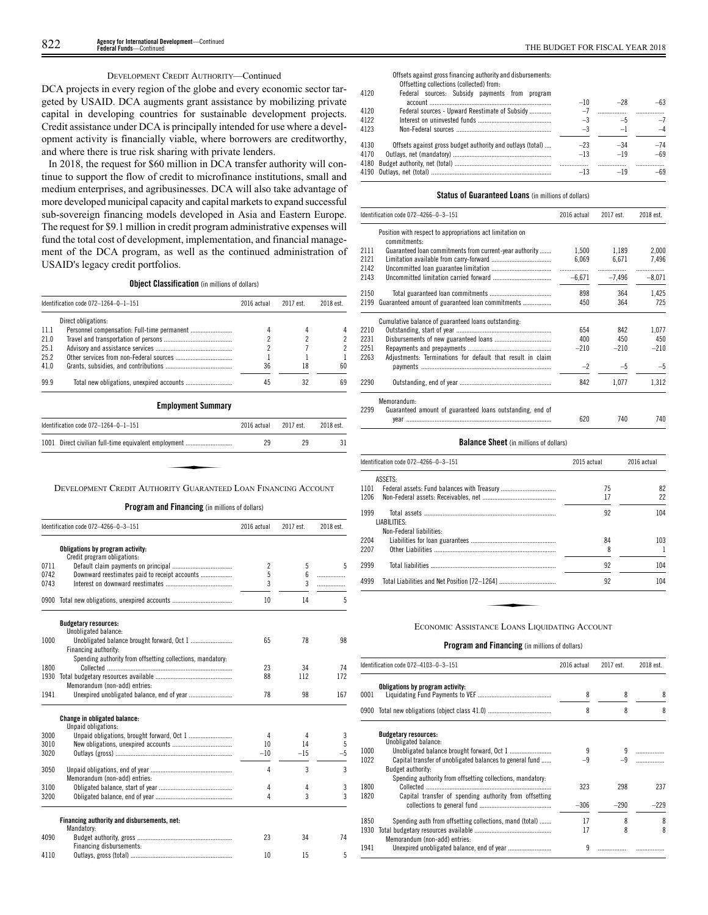DEVELOPMENT CREDIT AUTHORITY—Continued

DCA projects in every region of the globe and every economic sector targeted by USAID. DCA augments grant assistance by mobilizing private capital in developing countries for sustainable development projects. Credit assistance under DCA is principally intended for use where a development activity is financially viable, where borrowers are creditworthy, and where there is true risk sharing with private lenders.

In 2018, the request for $60 million in DCA transfer authority will continue to support the flow of credit to microfinance institutions, small and medium enterprises, and agribusinesses. DCA will also take advantage of more developed municipal capacity and capital markets to expand successful sub-sovereign financing models developed in Asia and Eastern Europe. The request for $9.1 million in credit program administrative expenses will fund the total cost of development, implementation, and financial management of the DCA program, as well as the continued administration of USAID's legacy credit portfolios.

**Object Classification** (in millions of dollars)

| Identification code 072–1264–0–1–151 | | 2016 actual | 2017 est. | 2018 est. |
|---|---|---|---|---|
| | Direct obligations: | | | |
| 11.1 | Personnel compensation: Full-time permanent | 4 | 4 | 4 |
| 21.0 | Travel and transportation of persons | 2 | 2 | 2 |
| 25.1 | Advisory and assistance services | 2 | 7 | 2 |
| 25.2 | Other services from non-Federal sources | 1 | 1 | 1 |
| 41.0 | Grants, subsidies, and contributions | 36 | 18 | 60 |
| 99.9 | Total new obligations, unexpired accounts | 45 | 32 | 69 |

**Employment Summary**

| Identification code 072–1264–0–1–151 | | 2016 actual | 2017 est. | 2018 est. |
|---|---|---|---|---|
| 1001 | Direct civilian full-time equivalent employment | 29 | 29 | 31 |

DEVELOPMENT CREDIT AUTHORITY GUARANTEED LOAN FINANCING ACCOUNT

**Program and Financing** (in millions of dollars)

| Identification code 072–4266–0–3–151 | | 2016 actual | 2017 est. | 2018 est. |
|---|---|---|---|---|
| | **Obligations by program activity:** | | | |
| | Credit program obligations: | | | |
| 0711 | Default claim payments on principal | 2 | 5 | 5 |
| 0742 | Downward reestimates paid to receipt accounts | 5 | 6 | |
| 0743 | Interest on downward reestimates | 3 | 3 | |
| 0900 | Total new obligations, unexpired accounts | 10 | 14 | 5 |
| | **Budgetary resources:** | | | |
| | Unobligated balance: | | | |
| 1000 | Unobligated balance brought forward, Oct 1 | 65 | 78 | 98 |
| | Financing authority: | | | |
| | Spending authority from offsetting collections, mandatory: | | | |
| 1800 | Collected | 23 | 34 | 74 |
| 1930 | Total budgetary resources available | 88 | 112 | 172 |
| | Memorandum (non-add) entries: | | | |
| 1941 | Unexpired unobligated balance, end of year | 78 | 98 | 167 |
| | **Change in obligated balance:** | | | |
| | Unpaid obligations: | | | |
| 3000 | Unpaid obligations, brought forward, Oct 1 | 4 | 4 | 3 |
| 3010 | New obligations, unexpired accounts | 10 | 14 | 5 |
| 3020 | Outlays (gross) | –10 | –15 | –5 |
| 3050 | Unpaid obligations, end of year | 4 | 3 | 3 |
| | Memorandum (non-add) entries: | | | |
| 3100 | Obligated balance, start of year | 4 | 4 | 3 |
| 3200 | Obligated balance, end of year | 4 | 3 | 3 |
| | **Financing authority and disbursements, net:** | | | |
| | Mandatory: | | | |
| 4090 | Budget authority, gross | 23 | 34 | 74 |
| | Financing disbursements: | | | |
| 4110 | Outlays, gross (total) | 10 | 15 | 5 |
| | Offsets against gross financing authority and disbursements: | | | |
| | Offsetting collections (collected) from: | | | |
| 4120 | Federal sources: Subsidy payments from program account | –10 | –28 | –63 |
| 4120 | Federal sources - Upward Reestimate of Subsidy | –7 | | |
| 4122 | Interest on uninvested funds | –3 | –5 | –7 |
| 4123 | Non-Federal sources | –3 | –1 | –4 |
| 4130 | Offsets against gross budget authority and outlays (total) | –23 | –34 | –74 |
| 4170 | Outlays, net (mandatory) | –13 | –19 | –69 |
| 4180 | Budget authority, net (total) | | | |
| 4190 | Outlays, net (total) | –13 | –19 | –69 |

**Status of Guaranteed Loans** (in millions of dollars)

| Identification code 072–4266–0–3–151 | | 2016 actual | 2017 est. | 2018 est. |
|---|---|---|---|---|
| | Position with respect to appropriations act limitation on commitments: | | | |
| 2111 | Guaranteed loan commitments from current-year authority | 1,500 | 1,189 | 2,000 |
| 2121 | Limitation available from carry-forward | 6,069 | 6,671 | 7,496 |
| 2142 | Uncommitted loan guarantee limitation | | | |
| 2143 | Uncommitted limitation carried forward | –6,671 | –7,496 | –8,071 |
| 2150 | Total guaranteed loan commitments | 898 | 364 | 1,425 |
| 2199 | Guaranteed amount of guaranteed loan commitments | 450 | 364 | 725 |
| | Cumulative balance of guaranteed loans outstanding: | | | |
| 2210 | Outstanding, start of year | 654 | 842 | 1,077 |
| 2231 | Disbursements of new guaranteed loans | 400 | 450 | 450 |
| 2251 | Repayments and prepayments | –210 | –210 | –210 |
| 2263 | Adjustments: Terminations for default that result in claim payments | –2 | –5 | –5 |
| 2290 | Outstanding, end of year | 842 | 1,077 | 1,312 |
| | Memorandum: | | | |
| 2299 | Guaranteed amount of guaranteed loans outstanding, end of year | 620 | 740 | 740 |

**Balance Sheet** (in millions of dollars)

| Identification code 072–4266–0–3–151 | | 2015 actual | 2016 actual |
|---|---|---|---|
| | ASSETS: | | |
| 1101 | Federal assets: Fund balances with Treasury | 75 | 82 |
| 1206 | Non-Federal assets: Receivables, net | 17 | 22 |
| 1999 | Total assets | 92 | 104 |
| | LIABILITIES: | | |
| | Non-Federal liabilities: | | |
| 2204 | Liabilities for loan guarantees | 84 | 103 |
| 2207 | Other Liabilities | 8 | 1 |
| 2999 | Total liabilities | 92 | 104 |
| 4999 | Total Liabilities and Net Position [72–1264] | 92 | 104 |

ECONOMIC ASSISTANCE LOANS LIQUIDATING ACCOUNT

**Program and Financing** (in millions of dollars)

| Identification code 072–4103–0–3–151 | | 2016 actual | 2017 est. | 2018 est. |
|---|---|---|---|---|
| | **Obligations by program activity:** | | | |
| 0001 | Liquidating Fund Payments to VEF | 8 | 8 | 8 |
| 0900 | Total new obligations (object class 41.0) | 8 | 8 | 8 |
| | **Budgetary resources:** | | | |
| | Unobligated balance: | | | |
| 1000 | Unobligated balance brought forward, Oct 1 | 9 | 9 | |
| 1022 | Capital transfer of unobligated balances to general fund | –9 | –9 | |
| | Budget authority: | | | |
| | Spending authority from offsetting collections, mandatory: | | | |
| 1800 | Collected | 323 | 298 | 237 |
| 1820 | Capital transfer of spending authority from offsetting collections to general fund | –306 | –290 | –229 |
| 1850 | Spending auth from offsetting collections, mand (total) | 17 | 8 | 8 |
| 1930 | Total budgetary resources available | 17 | 8 | 8 |
| | Memorandum (non-add) entries: | | | |
| 1941 | Unexpired unobligated balance, end of year | 9 | | |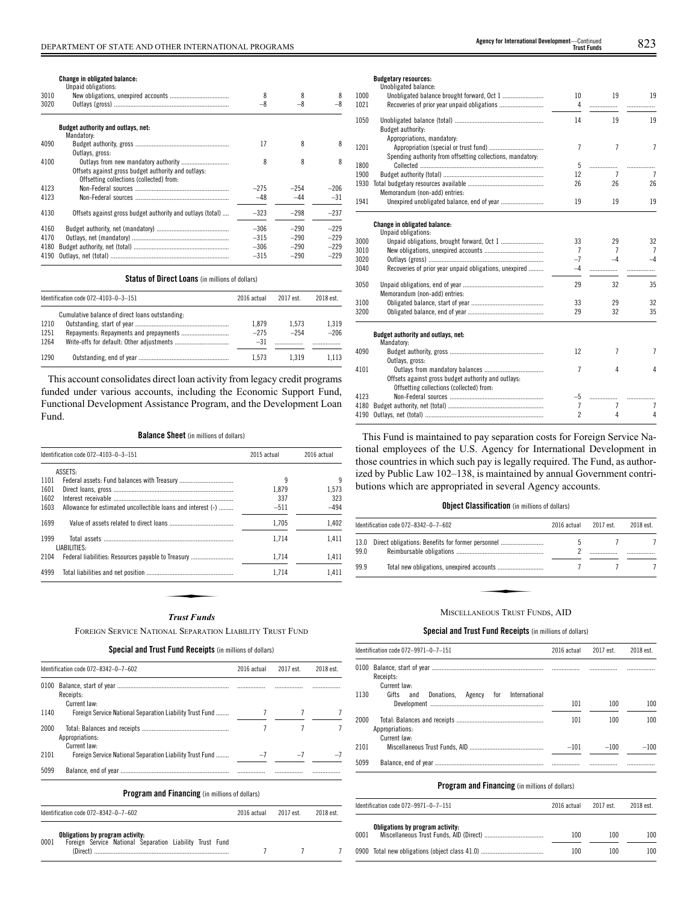| | | | | |
|---|---|---|---|---|
| | **Change in obligated balance:** | | | |
| | Unpaid obligations: | | | |
| 3010 | New obligations, unexpired accounts | 8 | 8 | 8 |
| 3020 | Outlays (gross) | –8 | –8 | –8 |
| | **Budget authority and outlays, net:** | | | |
| | Mandatory: | | | |
| 4090 | Budget authority, gross | 17 | 8 | 8 |
| | Outlays, gross: | | | |
| 4100 | Outlays from new mandatory authority | 8 | 8 | 8 |
| | Offsets against gross budget authority and outlays: | | | |
| | Offsetting collections (collected) from: | | | |
| 4123 | Non-Federal sources | –275 | –254 | –206 |
| 4123 | Non-Federal sources | –48 | –44 | –31 |
| 4130 | Offsets against gross budget authority and outlays (total) | –323 | –298 | –237 |
| 4160 | Budget authority, net (mandatory) | –306 | –290 | –229 |
| 4170 | Outlays, net (mandatory) | –315 | –290 | –229 |
| 4180 | Budget authority, net (total) | –306 | –290 | –229 |
| 4190 | Outlays, net (total) | –315 | –290 | –229 |

**Status of Direct Loans** (in millions of dollars)

| Identification code 072–4103–0–3–151 | | 2016 actual | 2017 est. | 2018 est. |
|---|---|---|---|---|
| | Cumulative balance of direct loans outstanding: | | | |
| 1210 | Outstanding, start of year | 1,879 | 1,573 | 1,319 |
| 1251 | Repayments: Repayments and prepayments | –275 | –254 | –206 |
| 1264 | Write-offs for default: Other adjustments | –31 | | |
| 1290 | Outstanding, end of year | 1,573 | 1,319 | 1,113 |

This account consolidates direct loan activity from legacy credit programs funded under various accounts, including the Economic Support Fund, Functional Development Assistance Program, and the Development Loan Fund.

**Balance Sheet** (in millions of dollars)

| Identification code 072–4103–0–3–151 | | 2015 actual | 2016 actual |
|---|---|---|---|
| | ASSETS: | | |
| 1101 | Federal assets: Fund balances with Treasury | 9 | 9 |
| 1601 | Direct loans, gross | 1,879 | 1,573 |
| 1602 | Interest receivable | 337 | 323 |
| 1603 | Allowance for estimated uncollectible loans and interest (-) | –511 | –494 |
| 1699 | Value of assets related to direct loans | 1,705 | 1,402 |
| 1999 | Total assets | 1,714 | 1,411 |
| | LIABILITIES: | | |
| 2104 | Federal liabilities: Resources payable to Treasury | 1,714 | 1,411 |
| 4999 | Total liabilities and net position | 1,714 | 1,411 |

## *Trust Funds*

### FOREIGN SERVICE NATIONAL SEPARATION LIABILITY TRUST FUND

**Special and Trust Fund Receipts** (in millions of dollars)

| Identification code 072–8342–0–7–602 | | 2016 actual | 2017 est. | 2018 est. |
|---|---|---|---|---|
| 0100 | Balance, start of year | | | |
| | Receipts: | | | |
| | Current law: | | | |
| 1140 | Foreign Service National Separation Liability Trust Fund | 7 | 7 | 7 |
| 2000 | Total: Balances and receipts | 7 | 7 | 7 |
| | Appropriations: | | | |
| | Current law: | | | |
| 2101 | Foreign Service National Separation Liability Trust Fund | –7 | –7 | –7 |
| 5099 | Balance, end of year | | | |

**Program and Financing** (in millions of dollars)

| Identification code 072–8342–0–7–602 | | 2016 actual | 2017 est. | 2018 est. |
|---|---|---|---|---|
| | **Obligations by program activity:** | | | |
| 0001 | Foreign Service National Separation Liability Trust Fund (Direct) | 7 | 7 | 7 |
| | **Budgetary resources:** | | | |
| | Unobligated balance: | | | |
| 1000 | Unobligated balance brought forward, Oct 1 | 10 | 19 | 19 |
| 1021 | Recoveries of prior year unpaid obligations | 4 | | |
| 1050 | Unobligated balance (total) | 14 | 19 | 19 |
| | Budget authority: | | | |
| | Appropriations, mandatory: | | | |
| 1201 | Appropriation (special or trust fund) | 7 | 7 | 7 |
| | Spending authority from offsetting collections, mandatory: | | | |
| 1800 | Collected | 5 | | |
| 1900 | Budget authority (total) | 12 | 7 | 7 |
| 1930 | Total budgetary resources available | 26 | 26 | 26 |
| | Memorandum (non-add) entries: | | | |
| 1941 | Unexpired unobligated balance, end of year | 19 | 19 | 19 |
| | **Change in obligated balance:** | | | |
| | Unpaid obligations: | | | |
| 3000 | Unpaid obligations, brought forward, Oct 1 | 33 | 29 | 32 |
| 3010 | New obligations, unexpired accounts | 7 | 7 | 7 |
| 3020 | Outlays (gross) | –7 | –4 | –4 |
| 3040 | Recoveries of prior year unpaid obligations, unexpired | –4 | | |
| 3050 | Unpaid obligations, end of year | 29 | 32 | 35 |
| | Memorandum (non-add) entries: | | | |
| 3100 | Obligated balance, start of year | 33 | 29 | 32 |
| 3200 | Obligated balance, end of year | 29 | 32 | 35 |
| | **Budget authority and outlays, net:** | | | |
| | Mandatory: | | | |
| 4090 | Budget authority, gross | 12 | 7 | 7 |
| | Outlays, gross: | | | |
| 4101 | Outlays from mandatory balances | 7 | 4 | 4 |
| | Offsets against gross budget authority and outlays: | | | |
| | Offsetting collections (collected) from: | | | |
| 4123 | Non-Federal sources | –5 | | |
| 4180 | Budget authority, net (total) | 7 | 7 | 7 |
| 4190 | Outlays, net (total) | 2 | 4 | 4 |

This Fund is maintained to pay separation costs for Foreign Service National employees of the U.S. Agency for International Development in those countries in which such pay is legally required. The Fund, as authorized by Public Law 102–138, is maintained by annual Government contributions which are appropriated in several Agency accounts.

**Object Classification** (in millions of dollars)

| Identification code 072–8342–0–7–602 | | 2016 actual | 2017 est. | 2018 est. |
|---|---|---|---|---|
| 13.0 | Direct obligations: Benefits for former personnel | 5 | 7 | 7 |
| 99.0 | Reimbursable obligations | 2 | | |
| 99.9 | Total new obligations, unexpired accounts | 7 | 7 | 7 |

### MISCELLANEOUS TRUST FUNDS, AID

**Special and Trust Fund Receipts** (in millions of dollars)

| Identification code 072–9971–0–7–151 | | 2016 actual | 2017 est. | 2018 est. |
|---|---|---|---|---|
| 0100 | Balance, start of year | | | |
| | Receipts: | | | |
| | Current law: | | | |
| 1130 | Gifts and Donations, Agency for International Development | 101 | 100 | 100 |
| 2000 | Total: Balances and receipts | 101 | 100 | 100 |
| | Appropriations: | | | |
| | Current law: | | | |
| 2101 | Miscellaneous Trust Funds, AID | –101 | –100 | –100 |
| 5099 | Balance, end of year | | | |

**Program and Financing** (in millions of dollars)

| Identification code 072–9971–0–7–151 | | 2016 actual | 2017 est. | 2018 est. |
|---|---|---|---|---|
| | **Obligations by program activity:** | | | |
| 0001 | Miscellaneous Trust Funds, AID (Direct) | 100 | 100 | 100 |
| 0900 | Total new obligations (object class 41.0) | 100 | 100 | 100 |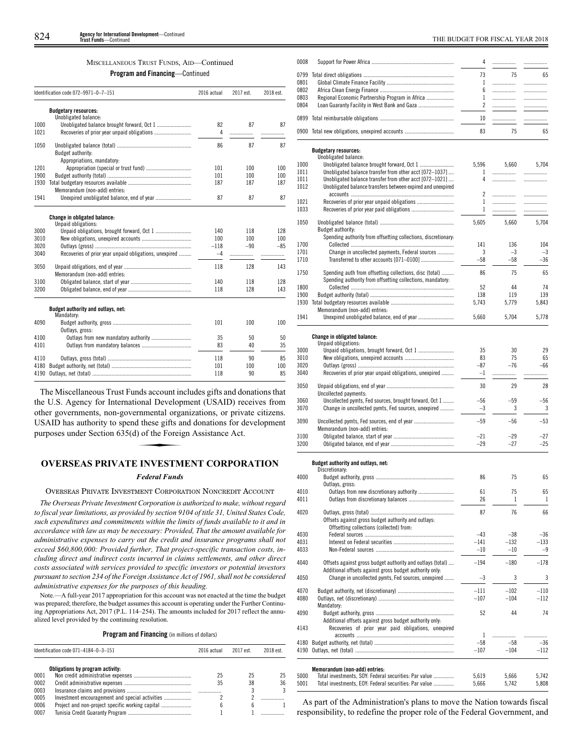MISCELLANEOUS TRUST FUNDS, AID—Continued

**Program and Financing**—Continued

| Identification code 072–9971–0–7–151 | | 2016 actual | 2017 est. | 2018 est. |
|---|---|---|---|---|
| | **Budgetary resources:** | | | |
| | Unobligated balance: | | | |
| 1000 | Unobligated balance brought forward, Oct 1 | 82 | 87 | 87 |
| 1021 | Recoveries of prior year unpaid obligations | 4 | | |
| 1050 | Unobligated balance (total) | 86 | 87 | 87 |
| | Budget authority: | | | |
| | Appropriations, mandatory: | | | |
| 1201 | Appropriation (special or trust fund) | 101 | 100 | 100 |
| 1900 | Budget authority (total) | 101 | 100 | 100 |
| 1930 | Total budgetary resources available | 187 | 187 | 187 |
| | Memorandum (non-add) entries: | | | |
| 1941 | Unexpired unobligated balance, end of year | 87 | 87 | 87 |
| | **Change in obligated balance:** | | | |
| | Unpaid obligations: | | | |
| 3000 | Unpaid obligations, brought forward, Oct 1 | 140 | 118 | 128 |
| 3010 | New obligations, unexpired accounts | 100 | 100 | 100 |
| 3020 | Outlays (gross) | −118 | −90 | −85 |
| 3040 | Recoveries of prior year unpaid obligations, unexpired | −4 | | |
| 3050 | Unpaid obligations, end of year | 118 | 128 | 143 |
| | Memorandum (non-add) entries: | | | |
| 3100 | Obligated balance, start of year | 140 | 118 | 128 |
| 3200 | Obligated balance, end of year | 118 | 128 | 143 |
| | **Budget authority and outlays, net:** | | | |
| | Mandatory: | | | |
| 4090 | Budget authority, gross | 101 | 100 | 100 |
| | Outlays, gross: | | | |
| 4100 | Outlays from new mandatory authority | 35 | 50 | 50 |
| 4101 | Outlays from mandatory balances | 83 | 40 | 35 |
| 4110 | Outlays, gross (total) | 118 | 90 | 85 |
| 4180 | Budget authority, net (total) | 101 | 100 | 100 |
| 4190 | Outlays, net (total) | 118 | 90 | 85 |

The Miscellaneous Trust Funds account includes gifts and donations that the U.S. Agency for International Development (USAID) receives from other governments, non-governmental organizations, or private citizens. USAID has authority to spend these gifts and donations for development purposes under Section 635(d) of the Foreign Assistance Act.

## OVERSEAS PRIVATE INVESTMENT CORPORATION

### *Federal Funds*

OVERSEAS PRIVATE INVESTMENT CORPORATION NONCREDIT ACCOUNT

*The Overseas Private Investment Corporation is authorized to make, without regard to fiscal year limitations, as provided by section 9104 of title 31, United States Code, such expenditures and commitments within the limits of funds available to it and in accordance with law as may be necessary: Provided, That the amount available for administrative expenses to carry out the credit and insurance programs shall not exceed $60,800,000: Provided further, That project-specific transaction costs, including direct and indirect costs incurred in claims settlements, and other direct costs associated with services provided to specific investors or potential investors pursuant to section 234 of the Foreign Assistance Act of 1961, shall not be considered administrative expenses for the purposes of this heading.*

Note.—A full-year 2017 appropriation for this account was not enacted at the time the budget was prepared; therefore, the budget assumes this account is operating under the Further Continuing Appropriations Act, 2017 (P.L. 114–254). The amounts included for 2017 reflect the annualized level provided by the continuing resolution.

**Program and Financing** (in millions of dollars)

| Identification code 071–4184–0–3–151 | | 2016 actual | 2017 est. | 2018 est. |
|---|---|---|---|---|
| | **Obligations by program activity:** | | | |
| 0001 | Non credit administrative expenses | 25 | 25 | 25 |
| 0002 | Credit administrative expenses | 35 | 38 | 36 |
| 0003 | Insurance claims and provisions | | 3 | 3 |
| 0005 | Investment encouragement and special activities | 2 | 2 | |
| 0006 | Project and non-project specific working capital | 6 | 6 | 1 |
| 0007 | Tunisia Credit Guaranty Program | 1 | 1 | |
| 0008 | Support for Power Africa | 4 | | |
| 0799 | Total direct obligations | 73 | 75 | 65 |
| 0801 | Global Climate Finance Facility | 1 | | |
| 0802 | Africa Clean Energy Finance | 6 | | |
| 0803 | Regional Economic Partnership Program in Africa | 1 | | |
| 0804 | Loan Guaranty Facility in West Bank and Gaza | 2 | | |
| 0899 | Total reimbursable obligations | 10 | | |
| 0900 | Total new obligations, unexpired accounts | 83 | 75 | 65 |
| | **Budgetary resources:** | | | |
| | Unobligated balance: | | | |
| 1000 | Unobligated balance brought forward, Oct 1 | 5,596 | 5,660 | 5,704 |
| 1011 | Unobligated balance transfer from other acct [072–1037] | 1 | | |
| 1011 | Unobligated balance transfer from other acct [072–1021] | 4 | | |
| 1012 | Unobligated balance transfers between expired and unexpired accounts | 2 | | |
| 1021 | Recoveries of prior year unpaid obligations | 1 | | |
| 1033 | Recoveries of prior year paid obligations | 1 | | |
| 1050 | Unobligated balance (total) | 5,605 | 5,660 | 5,704 |
| | Budget authority: | | | |
| | Spending authority from offsetting collections, discretionary: | | | |
| 1700 | Collected | 141 | 136 | 104 |
| 1701 | Change in uncollected payments, Federal sources | 3 | −3 | −3 |
| 1710 | Transferred to other accounts [071–0100] | −58 | −58 | −36 |
| 1750 | Spending auth from offsetting collections, disc (total) | 86 | 75 | 65 |
| | Spending authority from offsetting collections, mandatory: | | | |
| 1800 | Collected | 52 | 44 | 74 |
| 1900 | Budget authority (total) | 138 | 119 | 139 |
| 1930 | Total budgetary resources available | 5,743 | 5,779 | 5,843 |
| | Memorandum (non-add) entries: | | | |
| 1941 | Unexpired unobligated balance, end of year | 5,660 | 5,704 | 5,778 |
| | **Change in obligated balance:** | | | |
| | Unpaid obligations: | | | |
| 3000 | Unpaid obligations, brought forward, Oct 1 | 35 | 30 | 29 |
| 3010 | New obligations, unexpired accounts | 83 | 75 | 65 |
| 3020 | Outlays (gross) | −87 | −76 | −66 |
| 3040 | Recoveries of prior year unpaid obligations, unexpired | −1 | | |
| 3050 | Unpaid obligations, end of year | 30 | 29 | 28 |
| | Uncollected payments: | | | |
| 3060 | Uncollected pymts, Fed sources, brought forward, Oct 1 | −56 | −59 | −56 |
| 3070 | Change in uncollected pymts, Fed sources, unexpired | −3 | 3 | 3 |
| 3090 | Uncollected pymts, Fed sources, end of year | −59 | −56 | −53 |
| | Memorandum (non-add) entries: | | | |
| 3100 | Obligated balance, start of year | −21 | −29 | −27 |
| 3200 | Obligated balance, end of year | −29 | −27 | −25 |
| | **Budget authority and outlays, net:** | | | |
| | Discretionary: | | | |
| 4000 | Budget authority, gross | 86 | 75 | 65 |
| | Outlays, gross: | | | |
| 4010 | Outlays from new discretionary authority | 61 | 75 | 65 |
| 4011 | Outlays from discretionary balances | 26 | 1 | 1 |
| 4020 | Outlays, gross (total) | 87 | 76 | 66 |
| | Offsets against gross budget authority and outlays: | | | |
| | Offsetting collections (collected) from: | | | |
| 4030 | Federal sources | −43 | −38 | −36 |
| 4031 | Interest on Federal securities | −141 | −132 | −133 |
| 4033 | Non-Federal sources | −10 | −10 | −9 |
| 4040 | Offsets against gross budget authority and outlays (total) | −194 | −180 | −178 |
| | Additional offsets against gross budget authority only: | | | |
| 4050 | Change in uncollected pymts, Fed sources, unexpired | −3 | 3 | 3 |
| 4070 | Budget authority, net (discretionary) | −111 | −102 | −110 |
| 4080 | Outlays, net (discretionary) | −107 | −104 | −112 |
| | Mandatory: | | | |
| 4090 | Budget authority, gross | 52 | 44 | 74 |
| | Additional offsets against gross budget authority only: | | | |
| 4143 | Recoveries of prior year paid obligations, unexpired accounts | 1 | | |
| 4180 | Budget authority, net (total) | −58 | −58 | −36 |
| 4190 | Outlays, net (total) | −107 | −104 | −112 |
| | **Memorandum (non-add) entries:** | | | |
| 5000 | Total investments, SOY: Federal securities: Par value | 5,619 | 5,666 | 5,742 |
| 5001 | Total investments, EOY: Federal securities: Par value | 5,666 | 5,742 | 5,808 |

As part of the Administration's plans to move the Nation towards fiscal responsibility, to redefine the proper role of the Federal Government, and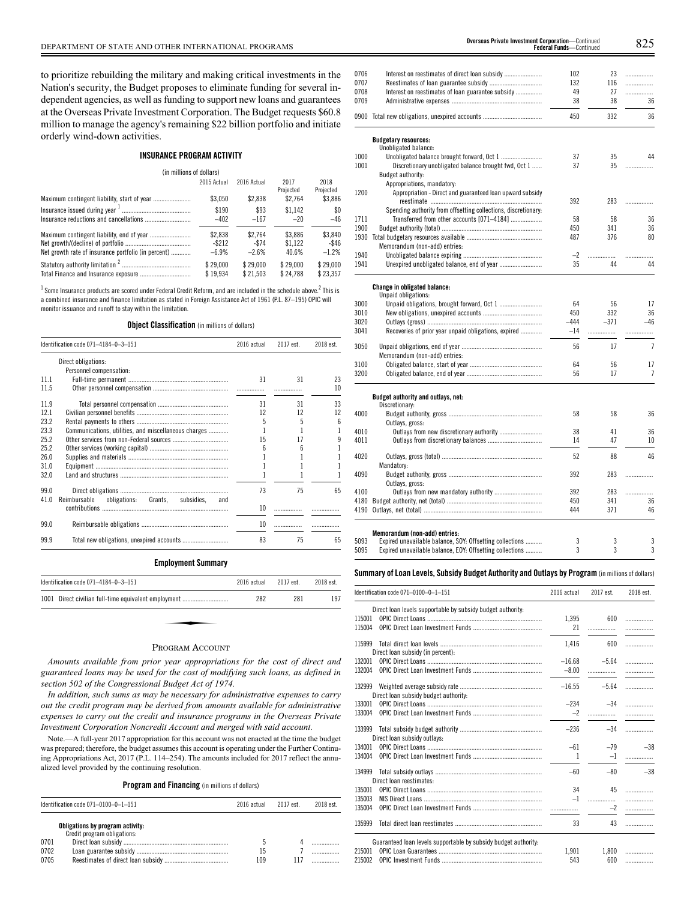to prioritize rebuilding the military and making critical investments in the Nation's security, the Budget proposes to eliminate funding for several independent agencies, as well as funding to support new loans and guarantees at the Overseas Private Investment Corporation. The Budget requests $60.8 million to manage the agency's remaining $22 billion portfolio and initiate orderly wind-down activities.

### INSURANCE PROGRAM ACTIVITY

(in millions of dollars)

| | 2015 Actual | 2016 Actual | 2017 Projected | 2018 Projected |
|---|---|---|---|---|
| Maximum contingent liability, start of year | $3,050 | $2,838 | $2,764 | $3,886 |
| Insurance issued during year [1] | $190 | $93 | $1,142 | $0 |
| Insurance reductions and cancellations | −402 | −167 | −20 | −46 |
| Maximum contingent liability, end of year | $2,838 | $2,764 | $3,886 | $3,840 |
| Net growth/(decline) of portfolio | -$212 | -$74 | $1,122 | -$46 |
| Net growth rate of insurance portfolio (in percent) | −6.9% | −2.6% | 40.6% | −1.2% |
| Statutory authority limitation [2] | $ 29,000 | $ 29,000 | $ 29,000 | $ 29,000 |
| Total Finance and Insurance exposure | $ 19,934 | $ 21,503 | $ 24,788 | $ 23,357 |

[1] Some Insurance products are scored under Federal Credit Reform, and are included in the schedule above.[2] This is a combined insurance and finance limitation as stated in Foreign Assistance Act of 1961 (P.L. 87–195) OPIC will monitor issuance and runoff to stay within the limitation.

**Object Classification** (in millions of dollars)

| Identification code 071–4184–0–3–151 | | 2016 actual | 2017 est. | 2018 est. |
|---|---|---|---|---|
| | Direct obligations: | | | |
| | Personnel compensation: | | | |
| 11.1 | Full-time permanent | 31 | 31 | 23 |
| 11.5 | Other personnel compensation | | | 10 |
| 11.9 | Total personnel compensation | 31 | 31 | 33 |
| 12.1 | Civilian personnel benefits | 12 | 12 | 12 |
| 23.2 | Rental payments to others | 5 | 5 | 6 |
| 23.3 | Communications, utilities, and miscellaneous charges | 1 | 1 | 1 |
| 25.2 | Other services from non-Federal sources | 15 | 17 | 9 |
| 25.2 | Other services (working capital) | 6 | 6 | 1 |
| 26.0 | Supplies and materials | 1 | 1 | 1 |
| 31.0 | Equipment | 1 | 1 | 1 |
| 32.0 | Land and structures | 1 | 1 | 1 |
| 99.0 | Direct obligations | 73 | 75 | 65 |
| 41.0 | Reimbursable obligations: Grants, subsidies, and contributions | 10 | | |
| 99.0 | Reimbursable obligations | 10 | | |
| 99.9 | Total new obligations, unexpired accounts | 83 | 75 | 65 |

**Employment Summary**

| Identification code 071–4184–0–3–151 | | 2016 actual | 2017 est. | 2018 est. |
|---|---|---|---|---|
| 1001 | Direct civilian full-time equivalent employment | 282 | 281 | 197 |

## PROGRAM ACCOUNT

*Amounts available from prior year appropriations for the cost of direct and guaranteed loans may be used for the cost of modifying such loans, as defined in section 502 of the Congressional Budget Act of 1974.*

*In addition, such sums as may be necessary for administrative expenses to carry out the credit program may be derived from amounts available for administrative expenses to carry out the credit and insurance programs in the Overseas Private Investment Corporation Noncredit Account and merged with said account.*

Note.—A full-year 2017 appropriation for this account was not enacted at the time the budget was prepared; therefore, the budget assumes this account is operating under the Further Continuing Appropriations Act, 2017 (P.L. 114–254). The amounts included for 2017 reflect the annualized level provided by the continuing resolution.

**Program and Financing** (in millions of dollars)

| Identification code 071–0100–0–1–151 | | 2016 actual | 2017 est. | 2018 est. |
|---|---|---|---|---|
| | **Obligations by program activity:** | | | |
| | Credit program obligations: | | | |
| 0701 | Direct loan subsidy | 5 | 4 | |
| 0702 | Loan guarantee subsidy | 15 | 7 | |
| 0705 | Reestimates of direct loan subsidy | 109 | 117 | |
| 0706 | Interest on reestimates of direct loan subsidy | 102 | 23 | |
| 0707 | Reestimates of loan guarantee subsidy | 132 | 116 | |
| 0708 | Interest on reestimates of loan guarantee subsidy | 49 | 27 | |
| 0709 | Administrative expenses | 38 | 38 | 36 |
| 0900 | Total new obligations, unexpired accounts | 450 | 332 | 36 |
| | **Budgetary resources:** | | | |
| | Unobligated balance: | | | |
| 1000 | Unobligated balance brought forward, Oct 1 | 37 | 35 | 44 |
| 1001 | Discretionary unobligated balance brought fwd, Oct 1 | 37 | 35 | |
| | Budget authority: | | | |
| | Appropriations, mandatory: | | | |
| 1200 | Appropriation - Direct and guaranteed loan upward subsidy reestimate | 392 | 283 | |
| | Spending authority from offsetting collections, discretionary: | | | |
| 1711 | Transferred from other accounts [071–4184] | 58 | 58 | 36 |
| 1900 | Budget authority (total) | 450 | 341 | 36 |
| 1930 | Total budgetary resources available | 487 | 376 | 80 |
| | Memorandum (non-add) entries: | | | |
| 1940 | Unobligated balance expiring | −2 | | |
| 1941 | Unexpired unobligated balance, end of year | 35 | 44 | 44 |
| | **Change in obligated balance:** | | | |
| | Unpaid obligations: | | | |
| 3000 | Unpaid obligations, brought forward, Oct 1 | 64 | 56 | 17 |
| 3010 | New obligations, unexpired accounts | 450 | 332 | 36 |
| 3020 | Outlays (gross) | −444 | −371 | −46 |
| 3041 | Recoveries of prior year unpaid obligations, expired | −14 | | |
| 3050 | Unpaid obligations, end of year | 56 | 17 | 7 |
| | Memorandum (non-add) entries: | | | |
| 3100 | Obligated balance, start of year | 64 | 56 | 17 |
| 3200 | Obligated balance, end of year | 56 | 17 | 7 |
| | **Budget authority and outlays, net:** | | | |
| | Discretionary: | | | |
| 4000 | Budget authority, gross | 58 | 58 | 36 |
| | Outlays, gross: | | | |
| 4010 | Outlays from new discretionary authority | 38 | 41 | 36 |
| 4011 | Outlays from discretionary balances | 14 | 47 | 10 |
| 4020 | Outlays, gross (total) | 52 | 88 | 46 |
| | Mandatory: | | | |
| 4090 | Budget authority, gross | 392 | 283 | |
| | Outlays, gross: | | | |
| 4100 | Outlays from new mandatory authority | 392 | 283 | |
| 4180 | Budget authority, net (total) | 450 | 341 | 36 |
| 4190 | Outlays, net (total) | 444 | 371 | 46 |
| | **Memorandum (non-add) entries:** | | | |
| 5093 | Expired unavailable balance, SOY: Offsetting collections | 3 | 3 | 3 |
| 5095 | Expired unavailable balance, EOY: Offsetting collections | 3 | 3 | 3 |

**Summary of Loan Levels, Subsidy Budget Authority and Outlays by Program** (in millions of dollars)

| Identification code 071–0100–0–1–151 | | 2016 actual | 2017 est. | 2018 est. |
|---|---|---|---|---|
| | Direct loan levels supportable by subsidy budget authority: | | | |
| 115001 | OPIC Direct Loans | 1,395 | 600 | |
| 115004 | OPIC Direct Loan Investment Funds | 21 | | |
| 115999 | Total direct loan levels | 1,416 | 600 | |
| | Direct loan subsidy (in percent): | | | |
| 132001 | OPIC Direct Loans | −16.68 | −5.64 | |
| 132004 | OPIC Direct Loan Investment Funds | −8.00 | | |
| 132999 | Weighted average subsidy rate | −16.55 | −5.64 | |
| | Direct loan subsidy budget authority: | | | |
| 133001 | OPIC Direct Loans | −234 | −34 | |
| 133004 | OPIC Direct Loan Investment Funds | −2 | | |
| 133999 | Total subsidy budget authority | −236 | −34 | |
| | Direct loan subsidy outlays: | | | |
| 134001 | OPIC Direct Loans | −61 | −79 | −38 |
| 134004 | OPIC Direct Loan Investment Funds | 1 | −1 | |
| 134999 | Total subsidy outlays | −60 | −80 | −38 |
| | Direct loan reestimates: | | | |
| 135001 | OPIC Direct Loans | 34 | 45 | |
| 135003 | NIS Direct Loans | −1 | | |
| 135004 | OPIC Direct Loan Investment Funds | | −2 | |
| 135999 | Total direct loan reestimates | 33 | 43 | |
| | Guaranteed loan levels supportable by subsidy budget authority: | | | |
| 215001 | OPIC Loan Guarantees | 1,901 | 1,800 | |
| 215002 | OPIC Investment Funds | 543 | 600 | |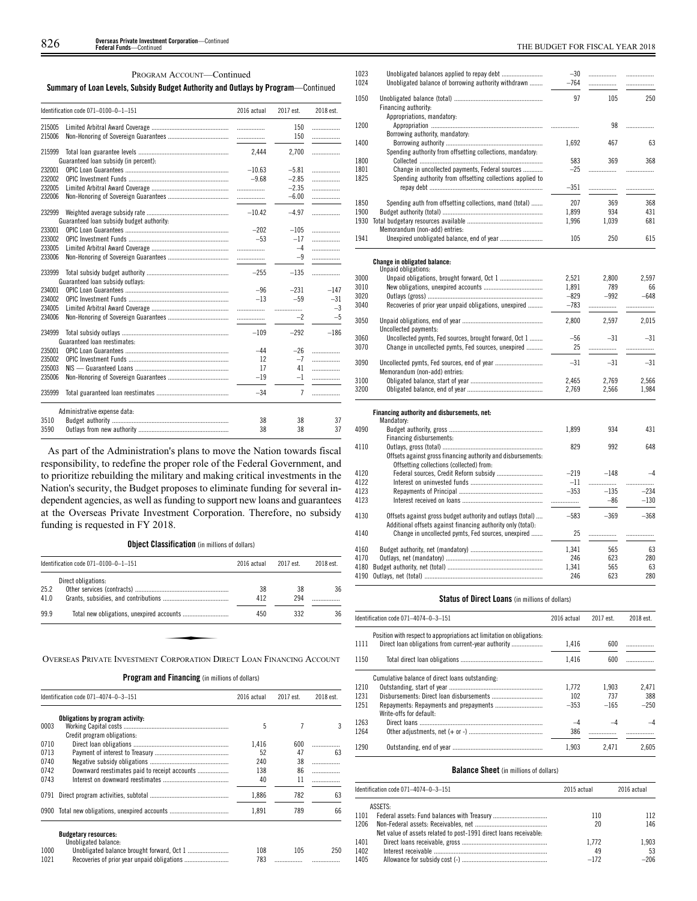PROGRAM ACCOUNT—Continued

**Summary of Loan Levels, Subsidy Budget Authority and Outlays by Program**—Continued

| Identification code 071–0100–0–1–151 | | 2016 actual | 2017 est. | 2018 est. |
|---|---|---|---|---|
| 215005 | Limited Arbitral Award Coverage | | 150 | |
| 215006 | Non-Honoring of Sovereign Guarantees | | 150 | |
| 215999 | Total loan guarantee levels | 2,444 | 2,700 | |
| | Guaranteed loan subsidy (in percent): | | | |
| 232001 | OPIC Loan Guarantees | –10.63 | –5.81 | |
| 232002 | OPIC Investment Funds | –9.68 | –2.85 | |
| 232005 | Limited Arbitral Award Coverage | | –2.35 | |
| 232006 | Non-Honoring of Sovereign Guarantees | | –6.00 | |
| 232999 | Weighted average subsidy rate | –10.42 | –4.97 | |
| | Guaranteed loan subsidy budget authority: | | | |
| 233001 | OPIC Loan Guarantees | –202 | –105 | |
| 233002 | OPIC Investment Funds | –53 | –17 | |
| 233005 | Limited Arbitral Award Coverage | | –4 | |
| 233006 | Non-Honoring of Sovereign Guarantees | | –9 | |
| 233999 | Total subsidy budget authority | –255 | –135 | |
| | Guaranteed loan subsidy outlays: | | | |
| 234001 | OPIC Loan Guarantees | –96 | –231 | –147 |
| 234002 | OPIC Investment Funds | –13 | –59 | –31 |
| 234005 | Limited Arbitral Award Coverage | | | –3 |
| 234006 | Non-Honoring of Sovereign Guarantees | | –2 | –5 |
| 234999 | Total subsidy outlays | –109 | –292 | –186 |
| | Guaranteed loan reestimates: | | | |
| 235001 | OPIC Loan Guarantees | –44 | –26 | |
| 235002 | OPIC Investment Funds | 12 | –7 | |
| 235003 | NIS — Guaranteed Loans | 17 | 41 | |
| 235006 | Non-Honoring of Sovereign Guarantees | –19 | –1 | |
| 235999 | Total guaranteed loan reestimates | –34 | 7 | |
| | Administrative expense data: | | | |
| 3510 | Budget authority | 38 | 38 | 37 |
| 3590 | Outlays from new authority | 38 | 38 | 37 |

As part of the Administration's plans to move the Nation towards fiscal responsibility, to redefine the proper role of the Federal Government, and to prioritize rebuilding the military and making critical investments in the Nation's security, the Budget proposes to eliminate funding for several independent agencies, as well as funding to support new loans and guarantees at the Overseas Private Investment Corporation. Therefore, no subsidy funding is requested in FY 2018.

**Object Classification** (in millions of dollars)

| Identification code 071–0100–0–1–151 | | 2016 actual | 2017 est. | 2018 est. |
|---|---|---|---|---|
| | Direct obligations: | | | |
| 25.2 | Other services (contracts) | 38 | 38 | 36 |
| 41.0 | Grants, subsidies, and contributions | 412 | 294 | |
| 99.9 | Total new obligations, unexpired accounts | 450 | 332 | 36 |

OVERSEAS PRIVATE INVESTMENT CORPORATION DIRECT LOAN FINANCING ACCOUNT

**Program and Financing** (in millions of dollars)

| Identification code 071–4074–0–3–151 | | 2016 actual | 2017 est. | 2018 est. |
|---|---|---|---|---|
| | **Obligations by program activity:** | | | |
| 0003 | Working Capital costs | 5 | 7 | 3 |
| | Credit program obligations: | | | |
| 0710 | Direct loan obligations | 1,416 | 600 | |
| 0713 | Payment of interest to Treasury | 52 | 47 | 63 |
| 0740 | Negative subsidy obligations | 240 | 38 | |
| 0742 | Downward reestimates paid to receipt accounts | 138 | 86 | |
| 0743 | Interest on downward reestimates | 40 | 11 | |
| 0791 | Direct program activities, subtotal | 1,886 | 782 | 63 |
| 0900 | Total new obligations, unexpired accounts | 1,891 | 789 | 66 |
| | **Budgetary resources:** | | | |
| | Unobligated balance: | | | |
| 1000 | Unobligated balance brought forward, Oct 1 | 108 | 105 | 250 |
| 1021 | Recoveries of prior year unpaid obligations | 783 | | |
| 1023 | Unobligated balances applied to repay debt | –30 | | |
| 1024 | Unobligated balance of borrowing authority withdrawn | –764 | | |
| 1050 | Unobligated balance (total) | 97 | 105 | 250 |
| | Financing authority: | | | |
| | Appropriations, mandatory: | | | |
| 1200 | Appropriation | | 98 | |
| | Borrowing authority, mandatory: | | | |
| 1400 | Borrowing authority | 1,692 | 467 | 63 |
| | Spending authority from offsetting collections, mandatory: | | | |
| 1800 | Collected | 583 | 369 | 368 |
| 1801 | Change in uncollected payments, Federal sources | –25 | | |
| 1825 | Spending authority from offsetting collections applied to repay debt | –351 | | |
| 1850 | Spending auth from offsetting collections, mand (total) | 207 | 369 | 368 |
| 1900 | Budget authority (total) | 1,899 | 934 | 431 |
| 1930 | Total budgetary resources available | 1,996 | 1,039 | 681 |
| | Memorandum (non-add) entries: | | | |
| 1941 | Unexpired unobligated balance, end of year | 105 | 250 | 615 |
| | **Change in obligated balance:** | | | |
| | Unpaid obligations: | | | |
| 3000 | Unpaid obligations, brought forward, Oct 1 | 2,521 | 2,800 | 2,597 |
| 3010 | New obligations, unexpired accounts | 1,891 | 789 | 66 |
| 3020 | Outlays (gross) | –829 | –992 | –648 |
| 3040 | Recoveries of prior year unpaid obligations, unexpired | –783 | | |
| 3050 | Unpaid obligations, end of year | 2,800 | 2,597 | 2,015 |
| | Uncollected payments: | | | |
| 3060 | Uncollected pymts, Fed sources, brought forward, Oct 1 | –56 | –31 | –31 |
| 3070 | Change in uncollected pymts, Fed sources, unexpired | 25 | | |
| 3090 | Uncollected pymts, Fed sources, end of year | –31 | –31 | –31 |
| | Memorandum (non-add) entries: | | | |
| 3100 | Obligated balance, start of year | 2,465 | 2,769 | 2,566 |
| 3200 | Obligated balance, end of year | 2,769 | 2,566 | 1,984 |
| | **Financing authority and disbursements, net:** | | | |
| | Mandatory: | | | |
| 4090 | Budget authority, gross | 1,899 | 934 | 431 |
| | Financing disbursements: | | | |
| 4110 | Outlays, gross (total) | 829 | 992 | 648 |
| | Offsets against gross financing authority and disbursements: | | | |
| | Offsetting collections (collected) from: | | | |
| 4120 | Federal sources, Credit Reform subsidy | –219 | –148 | –4 |
| 4122 | Interest on uninvested funds | –11 | | |
| 4123 | Repayments of Principal | –353 | –135 | –234 |
| 4123 | Interest received on loans | | –86 | –130 |
| 4130 | Offsets against gross budget authority and outlays (total) | –583 | –369 | –368 |
| | Additional offsets against financing authority only (total): | | | |
| 4140 | Change in uncollected pymts, Fed sources, unexpired | 25 | | |
| 4160 | Budget authority, net (mandatory) | 1,341 | 565 | 63 |
| 4170 | Outlays, net (mandatory) | 246 | 623 | 280 |
| 4180 | Budget authority, net (total) | 1,341 | 565 | 63 |
| 4190 | Outlays, net (total) | 246 | 623 | 280 |

**Status of Direct Loans** (in millions of dollars)

| Identification code 071–4074–0–3–151 | | 2016 actual | 2017 est. | 2018 est. |
|---|---|---|---|---|
| | Position with respect to appropriations act limitation on obligations: | | | |
| 1111 | Direct loan obligations from current-year authority | 1,416 | 600 | |
| 1150 | Total direct loan obligations | 1,416 | 600 | |
| | Cumulative balance of direct loans outstanding: | | | |
| 1210 | Outstanding, start of year | 1,772 | 1,903 | 2,471 |
| 1231 | Disbursements: Direct loan disbursements | 102 | 737 | 388 |
| 1251 | Repayments: Repayments and prepayments | –353 | –165 | –250 |
| | Write-offs for default: | | | |
| 1263 | Direct loans | –4 | –4 | –4 |
| 1264 | Other adjustments, net (+ or -) | 386 | | |
| 1290 | Outstanding, end of year | 1,903 | 2,471 | 2,605 |

**Balance Sheet** (in millions of dollars)

| Identification code 071–4074–0–3–151 | | 2015 actual | 2016 actual |
|---|---|---|---|
| | ASSETS: | | |
| 1101 | Federal assets: Fund balances with Treasury | 110 | 112 |
| 1206 | Non-Federal assets: Receivables, net | 20 | 146 |
| | Net value of assets related to post-1991 direct loans receivable: | | |
| 1401 | Direct loans receivable, gross | 1,772 | 1,903 |
| 1402 | Interest receivable | 49 | 53 |
| 1405 | Allowance for subsidy cost (-) | –172 | –206 |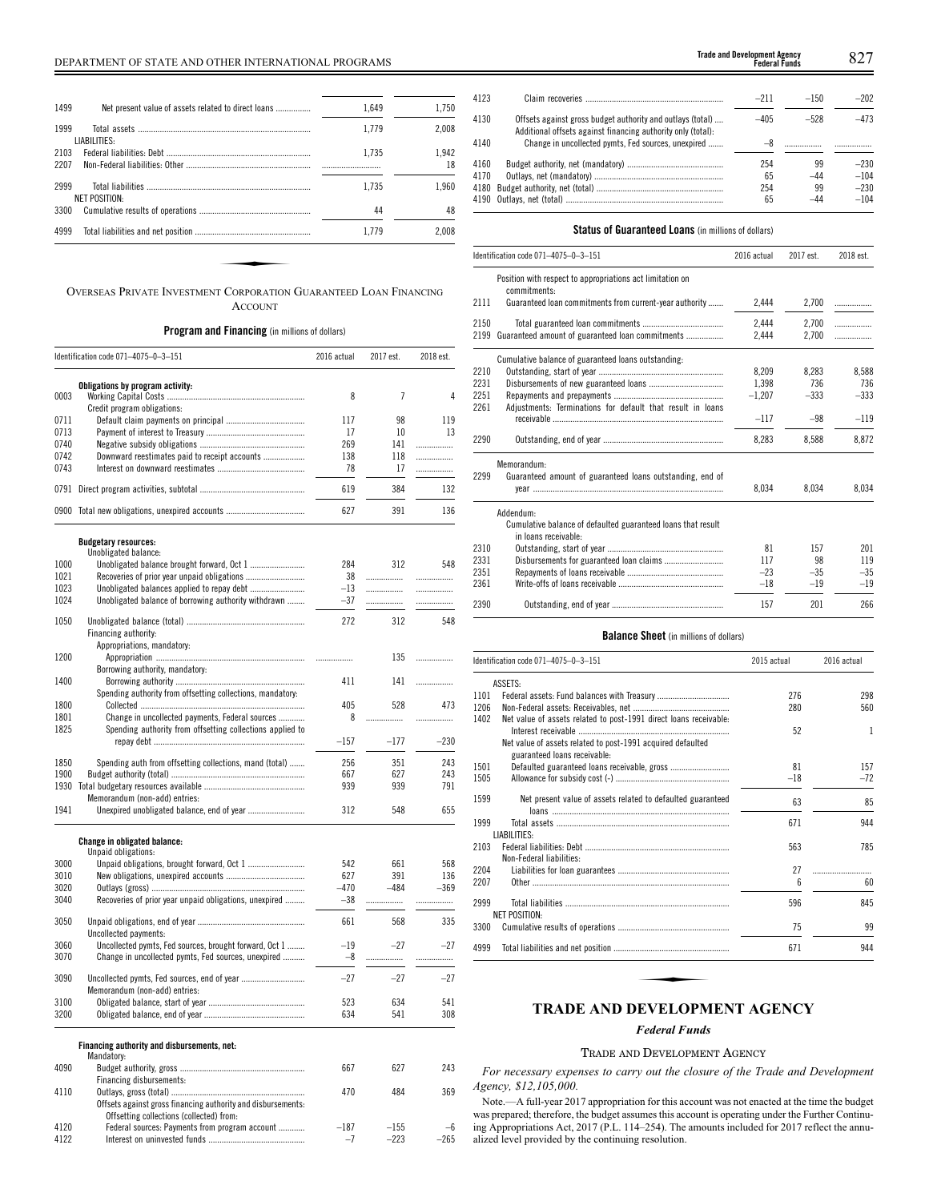| | | | |
|---|---|---|---|
| 1499 | Net present value of assets related to direct loans | 1,649 | 1,750 |
| 1999 | Total assets | 1,779 | 2,008 |
| | LIABILITIES: | | |
| 2103 | Federal liabilities: Debt | 1,735 | 1,942 |
| 2207 | Non-Federal liabilities: Other | | 18 |
| 2999 | Total liabilities | 1,735 | 1,960 |
| | NET POSITION: | | |
| 3300 | Cumulative results of operations | 44 | 48 |
| 4999 | Total liabilities and net position | 1,779 | 2,008 |

OVERSEAS PRIVATE INVESTMENT CORPORATION GUARANTEED LOAN FINANCING ACCOUNT

**Program and Financing** (in millions of dollars)

| Identification code 071–4075–0–3–151 | | 2016 actual | 2017 est. | 2018 est. |
|---|---|---|---|---|
| | **Obligations by program activity:** | | | |
| 0003 | Working Capital Costs | 8 | 7 | 4 |
| | Credit program obligations: | | | |
| 0711 | Default claim payments on principal | 117 | 98 | 119 |
| 0713 | Payment of interest to Treasury | 17 | 10 | 13 |
| 0740 | Negative subsidy obligations | 269 | 141 | |
| 0742 | Downward reestimates paid to receipt accounts | 138 | 118 | |
| 0743 | Interest on downward reestimates | 78 | 17 | |
| 0791 | Direct program activities, subtotal | 619 | 384 | 132 |
| 0900 | Total new obligations, unexpired accounts | 627 | 391 | 136 |
| | **Budgetary resources:** | | | |
| | Unobligated balance: | | | |
| 1000 | Unobligated balance brought forward, Oct 1 | 284 | 312 | 548 |
| 1021 | Recoveries of prior year unpaid obligations | 38 | | |
| 1023 | Unobligated balances applied to repay debt | –13 | | |
| 1024 | Unobligated balance of borrowing authority withdrawn | –37 | | |
| 1050 | Unobligated balance (total) | 272 | 312 | 548 |
| | Financing authority: | | | |
| | Appropriations, mandatory: | | | |
| 1200 | Appropriation | | 135 | |
| | Borrowing authority, mandatory: | | | |
| 1400 | Borrowing authority | 411 | 141 | |
| | Spending authority from offsetting collections, mandatory: | | | |
| 1800 | Collected | 405 | 528 | 473 |
| 1801 | Change in uncollected payments, Federal sources | 8 | | |
| 1825 | Spending authority from offsetting collections applied to repay debt | –157 | –177 | –230 |
| 1850 | Spending auth from offsetting collections, mand (total) | 256 | 351 | 243 |
| 1900 | Budget authority (total) | 667 | 627 | 243 |
| 1930 | Total budgetary resources available | 939 | 939 | 791 |
| | Memorandum (non-add) entries: | | | |
| 1941 | Unexpired unobligated balance, end of year | 312 | 548 | 655 |
| | **Change in obligated balance:** | | | |
| | Unpaid obligations: | | | |
| 3000 | Unpaid obligations, brought forward, Oct 1 | 542 | 661 | 568 |
| 3010 | New obligations, unexpired accounts | 627 | 391 | 136 |
| 3020 | Outlays (gross) | –470 | –484 | –369 |
| 3040 | Recoveries of prior year unpaid obligations, unexpired | –38 | | |
| 3050 | Unpaid obligations, end of year | 661 | 568 | 335 |
| | Uncollected payments: | | | |
| 3060 | Uncollected pymts, Fed sources, brought forward, Oct 1 | –19 | –27 | –27 |
| 3070 | Change in uncollected pymts, Fed sources, unexpired | –8 | | |
| 3090 | Uncollected pymts, Fed sources, end of year | –27 | –27 | –27 |
| | Memorandum (non-add) entries: | | | |
| 3100 | Obligated balance, start of year | 523 | 634 | 541 |
| 3200 | Obligated balance, end of year | 634 | 541 | 308 |
| | **Financing authority and disbursements, net:** | | | |
| | Mandatory: | | | |
| 4090 | Budget authority, gross | 667 | 627 | 243 |
| | Financing disbursements: | | | |
| 4110 | Outlays, gross (total) | 470 | 484 | 369 |
| | Offsets against gross financing authority and disbursements: | | | |
| | Offsetting collections (collected) from: | | | |
| 4120 | Federal sources: Payments from program account | –187 | –155 | –6 |
| 4122 | Interest on uninvested funds | –7 | –223 | –265 |
| 4123 | Claim recoveries | –211 | –150 | –202 |
| 4130 | Offsets against gross budget authority and outlays (total) | –405 | –528 | –473 |
| | Additional offsets against financing authority only (total): | | | |
| 4140 | Change in uncollected pymts, Fed sources, unexpired | –8 | | |
| 4160 | Budget authority, net (mandatory) | 254 | 99 | –230 |
| 4170 | Outlays, net (mandatory) | 65 | –44 | –104 |
| 4180 | Budget authority, net (total) | 254 | 99 | –230 |
| 4190 | Outlays, net (total) | 65 | –44 | –104 |

**Status of Guaranteed Loans** (in millions of dollars)

| Identification code 071–4075–0–3–151 | | 2016 actual | 2017 est. | 2018 est. |
|---|---|---|---|---|
| | Position with respect to appropriations act limitation on commitments: | | | |
| 2111 | Guaranteed loan commitments from current-year authority | 2,444 | 2,700 | |
| 2150 | Total guaranteed loan commitments | 2,444 | 2,700 | |
| 2199 | Guaranteed amount of guaranteed loan commitments | 2,444 | 2,700 | |
| | Cumulative balance of guaranteed loans outstanding: | | | |
| 2210 | Outstanding, start of year | 8,209 | 8,283 | 8,588 |
| 2231 | Disbursements of new guaranteed loans | 1,398 | 736 | 736 |
| 2251 | Repayments and prepayments | –1,207 | –333 | –333 |
| 2261 | Adjustments: Terminations for default that result in loans receivable | –117 | –98 | –119 |
| 2290 | Outstanding, end of year | 8,283 | 8,588 | 8,872 |
| | Memorandum: | | | |
| 2299 | Guaranteed amount of guaranteed loans outstanding, end of year | 8,034 | 8,034 | 8,034 |
| | Addendum: | | | |
| | Cumulative balance of defaulted guaranteed loans that result in loans receivable: | | | |
| 2310 | Outstanding, start of year | 81 | 157 | 201 |
| 2331 | Disbursements for guaranteed loan claims | 117 | 98 | 119 |
| 2351 | Repayments of loans receivable | –23 | –35 | –35 |
| 2361 | Write-offs of loans receivable | –18 | –19 | –19 |
| 2390 | Outstanding, end of year | 157 | 201 | 266 |

**Balance Sheet** (in millions of dollars)

| Identification code 071–4075–0–3–151 | | 2015 actual | 2016 actual |
|---|---|---|---|
| | ASSETS: | | |
| 1101 | Federal assets: Fund balances with Treasury | 276 | 298 |
| 1206 | Non-Federal assets: Receivables, net | 280 | 560 |
| 1402 | Net value of assets related to post-1991 direct loans receivable: Interest receivable | 52 | 1 |
| | Net value of assets related to post-1991 acquired defaulted guaranteed loans receivable: | | |
| 1501 | Defaulted guaranteed loans receivable, gross | 81 | 157 |
| 1505 | Allowance for subsidy cost (-) | –18 | –72 |
| 1599 | Net present value of assets related to defaulted guaranteed loans | 63 | 85 |
| 1999 | Total assets | 671 | 944 |
| | LIABILITIES: | | |
| 2103 | Federal liabilities: Debt | 563 | 785 |
| | Non-Federal liabilities: | | |
| 2204 | Liabilities for loan guarantees | 27 | |
| 2207 | Other | 6 | 60 |
| 2999 | Total liabilities | 596 | 845 |
| | NET POSITION: | | |
| 3300 | Cumulative results of operations | 75 | 99 |
| 4999 | Total liabilities and net position | 671 | 944 |

# TRADE AND DEVELOPMENT AGENCY

### *Federal Funds*

TRADE AND DEVELOPMENT AGENCY

*For necessary expenses to carry out the closure of the Trade and Development Agency, $12,105,000.*

Note.—A full-year 2017 appropriation for this account was not enacted at the time the budget was prepared; therefore, the budget assumes this account is operating under the Further Continuing Appropriations Act, 2017 (P.L. 114–254). The amounts included for 2017 reflect the annualized level provided by the continuing resolution.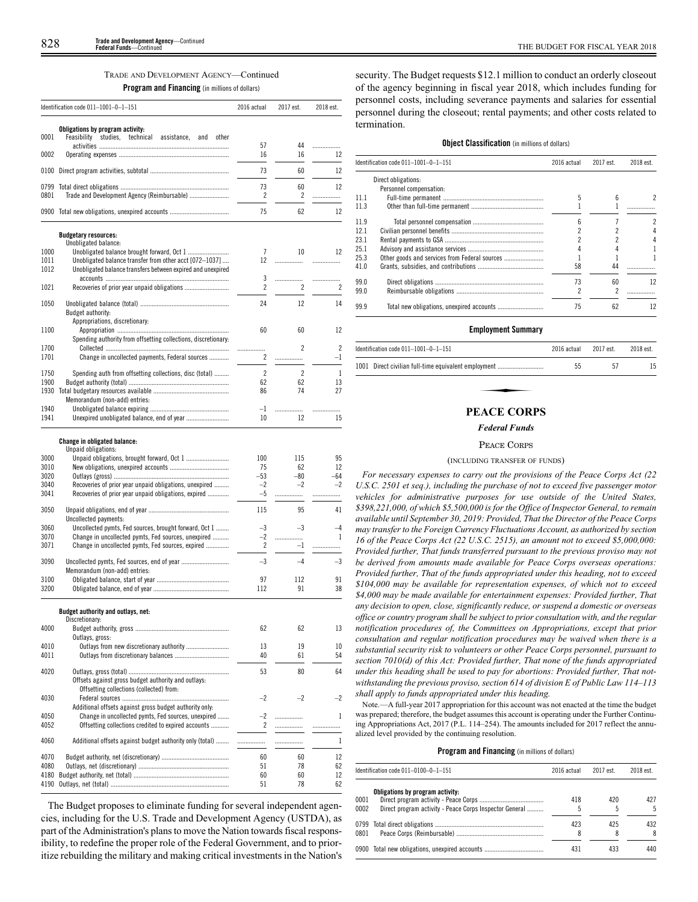TRADE AND DEVELOPMENT AGENCY—Continued

**Program and Financing** (in millions of dollars)

| Identification code 011–1001–0–1–151 | | 2016 actual | 2017 est. | 2018 est. |
|---|---|---|---|---|
| | **Obligations by program activity:** | | | |
| 0001 | Feasibility studies, technical assistance, and other activities | 57 | 44 | .................. |
| 0002 | Operating expenses | 16 | 16 | 12 |
| 0100 | Direct program activities, subtotal | 73 | 60 | 12 |
| 0799 | Total direct obligations | 73 | 60 | 12 |
| 0801 | Trade and Development Agency (Reimbursable) | 2 | 2 | .................. |
| 0900 | Total new obligations, unexpired accounts | 75 | 62 | 12 |
| | **Budgetary resources:** | | | |
| | Unobligated balance: | | | |
| 1000 | Unobligated balance brought forward, Oct 1 | 7 | 10 | 12 |
| 1011 | Unobligated balance transfer from other acct [072–1037] | 12 | .................. | .................. |
| 1012 | Unobligated balance transfers between expired and unexpired accounts | 3 | .................. | .................. |
| 1021 | Recoveries of prior year unpaid obligations | 2 | 2 | 2 |
| 1050 | Unobligated balance (total) | 24 | 12 | 14 |
| | Budget authority: | | | |
| | Appropriations, discretionary: | | | |
| 1100 | Appropriation | 60 | 60 | 12 |
| | Spending authority from offsetting collections, discretionary: | | | |
| 1700 | Collected | .................. | 2 | 2 |
| 1701 | Change in uncollected payments, Federal sources | 2 | .................. | –1 |
| 1750 | Spending auth from offsetting collections, disc (total) | 2 | 2 | 1 |
| 1900 | Budget authority (total) | 62 | 62 | 13 |
| 1930 | Total budgetary resources available | 86 | 74 | 27 |
| | Memorandum (non-add) entries: | | | |
| 1940 | Unobligated balance expiring | –1 | .................. | .................. |
| 1941 | Unexpired unobligated balance, end of year | 10 | 12 | 15 |
| | **Change in obligated balance:** | | | |
| | Unpaid obligations: | | | |
| 3000 | Unpaid obligations, brought forward, Oct 1 | 100 | 115 | 95 |
| 3010 | New obligations, unexpired accounts | 75 | 62 | 12 |
| 3020 | Outlays (gross) | –53 | –80 | –64 |
| 3040 | Recoveries of prior year unpaid obligations, unexpired | –2 | –2 | –2 |
| 3041 | Recoveries of prior year unpaid obligations, expired | –5 | .................. | .................. |
| 3050 | Unpaid obligations, end of year | 115 | 95 | 41 |
| | Uncollected payments: | | | |
| 3060 | Uncollected pymts, Fed sources, brought forward, Oct 1 | –3 | –3 | –4 |
| 3070 | Change in uncollected pymts, Fed sources, unexpired | –2 | .................. | 1 |
| 3071 | Change in uncollected pymts, Fed sources, expired | 2 | –1 | .................. |
| 3090 | Uncollected pymts, Fed sources, end of year | –3 | –4 | –3 |
| | Memorandum (non-add) entries: | | | |
| 3100 | Obligated balance, start of year | 97 | 112 | 91 |
| 3200 | Obligated balance, end of year | 112 | 91 | 38 |
| | **Budget authority and outlays, net:** | | | |
| | Discretionary: | | | |
| 4000 | Budget authority, gross | 62 | 62 | 13 |
| | Outlays, gross: | | | |
| 4010 | Outlays from new discretionary authority | 13 | 19 | 10 |
| 4011 | Outlays from discretionary balances | 40 | 61 | 54 |
| 4020 | Outlays, gross (total) | 53 | 80 | 64 |
| | Offsets against gross budget authority and outlays: | | | |
| | Offsetting collections (collected) from: | | | |
| 4030 | Federal sources | –2 | –2 | –2 |
| | Additional offsets against gross budget authority only: | | | |
| 4050 | Change in uncollected pymts, Fed sources, unexpired | –2 | .................. | 1 |
| 4052 | Offsetting collections credited to expired accounts | 2 | .................. | .................. |
| 4060 | Additional offsets against budget authority only (total) | .................. | .................. | 1 |
| 4070 | Budget authority, net (discretionary) | 60 | 60 | 12 |
| 4080 | Outlays, net (discretionary) | 51 | 78 | 62 |
| 4180 | Budget authority, net (total) | 60 | 60 | 12 |
| 4190 | Outlays, net (total) | 51 | 78 | 62 |

The Budget proposes to eliminate funding for several independent agencies, including for the U.S. Trade and Development Agency (USTDA), as part of the Administration's plans to move the Nation towards fiscal responsibility, to redefine the proper role of the Federal Government, and to prioritize rebuilding the military and making critical investments in the Nation's security. The Budget requests $12.1 million to conduct an orderly closeout of the agency beginning in fiscal year 2018, which includes funding for personnel costs, including severance payments and salaries for essential personnel during the closeout; rental payments; and other costs related to termination.

**Object Classification** (in millions of dollars)

| Identification code 011–1001–0–1–151 | | 2016 actual | 2017 est. | 2018 est. |
|---|---|---|---|---|
| | Direct obligations: | | | |
| | Personnel compensation: | | | |
| 11.1 | Full-time permanent | 5 | 6 | 2 |
| 11.3 | Other than full-time permanent | 1 | 1 | .................. |
| 11.9 | Total personnel compensation | 6 | 7 | 2 |
| 12.1 | Civilian personnel benefits | 2 | 2 | 4 |
| 23.1 | Rental payments to GSA | 2 | 2 | 4 |
| 25.1 | Advisory and assistance services | 4 | 4 | 1 |
| 25.3 | Other goods and services from Federal sources | 1 | 1 | 1 |
| 41.0 | Grants, subsidies, and contributions | 58 | 44 | .................. |
| 99.0 | Direct obligations | 73 | 60 | 12 |
| 99.0 | Reimbursable obligations | 2 | 2 | .................. |
| 99.9 | Total new obligations, unexpired accounts | 75 | 62 | 12 |

**Employment Summary**

| Identification code 011–1001–0–1–151 | | 2016 actual | 2017 est. | 2018 est. |
|---|---|---|---|---|
| 1001 | Direct civilian full-time equivalent employment | 55 | 57 | 15 |

# PEACE CORPS

## *Federal Funds*

### PEACE CORPS

(INCLUDING TRANSFER OF FUNDS)

*For necessary expenses to carry out the provisions of the Peace Corps Act (22 U.S.C. 2501 et seq.), including the purchase of not to exceed five passenger motor vehicles for administrative purposes for use outside of the United States, $398,221,000, of which $5,500,000 is for the Office of Inspector General, to remain available until September 30, 2019: Provided, That the Director of the Peace Corps may transfer to the Foreign Currency Fluctuations Account, as authorized by section 16 of the Peace Corps Act (22 U.S.C. 2515), an amount not to exceed $5,000,000: Provided further, That funds transferred pursuant to the previous proviso may not be derived from amounts made available for Peace Corps overseas operations: Provided further, That of the funds appropriated under this heading, not to exceed $104,000 may be available for representation expenses, of which not to exceed $4,000 may be made available for entertainment expenses: Provided further, That any decision to open, close, significantly reduce, or suspend a domestic or overseas office or country program shall be subject to prior consultation with, and the regular notification procedures of, the Committees on Appropriations, except that prior consultation and regular notification procedures may be waived when there is a substantial security risk to volunteers or other Peace Corps personnel, pursuant to section 7010(d) of this Act: Provided further, That none of the funds appropriated under this heading shall be used to pay for abortions: Provided further, That notwithstanding the previous proviso, section 614 of division E of Public Law 114–113 shall apply to funds appropriated under this heading.*

Note.—A full-year 2017 appropriation for this account was not enacted at the time the budget was prepared; therefore, the budget assumes this account is operating under the Further Continuing Appropriations Act, 2017 (P.L. 114–254). The amounts included for 2017 reflect the annualized level provided by the continuing resolution.

**Program and Financing** (in millions of dollars)

| Identification code 011–0100–0–1–151 | | 2016 actual | 2017 est. | 2018 est. |
|---|---|---|---|---|
| | **Obligations by program activity:** | | | |
| 0001 | Direct program activity - Peace Corps | 418 | 420 | 427 |
| 0002 | Direct program activity - Peace Corps Inspector General | 5 | 5 | 5 |
| 0799 | Total direct obligations | 423 | 425 | 432 |
| 0801 | Peace Corps (Reimbursable) | 8 | 8 | 8 |
| 0900 | Total new obligations, unexpired accounts | 431 | 433 | 440 |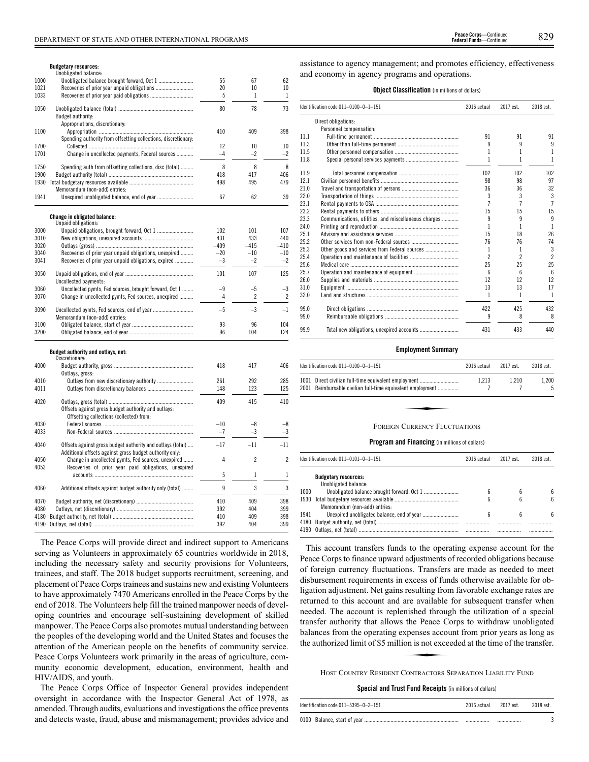| | | | | |
|---|---|---|---|---|
| | **Budgetary resources:** | | | |
| | Unobligated balance: | | | |
| 1000 | Unobligated balance brought forward, Oct 1 | 55 | 67 | 62 |
| 1021 | Recoveries of prior year unpaid obligations | 20 | 10 | 10 |
| 1033 | Recoveries of prior year paid obligations | 5 | 1 | 1 |
| 1050 | Unobligated balance (total) | 80 | 78 | 73 |
| | Budget authority: | | | |
| | Appropriations, discretionary: | | | |
| 1100 | Appropriation | 410 | 409 | 398 |
| | Spending authority from offsetting collections, discretionary: | | | |
| 1700 | Collected | 12 | 10 | 10 |
| 1701 | Change in uncollected payments, Federal sources | –4 | –2 | –2 |
| 1750 | Spending auth from offsetting collections, disc (total) | 8 | 8 | 8 |
| 1900 | Budget authority (total) | 418 | 417 | 406 |
| 1930 | Total budgetary resources available | 498 | 495 | 479 |
| | Memorandum (non-add) entries: | | | |
| 1941 | Unexpired unobligated balance, end of year | 67 | 62 | 39 |
| | **Change in obligated balance:** | | | |
| | Unpaid obligations: | | | |
| 3000 | Unpaid obligations, brought forward, Oct 1 | 102 | 101 | 107 |
| 3010 | New obligations, unexpired accounts | 431 | 433 | 440 |
| 3020 | Outlays (gross) | –409 | –415 | –410 |
| 3040 | Recoveries of prior year unpaid obligations, unexpired | –20 | –10 | –10 |
| 3041 | Recoveries of prior year unpaid obligations, expired | –3 | –2 | –2 |
| 3050 | Unpaid obligations, end of year | 101 | 107 | 125 |
| | Uncollected payments: | | | |
| 3060 | Uncollected pymts, Fed sources, brought forward, Oct 1 | –9 | –5 | –3 |
| 3070 | Change in uncollected pymts, Fed sources, unexpired | 4 | 2 | 2 |
| 3090 | Uncollected pymts, Fed sources, end of year | –5 | –3 | –1 |
| | Memorandum (non-add) entries: | | | |
| 3100 | Obligated balance, start of year | 93 | 96 | 104 |
| 3200 | Obligated balance, end of year | 96 | 104 | 124 |
| | **Budget authority and outlays, net:** | | | |
| | Discretionary: | | | |
| 4000 | Budget authority, gross | 418 | 417 | 406 |
| | Outlays, gross: | | | |
| 4010 | Outlays from new discretionary authority | 261 | 292 | 285 |
| 4011 | Outlays from discretionary balances | 148 | 123 | 125 |
| 4020 | Outlays, gross (total) | 409 | 415 | 410 |
| | Offsets against gross budget authority and outlays: | | | |
| | Offsetting collections (collected) from: | | | |
| 4030 | Federal sources | –10 | –8 | –8 |
| 4033 | Non-Federal sources | –7 | –3 | –3 |
| 4040 | Offsets against gross budget authority and outlays (total) | –17 | –11 | –11 |
| | Additional offsets against gross budget authority only: | | | |
| 4050 | Change in uncollected pymts, Fed sources, unexpired | 4 | 2 | 2 |
| 4053 | Recoveries of prior year paid obligations, unexpired accounts | 5 | 1 | 1 |
| 4060 | Additional offsets against budget authority only (total) | 9 | 3 | 3 |
| 4070 | Budget authority, net (discretionary) | 410 | 409 | 398 |
| 4080 | Outlays, net (discretionary) | 392 | 404 | 399 |
| 4180 | Budget authority, net (total) | 410 | 409 | 398 |
| 4190 | Outlays, net (total) | 392 | 404 | 399 |

The Peace Corps will provide direct and indirect support to Americans serving as Volunteers in approximately 65 countries worldwide in 2018, including the necessary safety and security provisions for Volunteers, trainees, and staff. The 2018 budget supports recruitment, screening, and placement of Peace Corps trainees and sustains new and existing Volunteers to have approximately 7470 Americans enrolled in the Peace Corps by the end of 2018. The Volunteers help fill the trained manpower needs of developing countries and encourage self-sustaining development of skilled manpower. The Peace Corps also promotes mutual understanding between the peoples of the developing world and the United States and focuses the attention of the American people on the benefits of community service. Peace Corps Volunteers work primarily in the areas of agriculture, community economic development, education, environment, health and HIV/AIDS, and youth.

The Peace Corps Office of Inspector General provides independent oversight in accordance with the Inspector General Act of 1978, as amended. Through audits, evaluations and investigations the office prevents and detects waste, fraud, abuse and mismanagement; provides advice and assistance to agency management; and promotes efficiency, effectiveness and economy in agency programs and operations.

**Object Classification** (in millions of dollars)

| Identification code 011–0100–0–1–151 | | 2016 actual | 2017 est. | 2018 est. |
|---|---|---|---|---|
| | Direct obligations: | | | |
| | Personnel compensation: | | | |
| 11.1 | Full-time permanent | 91 | 91 | 91 |
| 11.3 | Other than full-time permanent | 9 | 9 | 9 |
| 11.5 | Other personnel compensation | 1 | 1 | 1 |
| 11.8 | Special personal services payments | 1 | 1 | 1 |
| 11.9 | Total personnel compensation | 102 | 102 | 102 |
| 12.1 | Civilian personnel benefits | 98 | 98 | 97 |
| 21.0 | Travel and transportation of persons | 36 | 36 | 32 |
| 22.0 | Transportation of things | 3 | 3 | 3 |
| 23.1 | Rental payments to GSA | 7 | 7 | 7 |
| 23.2 | Rental payments to others | 15 | 15 | 15 |
| 23.3 | Communications, utilities, and miscellaneous charges | 9 | 9 | 9 |
| 24.0 | Printing and reproduction | 1 | 1 | 1 |
| 25.1 | Advisory and assistance services | 15 | 18 | 26 |
| 25.2 | Other services from non-Federal sources | 76 | 76 | 74 |
| 25.3 | Other goods and services from Federal sources | 1 | 1 | 3 |
| 25.4 | Operation and maintenance of facilities | 2 | 2 | 2 |
| 25.6 | Medical care | 25 | 25 | 25 |
| 25.7 | Operation and maintenance of equipment | 6 | 6 | 6 |
| 26.0 | Supplies and materials | 12 | 12 | 12 |
| 31.0 | Equipment | 13 | 13 | 17 |
| 32.0 | Land and structures | 1 | 1 | 1 |
| 99.0 | Direct obligations | 422 | 425 | 432 |
| 99.0 | Reimbursable obligations | 9 | 8 | 8 |
| 99.9 | Total new obligations, unexpired accounts | 431 | 433 | 440 |

**Employment Summary**

| Identification code 011–0100–0–1–151 | | 2016 actual | 2017 est. | 2018 est. |
|---|---|---|---|---|
| 1001 | Direct civilian full-time equivalent employment | 1,213 | 1,210 | 1,200 |
| 2001 | Reimbursable civilian full-time equivalent employment | 7 | 7 | 5 |

## Foreign Currency Fluctuations

**Program and Financing** (in millions of dollars)

| Identification code 011–0101–0–1–151 | | 2016 actual | 2017 est. | 2018 est. |
|---|---|---|---|---|
| | **Budgetary resources:** | | | |
| | Unobligated balance: | | | |
| 1000 | Unobligated balance brought forward, Oct 1 | 6 | 6 | 6 |
| 1930 | Total budgetary resources available | 6 | 6 | 6 |
| | Memorandum (non-add) entries: | | | |
| 1941 | Unexpired unobligated balance, end of year | 6 | 6 | 6 |
| 4180 | Budget authority, net (total) | | | |
| 4190 | Outlays, net (total) | | | |

This account transfers funds to the operating expense account for the Peace Corps to finance upward adjustments of recorded obligations because of foreign currency fluctuations. Transfers are made as needed to meet disbursement requirements in excess of funds otherwise available for obligation adjustment. Net gains resulting from favorable exchange rates are returned to this account and are available for subsequent transfer when needed. The account is replenished through the utilization of a special transfer authority that allows the Peace Corps to withdraw unobligated balances from the operating expenses account from prior years as long as the authorized limit of $5 million is not exceeded at the time of the transfer.

## Host Country Resident Contractors Separation Liability Fund

**Special and Trust Fund Receipts** (in millions of dollars)

| Identification code 011–5395–0–2–151 | | 2016 actual | 2017 est. | 2018 est. |
|---|---|---|---|---|
| 0100 | Balance, start of year | | | 3 |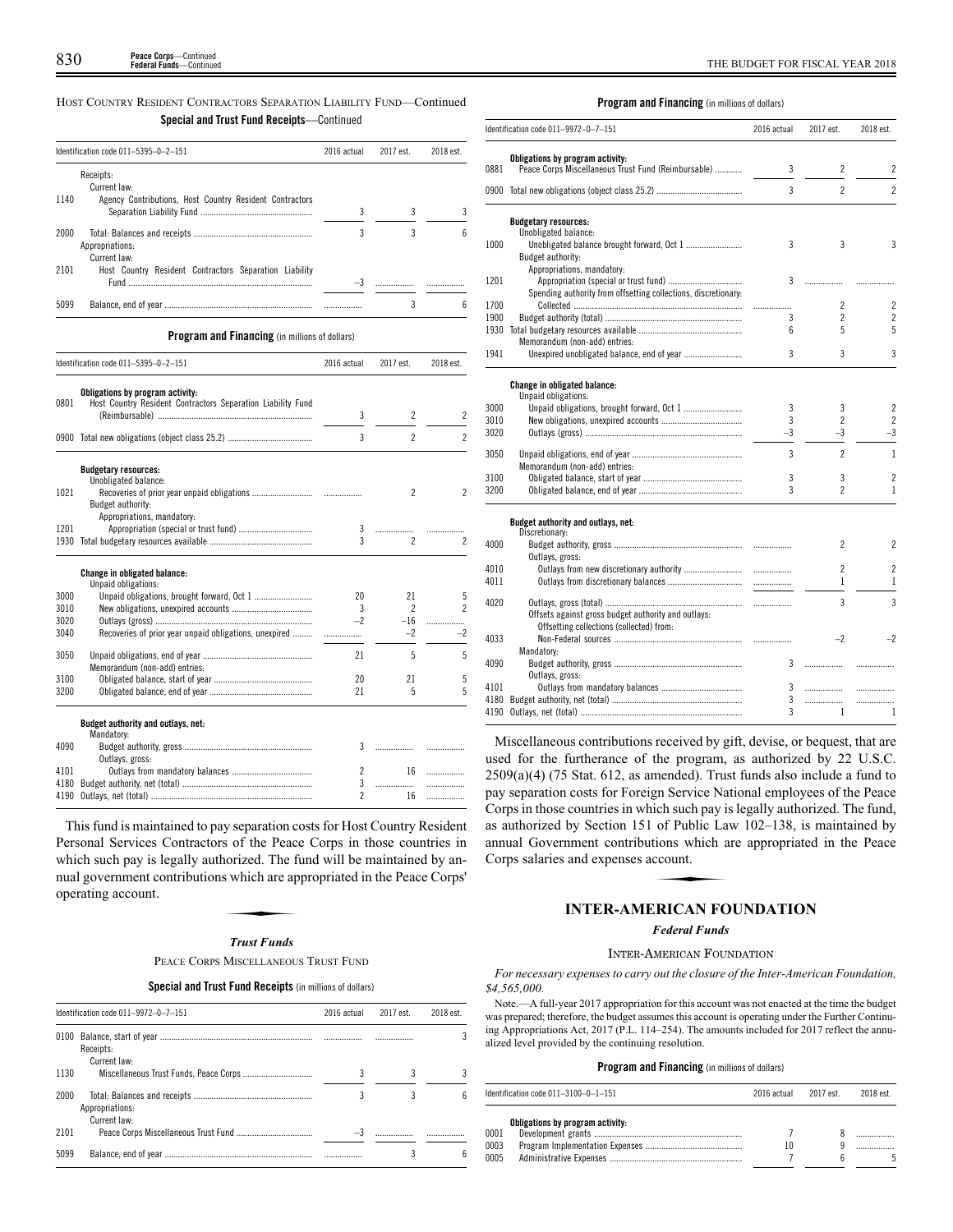HOST COUNTRY RESIDENT CONTRACTORS SEPARATION LIABILITY FUND—Continued

**Special and Trust Fund Receipts**—Continued

| Identification code 011–5395–0–2–151 | | 2016 actual | 2017 est. | 2018 est. |
|---|---|---|---|---|
| | Receipts: | | | |
| | Current law: | | | |
| 1140 | Agency Contributions, Host Country Resident Contractors Separation Liability Fund | 3 | 3 | 3 |
| 2000 | Total: Balances and receipts | 3 | 3 | 6 |
| | Appropriations: | | | |
| | Current law: | | | |
| 2101 | Host Country Resident Contractors Separation Liability Fund | –3 | | |
| 5099 | Balance, end of year | | 3 | 6 |

**Program and Financing** (in millions of dollars)

| Identification code 011–5395–0–2–151 | | 2016 actual | 2017 est. | 2018 est. |
|---|---|---|---|---|
| | **Obligations by program activity:** | | | |
| 0801 | Host Country Resident Contractors Separation Liability Fund (Reimbursable) | 3 | 2 | 2 |
| 0900 | Total new obligations (object class 25.2) | 3 | 2 | 2 |
| | **Budgetary resources:** | | | |
| | Unobligated balance: | | | |
| 1021 | Recoveries of prior year unpaid obligations | | 2 | 2 |
| | Budget authority: | | | |
| | Appropriations, mandatory: | | | |
| 1201 | Appropriation (special or trust fund) | 3 | | |
| 1930 | Total budgetary resources available | 3 | 2 | 2 |
| | **Change in obligated balance:** | | | |
| | Unpaid obligations: | | | |
| 3000 | Unpaid obligations, brought forward, Oct 1 | 20 | 21 | 5 |
| 3010 | New obligations, unexpired accounts | 3 | 2 | 2 |
| 3020 | Outlays (gross) | –2 | –16 | |
| 3040 | Recoveries of prior year unpaid obligations, unexpired | | –2 | –2 |
| 3050 | Unpaid obligations, end of year | 21 | 5 | 5 |
| | Memorandum (non-add) entries: | | | |
| 3100 | Obligated balance, start of year | 20 | 21 | 5 |
| 3200 | Obligated balance, end of year | 21 | 5 | 5 |
| | **Budget authority and outlays, net:** | | | |
| | Mandatory: | | | |
| 4090 | Budget authority, gross | 3 | | |
| | Outlays, gross: | | | |
| 4101 | Outlays from mandatory balances | 2 | 16 | |
| 4180 | Budget authority, net (total) | 3 | | |
| 4190 | Outlays, net (total) | 2 | 16 | |

This fund is maintained to pay separation costs for Host Country Resident Personal Services Contractors of the Peace Corps in those countries in which such pay is legally authorized. The fund will be maintained by annual government contributions which are appropriated in the Peace Corps' operating account.

## *Trust Funds*

PEACE CORPS MISCELLANEOUS TRUST FUND

**Special and Trust Fund Receipts** (in millions of dollars)

| Identification code 011–9972–0–7–151 | | 2016 actual | 2017 est. | 2018 est. |
|---|---|---|---|---|
| 0100 | Balance, start of year | | | 3 |
| | Receipts: | | | |
| | Current law: | | | |
| 1130 | Miscellaneous Trust Funds, Peace Corps | 3 | 3 | 3 |
| 2000 | Total: Balances and receipts | 3 | 3 | 6 |
| | Appropriations: | | | |
| | Current law: | | | |
| 2101 | Peace Corps Miscellaneous Trust Fund | –3 | | |
| 5099 | Balance, end of year | | 3 | 6 |

**Program and Financing** (in millions of dollars)

| Identification code 011–9972–0–7–151 | | 2016 actual | 2017 est. | 2018 est. |
|---|---|---|---|---|
| | **Obligations by program activity:** | | | |
| 0881 | Peace Corps Miscellaneous Trust Fund (Reimbursable) | 3 | 2 | 2 |
| 0900 | Total new obligations (object class 25.2) | 3 | 2 | 2 |
| | **Budgetary resources:** | | | |
| | Unobligated balance: | | | |
| 1000 | Unobligated balance brought forward, Oct 1 | 3 | 3 | 3 |
| | Budget authority: | | | |
| | Appropriations, mandatory: | | | |
| 1201 | Appropriation (special or trust fund) | 3 | | |
| | Spending authority from offsetting collections, discretionary: | | | |
| 1700 | Collected | | 2 | 2 |
| 1900 | Budget authority (total) | 3 | 2 | 2 |
| 1930 | Total budgetary resources available | 6 | 5 | 5 |
| | Memorandum (non-add) entries: | | | |
| 1941 | Unexpired unobligated balance, end of year | 3 | 3 | 3 |
| | **Change in obligated balance:** | | | |
| | Unpaid obligations: | | | |
| 3000 | Unpaid obligations, brought forward, Oct 1 | 3 | 3 | 2 |
| 3010 | New obligations, unexpired accounts | 3 | 2 | 2 |
| 3020 | Outlays (gross) | –3 | –3 | –3 |
| 3050 | Unpaid obligations, end of year | 3 | 2 | 1 |
| | Memorandum (non-add) entries: | | | |
| 3100 | Obligated balance, start of year | 3 | 3 | 2 |
| 3200 | Obligated balance, end of year | 3 | 2 | 1 |
| | **Budget authority and outlays, net:** | | | |
| | Discretionary: | | | |
| 4000 | Budget authority, gross | | 2 | 2 |
| | Outlays, gross: | | | |
| 4010 | Outlays from new discretionary authority | | 2 | 2 |
| 4011 | Outlays from discretionary balances | | 1 | 1 |
| 4020 | Outlays, gross (total) | | 3 | 3 |
| | Offsets against gross budget authority and outlays: | | | |
| | Offsetting collections (collected) from: | | | |
| 4033 | Non-Federal sources | | –2 | –2 |
| | Mandatory: | | | |
| 4090 | Budget authority, gross | 3 | | |
| | Outlays, gross: | | | |
| 4101 | Outlays from mandatory balances | 3 | | |
| 4180 | Budget authority, net (total) | 3 | | |
| 4190 | Outlays, net (total) | 3 | 1 | 1 |

Miscellaneous contributions received by gift, devise, or bequest, that are used for the furtherance of the program, as authorized by 22 U.S.C. 2509(a)(4) (75 Stat. 612, as amended). Trust funds also include a fund to pay separation costs for Foreign Service National employees of the Peace Corps in those countries in which such pay is legally authorized. The fund, as authorized by Section 151 of Public Law 102–138, is maintained by annual Government contributions which are appropriated in the Peace Corps salaries and expenses account.

# INTER-AMERICAN FOUNDATION

## *Federal Funds*

INTER-AMERICAN FOUNDATION

*For necessary expenses to carry out the closure of the Inter-American Foundation, $4,565,000.*

Note.—A full-year 2017 appropriation for this account was not enacted at the time the budget was prepared; therefore, the budget assumes this account is operating under the Further Continuing Appropriations Act, 2017 (P.L. 114–254). The amounts included for 2017 reflect the annualized level provided by the continuing resolution.

**Program and Financing** (in millions of dollars)

| Identification code 011–3100–0–1–151 | | 2016 actual | 2017 est. | 2018 est. |
|---|---|---|---|---|
| | **Obligations by program activity:** | | | |
| 0001 | Development grants | 7 | 8 | |
| 0003 | Program Implementation Expenses | 10 | 9 | |
| 0005 | Administrative Expenses | 7 | 6 | 5 |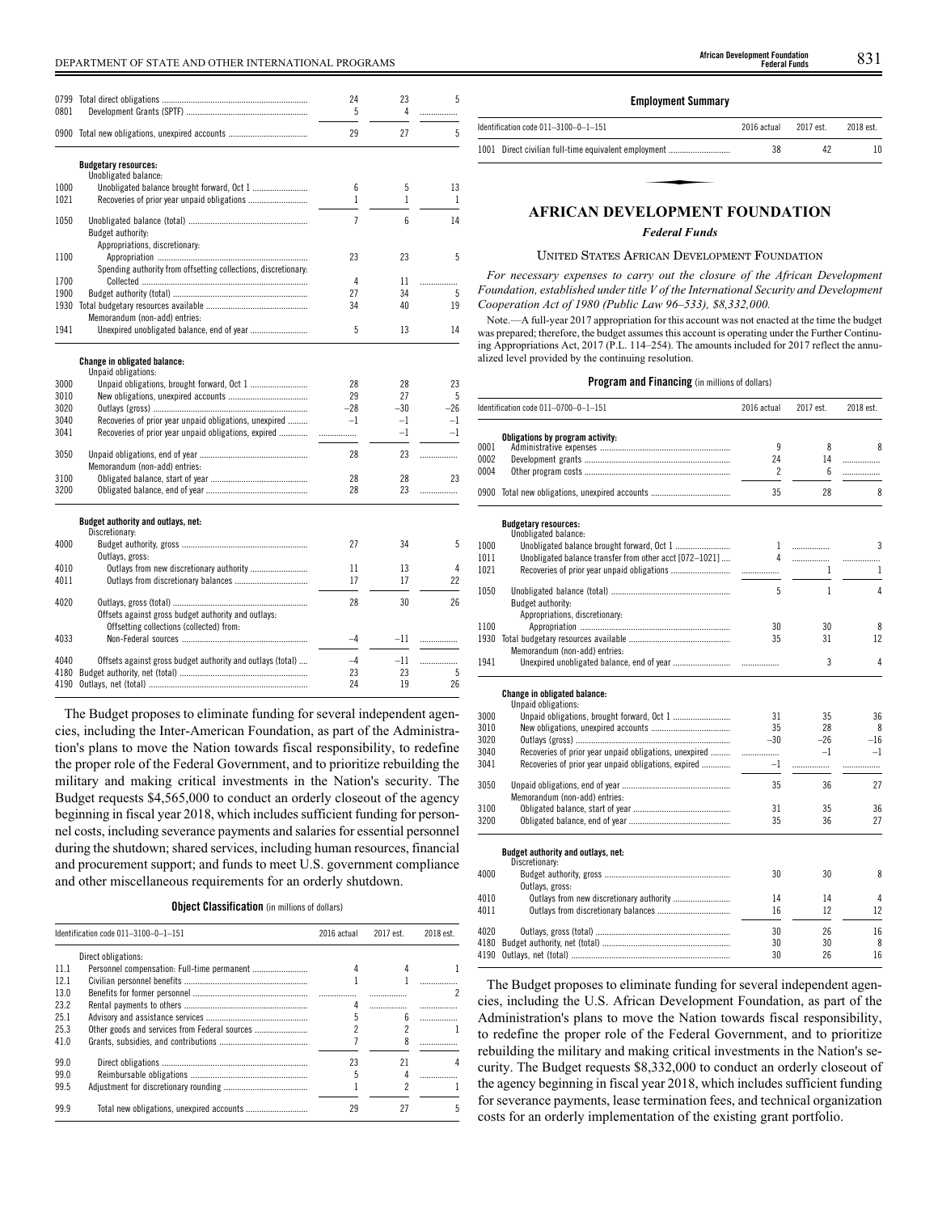| | | 2016 actual | 2017 est. | 2018 est. |
|---|---|---|---|---|
| 0799 | Total direct obligations | 24 | 23 | 5 |
| 0801 | Development Grants (SPTF) | 5 | 4 | |
| 0900 | Total new obligations, unexpired accounts | 29 | 27 | 5 |
| | **Budgetary resources:** | | | |
| | Unobligated balance: | | | |
| 1000 | Unobligated balance brought forward, Oct 1 | 6 | 5 | 13 |
| 1021 | Recoveries of prior year unpaid obligations | 1 | 1 | 1 |
| 1050 | Unobligated balance (total) | 7 | 6 | 14 |
| | Budget authority: | | | |
| | Appropriations, discretionary: | | | |
| 1100 | Appropriation | 23 | 23 | 5 |
| | Spending authority from offsetting collections, discretionary: | | | |
| 1700 | Collected | 4 | 11 | |
| 1900 | Budget authority (total) | 27 | 34 | 5 |
| 1930 | Total budgetary resources available | 34 | 40 | 19 |
| | Memorandum (non-add) entries: | | | |
| 1941 | Unexpired unobligated balance, end of year | 5 | 13 | 14 |
| | **Change in obligated balance:** | | | |
| | Unpaid obligations: | | | |
| 3000 | Unpaid obligations, brought forward, Oct 1 | 28 | 28 | 23 |
| 3010 | New obligations, unexpired accounts | 29 | 27 | 5 |
| 3020 | Outlays (gross) | –28 | –30 | –26 |
| 3040 | Recoveries of prior year unpaid obligations, unexpired | –1 | –1 | –1 |
| 3041 | Recoveries of prior year unpaid obligations, expired | | –1 | –1 |
| 3050 | Unpaid obligations, end of year | 28 | 23 | |
| | Memorandum (non-add) entries: | | | |
| 3100 | Obligated balance, start of year | 28 | 28 | 23 |
| 3200 | Obligated balance, end of year | 28 | 23 | |
| | **Budget authority and outlays, net:** | | | |
| | Discretionary: | | | |
| 4000 | Budget authority, gross | 27 | 34 | 5 |
| | Outlays, gross: | | | |
| 4010 | Outlays from new discretionary authority | 11 | 13 | 4 |
| 4011 | Outlays from discretionary balances | 17 | 17 | 22 |
| 4020 | Outlays, gross (total) | 28 | 30 | 26 |
| | Offsets against gross budget authority and outlays: | | | |
| | Offsetting collections (collected) from: | | | |
| 4033 | Non-Federal sources | –4 | –11 | |
| 4040 | Offsets against gross budget authority and outlays (total) | –4 | –11 | |
| 4180 | Budget authority, net (total) | 23 | 23 | 5 |
| 4190 | Outlays, net (total) | 24 | 19 | 26 |

The Budget proposes to eliminate funding for several independent agencies, including the Inter-American Foundation, as part of the Administration's plans to move the Nation towards fiscal responsibility, to redefine the proper role of the Federal Government, and to prioritize rebuilding the military and making critical investments in the Nation's security. The Budget requests $4,565,000 to conduct an orderly closeout of the agency beginning in fiscal year 2018, which includes sufficient funding for personnel costs, including severance payments and salaries for essential personnel during the shutdown; shared services, including human resources, financial and procurement support; and funds to meet U.S. government compliance and other miscellaneous requirements for an orderly shutdown.

**Object Classification** (in millions of dollars)

| Identification code 011–3100–0–1–151 | | 2016 actual | 2017 est. | 2018 est. |
|---|---|---|---|---|
| | Direct obligations: | | | |
| 11.1 | Personnel compensation: Full-time permanent | 4 | 4 | 1 |
| 12.1 | Civilian personnel benefits | 1 | 1 | |
| 13.0 | Benefits for former personnel | | | 2 |
| 23.2 | Rental payments to others | 4 | | |
| 25.1 | Advisory and assistance services | 5 | 6 | |
| 25.3 | Other goods and services from Federal sources | 2 | 2 | 1 |
| 41.0 | Grants, subsidies, and contributions | 7 | 8 | |
| 99.0 | Direct obligations | 23 | 21 | 4 |
| 99.0 | Reimbursable obligations | 5 | 4 | |
| 99.5 | Adjustment for discretionary rounding | 1 | 2 | 1 |
| 99.9 | Total new obligations, unexpired accounts | 29 | 27 | 5 |

**Employment Summary**

| Identification code 011–3100–0–1–151 | | 2016 actual | 2017 est. | 2018 est. |
|---|---|---|---|---|
| 1001 | Direct civilian full-time equivalent employment | 38 | 42 | 10 |

# AFRICAN DEVELOPMENT FOUNDATION

*Federal Funds*

UNITED STATES AFRICAN DEVELOPMENT FOUNDATION

*For necessary expenses to carry out the closure of the African Development Foundation, established under title V of the International Security and Development Cooperation Act of 1980 (Public Law 96–533), $8,332,000.*

Note.—A full-year 2017 appropriation for this account was not enacted at the time the budget was prepared; therefore, the budget assumes this account is operating under the Further Continuing Appropriations Act, 2017 (P.L. 114–254). The amounts included for 2017 reflect the annualized level provided by the continuing resolution.

**Program and Financing** (in millions of dollars)

| Identification code 011–0700–0–1–151 | | 2016 actual | 2017 est. | 2018 est. |
|---|---|---|---|---|
| | **Obligations by program activity:** | | | |
| 0001 | Administrative expenses | 9 | 8 | 8 |
| 0002 | Development grants | 24 | 14 | |
| 0004 | Other program costs | 2 | 6 | |
| 0900 | Total new obligations, unexpired accounts | 35 | 28 | 8 |
| | **Budgetary resources:** | | | |
| | Unobligated balance: | | | |
| 1000 | Unobligated balance brought forward, Oct 1 | 1 | | 3 |
| 1011 | Unobligated balance transfer from other acct [072–1021] | 4 | | |
| 1021 | Recoveries of prior year unpaid obligations | | 1 | 1 |
| 1050 | Unobligated balance (total) | 5 | 1 | 4 |
| | Budget authority: | | | |
| | Appropriations, discretionary: | | | |
| 1100 | Appropriation | 30 | 30 | 8 |
| 1930 | Total budgetary resources available | 35 | 31 | 12 |
| | Memorandum (non-add) entries: | | | |
| 1941 | Unexpired unobligated balance, end of year | | 3 | 4 |
| | **Change in obligated balance:** | | | |
| | Unpaid obligations: | | | |
| 3000 | Unpaid obligations, brought forward, Oct 1 | 31 | 35 | 36 |
| 3010 | New obligations, unexpired accounts | 35 | 28 | 8 |
| 3020 | Outlays (gross) | –30 | –26 | –16 |
| 3040 | Recoveries of prior year unpaid obligations, unexpired | | –1 | –1 |
| 3041 | Recoveries of prior year unpaid obligations, expired | –1 | | |
| 3050 | Unpaid obligations, end of year | 35 | 36 | 27 |
| | Memorandum (non-add) entries: | | | |
| 3100 | Obligated balance, start of year | 31 | 35 | 36 |
| 3200 | Obligated balance, end of year | 35 | 36 | 27 |
| | **Budget authority and outlays, net:** | | | |
| | Discretionary: | | | |
| 4000 | Budget authority, gross | 30 | 30 | 8 |
| | Outlays, gross: | | | |
| 4010 | Outlays from new discretionary authority | 14 | 14 | 4 |
| 4011 | Outlays from discretionary balances | 16 | 12 | 12 |
| 4020 | Outlays, gross (total) | 30 | 26 | 16 |
| 4180 | Budget authority, net (total) | 30 | 30 | 8 |
| 4190 | Outlays, net (total) | 30 | 26 | 16 |

The Budget proposes to eliminate funding for several independent agencies, including the U.S. African Development Foundation, as part of the Administration's plans to move the Nation towards fiscal responsibility, to redefine the proper role of the Federal Government, and to prioritize rebuilding the military and making critical investments in the Nation's security. The Budget requests $8,332,000 to conduct an orderly closeout of the agency beginning in fiscal year 2018, which includes sufficient funding for severance payments, lease termination fees, and technical organization costs for an orderly implementation of the existing grant portfolio.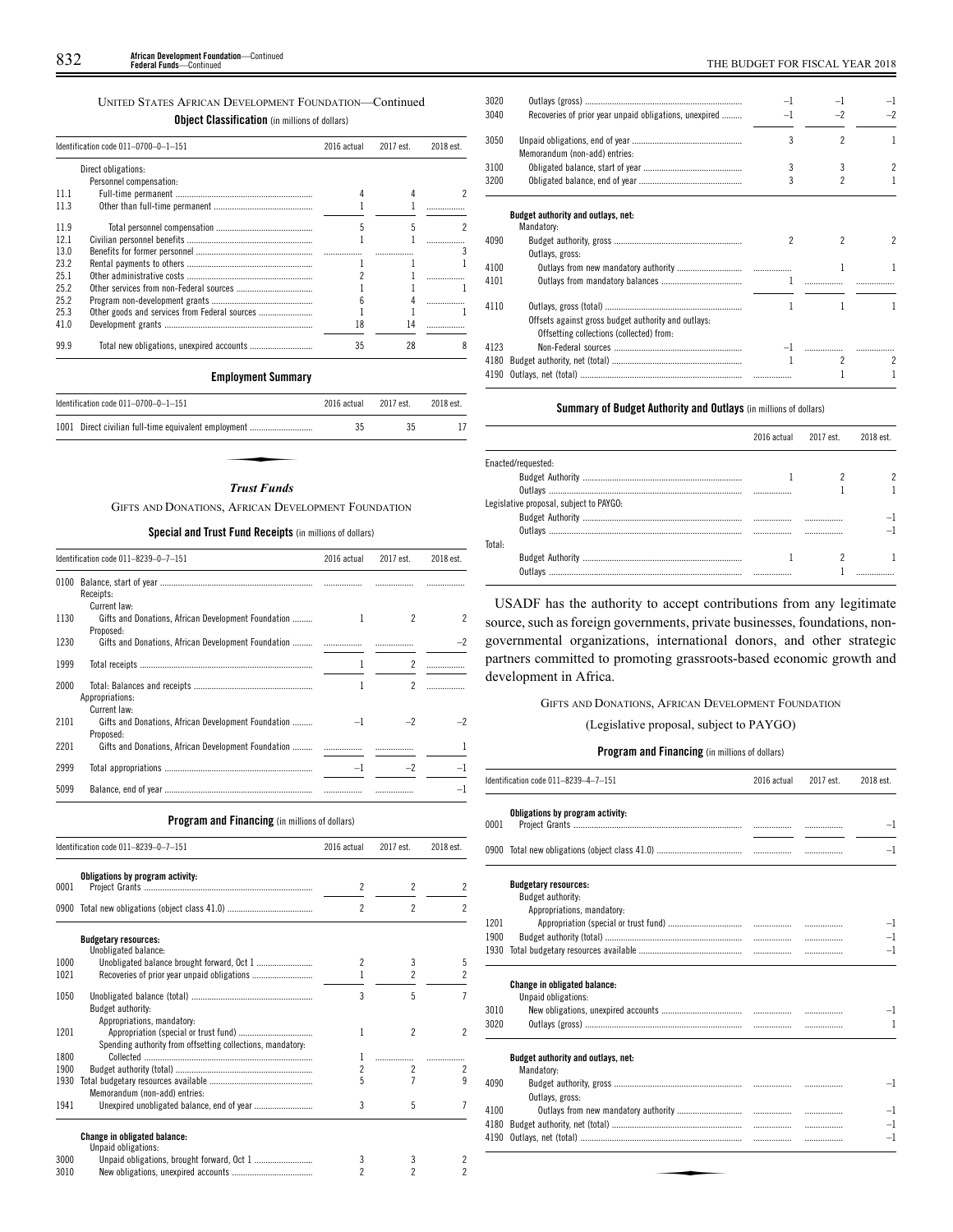UNITED STATES AFRICAN DEVELOPMENT FOUNDATION—Continued

**Object Classification** (in millions of dollars)

| Identification code 011–0700–0–1–151 | | 2016 actual | 2017 est. | 2018 est. |
|---|---|---|---|---|
| | Direct obligations: | | | |
| | Personnel compensation: | | | |
| 11.1 | Full-time permanent | 4 | 4 | 2 |
| 11.3 | Other than full-time permanent | 1 | 1 | |
| 11.9 | Total personnel compensation | 5 | 5 | 2 |
| 12.1 | Civilian personnel benefits | 1 | 1 | |
| 13.0 | Benefits for former personnel | | | 3 |
| 23.2 | Rental payments to others | 1 | 1 | 1 |
| 25.1 | Other administrative costs | 2 | 1 | |
| 25.2 | Other services from non-Federal sources | 1 | 1 | 1 |
| 25.2 | Program non-development grants | 6 | 4 | |
| 25.3 | Other goods and services from Federal sources | 1 | 1 | 1 |
| 41.0 | Development grants | 18 | 14 | |
| 99.9 | Total new obligations, unexpired accounts | 35 | 28 | 8 |

**Employment Summary**

| Identification code 011–0700–0–1–151 | | 2016 actual | 2017 est. | 2018 est. |
|---|---|---|---|---|
| 1001 | Direct civilian full-time equivalent employment | 35 | 35 | 17 |

## *Trust Funds*

GIFTS AND DONATIONS, AFRICAN DEVELOPMENT FOUNDATION

**Special and Trust Fund Receipts** (in millions of dollars)

| Identification code 011–8239–0–7–151 | | 2016 actual | 2017 est. | 2018 est. |
|---|---|---|---|---|
| 0100 | Balance, start of year | | | |
| | Receipts: | | | |
| | Current law: | | | |
| 1130 | Gifts and Donations, African Development Foundation | 1 | 2 | 2 |
| | Proposed: | | | |
| 1230 | Gifts and Donations, African Development Foundation | | | –2 |
| 1999 | Total receipts | 1 | 2 | |
| 2000 | Total: Balances and receipts | 1 | 2 | |
| | Appropriations: | | | |
| | Current law: | | | |
| 2101 | Gifts and Donations, African Development Foundation | –1 | –2 | –2 |
| | Proposed: | | | |
| 2201 | Gifts and Donations, African Development Foundation | | | 1 |
| 2999 | Total appropriations | –1 | –2 | –1 |
| 5099 | Balance, end of year | | | –1 |

**Program and Financing** (in millions of dollars)

| Identification code 011–8239–0–7–151 | | 2016 actual | 2017 est. | 2018 est. |
|---|---|---|---|---|
| | **Obligations by program activity:** | | | |
| 0001 | Project Grants | 2 | 2 | 2 |
| 0900 | Total new obligations (object class 41.0) | 2 | 2 | 2 |
| | **Budgetary resources:** | | | |
| | Unobligated balance: | | | |
| 1000 | Unobligated balance brought forward, Oct 1 | 2 | 3 | 5 |
| 1021 | Recoveries of prior year unpaid obligations | 1 | 2 | 2 |
| 1050 | Unobligated balance (total) | 3 | 5 | 7 |
| | Budget authority: | | | |
| | Appropriations, mandatory: | | | |
| 1201 | Appropriation (special or trust fund) | 1 | 2 | 2 |
| | Spending authority from offsetting collections, mandatory: | | | |
| 1800 | Collected | 1 | | |
| 1900 | Budget authority (total) | 2 | 2 | 2 |
| 1930 | Total budgetary resources available | 5 | 7 | 9 |
| | Memorandum (non-add) entries: | | | |
| 1941 | Unexpired unobligated balance, end of year | 3 | 5 | 7 |
| | **Change in obligated balance:** | | | |
| | Unpaid obligations: | | | |
| 3000 | Unpaid obligations, brought forward, Oct 1 | 3 | 3 | 2 |
| 3010 | New obligations, unexpired accounts | 2 | 2 | 2 |
| 3020 | Outlays (gross) | –1 | –1 | –1 |
| 3040 | Recoveries of prior year unpaid obligations, unexpired | –1 | –2 | –2 |
| 3050 | Unpaid obligations, end of year | 3 | 2 | 1 |
| | Memorandum (non-add) entries: | | | |
| 3100 | Obligated balance, start of year | 3 | 3 | 2 |
| 3200 | Obligated balance, end of year | 3 | 2 | 1 |
| | **Budget authority and outlays, net:** | | | |
| | Mandatory: | | | |
| 4090 | Budget authority, gross | 2 | 2 | 2 |
| | Outlays, gross: | | | |
| 4100 | Outlays from new mandatory authority | | 1 | 1 |
| 4101 | Outlays from mandatory balances | 1 | | |
| 4110 | Outlays, gross (total) | 1 | 1 | 1 |
| | Offsets against gross budget authority and outlays: | | | |
| | Offsetting collections (collected) from: | | | |
| 4123 | Non-Federal sources | –1 | | |
| 4180 | Budget authority, net (total) | 1 | 2 | 2 |
| 4190 | Outlays, net (total) | | 1 | 1 |

**Summary of Budget Authority and Outlays** (in millions of dollars)

| | 2016 actual | 2017 est. | 2018 est. |
|---|---|---|---|
| Enacted/requested: | | | |
| Budget Authority | 1 | 2 | 2 |
| Outlays | | 1 | 1 |
| Legislative proposal, subject to PAYGO: | | | |
| Budget Authority | | | –1 |
| Outlays | | | –1 |
| Total: | | | |
| Budget Authority | 1 | 2 | 1 |
| Outlays | | 1 | |

USADF has the authority to accept contributions from any legitimate source, such as foreign governments, private businesses, foundations, non-governmental organizations, international donors, and other strategic partners committed to promoting grassroots-based economic growth and development in Africa.

GIFTS AND DONATIONS, AFRICAN DEVELOPMENT FOUNDATION

(Legislative proposal, subject to PAYGO)

**Program and Financing** (in millions of dollars)

| Identification code 011–8239–4–7–151 | | 2016 actual | 2017 est. | 2018 est. |
|---|---|---|---|---|
| | **Obligations by program activity:** | | | |
| 0001 | Project Grants | | | –1 |
| 0900 | Total new obligations (object class 41.0) | | | –1 |
| | **Budgetary resources:** | | | |
| | Budget authority: | | | |
| | Appropriations, mandatory: | | | |
| 1201 | Appropriation (special or trust fund) | | | –1 |
| 1900 | Budget authority (total) | | | –1 |
| 1930 | Total budgetary resources available | | | –1 |
| | **Change in obligated balance:** | | | |
| | Unpaid obligations: | | | |
| 3010 | New obligations, unexpired accounts | | | –1 |
| 3020 | Outlays (gross) | | | 1 |
| | **Budget authority and outlays, net:** | | | |
| | Mandatory: | | | |
| 4090 | Budget authority, gross | | | –1 |
| | Outlays, gross: | | | |
| 4100 | Outlays from new mandatory authority | | | –1 |
| 4180 | Budget authority, net (total) | | | –1 |
| 4190 | Outlays, net (total) | | | –1 |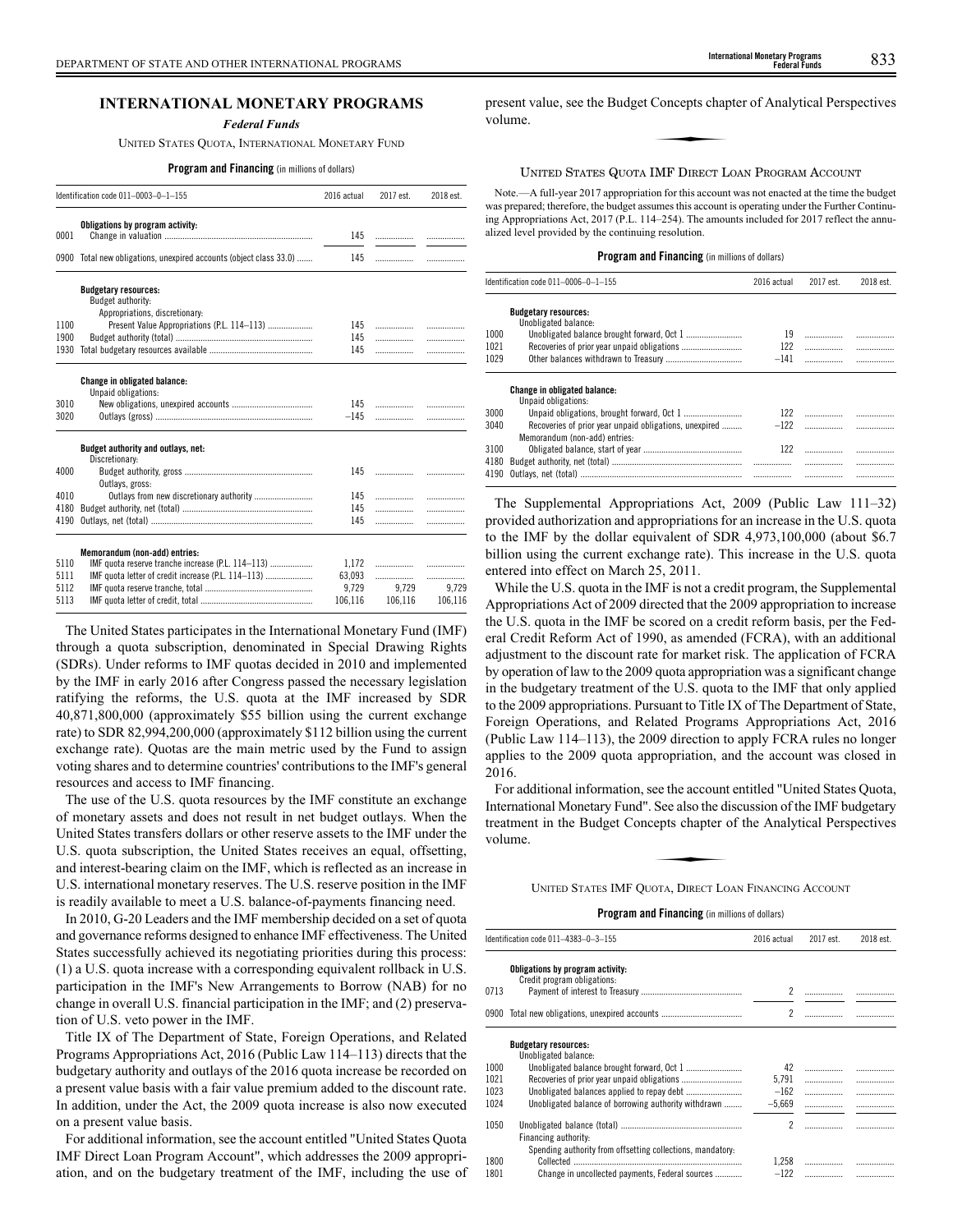# INTERNATIONAL MONETARY PROGRAMS

## *Federal Funds*

### UNITED STATES QUOTA, INTERNATIONAL MONETARY FUND

**Program and Financing** (in millions of dollars)

| Identification code 011–0003–0–1–155 | | 2016 actual | 2017 est. | 2018 est. |
|---|---|---|---|---|
| | **Obligations by program activity:** | | | |
| 0001 | Change in valuation | 145 | | |
| 0900 | Total new obligations, unexpired accounts (object class 33.0) | 145 | | |
| | **Budgetary resources:** | | | |
| | Budget authority: | | | |
| | Appropriations, discretionary: | | | |
| 1100 | Present Value Appropriations (P.L. 114–113) | 145 | | |
| 1900 | Budget authority (total) | 145 | | |
| 1930 | Total budgetary resources available | 145 | | |
| | **Change in obligated balance:** | | | |
| | Unpaid obligations: | | | |
| 3010 | New obligations, unexpired accounts | 145 | | |
| 3020 | Outlays (gross) | –145 | | |
| | **Budget authority and outlays, net:** | | | |
| | Discretionary: | | | |
| 4000 | Budget authority, gross | 145 | | |
| | Outlays, gross: | | | |
| 4010 | Outlays from new discretionary authority | 145 | | |
| 4180 | Budget authority, net (total) | 145 | | |
| 4190 | Outlays, net (total) | 145 | | |
| | **Memorandum (non-add) entries:** | | | |
| 5110 | IMF quota reserve tranche increase (P.L. 114–113) | 1,172 | | |
| 5111 | IMF quota letter of credit increase (P.L. 114–113) | 63,093 | | |
| 5112 | IMF quota reserve tranche, total | 9,729 | 9,729 | 9,729 |
| 5113 | IMF quota letter of credit, total | 106,116 | 106,116 | 106,116 |

The United States participates in the International Monetary Fund (IMF) through a quota subscription, denominated in Special Drawing Rights (SDRs). Under reforms to IMF quotas decided in 2010 and implemented by the IMF in early 2016 after Congress passed the necessary legislation ratifying the reforms, the U.S. quota at the IMF increased by SDR 40,871,800,000 (approximately $55 billion using the current exchange rate) to SDR 82,994,200,000 (approximately $112 billion using the current exchange rate). Quotas are the main metric used by the Fund to assign voting shares and to determine countries' contributions to the IMF's general resources and access to IMF financing.

The use of the U.S. quota resources by the IMF constitute an exchange of monetary assets and does not result in net budget outlays. When the United States transfers dollars or other reserve assets to the IMF under the U.S. quota subscription, the United States receives an equal, offsetting, and interest-bearing claim on the IMF, which is reflected as an increase in U.S. international monetary reserves. The U.S. reserve position in the IMF is readily available to meet a U.S. balance-of-payments financing need.

In 2010, G-20 Leaders and the IMF membership decided on a set of quota and governance reforms designed to enhance IMF effectiveness. The United States successfully achieved its negotiating priorities during this process: (1) a U.S. quota increase with a corresponding equivalent rollback in U.S. participation in the IMF's New Arrangements to Borrow (NAB) for no change in overall U.S. financial participation in the IMF; and (2) preservation of U.S. veto power in the IMF.

Title IX of The Department of State, Foreign Operations, and Related Programs Appropriations Act, 2016 (Public Law 114–113) directs that the budgetary authority and outlays of the 2016 quota increase be recorded on a present value basis with a fair value premium added to the discount rate. In addition, under the Act, the 2009 quota increase is also now executed on a present value basis.

For additional information, see the account entitled "United States Quota IMF Direct Loan Program Account", which addresses the 2009 appropriation, and on the budgetary treatment of the IMF, including the use of present value, see the Budget Concepts chapter of Analytical Perspectives volume.

### UNITED STATES QUOTA IMF DIRECT LOAN PROGRAM ACCOUNT

Note.—A full-year 2017 appropriation for this account was not enacted at the time the budget was prepared; therefore, the budget assumes this account is operating under the Further Continuing Appropriations Act, 2017 (P.L. 114–254). The amounts included for 2017 reflect the annualized level provided by the continuing resolution.

**Program and Financing** (in millions of dollars)

| Identification code 011–0006–0–1–155 | | 2016 actual | 2017 est. | 2018 est. |
|---|---|---|---|---|
| | **Budgetary resources:** | | | |
| | Unobligated balance: | | | |
| 1000 | Unobligated balance brought forward, Oct 1 | 19 | | |
| 1021 | Recoveries of prior year unpaid obligations | 122 | | |
| 1029 | Other balances withdrawn to Treasury | –141 | | |
| | **Change in obligated balance:** | | | |
| | Unpaid obligations: | | | |
| 3000 | Unpaid obligations, brought forward, Oct 1 | 122 | | |
| 3040 | Recoveries of prior year unpaid obligations, unexpired | –122 | | |
| | Memorandum (non-add) entries: | | | |
| 3100 | Obligated balance, start of year | 122 | | |
| 4180 | Budget authority, net (total) | | | |
| 4190 | Outlays, net (total) | | | |

The Supplemental Appropriations Act, 2009 (Public Law 111–32) provided authorization and appropriations for an increase in the U.S. quota to the IMF by the dollar equivalent of SDR 4,973,100,000 (about $6.7 billion using the current exchange rate). This increase in the U.S. quota entered into effect on March 25, 2011.

While the U.S. quota in the IMF is not a credit program, the Supplemental Appropriations Act of 2009 directed that the 2009 appropriation to increase the U.S. quota in the IMF be scored on a credit reform basis, per the Federal Credit Reform Act of 1990, as amended (FCRA), with an additional adjustment to the discount rate for market risk. The application of FCRA by operation of law to the 2009 quota appropriation was a significant change in the budgetary treatment of the U.S. quota to the IMF that only applied to the 2009 appropriations. Pursuant to Title IX of The Department of State, Foreign Operations, and Related Programs Appropriations Act, 2016 (Public Law 114–113), the 2009 direction to apply FCRA rules no longer applies to the 2009 quota appropriation, and the account was closed in 2016.

For additional information, see the account entitled "United States Quota, International Monetary Fund". See also the discussion of the IMF budgetary treatment in the Budget Concepts chapter of the Analytical Perspectives volume.

### UNITED STATES IMF QUOTA, DIRECT LOAN FINANCING ACCOUNT

**Program and Financing** (in millions of dollars)

| Identification code 011–4383–0–3–155 | | 2016 actual | 2017 est. | 2018 est. |
|---|---|---|---|---|
| | **Obligations by program activity:** | | | |
| | Credit program obligations: | | | |
| 0713 | Payment of interest to Treasury | 2 | | |
| 0900 | Total new obligations, unexpired accounts | 2 | | |
| | **Budgetary resources:** | | | |
| | Unobligated balance: | | | |
| 1000 | Unobligated balance brought forward, Oct 1 | 42 | | |
| 1021 | Recoveries of prior year unpaid obligations | 5,791 | | |
| 1023 | Unobligated balances applied to repay debt | –162 | | |
| 1024 | Unobligated balance of borrowing authority withdrawn | –5,669 | | |
| 1050 | Unobligated balance (total) | 2 | | |
| | Financing authority: | | | |
| | Spending authority from offsetting collections, mandatory: | | | |
| 1800 | Collected | 1,258 | | |
| 1801 | Change in uncollected payments, Federal sources | –122 | | |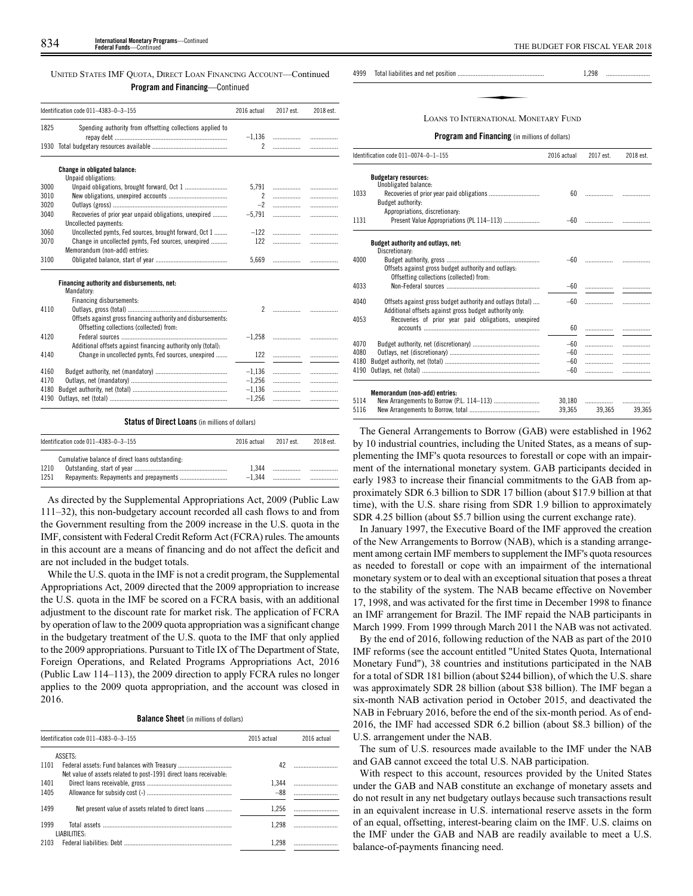## UNITED STATES IMF QUOTA, DIRECT LOAN FINANCING ACCOUNT—Continued

**Program and Financing**—Continued

| Identification code 011–4383–0–3–155 | | 2016 actual | 2017 est. | 2018 est. |
|---|---|---|---|---|
| 1825 | Spending authority from offsetting collections applied to repay debt | –1,136 | | |
| 1930 | Total budgetary resources available | 2 | | |
| | **Change in obligated balance:** | | | |
| | Unpaid obligations: | | | |
| 3000 | Unpaid obligations, brought forward, Oct 1 | 5,791 | | |
| 3010 | New obligations, unexpired accounts | 2 | | |
| 3020 | Outlays (gross) | –2 | | |
| 3040 | Recoveries of prior year unpaid obligations, unexpired | –5,791 | | |
| | Uncollected payments: | | | |
| 3060 | Uncollected pymts, Fed sources, brought forward, Oct 1 | –122 | | |
| 3070 | Change in uncollected pymts, Fed sources, unexpired | 122 | | |
| | Memorandum (non-add) entries: | | | |
| 3100 | Obligated balance, start of year | 5,669 | | |
| | **Financing authority and disbursements, net:** | | | |
| | Mandatory: | | | |
| | Financing disbursements: | | | |
| 4110 | Outlays, gross (total) | 2 | | |
| | Offsets against gross financing authority and disbursements: | | | |
| | Offsetting collections (collected) from: | | | |
| 4120 | Federal sources | –1,258 | | |
| | Additional offsets against financing authority only (total): | | | |
| 4140 | Change in uncollected pymts, Fed sources, unexpired | 122 | | |
| 4160 | Budget authority, net (mandatory) | –1,136 | | |
| 4170 | Outlays, net (mandatory) | –1,256 | | |
| 4180 | Budget authority, net (total) | –1,136 | | |
| 4190 | Outlays, net (total) | –1,256 | | |

**Status of Direct Loans** (in millions of dollars)

| Identification code 011–4383–0–3–155 | | 2016 actual | 2017 est. | 2018 est. |
|---|---|---|---|---|
| | Cumulative balance of direct loans outstanding: | | | |
| 1210 | Outstanding, start of year | 1,344 | | |
| 1251 | Repayments: Repayments and prepayments | –1,344 | | |

As directed by the Supplemental Appropriations Act, 2009 (Public Law 111–32), this non-budgetary account recorded all cash flows to and from the Government resulting from the 2009 increase in the U.S. quota in the IMF, consistent with Federal Credit Reform Act (FCRA) rules. The amounts in this account are a means of financing and do not affect the deficit and are not included in the budget totals.

While the U.S. quota in the IMF is not a credit program, the Supplemental Appropriations Act, 2009 directed that the 2009 appropriation to increase the U.S. quota in the IMF be scored on a FCRA basis, with an additional adjustment to the discount rate for market risk. The application of FCRA by operation of law to the 2009 quota appropriation was a significant change in the budgetary treatment of the U.S. quota to the IMF that only applied to the 2009 appropriations. Pursuant to Title IX of The Department of State, Foreign Operations, and Related Programs Appropriations Act, 2016 (Public Law 114–113), the 2009 direction to apply FCRA rules no longer applies to the 2009 quota appropriation, and the account was closed in 2016.

**Balance Sheet** (in millions of dollars)

| Identification code 011–4383–0–3–155 | | 2015 actual | 2016 actual |
|---|---|---|---|
| | ASSETS: | | |
| 1101 | Federal assets: Fund balances with Treasury | 42 | |
| | Net value of assets related to post-1991 direct loans receivable: | | |
| 1401 | Direct loans receivable, gross | 1,344 | |
| 1405 | Allowance for subsidy cost (-) | –88 | |
| 1499 | Net present value of assets related to direct loans | 1,256 | |
| 1999 | Total assets | 1,298 | |
| | LIABILITIES: | | |
| 2103 | Federal liabilities: Debt | 1,298 | |
| 4999 | Total liabilities and net position | 1,298 | |

## LOANS TO INTERNATIONAL MONETARY FUND

**Program and Financing** (in millions of dollars)

| Identification code 011–0074–0–1–155 | | 2016 actual | 2017 est. | 2018 est. |
|---|---|---|---|---|
| | **Budgetary resources:** | | | |
| | Unobligated balance: | | | |
| 1033 | Recoveries of prior year paid obligations | 60 | | |
| | Budget authority: | | | |
| | Appropriations, discretionary: | | | |
| 1131 | Present Value Appropriations (PL 114–113) | –60 | | |
| | **Budget authority and outlays, net:** | | | |
| | Discretionary: | | | |
| 4000 | Budget authority, gross | –60 | | |
| | Offsets against gross budget authority and outlays: | | | |
| | Offsetting collections (collected) from: | | | |
| 4033 | Non-Federal sources | –60 | | |
| 4040 | Offsets against gross budget authority and outlays (total) | –60 | | |
| | Additional offsets against gross budget authority only: | | | |
| 4053 | Recoveries of prior year paid obligations, unexpired accounts | 60 | | |
| 4070 | Budget authority, net (discretionary) | –60 | | |
| 4080 | Outlays, net (discretionary) | –60 | | |
| 4180 | Budget authority, net (total) | –60 | | |
| 4190 | Outlays, net (total) | –60 | | |
| | **Memorandum (non-add) entries:** | | | |
| 5114 | New Arrangements to Borrow (P.L. 114–113) | 30,180 | | |
| 5116 | New Arrangements to Borrow, total | 39,365 | 39,365 | 39,365 |

The General Arrangements to Borrow (GAB) were established in 1962 by 10 industrial countries, including the United States, as a means of supplementing the IMF's quota resources to forestall or cope with an impairment of the international monetary system. GAB participants decided in early 1983 to increase their financial commitments to the GAB from approximately SDR 6.3 billion to SDR 17 billion (about $17.9 billion at that time), with the U.S. share rising from SDR 1.9 billion to approximately SDR 4.25 billion (about $5.7 billion using the current exchange rate).

In January 1997, the Executive Board of the IMF approved the creation of the New Arrangements to Borrow (NAB), which is a standing arrangement among certain IMF members to supplement the IMF's quota resources as needed to forestall or cope with an impairment of the international monetary system or to deal with an exceptional situation that poses a threat to the stability of the system. The NAB became effective on November 17, 1998, and was activated for the first time in December 1998 to finance an IMF arrangement for Brazil. The IMF repaid the NAB participants in March 1999. From 1999 through March 2011 the NAB was not activated.

By the end of 2016, following reduction of the NAB as part of the 2010 IMF reforms (see the account entitled "United States Quota, International Monetary Fund"), 38 countries and institutions participated in the NAB for a total of SDR 181 billion (about $244 billion), of which the U.S. share was approximately SDR 28 billion (about $38 billion). The IMF began a six-month NAB activation period in October 2015, and deactivated the NAB in February 2016, before the end of the six-month period. As of end-2016, the IMF had accessed SDR 6.2 billion (about $8.3 billion) of the U.S. arrangement under the NAB.

The sum of U.S. resources made available to the IMF under the NAB and GAB cannot exceed the total U.S. NAB participation.

With respect to this account, resources provided by the United States under the GAB and NAB constitute an exchange of monetary assets and do not result in any net budgetary outlays because such transactions result in an equivalent increase in U.S. international reserve assets in the form of an equal, offsetting, interest-bearing claim on the IMF. U.S. claims on the IMF under the GAB and NAB are readily available to meet a U.S. balance-of-payments financing need.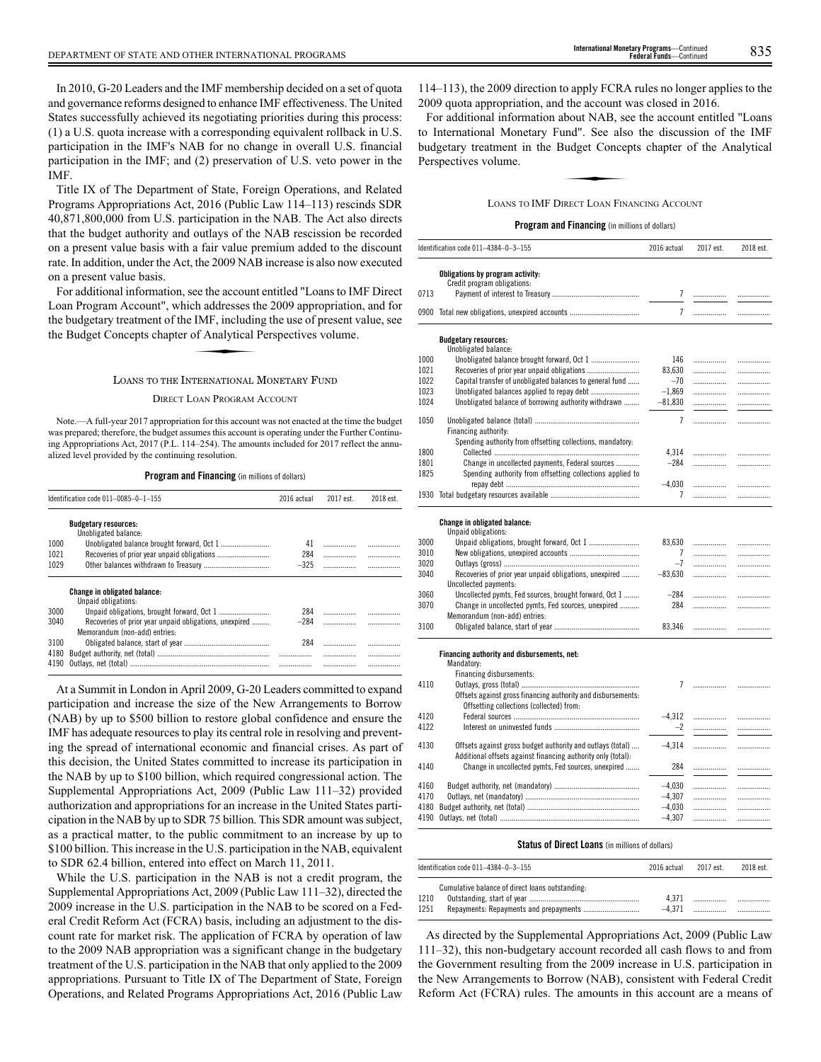In 2010, G-20 Leaders and the IMF membership decided on a set of quota and governance reforms designed to enhance IMF effectiveness. The United States successfully achieved its negotiating priorities during this process: (1) a U.S. quota increase with a corresponding equivalent rollback in U.S. participation in the IMF's NAB for no change in overall U.S. financial participation in the IMF; and (2) preservation of U.S. veto power in the IMF.

Title IX of The Department of State, Foreign Operations, and Related Programs Appropriations Act, 2016 (Public Law 114–113) rescinds SDR 40,871,800,000 from U.S. participation in the NAB. The Act also directs that the budget authority and outlays of the NAB rescission be recorded on a present value basis with a fair value premium added to the discount rate. In addition, under the Act, the 2009 NAB increase is also now executed on a present value basis.

For additional information, see the account entitled "Loans to IMF Direct Loan Program Account", which addresses the 2009 appropriation, and for the budgetary treatment of the IMF, including the use of present value, see the Budget Concepts chapter of Analytical Perspectives volume.

## LOANS TO THE INTERNATIONAL MONETARY FUND

### DIRECT LOAN PROGRAM ACCOUNT

Note.—A full-year 2017 appropriation for this account was not enacted at the time the budget was prepared; therefore, the budget assumes this account is operating under the Further Continuing Appropriations Act, 2017 (P.L. 114–254). The amounts included for 2017 reflect the annualized level provided by the continuing resolution.

**Program and Financing** (in millions of dollars)

| | Identification code 011–0085–0–1–155 | 2016 actual | 2017 est. | 2018 est. |
|---|---|---|---|---|
| | **Budgetary resources:** | | | |
| | Unobligated balance: | | | |
| 1000 | Unobligated balance brought forward, Oct 1 | 41 | | |
| 1021 | Recoveries of prior year unpaid obligations | 284 | | |
| 1029 | Other balances withdrawn to Treasury | –325 | | |
| | **Change in obligated balance:** | | | |
| | Unpaid obligations: | | | |
| 3000 | Unpaid obligations, brought forward, Oct 1 | 284 | | |
| 3040 | Recoveries of prior year unpaid obligations, unexpired | –284 | | |
| | Memorandum (non-add) entries: | | | |
| 3100 | Obligated balance, start of year | 284 | | |
| 4180 | Budget authority, net (total) | | | |
| 4190 | Outlays, net (total) | | | |

At a Summit in London in April 2009, G-20 Leaders committed to expand participation and increase the size of the New Arrangements to Borrow (NAB) by up to $500 billion to restore global confidence and ensure the IMF has adequate resources to play its central role in resolving and preventing the spread of international economic and financial crises. As part of this decision, the United States committed to increase its participation in the NAB by up to $100 billion, which required congressional action. The Supplemental Appropriations Act, 2009 (Public Law 111–32) provided authorization and appropriations for an increase in the United States participation in the NAB by up to SDR 75 billion. This SDR amount was subject, as a practical matter, to the public commitment to an increase by up to $100 billion. This increase in the U.S. participation in the NAB, equivalent to SDR 62.4 billion, entered into effect on March 11, 2011.

While the U.S. participation in the NAB is not a credit program, the Supplemental Appropriations Act, 2009 (Public Law 111–32), directed the 2009 increase in the U.S. participation in the NAB to be scored on a Federal Credit Reform Act (FCRA) basis, including an adjustment to the discount rate for market risk. The application of FCRA by operation of law to the 2009 NAB appropriation was a significant change in the budgetary treatment of the U.S. participation in the NAB that only applied to the 2009 appropriations. Pursuant to Title IX of The Department of State, Foreign Operations, and Related Programs Appropriations Act, 2016 (Public Law 114–113), the 2009 direction to apply FCRA rules no longer applies to the 2009 quota appropriation, and the account was closed in 2016.

For additional information about NAB, see the account entitled "Loans to International Monetary Fund". See also the discussion of the IMF budgetary treatment in the Budget Concepts chapter of the Analytical Perspectives volume.

## LOANS TO IMF DIRECT LOAN FINANCING ACCOUNT

**Program and Financing** (in millions of dollars)

| | Identification code 011–4384–0–3–155 | 2016 actual | 2017 est. | 2018 est. |
|---|---|---|---|---|
| | **Obligations by program activity:** | | | |
| | Credit program obligations: | | | |
| 0713 | Payment of interest to Treasury | 7 | | |
| 0900 | Total new obligations, unexpired accounts | 7 | | |
| | **Budgetary resources:** | | | |
| | Unobligated balance: | | | |
| 1000 | Unobligated balance brought forward, Oct 1 | 146 | | |
| 1021 | Recoveries of prior year unpaid obligations | 83,630 | | |
| 1022 | Capital transfer of unobligated balances to general fund | –70 | | |
| 1023 | Unobligated balances applied to repay debt | –1,869 | | |
| 1024 | Unobligated balance of borrowing authority withdrawn | –81,830 | | |
| 1050 | Unobligated balance (total) | 7 | | |
| | Financing authority: | | | |
| | Spending authority from offsetting collections, mandatory: | | | |
| 1800 | Collected | 4,314 | | |
| 1801 | Change in uncollected payments, Federal sources | –284 | | |
| 1825 | Spending authority from offsetting collections applied to repay debt | –4,030 | | |
| 1930 | Total budgetary resources available | 7 | | |
| | **Change in obligated balance:** | | | |
| | Unpaid obligations: | | | |
| 3000 | Unpaid obligations, brought forward, Oct 1 | 83,630 | | |
| 3010 | New obligations, unexpired accounts | 7 | | |
| 3020 | Outlays (gross) | –7 | | |
| 3040 | Recoveries of prior year unpaid obligations, unexpired | –83,630 | | |
| | Uncollected payments: | | | |
| 3060 | Uncollected pymts, Fed sources, brought forward, Oct 1 | –284 | | |
| 3070 | Change in uncollected pymts, Fed sources, unexpired | 284 | | |
| | Memorandum (non-add) entries: | | | |
| 3100 | Obligated balance, start of year | 83,346 | | |
| | **Financing authority and disbursements, net:** | | | |
| | Mandatory: | | | |
| | Financing disbursements: | | | |
| 4110 | Outlays, gross (total) | 7 | | |
| | Offsets against gross financing authority and disbursements: | | | |
| | Offsetting collections (collected) from: | | | |
| 4120 | Federal sources | –4,312 | | |
| 4122 | Interest on uninvested funds | –2 | | |
| 4130 | Offsets against gross budget authority and outlays (total) | –4,314 | | |
| | Additional offsets against financing authority only (total): | | | |
| 4140 | Change in uncollected pymts, Fed sources, unexpired | 284 | | |
| 4160 | Budget authority, net (mandatory) | –4,030 | | |
| 4170 | Outlays, net (mandatory) | –4,307 | | |
| 4180 | Budget authority, net (total) | –4,030 | | |
| 4190 | Outlays, net (total) | –4,307 | | |

**Status of Direct Loans** (in millions of dollars)

| | Identification code 011–4384–0–3–155 | 2016 actual | 2017 est. | 2018 est. |
|---|---|---|---|---|
| | Cumulative balance of direct loans outstanding: | | | |
| 1210 | Outstanding, start of year | 4,371 | | |
| 1251 | Repayments: Repayments and prepayments | –4,371 | | |

As directed by the Supplemental Appropriations Act, 2009 (Public Law 111–32), this non-budgetary account recorded all cash flows to and from the Government resulting from the 2009 increase in U.S. participation in the New Arrangements to Borrow (NAB), consistent with Federal Credit Reform Act (FCRA) rules. The amounts in this account are a means of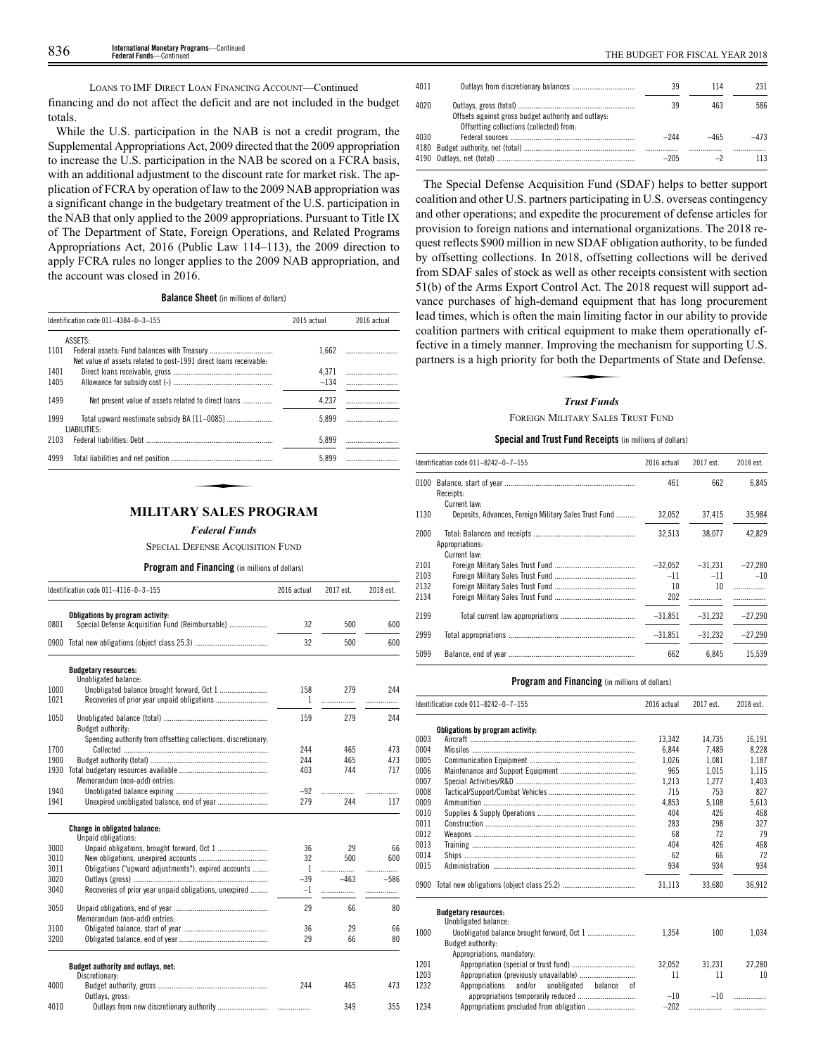LOANS TO IMF DIRECT LOAN FINANCING ACCOUNT—Continued

financing and do not affect the deficit and are not included in the budget totals.

While the U.S. participation in the NAB is not a credit program, the Supplemental Appropriations Act, 2009 directed that the 2009 appropriation to increase the U.S. participation in the NAB be scored on a FCRA basis, with an additional adjustment to the discount rate for market risk. The application of FCRA by operation of law to the 2009 NAB appropriation was a significant change in the budgetary treatment of the U.S. participation in the NAB that only applied to the 2009 appropriations. Pursuant to Title IX of The Department of State, Foreign Operations, and Related Programs Appropriations Act, 2016 (Public Law 114–113), the 2009 direction to apply FCRA rules no longer applies to the 2009 NAB appropriation, and the account was closed in 2016.

**Balance Sheet** (in millions of dollars)

| Identification code 011–4384–0–3–155 | | 2015 actual | 2016 actual |
|---|---|---|---|
| | ASSETS: | | |
| 1101 | Federal assets: Fund balances with Treasury | 1,662 | |
| | Net value of assets related to post-1991 direct loans receivable: | | |
| 1401 | Direct loans receivable | 4,371 | |
| 1405 | Allowance for subsidy cost (-) | –134 | |
| 1499 | Net present value of assets related to direct loans | 4,237 | |
| 1999 | Total upward reestimate subsidy BA [11–0085] | 5,899 | |
| | LIABILITIES: | | |
| 2103 | Federal liabilities: Debt | 5,899 | |
| 4999 | Total liabilities and net position | 5,899 | |

# MILITARY SALES PROGRAM

## *Federal Funds*

### SPECIAL DEFENSE ACQUISITION FUND

**Program and Financing** (in millions of dollars)

| Identification code 011–4116–0–3–155 | | 2016 actual | 2017 est. | 2018 est. |
|---|---|---|---|---|
| | **Obligations by program activity:** | | | |
| 0801 | Special Defense Acquisition Fund (Reimbursable) | 32 | 500 | 600 |
| 0900 | Total new obligations (object class 25.3) | 32 | 500 | 600 |
| | **Budgetary resources:** | | | |
| | Unobligated balance: | | | |
| 1000 | Unobligated balance brought forward, Oct 1 | 158 | 279 | 244 |
| 1021 | Recoveries of prior year unpaid obligations | 1 | | |
| 1050 | Unobligated balance (total) | 159 | 279 | 244 |
| | Budget authority: | | | |
| | Spending authority from offsetting collections, discretionary: | | | |
| 1700 | Collected | 244 | 465 | 473 |
| 1900 | Budget authority (total) | 244 | 465 | 473 |
| 1930 | Total budgetary resources available | 403 | 744 | 717 |
| | Memorandum (non-add) entries: | | | |
| 1940 | Unobligated balance expiring | –92 | | |
| 1941 | Unexpired unobligated balance, end of year | 279 | 244 | 117 |
| | **Change in obligated balance:** | | | |
| | Unpaid obligations: | | | |
| 3000 | Unpaid obligations, brought forward, Oct 1 | 36 | 29 | 66 |
| 3010 | New obligations, unexpired accounts | 32 | 500 | 600 |
| 3011 | Obligations ("upward adjustments"), expired accounts | 1 | | |
| 3020 | Outlays (gross) | –39 | –463 | –586 |
| 3040 | Recoveries of prior year unpaid obligations, unexpired | –1 | | |
| 3050 | Unpaid obligations, end of year | 29 | 66 | 80 |
| | Memorandum (non-add) entries: | | | |
| 3100 | Obligated balance, start of year | 36 | 29 | 66 |
| 3200 | Obligated balance, end of year | 29 | 66 | 80 |
| | **Budget authority and outlays, net:** | | | |
| | Discretionary: | | | |
| 4000 | Budget authority, gross | 244 | 465 | 473 |
| | Outlays, gross: | | | |
| 4010 | Outlays from new discretionary authority | | 349 | 355 |
| 4011 | Outlays from discretionary balances | 39 | 114 | 231 |
| 4020 | Outlays, gross (total) | 39 | 463 | 586 |
| | Offsets against gross budget authority and outlays: | | | |
| | Offsetting collections (collected) from: | | | |
| 4030 | Federal sources | –244 | –465 | –473 |
| 4180 | Budget authority, net (total) | | | |
| 4190 | Outlays, net (total) | –205 | –2 | 113 |

The Special Defense Acquisition Fund (SDAF) helps to better support coalition and other U.S. partners participating in U.S. overseas contingency and other operations; and expedite the procurement of defense articles for provision to foreign nations and international organizations. The 2018 request reflects $900 million in new SDAF obligation authority, to be funded by offsetting collections. In 2018, offsetting collections will be derived from SDAF sales of stock as well as other receipts consistent with section 51(b) of the Arms Export Control Act. The 2018 request will support advance purchases of high-demand equipment that has long procurement lead times, which is often the main limiting factor in our ability to provide coalition partners with critical equipment to make them operationally effective in a timely manner. Improving the mechanism for supporting U.S. partners is a high priority for both the Departments of State and Defense.

## *Trust Funds*

### FOREIGN MILITARY SALES TRUST FUND

**Special and Trust Fund Receipts** (in millions of dollars)

| Identification code 011–8242–0–7–155 | | 2016 actual | 2017 est. | 2018 est. |
|---|---|---|---|---|
| 0100 | Balance, start of year | 461 | 662 | 6,845 |
| | Receipts: | | | |
| | Current law: | | | |
| 1130 | Deposits, Advances, Foreign Military Sales Trust Fund | 32,052 | 37,415 | 35,984 |
| 2000 | Total: Balances and receipts | 32,513 | 38,077 | 42,829 |
| | Appropriations: | | | |
| | Current law: | | | |
| 2101 | Foreign Military Sales Trust Fund | –32,052 | –31,231 | –27,280 |
| 2103 | Foreign Military Sales Trust Fund | –11 | –11 | –10 |
| 2132 | Foreign Military Sales Trust Fund | 10 | 10 | |
| 2134 | Foreign Military Sales Trust Fund | 202 | | |
| 2199 | Total current law appropriations | –31,851 | –31,232 | –27,290 |
| 2999 | Total appropriations | –31,851 | –31,232 | –27,290 |
| 5099 | Balance, end of year | 662 | 6,845 | 15,539 |

**Program and Financing** (in millions of dollars)

| Identification code 011–8242–0–7–155 | | 2016 actual | 2017 est. | 2018 est. |
|---|---|---|---|---|
| | **Obligations by program activity:** | | | |
| 0003 | Aircraft | 13,342 | 14,735 | 16,191 |
| 0004 | Missiles | 6,844 | 7,489 | 8,228 |
| 0005 | Communication Equipment | 1,026 | 1,081 | 1,187 |
| 0006 | Maintenance and Support Equipment | 965 | 1,015 | 1,115 |
| 0007 | Special Activities/R&D | 1,213 | 1,277 | 1,403 |
| 0008 | Tactical/Support/Combat Vehicles | 715 | 753 | 827 |
| 0009 | Ammunition | 4,853 | 5,108 | 5,613 |
| 0010 | Supplies & Supply Operations | 404 | 426 | 468 |
| 0011 | Construction | 283 | 298 | 327 |
| 0012 | Weapons | 68 | 72 | 79 |
| 0013 | Training | 404 | 426 | 468 |
| 0014 | Ships | 62 | 66 | 72 |
| 0015 | Administration | 934 | 934 | 934 |
| 0900 | Total new obligations (object class 25.2) | 31,113 | 33,680 | 36,912 |
| | **Budgetary resources:** | | | |
| | Unobligated balance: | | | |
| 1000 | Unobligated balance brought forward, Oct 1 | 1,354 | 100 | 1,034 |
| | Budget authority: | | | |
| | Appropriations, mandatory: | | | |
| 1201 | Appropriation (special or trust fund) | 32,052 | 31,231 | 27,280 |
| 1203 | Appropriation (previously unavailable) | 11 | 11 | 10 |
| 1232 | Appropriations and/or unobligated balance of appropriations temporarily reduced | –10 | –10 | |
| 1234 | Appropriations precluded from obligation | –202 | | |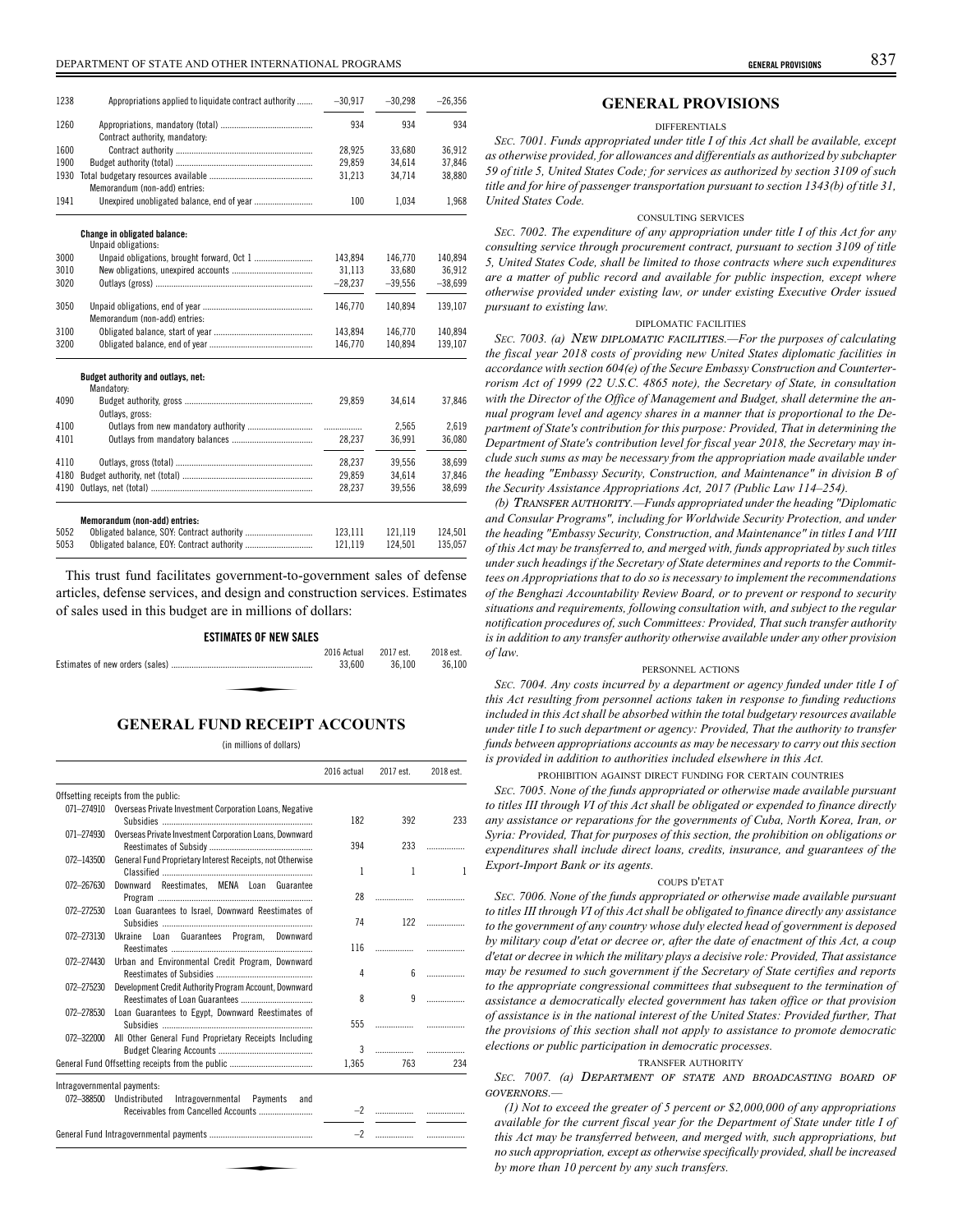| | | | | |
|---|---|---|---|---|
| 1238 | Appropriations applied to liquidate contract authority | –30,917 | –30,298 | –26,356 |
| 1260 | Appropriations, mandatory (total) | 934 | 934 | 934 |
| | Contract authority, mandatory: | | | |
| 1600 | Contract authority | 28,925 | 33,680 | 36,912 |
| 1900 | Budget authority (total) | 29,859 | 34,614 | 37,846 |
| 1930 | Total budgetary resources available | 31,213 | 34,714 | 38,880 |
| | Memorandum (non-add) entries: | | | |
| 1941 | Unexpired unobligated balance, end of year | 100 | 1,034 | 1,968 |
| | **Change in obligated balance:** | | | |
| | Unpaid obligations: | | | |
| 3000 | Unpaid obligations, brought forward, Oct 1 | 143,894 | 146,770 | 140,894 |
| 3010 | New obligations, unexpired accounts | 31,113 | 33,680 | 36,912 |
| 3020 | Outlays (gross) | –28,237 | –39,556 | –38,699 |
| 3050 | Unpaid obligations, end of year | 146,770 | 140,894 | 139,107 |
| | Memorandum (non-add) entries: | | | |
| 3100 | Obligated balance, start of year | 143,894 | 146,770 | 140,894 |
| 3200 | Obligated balance, end of year | 146,770 | 140,894 | 139,107 |
| | **Budget authority and outlays, net:** | | | |
| | Mandatory: | | | |
| 4090 | Budget authority, gross | 29,859 | 34,614 | 37,846 |
| | Outlays, gross: | | | |
| 4100 | Outlays from new mandatory authority | | 2,565 | 2,619 |
| 4101 | Outlays from mandatory balances | 28,237 | 36,991 | 36,080 |
| 4110 | Outlays, gross (total) | 28,237 | 39,556 | 38,699 |
| 4180 | Budget authority, net (total) | 29,859 | 34,614 | 37,846 |
| 4190 | Outlays, net (total) | 28,237 | 39,556 | 38,699 |
| | **Memorandum (non-add) entries:** | | | |
| 5052 | Obligated balance, SOY: Contract authority | 123,111 | 121,119 | 124,501 |
| 5053 | Obligated balance, EOY: Contract authority | 121,119 | 124,501 | 135,057 |

This trust fund facilitates government-to-government sales of defense articles, defense services, and design and construction services. Estimates of sales used in this budget are in millions of dollars:

**ESTIMATES OF NEW SALES**

| | 2016 Actual | 2017 est. | 2018 est. |
|---|---|---|---|
| Estimates of new orders (sales) | 33,600 | 36,100 | 36,100 |

## GENERAL FUND RECEIPT ACCOUNTS

(in millions of dollars)

| | | 2016 actual | 2017 est. | 2018 est. |
|---|---|---|---|---|
| | Offsetting receipts from the public: | | | |
| 071–274910 | Overseas Private Investment Corporation Loans, Negative Subsidies | 182 | 392 | 233 |
| 071–274930 | Overseas Private Investment Corporation Loans, Downward Reestimates of Subsidy | 394 | 233 | |
| 072–143500 | General Fund Proprietary Interest Receipts, not Otherwise Classified | 1 | 1 | 1 |
| 072–267630 | Downward Reestimates, MENA Loan Guarantee Program | 28 | | |
| 072–272530 | Loan Guarantees to Israel, Downward Reestimates of Subsidies | 74 | 122 | |
| 072–273130 | Ukraine Loan Guarantees Program, Downward Reestimates | 116 | | |
| 072–274430 | Urban and Environmental Credit Program, Downward Reestimates of Subsidies | 4 | 6 | |
| 072–275230 | Development Credit Authority Program Account, Downward Reestimates of Loan Guarantees | 8 | 9 | |
| 072–278530 | Loan Guarantees to Egypt, Downward Reestimates of Subsidies | 555 | | |
| 072–322000 | All Other General Fund Proprietary Receipts Including Budget Clearing Accounts | 3 | | |
| | General Fund Offsetting receipts from the public | 1,365 | 763 | 234 |
| | Intragovernmental payments: | | | |
| 072–388500 | Undistributed Intragovernmental Payments and Receivables from Cancelled Accounts | –2 | | |
| | General Fund Intragovernmental payments | –2 | | |

## GENERAL PROVISIONS

DIFFERENTIALS

*SEC. 7001. Funds appropriated under title I of this Act shall be available, except as otherwise provided, for allowances and differentials as authorized by subchapter 59 of title 5, United States Code; for services as authorized by section 3109 of such title and for hire of passenger transportation pursuant to section 1343(b) of title 31, United States Code.*

CONSULTING SERVICES

*SEC. 7002. The expenditure of any appropriation under title I of this Act for any consulting service through procurement contract, pursuant to section 3109 of title 5, United States Code, shall be limited to those contracts where such expenditures are a matter of public record and available for public inspection, except where otherwise provided under existing law, or under existing Executive Order issued pursuant to existing law.*

DIPLOMATIC FACILITIES

*SEC. 7003. (a) NEW DIPLOMATIC FACILITIES.—For the purposes of calculating the fiscal year 2018 costs of providing new United States diplomatic facilities in accordance with section 604(e) of the Secure Embassy Construction and Counterterrorism Act of 1999 (22 U.S.C. 4865 note), the Secretary of State, in consultation with the Director of the Office of Management and Budget, shall determine the annual program level and agency shares in a manner that is proportional to the Department of State's contribution for this purpose: Provided, That in determining the Department of State's contribution level for fiscal year 2018, the Secretary may include such sums as may be necessary from the appropriation made available under the heading "Embassy Security, Construction, and Maintenance" in division B of the Security Assistance Appropriations Act, 2017 (Public Law 114–254).*

*(b) TRANSFER AUTHORITY.—Funds appropriated under the heading "Diplomatic and Consular Programs", including for Worldwide Security Protection, and under the heading "Embassy Security, Construction, and Maintenance" in titles I and VIII of this Act may be transferred to, and merged with, funds appropriated by such titles under such headings if the Secretary of State determines and reports to the Committees on Appropriations that to do so is necessary to implement the recommendations of the Benghazi Accountability Review Board, or to prevent or respond to security situations and requirements, following consultation with, and subject to the regular notification procedures of, such Committees: Provided, That such transfer authority is in addition to any transfer authority otherwise available under any other provision of law.*

PERSONNEL ACTIONS

*SEC. 7004. Any costs incurred by a department or agency funded under title I of this Act resulting from personnel actions taken in response to funding reductions included in this Act shall be absorbed within the total budgetary resources available under title I to such department or agency: Provided, That the authority to transfer funds between appropriations accounts as may be necessary to carry out this section is provided in addition to authorities included elsewhere in this Act.*

PROHIBITION AGAINST DIRECT FUNDING FOR CERTAIN COUNTRIES

*SEC. 7005. None of the funds appropriated or otherwise made available pursuant to titles III through VI of this Act shall be obligated or expended to finance directly any assistance or reparations for the governments of Cuba, North Korea, Iran, or Syria: Provided, That for purposes of this section, the prohibition on obligations or expenditures shall include direct loans, credits, insurance, and guarantees of the Export-Import Bank or its agents.*

COUPS D'ETAT

*SEC. 7006. None of the funds appropriated or otherwise made available pursuant to titles III through VI of this Act shall be obligated to finance directly any assistance to the government of any country whose duly elected head of government is deposed by military coup d'etat or decree or, after the date of enactment of this Act, a coup d'etat or decree in which the military plays a decisive role: Provided, That assistance may be resumed to such government if the Secretary of State certifies and reports to the appropriate congressional committees that subsequent to the termination of assistance a democratically elected government has taken office or that provision of assistance is in the national interest of the United States: Provided further, That the provisions of this section shall not apply to assistance to promote democratic elections or public participation in democratic processes.*

TRANSFER AUTHORITY

*SEC. 7007. (a) DEPARTMENT OF STATE AND BROADCASTING BOARD OF GOVERNORS.—*

*(1) Not to exceed the greater of 5 percent or $2,000,000 of any appropriations available for the current fiscal year for the Department of State under title I of this Act may be transferred between, and merged with, such appropriations, but no such appropriation, except as otherwise specifically provided, shall be increased by more than 10 percent by any such transfers.*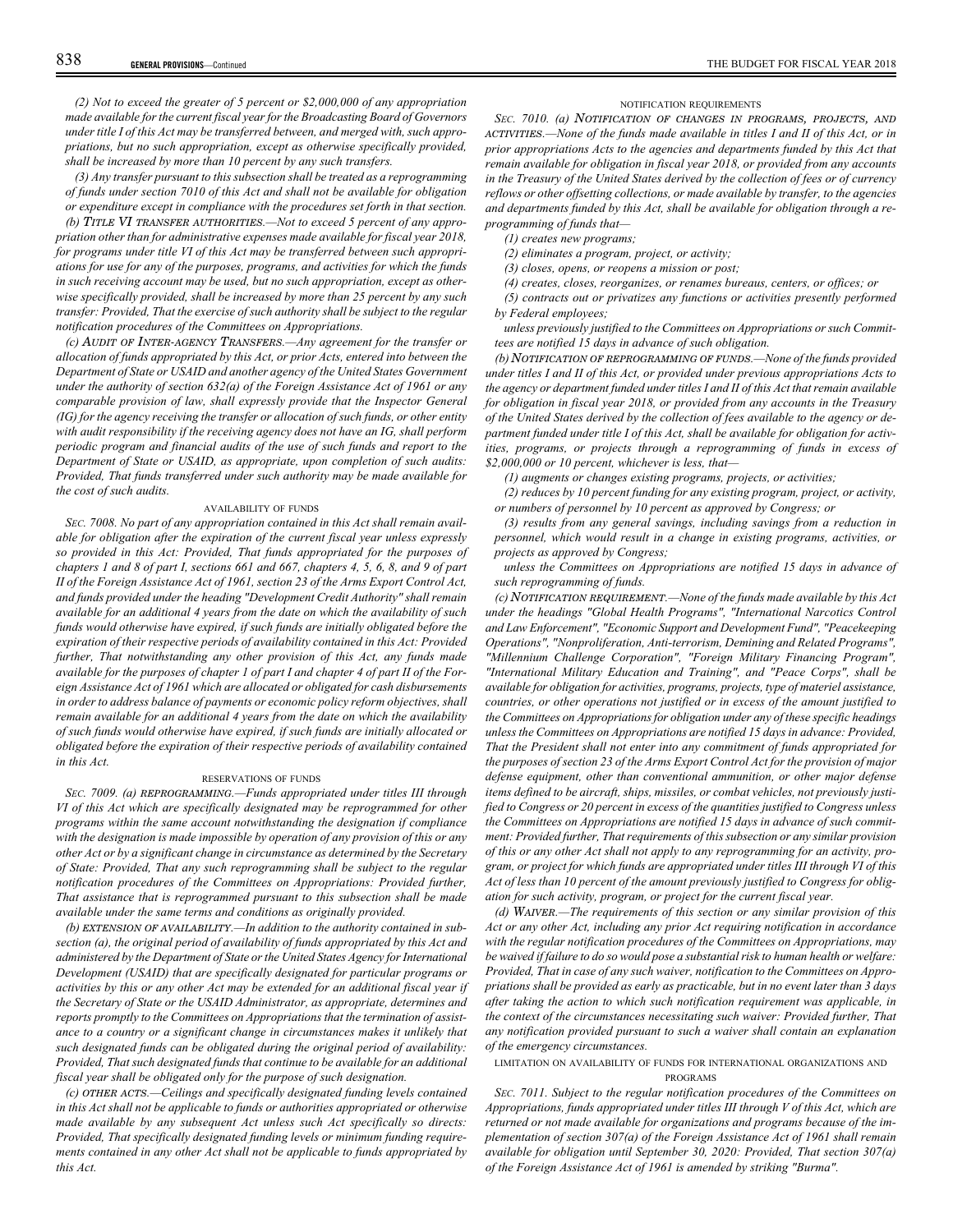*(2) Not to exceed the greater of 5 percent or $2,000,000 of any appropriation made available for the current fiscal year for the Broadcasting Board of Governors under title I of this Act may be transferred between, and merged with, such appropriations, but no such appropriation, except as otherwise specifically provided, shall be increased by more than 10 percent by any such transfers.*

*(3) Any transfer pursuant to this subsection shall be treated as a reprogramming of funds under section 7010 of this Act and shall not be available for obligation or expenditure except in compliance with the procedures set forth in that section.*

*(b) TITLE VI TRANSFER AUTHORITIES.—Not to exceed 5 percent of any appropriation other than for administrative expenses made available for fiscal year 2018, for programs under title VI of this Act may be transferred between such appropriations for use for any of the purposes, programs, and activities for which the funds in such receiving account may be used, but no such appropriation, except as otherwise specifically provided, shall be increased by more than 25 percent by any such transfer: Provided, That the exercise of such authority shall be subject to the regular notification procedures of the Committees on Appropriations.*

*(c) AUDIT OF INTER-AGENCY TRANSFERS.—Any agreement for the transfer or allocation of funds appropriated by this Act, or prior Acts, entered into between the Department of State or USAID and another agency of the United States Government under the authority of section 632(a) of the Foreign Assistance Act of 1961 or any comparable provision of law, shall expressly provide that the Inspector General (IG) for the agency receiving the transfer or allocation of such funds, or other entity with audit responsibility if the receiving agency does not have an IG, shall perform periodic program and financial audits of the use of such funds and report to the Department of State or USAID, as appropriate, upon completion of such audits: Provided, That funds transferred under such authority may be made available for the cost of such audits.*

AVAILABILITY OF FUNDS

*SEC. 7008. No part of any appropriation contained in this Act shall remain available for obligation after the expiration of the current fiscal year unless expressly so provided in this Act: Provided, That funds appropriated for the purposes of chapters 1 and 8 of part I, sections 661 and 667, chapters 4, 5, 6, 8, and 9 of part II of the Foreign Assistance Act of 1961, section 23 of the Arms Export Control Act, and funds provided under the heading "Development Credit Authority" shall remain available for an additional 4 years from the date on which the availability of such funds would otherwise have expired, if such funds are initially obligated before the expiration of their respective periods of availability contained in this Act: Provided further, That notwithstanding any other provision of this Act, any funds made available for the purposes of chapter 1 of part I and chapter 4 of part II of the Foreign Assistance Act of 1961 which are allocated or obligated for cash disbursements in order to address balance of payments or economic policy reform objectives, shall remain available for an additional 4 years from the date on which the availability of such funds would otherwise have expired, if such funds are initially allocated or obligated before the expiration of their respective periods of availability contained in this Act.*

RESERVATIONS OF FUNDS

*SEC. 7009. (a) REPROGRAMMING.—Funds appropriated under titles III through VI of this Act which are specifically designated may be reprogrammed for other programs within the same account notwithstanding the designation if compliance with the designation is made impossible by operation of any provision of this or any other Act or by a significant change in circumstance as determined by the Secretary of State: Provided, That any such reprogramming shall be subject to the regular notification procedures of the Committees on Appropriations: Provided further, That assistance that is reprogrammed pursuant to this subsection shall be made available under the same terms and conditions as originally provided.*

*(b) EXTENSION OF AVAILABILITY.—In addition to the authority contained in subsection (a), the original period of availability of funds appropriated by this Act and administered by the Department of State or the United States Agency for International Development (USAID) that are specifically designated for particular programs or activities by this or any other Act may be extended for an additional fiscal year if the Secretary of State or the USAID Administrator, as appropriate, determines and reports promptly to the Committees on Appropriations that the termination of assistance to a country or a significant change in circumstances makes it unlikely that such designated funds can be obligated during the original period of availability: Provided, That such designated funds that continue to be available for an additional fiscal year shall be obligated only for the purpose of such designation.*

*(c) OTHER ACTS.—Ceilings and specifically designated funding levels contained in this Act shall not be applicable to funds or authorities appropriated or otherwise made available by any subsequent Act unless such Act specifically so directs: Provided, That specifically designated funding levels or minimum funding requirements contained in any other Act shall not be applicable to funds appropriated by this Act.*

NOTIFICATION REQUIREMENTS

*SEC. 7010. (a) NOTIFICATION OF CHANGES IN PROGRAMS, PROJECTS, AND ACTIVITIES.—None of the funds made available in titles I and II of this Act, or in prior appropriations Acts to the agencies and departments funded by this Act that remain available for obligation in fiscal year 2018, or provided from any accounts in the Treasury of the United States derived by the collection of fees or of currency reflows or other offsetting collections, or made available by transfer, to the agencies and departments funded by this Act, shall be available for obligation through a reprogramming of funds that—*

*(1) creates new programs;*

*(2) eliminates a program, project, or activity;*

*(3) closes, opens, or reopens a mission or post;*

*(4) creates, closes, reorganizes, or renames bureaus, centers, or offices; or*

*(5) contracts out or privatizes any functions or activities presently performed by Federal employees;*

*unless previously justified to the Committees on Appropriations or such Committees are notified 15 days in advance of such obligation.*

*(b) NOTIFICATION OF REPROGRAMMING OF FUNDS.—None of the funds provided under titles I and II of this Act, or provided under previous appropriations Acts to the agency or department funded under titles I and II of this Act that remain available for obligation in fiscal year 2018, or provided from any accounts in the Treasury of the United States derived by the collection of fees available to the agency or department funded under title I of this Act, shall be available for obligation for activities, programs, or projects through a reprogramming of funds in excess of $2,000,000 or 10 percent, whichever is less, that—*

*(1) augments or changes existing programs, projects, or activities;*

*(2) reduces by 10 percent funding for any existing program, project, or activity, or numbers of personnel by 10 percent as approved by Congress; or*

*(3) results from any general savings, including savings from a reduction in personnel, which would result in a change in existing programs, activities, or projects as approved by Congress;*

*unless the Committees on Appropriations are notified 15 days in advance of such reprogramming of funds.*

*(c) NOTIFICATION REQUIREMENT.—None of the funds made available by this Act under the headings "Global Health Programs", "International Narcotics Control and Law Enforcement", "Economic Support and Development Fund", "Peacekeeping Operations", "Nonproliferation, Anti-terrorism, Demining and Related Programs", "Millennium Challenge Corporation", "Foreign Military Financing Program", "International Military Education and Training", and "Peace Corps", shall be available for obligation for activities, programs, projects, type of materiel assistance, countries, or other operations not justified or in excess of the amount justified to the Committees on Appropriations for obligation under any of these specific headings unless the Committees on Appropriations are notified 15 days in advance: Provided, That the President shall not enter into any commitment of funds appropriated for the purposes of section 23 of the Arms Export Control Act for the provision of major defense equipment, other than conventional ammunition, or other major defense items defined to be aircraft, ships, missiles, or combat vehicles, not previously justified to Congress or 20 percent in excess of the quantities justified to Congress unless the Committees on Appropriations are notified 15 days in advance of such commitment: Provided further, That requirements of this subsection or any similar provision of this or any other Act shall not apply to any reprogramming for an activity, program, or project for which funds are appropriated under titles III through VI of this Act of less than 10 percent of the amount previously justified to Congress for obligation for such activity, program, or project for the current fiscal year.*

*(d) WAIVER.—The requirements of this section or any similar provision of this Act or any other Act, including any prior Act requiring notification in accordance with the regular notification procedures of the Committees on Appropriations, may be waived if failure to do so would pose a substantial risk to human health or welfare: Provided, That in case of any such waiver, notification to the Committees on Appropriations shall be provided as early as practicable, but in no event later than 3 days after taking the action to which such notification requirement was applicable, in the context of the circumstances necessitating such waiver: Provided further, That any notification provided pursuant to such a waiver shall contain an explanation of the emergency circumstances.*

LIMITATION ON AVAILABILITY OF FUNDS FOR INTERNATIONAL ORGANIZATIONS AND PROGRAMS

*SEC. 7011. Subject to the regular notification procedures of the Committees on Appropriations, funds appropriated under titles III through V of this Act, which are returned or not made available for organizations and programs because of the implementation of section 307(a) of the Foreign Assistance Act of 1961 shall remain available for obligation until September 30, 2020: Provided, That section 307(a) of the Foreign Assistance Act of 1961 is amended by striking "Burma".*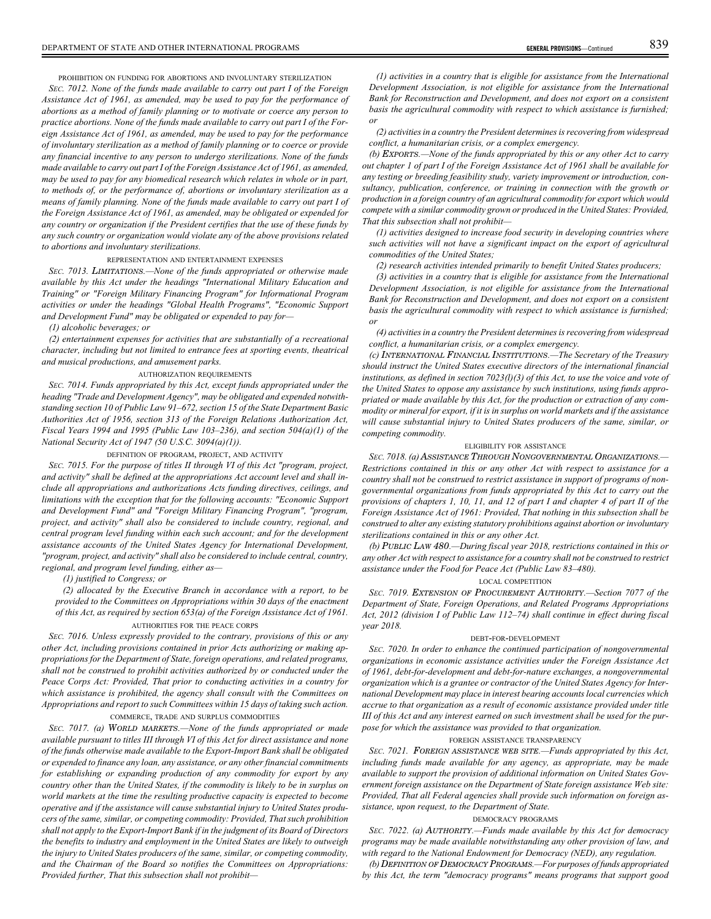#### PROHIBITION ON FUNDING FOR ABORTIONS AND INVOLUNTARY STERILIZATION

*SEC. 7012. None of the funds made available to carry out part I of the Foreign Assistance Act of 1961, as amended, may be used to pay for the performance of abortions as a method of family planning or to motivate or coerce any person to practice abortions. None of the funds made available to carry out part I of the Foreign Assistance Act of 1961, as amended, may be used to pay for the performance of involuntary sterilization as a method of family planning or to coerce or provide any financial incentive to any person to undergo sterilizations. None of the funds made available to carry out part I of the Foreign Assistance Act of 1961, as amended, may be used to pay for any biomedical research which relates in whole or in part, to methods of, or the performance of, abortions or involuntary sterilization as a means of family planning. None of the funds made available to carry out part I of the Foreign Assistance Act of 1961, as amended, may be obligated or expended for any country or organization if the President certifies that the use of these funds by any such country or organization would violate any of the above provisions related to abortions and involuntary sterilizations.*

#### REPRESENTATION AND ENTERTAINMENT EXPENSES

*SEC. 7013. LIMITATIONS.—None of the funds appropriated or otherwise made available by this Act under the headings "International Military Education and Training" or "Foreign Military Financing Program" for Informational Program activities or under the headings "Global Health Programs", "Economic Support and Development Fund" may be obligated or expended to pay for—*

*(1) alcoholic beverages; or*

*(2) entertainment expenses for activities that are substantially of a recreational character, including but not limited to entrance fees at sporting events, theatrical and musical productions, and amusement parks.*

#### AUTHORIZATION REQUIREMENTS

*SEC. 7014. Funds appropriated by this Act, except funds appropriated under the heading "Trade and Development Agency", may be obligated and expended notwithstanding section 10 of Public Law 91–672, section 15 of the State Department Basic Authorities Act of 1956, section 313 of the Foreign Relations Authorization Act, Fiscal Years 1994 and 1995 (Public Law 103–236), and section 504(a)(1) of the National Security Act of 1947 (50 U.S.C. 3094(a)(1)).*

#### DEFINITION OF PROGRAM, PROJECT, AND ACTIVITY

*SEC. 7015. For the purpose of titles II through VI of this Act "program, project, and activity" shall be defined at the appropriations Act account level and shall include all appropriations and authorizations Acts funding directives, ceilings, and limitations with the exception that for the following accounts: "Economic Support and Development Fund" and "Foreign Military Financing Program", "program, project, and activity" shall also be considered to include country, regional, and central program level funding within each such account; and for the development assistance accounts of the United States Agency for International Development, "program, project, and activity" shall also be considered to include central, country, regional, and program level funding, either as—*

*(1) justified to Congress; or*

*(2) allocated by the Executive Branch in accordance with a report, to be provided to the Committees on Appropriations within 30 days of the enactment of this Act, as required by section 653(a) of the Foreign Assistance Act of 1961.*

#### AUTHORITIES FOR THE PEACE CORPS

*SEC. 7016. Unless expressly provided to the contrary, provisions of this or any other Act, including provisions contained in prior Acts authorizing or making appropriations for the Department of State, foreign operations, and related programs, shall not be construed to prohibit activities authorized by or conducted under the Peace Corps Act: Provided, That prior to conducting activities in a country for which assistance is prohibited, the agency shall consult with the Committees on Appropriations and report to such Committees within 15 days of taking such action.*

#### COMMERCE, TRADE AND SURPLUS COMMODITIES

*SEC. 7017. (a) WORLD MARKETS.—None of the funds appropriated or made available pursuant to titles III through VI of this Act for direct assistance and none of the funds otherwise made available to the Export-Import Bank shall be obligated or expended to finance any loan, any assistance, or any other financial commitments for establishing or expanding production of any commodity for export by any country other than the United States, if the commodity is likely to be in surplus on world markets at the time the resulting productive capacity is expected to become operative and if the assistance will cause substantial injury to United States producers of the same, similar, or competing commodity: Provided, That such prohibition shall not apply to the Export-Import Bank if in the judgment of its Board of Directors the benefits to industry and employment in the United States are likely to outweigh the injury to United States producers of the same, similar, or competing commodity, and the Chairman of the Board so notifies the Committees on Appropriations: Provided further, That this subsection shall not prohibit—*

*(1) activities in a country that is eligible for assistance from the International Development Association, is not eligible for assistance from the International Bank for Reconstruction and Development, and does not export on a consistent basis the agricultural commodity with respect to which assistance is furnished; or*

*(2) activities in a country the President determines is recovering from widespread conflict, a humanitarian crisis, or a complex emergency.*

*(b) EXPORTS.—None of the funds appropriated by this or any other Act to carry out chapter 1 of part I of the Foreign Assistance Act of 1961 shall be available for any testing or breeding feasibility study, variety improvement or introduction, consultancy, publication, conference, or training in connection with the growth or production in a foreign country of an agricultural commodity for export which would compete with a similar commodity grown or produced in the United States: Provided, That this subsection shall not prohibit—*

*(1) activities designed to increase food security in developing countries where such activities will not have a significant impact on the export of agricultural commodities of the United States;*

*(2) research activities intended primarily to benefit United States producers;*

*(3) activities in a country that is eligible for assistance from the International Development Association, is not eligible for assistance from the International Bank for Reconstruction and Development, and does not export on a consistent basis the agricultural commodity with respect to which assistance is furnished; or*

*(4) activities in a country the President determines is recovering from widespread conflict, a humanitarian crisis, or a complex emergency.*

*(c) INTERNATIONAL FINANCIAL INSTITUTIONS.—The Secretary of the Treasury should instruct the United States executive directors of the international financial institutions, as defined in section 7023(l)(3) of this Act, to use the voice and vote of the United States to oppose any assistance by such institutions, using funds appropriated or made available by this Act, for the production or extraction of any commodity or mineral for export, if it is in surplus on world markets and if the assistance will cause substantial injury to United States producers of the same, similar, or competing commodity.*

#### ELIGIBILITY FOR ASSISTANCE

*SEC. 7018. (a) ASSISTANCE THROUGH NONGOVERNMENTAL ORGANIZATIONS.—Restrictions contained in this or any other Act with respect to assistance for a country shall not be construed to restrict assistance in support of programs of nongovernmental organizations from funds appropriated by this Act to carry out the provisions of chapters 1, 10, 11, and 12 of part I and chapter 4 of part II of the Foreign Assistance Act of 1961: Provided, That nothing in this subsection shall be construed to alter any existing statutory prohibitions against abortion or involuntary sterilizations contained in this or any other Act.*

*(b) PUBLIC LAW 480.—During fiscal year 2018, restrictions contained in this or any other Act with respect to assistance for a country shall not be construed to restrict assistance under the Food for Peace Act (Public Law 83–480).*

#### LOCAL COMPETITION

*SEC. 7019. EXTENSION OF PROCUREMENT AUTHORITY.—Section 7077 of the Department of State, Foreign Operations, and Related Programs Appropriations Act, 2012 (division I of Public Law 112–74) shall continue in effect during fiscal year 2018.*

#### DEBT-FOR-DEVELOPMENT

*SEC. 7020. In order to enhance the continued participation of nongovernmental organizations in economic assistance activities under the Foreign Assistance Act of 1961, debt-for-development and debt-for-nature exchanges, a nongovernmental organization which is a grantee or contractor of the United States Agency for International Development may place in interest bearing accounts local currencies which accrue to that organization as a result of economic assistance provided under title III of this Act and any interest earned on such investment shall be used for the purpose for which the assistance was provided to that organization.*

#### FOREIGN ASSISTANCE TRANSPARENCY

*SEC. 7021. FOREIGN ASSISTANCE WEB SITE.—Funds appropriated by this Act, including funds made available for any agency, as appropriate, may be made available to support the provision of additional information on United States Government foreign assistance on the Department of State foreign assistance Web site: Provided, That all Federal agencies shall provide such information on foreign assistance, upon request, to the Department of State.*

#### DEMOCRACY PROGRAMS

*SEC. 7022. (a) AUTHORITY.—Funds made available by this Act for democracy programs may be made available notwithstanding any other provision of law, and with regard to the National Endowment for Democracy (NED), any regulation.*

*(b) DEFINITION OF DEMOCRACY PROGRAMS.—For purposes of funds appropriated by this Act, the term "democracy programs" means programs that support good*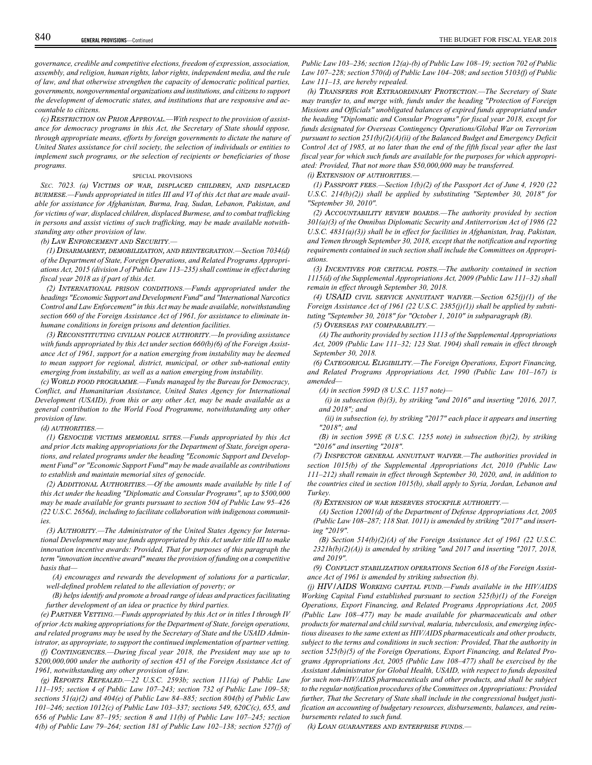*governance, credible and competitive elections, freedom of expression, association, assembly, and religion, human rights, labor rights, independent media, and the rule of law, and that otherwise strengthen the capacity of democratic political parties, governments, nongovernmental organizations and institutions, and citizens to support the development of democratic states, and institutions that are responsive and accountable to citizens.*

*(c) Restriction on Prior Approval.—With respect to the provision of assistance for democracy programs in this Act, the Secretary of State should oppose, through appropriate means, efforts by foreign governments to dictate the nature of United States assistance for civil society, the selection of individuals or entities to implement such programs, or the selection of recipients or beneficiaries of those programs.*

SPECIAL PROVISIONS

*Sec. 7023. (a) Victims of war, displaced children, and displaced burmese.—Funds appropriated in titles III and VI of this Act that are made available for assistance for Afghanistan, Burma, Iraq, Sudan, Lebanon, Pakistan, and for victims of war, displaced children, displaced Burmese, and to combat trafficking in persons and assist victims of such trafficking, may be made available notwithstanding any other provision of law.*

*(b) Law Enforcement and Security.—*

*(1) Disarmament, demobilization, and reintegration.—Section 7034(d) of the Department of State, Foreign Operations, and Related Programs Appropriations Act, 2015 (division J of Public Law 113–235) shall continue in effect during fiscal year 2018 as if part of this Act.*

*(2) International prison conditions.—Funds appropriated under the headings "Economic Support and Development Fund" and "International Narcotics Control and Law Enforcement" in this Act may be made available, notwithstanding section 660 of the Foreign Assistance Act of 1961, for assistance to eliminate inhumane conditions in foreign prisons and detention facilities.*

*(3) Reconstituting civilian police authority.—In providing assistance with funds appropriated by this Act under section 660(b)(6) of the Foreign Assistance Act of 1961, support for a nation emerging from instability may be deemed to mean support for regional, district, municipal, or other sub-national entity emerging from instability, as well as a nation emerging from instability.*

*(c) World food programme.—Funds managed by the Bureau for Democracy, Conflict, and Humanitarian Assistance, United States Agency for International Development (USAID), from this or any other Act, may be made available as a general contribution to the World Food Programme, notwithstanding any other provision of law.*

*(d) authorities.—*

*(1) Genocide victims memorial sites.—Funds appropriated by this Act and prior Acts making appropriations for the Department of State, foreign operations, and related programs under the heading "Economic Support and Development Fund" or "Economic Support Fund" may be made available as contributions to establish and maintain memorial sites of genocide.*

*(2) Additional Authorities.—Of the amounts made available by title I of this Act under the heading "Diplomatic and Consular Programs", up to $500,000 may be made available for grants pursuant to section 504 of Public Law 95–426 (22 U.S.C. 2656d), including to facilitate collaboration with indigenous communities.*

*(3) Authority.—The Administrator of the United States Agency for International Development may use funds appropriated by this Act under title III to make innovation incentive awards: Provided, That for purposes of this paragraph the term "innovation incentive award" means the provision of funding on a competitive basis that—*

*(A) encourages and rewards the development of solutions for a particular, well-defined problem related to the alleviation of poverty; or*

*(B) helps identify and promote a broad range of ideas and practices facilitating further development of an idea or practice by third parties.*

*(e) Partner Vetting.—Funds appropriated by this Act or in titles I through IV of prior Acts making appropriations for the Department of State, foreign operations, and related programs may be used by the Secretary of State and the USAID Administrator, as appropriate, to support the continued implementation of partner vetting.*

*(f) Contingencies.—During fiscal year 2018, the President may use up to $200,000,000 under the authority of section 451 of the Foreign Assistance Act of 1961, notwithstanding any other provision of law.*

*(g) Reports Repealed.—22 U.S.C. 2593b; section 111(a) of Public Law 111–195; section 4 of Public Law 107–243; section 732 of Public Law 109–58; sections 51(a)(2) and 404(e) of Public Law 84–885; section 804(b) of Public Law 101–246; section 1012(c) of Public Law 103–337; sections 549, 620C(c), 655, and 656 of Public Law 87–195; section 8 and 11(b) of Public Law 107–245; section 4(b) of Public Law 79–264; section 181 of Public Law 102–138; section 527(f) of Public Law 103–236; section 12(a)-(b) of Public Law 108–19; section 702 of Public Law 107–228; section 570(d) of Public Law 104–208; and section 5103(f) of Public Law 111–13, are hereby repealed.*

*(h) Transfers for Extraordinary Protection.—The Secretary of State may transfer to, and merge with, funds under the heading "Protection of Foreign Missions and Officials" unobligated balances of expired funds appropriated under the heading "Diplomatic and Consular Programs" for fiscal year 2018, except for funds designated for Overseas Contingency Operations/Global War on Terrorism pursuant to section 251(b)(2)(A)(ii) of the Balanced Budget and Emergency Deficit Control Act of 1985, at no later than the end of the fifth fiscal year after the last fiscal year for which such funds are available for the purposes for which appropriated: Provided, That not more than $50,000,000 may be transferred.*

*(i) Extension of authorities.—*

*(1) Passport fees.—Section 1(b)(2) of the Passport Act of June 4, 1920 (22 U.S.C. 214(b)(2)) shall be applied by substituting "September 30, 2018" for "September 30, 2010".*

*(2) Accountability review boards.—The authority provided by section 301(a)(3) of the Omnibus Diplomatic Security and Antiterrorism Act of 1986 (22 U.S.C. 4831(a)(3)) shall be in effect for facilities in Afghanistan, Iraq, Pakistan, and Yemen through September 30, 2018, except that the notification and reporting requirements contained in such section shall include the Committees on Appropriations.*

*(3) Incentives for critical posts.—The authority contained in section 1115(d) of the Supplemental Appropriations Act, 2009 (Public Law 111–32) shall remain in effect through September 30, 2018.*

*(4) USAID civil service annuitant waiver.—Section 625(j)(1) of the Foreign Assistance Act of 1961 (22 U.S.C. 2385(j)(1)) shall be applied by substituting "September 30, 2018" for "October 1, 2010" in subparagraph (B).*

*(5) Overseas pay comparability.—*

*(A) The authority provided by section 1113 of the Supplemental Appropriations Act, 2009 (Public Law 111–32; 123 Stat. 1904) shall remain in effect through September 30, 2018.*

*(6) Categorical Eligibility.—The Foreign Operations, Export Financing, and Related Programs Appropriations Act, 1990 (Public Law 101–167) is amended—*

*(A) in section 599D (8 U.S.C. 1157 note)—*

*(i) in subsection (b)(3), by striking "and 2016" and inserting "2016, 2017, and 2018"; and*

*(ii) in subsection (e), by striking "2017" each place it appears and inserting "2018"; and*

*(B) in section 599E (8 U.S.C. 1255 note) in subsection (b)(2), by striking "2016" and inserting "2018".*

*(7) Inspector general annuitant waiver.—The authorities provided in section 1015(b) of the Supplemental Appropriations Act, 2010 (Public Law 111–212) shall remain in effect through September 30, 2020, and, in addition to the countries cited in section 1015(b), shall apply to Syria, Jordan, Lebanon and Turkey.*

*(8) Extension of war reserves stockpile authority.—*

*(A) Section 12001(d) of the Department of Defense Appropriations Act, 2005 (Public Law 108–287; 118 Stat. 1011) is amended by striking "2017" and inserting "2019".*

*(B) Section 514(b)(2)(A) of the Foreign Assistance Act of 1961 (22 U.S.C. 2321h(b)(2)(A)) is amended by striking "and 2017 and inserting "2017, 2018, and 2019".*

*(9) Conflict stabilization operations Section 618 of the Foreign Assistance Act of 1961 is amended by striking subsection (b).*

*(j) HIV/AIDS Working capital fund.—Funds available in the HIV/AIDS Working Capital Fund established pursuant to section 525(b)(1) of the Foreign Operations, Export Financing, and Related Programs Appropriations Act, 2005 (Public Law 108–477) may be made available for pharmaceuticals and other products for maternal and child survival, malaria, tuberculosis, and emerging infectious diseases to the same extent as HIV/AIDS pharmaceuticals and other products, subject to the terms and conditions in such section: Provided, That the authority in section 525(b)(5) of the Foreign Operations, Export Financing, and Related Programs Appropriations Act, 2005 (Public Law 108–477) shall be exercised by the Assistant Administrator for Global Health, USAID, with respect to funds deposited for such non-HIV/AIDS pharmaceuticals and other products, and shall be subject to the regular notification procedures of the Committees on Appropriations: Provided further, That the Secretary of State shall include in the congressional budget justification an accounting of budgetary resources, disbursements, balances, and reimbursements related to such fund.*

*(k) Loan guarantees and enterprise funds.—*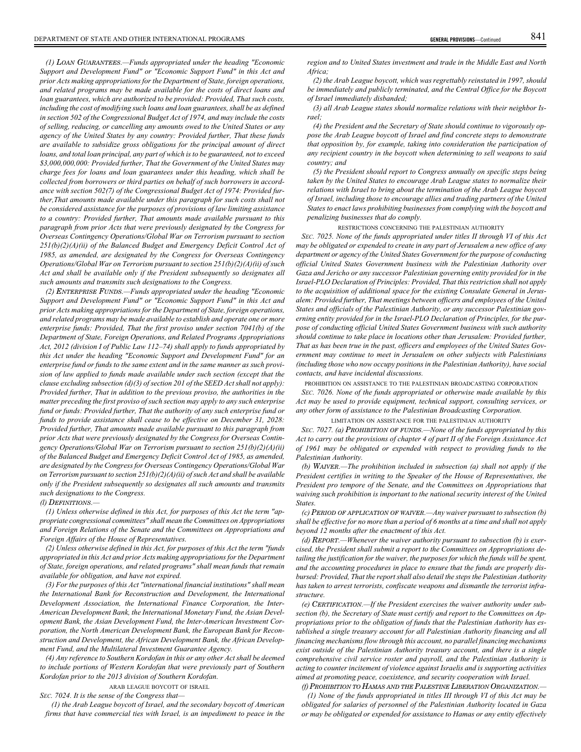*(1) Loan Guarantees.—Funds appropriated under the heading "Economic Support and Development Fund" or "Economic Support Fund" in this Act and prior Acts making appropriations for the Department of State, foreign operations, and related programs may be made available for the costs of direct loans and loan guarantees, which are authorized to be provided: Provided, That such costs, including the cost of modifying such loans and loan guarantees, shall be as defined in section 502 of the Congressional Budget Act of 1974, and may include the costs of selling, reducing, or cancelling any amounts owed to the United States or any agency of the United States by any country: Provided further, That these funds are available to subsidize gross obligations for the principal amount of direct loans, and total loan principal, any part of which is to be guaranteed, not to exceed $3,000,000,000: Provided further, That the Government of the United States may charge fees for loans and loan guarantees under this heading, which shall be collected from borrowers or third parties on behalf of such borrowers in accordance with section 502(7) of the Congressional Budget Act of 1974: Provided further,That amounts made available under this paragraph for such costs shall not be considered assistance for the purposes of provisions of law limiting assistance to a country: Provided further, That amounts made available pursuant to this paragraph from prior Acts that were previously designated by the Congress for Overseas Contingency Operations/Global War on Terrorism pursuant to section 251(b)(2)(A)(ii) of the Balanced Budget and Emergency Deficit Control Act of 1985, as amended, are designated by the Congress for Overseas Contingency Operations/Global War on Terrorism pursuant to section 251(b)(2)(A)(ii) of such Act and shall be available only if the President subsequently so designates all such amounts and transmits such designations to the Congress.*

*(2) Enterprise Funds.—Funds appropriated under the heading "Economic Support and Development Fund" or "Economic Support Fund" in this Act and prior Acts making appropriations for the Department of State, foreign operations, and related programs may be made available to establish and operate one or more enterprise funds: Provided, That the first proviso under section 7041(b) of the Department of State, Foreign Operations, and Related Programs Appropriations Act, 2012 (division I of Public Law 112–74) shall apply to funds appropriated by this Act under the heading "Economic Support and Development Fund" for an enterprise fund or funds to the same extent and in the same manner as such provision of law applied to funds made available under such section (except that the clause excluding subsection (d)(3) of section 201 of the SEED Act shall not apply): Provided further, That in addition to the previous proviso, the authorities in the matter preceding the first proviso of such section may apply to any such enterprise fund or funds: Provided further, That the authority of any such enterprise fund or funds to provide assistance shall cease to be effective on December 31, 2028: Provided further, That amounts made available pursuant to this paragraph from prior Acts that were previously designated by the Congress for Overseas Contingency Operations/Global War on Terrorism pursuant to section 251(b)(2)(A)(ii) of the Balanced Budget and Emergency Deficit Control Act of 1985, as amended, are designated by the Congress for Overseas Contingency Operations/Global War on Terrorism pursuant to section 251(b)(2)(A)(ii) of such Act and shall be available only if the President subsequently so designates all such amounts and transmits such designations to the Congress.*

*(l) Definitions.—*

*(1) Unless otherwise defined in this Act, for purposes of this Act the term "appropriate congressional committees" shall mean the Committees on Appropriations and Foreign Relations of the Senate and the Committees on Appropriations and Foreign Affairs of the House of Representatives.*

*(2) Unless otherwise defined in this Act, for purposes of this Act the term "funds appropriated in this Act and prior Acts making appropriations for the Department of State, foreign operations, and related programs" shall mean funds that remain available for obligation, and have not expired.*

*(3) For the purposes of this Act "international financial institutions" shall mean the International Bank for Reconstruction and Development, the International Development Association, the International Finance Corporation, the Inter-American Development Bank, the International Monetary Fund, the Asian Development Bank, the Asian Development Fund, the Inter-American Investment Corporation, the North American Development Bank, the European Bank for Reconstruction and Development, the African Development Bank, the African Development Fund, and the Multilateral Investment Guarantee Agency.*

*(4) Any reference to Southern Kordofan in this or any other Act shall be deemed to include portions of Western Kordofan that were previously part of Southern Kordofan prior to the 2013 division of Southern Kordofan.*

ARAB LEAGUE BOYCOTT OF ISRAEL

*Sec. 7024. It is the sense of the Congress that—*

*(1) the Arab League boycott of Israel, and the secondary boycott of American firms that have commercial ties with Israel, is an impediment to peace in the region and to United States investment and trade in the Middle East and North Africa;*

*(2) the Arab League boycott, which was regrettably reinstated in 1997, should be immediately and publicly terminated, and the Central Office for the Boycott of Israel immediately disbanded;*

*(3) all Arab League states should normalize relations with their neighbor Israel;*

*(4) the President and the Secretary of State should continue to vigorously oppose the Arab League boycott of Israel and find concrete steps to demonstrate that opposition by, for example, taking into consideration the participation of any recipient country in the boycott when determining to sell weapons to said country; and*

*(5) the President should report to Congress annually on specific steps being taken by the United States to encourage Arab League states to normalize their relations with Israel to bring about the termination of the Arab League boycott of Israel, including those to encourage allies and trading partners of the United States to enact laws prohibiting businesses from complying with the boycott and penalizing businesses that do comply.*

RESTRICTIONS CONCERNING THE PALESTINIAN AUTHORITY

*Sec. 7025. None of the funds appropriated under titles II through VI of this Act may be obligated or expended to create in any part of Jerusalem a new office of any department or agency of the United States Government for the purpose of conducting official United States Government business with the Palestinian Authority over Gaza and Jericho or any successor Palestinian governing entity provided for in the Israel-PLO Declaration of Principles: Provided, That this restriction shall not apply to the acquisition of additional space for the existing Consulate General in Jerusalem: Provided further, That meetings between officers and employees of the United States and officials of the Palestinian Authority, or any successor Palestinian governing entity provided for in the Israel-PLO Declaration of Principles, for the purpose of conducting official United States Government business with such authority should continue to take place in locations other than Jerusalem: Provided further, That as has been true in the past, officers and employees of the United States Government may continue to meet in Jerusalem on other subjects with Palestinians (including those who now occupy positions in the Palestinian Authority), have social contacts, and have incidental discussions.*

PROHIBITION ON ASSISTANCE TO THE PALESTINIAN BROADCASTING CORPORATION

*Sec. 7026. None of the funds appropriated or otherwise made available by this Act may be used to provide equipment, technical support, consulting services, or any other form of assistance to the Palestinian Broadcasting Corporation.*

LIMITATION ON ASSISTANCE FOR THE PALESTINIAN AUTHORITY

*Sec. 7027. (a) Prohibition of funds.—None of the funds appropriated by this Act to carry out the provisions of chapter 4 of part II of the Foreign Assistance Act of 1961 may be obligated or expended with respect to providing funds to the Palestinian Authority.*

*(b) Waiver.—The prohibition included in subsection (a) shall not apply if the President certifies in writing to the Speaker of the House of Representatives, the President pro tempore of the Senate, and the Committees on Appropriations that waiving such prohibition is important to the national security interest of the United States.*

*(c) Period of application of waiver.—Any waiver pursuant to subsection (b) shall be effective for no more than a period of 6 months at a time and shall not apply beyond 12 months after the enactment of this Act.*

*(d) Report.—Whenever the waiver authority pursuant to subsection (b) is exercised, the President shall submit a report to the Committees on Appropriations detailing the justification for the waiver, the purposes for which the funds will be spent, and the accounting procedures in place to ensure that the funds are properly disbursed: Provided, That the report shall also detail the steps the Palestinian Authority has taken to arrest terrorists, confiscate weapons and dismantle the terrorist infrastructure.*

*(e) Certification.—If the President exercises the waiver authority under subsection (b), the Secretary of State must certify and report to the Committees on Appropriations prior to the obligation of funds that the Palestinian Authority has established a single treasury account for all Palestinian Authority financing and all financing mechanisms flow through this account, no parallel financing mechanisms exist outside of the Palestinian Authority treasury account, and there is a single comprehensive civil service roster and payroll, and the Palestinian Authority is acting to counter incitement of violence against Israelis and is supporting activities aimed at promoting peace, coexistence, and security cooperation with Israel.*

*(f) Prohibition to Hamas and the Palestine Liberation Organization.—*

*(1) None of the funds appropriated in titles III through VI of this Act may be obligated for salaries of personnel of the Palestinian Authority located in Gaza or may be obligated or expended for assistance to Hamas or any entity effectively*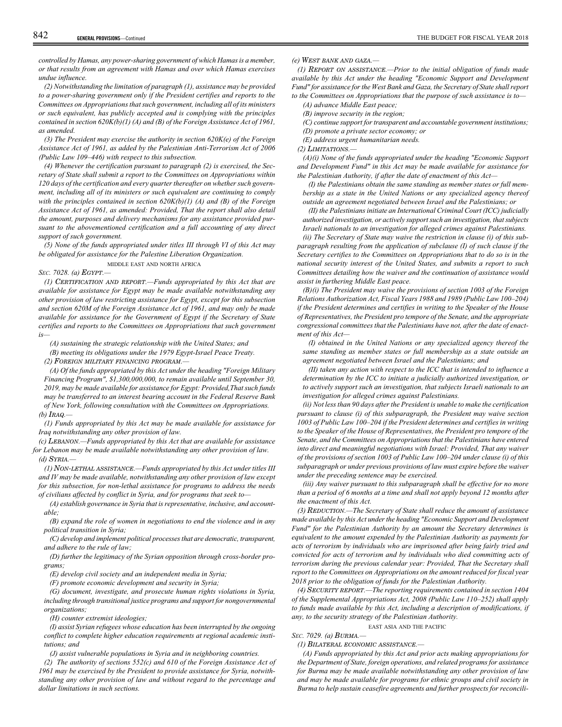*controlled by Hamas, any power-sharing government of which Hamas is a member, or that results from an agreement with Hamas and over which Hamas exercises undue influence.*

*(2) Notwithstanding the limitation of paragraph (1), assistance may be provided to a power-sharing government only if the President certifies and reports to the Committees on Appropriations that such government, including all of its ministers or such equivalent, has publicly accepted and is complying with the principles contained in section 620K(b)(1) (A) and (B) of the Foreign Assistance Act of 1961, as amended.*

*(3) The President may exercise the authority in section 620K(e) of the Foreign Assistance Act of 1961, as added by the Palestinian Anti-Terrorism Act of 2006 (Public Law 109–446) with respect to this subsection.*

*(4) Whenever the certification pursuant to paragraph (2) is exercised, the Secretary of State shall submit a report to the Committees on Appropriations within 120 days of the certification and every quarter thereafter on whether such government, including all of its ministers or such equivalent are continuing to comply with the principles contained in section 620K(b)(1) (A) and (B) of the Foreign Assistance Act of 1961, as amended: Provided, That the report shall also detail the amount, purposes and delivery mechanisms for any assistance provided pursuant to the abovementioned certification and a full accounting of any direct support of such government.*

*(5) None of the funds appropriated under titles III through VI of this Act may be obligated for assistance for the Palestine Liberation Organization.*

MIDDLE EAST AND NORTH AFRICA

*SEC. 7028. (a) EGYPT.—*

*(1) CERTIFICATION AND REPORT.—Funds appropriated by this Act that are available for assistance for Egypt may be made available notwithstanding any other provision of law restricting assistance for Egypt, except for this subsection and section 620M of the Foreign Assistance Act of 1961, and may only be made available for assistance for the Government of Egypt if the Secretary of State certifies and reports to the Committees on Appropriations that such government is—*

*(A) sustaining the strategic relationship with the United States; and*

*(B) meeting its obligations under the 1979 Egypt-Israel Peace Treaty.*

*(2) FOREIGN MILITARY FINANCING PROGRAM.—*

*(A) Of the funds appropriated by this Act under the heading "Foreign Military Financing Program", $1,300,000,000, to remain available until September 30, 2019, may be made available for assistance for Egypt: Provided,That such funds may be transferred to an interest bearing account in the Federal Reserve Bank of New York, following consultation with the Committees on Appropriations.*

*(b) IRAQ.—*

*(1) Funds appropriated by this Act may be made available for assistance for Iraq notwithstanding any other provision of law.*

*(c) LEBANON.—Funds appropriated by this Act that are available for assistance for Lebanon may be made available notwithstanding any other provision of law.*

*(d) SYRIA.—*

*(1) NON-LETHAL ASSISTANCE.—Funds appropriated by this Act under titles III and IV may be made available, notwithstanding any other provision of law except for this subsection, for non-lethal assistance for programs to address the needs of civilians affected by conflict in Syria, and for programs that seek to—*

*(A) establish governance in Syria that is representative, inclusive, and accountable;*

*(B) expand the role of women in negotiations to end the violence and in any political transition in Syria;*

*(C) develop and implement political processes that are democratic, transparent, and adhere to the rule of law;*

*(D) further the legitimacy of the Syrian opposition through cross-border programs;*

*(E) develop civil society and an independent media in Syria;*

*(F) promote economic development and security in Syria;*

*(G) document, investigate, and prosecute human rights violations in Syria, including through transitional justice programs and support for nongovernmental organizations;*

*(H) counter extremist ideologies;*

*(I) assist Syrian refugees whose education has been interrupted by the ongoing conflict to complete higher education requirements at regional academic institutions; and*

*(J) assist vulnerable populations in Syria and in neighboring countries.*

*(2) The authority of sections 552(c) and 610 of the Foreign Assistance Act of 1961 may be exercised by the President to provide assistance for Syria, notwithstanding any other provision of law and without regard to the percentage and dollar limitations in such sections.*

*(e) WEST BANK AND GAZA.—*

*(1) REPORT ON ASSISTANCE.—Prior to the initial obligation of funds made available by this Act under the heading "Economic Support and Development Fund" for assistance for the West Bank and Gaza, the Secretary of State shall report to the Committees on Appropriations that the purpose of such assistance is to—*

*(A) advance Middle East peace;*

*(B) improve security in the region;*

*(C) continue support for transparent and accountable government institutions;*

*(D) promote a private sector economy; or*

*(E) address urgent humanitarian needs.*

*(2) LIMITATIONS.—*

*(A)(i) None of the funds appropriated under the heading "Economic Support and Development Fund" in this Act may be made available for assistance for the Palestinian Authority, if after the date of enactment of this Act—*

*(I) the Palestinians obtain the same standing as member states or full membership as a state in the United Nations or any specialized agency thereof outside an agreement negotiated between Israel and the Palestinians; or*

*(II) the Palestinians initiate an International Criminal Court (ICC) judicially authorized investigation, or actively support such an investigation, that subjects Israeli nationals to an investigation for alleged crimes against Palestinians.*

*(ii) The Secretary of State may waive the restriction in clause (i) of this subparagraph resulting from the application of subclause (I) of such clause if the Secretary certifies to the Committees on Appropriations that to do so is in the national security interest of the United States, and submits a report to such Committees detailing how the waiver and the continuation of assistance would assist in furthering Middle East peace.*

*(B)(i) The President may waive the provisions of section 1003 of the Foreign Relations Authorization Act, Fiscal Years 1988 and 1989 (Public Law 100–204) if the President determines and certifies in writing to the Speaker of the House of Representatives, the President pro tempore of the Senate, and the appropriate congressional committees that the Palestinians have not, after the date of enactment of this Act—*

*(I) obtained in the United Nations or any specialized agency thereof the same standing as member states or full membership as a state outside an agreement negotiated between Israel and the Palestinians; and*

*(II) taken any action with respect to the ICC that is intended to influence a determination by the ICC to initiate a judicially authorized investigation, or to actively support such an investigation, that subjects Israeli nationals to an investigation for alleged crimes against Palestinians.*

*(ii) Not less than 90 days after the President is unable to make the certification pursuant to clause (i) of this subparagraph, the President may waive section 1003 of Public Law 100–204 if the President determines and certifies in writing to the Speaker of the House of Representatives, the President pro tempore of the Senate, and the Committees on Appropriations that the Palestinians have entered into direct and meaningful negotiations with Israel: Provided, That any waiver of the provisions of section 1003 of Public Law 100–204 under clause (i) of this subparagraph or under previous provisions of law must expire before the waiver under the preceding sentence may be exercised.*

*(iii) Any waiver pursuant to this subparagraph shall be effective for no more than a period of 6 months at a time and shall not apply beyond 12 months after the enactment of this Act.*

*(3) REDUCTION.—The Secretary of State shall reduce the amount of assistance made available by this Act under the heading "Economic Support and Development Fund" for the Palestinian Authority by an amount the Secretary determines is equivalent to the amount expended by the Palestinian Authority as payments for acts of terrorism by individuals who are imprisoned after being fairly tried and convicted for acts of terrorism and by individuals who died committing acts of terrorism during the previous calendar year: Provided, That the Secretary shall report to the Committees on Appropriations on the amount reduced for fiscal year 2018 prior to the obligation of funds for the Palestinian Authority.*

*(4) SECURITY REPORT.—The reporting requirements contained in section 1404 of the Supplemental Appropriations Act, 2008 (Public Law 110–252) shall apply to funds made available by this Act, including a description of modifications, if any, to the security strategy of the Palestinian Authority.*

EAST ASIA AND THE PACIFIC

*SEC. 7029. (a) BURMA.—*

*(1) BILATERAL ECONOMIC ASSISTANCE.—*

*(A) Funds appropriated by this Act and prior acts making appropriations for the Department of State, foreign operations, and related programs for assistance for Burma may be made available notwithstanding any other provision of law and may be made available for programs for ethnic groups and civil society in Burma to help sustain ceasefire agreements and further prospects for reconcili-*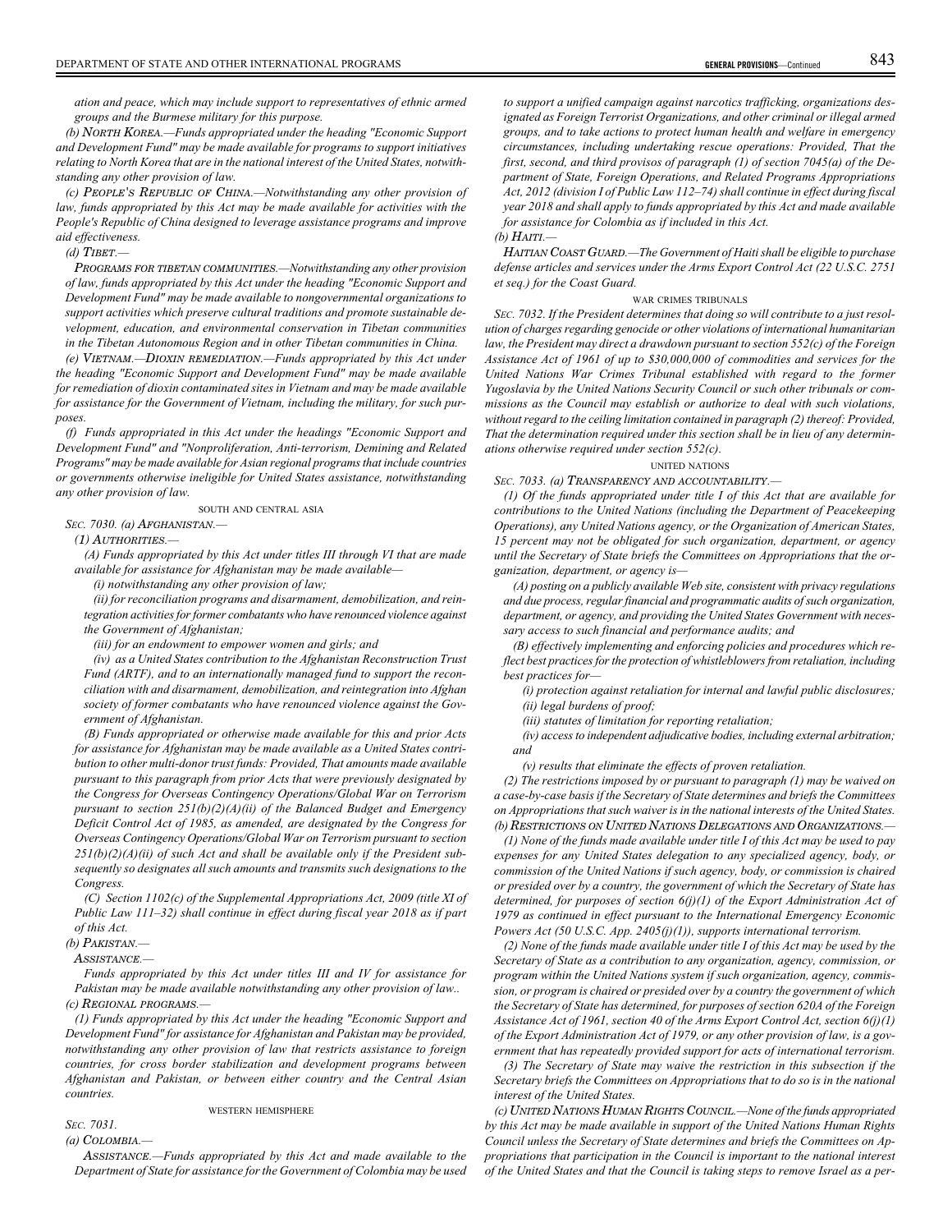*ation and peace, which may include support to representatives of ethnic armed groups and the Burmese military for this purpose.*

*(b) NORTH KOREA.—Funds appropriated under the heading "Economic Support and Development Fund" may be made available for programs to support initiatives relating to North Korea that are in the national interest of the United States, notwithstanding any other provision of law.*

*(c) PEOPLE'S REPUBLIC OF CHINA.—Notwithstanding any other provision of law, funds appropriated by this Act may be made available for activities with the People's Republic of China designed to leverage assistance programs and improve aid effectiveness.*

*(d) TIBET.—*

*PROGRAMS FOR TIBETAN COMMUNITIES.—Notwithstanding any other provision of law, funds appropriated by this Act under the heading "Economic Support and Development Fund" may be made available to nongovernmental organizations to support activities which preserve cultural traditions and promote sustainable development, education, and environmental conservation in Tibetan communities in the Tibetan Autonomous Region and in other Tibetan communities in China.*

*(e) VIETNAM.—DIOXIN REMEDIATION.—Funds appropriated by this Act under the heading "Economic Support and Development Fund" may be made available for remediation of dioxin contaminated sites in Vietnam and may be made available for assistance for the Government of Vietnam, including the military, for such purposes.*

*(f) Funds appropriated in this Act under the headings "Economic Support and Development Fund" and "Nonproliferation, Anti-terrorism, Demining and Related Programs" may be made available for Asian regional programs that include countries or governments otherwise ineligible for United States assistance, notwithstanding any other provision of law.*

SOUTH AND CENTRAL ASIA

*SEC. 7030. (a) AFGHANISTAN.—*

*(1) AUTHORITIES.—*

*(A) Funds appropriated by this Act under titles III through VI that are made available for assistance for Afghanistan may be made available—*

*(i) notwithstanding any other provision of law;*

*(ii) for reconciliation programs and disarmament, demobilization, and reintegration activities for former combatants who have renounced violence against the Government of Afghanistan;*

*(iii) for an endowment to empower women and girls; and*

*(iv) as a United States contribution to the Afghanistan Reconstruction Trust Fund (ARTF), and to an internationally managed fund to support the reconciliation with and disarmament, demobilization, and reintegration into Afghan society of former combatants who have renounced violence against the Government of Afghanistan.*

*(B) Funds appropriated or otherwise made available for this and prior Acts for assistance for Afghanistan may be made available as a United States contribution to other multi-donor trust funds: Provided, That amounts made available pursuant to this paragraph from prior Acts that were previously designated by the Congress for Overseas Contingency Operations/Global War on Terrorism pursuant to section 251(b)(2)(A)(ii) of the Balanced Budget and Emergency Deficit Control Act of 1985, as amended, are designated by the Congress for Overseas Contingency Operations/Global War on Terrorism pursuant to section 251(b)(2)(A)(ii) of such Act and shall be available only if the President subsequently so designates all such amounts and transmits such designations to the Congress.*

*(C) Section 1102(c) of the Supplemental Appropriations Act, 2009 (title XI of Public Law 111–32) shall continue in effect during fiscal year 2018 as if part of this Act.*

*(b) PAKISTAN.—*

*ASSISTANCE.—*

*Funds appropriated by this Act under titles III and IV for assistance for Pakistan may be made available notwithstanding any other provision of law..*

*(c) REGIONAL PROGRAMS.—*

*(1) Funds appropriated by this Act under the heading "Economic Support and Development Fund" for assistance for Afghanistan and Pakistan may be provided, notwithstanding any other provision of law that restricts assistance to foreign countries, for cross border stabilization and development programs between Afghanistan and Pakistan, or between either country and the Central Asian countries.*

WESTERN HEMISPHERE

*SEC. 7031.*

*(a) COLOMBIA.—*

*ASSISTANCE.—Funds appropriated by this Act and made available to the Department of State for assistance for the Government of Colombia may be used to support a unified campaign against narcotics trafficking, organizations designated as Foreign Terrorist Organizations, and other criminal or illegal armed groups, and to take actions to protect human health and welfare in emergency circumstances, including undertaking rescue operations: Provided, That the first, second, and third provisos of paragraph (1) of section 7045(a) of the Department of State, Foreign Operations, and Related Programs Appropriations Act, 2012 (division I of Public Law 112–74) shall continue in effect during fiscal year 2018 and shall apply to funds appropriated by this Act and made available for assistance for Colombia as if included in this Act.*

*(b) HAITI.—*

*HAITIAN COAST GUARD.—The Government of Haiti shall be eligible to purchase defense articles and services under the Arms Export Control Act (22 U.S.C. 2751 et seq.) for the Coast Guard.*

WAR CRIMES TRIBUNALS

*SEC. 7032. If the President determines that doing so will contribute to a just resolution of charges regarding genocide or other violations of international humanitarian law, the President may direct a drawdown pursuant to section 552(c) of the Foreign Assistance Act of 1961 of up to $30,000,000 of commodities and services for the United Nations War Crimes Tribunal established with regard to the former Yugoslavia by the United Nations Security Council or such other tribunals or commissions as the Council may establish or authorize to deal with such violations, without regard to the ceiling limitation contained in paragraph (2) thereof: Provided, That the determination required under this section shall be in lieu of any determinations otherwise required under section 552(c).*

UNITED NATIONS

*SEC. 7033. (a) TRANSPARENCY AND ACCOUNTABILITY.—*

*(1) Of the funds appropriated under title I of this Act that are available for contributions to the United Nations (including the Department of Peacekeeping Operations), any United Nations agency, or the Organization of American States, 15 percent may not be obligated for such organization, department, or agency until the Secretary of State briefs the Committees on Appropriations that the organization, department, or agency is—*

*(A) posting on a publicly available Web site, consistent with privacy regulations and due process, regular financial and programmatic audits of such organization, department, or agency, and providing the United States Government with necessary access to such financial and performance audits; and*

*(B) effectively implementing and enforcing policies and procedures which reflect best practices for the protection of whistleblowers from retaliation, including best practices for—*

*(i) protection against retaliation for internal and lawful public disclosures;*

*(ii) legal burdens of proof;*

*(iii) statutes of limitation for reporting retaliation;*

*(iv) access to independent adjudicative bodies, including external arbitration; and*

*(v) results that eliminate the effects of proven retaliation.*

*(2) The restrictions imposed by or pursuant to paragraph (1) may be waived on a case-by-case basis if the Secretary of State determines and briefs the Committees on Appropriations that such waiver is in the national interests of the United States.*

*(b) RESTRICTIONS ON UNITED NATIONS DELEGATIONS AND ORGANIZATIONS.—*

*(1) None of the funds made available under title I of this Act may be used to pay expenses for any United States delegation to any specialized agency, body, or commission of the United Nations if such agency, body, or commission is chaired or presided over by a country, the government of which the Secretary of State has determined, for purposes of section 6(j)(1) of the Export Administration Act of 1979 as continued in effect pursuant to the International Emergency Economic Powers Act (50 U.S.C. App. 2405(j)(1)), supports international terrorism.*

*(2) None of the funds made available under title I of this Act may be used by the Secretary of State as a contribution to any organization, agency, commission, or program within the United Nations system if such organization, agency, commission, or program is chaired or presided over by a country the government of which the Secretary of State has determined, for purposes of section 620A of the Foreign Assistance Act of 1961, section 40 of the Arms Export Control Act, section 6(j)(1) of the Export Administration Act of 1979, or any other provision of law, is a government that has repeatedly provided support for acts of international terrorism.*

*(3) The Secretary of State may waive the restriction in this subsection if the Secretary briefs the Committees on Appropriations that to do so is in the national interest of the United States.*

*(c) UNITED NATIONS HUMAN RIGHTS COUNCIL.—None of the funds appropriated by this Act may be made available in support of the United Nations Human Rights Council unless the Secretary of State determines and briefs the Committees on Appropriations that participation in the Council is important to the national interest of the United States and that the Council is taking steps to remove Israel as a per-*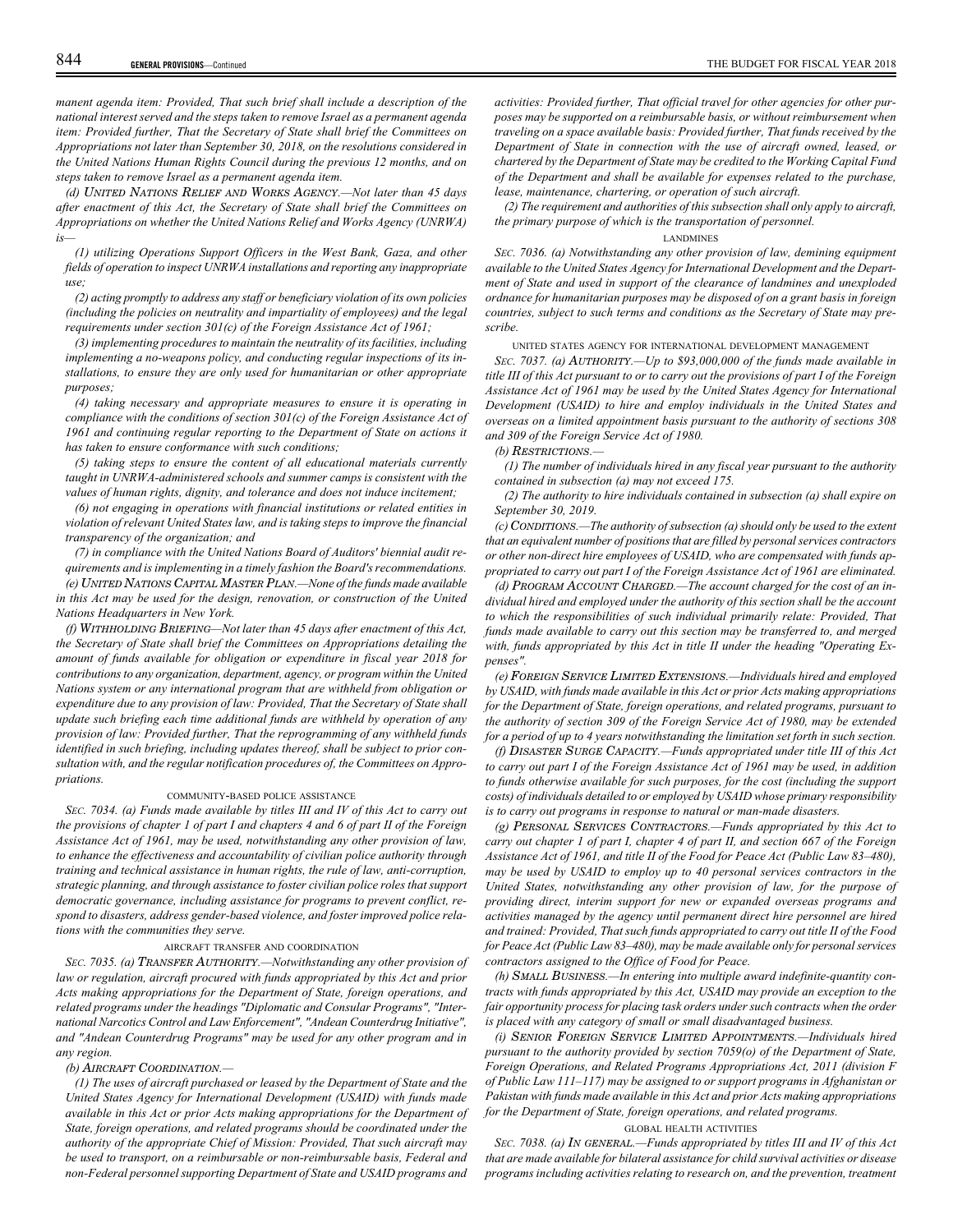*manent agenda item: Provided, That such brief shall include a description of the national interest served and the steps taken to remove Israel as a permanent agenda item: Provided further, That the Secretary of State shall brief the Committees on Appropriations not later than September 30, 2018, on the resolutions considered in the United Nations Human Rights Council during the previous 12 months, and on steps taken to remove Israel as a permanent agenda item.*

*(d) UNITED NATIONS RELIEF AND WORKS AGENCY.—Not later than 45 days after enactment of this Act, the Secretary of State shall brief the Committees on Appropriations on whether the United Nations Relief and Works Agency (UNRWA) is—*

*(1) utilizing Operations Support Officers in the West Bank, Gaza, and other fields of operation to inspect UNRWA installations and reporting any inappropriate use;*

*(2) acting promptly to address any staff or beneficiary violation of its own policies (including the policies on neutrality and impartiality of employees) and the legal requirements under section 301(c) of the Foreign Assistance Act of 1961;*

*(3) implementing procedures to maintain the neutrality of its facilities, including implementing a no-weapons policy, and conducting regular inspections of its installations, to ensure they are only used for humanitarian or other appropriate purposes;*

*(4) taking necessary and appropriate measures to ensure it is operating in compliance with the conditions of section 301(c) of the Foreign Assistance Act of 1961 and continuing regular reporting to the Department of State on actions it has taken to ensure conformance with such conditions;*

*(5) taking steps to ensure the content of all educational materials currently taught in UNRWA-administered schools and summer camps is consistent with the values of human rights, dignity, and tolerance and does not induce incitement;*

*(6) not engaging in operations with financial institutions or related entities in violation of relevant United States law, and is taking steps to improve the financial transparency of the organization; and*

*(7) in compliance with the United Nations Board of Auditors' biennial audit requirements and is implementing in a timely fashion the Board's recommendations.*

*(e) UNITED NATIONS CAPITAL MASTER PLAN.—None of the funds made available in this Act may be used for the design, renovation, or construction of the United Nations Headquarters in New York.*

*(f) WITHHOLDING BRIEFING—Not later than 45 days after enactment of this Act, the Secretary of State shall brief the Committees on Appropriations detailing the amount of funds available for obligation or expenditure in fiscal year 2018 for contributions to any organization, department, agency, or program within the United Nations system or any international program that are withheld from obligation or expenditure due to any provision of law: Provided, That the Secretary of State shall update such briefing each time additional funds are withheld by operation of any provision of law: Provided further, That the reprogramming of any withheld funds identified in such briefing, including updates thereof, shall be subject to prior consultation with, and the regular notification procedures of, the Committees on Appropriations.*

COMMUNITY-BASED POLICE ASSISTANCE

*SEC. 7034. (a) Funds made available by titles III and IV of this Act to carry out the provisions of chapter 1 of part I and chapters 4 and 6 of part II of the Foreign Assistance Act of 1961, may be used, notwithstanding any other provision of law, to enhance the effectiveness and accountability of civilian police authority through training and technical assistance in human rights, the rule of law, anti-corruption, strategic planning, and through assistance to foster civilian police roles that support democratic governance, including assistance for programs to prevent conflict, respond to disasters, address gender-based violence, and foster improved police relations with the communities they serve.*

AIRCRAFT TRANSFER AND COORDINATION

*SEC. 7035. (a) TRANSFER AUTHORITY.—Notwithstanding any other provision of law or regulation, aircraft procured with funds appropriated by this Act and prior Acts making appropriations for the Department of State, foreign operations, and related programs under the headings "Diplomatic and Consular Programs", "International Narcotics Control and Law Enforcement", "Andean Counterdrug Initiative", and "Andean Counterdrug Programs" may be used for any other program and in any region.*

*(b) AIRCRAFT COORDINATION.—*

*(1) The uses of aircraft purchased or leased by the Department of State and the United States Agency for International Development (USAID) with funds made available in this Act or prior Acts making appropriations for the Department of State, foreign operations, and related programs should be coordinated under the authority of the appropriate Chief of Mission: Provided, That such aircraft may be used to transport, on a reimbursable or non-reimbursable basis, Federal and non-Federal personnel supporting Department of State and USAID programs and activities: Provided further, That official travel for other agencies for other purposes may be supported on a reimbursable basis, or without reimbursement when traveling on a space available basis: Provided further, That funds received by the Department of State in connection with the use of aircraft owned, leased, or chartered by the Department of State may be credited to the Working Capital Fund of the Department and shall be available for expenses related to the purchase, lease, maintenance, chartering, or operation of such aircraft.*

*(2) The requirement and authorities of this subsection shall only apply to aircraft, the primary purpose of which is the transportation of personnel.*

LANDMINES

*SEC. 7036. (a) Notwithstanding any other provision of law, demining equipment available to the United States Agency for International Development and the Department of State and used in support of the clearance of landmines and unexploded ordnance for humanitarian purposes may be disposed of on a grant basis in foreign countries, subject to such terms and conditions as the Secretary of State may prescribe.*

UNITED STATES AGENCY FOR INTERNATIONAL DEVELOPMENT MANAGEMENT

*SEC. 7037. (a) AUTHORITY.—Up to $93,000,000 of the funds made available in title III of this Act pursuant to or to carry out the provisions of part I of the Foreign Assistance Act of 1961 may be used by the United States Agency for International Development (USAID) to hire and employ individuals in the United States and overseas on a limited appointment basis pursuant to the authority of sections 308 and 309 of the Foreign Service Act of 1980.*

*(b) RESTRICTIONS.—*

*(1) The number of individuals hired in any fiscal year pursuant to the authority contained in subsection (a) may not exceed 175.*

*(2) The authority to hire individuals contained in subsection (a) shall expire on September 30, 2019.*

*(c) CONDITIONS.—The authority of subsection (a) should only be used to the extent that an equivalent number of positions that are filled by personal services contractors or other non-direct hire employees of USAID, who are compensated with funds appropriated to carry out part I of the Foreign Assistance Act of 1961 are eliminated.*

*(d) PROGRAM ACCOUNT CHARGED.—The account charged for the cost of an individual hired and employed under the authority of this section shall be the account to which the responsibilities of such individual primarily relate: Provided, That funds made available to carry out this section may be transferred to, and merged with, funds appropriated by this Act in title II under the heading "Operating Expenses".*

*(e) FOREIGN SERVICE LIMITED EXTENSIONS.—Individuals hired and employed by USAID, with funds made available in this Act or prior Acts making appropriations for the Department of State, foreign operations, and related programs, pursuant to the authority of section 309 of the Foreign Service Act of 1980, may be extended for a period of up to 4 years notwithstanding the limitation set forth in such section.*

*(f) DISASTER SURGE CAPACITY.—Funds appropriated under title III of this Act to carry out part I of the Foreign Assistance Act of 1961 may be used, in addition to funds otherwise available for such purposes, for the cost (including the support costs) of individuals detailed to or employed by USAID whose primary responsibility is to carry out programs in response to natural or man-made disasters.*

*(g) PERSONAL SERVICES CONTRACTORS.—Funds appropriated by this Act to carry out chapter 1 of part I, chapter 4 of part II, and section 667 of the Foreign Assistance Act of 1961, and title II of the Food for Peace Act (Public Law 83–480), may be used by USAID to employ up to 40 personal services contractors in the United States, notwithstanding any other provision of law, for the purpose of providing direct, interim support for new or expanded overseas programs and activities managed by the agency until permanent direct hire personnel are hired and trained: Provided, That such funds appropriated to carry out title II of the Food for Peace Act (Public Law 83–480), may be made available only for personal services contractors assigned to the Office of Food for Peace.*

*(h) SMALL BUSINESS.—In entering into multiple award indefinite-quantity contracts with funds appropriated by this Act, USAID may provide an exception to the fair opportunity process for placing task orders under such contracts when the order is placed with any category of small or small disadvantaged business.*

*(i) SENIOR FOREIGN SERVICE LIMITED APPOINTMENTS.—Individuals hired pursuant to the authority provided by section 7059(o) of the Department of State, Foreign Operations, and Related Programs Appropriations Act, 2011 (division F of Public Law 111–117) may be assigned to or support programs in Afghanistan or Pakistan with funds made available in this Act and prior Acts making appropriations for the Department of State, foreign operations, and related programs.*

GLOBAL HEALTH ACTIVITIES

*SEC. 7038. (a) IN GENERAL.—Funds appropriated by titles III and IV of this Act that are made available for bilateral assistance for child survival activities or disease programs including activities relating to research on, and the prevention, treatment*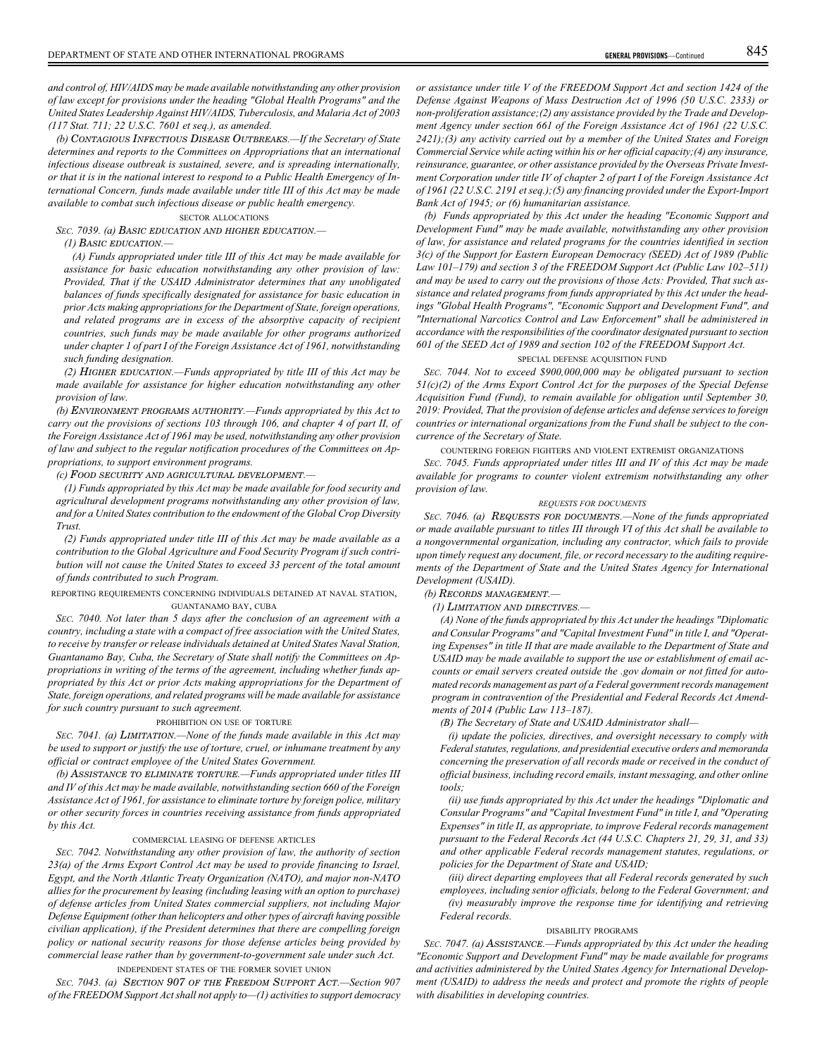*and control of, HIV/AIDS may be made available notwithstanding any other provision of law except for provisions under the heading "Global Health Programs" and the United States Leadership Against HIV/AIDS, Tuberculosis, and Malaria Act of 2003 (117 Stat. 711; 22 U.S.C. 7601 et seq.), as amended.*

*(b) CONTAGIOUS INFECTIOUS DISEASE OUTBREAKS.—If the Secretary of State determines and reports to the Committees on Appropriations that an international infectious disease outbreak is sustained, severe, and is spreading internationally, or that it is in the national interest to respond to a Public Health Emergency of International Concern, funds made available under title III of this Act may be made available to combat such infectious disease or public health emergency.*

SECTOR ALLOCATIONS

*SEC. 7039. (a) BASIC EDUCATION AND HIGHER EDUCATION.—*

*(1) BASIC EDUCATION.—*

*(A) Funds appropriated under title III of this Act may be made available for assistance for basic education notwithstanding any other provision of law: Provided, That if the USAID Administrator determines that any unobligated balances of funds specifically designated for assistance for basic education in prior Acts making appropriations for the Department of State, foreign operations, and related programs are in excess of the absorptive capacity of recipient countries, such funds may be made available for other programs authorized under chapter 1 of part I of the Foreign Assistance Act of 1961, notwithstanding such funding designation.*

*(2) HIGHER EDUCATION.—Funds appropriated by title III of this Act may be made available for assistance for higher education notwithstanding any other provision of law.*

*(b) ENVIRONMENT PROGRAMS AUTHORITY.—Funds appropriated by this Act to carry out the provisions of sections 103 through 106, and chapter 4 of part II, of the Foreign Assistance Act of 1961 may be used, notwithstanding any other provision of law and subject to the regular notification procedures of the Committees on Appropriations, to support environment programs.*

*(c) FOOD SECURITY AND AGRICULTURAL DEVELOPMENT.—*

*(1) Funds appropriated by this Act may be made available for food security and agricultural development programs notwithstanding any other provision of law, and for a United States contribution to the endowment of the Global Crop Diversity Trust.*

*(2) Funds appropriated under title III of this Act may be made available as a contribution to the Global Agriculture and Food Security Program if such contribution will not cause the United States to exceed 33 percent of the total amount of funds contributed to such Program.*

REPORTING REQUIREMENTS CONCERNING INDIVIDUALS DETAINED AT NAVAL STATION, GUANTANAMO BAY, CUBA

*SEC. 7040. Not later than 5 days after the conclusion of an agreement with a country, including a state with a compact of free association with the United States, to receive by transfer or release individuals detained at United States Naval Station, Guantanamo Bay, Cuba, the Secretary of State shall notify the Committees on Appropriations in writing of the terms of the agreement, including whether funds appropriated by this Act or prior Acts making appropriations for the Department of State, foreign operations, and related programs will be made available for assistance for such country pursuant to such agreement.*

PROHIBITION ON USE OF TORTURE

*SEC. 7041. (a) LIMITATION.—None of the funds made available in this Act may be used to support or justify the use of torture, cruel, or inhumane treatment by any official or contract employee of the United States Government.*

*(b) ASSISTANCE TO ELIMINATE TORTURE.—Funds appropriated under titles III and IV of this Act may be made available, notwithstanding section 660 of the Foreign Assistance Act of 1961, for assistance to eliminate torture by foreign police, military or other security forces in countries receiving assistance from funds appropriated by this Act.*

COMMERCIAL LEASING OF DEFENSE ARTICLES

*SEC. 7042. Notwithstanding any other provision of law, the authority of section 23(a) of the Arms Export Control Act may be used to provide financing to Israel, Egypt, and the North Atlantic Treaty Organization (NATO), and major non-NATO allies for the procurement by leasing (including leasing with an option to purchase) of defense articles from United States commercial suppliers, not including Major Defense Equipment (other than helicopters and other types of aircraft having possible civilian application), if the President determines that there are compelling foreign policy or national security reasons for those defense articles being provided by commercial lease rather than by government-to-government sale under such Act.*

INDEPENDENT STATES OF THE FORMER SOVIET UNION

*SEC. 7043. (a) SECTION 907 OF THE FREEDOM SUPPORT ACT.—Section 907 of the FREEDOM Support Act shall not apply to—(1) activities to support democracy or assistance under title V of the FREEDOM Support Act and section 1424 of the Defense Against Weapons of Mass Destruction Act of 1996 (50 U.S.C. 2333) or non-proliferation assistance;(2) any assistance provided by the Trade and Development Agency under section 661 of the Foreign Assistance Act of 1961 (22 U.S.C. 2421);(3) any activity carried out by a member of the United States and Foreign Commercial Service while acting within his or her official capacity;(4) any insurance, reinsurance, guarantee, or other assistance provided by the Overseas Private Investment Corporation under title IV of chapter 2 of part I of the Foreign Assistance Act of 1961 (22 U.S.C. 2191 et seq.);(5) any financing provided under the Export-Import Bank Act of 1945; or (6) humanitarian assistance.*

*(b) Funds appropriated by this Act under the heading "Economic Support and Development Fund" may be made available, notwithstanding any other provision of law, for assistance and related programs for the countries identified in section 3(c) of the Support for Eastern European Democracy (SEED) Act of 1989 (Public Law 101–179) and section 3 of the FREEDOM Support Act (Public Law 102–511) and may be used to carry out the provisions of those Acts: Provided, That such assistance and related programs from funds appropriated by this Act under the headings "Global Health Programs", "Economic Support and Development Fund", and "International Narcotics Control and Law Enforcement" shall be administered in accordance with the responsibilities of the coordinator designated pursuant to section 601 of the SEED Act of 1989 and section 102 of the FREEDOM Support Act.*

SPECIAL DEFENSE ACQUISITION FUND

*SEC. 7044. Not to exceed $900,000,000 may be obligated pursuant to section 51(c)(2) of the Arms Export Control Act for the purposes of the Special Defense Acquisition Fund (Fund), to remain available for obligation until September 30, 2019: Provided, That the provision of defense articles and defense services to foreign countries or international organizations from the Fund shall be subject to the concurrence of the Secretary of State.*

COUNTERING FOREIGN FIGHTERS AND VIOLENT EXTREMIST ORGANIZATIONS

*SEC. 7045. Funds appropriated under titles III and IV of this Act may be made available for programs to counter violent extremism notwithstanding any other provision of law.*

*REQUESTS FOR DOCUMENTS*

*SEC. 7046. (a) REQUESTS FOR DOCUMENTS.—None of the funds appropriated or made available pursuant to titles III through VI of this Act shall be available to a nongovernmental organization, including any contractor, which fails to provide upon timely request any document, file, or record necessary to the auditing requirements of the Department of State and the United States Agency for International Development (USAID).*

*(b) RECORDS MANAGEMENT.—*

*(1) LIMITATION AND DIRECTIVES.—*

*(A) None of the funds appropriated by this Act under the headings "Diplomatic and Consular Programs" and "Capital Investment Fund" in title I, and "Operating Expenses" in title II that are made available to the Department of State and USAID may be made available to support the use or establishment of email accounts or email servers created outside the .gov domain or not fitted for automated records management as part of a Federal government records management program in contravention of the Presidential and Federal Records Act Amendments of 2014 (Public Law 113–187).*

*(B) The Secretary of State and USAID Administrator shall—*

*(i) update the policies, directives, and oversight necessary to comply with Federal statutes, regulations, and presidential executive orders and memoranda concerning the preservation of all records made or received in the conduct of official business, including record emails, instant messaging, and other online tools;*

*(ii) use funds appropriated by this Act under the headings "Diplomatic and Consular Programs" and "Capital Investment Fund" in title I, and "Operating Expenses" in title II, as appropriate, to improve Federal records management pursuant to the Federal Records Act (44 U.S.C. Chapters 21, 29, 31, and 33) and other applicable Federal records management statutes, regulations, or policies for the Department of State and USAID;*

*(iii) direct departing employees that all Federal records generated by such employees, including senior officials, belong to the Federal Government; and*

*(iv) measurably improve the response time for identifying and retrieving Federal records.*

DISABILITY PROGRAMS

*SEC. 7047. (a) ASSISTANCE.—Funds appropriated by this Act under the heading "Economic Support and Development Fund" may be made available for programs and activities administered by the United States Agency for International Development (USAID) to address the needs and protect and promote the rights of people with disabilities in developing countries.*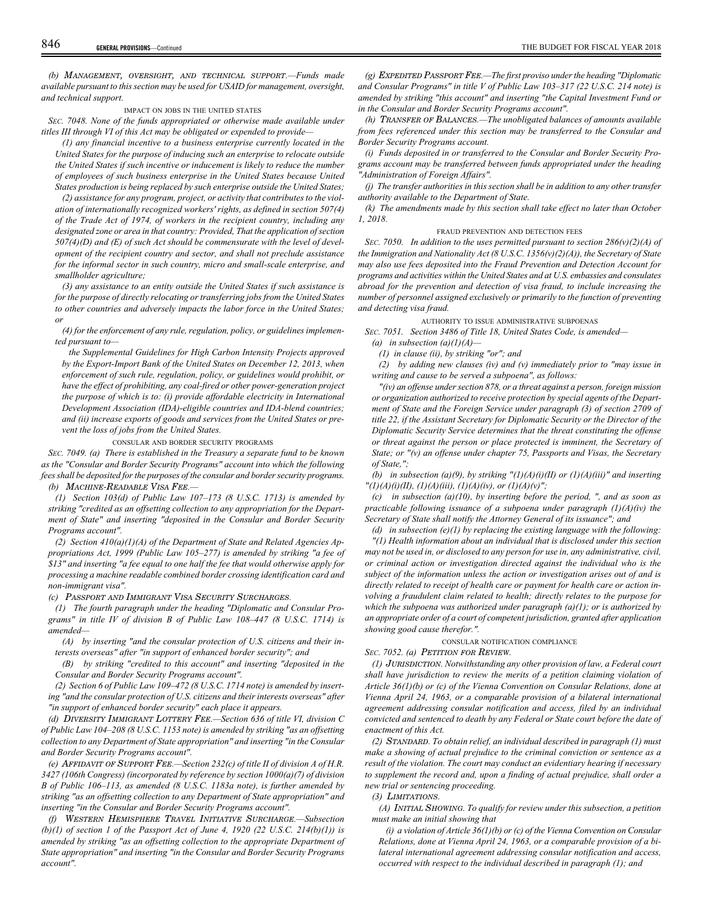*(b) MANAGEMENT, OVERSIGHT, AND TECHNICAL SUPPORT.—Funds made available pursuant to this section may be used for USAID for management, oversight, and technical support.*

IMPACT ON JOBS IN THE UNITED STATES

*SEC. 7048. None of the funds appropriated or otherwise made available under titles III through VI of this Act may be obligated or expended to provide—*

*(1) any financial incentive to a business enterprise currently located in the United States for the purpose of inducing such an enterprise to relocate outside the United States if such incentive or inducement is likely to reduce the number of employees of such business enterprise in the United States because United States production is being replaced by such enterprise outside the United States;*

*(2) assistance for any program, project, or activity that contributes to the violation of internationally recognized workers' rights, as defined in section 507(4) of the Trade Act of 1974, of workers in the recipient country, including any designated zone or area in that country: Provided, That the application of section 507(4)(D) and (E) of such Act should be commensurate with the level of development of the recipient country and sector, and shall not preclude assistance for the informal sector in such country, micro and small-scale enterprise, and smallholder agriculture;*

*(3) any assistance to an entity outside the United States if such assistance is for the purpose of directly relocating or transferring jobs from the United States to other countries and adversely impacts the labor force in the United States; or*

*(4) for the enforcement of any rule, regulation, policy, or guidelines implemented pursuant to—*

*the Supplemental Guidelines for High Carbon Intensity Projects approved by the Export-Import Bank of the United States on December 12, 2013, when enforcement of such rule, regulation, policy, or guidelines would prohibit, or have the effect of prohibiting, any coal-fired or other power-generation project the purpose of which is to: (i) provide affordable electricity in International Development Association (IDA)-eligible countries and IDA-blend countries; and (ii) increase exports of goods and services from the United States or prevent the loss of jobs from the United States.*

CONSULAR AND BORDER SECURITY PROGRAMS

*SEC. 7049. (a) There is established in the Treasury a separate fund to be known as the "Consular and Border Security Programs" account into which the following fees shall be deposited for the purposes of the consular and border security programs.*

*(b) MACHINE-READABLE VISA FEE.—*

*(1) Section 103(d) of Public Law 107–173 (8 U.S.C. 1713) is amended by striking "credited as an offsetting collection to any appropriation for the Department of State" and inserting "deposited in the Consular and Border Security Programs account".*

*(2) Section 410(a)(1)(A) of the Department of State and Related Agencies Appropriations Act, 1999 (Public Law 105–277) is amended by striking "a fee of $13" and inserting "a fee equal to one half the fee that would otherwise apply for processing a machine readable combined border crossing identification card and non-immigrant visa".*

*(c) PASSPORT AND IMMIGRANT VISA SECURITY SURCHARGES.*

*(1) The fourth paragraph under the heading "Diplomatic and Consular Programs" in title IV of division B of Public Law 108–447 (8 U.S.C. 1714) is amended—*

*(A) by inserting "and the consular protection of U.S. citizens and their interests overseas" after "in support of enhanced border security"; and*

*(B) by striking "credited to this account" and inserting "deposited in the Consular and Border Security Programs account".*

*(2) Section 6 of Public Law 109–472 (8 U.S.C. 1714 note) is amended by inserting "and the consular protection of U.S. citizens and their interests overseas" after "in support of enhanced border security" each place it appears.*

*(d) DIVERSITY IMMIGRANT LOTTERY FEE.—Section 636 of title VI, division C of Public Law 104–208 (8 U.S.C. 1153 note) is amended by striking "as an offsetting collection to any Department of State appropriation" and inserting "in the Consular and Border Security Programs account".*

*(e) AFFIDAVIT OF SUPPORT FEE.—Section 232(c) of title II of division A of H.R. 3427 (106th Congress) (incorporated by reference by section 1000(a)(7) of division B of Public 106–113, as amended (8 U.S.C. 1183a note), is further amended by striking "as an offsetting collection to any Department of State appropriation" and inserting "in the Consular and Border Security Programs account".*

*(f) WESTERN HEMISPHERE TRAVEL INITIATIVE SURCHARGE.—Subsection (b)(1) of section 1 of the Passport Act of June 4, 1920 (22 U.S.C. 214(b)(1)) is amended by striking "as an offsetting collection to the appropriate Department of State appropriation" and inserting "in the Consular and Border Security Programs account".*

*(g) EXPEDITED PASSPORT FEE.—The first proviso under the heading "Diplomatic and Consular Programs" in title V of Public Law 103–317 (22 U.S.C. 214 note) is amended by striking "this account" and inserting "the Capital Investment Fund or in the Consular and Border Security Programs account".*

*(h) TRANSFER OF BALANCES.—The unobligated balances of amounts available from fees referenced under this section may be transferred to the Consular and Border Security Programs account.*

*(i) Funds deposited in or transferred to the Consular and Border Security Programs account may be transferred between funds appropriated under the heading "Administration of Foreign Affairs".*

*(j) The transfer authorities in this section shall be in addition to any other transfer authority available to the Department of State.*

*(k) The amendments made by this section shall take effect no later than October 1, 2018.*

FRAUD PREVENTION AND DETECTION FEES

*SEC. 7050. In addition to the uses permitted pursuant to section 286(v)(2)(A) of the Immigration and Nationality Act (8 U.S.C. 1356(v)(2)(A)), the Secretary of State may also use fees deposited into the Fraud Prevention and Detection Account for programs and activities within the United States and at U.S. embassies and consulates abroad for the prevention and detection of visa fraud, to include increasing the number of personnel assigned exclusively or primarily to the function of preventing and detecting visa fraud.*

AUTHORITY TO ISSUE ADMINISTRATIVE SUBPOENAS

*SEC. 7051. Section 3486 of Title 18, United States Code, is amended—*

*(a) in subsection (a)(1)(A)—*

*(1) in clause (ii), by striking "or"; and*

*(2) by adding new clauses (iv) and (v) immediately prior to "may issue in writing and cause to be served a subpoena", as follows:*

*"(iv) an offense under section 878, or a threat against a person, foreign mission or organization authorized to receive protection by special agents of the Department of State and the Foreign Service under paragraph (3) of section 2709 of title 22, if the Assistant Secretary for Diplomatic Security or the Director of the Diplomatic Security Service determines that the threat constituting the offense or threat against the person or place protected is imminent, the Secretary of State; or "(v) an offense under chapter 75, Passports and Visas, the Secretary of State,";*

*(b) in subsection (a)(9), by striking "(1)(A)(i)(II) or (1)(A)(iii)" and inserting "(1)(A)(i)(II), (1)(A)(iii), (1)(A)(iv), or (1)(A)(v)";*

*(c) in subsection (a)(10), by inserting before the period, ", and as soon as practicable following issuance of a subpoena under paragraph (1)(A)(iv) the Secretary of State shall notify the Attorney General of its issuance"; and*

*(d) in subsection (e)(1) by replacing the existing language with the following: "(1) Health information about an individual that is disclosed under this section may not be used in, or disclosed to any person for use in, any administrative, civil, or criminal action or investigation directed against the individual who is the subject of the information unless the action or investigation arises out of and is directly related to receipt of health care or payment for health care or action involving a fraudulent claim related to health; directly relates to the purpose for which the subpoena was authorized under paragraph (a)(1); or is authorized by an appropriate order of a court of competent jurisdiction, granted after application showing good cause therefor.".*

CONSULAR NOTIFICATION COMPLIANCE

*SEC. 7052. (a) PETITION FOR REVIEW.*

*(1) JURISDICTION. Notwithstanding any other provision of law, a Federal court shall have jurisdiction to review the merits of a petition claiming violation of Article 36(1)(b) or (c) of the Vienna Convention on Consular Relations, done at Vienna April 24, 1963, or a comparable provision of a bilateral international agreement addressing consular notification and access, filed by an individual convicted and sentenced to death by any Federal or State court before the date of enactment of this Act.*

*(2) STANDARD. To obtain relief, an individual described in paragraph (1) must make a showing of actual prejudice to the criminal conviction or sentence as a result of the violation. The court may conduct an evidentiary hearing if necessary to supplement the record and, upon a finding of actual prejudice, shall order a new trial or sentencing proceeding.*

*(3) LIMITATIONS.*

*(A) INITIAL SHOWING. To qualify for review under this subsection, a petition must make an initial showing that*

*(i) a violation of Article 36(1)(b) or (c) of the Vienna Convention on Consular Relations, done at Vienna April 24, 1963, or a comparable provision of a bilateral international agreement addressing consular notification and access, occurred with respect to the individual described in paragraph (1); and*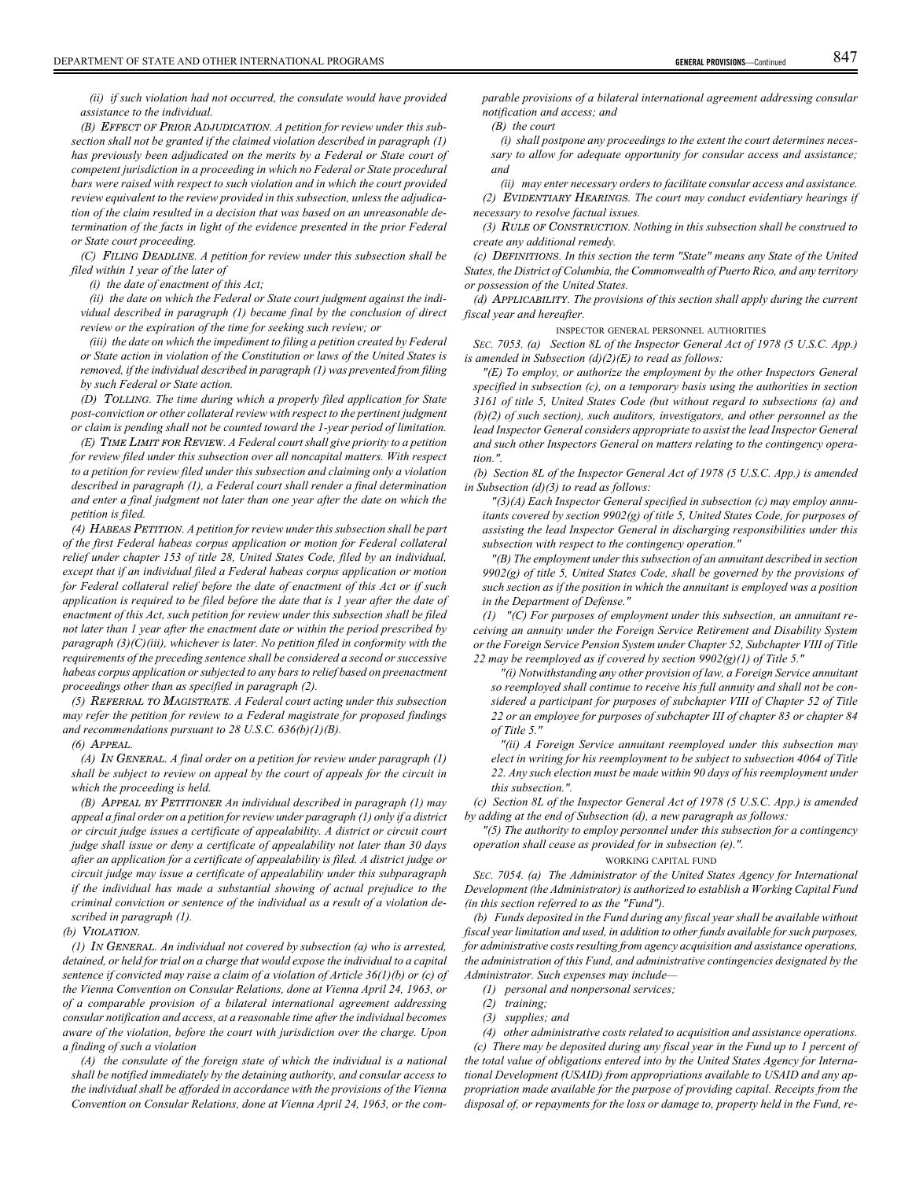*(ii) if such violation had not occurred, the consulate would have provided assistance to the individual.*

*(B) Effect of Prior Adjudication. A petition for review under this subsection shall not be granted if the claimed violation described in paragraph (1) has previously been adjudicated on the merits by a Federal or State court of competent jurisdiction in a proceeding in which no Federal or State procedural bars were raised with respect to such violation and in which the court provided review equivalent to the review provided in this subsection, unless the adjudication of the claim resulted in a decision that was based on an unreasonable determination of the facts in light of the evidence presented in the prior Federal or State court proceeding.*

*(C) Filing Deadline. A petition for review under this subsection shall be filed within 1 year of the later of*

*(i) the date of enactment of this Act;*

*(ii) the date on which the Federal or State court judgment against the individual described in paragraph (1) became final by the conclusion of direct review or the expiration of the time for seeking such review; or*

*(iii) the date on which the impediment to filing a petition created by Federal or State action in violation of the Constitution or laws of the United States is removed, if the individual described in paragraph (1) was prevented from filing by such Federal or State action.*

*(D) Tolling. The time during which a properly filed application for State post-conviction or other collateral review with respect to the pertinent judgment or claim is pending shall not be counted toward the 1-year period of limitation.*

*(E) Time Limit for Review. A Federal court shall give priority to a petition for review filed under this subsection over all noncapital matters. With respect to a petition for review filed under this subsection and claiming only a violation described in paragraph (1), a Federal court shall render a final determination and enter a final judgment not later than one year after the date on which the petition is filed.*

*(4) Habeas Petition. A petition for review under this subsection shall be part of the first Federal habeas corpus application or motion for Federal collateral relief under chapter 153 of title 28, United States Code, filed by an individual, except that if an individual filed a Federal habeas corpus application or motion for Federal collateral relief before the date of enactment of this Act or if such application is required to be filed before the date that is 1 year after the date of enactment of this Act, such petition for review under this subsection shall be filed not later than 1 year after the enactment date or within the period prescribed by paragraph (3)(C)(iii), whichever is later. No petition filed in conformity with the requirements of the preceding sentence shall be considered a second or successive habeas corpus application or subjected to any bars to relief based on preenactment proceedings other than as specified in paragraph (2).*

*(5) Referral to Magistrate. A Federal court acting under this subsection may refer the petition for review to a Federal magistrate for proposed findings and recommendations pursuant to 28 U.S.C. 636(b)(1)(B).*

*(6) Appeal.*

*(A) In General. A final order on a petition for review under paragraph (1) shall be subject to review on appeal by the court of appeals for the circuit in which the proceeding is held.*

*(B) Appeal by Petitioner An individual described in paragraph (1) may appeal a final order on a petition for review under paragraph (1) only if a district or circuit judge issues a certificate of appealability. A district or circuit court judge shall issue or deny a certificate of appealability not later than 30 days after an application for a certificate of appealability is filed. A district judge or circuit judge may issue a certificate of appealability under this subparagraph if the individual has made a substantial showing of actual prejudice to the criminal conviction or sentence of the individual as a result of a violation described in paragraph (1).*

*(b) Violation.*

*(1) In General. An individual not covered by subsection (a) who is arrested, detained, or held for trial on a charge that would expose the individual to a capital sentence if convicted may raise a claim of a violation of Article 36(1)(b) or (c) of the Vienna Convention on Consular Relations, done at Vienna April 24, 1963, or of a comparable provision of a bilateral international agreement addressing consular notification and access, at a reasonable time after the individual becomes aware of the violation, before the court with jurisdiction over the charge. Upon a finding of such a violation*

*(A) the consulate of the foreign state of which the individual is a national shall be notified immediately by the detaining authority, and consular access to the individual shall be afforded in accordance with the provisions of the Vienna Convention on Consular Relations, done at Vienna April 24, 1963, or the comparable provisions of a bilateral international agreement addressing consular notification and access; and*

*(B) the court*

*(i) shall postpone any proceedings to the extent the court determines necessary to allow for adequate opportunity for consular access and assistance; and*

*(ii) may enter necessary orders to facilitate consular access and assistance.*

*(2) Evidentiary Hearings. The court may conduct evidentiary hearings if necessary to resolve factual issues.*

*(3) Rule of Construction. Nothing in this subsection shall be construed to create any additional remedy.*

*(c) Definitions. In this section the term "State" means any State of the United States, the District of Columbia, the Commonwealth of Puerto Rico, and any territory or possession of the United States.*

*(d) Applicability. The provisions of this section shall apply during the current fiscal year and hereafter.*

INSPECTOR GENERAL PERSONNEL AUTHORITIES

*Sec. 7053. (a) Section 8L of the Inspector General Act of 1978 (5 U.S.C. App.) is amended in Subsection (d)(2)(E) to read as follows:*

*"(E) To employ, or authorize the employment by the other Inspectors General specified in subsection (c), on a temporary basis using the authorities in section 3161 of title 5, United States Code (but without regard to subsections (a) and (b)(2) of such section), such auditors, investigators, and other personnel as the lead Inspector General considers appropriate to assist the lead Inspector General and such other Inspectors General on matters relating to the contingency operation.".*

*(b) Section 8L of the Inspector General Act of 1978 (5 U.S.C. App.) is amended in Subsection (d)(3) to read as follows:*

*"(3)(A) Each Inspector General specified in subsection (c) may employ annuitants covered by section 9902(g) of title 5, United States Code, for purposes of assisting the lead Inspector General in discharging responsibilities under this subsection with respect to the contingency operation."*

*"(B) The employment under this subsection of an annuitant described in section 9902(g) of title 5, United States Code, shall be governed by the provisions of such section as if the position in which the annuitant is employed was a position in the Department of Defense."*

*(1) "(C) For purposes of employment under this subsection, an annuitant receiving an annuity under the Foreign Service Retirement and Disability System or the Foreign Service Pension System under Chapter 52, Subchapter VIII of Title 22 may be reemployed as if covered by section 9902(g)(1) of Title 5."*

*"(i) Notwithstanding any other provision of law, a Foreign Service annuitant so reemployed shall continue to receive his full annuity and shall not be considered a participant for purposes of subchapter VIII of Chapter 52 of Title 22 or an employee for purposes of subchapter III of chapter 83 or chapter 84 of Title 5."*

*"(ii) A Foreign Service annuitant reemployed under this subsection may elect in writing for his reemployment to be subject to subsection 4064 of Title 22. Any such election must be made within 90 days of his reemployment under this subsection.".*

*(c) Section 8L of the Inspector General Act of 1978 (5 U.S.C. App.) is amended by adding at the end of Subsection (d), a new paragraph as follows:*

*"(5) The authority to employ personnel under this subsection for a contingency operation shall cease as provided for in subsection (e).".*

WORKING CAPITAL FUND

*Sec. 7054. (a) The Administrator of the United States Agency for International Development (the Administrator) is authorized to establish a Working Capital Fund (in this section referred to as the "Fund").*

*(b) Funds deposited in the Fund during any fiscal year shall be available without fiscal year limitation and used, in addition to other funds available for such purposes, for administrative costs resulting from agency acquisition and assistance operations, the administration of this Fund, and administrative contingencies designated by the Administrator. Such expenses may include—*

*(1) personal and nonpersonal services;*

*(2) training;*

*(3) supplies; and*

*(4) other administrative costs related to acquisition and assistance operations.*

*(c) There may be deposited during any fiscal year in the Fund up to 1 percent of the total value of obligations entered into by the United States Agency for International Development (USAID) from appropriations available to USAID and any appropriation made available for the purpose of providing capital. Receipts from the disposal of, or repayments for the loss or damage to, property held in the Fund, re-*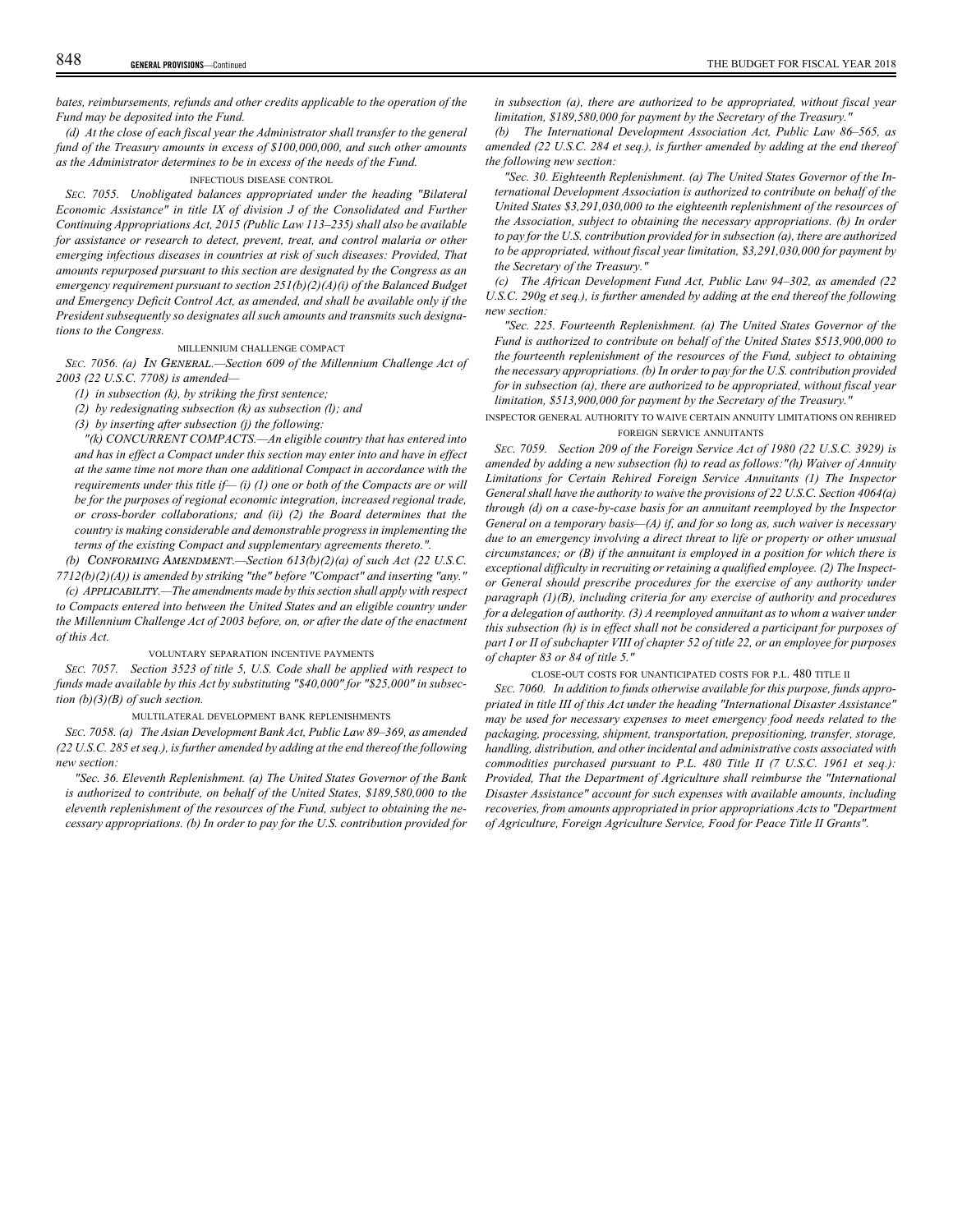*bates, reimbursements, refunds and other credits applicable to the operation of the Fund may be deposited into the Fund.*

*(d) At the close of each fiscal year the Administrator shall transfer to the general fund of the Treasury amounts in excess of $100,000,000, and such other amounts as the Administrator determines to be in excess of the needs of the Fund.*

INFECTIOUS DISEASE CONTROL

*SEC. 7055. Unobligated balances appropriated under the heading "Bilateral Economic Assistance" in title IX of division J of the Consolidated and Further Continuing Appropriations Act, 2015 (Public Law 113–235) shall also be available for assistance or research to detect, prevent, treat, and control malaria or other emerging infectious diseases in countries at risk of such diseases: Provided, That amounts repurposed pursuant to this section are designated by the Congress as an emergency requirement pursuant to section 251(b)(2)(A)(i) of the Balanced Budget and Emergency Deficit Control Act, as amended, and shall be available only if the President subsequently so designates all such amounts and transmits such designations to the Congress.*

MILLENNIUM CHALLENGE COMPACT

*SEC. 7056. (a) IN GENERAL.—Section 609 of the Millennium Challenge Act of 2003 (22 U.S.C. 7708) is amended—*

*(1) in subsection (k), by striking the first sentence;*

*(2) by redesignating subsection (k) as subsection (l); and*

*(3) by inserting after subsection (j) the following:*

*"(k) CONCURRENT COMPACTS.—An eligible country that has entered into and has in effect a Compact under this section may enter into and have in effect at the same time not more than one additional Compact in accordance with the requirements under this title if— (i) (1) one or both of the Compacts are or will be for the purposes of regional economic integration, increased regional trade, or cross-border collaborations; and (ii) (2) the Board determines that the country is making considerable and demonstrable progress in implementing the terms of the existing Compact and supplementary agreements thereto.".*

*(b) CONFORMING AMENDMENT.—Section 613(b)(2)(a) of such Act (22 U.S.C. 7712(b)(2)(A)) is amended by striking "the" before "Compact" and inserting "any."*

*(c) APPLICABILITY.—The amendments made by this section shall apply with respect to Compacts entered into between the United States and an eligible country under the Millennium Challenge Act of 2003 before, on, or after the date of the enactment of this Act.*

VOLUNTARY SEPARATION INCENTIVE PAYMENTS

*SEC. 7057. Section 3523 of title 5, U.S. Code shall be applied with respect to funds made available by this Act by substituting "$40,000" for "$25,000" in subsection (b)(3)(B) of such section.*

MULTILATERAL DEVELOPMENT BANK REPLENISHMENTS

*SEC. 7058. (a) The Asian Development Bank Act, Public Law 89–369, as amended (22 U.S.C. 285 et seq.), is further amended by adding at the end thereof the following new section:*

*"Sec. 36. Eleventh Replenishment. (a) The United States Governor of the Bank is authorized to contribute, on behalf of the United States, $189,580,000 to the eleventh replenishment of the resources of the Fund, subject to obtaining the necessary appropriations. (b) In order to pay for the U.S. contribution provided for in subsection (a), there are authorized to be appropriated, without fiscal year limitation, $189,580,000 for payment by the Secretary of the Treasury."*

*(b) The International Development Association Act, Public Law 86–565, as amended (22 U.S.C. 284 et seq.), is further amended by adding at the end thereof the following new section:*

*"Sec. 30. Eighteenth Replenishment. (a) The United States Governor of the International Development Association is authorized to contribute on behalf of the United States $3,291,030,000 to the eighteenth replenishment of the resources of the Association, subject to obtaining the necessary appropriations. (b) In order to pay for the U.S. contribution provided for in subsection (a), there are authorized to be appropriated, without fiscal year limitation, $3,291,030,000 for payment by the Secretary of the Treasury."*

*(c) The African Development Fund Act, Public Law 94–302, as amended (22 U.S.C. 290g et seq.), is further amended by adding at the end thereof the following new section:*

*"Sec. 225. Fourteenth Replenishment. (a) The United States Governor of the Fund is authorized to contribute on behalf of the United States $513,900,000 to the fourteenth replenishment of the resources of the Fund, subject to obtaining the necessary appropriations. (b) In order to pay for the U.S. contribution provided for in subsection (a), there are authorized to be appropriated, without fiscal year limitation, $513,900,000 for payment by the Secretary of the Treasury."*

INSPECTOR GENERAL AUTHORITY TO WAIVE CERTAIN ANNUITY LIMITATIONS ON REHIRED FOREIGN SERVICE ANNUITANTS

*SEC. 7059. Section 209 of the Foreign Service Act of 1980 (22 U.S.C. 3929) is amended by adding a new subsection (h) to read as follows:"(h) Waiver of Annuity Limitations for Certain Rehired Foreign Service Annuitants (1) The Inspector General shall have the authority to waive the provisions of 22 U.S.C. Section 4064(a) through (d) on a case-by-case basis for an annuitant reemployed by the Inspector General on a temporary basis—(A) if, and for so long as, such waiver is necessary due to an emergency involving a direct threat to life or property or other unusual circumstances; or (B) if the annuitant is employed in a position for which there is exceptional difficulty in recruiting or retaining a qualified employee. (2) The Inspector General should prescribe procedures for the exercise of any authority under paragraph (1)(B), including criteria for any exercise of authority and procedures for a delegation of authority. (3) A reemployed annuitant as to whom a waiver under this subsection (h) is in effect shall not be considered a participant for purposes of part I or II of subchapter VIII of chapter 52 of title 22, or an employee for purposes of chapter 83 or 84 of title 5."*

CLOSE-OUT COSTS FOR UNANTICIPATED COSTS FOR P.L. 480 TITLE II

*SEC. 7060. In addition to funds otherwise available for this purpose, funds appropriated in title III of this Act under the heading "International Disaster Assistance" may be used for necessary expenses to meet emergency food needs related to the packaging, processing, shipment, transportation, prepositioning, transfer, storage, handling, distribution, and other incidental and administrative costs associated with commodities purchased pursuant to P.L. 480 Title II (7 U.S.C. 1961 et seq.): Provided, That the Department of Agriculture shall reimburse the "International Disaster Assistance" account for such expenses with available amounts, including recoveries, from amounts appropriated in prior appropriations Acts to "Department of Agriculture, Foreign Agriculture Service, Food for Peace Title II Grants".*